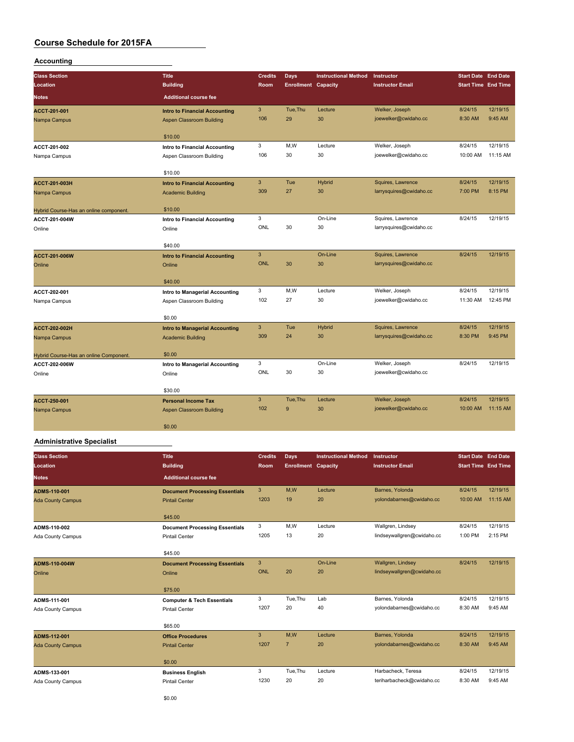# Course Schedule for 2015FA

## Accounting

| Class Section<br>Location<br>Notes | Title<br>Building<br>Additional course fee | Credits<br>Room | Days<br>Enrollment | Instructional Method<br>Capacity | Instructor<br>Instructor Email | Start Date<br>Start Time | End Date<br>End Time |
|---|---|---|---|---|---|---|---|
| **ACCT-201-001**<br>Nampa Campus | **Intro to Financial Accounting**<br>Aspen Classroom Building<br>$10.00 | 3<br>106 | Tue,Thu<br>29 | Lecture<br>30 | Welker, Joseph<br>joewelker@cwidaho.cc | 8/24/15<br>8:30 AM | 12/19/15<br>9:45 AM |
| **ACCT-201-002**<br>Nampa Campus | **Intro to Financial Accounting**<br>Aspen Classroom Building<br>$10.00 | 3<br>106 | M,W<br>30 | Lecture<br>30 | Welker, Joseph<br>joewelker@cwidaho.cc | 8/24/15<br>10:00 AM | 12/19/15<br>11:15 AM |
| **ACCT-201-003H**<br>Nampa Campus<br>Hybrid Course-Has an online component. | **Intro to Financial Accounting**<br>Academic Building<br>$10.00 | 3<br>309 | Tue<br>27 | Hybrid<br>30 | Squires, Lawrence<br>larrysquires@cwidaho.cc | 8/24/15<br>7:00 PM | 12/19/15<br>8:15 PM |
| **ACCT-201-004W**<br>Online | **Intro to Financial Accounting**<br>Online<br>$40.00 | 3<br>ONL | <br>30 | On-Line<br>30 | Squires, Lawrence<br>larrysquires@cwidaho.cc | 8/24/15 | 12/19/15 |
| **ACCT-201-006W**<br>Online | **Intro to Financial Accounting**<br>Online<br>$40.00 | 3<br>ONL | <br>30 | On-Line<br>30 | Squires, Lawrence<br>larrysquires@cwidaho.cc | 8/24/15 | 12/19/15 |
| **ACCT-202-001**<br>Nampa Campus | **Intro to Managerial Accounting**<br>Aspen Classroom Building<br>$0.00 | 3<br>102 | M,W<br>27 | Lecture<br>30 | Welker, Joseph<br>joewelker@cwidaho.cc | 8/24/15<br>11:30 AM | 12/19/15<br>12:45 PM |
| **ACCT-202-002H**<br>Nampa Campus<br>Hybrid Course-Has an online Component. | **Intro to Managerial Accounting**<br>Academic Building<br>$0.00 | 3<br>309 | Tue<br>24 | Hybrid<br>30 | Squires, Lawrence<br>larrysquires@cwidaho.cc | 8/24/15<br>8:30 PM | 12/19/15<br>9:45 PM |
| **ACCT-202-006W**<br>Online | **Intro to Managerial Accounting**<br>Online<br>$30.00 | 3<br>ONL | <br>30 | On-Line<br>30 | Welker, Joseph<br>joewelker@cwidaho.cc | 8/24/15 | 12/19/15 |
| **ACCT-250-001**<br>Nampa Campus | **Personal Income Tax**<br>Aspen Classroom Building<br>$0.00 | 3<br>102 | Tue,Thu<br>9 | Lecture<br>30 | Welker, Joseph<br>joewelker@cwidaho.cc | 8/24/15<br>10:00 AM | 12/19/15<br>11:15 AM |

## Administrative Specialist

| Class Section<br>Location<br>Notes | Title<br>Building<br>Additional course fee | Credits<br>Room | Days<br>Enrollment | Instructional Method<br>Capacity | Instructor<br>Instructor Email | Start Date<br>Start Time | End Date<br>End Time |
|---|---|---|---|---|---|---|---|
| **ADMS-110-001**<br>Ada County Campus | **Document Processing Essentials**<br>Pintail Center<br>$45.00 | 3<br>1203 | M,W<br>19 | Lecture<br>20 | Barnes, Yolonda<br>yolondabarnes@cwidaho.cc | 8/24/15<br>10:00 AM | 12/19/15<br>11:15 AM |
| **ADMS-110-002**<br>Ada County Campus | **Document Processing Essentials**<br>Pintail Center<br>$45.00 | 3<br>1205 | M,W<br>13 | Lecture<br>20 | Wallgren, Lindsey<br>lindseywallgren@cwidaho.cc | 8/24/15<br>1:00 PM | 12/19/15<br>2:15 PM |
| **ADMS-110-004W**<br>Online | **Document Processing Essentials**<br>Online<br>$75.00 | 3<br>ONL | <br>20 | On-Line<br>20 | Wallgren, Lindsey<br>lindseywallgren@cwidaho.cc | 8/24/15 | 12/19/15 |
| **ADMS-111-001**<br>Ada County Campus | **Computer & Tech Essentials**<br>Pintail Center<br>$65.00 | 3<br>1207 | Tue,Thu<br>20 | Lab<br>40 | Barnes, Yolonda<br>yolondabarnes@cwidaho.cc | 8/24/15<br>8:30 AM | 12/19/15<br>9:45 AM |
| **ADMS-112-001**<br>Ada County Campus | **Office Procedures**<br>Pintail Center<br>$0.00 | 3<br>1207 | M,W<br>7 | Lecture<br>20 | Barnes, Yolonda<br>yolondabarnes@cwidaho.cc | 8/24/15<br>8:30 AM | 12/19/15<br>9:45 AM |
| **ADMS-133-001**<br>Ada County Campus | **Business English**<br>Pintail Center<br>$0.00 | 3<br>1230 | Tue,Thu<br>20 | Lecture<br>20 | Harbacheck, Teresa<br>teriharbacheck@cwidaho.cc | 8/24/15<br>8:30 AM | 12/19/15<br>9:45 AM |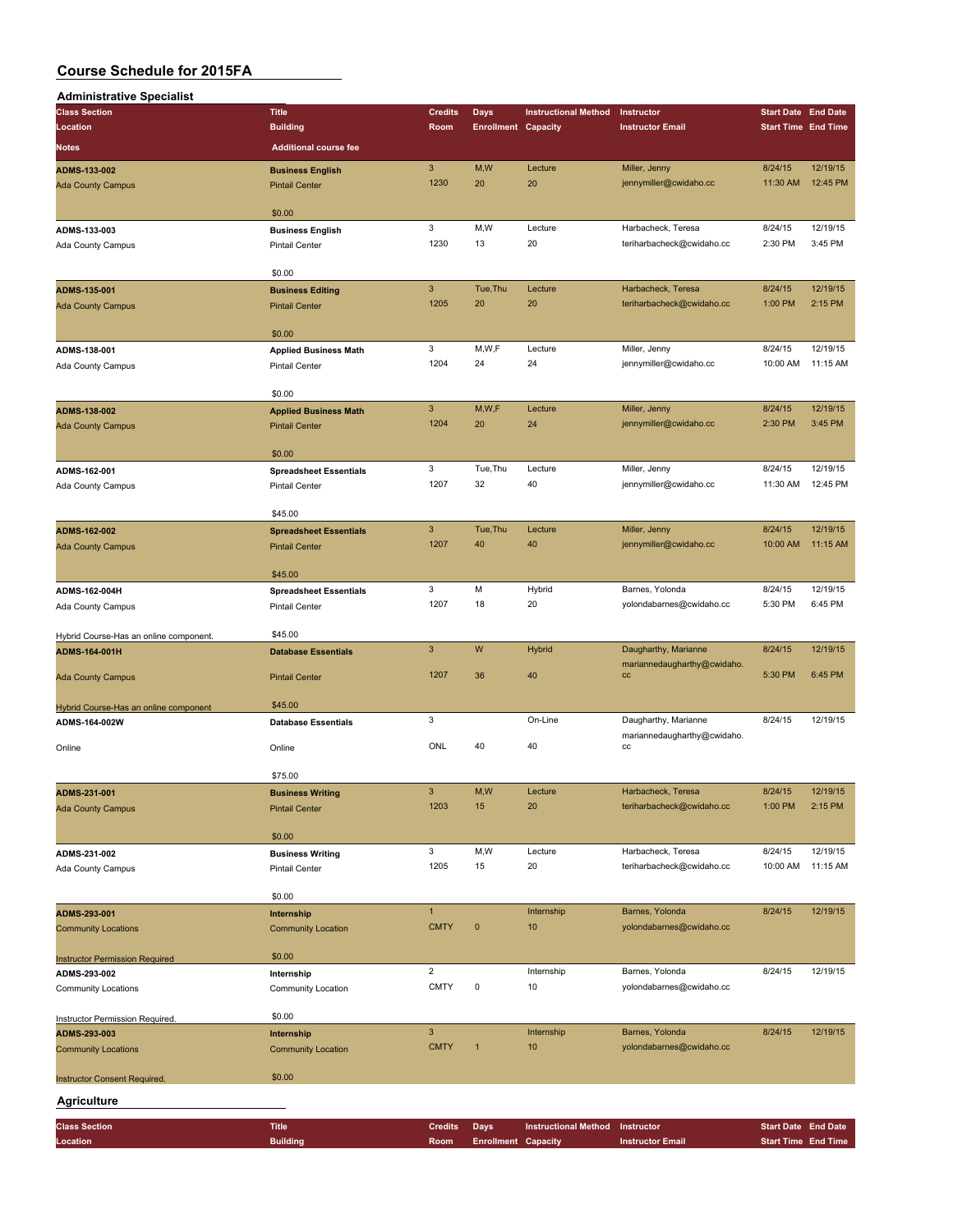# Course Schedule for 2015FA

## Administrative Specialist

| Class Section<br>Location<br>Notes | Title<br>Building<br>Additional course fee | Credits<br>Room | Days<br>Enrollment | Instructional Method<br>Capacity | Instructor<br>Instructor Email | Start Date<br>Start Time | End Date<br>End Time |
|---|---|---|---|---|---|---|---|
| **ADMS-133-002**<br>Ada County Campus | **Business English**<br>Pintail Center<br>$0.00 | 3<br>1230 | M,W<br>20 | Lecture<br>20 | Miller, Jenny<br>jennymiller@cwidaho.cc | 8/24/15<br>11:30 AM | 12/19/15<br>12:45 PM |
| **ADMS-133-003**<br>Ada County Campus | **Business English**<br>Pintail Center<br>$0.00 | 3<br>1230 | M,W<br>13 | Lecture<br>20 | Harbacheck, Teresa<br>teriharbacheck@cwidaho.cc | 8/24/15<br>2:30 PM | 12/19/15<br>3:45 PM |
| **ADMS-135-001**<br>Ada County Campus | **Business Editing**<br>Pintail Center<br>$0.00 | 3<br>1205 | Tue,Thu<br>20 | Lecture<br>20 | Harbacheck, Teresa<br>teriharbacheck@cwidaho.cc | 8/24/15<br>1:00 PM | 12/19/15<br>2:15 PM |
| **ADMS-138-001**<br>Ada County Campus | **Applied Business Math**<br>Pintail Center<br>$0.00 | 3<br>1204 | M,W,F<br>24 | Lecture<br>24 | Miller, Jenny<br>jennymiller@cwidaho.cc | 8/24/15<br>10:00 AM | 12/19/15<br>11:15 AM |
| **ADMS-138-002**<br>Ada County Campus | **Applied Business Math**<br>Pintail Center<br>$0.00 | 3<br>1204 | M,W,F<br>20 | Lecture<br>24 | Miller, Jenny<br>jennymiller@cwidaho.cc | 8/24/15<br>2:30 PM | 12/19/15<br>3:45 PM |
| **ADMS-162-001**<br>Ada County Campus | **Spreadsheet Essentials**<br>Pintail Center<br>$45.00 | 3<br>1207 | Tue,Thu<br>32 | Lecture<br>40 | Miller, Jenny<br>jennymiller@cwidaho.cc | 8/24/15<br>11:30 AM | 12/19/15<br>12:45 PM |
| **ADMS-162-002**<br>Ada County Campus | **Spreadsheet Essentials**<br>Pintail Center<br>$45.00 | 3<br>1207 | Tue,Thu<br>40 | Lecture<br>40 | Miller, Jenny<br>jennymiller@cwidaho.cc | 8/24/15<br>10:00 AM | 12/19/15<br>11:15 AM |
| **ADMS-162-004H**<br>Ada County Campus<br>Hybrid Course-Has an online component. | **Spreadsheet Essentials**<br>Pintail Center<br>$45.00 | 3<br>1207 | M<br>18 | Hybrid<br>20 | Barnes, Yolonda<br>yolondabarnes@cwidaho.cc | 8/24/15<br>5:30 PM | 12/19/15<br>6:45 PM |
| **ADMS-164-001H**<br>Ada County Campus<br>Hybrid Course-Has an online component | **Database Essentials**<br>Pintail Center<br>$45.00 | 3<br>1207 | W<br>36 | Hybrid<br>40 | Daugharthy, Marianne<br>mariannedaugharthy@cwidaho.cc | 8/24/15<br>5:30 PM | 12/19/15<br>6:45 PM |
| **ADMS-164-002W**<br>Online | **Database Essentials**<br>Online<br>$75.00 | 3<br>ONL | <br>40 | On-Line<br>40 | Daugharthy, Marianne<br>mariannedaugharthy@cwidaho.cc | 8/24/15 | 12/19/15 |
| **ADMS-231-001**<br>Ada County Campus | **Business Writing**<br>Pintail Center<br>$0.00 | 3<br>1203 | M,W<br>15 | Lecture<br>20 | Harbacheck, Teresa<br>teriharbacheck@cwidaho.cc | 8/24/15<br>1:00 PM | 12/19/15<br>2:15 PM |
| **ADMS-231-002**<br>Ada County Campus | **Business Writing**<br>Pintail Center<br>$0.00 | 3<br>1205 | M,W<br>15 | Lecture<br>20 | Harbacheck, Teresa<br>teriharbacheck@cwidaho.cc | 8/24/15<br>10:00 AM | 12/19/15<br>11:15 AM |
| **ADMS-293-001**<br>Community Locations<br>Instructor Permission Required | **Internship**<br>Community Location<br>$0.00 | 1<br>CMTY | <br>0 | Internship<br>10 | Barnes, Yolonda<br>yolondabarnes@cwidaho.cc | 8/24/15 | 12/19/15 |
| **ADMS-293-002**<br>Community Locations<br>Instructor Permission Required. | **Internship**<br>Community Location<br>$0.00 | 2<br>CMTY | <br>0 | Internship<br>10 | Barnes, Yolonda<br>yolondabarnes@cwidaho.cc | 8/24/15 | 12/19/15 |
| **ADMS-293-003**<br>Community Locations<br>Instructor Consent Required. | **Internship**<br>Community Location<br>$0.00 | 3<br>CMTY | <br>1 | Internship<br>10 | Barnes, Yolonda<br>yolondabarnes@cwidaho.cc | 8/24/15 | 12/19/15 |

## Agriculture

| Class Section<br>Location | Title<br>Building | Credits<br>Room | Days<br>Enrollment | Instructional Method<br>Capacity | Instructor<br>Instructor Email | Start Date<br>Start Time | End Date<br>End Time |
|---|---|---|---|---|---|---|---|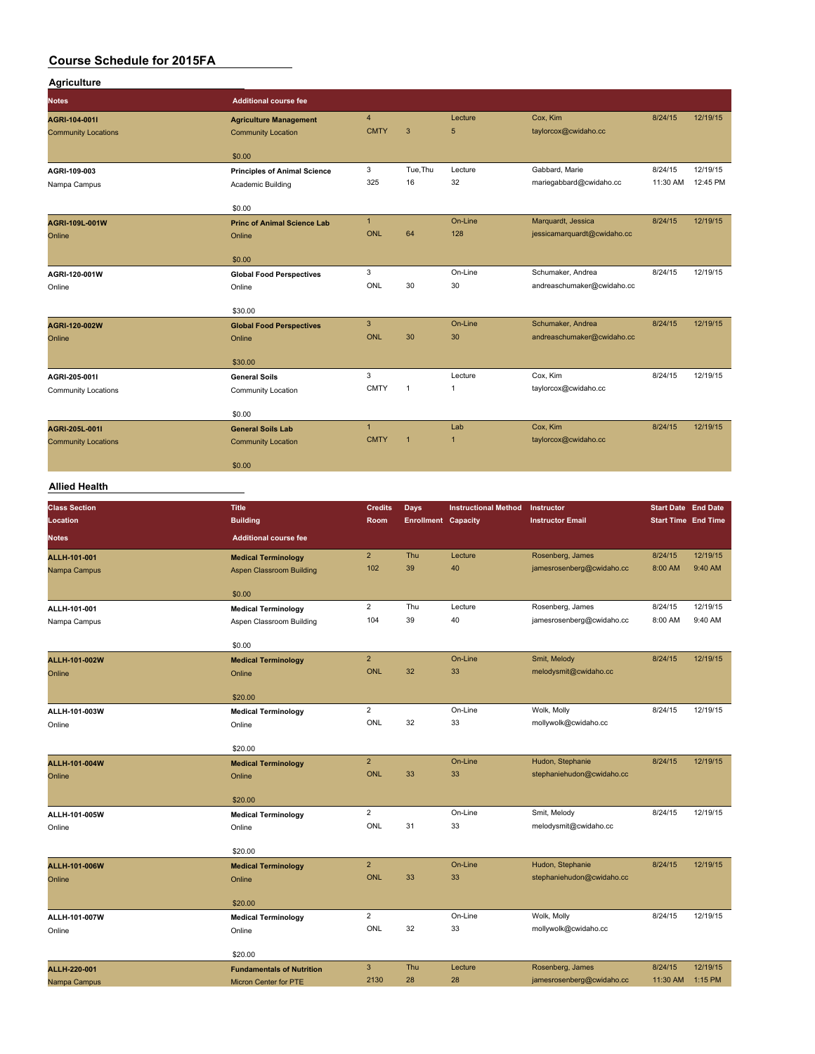# Course Schedule for 2015FA

## Agriculture

| Class Section / Location / Notes | Title / Building / Additional course fee | Credits / Room | Days / Enrollment | Instructional Method / Capacity | Instructor / Instructor Email | Start Date / Start Time | End Date / End Time |
|---|---|---|---|---|---|---|---|
| AGRI-104-001I<br>Community Locations | Agriculture Management<br>Community Location<br>$0.00 | 4<br>CMTY | <br>3 | Lecture<br>5 | Cox, Kim<br>taylorcox@cwidaho.cc | 8/24/15 | 12/19/15 |
| AGRI-109-003<br>Nampa Campus | Principles of Animal Science<br>Academic Building<br>$0.00 | 3<br>325 | Tue,Thu<br>16 | Lecture<br>32 | Gabbard, Marie<br>mariegabbard@cwidaho.cc | 8/24/15<br>11:30 AM | 12/19/15<br>12:45 PM |
| AGRI-109L-001W<br>Online | Princ of Animal Science Lab<br>Online<br>$0.00 | 1<br>ONL | <br>64 | On-Line<br>128 | Marquardt, Jessica<br>jessicamarquardt@cwidaho.cc | 8/24/15 | 12/19/15 |
| AGRI-120-001W<br>Online | Global Food Perspectives<br>Online<br>$30.00 | 3<br>ONL | <br>30 | On-Line<br>30 | Schumaker, Andrea<br>andreaschumaker@cwidaho.cc | 8/24/15 | 12/19/15 |
| AGRI-120-002W<br>Online | Global Food Perspectives<br>Online<br>$30.00 | 3<br>ONL | <br>30 | On-Line<br>30 | Schumaker, Andrea<br>andreaschumaker@cwidaho.cc | 8/24/15 | 12/19/15 |
| AGRI-205-001I<br>Community Locations | General Soils<br>Community Location<br>$0.00 | 3<br>CMTY | <br>1 | Lecture<br>1 | Cox, Kim<br>taylorcox@cwidaho.cc | 8/24/15 | 12/19/15 |
| AGRI-205L-001I<br>Community Locations | General Soils Lab<br>Community Location<br>$0.00 | 1<br>CMTY | <br>1 | Lab<br>1 | Cox, Kim<br>taylorcox@cwidaho.cc | 8/24/15 | 12/19/15 |

## Allied Health

| Class Section / Location / Notes | Title / Building / Additional course fee | Credits / Room | Days / Enrollment | Instructional Method / Capacity | Instructor / Instructor Email | Start Date / Start Time | End Date / End Time |
|---|---|---|---|---|---|---|---|
| ALLH-101-001<br>Nampa Campus | Medical Terminology<br>Aspen Classroom Building<br>$0.00 | 2<br>102 | Thu<br>39 | Lecture<br>40 | Rosenberg, James<br>jamesrosenberg@cwidaho.cc | 8/24/15<br>8:00 AM | 12/19/15<br>9:40 AM |
| ALLH-101-001<br>Nampa Campus | Medical Terminology<br>Aspen Classroom Building<br>$0.00 | 2<br>104 | Thu<br>39 | Lecture<br>40 | Rosenberg, James<br>jamesrosenberg@cwidaho.cc | 8/24/15<br>8:00 AM | 12/19/15<br>9:40 AM |
| ALLH-101-002W<br>Online | Medical Terminology<br>Online<br>$20.00 | 2<br>ONL | <br>32 | On-Line<br>33 | Smit, Melody<br>melodysmit@cwidaho.cc | 8/24/15 | 12/19/15 |
| ALLH-101-003W<br>Online | Medical Terminology<br>Online<br>$20.00 | 2<br>ONL | <br>32 | On-Line<br>33 | Wolk, Molly<br>mollywolk@cwidaho.cc | 8/24/15 | 12/19/15 |
| ALLH-101-004W<br>Online | Medical Terminology<br>Online<br>$20.00 | 2<br>ONL | <br>33 | On-Line<br>33 | Hudon, Stephanie<br>stephaniehudon@cwidaho.cc | 8/24/15 | 12/19/15 |
| ALLH-101-005W<br>Online | Medical Terminology<br>Online<br>$20.00 | 2<br>ONL | <br>31 | On-Line<br>33 | Smit, Melody<br>melodysmit@cwidaho.cc | 8/24/15 | 12/19/15 |
| ALLH-101-006W<br>Online | Medical Terminology<br>Online<br>$20.00 | 2<br>ONL | <br>33 | On-Line<br>33 | Hudon, Stephanie<br>stephaniehudon@cwidaho.cc | 8/24/15 | 12/19/15 |
| ALLH-101-007W<br>Online | Medical Terminology<br>Online<br>$20.00 | 2<br>ONL | <br>32 | On-Line<br>33 | Wolk, Molly<br>mollywolk@cwidaho.cc | 8/24/15 | 12/19/15 |
| ALLH-220-001<br>Nampa Campus | Fundamentals of Nutrition<br>Micron Center for PTE | 3<br>2130 | Thu<br>28 | Lecture<br>28 | Rosenberg, James<br>jamesrosenberg@cwidaho.cc | 8/24/15<br>11:30 AM | 12/19/15<br>1:15 PM |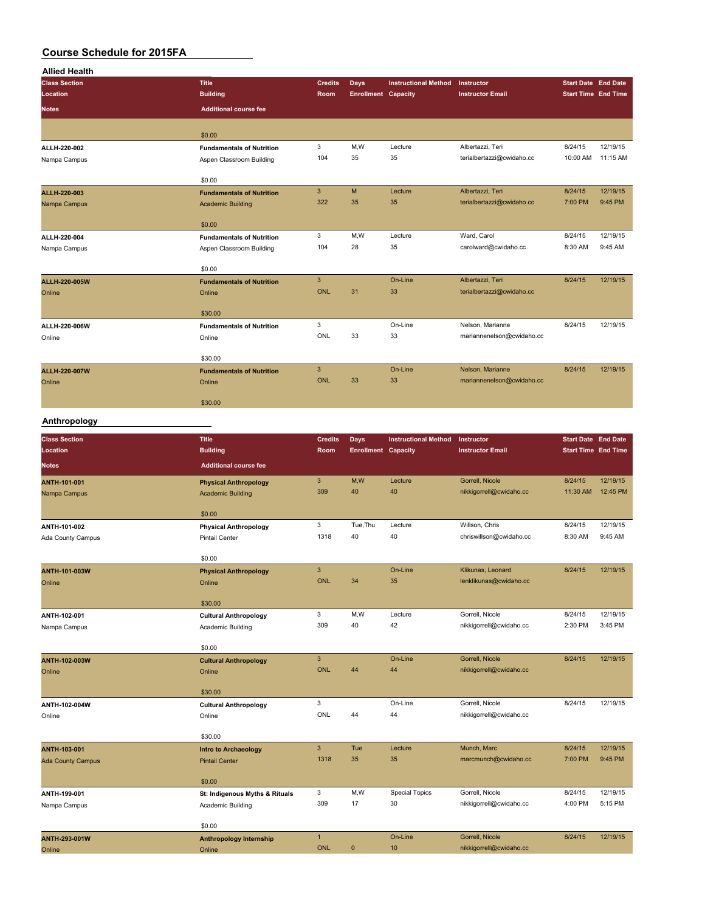# Course Schedule for 2015FA

## Allied Health

| Class Section / Location / Notes | Title / Building / Additional course fee | Credits / Room | Days / Enrollment | Instructional Method / Capacity | Instructor / Instructor Email | Start Date / Start Time | End Date / End Time |
|---|---|---|---|---|---|---|---|
| | $0.00 | | | | | | |
| ALLH-220-002 | **Fundamentals of Nutrition** | 3 | M,W | Lecture | Albertazzi, Teri | 8/24/15 | 12/19/15 |
| Nampa Campus | Aspen Classroom Building | 104 | 35 | 35 | terialbertazzi@cwidaho.cc | 10:00 AM | 11:15 AM |
| | $0.00 | | | | | | |
| ALLH-220-003 | **Fundamentals of Nutrition** | 3 | M | Lecture | Albertazzi, Teri | 8/24/15 | 12/19/15 |
| Nampa Campus | Academic Building | 322 | 35 | 35 | terialbertazzi@cwidaho.cc | 7:00 PM | 9:45 PM |
| | $0.00 | | | | | | |
| ALLH-220-004 | **Fundamentals of Nutrition** | 3 | M,W | Lecture | Ward, Carol | 8/24/15 | 12/19/15 |
| Nampa Campus | Aspen Classroom Building | 104 | 28 | 35 | carolward@cwidaho.cc | 8:30 AM | 9:45 AM |
| | $0.00 | | | | | | |
| ALLH-220-005W | **Fundamentals of Nutrition** | 3 | | On-Line | Albertazzi, Teri | 8/24/15 | 12/19/15 |
| Online | Online | ONL | 31 | 33 | terialbertazzi@cwidaho.cc | | |
| | $30.00 | | | | | | |
| ALLH-220-006W | **Fundamentals of Nutrition** | 3 | | On-Line | Nelson, Marianne | 8/24/15 | 12/19/15 |
| Online | Online | ONL | 33 | 33 | mariannenelson@cwidaho.cc | | |
| | $30.00 | | | | | | |
| ALLH-220-007W | **Fundamentals of Nutrition** | 3 | | On-Line | Nelson, Marianne | 8/24/15 | 12/19/15 |
| Online | Online | ONL | 33 | 33 | mariannenelson@cwidaho.cc | | |
| | $30.00 | | | | | | |

## Anthropology

| Class Section / Location / Notes | Title / Building / Additional course fee | Credits / Room | Days / Enrollment | Instructional Method / Capacity | Instructor / Instructor Email | Start Date / Start Time | End Date / End Time |
|---|---|---|---|---|---|---|---|
| ANTH-101-001 | **Physical Anthropology** | 3 | M,W | Lecture | Gorrell, Nicole | 8/24/15 | 12/19/15 |
| Nampa Campus | Academic Building | 309 | 40 | 40 | nikkigorrell@cwidaho.cc | 11:30 AM | 12:45 PM |
| | $0.00 | | | | | | |
| ANTH-101-002 | **Physical Anthropology** | 3 | Tue,Thu | Lecture | Willson, Chris | 8/24/15 | 12/19/15 |
| Ada County Campus | Pintail Center | 1318 | 40 | 40 | chriswillson@cwidaho.cc | 8:30 AM | 9:45 AM |
| | $0.00 | | | | | | |
| ANTH-101-003W | **Physical Anthropology** | 3 | | On-Line | Klikunas, Leonard | 8/24/15 | 12/19/15 |
| Online | Online | ONL | 34 | 35 | lenklikunas@cwidaho.cc | | |
| | $30.00 | | | | | | |
| ANTH-102-001 | **Cultural Anthropology** | 3 | M,W | Lecture | Gorrell, Nicole | 8/24/15 | 12/19/15 |
| Nampa Campus | Academic Building | 309 | 40 | 42 | nikkigorrell@cwidaho.cc | 2:30 PM | 3:45 PM |
| | $0.00 | | | | | | |
| ANTH-102-003W | **Cultural Anthropology** | 3 | | On-Line | Gorrell, Nicole | 8/24/15 | 12/19/15 |
| Online | Online | ONL | 44 | 44 | nikkigorrell@cwidaho.cc | | |
| | $30.00 | | | | | | |
| ANTH-102-004W | **Cultural Anthropology** | 3 | | On-Line | Gorrell, Nicole | 8/24/15 | 12/19/15 |
| Online | Online | ONL | 44 | 44 | nikkigorrell@cwidaho.cc | | |
| | $30.00 | | | | | | |
| ANTH-103-001 | **Intro to Archaeology** | 3 | Tue | Lecture | Munch, Marc | 8/24/15 | 12/19/15 |
| Ada County Campus | Pintail Center | 1318 | 35 | 35 | marcmunch@cwidaho.cc | 7:00 PM | 9:45 PM |
| | $0.00 | | | | | | |
| ANTH-199-001 | **St: Indigenous Myths & Rituals** | 3 | M,W | Special Topics | Gorrell, Nicole | 8/24/15 | 12/19/15 |
| Nampa Campus | Academic Building | 309 | 17 | 30 | nikkigorrell@cwidaho.cc | 4:00 PM | 5:15 PM |
| | $0.00 | | | | | | |
| ANTH-293-001W | **Anthropology Internship** | 1 | | On-Line | Gorrell, Nicole | 8/24/15 | 12/19/15 |
| Online | Online | ONL | 0 | 10 | nikkigorrell@cwidaho.cc | | |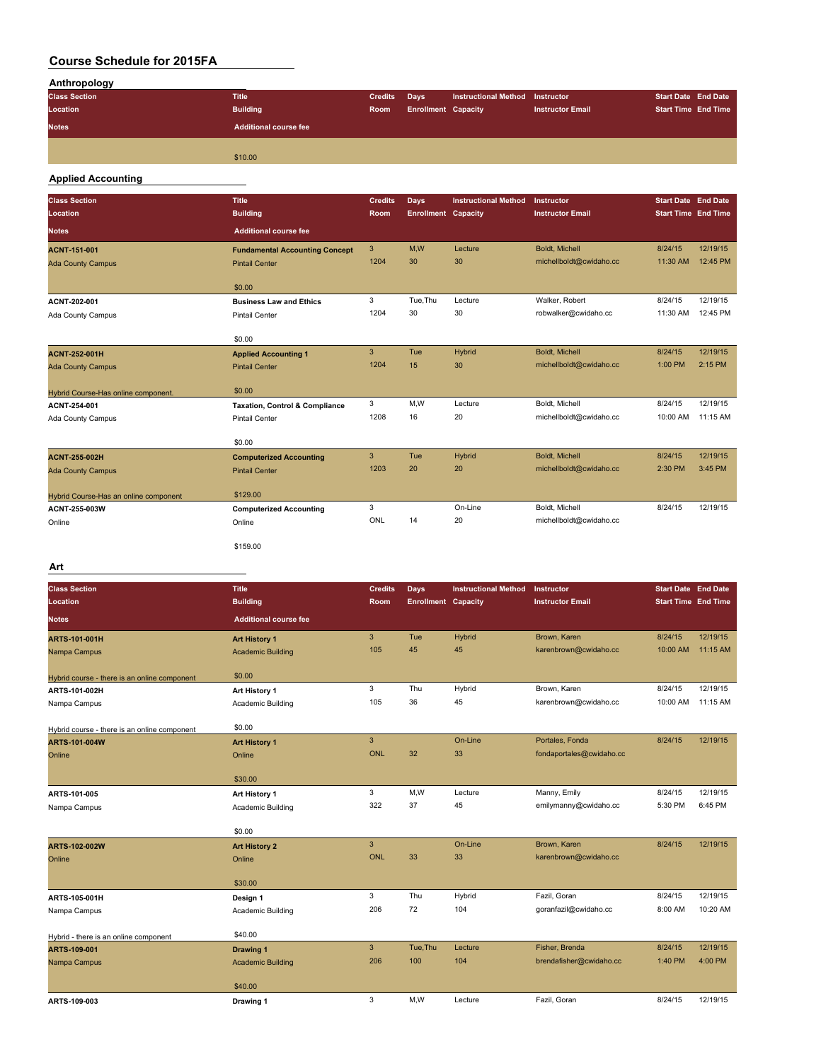# Course Schedule for 2015FA

## Anthropology

| Class Section / Location / Notes | Title / Building / Additional course fee | Credits / Room | Days / Enrollment | Instructional Method / Capacity | Instructor / Instructor Email | Start Date / Start Time | End Date / End Time |
|---|---|---|---|---|---|---|---|
| | $10.00 | | | | | | |

## Applied Accounting

| Class Section / Location / Notes | Title / Building / Additional course fee | Credits / Room | Days / Enrollment | Instructional Method / Capacity | Instructor / Instructor Email | Start Date / Start Time | End Date / End Time |
|---|---|---|---|---|---|---|---|
| **ACNT-151-001** | **Fundamental Accounting Concept** | 3 | M,W | Lecture | Boldt, Michell | 8/24/15 | 12/19/15 |
| Ada County Campus | Pintail Center | 1204 | 30 | 30 | michellboldt@cwidaho.cc | 11:30 AM | 12:45 PM |
| | $0.00 | | | | | | |
| **ACNT-202-001** | **Business Law and Ethics** | 3 | Tue,Thu | Lecture | Walker, Robert | 8/24/15 | 12/19/15 |
| Ada County Campus | Pintail Center | 1204 | 30 | 30 | robwalker@cwidaho.cc | 11:30 AM | 12:45 PM |
| | $0.00 | | | | | | |
| **ACNT-252-001H** | **Applied Accounting 1** | 3 | Tue | Hybrid | Boldt, Michell | 8/24/15 | 12/19/15 |
| Ada County Campus | Pintail Center | 1204 | 15 | 30 | michellboldt@cwidaho.cc | 1:00 PM | 2:15 PM |
| Hybrid Course-Has online component. | $0.00 | | | | | | |
| **ACNT-254-001** | **Taxation, Control & Compliance** | 3 | M,W | Lecture | Boldt, Michell | 8/24/15 | 12/19/15 |
| Ada County Campus | Pintail Center | 1208 | 16 | 20 | michellboldt@cwidaho.cc | 10:00 AM | 11:15 AM |
| | $0.00 | | | | | | |
| **ACNT-255-002H** | **Computerized Accounting** | 3 | Tue | Hybrid | Boldt, Michell | 8/24/15 | 12/19/15 |
| Ada County Campus | Pintail Center | 1203 | 20 | 20 | michellboldt@cwidaho.cc | 2:30 PM | 3:45 PM |
| Hybrid Course-Has an online component | $129.00 | | | | | | |
| **ACNT-255-003W** | **Computerized Accounting** | 3 | | On-Line | Boldt, Michell | 8/24/15 | 12/19/15 |
| Online | Online | ONL | 14 | 20 | michellboldt@cwidaho.cc | | |
| | $159.00 | | | | | | |

## Art

| Class Section / Location / Notes | Title / Building / Additional course fee | Credits / Room | Days / Enrollment | Instructional Method / Capacity | Instructor / Instructor Email | Start Date / Start Time | End Date / End Time |
|---|---|---|---|---|---|---|---|
| **ARTS-101-001H** | **Art History 1** | 3 | Tue | Hybrid | Brown, Karen | 8/24/15 | 12/19/15 |
| Nampa Campus | Academic Building | 105 | 45 | 45 | karenbrown@cwidaho.cc | 10:00 AM | 11:15 AM |
| Hybrid course - there is an online component | $0.00 | | | | | | |
| **ARTS-101-002H** | **Art History 1** | 3 | Thu | Hybrid | Brown, Karen | 8/24/15 | 12/19/15 |
| Nampa Campus | Academic Building | 105 | 36 | 45 | karenbrown@cwidaho.cc | 10:00 AM | 11:15 AM |
| Hybrid course - there is an online component | $0.00 | | | | | | |
| **ARTS-101-004W** | **Art History 1** | 3 | | On-Line | Portales, Fonda | 8/24/15 | 12/19/15 |
| Online | Online | ONL | 32 | 33 | fondaportales@cwidaho.cc | | |
| | $30.00 | | | | | | |
| **ARTS-101-005** | **Art History 1** | 3 | M,W | Lecture | Manny, Emily | 8/24/15 | 12/19/15 |
| Nampa Campus | Academic Building | 322 | 37 | 45 | emilymanny@cwidaho.cc | 5:30 PM | 6:45 PM |
| | $0.00 | | | | | | |
| **ARTS-102-002W** | **Art History 2** | 3 | | On-Line | Brown, Karen | 8/24/15 | 12/19/15 |
| Online | Online | ONL | 33 | 33 | karenbrown@cwidaho.cc | | |
| | $30.00 | | | | | | |
| **ARTS-105-001H** | **Design 1** | 3 | Thu | Hybrid | Fazil, Goran | 8/24/15 | 12/19/15 |
| Nampa Campus | Academic Building | 206 | 72 | 104 | goranfazil@cwidaho.cc | 8:00 AM | 10:20 AM |
| Hybrid - there is an online component | $40.00 | | | | | | |
| **ARTS-109-001** | **Drawing 1** | 3 | Tue,Thu | Lecture | Fisher, Brenda | 8/24/15 | 12/19/15 |
| Nampa Campus | Academic Building | 206 | 100 | 104 | brendafisher@cwidaho.cc | 1:40 PM | 4:00 PM |
| | $40.00 | | | | | | |
| **ARTS-109-003** | **Drawing 1** | 3 | M,W | Lecture | Fazil, Goran | 8/24/15 | 12/19/15 |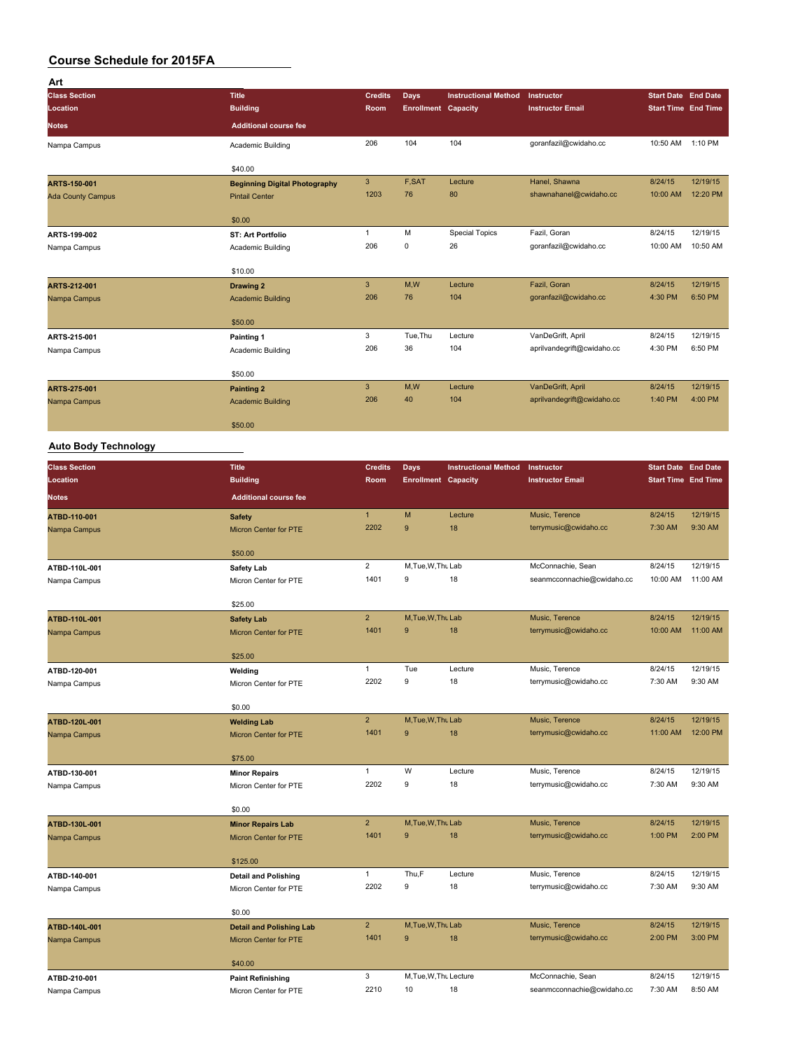# Course Schedule for 2015FA

## Art

| Class Section / Location / Notes | Title / Building / Additional course fee | Credits / Room | Days / Enrollment | Instructional Method / Capacity | Instructor / Instructor Email | Start Date / Start Time | End Date / End Time |
|---|---|---|---|---|---|---|---|
| Nampa Campus | Academic Building<br>$40.00 | 206 | 104 | 104 | goranfazil@cwidaho.cc | 10:50 AM | 1:10 PM |
| **ARTS-150-001**<br>Ada County Campus | **Beginning Digital Photography**<br>Pintail Center<br>$0.00 | 3<br>1203 | F,SAT<br>76 | Lecture<br>80 | Hanel, Shawna<br>shawnahanel@cwidaho.cc | 8/24/15<br>10:00 AM | 12/19/15<br>12:20 PM |
| **ARTS-199-002**<br>Nampa Campus | **ST: Art Portfolio**<br>Academic Building<br>$10.00 | 1<br>206 | M<br>0 | Special Topics<br>26 | Fazil, Goran<br>goranfazil@cwidaho.cc | 8/24/15<br>10:00 AM | 12/19/15<br>10:50 AM |
| **ARTS-212-001**<br>Nampa Campus | **Drawing 2**<br>Academic Building<br>$50.00 | 3<br>206 | M,W<br>76 | Lecture<br>104 | Fazil, Goran<br>goranfazil@cwidaho.cc | 8/24/15<br>4:30 PM | 12/19/15<br>6:50 PM |
| **ARTS-215-001**<br>Nampa Campus | **Painting 1**<br>Academic Building<br>$50.00 | 3<br>206 | Tue,Thu<br>36 | Lecture<br>104 | VanDeGrift, April<br>aprilvandegrift@cwidaho.cc | 8/24/15<br>4:30 PM | 12/19/15<br>6:50 PM |
| **ARTS-275-001**<br>Nampa Campus | **Painting 2**<br>Academic Building<br>$50.00 | 3<br>206 | M,W<br>40 | Lecture<br>104 | VanDeGrift, April<br>aprilvandegrift@cwidaho.cc | 8/24/15<br>1:40 PM | 12/19/15<br>4:00 PM |

## Auto Body Technology

| Class Section / Location / Notes | Title / Building / Additional course fee | Credits / Room | Days / Enrollment | Instructional Method / Capacity | Instructor / Instructor Email | Start Date / Start Time | End Date / End Time |
|---|---|---|---|---|---|---|---|
| **ATBD-110-001**<br>Nampa Campus | **Safety**<br>Micron Center for PTE<br>$50.00 | 1<br>2202 | M<br>9 | Lecture<br>18 | Music, Terence<br>terrymusic@cwidaho.cc | 8/24/15<br>7:30 AM | 12/19/15<br>9:30 AM |
| **ATBD-110L-001**<br>Nampa Campus | **Safety Lab**<br>Micron Center for PTE<br>$25.00 | 2<br>1401 | M,Tue,W,Thu<br>9 | Lab<br>18 | McConnachie, Sean<br>seanmcconnachie@cwidaho.cc | 8/24/15<br>10:00 AM | 12/19/15<br>11:00 AM |
| **ATBD-110L-001**<br>Nampa Campus | **Safety Lab**<br>Micron Center for PTE<br>$25.00 | 2<br>1401 | M,Tue,W,Thu<br>9 | Lab<br>18 | Music, Terence<br>terrymusic@cwidaho.cc | 8/24/15<br>10:00 AM | 12/19/15<br>11:00 AM |
| **ATBD-120-001**<br>Nampa Campus | **Welding**<br>Micron Center for PTE<br>$0.00 | 1<br>2202 | Tue<br>9 | Lecture<br>18 | Music, Terence<br>terrymusic@cwidaho.cc | 8/24/15<br>7:30 AM | 12/19/15<br>9:30 AM |
| **ATBD-120L-001**<br>Nampa Campus | **Welding Lab**<br>Micron Center for PTE<br>$75.00 | 2<br>1401 | M,Tue,W,Thu<br>9 | Lab<br>18 | Music, Terence<br>terrymusic@cwidaho.cc | 8/24/15<br>11:00 AM | 12/19/15<br>12:00 PM |
| **ATBD-130-001**<br>Nampa Campus | **Minor Repairs**<br>Micron Center for PTE<br>$0.00 | 1<br>2202 | W<br>9 | Lecture<br>18 | Music, Terence<br>terrymusic@cwidaho.cc | 8/24/15<br>7:30 AM | 12/19/15<br>9:30 AM |
| **ATBD-130L-001**<br>Nampa Campus | **Minor Repairs Lab**<br>Micron Center for PTE<br>$125.00 | 2<br>1401 | M,Tue,W,Thu<br>9 | Lab<br>18 | Music, Terence<br>terrymusic@cwidaho.cc | 8/24/15<br>1:00 PM | 12/19/15<br>2:00 PM |
| **ATBD-140-001**<br>Nampa Campus | **Detail and Polishing**<br>Micron Center for PTE<br>$0.00 | 1<br>2202 | Thu,F<br>9 | Lecture<br>18 | Music, Terence<br>terrymusic@cwidaho.cc | 8/24/15<br>7:30 AM | 12/19/15<br>9:30 AM |
| **ATBD-140L-001**<br>Nampa Campus | **Detail and Polishing Lab**<br>Micron Center for PTE<br>$40.00 | 2<br>1401 | M,Tue,W,Thu<br>9 | Lab<br>18 | Music, Terence<br>terrymusic@cwidaho.cc | 8/24/15<br>2:00 PM | 12/19/15<br>3:00 PM |
| **ATBD-210-001**<br>Nampa Campus | **Paint Refinishing**<br>Micron Center for PTE | 3<br>2210 | M,Tue,W,Thu<br>10 | Lecture<br>18 | McConnachie, Sean<br>seanmcconnachie@cwidaho.cc | 8/24/15<br>7:30 AM | 12/19/15<br>8:50 AM |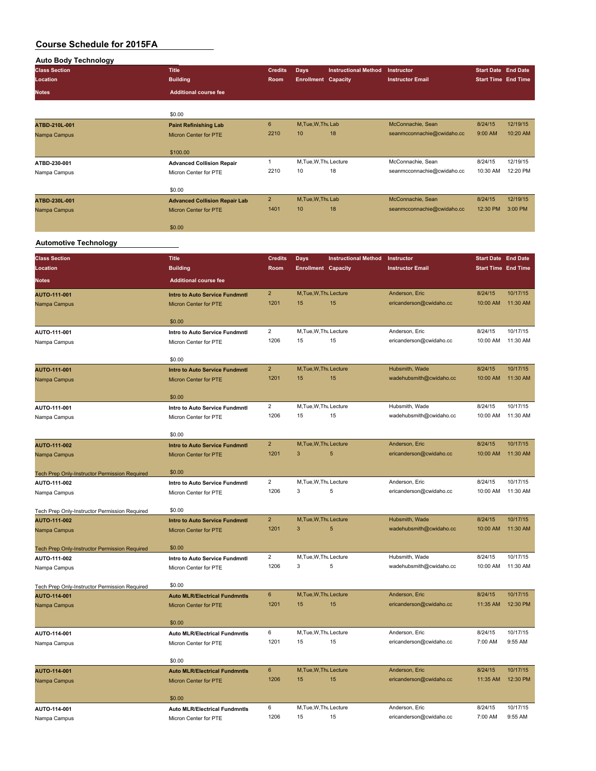# Course Schedule for 2015FA

## Auto Body Technology

| Class Section | Title | Credits | Days | Instructional Method | Instructor | Start Date | End Date |
|---|---|---|---|---|---|---|---|
| Location | Building | Room | Enrollment | Capacity | Instructor Email | Start Time | End Time |
| Notes | Additional course fee | | | | | | |
| | $0.00 | | | | | | |
| ATBD-210L-001 | Paint Refinishing Lab | 6 | M,Tue,W,Thu | Lab | McConnachie, Sean | 8/24/15 | 12/19/15 |
| Nampa Campus | Micron Center for PTE | 2210 | 10 | 18 | seanmcconnachie@cwidaho.cc | 9:00 AM | 10:20 AM |
| | $100.00 | | | | | | |
| ATBD-230-001 | Advanced Collision Repair | 1 | M,Tue,W,Thu | Lecture | McConnachie, Sean | 8/24/15 | 12/19/15 |
| Nampa Campus | Micron Center for PTE | 2210 | 10 | 18 | seanmcconnachie@cwidaho.cc | 10:30 AM | 12:20 PM |
| | $0.00 | | | | | | |
| ATBD-230L-001 | Advanced Collision Repair Lab | 2 | M,Tue,W,Thu | Lab | McConnachie, Sean | 8/24/15 | 12/19/15 |
| Nampa Campus | Micron Center for PTE | 1401 | 10 | 18 | seanmcconnachie@cwidaho.cc | 12:30 PM | 3:00 PM |
| | $0.00 | | | | | | |

## Automotive Technology

| Class Section | Title | Credits | Days | Instructional Method | Instructor | Start Date | End Date |
|---|---|---|---|---|---|---|---|
| Location | Building | Room | Enrollment | Capacity | Instructor Email | Start Time | End Time |
| Notes | Additional course fee | | | | | | |
| AUTO-111-001 | Intro to Auto Service Fundmntl | 2 | M,Tue,W,Thu | Lecture | Anderson, Eric | 8/24/15 | 10/17/15 |
| Nampa Campus | Micron Center for PTE | 1201 | 15 | 15 | ericanderson@cwidaho.cc | 10:00 AM | 11:30 AM |
| | $0.00 | | | | | | |
| AUTO-111-001 | Intro to Auto Service Fundmntl | 2 | M,Tue,W,Thu | Lecture | Anderson, Eric | 8/24/15 | 10/17/15 |
| Nampa Campus | Micron Center for PTE | 1206 | 15 | 15 | ericanderson@cwidaho.cc | 10:00 AM | 11:30 AM |
| | $0.00 | | | | | | |
| AUTO-111-001 | Intro to Auto Service Fundmntl | 2 | M,Tue,W,Thu | Lecture | Hubsmith, Wade | 8/24/15 | 10/17/15 |
| Nampa Campus | Micron Center for PTE | 1201 | 15 | 15 | wadehubsmith@cwidaho.cc | 10:00 AM | 11:30 AM |
| | $0.00 | | | | | | |
| AUTO-111-001 | Intro to Auto Service Fundmntl | 2 | M,Tue,W,Thu | Lecture | Hubsmith, Wade | 8/24/15 | 10/17/15 |
| Nampa Campus | Micron Center for PTE | 1206 | 15 | 15 | wadehubsmith@cwidaho.cc | 10:00 AM | 11:30 AM |
| | $0.00 | | | | | | |
| AUTO-111-002 | Intro to Auto Service Fundmntl | 2 | M,Tue,W,Thu | Lecture | Anderson, Eric | 8/24/15 | 10/17/15 |
| Nampa Campus | Micron Center for PTE | 1201 | 3 | 5 | ericanderson@cwidaho.cc | 10:00 AM | 11:30 AM |
| Tech Prep Only-Instructor Permission Required | $0.00 | | | | | | |
| AUTO-111-002 | Intro to Auto Service Fundmntl | 2 | M,Tue,W,Thu | Lecture | Anderson, Eric | 8/24/15 | 10/17/15 |
| Nampa Campus | Micron Center for PTE | 1206 | 3 | 5 | ericanderson@cwidaho.cc | 10:00 AM | 11:30 AM |
| Tech Prep Only-Instructor Permission Required | $0.00 | | | | | | |
| AUTO-111-002 | Intro to Auto Service Fundmntl | 2 | M,Tue,W,Thu | Lecture | Hubsmith, Wade | 8/24/15 | 10/17/15 |
| Nampa Campus | Micron Center for PTE | 1201 | 3 | 5 | wadehubsmith@cwidaho.cc | 10:00 AM | 11:30 AM |
| Tech Prep Only-Instructor Permission Required | $0.00 | | | | | | |
| AUTO-111-002 | Intro to Auto Service Fundmntl | 2 | M,Tue,W,Thu | Lecture | Hubsmith, Wade | 8/24/15 | 10/17/15 |
| Nampa Campus | Micron Center for PTE | 1206 | 3 | 5 | wadehubsmith@cwidaho.cc | 10:00 AM | 11:30 AM |
| Tech Prep Only-Instructor Permission Required | $0.00 | | | | | | |
| AUTO-114-001 | Auto MLR/Electrical Fundmntls | 6 | M,Tue,W,Thu | Lecture | Anderson, Eric | 8/24/15 | 10/17/15 |
| Nampa Campus | Micron Center for PTE | 1201 | 15 | 15 | ericanderson@cwidaho.cc | 11:35 AM | 12:30 PM |
| | $0.00 | | | | | | |
| AUTO-114-001 | Auto MLR/Electrical Fundmntls | 6 | M,Tue,W,Thu | Lecture | Anderson, Eric | 8/24/15 | 10/17/15 |
| Nampa Campus | Micron Center for PTE | 1201 | 15 | 15 | ericanderson@cwidaho.cc | 7:00 AM | 9:55 AM |
| | $0.00 | | | | | | |
| AUTO-114-001 | Auto MLR/Electrical Fundmntls | 6 | M,Tue,W,Thu | Lecture | Anderson, Eric | 8/24/15 | 10/17/15 |
| Nampa Campus | Micron Center for PTE | 1206 | 15 | 15 | ericanderson@cwidaho.cc | 11:35 AM | 12:30 PM |
| | $0.00 | | | | | | |
| AUTO-114-001 | Auto MLR/Electrical Fundmntls | 6 | M,Tue,W,Thu | Lecture | Anderson, Eric | 8/24/15 | 10/17/15 |
| Nampa Campus | Micron Center for PTE | 1206 | 15 | 15 | ericanderson@cwidaho.cc | 7:00 AM | 9:55 AM |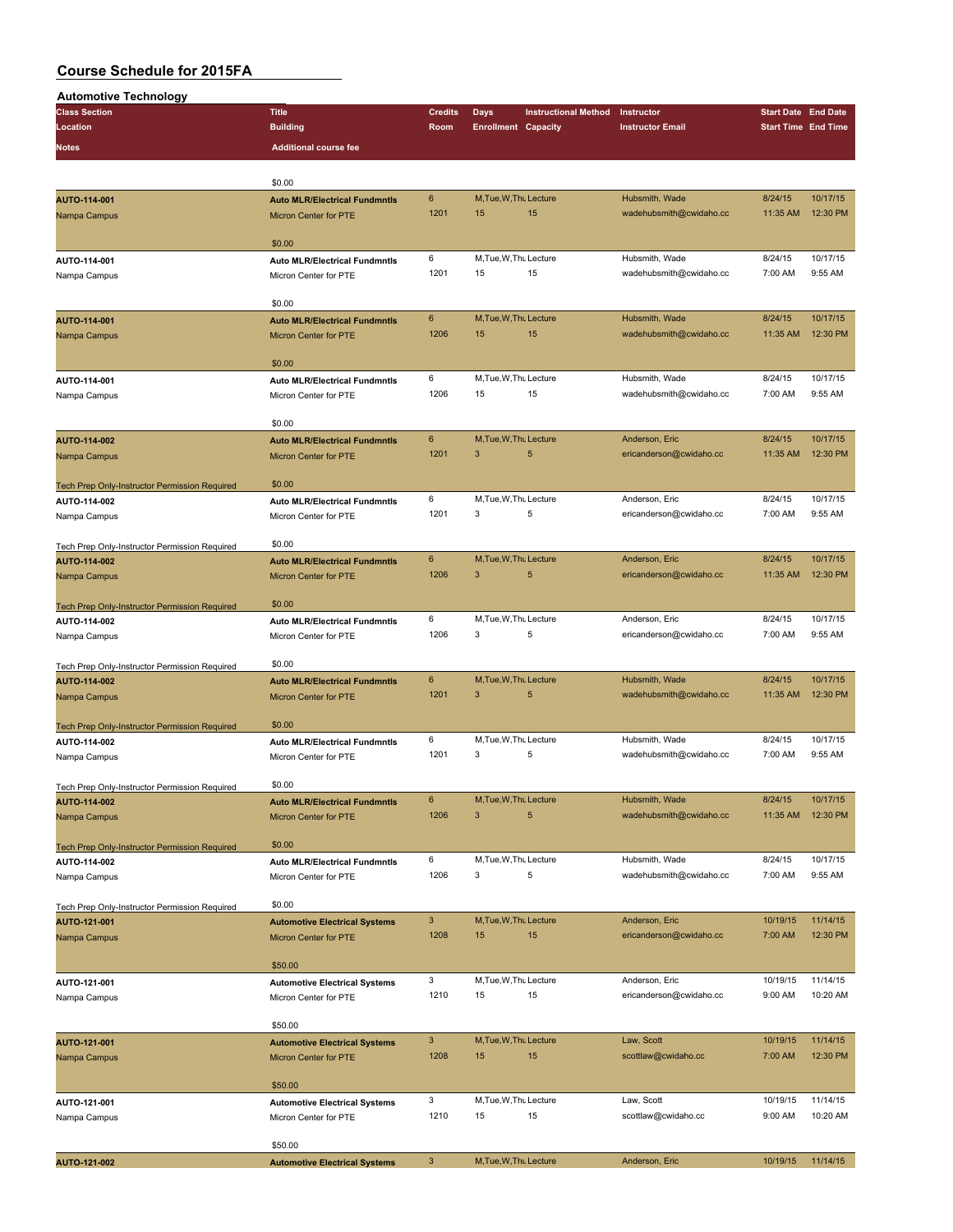# Course Schedule for 2015FA

## Automotive Technology

| Class Section / Location / Notes | Title / Building / Additional course fee | Credits / Room | Days / Enrollment | Instructional Method / Capacity | Instructor / Instructor Email | Start Date / Start Time | End Date / End Time |
|---|---|---|---|---|---|---|---|
| | $0.00 | | | | | | |
| AUTO-114-001 | Auto MLR/Electrical Fundmntls | 6 | M,Tue,W,Thu | Lecture | Hubsmith, Wade | 8/24/15 | 10/17/15 |
| Nampa Campus | Micron Center for PTE | 1201 | 15 | 15 | wadehubsmith@cwidaho.cc | 11:35 AM | 12:30 PM |
| | $0.00 | | | | | | |
| AUTO-114-001 | Auto MLR/Electrical Fundmntls | 6 | M,Tue,W,Thu | Lecture | Hubsmith, Wade | 8/24/15 | 10/17/15 |
| Nampa Campus | Micron Center for PTE | 1201 | 15 | 15 | wadehubsmith@cwidaho.cc | 7:00 AM | 9:55 AM |
| | $0.00 | | | | | | |
| AUTO-114-001 | Auto MLR/Electrical Fundmntls | 6 | M,Tue,W,Thu | Lecture | Hubsmith, Wade | 8/24/15 | 10/17/15 |
| Nampa Campus | Micron Center for PTE | 1206 | 15 | 15 | wadehubsmith@cwidaho.cc | 11:35 AM | 12:30 PM |
| | $0.00 | | | | | | |
| AUTO-114-001 | Auto MLR/Electrical Fundmntls | 6 | M,Tue,W,Thu | Lecture | Hubsmith, Wade | 8/24/15 | 10/17/15 |
| Nampa Campus | Micron Center for PTE | 1206 | 15 | 15 | wadehubsmith@cwidaho.cc | 7:00 AM | 9:55 AM |
| | $0.00 | | | | | | |
| AUTO-114-002 | Auto MLR/Electrical Fundmntls | 6 | M,Tue,W,Thu | Lecture | Anderson, Eric | 8/24/15 | 10/17/15 |
| Nampa Campus | Micron Center for PTE | 1201 | 3 | 5 | ericanderson@cwidaho.cc | 11:35 AM | 12:30 PM |
| Tech Prep Only-Instructor Permission Required | $0.00 | | | | | | |
| AUTO-114-002 | Auto MLR/Electrical Fundmntls | 6 | M,Tue,W,Thu | Lecture | Anderson, Eric | 8/24/15 | 10/17/15 |
| Nampa Campus | Micron Center for PTE | 1201 | 3 | 5 | ericanderson@cwidaho.cc | 7:00 AM | 9:55 AM |
| Tech Prep Only-Instructor Permission Required | $0.00 | | | | | | |
| AUTO-114-002 | Auto MLR/Electrical Fundmntls | 6 | M,Tue,W,Thu | Lecture | Anderson, Eric | 8/24/15 | 10/17/15 |
| Nampa Campus | Micron Center for PTE | 1206 | 3 | 5 | ericanderson@cwidaho.cc | 11:35 AM | 12:30 PM |
| Tech Prep Only-Instructor Permission Required | $0.00 | | | | | | |
| AUTO-114-002 | Auto MLR/Electrical Fundmntls | 6 | M,Tue,W,Thu | Lecture | Anderson, Eric | 8/24/15 | 10/17/15 |
| Nampa Campus | Micron Center for PTE | 1206 | 3 | 5 | ericanderson@cwidaho.cc | 7:00 AM | 9:55 AM |
| Tech Prep Only-Instructor Permission Required | $0.00 | | | | | | |
| AUTO-114-002 | Auto MLR/Electrical Fundmntls | 6 | M,Tue,W,Thu | Lecture | Hubsmith, Wade | 8/24/15 | 10/17/15 |
| Nampa Campus | Micron Center for PTE | 1201 | 3 | 5 | wadehubsmith@cwidaho.cc | 11:35 AM | 12:30 PM |
| Tech Prep Only-Instructor Permission Required | $0.00 | | | | | | |
| AUTO-114-002 | Auto MLR/Electrical Fundmntls | 6 | M,Tue,W,Thu | Lecture | Hubsmith, Wade | 8/24/15 | 10/17/15 |
| Nampa Campus | Micron Center for PTE | 1201 | 3 | 5 | wadehubsmith@cwidaho.cc | 7:00 AM | 9:55 AM |
| Tech Prep Only-Instructor Permission Required | $0.00 | | | | | | |
| AUTO-114-002 | Auto MLR/Electrical Fundmntls | 6 | M,Tue,W,Thu | Lecture | Hubsmith, Wade | 8/24/15 | 10/17/15 |
| Nampa Campus | Micron Center for PTE | 1206 | 3 | 5 | wadehubsmith@cwidaho.cc | 11:35 AM | 12:30 PM |
| Tech Prep Only-Instructor Permission Required | $0.00 | | | | | | |
| AUTO-114-002 | Auto MLR/Electrical Fundmntls | 6 | M,Tue,W,Thu | Lecture | Hubsmith, Wade | 8/24/15 | 10/17/15 |
| Nampa Campus | Micron Center for PTE | 1206 | 3 | 5 | wadehubsmith@cwidaho.cc | 7:00 AM | 9:55 AM |
| Tech Prep Only-Instructor Permission Required | $0.00 | | | | | | |
| AUTO-121-001 | Automotive Electrical Systems | 3 | M,Tue,W,Thu | Lecture | Anderson, Eric | 10/19/15 | 11/14/15 |
| Nampa Campus | Micron Center for PTE | 1208 | 15 | 15 | ericanderson@cwidaho.cc | 7:00 AM | 12:30 PM |
| | $50.00 | | | | | | |
| AUTO-121-001 | Automotive Electrical Systems | 3 | M,Tue,W,Thu | Lecture | Anderson, Eric | 10/19/15 | 11/14/15 |
| Nampa Campus | Micron Center for PTE | 1210 | 15 | 15 | ericanderson@cwidaho.cc | 9:00 AM | 10:20 AM |
| | $50.00 | | | | | | |
| AUTO-121-001 | Automotive Electrical Systems | 3 | M,Tue,W,Thu | Lecture | Law, Scott | 10/19/15 | 11/14/15 |
| Nampa Campus | Micron Center for PTE | 1208 | 15 | 15 | scottlaw@cwidaho.cc | 7:00 AM | 12:30 PM |
| | $50.00 | | | | | | |
| AUTO-121-001 | Automotive Electrical Systems | 3 | M,Tue,W,Thu | Lecture | Law, Scott | 10/19/15 | 11/14/15 |
| Nampa Campus | Micron Center for PTE | 1210 | 15 | 15 | scottlaw@cwidaho.cc | 9:00 AM | 10:20 AM |
| | $50.00 | | | | | | |
| AUTO-121-002 | Automotive Electrical Systems | 3 | M,Tue,W,Thu | Lecture | Anderson, Eric | 10/19/15 | 11/14/15 |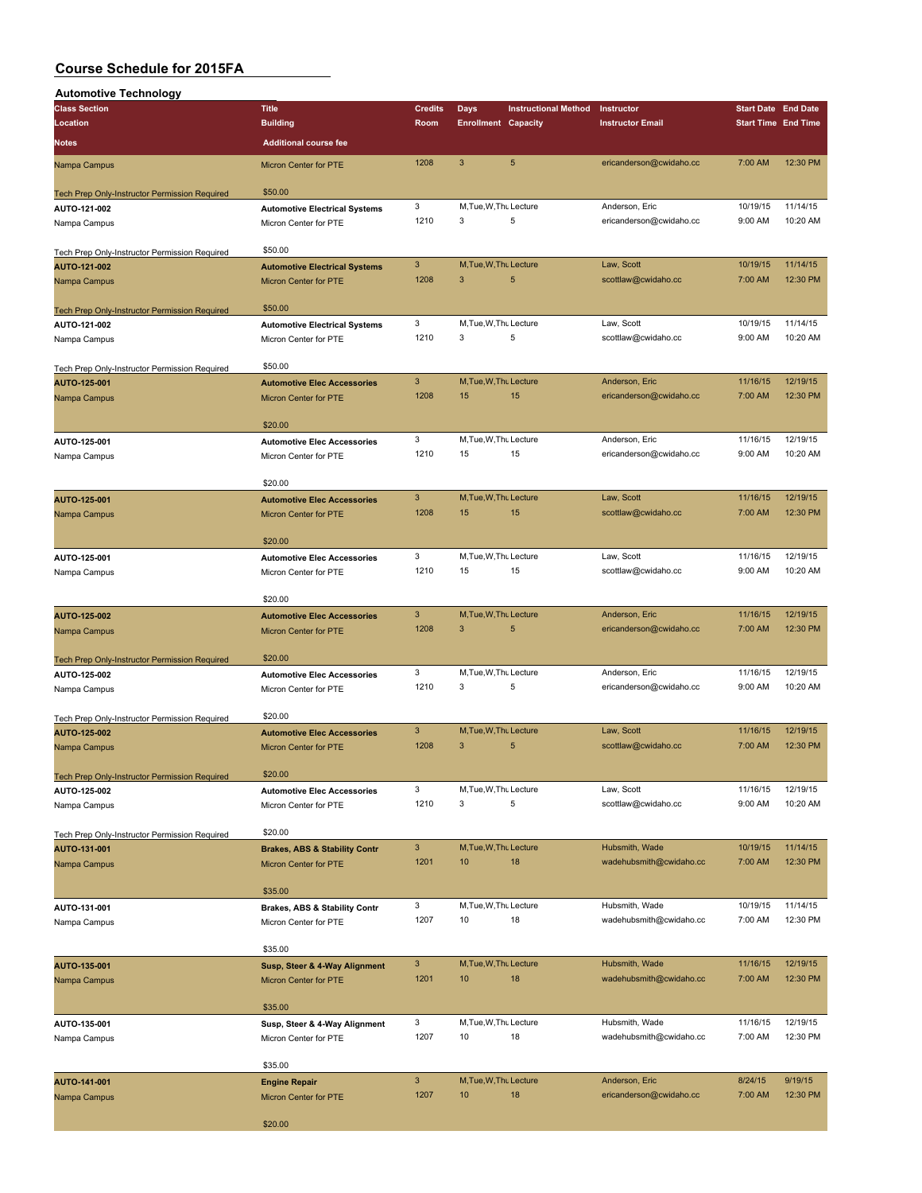# Course Schedule for 2015FA

## Automotive Technology

| Class Section / Location / Notes | Title / Building / Additional course fee | Credits / Room | Days / Enrollment | Instructional Method / Capacity | Instructor / Instructor Email | Start Date / Start Time | End Date / End Time |
|---|---|---|---|---|---|---|---|
| Nampa Campus | Micron Center for PTE | 1208 | 3 | 5 | ericanderson@cwidaho.cc | 7:00 AM | 12:30 PM |
| Tech Prep Only-Instructor Permission Required | $50.00 | | | | | | |
| AUTO-121-002 | Automotive Electrical Systems | 3 | M,Tue,W,Thu | Lecture | Anderson, Eric | 10/19/15 | 11/14/15 |
| Nampa Campus | Micron Center for PTE | 1210 | 3 | 5 | ericanderson@cwidaho.cc | 9:00 AM | 10:20 AM |
| Tech Prep Only-Instructor Permission Required | $50.00 | | | | | | |
| AUTO-121-002 | Automotive Electrical Systems | 3 | M,Tue,W,Thu | Lecture | Law, Scott | 10/19/15 | 11/14/15 |
| Nampa Campus | Micron Center for PTE | 1208 | 3 | 5 | scottlaw@cwidaho.cc | 7:00 AM | 12:30 PM |
| Tech Prep Only-Instructor Permission Required | $50.00 | | | | | | |
| AUTO-121-002 | Automotive Electrical Systems | 3 | M,Tue,W,Thu | Lecture | Law, Scott | 10/19/15 | 11/14/15 |
| Nampa Campus | Micron Center for PTE | 1210 | 3 | 5 | scottlaw@cwidaho.cc | 9:00 AM | 10:20 AM |
| Tech Prep Only-Instructor Permission Required | $50.00 | | | | | | |
| AUTO-125-001 | Automotive Elec Accessories | 3 | M,Tue,W,Thu | Lecture | Anderson, Eric | 11/16/15 | 12/19/15 |
| Nampa Campus | Micron Center for PTE | 1208 | 15 | 15 | ericanderson@cwidaho.cc | 7:00 AM | 12:30 PM |
| | $20.00 | | | | | | |
| AUTO-125-001 | Automotive Elec Accessories | 3 | M,Tue,W,Thu | Lecture | Anderson, Eric | 11/16/15 | 12/19/15 |
| Nampa Campus | Micron Center for PTE | 1210 | 15 | 15 | ericanderson@cwidaho.cc | 9:00 AM | 10:20 AM |
| | $20.00 | | | | | | |
| AUTO-125-001 | Automotive Elec Accessories | 3 | M,Tue,W,Thu | Lecture | Law, Scott | 11/16/15 | 12/19/15 |
| Nampa Campus | Micron Center for PTE | 1208 | 15 | 15 | scottlaw@cwidaho.cc | 7:00 AM | 12:30 PM |
| | $20.00 | | | | | | |
| AUTO-125-001 | Automotive Elec Accessories | 3 | M,Tue,W,Thu | Lecture | Law, Scott | 11/16/15 | 12/19/15 |
| Nampa Campus | Micron Center for PTE | 1210 | 15 | 15 | scottlaw@cwidaho.cc | 9:00 AM | 10:20 AM |
| | $20.00 | | | | | | |
| AUTO-125-002 | Automotive Elec Accessories | 3 | M,Tue,W,Thu | Lecture | Anderson, Eric | 11/16/15 | 12/19/15 |
| Nampa Campus | Micron Center for PTE | 1208 | 3 | 5 | ericanderson@cwidaho.cc | 7:00 AM | 12:30 PM |
| Tech Prep Only-Instructor Permission Required | $20.00 | | | | | | |
| AUTO-125-002 | Automotive Elec Accessories | 3 | M,Tue,W,Thu | Lecture | Anderson, Eric | 11/16/15 | 12/19/15 |
| Nampa Campus | Micron Center for PTE | 1210 | 3 | 5 | ericanderson@cwidaho.cc | 9:00 AM | 10:20 AM |
| Tech Prep Only-Instructor Permission Required | $20.00 | | | | | | |
| AUTO-125-002 | Automotive Elec Accessories | 3 | M,Tue,W,Thu | Lecture | Law, Scott | 11/16/15 | 12/19/15 |
| Nampa Campus | Micron Center for PTE | 1208 | 3 | 5 | scottlaw@cwidaho.cc | 7:00 AM | 12:30 PM |
| Tech Prep Only-Instructor Permission Required | $20.00 | | | | | | |
| AUTO-125-002 | Automotive Elec Accessories | 3 | M,Tue,W,Thu | Lecture | Law, Scott | 11/16/15 | 12/19/15 |
| Nampa Campus | Micron Center for PTE | 1210 | 3 | 5 | scottlaw@cwidaho.cc | 9:00 AM | 10:20 AM |
| Tech Prep Only-Instructor Permission Required | $20.00 | | | | | | |
| AUTO-131-001 | Brakes, ABS & Stability Contr | 3 | M,Tue,W,Thu | Lecture | Hubsmith, Wade | 10/19/15 | 11/14/15 |
| Nampa Campus | Micron Center for PTE | 1201 | 10 | 18 | wadehubsmith@cwidaho.cc | 7:00 AM | 12:30 PM |
| | $35.00 | | | | | | |
| AUTO-131-001 | Brakes, ABS & Stability Contr | 3 | M,Tue,W,Thu | Lecture | Hubsmith, Wade | 10/19/15 | 11/14/15 |
| Nampa Campus | Micron Center for PTE | 1207 | 10 | 18 | wadehubsmith@cwidaho.cc | 7:00 AM | 12:30 PM |
| | $35.00 | | | | | | |
| AUTO-135-001 | Susp, Steer & 4-Way Alignment | 3 | M,Tue,W,Thu | Lecture | Hubsmith, Wade | 11/16/15 | 12/19/15 |
| Nampa Campus | Micron Center for PTE | 1201 | 10 | 18 | wadehubsmith@cwidaho.cc | 7:00 AM | 12:30 PM |
| | $35.00 | | | | | | |
| AUTO-135-001 | Susp, Steer & 4-Way Alignment | 3 | M,Tue,W,Thu | Lecture | Hubsmith, Wade | 11/16/15 | 12/19/15 |
| Nampa Campus | Micron Center for PTE | 1207 | 10 | 18 | wadehubsmith@cwidaho.cc | 7:00 AM | 12:30 PM |
| | $35.00 | | | | | | |
| AUTO-141-001 | Engine Repair | 3 | M,Tue,W,Thu | Lecture | Anderson, Eric | 8/24/15 | 9/19/15 |
| Nampa Campus | Micron Center for PTE | 1207 | 10 | 18 | ericanderson@cwidaho.cc | 7:00 AM | 12:30 PM |
| | $20.00 | | | | | | |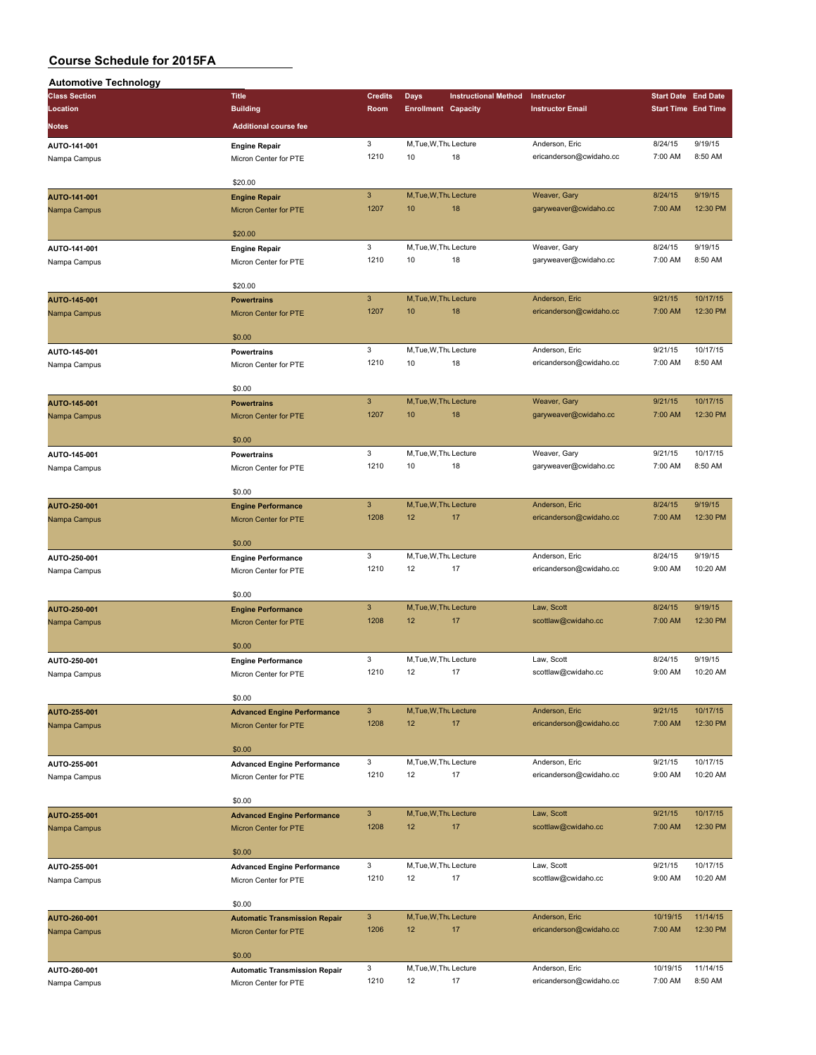# Course Schedule for 2015FA

## Automotive Technology

| Class Section / Location / Notes | Title / Building / Additional course fee | Credits / Room | Days / Enrollment | Instructional Method / Capacity | Instructor / Instructor Email | Start Date / Start Time | End Date / End Time |
|---|---|---|---|---|---|---|---|
| AUTO-141-001 | Engine Repair | 3 | M,Tue,W,Thu | Lecture | Anderson, Eric | 8/24/15 | 9/19/15 |
| Nampa Campus | Micron Center for PTE | 1210 | 10 | 18 | ericanderson@cwidaho.cc | 7:00 AM | 8:50 AM |
| | $20.00 | | | | | | |
| AUTO-141-001 | Engine Repair | 3 | M,Tue,W,Thu | Lecture | Weaver, Gary | 8/24/15 | 9/19/15 |
| Nampa Campus | Micron Center for PTE | 1207 | 10 | 18 | garyweaver@cwidaho.cc | 7:00 AM | 12:30 PM |
| | $20.00 | | | | | | |
| AUTO-141-001 | Engine Repair | 3 | M,Tue,W,Thu | Lecture | Weaver, Gary | 8/24/15 | 9/19/15 |
| Nampa Campus | Micron Center for PTE | 1210 | 10 | 18 | garyweaver@cwidaho.cc | 7:00 AM | 8:50 AM |
| | $20.00 | | | | | | |
| AUTO-145-001 | Powertrains | 3 | M,Tue,W,Thu | Lecture | Anderson, Eric | 9/21/15 | 10/17/15 |
| Nampa Campus | Micron Center for PTE | 1207 | 10 | 18 | ericanderson@cwidaho.cc | 7:00 AM | 12:30 PM |
| | $0.00 | | | | | | |
| AUTO-145-001 | Powertrains | 3 | M,Tue,W,Thu | Lecture | Anderson, Eric | 9/21/15 | 10/17/15 |
| Nampa Campus | Micron Center for PTE | 1210 | 10 | 18 | ericanderson@cwidaho.cc | 7:00 AM | 8:50 AM |
| | $0.00 | | | | | | |
| AUTO-145-001 | Powertrains | 3 | M,Tue,W,Thu | Lecture | Weaver, Gary | 9/21/15 | 10/17/15 |
| Nampa Campus | Micron Center for PTE | 1207 | 10 | 18 | garyweaver@cwidaho.cc | 7:00 AM | 12:30 PM |
| | $0.00 | | | | | | |
| AUTO-145-001 | Powertrains | 3 | M,Tue,W,Thu | Lecture | Weaver, Gary | 9/21/15 | 10/17/15 |
| Nampa Campus | Micron Center for PTE | 1210 | 10 | 18 | garyweaver@cwidaho.cc | 7:00 AM | 8:50 AM |
| | $0.00 | | | | | | |
| AUTO-250-001 | Engine Performance | 3 | M,Tue,W,Thu | Lecture | Anderson, Eric | 8/24/15 | 9/19/15 |
| Nampa Campus | Micron Center for PTE | 1208 | 12 | 17 | ericanderson@cwidaho.cc | 7:00 AM | 12:30 PM |
| | $0.00 | | | | | | |
| AUTO-250-001 | Engine Performance | 3 | M,Tue,W,Thu | Lecture | Anderson, Eric | 8/24/15 | 9/19/15 |
| Nampa Campus | Micron Center for PTE | 1210 | 12 | 17 | ericanderson@cwidaho.cc | 9:00 AM | 10:20 AM |
| | $0.00 | | | | | | |
| AUTO-250-001 | Engine Performance | 3 | M,Tue,W,Thu | Lecture | Law, Scott | 8/24/15 | 9/19/15 |
| Nampa Campus | Micron Center for PTE | 1208 | 12 | 17 | scottlaw@cwidaho.cc | 7:00 AM | 12:30 PM |
| | $0.00 | | | | | | |
| AUTO-250-001 | Engine Performance | 3 | M,Tue,W,Thu | Lecture | Law, Scott | 8/24/15 | 9/19/15 |
| Nampa Campus | Micron Center for PTE | 1210 | 12 | 17 | scottlaw@cwidaho.cc | 9:00 AM | 10:20 AM |
| | $0.00 | | | | | | |
| AUTO-255-001 | Advanced Engine Performance | 3 | M,Tue,W,Thu | Lecture | Anderson, Eric | 9/21/15 | 10/17/15 |
| Nampa Campus | Micron Center for PTE | 1208 | 12 | 17 | ericanderson@cwidaho.cc | 7:00 AM | 12:30 PM |
| | $0.00 | | | | | | |
| AUTO-255-001 | Advanced Engine Performance | 3 | M,Tue,W,Thu | Lecture | Anderson, Eric | 9/21/15 | 10/17/15 |
| Nampa Campus | Micron Center for PTE | 1210 | 12 | 17 | ericanderson@cwidaho.cc | 9:00 AM | 10:20 AM |
| | $0.00 | | | | | | |
| AUTO-255-001 | Advanced Engine Performance | 3 | M,Tue,W,Thu | Lecture | Law, Scott | 9/21/15 | 10/17/15 |
| Nampa Campus | Micron Center for PTE | 1208 | 12 | 17 | scottlaw@cwidaho.cc | 7:00 AM | 12:30 PM |
| | $0.00 | | | | | | |
| AUTO-255-001 | Advanced Engine Performance | 3 | M,Tue,W,Thu | Lecture | Law, Scott | 9/21/15 | 10/17/15 |
| Nampa Campus | Micron Center for PTE | 1210 | 12 | 17 | scottlaw@cwidaho.cc | 9:00 AM | 10:20 AM |
| | $0.00 | | | | | | |
| AUTO-260-001 | Automatic Transmission Repair | 3 | M,Tue,W,Thu | Lecture | Anderson, Eric | 10/19/15 | 11/14/15 |
| Nampa Campus | Micron Center for PTE | 1206 | 12 | 17 | ericanderson@cwidaho.cc | 7:00 AM | 12:30 PM |
| | $0.00 | | | | | | |
| AUTO-260-001 | Automatic Transmission Repair | 3 | M,Tue,W,Thu | Lecture | Anderson, Eric | 10/19/15 | 11/14/15 |
| Nampa Campus | Micron Center for PTE | 1210 | 12 | 17 | ericanderson@cwidaho.cc | 7:00 AM | 8:50 AM |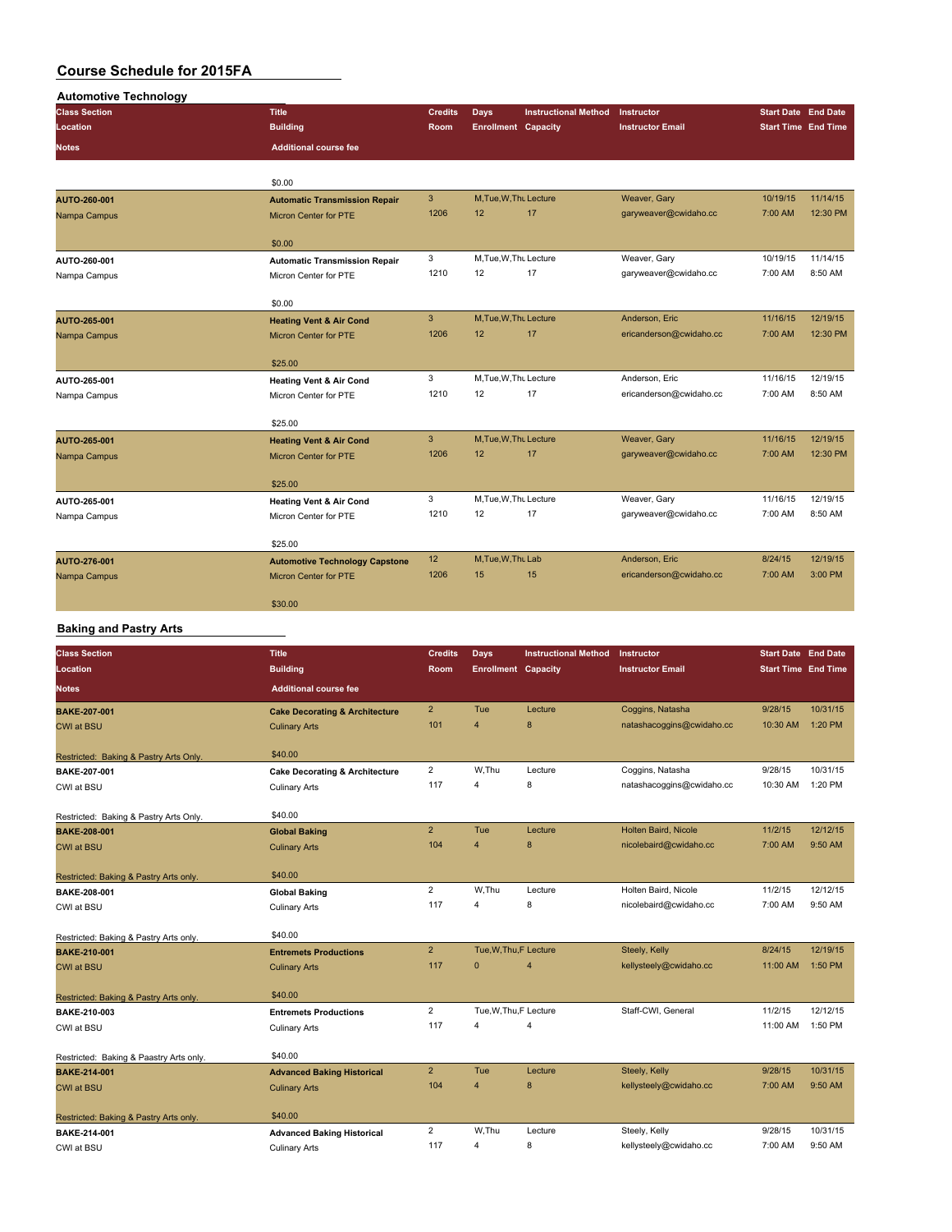# Course Schedule for 2015FA

## Automotive Technology

| Class Section / Location / Notes | Title / Building / Additional course fee | Credits / Room | Days / Enrollment | Instructional Method / Capacity | Instructor / Instructor Email | Start Date / Start Time | End Date / End Time |
|---|---|---|---|---|---|---|---|
| | $0.00 | | | | | | |
| AUTO-260-001 | Automatic Transmission Repair | 3 | M,Tue,W,Thu | Lecture | Weaver, Gary | 10/19/15 | 11/14/15 |
| Nampa Campus | Micron Center for PTE | 1206 | 12 | 17 | garyweaver@cwidaho.cc | 7:00 AM | 12:30 PM |
| | $0.00 | | | | | | |
| AUTO-260-001 | Automatic Transmission Repair | 3 | M,Tue,W,Thu | Lecture | Weaver, Gary | 10/19/15 | 11/14/15 |
| Nampa Campus | Micron Center for PTE | 1210 | 12 | 17 | garyweaver@cwidaho.cc | 7:00 AM | 8:50 AM |
| | $0.00 | | | | | | |
| AUTO-265-001 | Heating Vent & Air Cond | 3 | M,Tue,W,Thu | Lecture | Anderson, Eric | 11/16/15 | 12/19/15 |
| Nampa Campus | Micron Center for PTE | 1206 | 12 | 17 | ericanderson@cwidaho.cc | 7:00 AM | 12:30 PM |
| | $25.00 | | | | | | |
| AUTO-265-001 | Heating Vent & Air Cond | 3 | M,Tue,W,Thu | Lecture | Anderson, Eric | 11/16/15 | 12/19/15 |
| Nampa Campus | Micron Center for PTE | 1210 | 12 | 17 | ericanderson@cwidaho.cc | 7:00 AM | 8:50 AM |
| | $25.00 | | | | | | |
| AUTO-265-001 | Heating Vent & Air Cond | 3 | M,Tue,W,Thu | Lecture | Weaver, Gary | 11/16/15 | 12/19/15 |
| Nampa Campus | Micron Center for PTE | 1206 | 12 | 17 | garyweaver@cwidaho.cc | 7:00 AM | 12:30 PM |
| | $25.00 | | | | | | |
| AUTO-265-001 | Heating Vent & Air Cond | 3 | M,Tue,W,Thu | Lecture | Weaver, Gary | 11/16/15 | 12/19/15 |
| Nampa Campus | Micron Center for PTE | 1210 | 12 | 17 | garyweaver@cwidaho.cc | 7:00 AM | 8:50 AM |
| | $25.00 | | | | | | |
| AUTO-276-001 | Automotive Technology Capstone | 12 | M,Tue,W,Thu | Lab | Anderson, Eric | 8/24/15 | 12/19/15 |
| Nampa Campus | Micron Center for PTE | 1206 | 15 | 15 | ericanderson@cwidaho.cc | 7:00 AM | 3:00 PM |
| | $30.00 | | | | | | |

## Baking and Pastry Arts

| Class Section / Location / Notes | Title / Building / Additional course fee | Credits / Room | Days / Enrollment | Instructional Method / Capacity | Instructor / Instructor Email | Start Date / Start Time | End Date / End Time |
|---|---|---|---|---|---|---|---|
| BAKE-207-001 | Cake Decorating & Architecture | 2 | Tue | Lecture | Coggins, Natasha | 9/28/15 | 10/31/15 |
| CWI at BSU | Culinary Arts | 101 | 4 | 8 | natashacoggins@cwidaho.cc | 10:30 AM | 1:20 PM |
| Restricted: Baking & Pastry Arts Only. | $40.00 | | | | | | |
| BAKE-207-001 | Cake Decorating & Architecture | 2 | W,Thu | Lecture | Coggins, Natasha | 9/28/15 | 10/31/15 |
| CWI at BSU | Culinary Arts | 117 | 4 | 8 | natashacoggins@cwidaho.cc | 10:30 AM | 1:20 PM |
| Restricted: Baking & Pastry Arts Only. | $40.00 | | | | | | |
| BAKE-208-001 | Global Baking | 2 | Tue | Lecture | Holten Baird, Nicole | 11/2/15 | 12/12/15 |
| CWI at BSU | Culinary Arts | 104 | 4 | 8 | nicolebaird@cwidaho.cc | 7:00 AM | 9:50 AM |
| Restricted: Baking & Pastry Arts only. | $40.00 | | | | | | |
| BAKE-208-001 | Global Baking | 2 | W,Thu | Lecture | Holten Baird, Nicole | 11/2/15 | 12/12/15 |
| CWI at BSU | Culinary Arts | 117 | 4 | 8 | nicolebaird@cwidaho.cc | 7:00 AM | 9:50 AM |
| Restricted: Baking & Pastry Arts only. | $40.00 | | | | | | |
| BAKE-210-001 | Entremets Productions | 2 | Tue,W,Thu,F | Lecture | Steely, Kelly | 8/24/15 | 12/19/15 |
| CWI at BSU | Culinary Arts | 117 | 0 | 4 | kellysteely@cwidaho.cc | 11:00 AM | 1:50 PM |
| Restricted: Baking & Pastry Arts only. | $40.00 | | | | | | |
| BAKE-210-003 | Entremets Productions | 2 | Tue,W,Thu,F | Lecture | Staff-CWI, General | 11/2/15 | 12/12/15 |
| CWI at BSU | Culinary Arts | 117 | 4 | 4 | | 11:00 AM | 1:50 PM |
| Restricted: Baking & Paastry Arts only. | $40.00 | | | | | | |
| BAKE-214-001 | Advanced Baking Historical | 2 | Tue | Lecture | Steely, Kelly | 9/28/15 | 10/31/15 |
| CWI at BSU | Culinary Arts | 104 | 4 | 8 | kellysteely@cwidaho.cc | 7:00 AM | 9:50 AM |
| Restricted: Baking & Pastry Arts only. | $40.00 | | | | | | |
| BAKE-214-001 | Advanced Baking Historical | 2 | W,Thu | Lecture | Steely, Kelly | 9/28/15 | 10/31/15 |
| CWI at BSU | Culinary Arts | 117 | 4 | 8 | kellysteely@cwidaho.cc | 7:00 AM | 9:50 AM |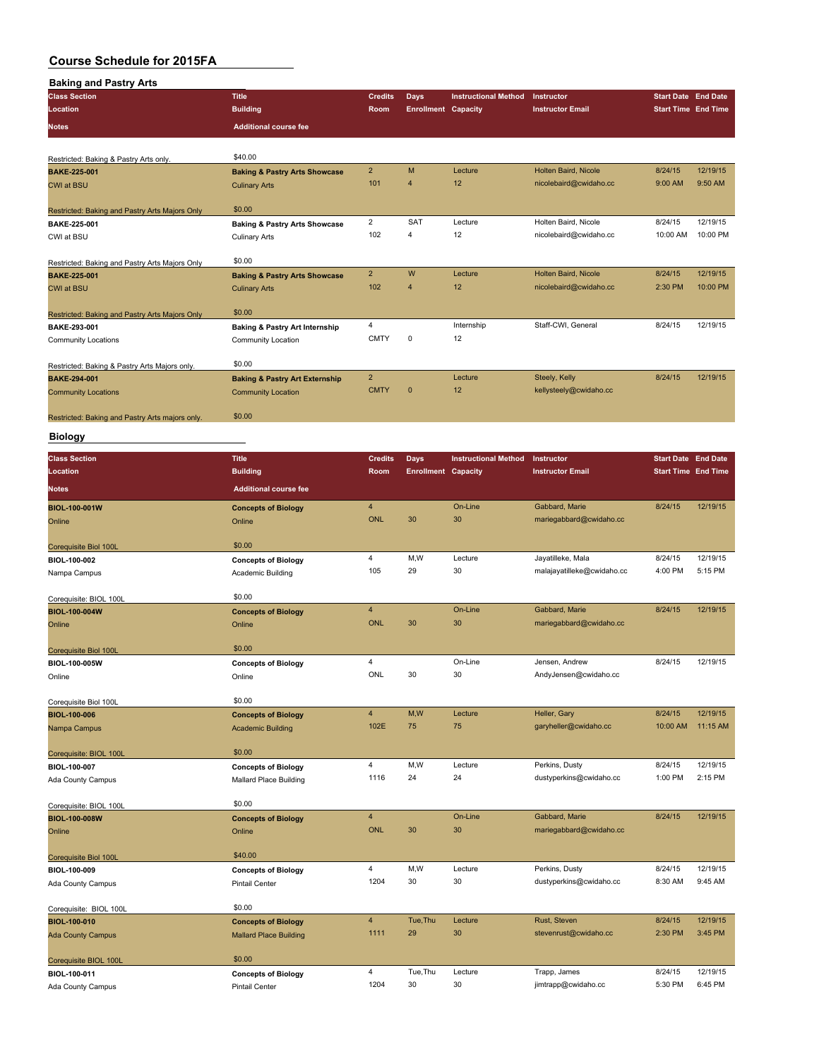# Course Schedule for 2015FA

## Baking and Pastry Arts

| Class Section / Location / Notes | Title / Building / Additional course fee | Credits / Room | Days / Enrollment | Instructional Method / Capacity | Instructor / Instructor Email | Start Date / Start Time | End Date / End Time |
|---|---|---|---|---|---|---|---|
| Restricted: Baking & Pastry Arts only. | $40.00 | | | | | | |
| BAKE-225-001 | Baking & Pastry Arts Showcase | 2 | M | Lecture | Holten Baird, Nicole | 8/24/15 | 12/19/15 |
| CWI at BSU | Culinary Arts | 101 | 4 | 12 | nicolebaird@cwidaho.cc | 9:00 AM | 9:50 AM |
| Restricted: Baking and Pastry Arts Majors Only | $0.00 | | | | | | |
| BAKE-225-001 | Baking & Pastry Arts Showcase | 2 | SAT | Lecture | Holten Baird, Nicole | 8/24/15 | 12/19/15 |
| CWI at BSU | Culinary Arts | 102 | 4 | 12 | nicolebaird@cwidaho.cc | 10:00 AM | 10:00 PM |
| Restricted: Baking and Pastry Arts Majors Only | $0.00 | | | | | | |
| BAKE-225-001 | Baking & Pastry Arts Showcase | 2 | W | Lecture | Holten Baird, Nicole | 8/24/15 | 12/19/15 |
| CWI at BSU | Culinary Arts | 102 | 4 | 12 | nicolebaird@cwidaho.cc | 2:30 PM | 10:00 PM |
| Restricted: Baking and Pastry Arts Majors Only | $0.00 | | | | | | |
| BAKE-293-001 | Baking & Pastry Art Internship | 4 | | Internship | Staff-CWI, General | 8/24/15 | 12/19/15 |
| Community Locations | Community Location | CMTY | 0 | 12 | | | |
| Restricted: Baking & Pastry Arts Majors only. | $0.00 | | | | | | |
| BAKE-294-001 | Baking & Pastry Art Externship | 2 | | Lecture | Steely, Kelly | 8/24/15 | 12/19/15 |
| Community Locations | Community Location | CMTY | 0 | 12 | kellysteely@cwidaho.cc | | |
| Restricted: Baking and Pastry Arts majors only. | $0.00 | | | | | | |

## Biology

| Class Section / Location / Notes | Title / Building / Additional course fee | Credits / Room | Days / Enrollment | Instructional Method / Capacity | Instructor / Instructor Email | Start Date / Start Time | End Date / End Time |
|---|---|---|---|---|---|---|---|
| BIOL-100-001W | Concepts of Biology | 4 | | On-Line | Gabbard, Marie | 8/24/15 | 12/19/15 |
| Online | Online | ONL | 30 | 30 | mariegabbard@cwidaho.cc | | |
| Corequisite Biol 100L | $0.00 | | | | | | |
| BIOL-100-002 | Concepts of Biology | 4 | M,W | Lecture | Jayatilleke, Mala | 8/24/15 | 12/19/15 |
| Nampa Campus | Academic Building | 105 | 29 | 30 | malajayatilleke@cwidaho.cc | 4:00 PM | 5:15 PM |
| Corequisite: BIOL 100L | $0.00 | | | | | | |
| BIOL-100-004W | Concepts of Biology | 4 | | On-Line | Gabbard, Marie | 8/24/15 | 12/19/15 |
| Online | Online | ONL | 30 | 30 | mariegabbard@cwidaho.cc | | |
| Corequisite Biol 100L | $0.00 | | | | | | |
| BIOL-100-005W | Concepts of Biology | 4 | | On-Line | Jensen, Andrew | 8/24/15 | 12/19/15 |
| Online | Online | ONL | 30 | 30 | AndyJensen@cwidaho.cc | | |
| Corequisite Biol 100L | $0.00 | | | | | | |
| BIOL-100-006 | Concepts of Biology | 4 | M,W | Lecture | Heller, Gary | 8/24/15 | 12/19/15 |
| Nampa Campus | Academic Building | 102E | 75 | 75 | garyheller@cwidaho.cc | 10:00 AM | 11:15 AM |
| Corequisite: BIOL 100L | $0.00 | | | | | | |
| BIOL-100-007 | Concepts of Biology | 4 | M,W | Lecture | Perkins, Dusty | 8/24/15 | 12/19/15 |
| Ada County Campus | Mallard Place Building | 1116 | 24 | 24 | dustyperkins@cwidaho.cc | 1:00 PM | 2:15 PM |
| Corequisite: BIOL 100L | $0.00 | | | | | | |
| BIOL-100-008W | Concepts of Biology | 4 | | On-Line | Gabbard, Marie | 8/24/15 | 12/19/15 |
| Online | Online | ONL | 30 | 30 | mariegabbard@cwidaho.cc | | |
| Corequisite Biol 100L | $40.00 | | | | | | |
| BIOL-100-009 | Concepts of Biology | 4 | M,W | Lecture | Perkins, Dusty | 8/24/15 | 12/19/15 |
| Ada County Campus | Pintail Center | 1204 | 30 | 30 | dustyperkins@cwidaho.cc | 8:30 AM | 9:45 AM |
| Corequisite: BIOL 100L | $0.00 | | | | | | |
| BIOL-100-010 | Concepts of Biology | 4 | Tue,Thu | Lecture | Rust, Steven | 8/24/15 | 12/19/15 |
| Ada County Campus | Mallard Place Building | 1111 | 29 | 30 | stevenrust@cwidaho.cc | 2:30 PM | 3:45 PM |
| Corequisite BIOL 100L | $0.00 | | | | | | |
| BIOL-100-011 | Concepts of Biology | 4 | Tue,Thu | Lecture | Trapp, James | 8/24/15 | 12/19/15 |
| Ada County Campus | Pintail Center | 1204 | 30 | 30 | jimtrapp@cwidaho.cc | 5:30 PM | 6:45 PM |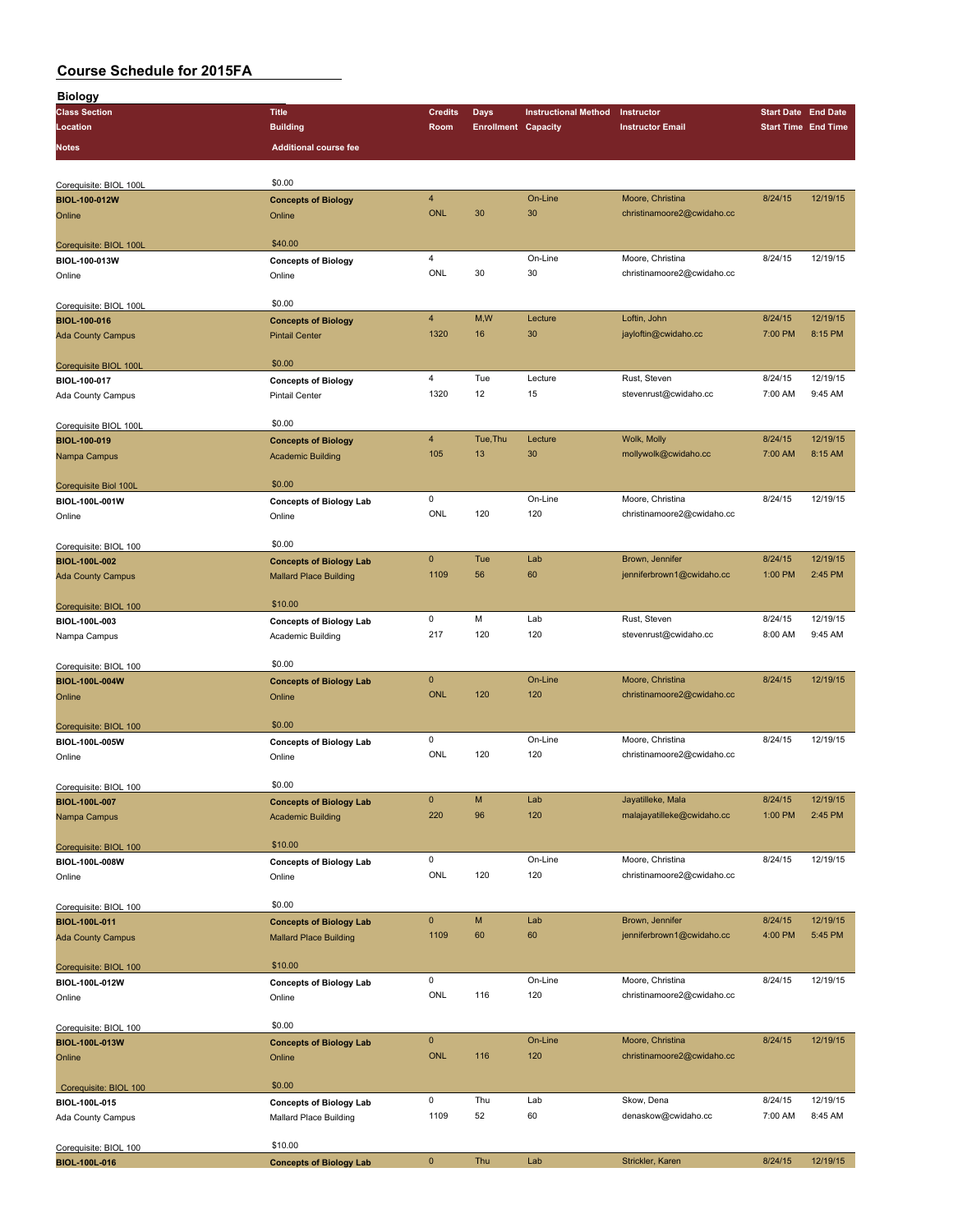# Course Schedule for 2015FA

## Biology

| Class Section / Location / Notes | Title / Building / Additional course fee | Credits / Room | Days / Enrollment | Instructional Method / Capacity | Instructor / Instructor Email | Start Date / Start Time | End Date / End Time |
|---|---|---|---|---|---|---|---|
| Corequisite: BIOL 100L | $0.00 | | | | | | |
| **BIOL-100-012W** | **Concepts of Biology** | 4 | | On-Line | Moore, Christina | 8/24/15 | 12/19/15 |
| Online | Online | ONL | 30 | 30 | christinamoore2@cwidaho.cc | | |
| Corequisite: BIOL 100L | $40.00 | | | | | | |
| **BIOL-100-013W** | **Concepts of Biology** | 4 | | On-Line | Moore, Christina | 8/24/15 | 12/19/15 |
| Online | Online | ONL | 30 | 30 | christinamoore2@cwidaho.cc | | |
| Corequisite: BIOL 100L | $0.00 | | | | | | |
| **BIOL-100-016** | **Concepts of Biology** | 4 | M,W | Lecture | Loftin, John | 8/24/15 | 12/19/15 |
| Ada County Campus | Pintail Center | 1320 | 16 | 30 | jayloftin@cwidaho.cc | 7:00 PM | 8:15 PM |
| Corequisite BIOL 100L | $0.00 | | | | | | |
| **BIOL-100-017** | **Concepts of Biology** | 4 | Tue | Lecture | Rust, Steven | 8/24/15 | 12/19/15 |
| Ada County Campus | Pintail Center | 1320 | 12 | 15 | stevenrust@cwidaho.cc | 7:00 AM | 9:45 AM |
| Corequisite BIOL 100L | $0.00 | | | | | | |
| **BIOL-100-019** | **Concepts of Biology** | 4 | Tue,Thu | Lecture | Wolk, Molly | 8/24/15 | 12/19/15 |
| Nampa Campus | Academic Building | 105 | 13 | 30 | mollywolk@cwidaho.cc | 7:00 AM | 8:15 AM |
| Corequisite Biol 100L | $0.00 | | | | | | |
| **BIOL-100L-001W** | **Concepts of Biology Lab** | 0 | | On-Line | Moore, Christina | 8/24/15 | 12/19/15 |
| Online | Online | ONL | 120 | 120 | christinamoore2@cwidaho.cc | | |
| Corequisite: BIOL 100 | $0.00 | | | | | | |
| **BIOL-100L-002** | **Concepts of Biology Lab** | 0 | Tue | Lab | Brown, Jennifer | 8/24/15 | 12/19/15 |
| Ada County Campus | Mallard Place Building | 1109 | 56 | 60 | jenniferbrown1@cwidaho.cc | 1:00 PM | 2:45 PM |
| Corequisite: BIOL 100 | $10.00 | | | | | | |
| **BIOL-100L-003** | **Concepts of Biology Lab** | 0 | M | Lab | Rust, Steven | 8/24/15 | 12/19/15 |
| Nampa Campus | Academic Building | 217 | 120 | 120 | stevenrust@cwidaho.cc | 8:00 AM | 9:45 AM |
| Corequisite: BIOL 100 | $0.00 | | | | | | |
| **BIOL-100L-004W** | **Concepts of Biology Lab** | 0 | | On-Line | Moore, Christina | 8/24/15 | 12/19/15 |
| Online | Online | ONL | 120 | 120 | christinamoore2@cwidaho.cc | | |
| Corequisite: BIOL 100 | $0.00 | | | | | | |
| **BIOL-100L-005W** | **Concepts of Biology Lab** | 0 | | On-Line | Moore, Christina | 8/24/15 | 12/19/15 |
| Online | Online | ONL | 120 | 120 | christinamoore2@cwidaho.cc | | |
| Corequisite: BIOL 100 | $0.00 | | | | | | |
| **BIOL-100L-007** | **Concepts of Biology Lab** | 0 | M | Lab | Jayatilleke, Mala | 8/24/15 | 12/19/15 |
| Nampa Campus | Academic Building | 220 | 96 | 120 | malajayatilleke@cwidaho.cc | 1:00 PM | 2:45 PM |
| Corequisite: BIOL 100 | $10.00 | | | | | | |
| **BIOL-100L-008W** | **Concepts of Biology Lab** | 0 | | On-Line | Moore, Christina | 8/24/15 | 12/19/15 |
| Online | Online | ONL | 120 | 120 | christinamoore2@cwidaho.cc | | |
| Corequisite: BIOL 100 | $0.00 | | | | | | |
| **BIOL-100L-011** | **Concepts of Biology Lab** | 0 | M | Lab | Brown, Jennifer | 8/24/15 | 12/19/15 |
| Ada County Campus | Mallard Place Building | 1109 | 60 | 60 | jenniferbrown1@cwidaho.cc | 4:00 PM | 5:45 PM |
| Corequisite: BIOL 100 | $10.00 | | | | | | |
| **BIOL-100L-012W** | **Concepts of Biology Lab** | 0 | | On-Line | Moore, Christina | 8/24/15 | 12/19/15 |
| Online | Online | ONL | 116 | 120 | christinamoore2@cwidaho.cc | | |
| Corequisite: BIOL 100 | $0.00 | | | | | | |
| **BIOL-100L-013W** | **Concepts of Biology Lab** | 0 | | On-Line | Moore, Christina | 8/24/15 | 12/19/15 |
| Online | Online | ONL | 116 | 120 | christinamoore2@cwidaho.cc | | |
| Corequisite: BIOL 100 | $0.00 | | | | | | |
| **BIOL-100L-015** | **Concepts of Biology Lab** | 0 | Thu | Lab | Skow, Dena | 8/24/15 | 12/19/15 |
| Ada County Campus | Mallard Place Building | 1109 | 52 | 60 | denaskow@cwidaho.cc | 7:00 AM | 8:45 AM |
| Corequisite: BIOL 100 | $10.00 | | | | | | |
| **BIOL-100L-016** | **Concepts of Biology Lab** | 0 | Thu | Lab | Strickler, Karen | 8/24/15 | 12/19/15 |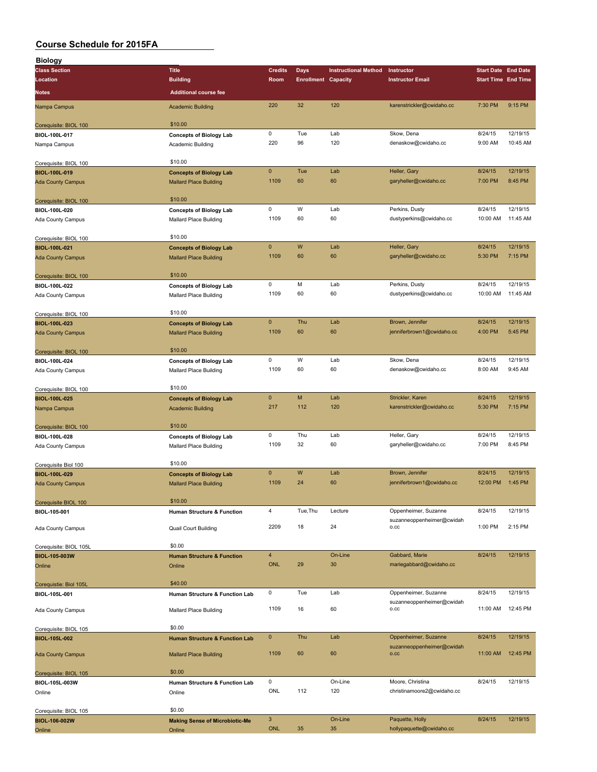# Course Schedule for 2015FA

## Biology

| Class Section / Location / Notes | Title / Building / Additional course fee | Credits / Room | Days / Enrollment | Instructional Method / Capacity | Instructor / Instructor Email | Start Date / Start Time | End Date / End Time |
|---|---|---|---|---|---|---|---|
| Nampa Campus | Academic Building | 220 | 32 | 120 | karenstrickler@cwidaho.cc | 7:30 PM | 9:15 PM |
| Corequisite: BIOL 100 | $10.00 | | | | | | |
| **BIOL-100L-017** | **Concepts of Biology Lab** | 0 | Tue | Lab | Skow, Dena | 8/24/15 | 12/19/15 |
| Nampa Campus | Academic Building | 220 | 96 | 120 | denaskow@cwidaho.cc | 9:00 AM | 10:45 AM |
| Corequisite: BIOL 100 | $10.00 | | | | | | |
| **BIOL-100L-019** | **Concepts of Biology Lab** | 0 | Tue | Lab | Heller, Gary | 8/24/15 | 12/19/15 |
| Ada County Campus | Mallard Place Building | 1109 | 60 | 60 | garyheller@cwidaho.cc | 7:00 PM | 8:45 PM |
| Corequisite: BIOL 100 | $10.00 | | | | | | |
| **BIOL-100L-020** | **Concepts of Biology Lab** | 0 | W | Lab | Perkins, Dusty | 8/24/15 | 12/19/15 |
| Ada County Campus | Mallard Place Building | 1109 | 60 | 60 | dustyperkins@cwidaho.cc | 10:00 AM | 11:45 AM |
| Corequisite: BIOL 100 | $10.00 | | | | | | |
| **BIOL-100L-021** | **Concepts of Biology Lab** | 0 | W | Lab | Heller, Gary | 8/24/15 | 12/19/15 |
| Ada County Campus | Mallard Place Building | 1109 | 60 | 60 | garyheller@cwidaho.cc | 5:30 PM | 7:15 PM |
| Corequisite: BIOL 100 | $10.00 | | | | | | |
| **BIOL-100L-022** | **Concepts of Biology Lab** | 0 | M | Lab | Perkins, Dusty | 8/24/15 | 12/19/15 |
| Ada County Campus | Mallard Place Building | 1109 | 60 | 60 | dustyperkins@cwidaho.cc | 10:00 AM | 11:45 AM |
| Corequisite: BIOL 100 | $10.00 | | | | | | |
| **BIOL-100L-023** | **Concepts of Biology Lab** | 0 | Thu | Lab | Brown, Jennifer | 8/24/15 | 12/19/15 |
| Ada County Campus | Mallard Place Building | 1109 | 60 | 60 | jenniferbrown1@cwidaho.cc | 4:00 PM | 5:45 PM |
| Corequisite: BIOL 100 | $10.00 | | | | | | |
| **BIOL-100L-024** | **Concepts of Biology Lab** | 0 | W | Lab | Skow, Dena | 8/24/15 | 12/19/15 |
| Ada County Campus | Mallard Place Building | 1109 | 60 | 60 | denaskow@cwidaho.cc | 8:00 AM | 9:45 AM |
| Corequisite: BIOL 100 | $10.00 | | | | | | |
| **BIOL-100L-025** | **Concepts of Biology Lab** | 0 | M | Lab | Strickler, Karen | 8/24/15 | 12/19/15 |
| Nampa Campus | Academic Building | 217 | 112 | 120 | karenstrickler@cwidaho.cc | 5:30 PM | 7:15 PM |
| Corequisite: BIOL 100 | $10.00 | | | | | | |
| **BIOL-100L-028** | **Concepts of Biology Lab** | 0 | Thu | Lab | Heller, Gary | 8/24/15 | 12/19/15 |
| Ada County Campus | Mallard Place Building | 1109 | 32 | 60 | garyheller@cwidaho.cc | 7:00 PM | 8:45 PM |
| Corequisite Biol 100 | $10.00 | | | | | | |
| **BIOL-100L-029** | **Concepts of Biology Lab** | 0 | W | Lab | Brown, Jennifer | 8/24/15 | 12/19/15 |
| Ada County Campus | Mallard Place Building | 1109 | 24 | 60 | jenniferbrown1@cwidaho.cc | 12:00 PM | 1:45 PM |
| Corequisite BIOL 100 | $10.00 | | | | | | |
| **BIOL-105-001** | **Human Structure & Function** | 4 | Tue,Thu | Lecture | Oppenheimer, Suzanne | 8/24/15 | 12/19/15 |
| Ada County Campus | Quail Court Building | 2209 | 18 | 24 | suzanneoppenheimer@cwidaho.cc | 1:00 PM | 2:15 PM |
| Corequisite: BIOL 105L | $0.00 | | | | | | |
| **BIOL-105-003W** | **Human Structure & Function** | 4 | | On-Line | Gabbard, Marie | 8/24/15 | 12/19/15 |
| Online | Online | ONL | 29 | 30 | mariegabbard@cwidaho.cc | | |
| Corequistie: Biol 105L | $40.00 | | | | | | |
| **BIOL-105L-001** | **Human Structure & Function Lab** | 0 | Tue | Lab | Oppenheimer, Suzanne | 8/24/15 | 12/19/15 |
| Ada County Campus | Mallard Place Building | 1109 | 16 | 60 | suzanneoppenheimer@cwidaho.cc | 11:00 AM | 12:45 PM |
| Corequisite: BIOL 105 | $0.00 | | | | | | |
| **BIOL-105L-002** | **Human Structure & Function Lab** | 0 | Thu | Lab | Oppenheimer, Suzanne | 8/24/15 | 12/19/15 |
| Ada County Campus | Mallard Place Building | 1109 | 60 | 60 | suzanneoppenheimer@cwidaho.cc | 11:00 AM | 12:45 PM |
| Corequisite: BIOL 105 | $0.00 | | | | | | |
| **BIOL-105L-003W** | **Human Structure & Function Lab** | 0 | | On-Line | Moore, Christina | 8/24/15 | 12/19/15 |
| Online | Online | ONL | 112 | 120 | christinamoore2@cwidaho.cc | | |
| Corequisite: BIOL 105 | $0.00 | | | | | | |
| **BIOL-106-002W** | **Making Sense of Microbiotic-Me** | 3 | | On-Line | Paquette, Holly | 8/24/15 | 12/19/15 |
| Online | Online | ONL | 35 | 35 | hollypaquette@cwidaho.cc | | |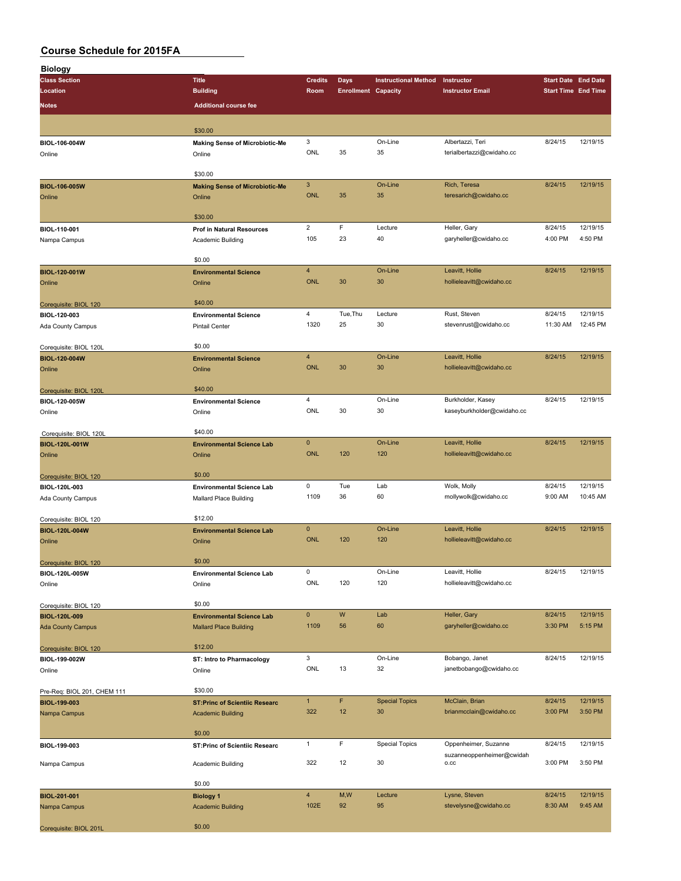# Course Schedule for 2015FA

## Biology

| Class Section<br>Location<br>Notes | Title<br>Building<br>Additional course fee | Credits<br>Room | Days<br>Enrollment | Instructional Method<br>Capacity | Instructor<br>Instructor Email | Start Date<br>Start Time | End Date<br>End Time |
|---|---|---|---|---|---|---|---|
| | $30.00 | | | | | | |
| **BIOL-106-004W**<br>Online | **Making Sense of Microbiotic-Me**<br>Online<br>$30.00 | 3<br>ONL | <br>35 | On-Line<br>35 | Albertazzi, Teri<br>terialbertazzi@cwidaho.cc | 8/24/15 | 12/19/15 |
| **BIOL-106-005W**<br>Online | **Making Sense of Microbiotic-Me**<br>Online<br>$30.00 | 3<br>ONL | <br>35 | On-Line<br>35 | Rich, Teresa<br>teresarich@cwidaho.cc | 8/24/15 | 12/19/15 |
| **BIOL-110-001**<br>Nampa Campus | **Prof in Natural Resources**<br>Academic Building<br>$0.00 | 2<br>105 | F<br>23 | Lecture<br>40 | Heller, Gary<br>garyheller@cwidaho.cc | 8/24/15<br>4:00 PM | 12/19/15<br>4:50 PM |
| **BIOL-120-001W**<br>Online<br>Corequisite: BIOL 120 | **Environmental Science**<br>Online<br>$40.00 | 4<br>ONL | <br>30 | On-Line<br>30 | Leavitt, Hollie<br>hollieleavitt@cwidaho.cc | 8/24/15 | 12/19/15 |
| **BIOL-120-003**<br>Ada County Campus<br>Corequisite: BIOL 120L | **Environmental Science**<br>Pintail Center<br>$0.00 | 4<br>1320 | Tue,Thu<br>25 | Lecture<br>30 | Rust, Steven<br>stevenrust@cwidaho.cc | 8/24/15<br>11:30 AM | 12/19/15<br>12:45 PM |
| **BIOL-120-004W**<br>Online<br>Corequisite: BIOL 120L | **Environmental Science**<br>Online<br>$40.00 | 4<br>ONL | <br>30 | On-Line<br>30 | Leavitt, Hollie<br>hollieleavitt@cwidaho.cc | 8/24/15 | 12/19/15 |
| **BIOL-120-005W**<br>Online<br>Corequisite: BIOL 120L | **Environmental Science**<br>Online<br>$40.00 | 4<br>ONL | <br>30 | On-Line<br>30 | Burkholder, Kasey<br>kaseyburkholder@cwidaho.cc | 8/24/15 | 12/19/15 |
| **BIOL-120L-001W**<br>Online<br>Corequisite: BIOL 120 | **Environmental Science Lab**<br>Online<br>$0.00 | 0<br>ONL | <br>120 | On-Line<br>120 | Leavitt, Hollie<br>hollieleavitt@cwidaho.cc | 8/24/15 | 12/19/15 |
| **BIOL-120L-003**<br>Ada County Campus<br>Corequisite: BIOL 120 | **Environmental Science Lab**<br>Mallard Place Building<br>$12.00 | 0<br>1109 | Tue<br>36 | Lab<br>60 | Wolk, Molly<br>mollywolk@cwidaho.cc | 8/24/15<br>9:00 AM | 12/19/15<br>10:45 AM |
| **BIOL-120L-004W**<br>Online<br>Corequisite: BIOL 120 | **Environmental Science Lab**<br>Online<br>$0.00 | 0<br>ONL | <br>120 | On-Line<br>120 | Leavitt, Hollie<br>hollieleavitt@cwidaho.cc | 8/24/15 | 12/19/15 |
| **BIOL-120L-005W**<br>Online<br>Corequisite: BIOL 120 | **Environmental Science Lab**<br>Online<br>$0.00 | 0<br>ONL | <br>120 | On-Line<br>120 | Leavitt, Hollie<br>hollieleavitt@cwidaho.cc | 8/24/15 | 12/19/15 |
| **BIOL-120L-009**<br>Ada County Campus<br>Corequisite: BIOL 120 | **Environmental Science Lab**<br>Mallard Place Building<br>$12.00 | 0<br>1109 | W<br>56 | Lab<br>60 | Heller, Gary<br>garyheller@cwidaho.cc | 8/24/15<br>3:30 PM | 12/19/15<br>5:15 PM |
| **BIOL-199-002W**<br>Online<br>Pre-Req: BIOL 201, CHEM 111 | **ST: Intro to Pharmacology**<br>Online<br>$30.00 | 3<br>ONL | <br>13 | On-Line<br>32 | Bobango, Janet<br>janetbobango@cwidaho.cc | 8/24/15 | 12/19/15 |
| **BIOL-199-003**<br>Nampa Campus | **ST:Princ of Scientiic Researc**<br>Academic Building<br>$0.00 | 1<br>322 | F<br>12 | Special Topics<br>30 | McClain, Brian<br>brianmcclain@cwidaho.cc | 8/24/15<br>3:00 PM | 12/19/15<br>3:50 PM |
| **BIOL-199-003**<br>Nampa Campus | **ST:Princ of Scientiic Researc**<br>Academic Building<br>$0.00 | 1<br>322 | F<br>12 | Special Topics<br>30 | Oppenheimer, Suzanne<br>suzanneoppenheimer@cwidaho.cc | 8/24/15<br>3:00 PM | 12/19/15<br>3:50 PM |
| **BIOL-201-001**<br>Nampa Campus<br>Corequisite: BIOL 201L | **Biology 1**<br>Academic Building<br>$0.00 | 4<br>102E | M,W<br>92 | Lecture<br>95 | Lysne, Steven<br>stevelysne@cwidaho.cc | 8/24/15<br>8:30 AM | 12/19/15<br>9:45 AM |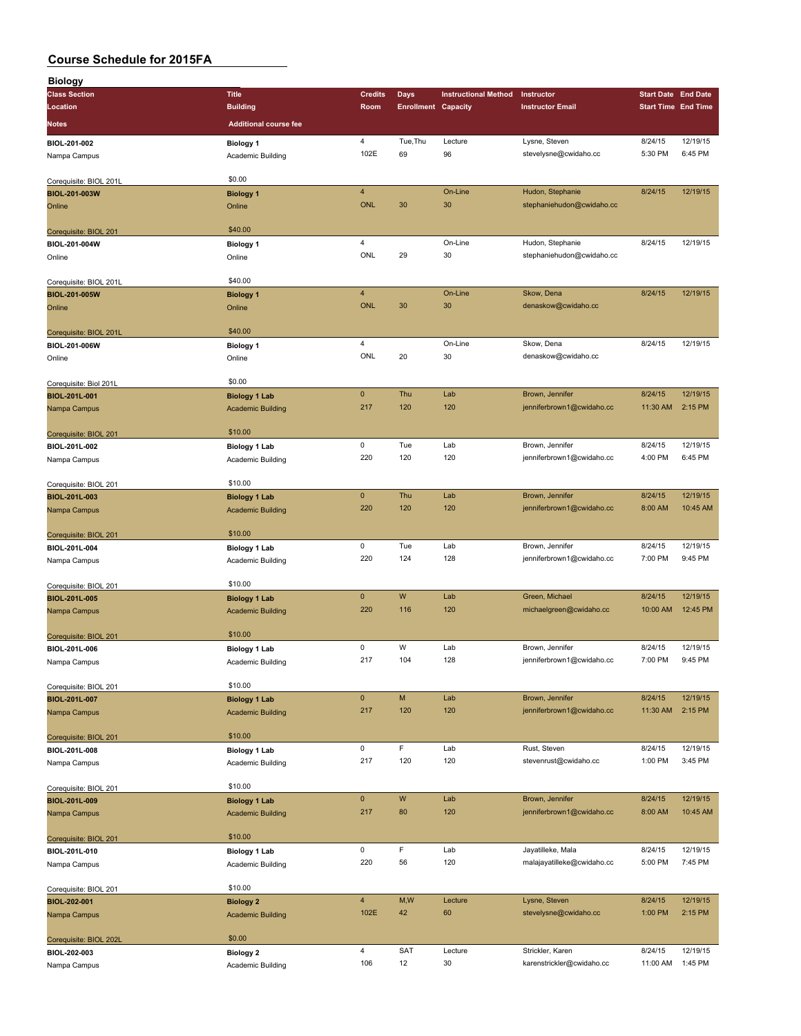# Course Schedule for 2015FA

## Biology

| Class Section / Location / Notes | Title / Building / Additional course fee | Credits / Room | Days / Enrollment | Instructional Method / Capacity | Instructor / Instructor Email | Start Date / Start Time | End Date / End Time |
|---|---|---|---|---|---|---|---|
| **BIOL-201-002**<br>Nampa Campus<br>Corequisite: BIOL 201L | **Biology 1**<br>Academic Building<br>$0.00 | 4<br>102E | Tue,Thu<br>69 | Lecture<br>96 | Lysne, Steven<br>stevelysne@cwidaho.cc | 8/24/15<br>5:30 PM | 12/19/15<br>6:45 PM |
| **BIOL-201-003W**<br>Online<br>Corequisite: BIOL 201 | **Biology 1**<br>Online<br>$40.00 | 4<br>ONL | <br>30 | On-Line<br>30 | Hudon, Stephanie<br>stephaniehudon@cwidaho.cc | 8/24/15 | 12/19/15 |
| **BIOL-201-004W**<br>Online<br>Corequisite: BIOL 201L | **Biology 1**<br>Online<br>$40.00 | 4<br>ONL | <br>29 | On-Line<br>30 | Hudon, Stephanie<br>stephaniehudon@cwidaho.cc | 8/24/15 | 12/19/15 |
| **BIOL-201-005W**<br>Online<br>Corequisite: BIOL 201L | **Biology 1**<br>Online<br>$40.00 | 4<br>ONL | <br>30 | On-Line<br>30 | Skow, Dena<br>denaskow@cwidaho.cc | 8/24/15 | 12/19/15 |
| **BIOL-201-006W**<br>Online<br>Corequisite: Biol 201L | **Biology 1**<br>Online<br>$0.00 | 4<br>ONL | <br>20 | On-Line<br>30 | Skow, Dena<br>denaskow@cwidaho.cc | 8/24/15 | 12/19/15 |
| **BIOL-201L-001**<br>Nampa Campus<br>Corequisite: BIOL 201 | **Biology 1 Lab**<br>Academic Building<br>$10.00 | 0<br>217 | Thu<br>120 | Lab<br>120 | Brown, Jennifer<br>jenniferbrown1@cwidaho.cc | 8/24/15<br>11:30 AM | 12/19/15<br>2:15 PM |
| **BIOL-201L-002**<br>Nampa Campus<br>Corequisite: BIOL 201 | **Biology 1 Lab**<br>Academic Building<br>$10.00 | 0<br>220 | Tue<br>120 | Lab<br>120 | Brown, Jennifer<br>jenniferbrown1@cwidaho.cc | 8/24/15<br>4:00 PM | 12/19/15<br>6:45 PM |
| **BIOL-201L-003**<br>Nampa Campus<br>Corequisite: BIOL 201 | **Biology 1 Lab**<br>Academic Building<br>$10.00 | 0<br>220 | Thu<br>120 | Lab<br>120 | Brown, Jennifer<br>jenniferbrown1@cwidaho.cc | 8/24/15<br>8:00 AM | 12/19/15<br>10:45 AM |
| **BIOL-201L-004**<br>Nampa Campus<br>Corequisite: BIOL 201 | **Biology 1 Lab**<br>Academic Building<br>$10.00 | 0<br>220 | Tue<br>124 | Lab<br>128 | Brown, Jennifer<br>jenniferbrown1@cwidaho.cc | 8/24/15<br>7:00 PM | 12/19/15<br>9:45 PM |
| **BIOL-201L-005**<br>Nampa Campus<br>Corequisite: BIOL 201 | **Biology 1 Lab**<br>Academic Building<br>$10.00 | 0<br>220 | W<br>116 | Lab<br>120 | Green, Michael<br>michaelgreen@cwidaho.cc | 8/24/15<br>10:00 AM | 12/19/15<br>12:45 PM |
| **BIOL-201L-006**<br>Nampa Campus<br>Corequisite: BIOL 201 | **Biology 1 Lab**<br>Academic Building<br>$10.00 | 0<br>217 | W<br>104 | Lab<br>128 | Brown, Jennifer<br>jenniferbrown1@cwidaho.cc | 8/24/15<br>7:00 PM | 12/19/15<br>9:45 PM |
| **BIOL-201L-007**<br>Nampa Campus<br>Corequisite: BIOL 201 | **Biology 1 Lab**<br>Academic Building<br>$10.00 | 0<br>217 | M<br>120 | Lab<br>120 | Brown, Jennifer<br>jenniferbrown1@cwidaho.cc | 8/24/15<br>11:30 AM | 12/19/15<br>2:15 PM |
| **BIOL-201L-008**<br>Nampa Campus<br>Corequisite: BIOL 201 | **Biology 1 Lab**<br>Academic Building<br>$10.00 | 0<br>217 | F<br>120 | Lab<br>120 | Rust, Steven<br>stevenrust@cwidaho.cc | 8/24/15<br>1:00 PM | 12/19/15<br>3:45 PM |
| **BIOL-201L-009**<br>Nampa Campus<br>Corequisite: BIOL 201 | **Biology 1 Lab**<br>Academic Building<br>$10.00 | 0<br>217 | W<br>80 | Lab<br>120 | Brown, Jennifer<br>jenniferbrown1@cwidaho.cc | 8/24/15<br>8:00 AM | 12/19/15<br>10:45 AM |
| **BIOL-201L-010**<br>Nampa Campus<br>Corequisite: BIOL 201 | **Biology 1 Lab**<br>Academic Building<br>$10.00 | 0<br>220 | F<br>56 | Lab<br>120 | Jayatilleke, Mala<br>malajayatilleke@cwidaho.cc | 8/24/15<br>5:00 PM | 12/19/15<br>7:45 PM |
| **BIOL-202-001**<br>Nampa Campus<br>Corequisite: BIOL 202L | **Biology 2**<br>Academic Building<br>$0.00 | 4<br>102E | M,W<br>42 | Lecture<br>60 | Lysne, Steven<br>stevelysne@cwidaho.cc | 8/24/15<br>1:00 PM | 12/19/15<br>2:15 PM |
| **BIOL-202-003**<br>Nampa Campus | **Biology 2**<br>Academic Building | 4<br>106 | SAT<br>12 | Lecture<br>30 | Strickler, Karen<br>karenstrickler@cwidaho.cc | 8/24/15<br>11:00 AM | 12/19/15<br>1:45 PM |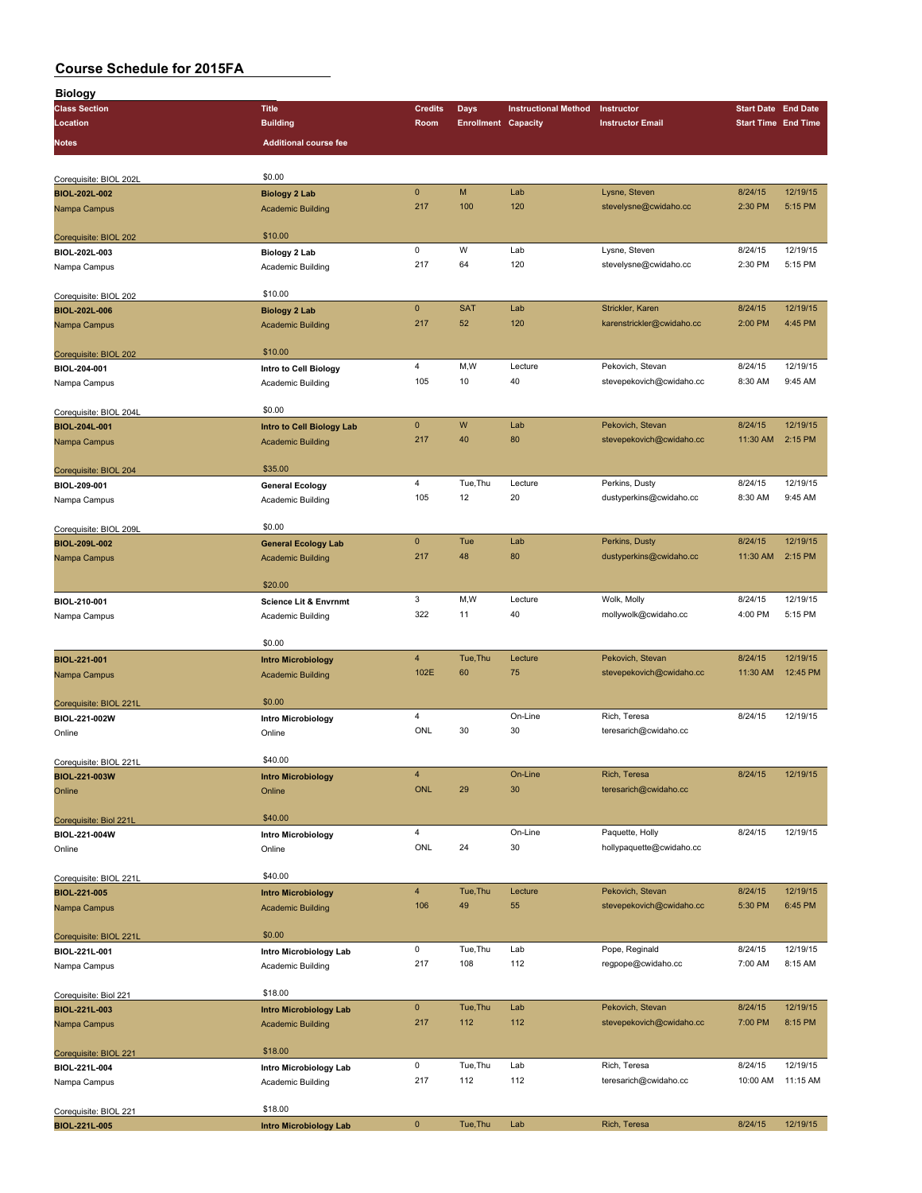# Course Schedule for 2015FA

## Biology

| Class Section / Location / Notes | Title / Building / Additional course fee | Credits / Room | Days / Enrollment | Instructional Method / Capacity | Instructor / Instructor Email | Start Date / Start Time | End Date / End Time |
|---|---|---|---|---|---|---|---|
| Corequisite: BIOL 202L | $0.00 | | | | | | |
| **BIOL-202L-002** | **Biology 2 Lab** | 0 | M | Lab | Lysne, Steven | 8/24/15 | 12/19/15 |
| Nampa Campus | Academic Building | 217 | 100 | 120 | stevelysne@cwidaho.cc | 2:30 PM | 5:15 PM |
| Corequisite: BIOL 202 | $10.00 | | | | | | |
| **BIOL-202L-003** | **Biology 2 Lab** | 0 | W | Lab | Lysne, Steven | 8/24/15 | 12/19/15 |
| Nampa Campus | Academic Building | 217 | 64 | 120 | stevelysne@cwidaho.cc | 2:30 PM | 5:15 PM |
| Corequisite: BIOL 202 | $10.00 | | | | | | |
| **BIOL-202L-006** | **Biology 2 Lab** | 0 | SAT | Lab | Strickler, Karen | 8/24/15 | 12/19/15 |
| Nampa Campus | Academic Building | 217 | 52 | 120 | karenstrickler@cwidaho.cc | 2:00 PM | 4:45 PM |
| Corequisite: BIOL 202 | $10.00 | | | | | | |
| **BIOL-204-001** | **Intro to Cell Biology** | 4 | M,W | Lecture | Pekovich, Stevan | 8/24/15 | 12/19/15 |
| Nampa Campus | Academic Building | 105 | 10 | 40 | stevepekovich@cwidaho.cc | 8:30 AM | 9:45 AM |
| Corequisite: BIOL 204L | $0.00 | | | | | | |
| **BIOL-204L-001** | **Intro to Cell Biology Lab** | 0 | W | Lab | Pekovich, Stevan | 8/24/15 | 12/19/15 |
| Nampa Campus | Academic Building | 217 | 40 | 80 | stevepekovich@cwidaho.cc | 11:30 AM | 2:15 PM |
| Corequisite: BIOL 204 | $35.00 | | | | | | |
| **BIOL-209-001** | **General Ecology** | 4 | Tue,Thu | Lecture | Perkins, Dusty | 8/24/15 | 12/19/15 |
| Nampa Campus | Academic Building | 105 | 12 | 20 | dustyperkins@cwidaho.cc | 8:30 AM | 9:45 AM |
| Corequisite: BIOL 209L | $0.00 | | | | | | |
| **BIOL-209L-002** | **General Ecology Lab** | 0 | Tue | Lab | Perkins, Dusty | 8/24/15 | 12/19/15 |
| Nampa Campus | Academic Building | 217 | 48 | 80 | dustyperkins@cwidaho.cc | 11:30 AM | 2:15 PM |
| | $20.00 | | | | | | |
| **BIOL-210-001** | **Science Lit & Envrnmt** | 3 | M,W | Lecture | Wolk, Molly | 8/24/15 | 12/19/15 |
| Nampa Campus | Academic Building | 322 | 11 | 40 | mollywolk@cwidaho.cc | 4:00 PM | 5:15 PM |
| | $0.00 | | | | | | |
| **BIOL-221-001** | **Intro Microbiology** | 4 | Tue,Thu | Lecture | Pekovich, Stevan | 8/24/15 | 12/19/15 |
| Nampa Campus | Academic Building | 102E | 60 | 75 | stevepekovich@cwidaho.cc | 11:30 AM | 12:45 PM |
| Corequisite: BIOL 221L | $0.00 | | | | | | |
| **BIOL-221-002W** | **Intro Microbiology** | 4 | | On-Line | Rich, Teresa | 8/24/15 | 12/19/15 |
| Online | Online | ONL | 30 | 30 | teresarich@cwidaho.cc | | |
| Corequisite: BIOL 221L | $40.00 | | | | | | |
| **BIOL-221-003W** | **Intro Microbiology** | 4 | | On-Line | Rich, Teresa | 8/24/15 | 12/19/15 |
| Online | Online | ONL | 29 | 30 | teresarich@cwidaho.cc | | |
| Corequisite: Biol 221L | $40.00 | | | | | | |
| **BIOL-221-004W** | **Intro Microbiology** | 4 | | On-Line | Paquette, Holly | 8/24/15 | 12/19/15 |
| Online | Online | ONL | 24 | 30 | hollypaquette@cwidaho.cc | | |
| Corequisite: BIOL 221L | $40.00 | | | | | | |
| **BIOL-221-005** | **Intro Microbiology** | 4 | Tue,Thu | Lecture | Pekovich, Stevan | 8/24/15 | 12/19/15 |
| Nampa Campus | Academic Building | 106 | 49 | 55 | stevepekovich@cwidaho.cc | 5:30 PM | 6:45 PM |
| Corequisite: BIOL 221L | $0.00 | | | | | | |
| **BIOL-221L-001** | **Intro Microbiology Lab** | 0 | Tue,Thu | Lab | Pope, Reginald | 8/24/15 | 12/19/15 |
| Nampa Campus | Academic Building | 217 | 108 | 112 | regpope@cwidaho.cc | 7:00 AM | 8:15 AM |
| Corequisite: Biol 221 | $18.00 | | | | | | |
| **BIOL-221L-003** | **Intro Microbiology Lab** | 0 | Tue,Thu | Lab | Pekovich, Stevan | 8/24/15 | 12/19/15 |
| Nampa Campus | Academic Building | 217 | 112 | 112 | stevepekovich@cwidaho.cc | 7:00 PM | 8:15 PM |
| Corequisite: BIOL 221 | $18.00 | | | | | | |
| **BIOL-221L-004** | **Intro Microbiology Lab** | 0 | Tue,Thu | Lab | Rich, Teresa | 8/24/15 | 12/19/15 |
| Nampa Campus | Academic Building | 217 | 112 | 112 | teresarich@cwidaho.cc | 10:00 AM | 11:15 AM |
| Corequisite: BIOL 221 | $18.00 | | | | | | |
| **BIOL-221L-005** | **Intro Microbiology Lab** | 0 | Tue,Thu | Lab | Rich, Teresa | 8/24/15 | 12/19/15 |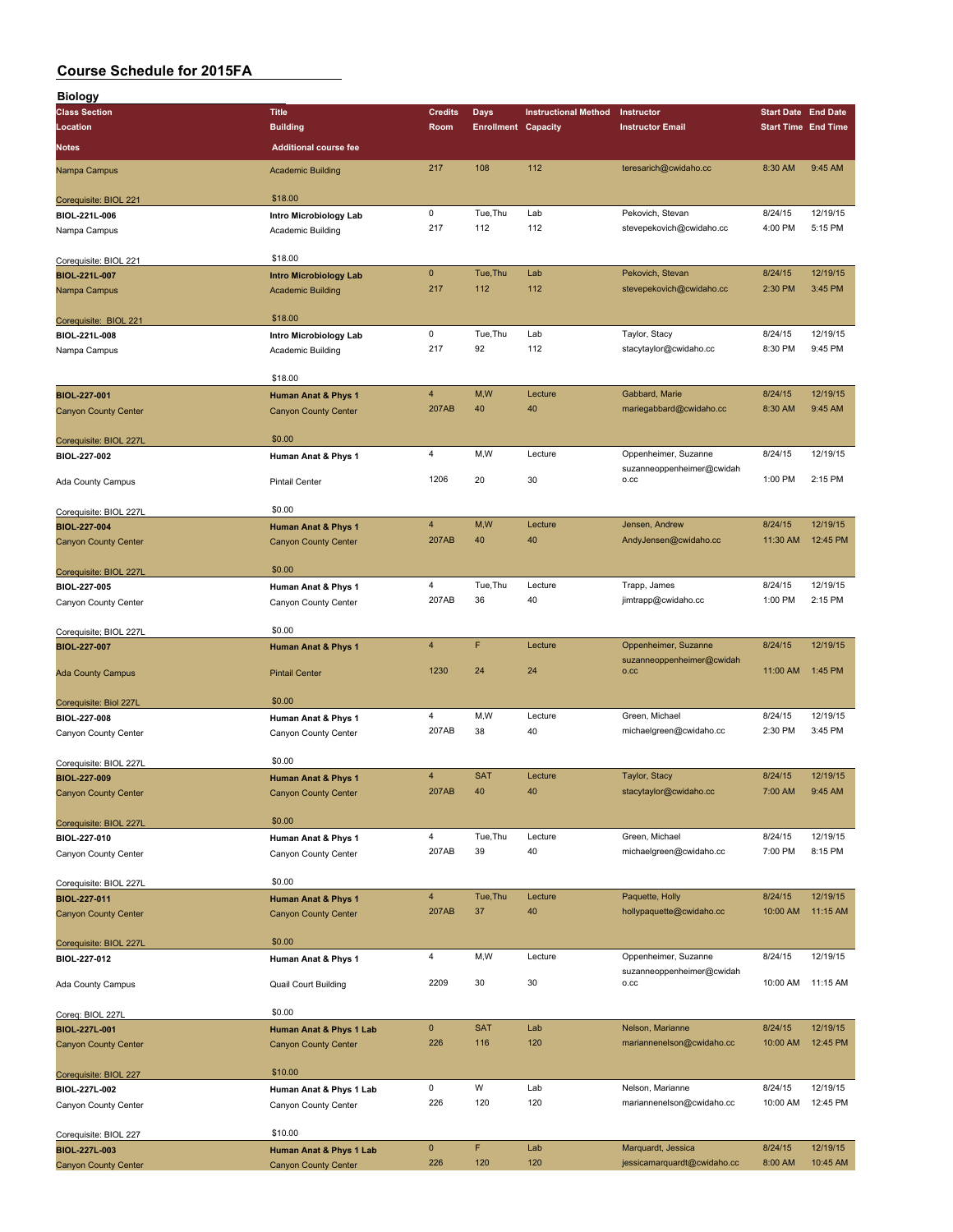# Course Schedule for 2015FA

## Biology

| Class Section / Location / Notes | Title / Building / Additional course fee | Credits / Room | Days / Enrollment | Instructional Method / Capacity | Instructor / Instructor Email | Start Date / Start Time | End Date / End Time |
|---|---|---|---|---|---|---|---|
| Nampa Campus | Academic Building | 217 | 108 | 112 | teresarich@cwidaho.cc | 8:30 AM | 9:45 AM |
| Corequisite: BIOL 221 | $18.00 | | | | | | |
| BIOL-221L-006 | Intro Microbiology Lab | 0 | Tue,Thu | Lab | Pekovich, Stevan | 8/24/15 | 12/19/15 |
| Nampa Campus | Academic Building | 217 | 112 | 112 | stevepekovich@cwidaho.cc | 4:00 PM | 5:15 PM |
| Corequisite: BIOL 221 | $18.00 | | | | | | |
| BIOL-221L-007 | Intro Microbiology Lab | 0 | Tue,Thu | Lab | Pekovich, Stevan | 8/24/15 | 12/19/15 |
| Nampa Campus | Academic Building | 217 | 112 | 112 | stevepekovich@cwidaho.cc | 2:30 PM | 3:45 PM |
| Corequisite: BIOL 221 | $18.00 | | | | | | |
| BIOL-221L-008 | Intro Microbiology Lab | 0 | Tue,Thu | Lab | Taylor, Stacy | 8/24/15 | 12/19/15 |
| Nampa Campus | Academic Building | 217 | 92 | 112 | stacytaylor@cwidaho.cc | 8:30 PM | 9:45 PM |
| | $18.00 | | | | | | |
| BIOL-227-001 | Human Anat & Phys 1 | 4 | M,W | Lecture | Gabbard, Marie | 8/24/15 | 12/19/15 |
| Canyon County Center | Canyon County Center | 207AB | 40 | 40 | mariegabbard@cwidaho.cc | 8:30 AM | 9:45 AM |
| Corequisite: BIOL 227L | $0.00 | | | | | | |
| BIOL-227-002 | Human Anat & Phys 1 | 4 | M,W | Lecture | Oppenheimer, Suzanne | 8/24/15 | 12/19/15 |
| Ada County Campus | Pintail Center | 1206 | 20 | 30 | suzanneoppenheimer@cwidaho.cc | 1:00 PM | 2:15 PM |
| Corequisite: BIOL 227L | $0.00 | | | | | | |
| BIOL-227-004 | Human Anat & Phys 1 | 4 | M,W | Lecture | Jensen, Andrew | 8/24/15 | 12/19/15 |
| Canyon County Center | Canyon County Center | 207AB | 40 | 40 | AndyJensen@cwidaho.cc | 11:30 AM | 12:45 PM |
| Corequisite: BIOL 227L | $0.00 | | | | | | |
| BIOL-227-005 | Human Anat & Phys 1 | 4 | Tue,Thu | Lecture | Trapp, James | 8/24/15 | 12/19/15 |
| Canyon County Center | Canyon County Center | 207AB | 36 | 40 | jimtrapp@cwidaho.cc | 1:00 PM | 2:15 PM |
| Corequisite; BIOL 227L | $0.00 | | | | | | |
| BIOL-227-007 | Human Anat & Phys 1 | 4 | F | Lecture | Oppenheimer, Suzanne | 8/24/15 | 12/19/15 |
| Ada County Campus | Pintail Center | 1230 | 24 | 24 | suzanneoppenheimer@cwidaho.cc | 11:00 AM | 1:45 PM |
| Corequisite: Biol 227L | $0.00 | | | | | | |
| BIOL-227-008 | Human Anat & Phys 1 | 4 | M,W | Lecture | Green, Michael | 8/24/15 | 12/19/15 |
| Canyon County Center | Canyon County Center | 207AB | 38 | 40 | michaelgreen@cwidaho.cc | 2:30 PM | 3:45 PM |
| Corequisite: BIOL 227L | $0.00 | | | | | | |
| BIOL-227-009 | Human Anat & Phys 1 | 4 | SAT | Lecture | Taylor, Stacy | 8/24/15 | 12/19/15 |
| Canyon County Center | Canyon County Center | 207AB | 40 | 40 | stacytaylor@cwidaho.cc | 7:00 AM | 9:45 AM |
| Corequisite: BIOL 227L | $0.00 | | | | | | |
| BIOL-227-010 | Human Anat & Phys 1 | 4 | Tue,Thu | Lecture | Green, Michael | 8/24/15 | 12/19/15 |
| Canyon County Center | Canyon County Center | 207AB | 39 | 40 | michaelgreen@cwidaho.cc | 7:00 PM | 8:15 PM |
| Corequisite: BIOL 227L | $0.00 | | | | | | |
| BIOL-227-011 | Human Anat & Phys 1 | 4 | Tue,Thu | Lecture | Paquette, Holly | 8/24/15 | 12/19/15 |
| Canyon County Center | Canyon County Center | 207AB | 37 | 40 | hollypaquette@cwidaho.cc | 10:00 AM | 11:15 AM |
| Corequisite: BIOL 227L | $0.00 | | | | | | |
| BIOL-227-012 | Human Anat & Phys 1 | 4 | M,W | Lecture | Oppenheimer, Suzanne | 8/24/15 | 12/19/15 |
| Ada County Campus | Quail Court Building | 2209 | 30 | 30 | suzanneoppenheimer@cwidaho.cc | 10:00 AM | 11:15 AM |
| Coreq: BIOL 227L | $0.00 | | | | | | |
| BIOL-227L-001 | Human Anat & Phys 1 Lab | 0 | SAT | Lab | Nelson, Marianne | 8/24/15 | 12/19/15 |
| Canyon County Center | Canyon County Center | 226 | 116 | 120 | mariannenelson@cwidaho.cc | 10:00 AM | 12:45 PM |
| Corequisite: BIOL 227 | $10.00 | | | | | | |
| BIOL-227L-002 | Human Anat & Phys 1 Lab | 0 | W | Lab | Nelson, Marianne | 8/24/15 | 12/19/15 |
| Canyon County Center | Canyon County Center | 226 | 120 | 120 | mariannenelson@cwidaho.cc | 10:00 AM | 12:45 PM |
| Corequisite: BIOL 227 | $10.00 | | | | | | |
| BIOL-227L-003 | Human Anat & Phys 1 Lab | 0 | F | Lab | Marquardt, Jessica | 8/24/15 | 12/19/15 |
| Canyon County Center | Canyon County Center | 226 | 120 | 120 | jessicamarquardt@cwidaho.cc | 8:00 AM | 10:45 AM |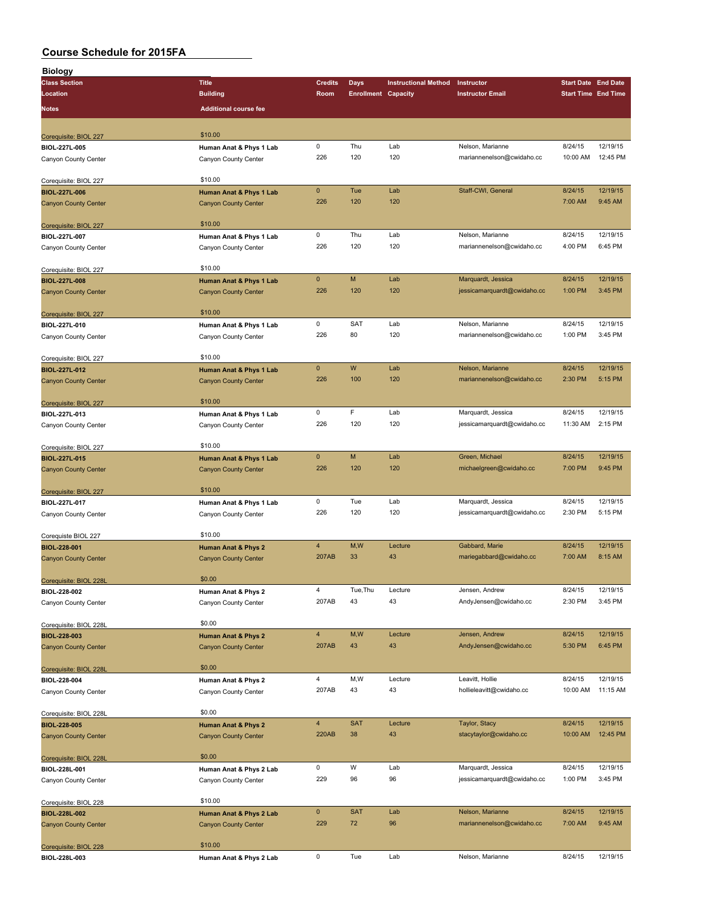# Course Schedule for 2015FA

## Biology

| Class Section | Title | Credits | Days | Instructional Method | Instructor | Start Date | End Date |
|---|---|---|---|---|---|---|---|
| Location | Building | Room | Enrollment | Capacity | Instructor Email | Start Time | End Time |
| Notes | Additional course fee | | | | | | |
| Corequisite: BIOL 227 | $10.00 | | | | | | |
| BIOL-227L-005 | Human Anat & Phys 1 Lab | 0 | Thu | Lab | Nelson, Marianne | 8/24/15 | 12/19/15 |
| Canyon County Center | Canyon County Center | 226 | 120 | 120 | mariannenelson@cwidaho.cc | 10:00 AM | 12:45 PM |
| Corequisite: BIOL 227 | $10.00 | | | | | | |
| BIOL-227L-006 | Human Anat & Phys 1 Lab | 0 | Tue | Lab | Staff-CWI, General | 8/24/15 | 12/19/15 |
| Canyon County Center | Canyon County Center | 226 | 120 | 120 | | 7:00 AM | 9:45 AM |
| Corequisite: BIOL 227 | $10.00 | | | | | | |
| BIOL-227L-007 | Human Anat & Phys 1 Lab | 0 | Thu | Lab | Nelson, Marianne | 8/24/15 | 12/19/15 |
| Canyon County Center | Canyon County Center | 226 | 120 | 120 | mariannenelson@cwidaho.cc | 4:00 PM | 6:45 PM |
| Corequisite: BIOL 227 | $10.00 | | | | | | |
| BIOL-227L-008 | Human Anat & Phys 1 Lab | 0 | M | Lab | Marquardt, Jessica | 8/24/15 | 12/19/15 |
| Canyon County Center | Canyon County Center | 226 | 120 | 120 | jessicamarquardt@cwidaho.cc | 1:00 PM | 3:45 PM |
| Corequisite: BIOL 227 | $10.00 | | | | | | |
| BIOL-227L-010 | Human Anat & Phys 1 Lab | 0 | SAT | Lab | Nelson, Marianne | 8/24/15 | 12/19/15 |
| Canyon County Center | Canyon County Center | 226 | 80 | 120 | mariannenelson@cwidaho.cc | 1:00 PM | 3:45 PM |
| Corequisite: BIOL 227 | $10.00 | | | | | | |
| BIOL-227L-012 | Human Anat & Phys 1 Lab | 0 | W | Lab | Nelson, Marianne | 8/24/15 | 12/19/15 |
| Canyon County Center | Canyon County Center | 226 | 100 | 120 | mariannenelson@cwidaho.cc | 2:30 PM | 5:15 PM |
| Corequisite: BIOL 227 | $10.00 | | | | | | |
| BIOL-227L-013 | Human Anat & Phys 1 Lab | 0 | F | Lab | Marquardt, Jessica | 8/24/15 | 12/19/15 |
| Canyon County Center | Canyon County Center | 226 | 120 | 120 | jessicamarquardt@cwidaho.cc | 11:30 AM | 2:15 PM |
| Corequisite: BIOL 227 | $10.00 | | | | | | |
| BIOL-227L-015 | Human Anat & Phys 1 Lab | 0 | M | Lab | Green, Michael | 8/24/15 | 12/19/15 |
| Canyon County Center | Canyon County Center | 226 | 120 | 120 | michaelgreen@cwidaho.cc | 7:00 PM | 9:45 PM |
| Corequisite: BIOL 227 | $10.00 | | | | | | |
| BIOL-227L-017 | Human Anat & Phys 1 Lab | 0 | Tue | Lab | Marquardt, Jessica | 8/24/15 | 12/19/15 |
| Canyon County Center | Canyon County Center | 226 | 120 | 120 | jessicamarquardt@cwidaho.cc | 2:30 PM | 5:15 PM |
| Corequiste BIOL 227 | $10.00 | | | | | | |
| BIOL-228-001 | Human Anat & Phys 2 | 4 | M,W | Lecture | Gabbard, Marie | 8/24/15 | 12/19/15 |
| Canyon County Center | Canyon County Center | 207AB | 33 | 43 | mariegabbard@cwidaho.cc | 7:00 AM | 8:15 AM |
| Corequisite: BIOL 228L | $0.00 | | | | | | |
| BIOL-228-002 | Human Anat & Phys 2 | 4 | Tue,Thu | Lecture | Jensen, Andrew | 8/24/15 | 12/19/15 |
| Canyon County Center | Canyon County Center | 207AB | 43 | 43 | AndyJensen@cwidaho.cc | 2:30 PM | 3:45 PM |
| Corequisite: BIOL 228L | $0.00 | | | | | | |
| BIOL-228-003 | Human Anat & Phys 2 | 4 | M,W | Lecture | Jensen, Andrew | 8/24/15 | 12/19/15 |
| Canyon County Center | Canyon County Center | 207AB | 43 | 43 | AndyJensen@cwidaho.cc | 5:30 PM | 6:45 PM |
| Corequisite: BIOL 228L | $0.00 | | | | | | |
| BIOL-228-004 | Human Anat & Phys 2 | 4 | M,W | Lecture | Leavitt, Hollie | 8/24/15 | 12/19/15 |
| Canyon County Center | Canyon County Center | 207AB | 43 | 43 | hollieleavitt@cwidaho.cc | 10:00 AM | 11:15 AM |
| Corequisite: BIOL 228L | $0.00 | | | | | | |
| BIOL-228-005 | Human Anat & Phys 2 | 4 | SAT | Lecture | Taylor, Stacy | 8/24/15 | 12/19/15 |
| Canyon County Center | Canyon County Center | 220AB | 38 | 43 | stacytaylor@cwidaho.cc | 10:00 AM | 12:45 PM |
| Corequisite: BIOL 228L | $0.00 | | | | | | |
| BIOL-228L-001 | Human Anat & Phys 2 Lab | 0 | W | Lab | Marquardt, Jessica | 8/24/15 | 12/19/15 |
| Canyon County Center | Canyon County Center | 229 | 96 | 96 | jessicamarquardt@cwidaho.cc | 1:00 PM | 3:45 PM |
| Corequisite: BIOL 228 | $10.00 | | | | | | |
| BIOL-228L-002 | Human Anat & Phys 2 Lab | 0 | SAT | Lab | Nelson, Marianne | 8/24/15 | 12/19/15 |
| Canyon County Center | Canyon County Center | 229 | 72 | 96 | mariannenelson@cwidaho.cc | 7:00 AM | 9:45 AM |
| Corequisite: BIOL 228 | $10.00 | | | | | | |
| BIOL-228L-003 | Human Anat & Phys 2 Lab | 0 | Tue | Lab | Nelson, Marianne | 8/24/15 | 12/19/15 |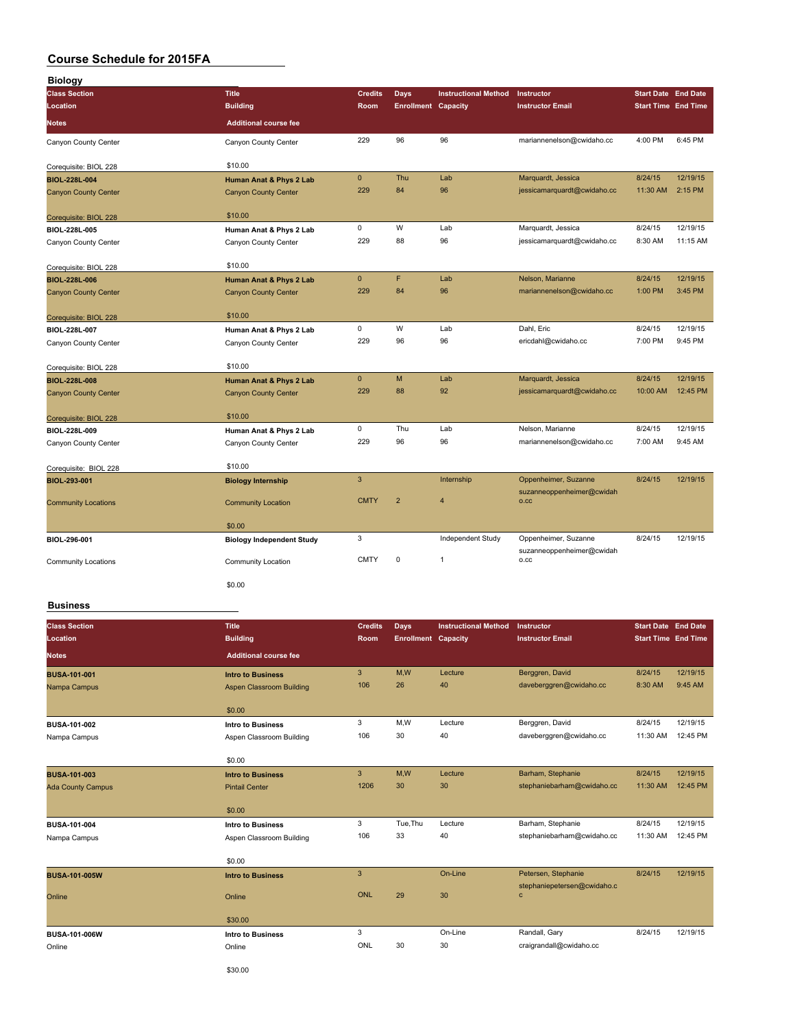# Course Schedule for 2015FA

## Biology

| Class Section / Location / Notes | Title / Building / Additional course fee | Credits / Room | Days / Enrollment | Instructional Method / Capacity | Instructor / Instructor Email | Start Date / Start Time | End Date / End Time |
|---|---|---|---|---|---|---|---|
| Canyon County Center | Canyon County Center | 229 | 96 | 96 | mariannenelson@cwidaho.cc | 4:00 PM | 6:45 PM |
| Corequisite: BIOL 228 | $10.00 | | | | | | |
| **BIOL-228L-004** | **Human Anat & Phys 2 Lab** | 0 | Thu | Lab | Marquardt, Jessica | 8/24/15 | 12/19/15 |
| Canyon County Center | Canyon County Center | 229 | 84 | 96 | jessicamarquardt@cwidaho.cc | 11:30 AM | 2:15 PM |
| Corequisite: BIOL 228 | $10.00 | | | | | | |
| **BIOL-228L-005** | **Human Anat & Phys 2 Lab** | 0 | W | Lab | Marquardt, Jessica | 8/24/15 | 12/19/15 |
| Canyon County Center | Canyon County Center | 229 | 88 | 96 | jessicamarquardt@cwidaho.cc | 8:30 AM | 11:15 AM |
| Corequisite: BIOL 228 | $10.00 | | | | | | |
| **BIOL-228L-006** | **Human Anat & Phys 2 Lab** | 0 | F | Lab | Nelson, Marianne | 8/24/15 | 12/19/15 |
| Canyon County Center | Canyon County Center | 229 | 84 | 96 | mariannenelson@cwidaho.cc | 1:00 PM | 3:45 PM |
| Corequisite: BIOL 228 | $10.00 | | | | | | |
| **BIOL-228L-007** | **Human Anat & Phys 2 Lab** | 0 | W | Lab | Dahl, Eric | 8/24/15 | 12/19/15 |
| Canyon County Center | Canyon County Center | 229 | 96 | 96 | ericdahl@cwidaho.cc | 7:00 PM | 9:45 PM |
| Corequisite: BIOL 228 | $10.00 | | | | | | |
| **BIOL-228L-008** | **Human Anat & Phys 2 Lab** | 0 | M | Lab | Marquardt, Jessica | 8/24/15 | 12/19/15 |
| Canyon County Center | Canyon County Center | 229 | 88 | 92 | jessicamarquardt@cwidaho.cc | 10:00 AM | 12:45 PM |
| Corequisite: BIOL 228 | $10.00 | | | | | | |
| **BIOL-228L-009** | **Human Anat & Phys 2 Lab** | 0 | Thu | Lab | Nelson, Marianne | 8/24/15 | 12/19/15 |
| Canyon County Center | Canyon County Center | 229 | 96 | 96 | mariannenelson@cwidaho.cc | 7:00 AM | 9:45 AM |
| Corequisite: BIOL 228 | $10.00 | | | | | | |
| **BIOL-293-001** | **Biology Internship** | 3 | | Internship | Oppenheimer, Suzanne | 8/24/15 | 12/19/15 |
| Community Locations | Community Location | CMTY | 2 | 4 | suzanneoppenheimer@cwidaho.cc | | |
| | $0.00 | | | | | | |
| **BIOL-296-001** | **Biology Independent Study** | 3 | | Independent Study | Oppenheimer, Suzanne | 8/24/15 | 12/19/15 |
| Community Locations | Community Location | CMTY | 0 | 1 | suzanneoppenheimer@cwidaho.cc | | |
| | $0.00 | | | | | | |

## Business

| Class Section / Location / Notes | Title / Building / Additional course fee | Credits / Room | Days / Enrollment | Instructional Method / Capacity | Instructor / Instructor Email | Start Date / Start Time | End Date / End Time |
|---|---|---|---|---|---|---|---|
| **BUSA-101-001** | **Intro to Business** | 3 | M,W | Lecture | Berggren, David | 8/24/15 | 12/19/15 |
| Nampa Campus | Aspen Classroom Building | 106 | 26 | 40 | daveberggren@cwidaho.cc | 8:30 AM | 9:45 AM |
| | $0.00 | | | | | | |
| **BUSA-101-002** | **Intro to Business** | 3 | M,W | Lecture | Berggren, David | 8/24/15 | 12/19/15 |
| Nampa Campus | Aspen Classroom Building | 106 | 30 | 40 | daveberggren@cwidaho.cc | 11:30 AM | 12:45 PM |
| | $0.00 | | | | | | |
| **BUSA-101-003** | **Intro to Business** | 3 | M,W | Lecture | Barham, Stephanie | 8/24/15 | 12/19/15 |
| Ada County Campus | Pintail Center | 1206 | 30 | 30 | stephaniebarham@cwidaho.cc | 11:30 AM | 12:45 PM |
| | $0.00 | | | | | | |
| **BUSA-101-004** | **Intro to Business** | 3 | Tue,Thu | Lecture | Barham, Stephanie | 8/24/15 | 12/19/15 |
| Nampa Campus | Aspen Classroom Building | 106 | 33 | 40 | stephaniebarham@cwidaho.cc | 11:30 AM | 12:45 PM |
| | $0.00 | | | | | | |
| **BUSA-101-005W** | **Intro to Business** | 3 | | On-Line | Petersen, Stephanie | 8/24/15 | 12/19/15 |
| Online | Online | ONL | 29 | 30 | stephaniepetersen@cwidaho.cc | | |
| | $30.00 | | | | | | |
| **BUSA-101-006W** | **Intro to Business** | 3 | | On-Line | Randall, Gary | 8/24/15 | 12/19/15 |
| Online | Online | ONL | 30 | 30 | craigrandall@cwidaho.cc | | |
| | $30.00 | | | | | | |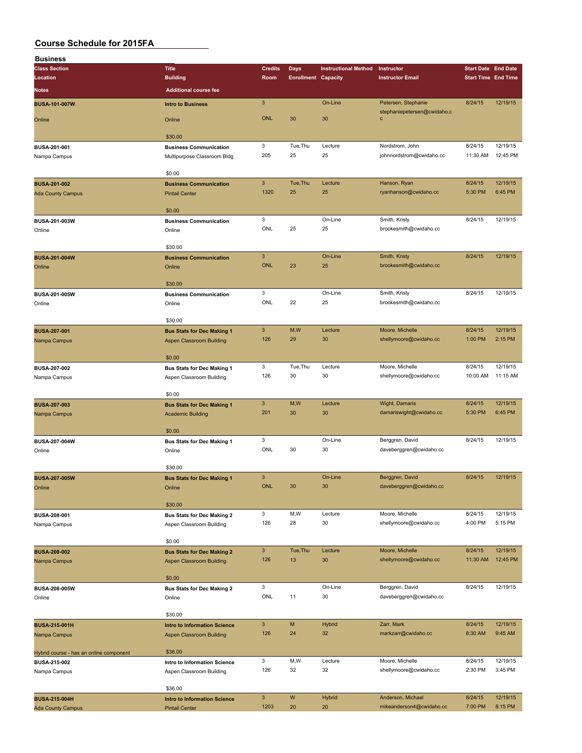# Course Schedule for 2015FA

## Business

| Class Section / Location / Notes | Title / Building / Additional course fee | Credits / Room | Days / Enrollment | Instructional Method / Capacity | Instructor / Instructor Email | Start Date / Start Time | End Date / End Time |
|---|---|---|---|---|---|---|---|
| **BUSA-101-007W** Online | **Intro to Business** Online $30.00 | 3 ONL | 30 | On-Line 30 | Petersen, Stephanie stephaniepetersen@cwidaho.cc | 8/24/15 | 12/19/15 |
| **BUSA-201-001** Nampa Campus | **Business Communication** Multipurpose Classroom Bldg $0.00 | 3 205 | Tue,Thu 25 | Lecture 25 | Nordstrom, John johnnordstrom@cwidaho.cc | 8/24/15 11:30 AM | 12/19/15 12:45 PM |
| **BUSA-201-002** Ada County Campus | **Business Communication** Pintail Center $0.00 | 3 1320 | Tue,Thu 25 | Lecture 25 | Hanson, Ryan ryanhanson@cwidaho.cc | 8/24/15 5:30 PM | 12/19/15 6:45 PM |
| **BUSA-201-003W** Online | **Business Communication** Online $30.00 | 3 ONL | 25 | On-Line 25 | Smith, Kristy brookesmith@cwidaho.cc | 8/24/15 | 12/19/15 |
| **BUSA-201-004W** Online | **Business Communication** Online $30.00 | 3 ONL | 23 | On-Line 25 | Smith, Kristy brookesmith@cwidaho.cc | 8/24/15 | 12/19/15 |
| **BUSA-201-005W** Online | **Business Communication** Online $30.00 | 3 ONL | 22 | On-Line 25 | Smith, Kristy brookesmith@cwidaho.cc | 8/24/15 | 12/19/15 |
| **BUSA-207-001** Nampa Campus | **Bus Stats for Dec Making 1** Aspen Classroom Building $0.00 | 3 126 | M,W 29 | Lecture 30 | Moore, Michelle shellymoore@cwidaho.cc | 8/24/15 1:00 PM | 12/19/15 2:15 PM |
| **BUSA-207-002** Nampa Campus | **Bus Stats for Dec Making 1** Aspen Classroom Building $0.00 | 3 126 | Tue,Thu 30 | Lecture 30 | Moore, Michelle shellymoore@cwidaho.cc | 8/24/15 10:00 AM | 12/19/15 11:15 AM |
| **BUSA-207-003** Nampa Campus | **Bus Stats for Dec Making 1** Academic Building $0.00 | 3 201 | M,W 30 | Lecture 30 | Wight, Damaris damariswight@cwidaho.cc | 8/24/15 5:30 PM | 12/19/15 6:45 PM |
| **BUSA-207-004W** Online | **Bus Stats for Dec Making 1** Online $30.00 | 3 ONL | 30 | On-Line 30 | Berggren, David daveberggren@cwidaho.cc | 8/24/15 | 12/19/15 |
| **BUSA-207-005W** Online | **Bus Stats for Dec Making 1** Online $30.00 | 3 ONL | 30 | On-Line 30 | Berggren, David daveberggren@cwidaho.cc | 8/24/15 | 12/19/15 |
| **BUSA-208-001** Nampa Campus | **Bus Stats for Dec Making 2** Aspen Classroom Building $0.00 | 3 126 | M,W 28 | Lecture 30 | Moore, Michelle shellymoore@cwidaho.cc | 8/24/15 4:00 PM | 12/19/15 5:15 PM |
| **BUSA-208-002** Nampa Campus | **Bus Stats for Dec Making 2** Aspen Classroom Building $0.00 | 3 126 | Tue,Thu 13 | Lecture 30 | Moore, Michelle shellymoore@cwidaho.cc | 8/24/15 11:30 AM | 12/19/15 12:45 PM |
| **BUSA-208-005W** Online | **Bus Stats for Dec Making 2** Online $30.00 | 3 ONL | 11 | On-Line 30 | Berggren, David daveberggren@cwidaho.cc | 8/24/15 | 12/19/15 |
| **BUSA-215-001H** Nampa Campus Hybrid course - has an online component | **Intro to Information Science** Aspen Classroom Building $36.00 | 3 126 | M 24 | Hybrid 32 | Zarr, Mark markzarr@cwidaho.cc | 8/24/15 8:30 AM | 12/19/15 9:45 AM |
| **BUSA-215-002** Nampa Campus | **Intro to Information Science** Aspen Classroom Building $36.00 | 3 126 | M,W 32 | Lecture 32 | Moore, Michelle shellymoore@cwidaho.cc | 8/24/15 2:30 PM | 12/19/15 3:45 PM |
| **BUSA-215-004H** Ada County Campus | **Intro to Information Science** Pintail Center | 3 1203 | W 20 | Hybrid 20 | Anderson, Michael mikeanderson4@cwidaho.cc | 8/24/15 7:00 PM | 12/19/15 8:15 PM |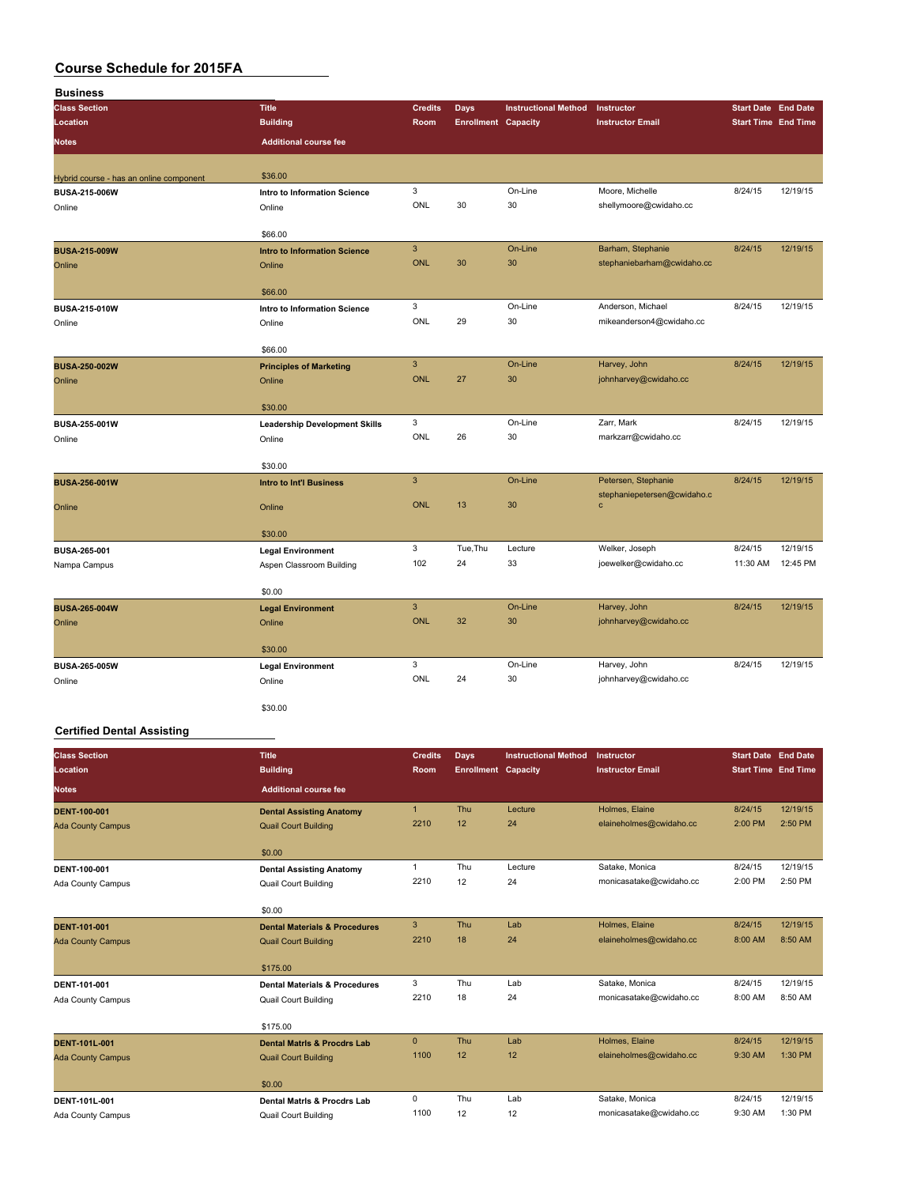# Course Schedule for 2015FA

## Business

| Class Section | Title | Credits | Days | Instructional Method | Instructor | Start Date | End Date |
|---|---|---|---|---|---|---|---|
| Location | Building | Room | Enrollment | Capacity | Instructor Email | Start Time | End Time |
| Notes | Additional course fee | | | | | | |
| Hybrid course - has an online component | $36.00 | | | | | | |
| BUSA-215-006W | Intro to Information Science | 3 | | On-Line | Moore, Michelle | 8/24/15 | 12/19/15 |
| Online | Online | ONL | 30 | 30 | shellymoore@cwidaho.cc | | |
| | $66.00 | | | | | | |
| BUSA-215-009W | Intro to Information Science | 3 | | On-Line | Barham, Stephanie | 8/24/15 | 12/19/15 |
| Online | Online | ONL | 30 | 30 | stephaniebarham@cwidaho.cc | | |
| | $66.00 | | | | | | |
| BUSA-215-010W | Intro to Information Science | 3 | | On-Line | Anderson, Michael | 8/24/15 | 12/19/15 |
| Online | Online | ONL | 29 | 30 | mikeanderson4@cwidaho.cc | | |
| | $66.00 | | | | | | |
| BUSA-250-002W | Principles of Marketing | 3 | | On-Line | Harvey, John | 8/24/15 | 12/19/15 |
| Online | Online | ONL | 27 | 30 | johnharvey@cwidaho.cc | | |
| | $30.00 | | | | | | |
| BUSA-255-001W | Leadership Development Skills | 3 | | On-Line | Zarr, Mark | 8/24/15 | 12/19/15 |
| Online | Online | ONL | 26 | 30 | markzarr@cwidaho.cc | | |
| | $30.00 | | | | | | |
| BUSA-256-001W | Intro to Int'l Business | 3 | | On-Line | Petersen, Stephanie | 8/24/15 | 12/19/15 |
| Online | Online | ONL | 13 | 30 | stephaniepetersen@cwidaho.cc | | |
| | $30.00 | | | | | | |
| BUSA-265-001 | Legal Environment | 3 | Tue,Thu | Lecture | Welker, Joseph | 8/24/15 | 12/19/15 |
| Nampa Campus | Aspen Classroom Building | 102 | 24 | 33 | joewelker@cwidaho.cc | 11:30 AM | 12:45 PM |
| | $0.00 | | | | | | |
| BUSA-265-004W | Legal Environment | 3 | | On-Line | Harvey, John | 8/24/15 | 12/19/15 |
| Online | Online | ONL | 32 | 30 | johnharvey@cwidaho.cc | | |
| | $30.00 | | | | | | |
| BUSA-265-005W | Legal Environment | 3 | | On-Line | Harvey, John | 8/24/15 | 12/19/15 |
| Online | Online | ONL | 24 | 30 | johnharvey@cwidaho.cc | | |
| | $30.00 | | | | | | |

## Certified Dental Assisting

| Class Section | Title | Credits | Days | Instructional Method | Instructor | Start Date | End Date |
|---|---|---|---|---|---|---|---|
| Location | Building | Room | Enrollment | Capacity | Instructor Email | Start Time | End Time |
| Notes | Additional course fee | | | | | | |
| DENT-100-001 | Dental Assisting Anatomy | 1 | Thu | Lecture | Holmes, Elaine | 8/24/15 | 12/19/15 |
| Ada County Campus | Quail Court Building | 2210 | 12 | 24 | elaineholmes@cwidaho.cc | 2:00 PM | 2:50 PM |
| | $0.00 | | | | | | |
| DENT-100-001 | Dental Assisting Anatomy | 1 | Thu | Lecture | Satake, Monica | 8/24/15 | 12/19/15 |
| Ada County Campus | Quail Court Building | 2210 | 12 | 24 | monicasatake@cwidaho.cc | 2:00 PM | 2:50 PM |
| | $0.00 | | | | | | |
| DENT-101-001 | Dental Materials & Procedures | 3 | Thu | Lab | Holmes, Elaine | 8/24/15 | 12/19/15 |
| Ada County Campus | Quail Court Building | 2210 | 18 | 24 | elaineholmes@cwidaho.cc | 8:00 AM | 8:50 AM |
| | $175.00 | | | | | | |
| DENT-101-001 | Dental Materials & Procedures | 3 | Thu | Lab | Satake, Monica | 8/24/15 | 12/19/15 |
| Ada County Campus | Quail Court Building | 2210 | 18 | 24 | monicasatake@cwidaho.cc | 8:00 AM | 8:50 AM |
| | $175.00 | | | | | | |
| DENT-101L-001 | Dental Matrls & Procdrs Lab | 0 | Thu | Lab | Holmes, Elaine | 8/24/15 | 12/19/15 |
| Ada County Campus | Quail Court Building | 1100 | 12 | 12 | elaineholmes@cwidaho.cc | 9:30 AM | 1:30 PM |
| | $0.00 | | | | | | |
| DENT-101L-001 | Dental Matrls & Procdrs Lab | 0 | Thu | Lab | Satake, Monica | 8/24/15 | 12/19/15 |
| Ada County Campus | Quail Court Building | 1100 | 12 | 12 | monicasatake@cwidaho.cc | 9:30 AM | 1:30 PM |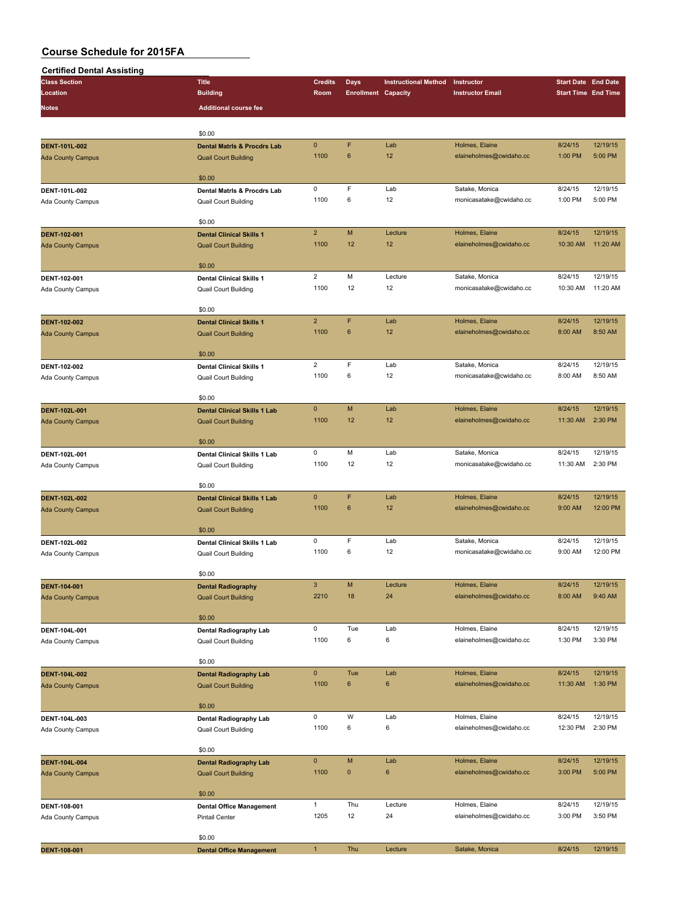# Course Schedule for 2015FA

## Certified Dental Assisting

| Class Section / Location / Notes | Title / Building / Additional course fee | Credits / Room | Days / Enrollment | Instructional Method / Capacity | Instructor / Instructor Email | Start Date / Start Time | End Date / End Time |
|---|---|---|---|---|---|---|---|
| | $0.00 | | | | | | |
| DENT-101L-002<br>Ada County Campus | Dental Matrls & Procdrs Lab<br>Quail Court Building<br>$0.00 | 0<br>1100 | F<br>6 | Lab<br>12 | Holmes, Elaine<br>elaineholmes@cwidaho.cc | 8/24/15<br>1:00 PM | 12/19/15<br>5:00 PM |
| DENT-101L-002<br>Ada County Campus | Dental Matrls & Procdrs Lab<br>Quail Court Building<br>$0.00 | 0<br>1100 | F<br>6 | Lab<br>12 | Satake, Monica<br>monicasatake@cwidaho.cc | 8/24/15<br>1:00 PM | 12/19/15<br>5:00 PM |
| DENT-102-001<br>Ada County Campus | Dental Clinical Skills 1<br>Quail Court Building<br>$0.00 | 2<br>1100 | M<br>12 | Lecture<br>12 | Holmes, Elaine<br>elaineholmes@cwidaho.cc | 8/24/15<br>10:30 AM | 12/19/15<br>11:20 AM |
| DENT-102-001<br>Ada County Campus | Dental Clinical Skills 1<br>Quail Court Building<br>$0.00 | 2<br>1100 | M<br>12 | Lecture<br>12 | Satake, Monica<br>monicasatake@cwidaho.cc | 8/24/15<br>10:30 AM | 12/19/15<br>11:20 AM |
| DENT-102-002<br>Ada County Campus | Dental Clinical Skills 1<br>Quail Court Building<br>$0.00 | 2<br>1100 | F<br>6 | Lab<br>12 | Holmes, Elaine<br>elaineholmes@cwidaho.cc | 8/24/15<br>8:00 AM | 12/19/15<br>8:50 AM |
| DENT-102-002<br>Ada County Campus | Dental Clinical Skills 1<br>Quail Court Building<br>$0.00 | 2<br>1100 | F<br>6 | Lab<br>12 | Satake, Monica<br>monicasatake@cwidaho.cc | 8/24/15<br>8:00 AM | 12/19/15<br>8:50 AM |
| DENT-102L-001<br>Ada County Campus | Dental Clinical Skills 1 Lab<br>Quail Court Building<br>$0.00 | 0<br>1100 | M<br>12 | Lab<br>12 | Holmes, Elaine<br>elaineholmes@cwidaho.cc | 8/24/15<br>11:30 AM | 12/19/15<br>2:30 PM |
| DENT-102L-001<br>Ada County Campus | Dental Clinical Skills 1 Lab<br>Quail Court Building<br>$0.00 | 0<br>1100 | M<br>12 | Lab<br>12 | Satake, Monica<br>monicasatake@cwidaho.cc | 8/24/15<br>11:30 AM | 12/19/15<br>2:30 PM |
| DENT-102L-002<br>Ada County Campus | Dental Clinical Skills 1 Lab<br>Quail Court Building<br>$0.00 | 0<br>1100 | F<br>6 | Lab<br>12 | Holmes, Elaine<br>elaineholmes@cwidaho.cc | 8/24/15<br>9:00 AM | 12/19/15<br>12:00 PM |
| DENT-102L-002<br>Ada County Campus | Dental Clinical Skills 1 Lab<br>Quail Court Building<br>$0.00 | 0<br>1100 | F<br>6 | Lab<br>12 | Satake, Monica<br>monicasatake@cwidaho.cc | 8/24/15<br>9:00 AM | 12/19/15<br>12:00 PM |
| DENT-104-001<br>Ada County Campus | Dental Radiography<br>Quail Court Building<br>$0.00 | 3<br>2210 | M<br>18 | Lecture<br>24 | Holmes, Elaine<br>elaineholmes@cwidaho.cc | 8/24/15<br>8:00 AM | 12/19/15<br>9:40 AM |
| DENT-104L-001<br>Ada County Campus | Dental Radiography Lab<br>Quail Court Building<br>$0.00 | 0<br>1100 | Tue<br>6 | Lab<br>6 | Holmes, Elaine<br>elaineholmes@cwidaho.cc | 8/24/15<br>1:30 PM | 12/19/15<br>3:30 PM |
| DENT-104L-002<br>Ada County Campus | Dental Radiography Lab<br>Quail Court Building<br>$0.00 | 0<br>1100 | Tue<br>6 | Lab<br>6 | Holmes, Elaine<br>elaineholmes@cwidaho.cc | 8/24/15<br>11:30 AM | 12/19/15<br>1:30 PM |
| DENT-104L-003<br>Ada County Campus | Dental Radiography Lab<br>Quail Court Building<br>$0.00 | 0<br>1100 | W<br>6 | Lab<br>6 | Holmes, Elaine<br>elaineholmes@cwidaho.cc | 8/24/15<br>12:30 PM | 12/19/15<br>2:30 PM |
| DENT-104L-004<br>Ada County Campus | Dental Radiography Lab<br>Quail Court Building<br>$0.00 | 0<br>1100 | M<br>0 | Lab<br>6 | Holmes, Elaine<br>elaineholmes@cwidaho.cc | 8/24/15<br>3:00 PM | 12/19/15<br>5:00 PM |
| DENT-108-001<br>Ada County Campus | Dental Office Management<br>Pintail Center<br>$0.00 | 1<br>1205 | Thu<br>12 | Lecture<br>24 | Holmes, Elaine<br>elaineholmes@cwidaho.cc | 8/24/15<br>3:00 PM | 12/19/15<br>3:50 PM |
| DENT-108-001 | Dental Office Management | 1 | Thu | Lecture | Satake, Monica | 8/24/15 | 12/19/15 |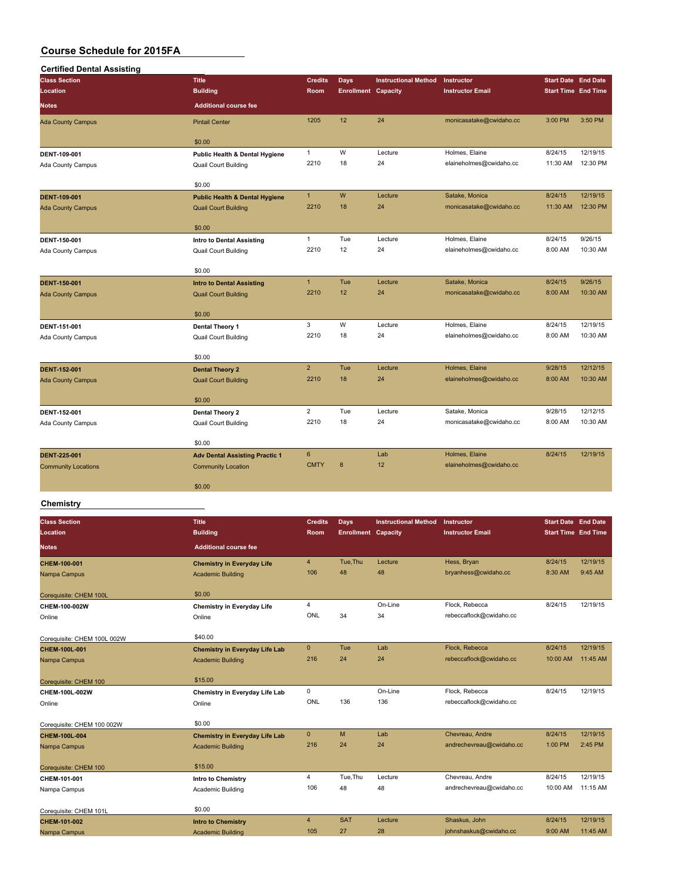# Course Schedule for 2015FA

## Certified Dental Assisting

| Class Section / Location / Notes | Title / Building / Additional course fee | Credits / Room | Days / Enrollment | Instructional Method / Capacity | Instructor / Instructor Email | Start Date / Start Time | End Date / End Time |
|---|---|---|---|---|---|---|---|
| Ada County Campus | Pintail Center<br>$0.00 | 1205 | 12 | 24 | monicasatake@cwidaho.cc | 3:00 PM | 3:50 PM |
| **DENT-109-001**<br>Ada County Campus | **Public Health & Dental Hygiene**<br>Quail Court Building<br>$0.00 | 1<br>2210 | W<br>18 | Lecture<br>24 | Holmes, Elaine<br>elaineholmes@cwidaho.cc | 8/24/15<br>11:30 AM | 12/19/15<br>12:30 PM |
| **DENT-109-001**<br>Ada County Campus | **Public Health & Dental Hygiene**<br>Quail Court Building<br>$0.00 | 1<br>2210 | W<br>18 | Lecture<br>24 | Satake, Monica<br>monicasatake@cwidaho.cc | 8/24/15<br>11:30 AM | 12/19/15<br>12:30 PM |
| **DENT-150-001**<br>Ada County Campus | **Intro to Dental Assisting**<br>Quail Court Building<br>$0.00 | 1<br>2210 | Tue<br>12 | Lecture<br>24 | Holmes, Elaine<br>elaineholmes@cwidaho.cc | 8/24/15<br>8:00 AM | 9/26/15<br>10:30 AM |
| **DENT-150-001**<br>Ada County Campus | **Intro to Dental Assisting**<br>Quail Court Building<br>$0.00 | 1<br>2210 | Tue<br>12 | Lecture<br>24 | Satake, Monica<br>monicasatake@cwidaho.cc | 8/24/15<br>8:00 AM | 9/26/15<br>10:30 AM |
| **DENT-151-001**<br>Ada County Campus | **Dental Theory 1**<br>Quail Court Building<br>$0.00 | 3<br>2210 | W<br>18 | Lecture<br>24 | Holmes, Elaine<br>elaineholmes@cwidaho.cc | 8/24/15<br>8:00 AM | 12/19/15<br>10:30 AM |
| **DENT-152-001**<br>Ada County Campus | **Dental Theory 2**<br>Quail Court Building<br>$0.00 | 2<br>2210 | Tue<br>18 | Lecture<br>24 | Holmes, Elaine<br>elaineholmes@cwidaho.cc | 9/28/15<br>8:00 AM | 12/12/15<br>10:30 AM |
| **DENT-152-001**<br>Ada County Campus | **Dental Theory 2**<br>Quail Court Building<br>$0.00 | 2<br>2210 | Tue<br>18 | Lecture<br>24 | Satake, Monica<br>monicasatake@cwidaho.cc | 9/28/15<br>8:00 AM | 12/12/15<br>10:30 AM |
| **DENT-225-001**<br>Community Locations | **Adv Dental Assisting Practic 1**<br>Community Location<br>$0.00 | 6<br>CMTY | <br>8 | Lab<br>12 | Holmes, Elaine<br>elaineholmes@cwidaho.cc | 8/24/15 | 12/19/15 |

## Chemistry

| Class Section / Location / Notes | Title / Building / Additional course fee | Credits / Room | Days / Enrollment | Instructional Method / Capacity | Instructor / Instructor Email | Start Date / Start Time | End Date / End Time |
|---|---|---|---|---|---|---|---|
| **CHEM-100-001**<br>Nampa Campus<br>Corequisite: CHEM 100L | **Chemistry in Everyday Life**<br>Academic Building<br>$0.00 | 4<br>106 | Tue,Thu<br>48 | Lecture<br>48 | Hess, Bryan<br>bryanhess@cwidaho.cc | 8/24/15<br>8:30 AM | 12/19/15<br>9:45 AM |
| **CHEM-100-002W**<br>Online<br>Corequisite: CHEM 100L 002W | **Chemistry in Everyday Life**<br>Online<br>$40.00 | 4<br>ONL | <br>34 | On-Line<br>34 | Flock, Rebecca<br>rebeccaflock@cwidaho.cc | 8/24/15 | 12/19/15 |
| **CHEM-100L-001**<br>Nampa Campus<br>Corequisite: CHEM 100 | **Chemistry in Everyday Life Lab**<br>Academic Building<br>$15.00 | 0<br>216 | Tue<br>24 | Lab<br>24 | Flock, Rebecca<br>rebeccaflock@cwidaho.cc | 8/24/15<br>10:00 AM | 12/19/15<br>11:45 AM |
| **CHEM-100L-002W**<br>Online<br>Corequisite: CHEM 100 002W | **Chemistry in Everyday Life Lab**<br>Online<br>$0.00 | 0<br>ONL | <br>136 | On-Line<br>136 | Flock, Rebecca<br>rebeccaflock@cwidaho.cc | 8/24/15 | 12/19/15 |
| **CHEM-100L-004**<br>Nampa Campus<br>Corequisite: CHEM 100 | **Chemistry in Everyday Life Lab**<br>Academic Building<br>$15.00 | 0<br>216 | M<br>24 | Lab<br>24 | Chevreau, Andre<br>andrechevreau@cwidaho.cc | 8/24/15<br>1:00 PM | 12/19/15<br>2:45 PM |
| **CHEM-101-001**<br>Nampa Campus<br>Corequisite: CHEM 101L | **Intro to Chemistry**<br>Academic Building<br>$0.00 | 4<br>106 | Tue,Thu<br>48 | Lecture<br>48 | Chevreau, Andre<br>andrechevreau@cwidaho.cc | 8/24/15<br>10:00 AM | 12/19/15<br>11:15 AM |
| **CHEM-101-002**<br>Nampa Campus | **Intro to Chemistry**<br>Academic Building | 4<br>105 | SAT<br>27 | Lecture<br>28 | Shaskus, John<br>johnshaskus@cwidaho.cc | 8/24/15<br>9:00 AM | 12/19/15<br>11:45 AM |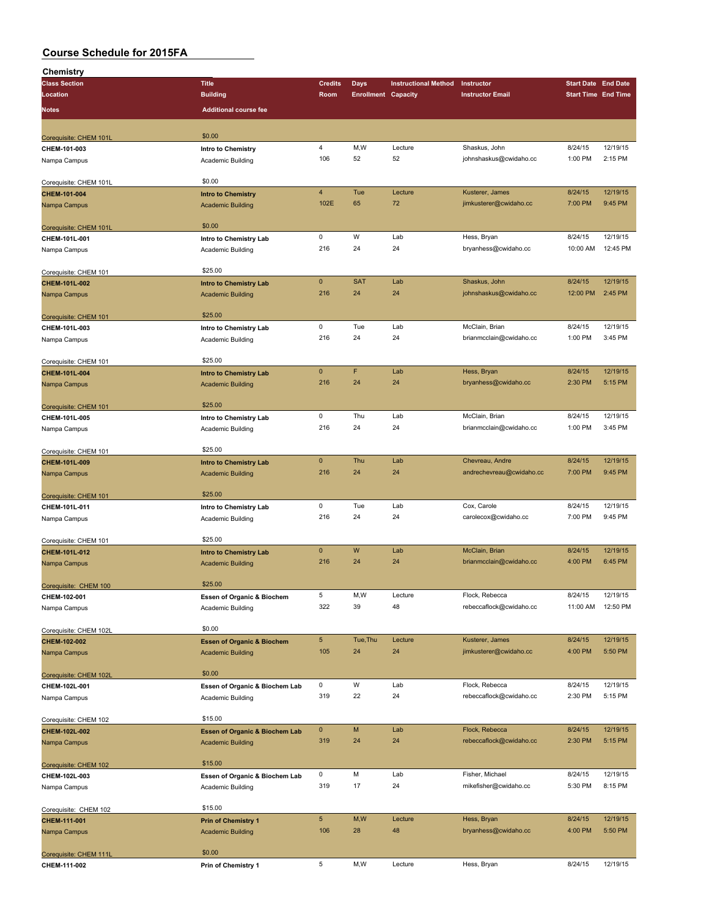# Course Schedule for 2015FA

## Chemistry

| Class Section / Location / Notes | Title / Building / Additional course fee | Credits / Room | Days / Enrollment | Instructional Method / Capacity | Instructor / Instructor Email | Start Date / Start Time | End Date / End Time |
|---|---|---|---|---|---|---|---|
| Corequisite: CHEM 101L | $0.00 | | | | | | |
| CHEM-101-003 | Intro to Chemistry | 4 | M,W | Lecture | Shaskus, John | 8/24/15 | 12/19/15 |
| Nampa Campus | Academic Building | 106 | 52 | 52 | johnshaskus@cwidaho.cc | 1:00 PM | 2:15 PM |
| Corequisite: CHEM 101L | $0.00 | | | | | | |
| CHEM-101-004 | Intro to Chemistry | 4 | Tue | Lecture | Kusterer, James | 8/24/15 | 12/19/15 |
| Nampa Campus | Academic Building | 102E | 65 | 72 | jimkusterer@cwidaho.cc | 7:00 PM | 9:45 PM |
| Corequisite: CHEM 101L | $0.00 | | | | | | |
| CHEM-101L-001 | Intro to Chemistry Lab | 0 | W | Lab | Hess, Bryan | 8/24/15 | 12/19/15 |
| Nampa Campus | Academic Building | 216 | 24 | 24 | bryanhess@cwidaho.cc | 10:00 AM | 12:45 PM |
| Corequisite: CHEM 101 | $25.00 | | | | | | |
| CHEM-101L-002 | Intro to Chemistry Lab | 0 | SAT | Lab | Shaskus, John | 8/24/15 | 12/19/15 |
| Nampa Campus | Academic Building | 216 | 24 | 24 | johnshaskus@cwidaho.cc | 12:00 PM | 2:45 PM |
| Corequisite: CHEM 101 | $25.00 | | | | | | |
| CHEM-101L-003 | Intro to Chemistry Lab | 0 | Tue | Lab | McClain, Brian | 8/24/15 | 12/19/15 |
| Nampa Campus | Academic Building | 216 | 24 | 24 | brianmcclain@cwidaho.cc | 1:00 PM | 3:45 PM |
| Corequisite: CHEM 101 | $25.00 | | | | | | |
| CHEM-101L-004 | Intro to Chemistry Lab | 0 | F | Lab | Hess, Bryan | 8/24/15 | 12/19/15 |
| Nampa Campus | Academic Building | 216 | 24 | 24 | bryanhess@cwidaho.cc | 2:30 PM | 5:15 PM |
| Corequisite: CHEM 101 | $25.00 | | | | | | |
| CHEM-101L-005 | Intro to Chemistry Lab | 0 | Thu | Lab | McClain, Brian | 8/24/15 | 12/19/15 |
| Nampa Campus | Academic Building | 216 | 24 | 24 | brianmcclain@cwidaho.cc | 1:00 PM | 3:45 PM |
| Corequisite: CHEM 101 | $25.00 | | | | | | |
| CHEM-101L-009 | Intro to Chemistry Lab | 0 | Thu | Lab | Chevreau, Andre | 8/24/15 | 12/19/15 |
| Nampa Campus | Academic Building | 216 | 24 | 24 | andrechevreau@cwidaho.cc | 7:00 PM | 9:45 PM |
| Corequisite: CHEM 101 | $25.00 | | | | | | |
| CHEM-101L-011 | Intro to Chemistry Lab | 0 | Tue | Lab | Cox, Carole | 8/24/15 | 12/19/15 |
| Nampa Campus | Academic Building | 216 | 24 | 24 | carolecox@cwidaho.cc | 7:00 PM | 9:45 PM |
| Corequisite: CHEM 101 | $25.00 | | | | | | |
| CHEM-101L-012 | Intro to Chemistry Lab | 0 | W | Lab | McClain, Brian | 8/24/15 | 12/19/15 |
| Nampa Campus | Academic Building | 216 | 24 | 24 | brianmcclain@cwidaho.cc | 4:00 PM | 6:45 PM |
| Corequisite: CHEM 100 | $25.00 | | | | | | |
| CHEM-102-001 | Essen of Organic & Biochem | 5 | M,W | Lecture | Flock, Rebecca | 8/24/15 | 12/19/15 |
| Nampa Campus | Academic Building | 322 | 39 | 48 | rebeccaflock@cwidaho.cc | 11:00 AM | 12:50 PM |
| Corequisite: CHEM 102L | $0.00 | | | | | | |
| CHEM-102-002 | Essen of Organic & Biochem | 5 | Tue,Thu | Lecture | Kusterer, James | 8/24/15 | 12/19/15 |
| Nampa Campus | Academic Building | 105 | 24 | 24 | jimkusterer@cwidaho.cc | 4:00 PM | 5:50 PM |
| Corequisite: CHEM 102L | $0.00 | | | | | | |
| CHEM-102L-001 | Essen of Organic & Biochem Lab | 0 | W | Lab | Flock, Rebecca | 8/24/15 | 12/19/15 |
| Nampa Campus | Academic Building | 319 | 22 | 24 | rebeccaflock@cwidaho.cc | 2:30 PM | 5:15 PM |
| Corequisite: CHEM 102 | $15.00 | | | | | | |
| CHEM-102L-002 | Essen of Organic & Biochem Lab | 0 | M | Lab | Flock, Rebecca | 8/24/15 | 12/19/15 |
| Nampa Campus | Academic Building | 319 | 24 | 24 | rebeccaflock@cwidaho.cc | 2:30 PM | 5:15 PM |
| Corequisite: CHEM 102 | $15.00 | | | | | | |
| CHEM-102L-003 | Essen of Organic & Biochem Lab | 0 | M | Lab | Fisher, Michael | 8/24/15 | 12/19/15 |
| Nampa Campus | Academic Building | 319 | 17 | 24 | mikefisher@cwidaho.cc | 5:30 PM | 8:15 PM |
| Corequisite: CHEM 102 | $15.00 | | | | | | |
| CHEM-111-001 | Prin of Chemistry 1 | 5 | M,W | Lecture | Hess, Bryan | 8/24/15 | 12/19/15 |
| Nampa Campus | Academic Building | 106 | 28 | 48 | bryanhess@cwidaho.cc | 4:00 PM | 5:50 PM |
| Corequisite: CHEM 111L | $0.00 | | | | | | |
| CHEM-111-002 | Prin of Chemistry 1 | 5 | M,W | Lecture | Hess, Bryan | 8/24/15 | 12/19/15 |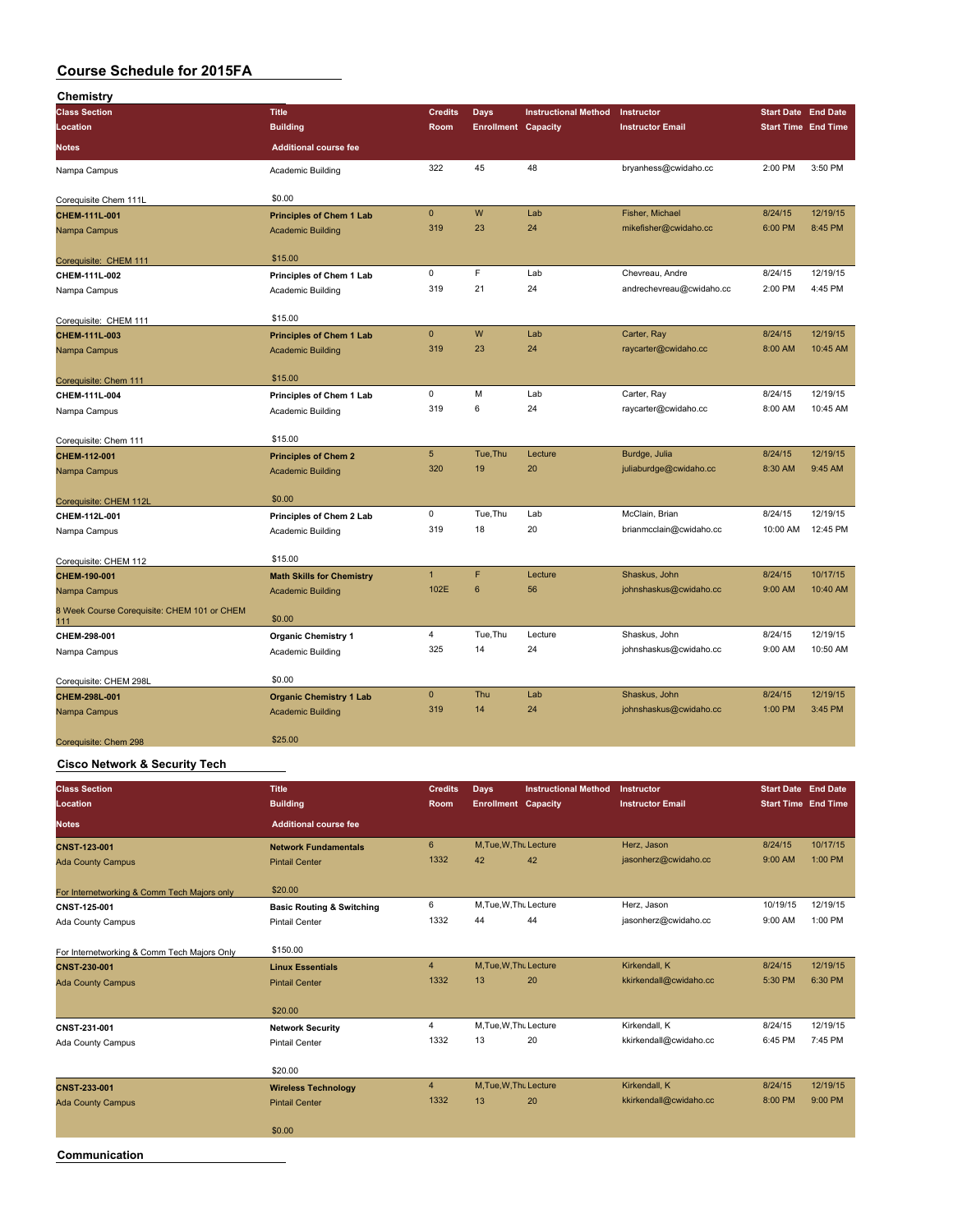# Course Schedule for 2015FA

## Chemistry

| Class Section / Location / Notes | Title / Building / Additional course fee | Credits / Room | Days / Enrollment | Instructional Method / Capacity | Instructor / Instructor Email | Start Date / Start Time | End Date / End Time |
|---|---|---|---|---|---|---|---|
| Nampa Campus | Academic Building | 322 | 45 | 48 | bryanhess@cwidaho.cc | 2:00 PM | 3:50 PM |
| Corequisite Chem 111L | $0.00 | | | | | | |
| CHEM-111L-001 | Principles of Chem 1 Lab | 0 | W | Lab | Fisher, Michael | 8/24/15 | 12/19/15 |
| Nampa Campus | Academic Building | 319 | 23 | 24 | mikefisher@cwidaho.cc | 6:00 PM | 8:45 PM |
| Corequisite: CHEM 111 | $15.00 | | | | | | |
| CHEM-111L-002 | Principles of Chem 1 Lab | 0 | F | Lab | Chevreau, Andre | 8/24/15 | 12/19/15 |
| Nampa Campus | Academic Building | 319 | 21 | 24 | andrechevreau@cwidaho.cc | 2:00 PM | 4:45 PM |
| Corequisite: CHEM 111 | $15.00 | | | | | | |
| CHEM-111L-003 | Principles of Chem 1 Lab | 0 | W | Lab | Carter, Ray | 8/24/15 | 12/19/15 |
| Nampa Campus | Academic Building | 319 | 23 | 24 | raycarter@cwidaho.cc | 8:00 AM | 10:45 AM |
| Corequisite: Chem 111 | $15.00 | | | | | | |
| CHEM-111L-004 | Principles of Chem 1 Lab | 0 | M | Lab | Carter, Ray | 8/24/15 | 12/19/15 |
| Nampa Campus | Academic Building | 319 | 6 | 24 | raycarter@cwidaho.cc | 8:00 AM | 10:45 AM |
| Corequisite: Chem 111 | $15.00 | | | | | | |
| CHEM-112-001 | Principles of Chem 2 | 5 | Tue,Thu | Lecture | Burdge, Julia | 8/24/15 | 12/19/15 |
| Nampa Campus | Academic Building | 320 | 19 | 20 | juliaburdge@cwidaho.cc | 8:30 AM | 9:45 AM |
| Corequisite: CHEM 112L | $0.00 | | | | | | |
| CHEM-112L-001 | Principles of Chem 2 Lab | 0 | Tue,Thu | Lab | McClain, Brian | 8/24/15 | 12/19/15 |
| Nampa Campus | Academic Building | 319 | 18 | 20 | brianmcclain@cwidaho.cc | 10:00 AM | 12:45 PM |
| Corequisite: CHEM 112 | $15.00 | | | | | | |
| CHEM-190-001 | Math Skills for Chemistry | 1 | F | Lecture | Shaskus, John | 8/24/15 | 10/17/15 |
| Nampa Campus | Academic Building | 102E | 6 | 56 | johnshaskus@cwidaho.cc | 9:00 AM | 10:40 AM |
| 8 Week Course Corequisite: CHEM 101 or CHEM 111 | $0.00 | | | | | | |
| CHEM-298-001 | Organic Chemistry 1 | 4 | Tue,Thu | Lecture | Shaskus, John | 8/24/15 | 12/19/15 |
| Nampa Campus | Academic Building | 325 | 14 | 24 | johnshaskus@cwidaho.cc | 9:00 AM | 10:50 AM |
| Corequisite: CHEM 298L | $0.00 | | | | | | |
| CHEM-298L-001 | Organic Chemistry 1 Lab | 0 | Thu | Lab | Shaskus, John | 8/24/15 | 12/19/15 |
| Nampa Campus | Academic Building | 319 | 14 | 24 | johnshaskus@cwidaho.cc | 1:00 PM | 3:45 PM |
| Corequisite: Chem 298 | $25.00 | | | | | | |

## Cisco Network & Security Tech

| Class Section / Location / Notes | Title / Building / Additional course fee | Credits / Room | Days / Enrollment | Instructional Method / Capacity | Instructor / Instructor Email | Start Date / Start Time | End Date / End Time |
|---|---|---|---|---|---|---|---|
| CNST-123-001 | Network Fundamentals | 6 | M,Tue,W,Thu | Lecture | Herz, Jason | 8/24/15 | 10/17/15 |
| Ada County Campus | Pintail Center | 1332 | 42 | 42 | jasonherz@cwidaho.cc | 9:00 AM | 1:00 PM |
| For Internetworking & Comm Tech Majors only | $20.00 | | | | | | |
| CNST-125-001 | Basic Routing & Switching | 6 | M,Tue,W,Thu | Lecture | Herz, Jason | 10/19/15 | 12/19/15 |
| Ada County Campus | Pintail Center | 1332 | 44 | 44 | jasonherz@cwidaho.cc | 9:00 AM | 1:00 PM |
| For Internetworking & Comm Tech Majors Only | $150.00 | | | | | | |
| CNST-230-001 | Linux Essentials | 4 | M,Tue,W,Thu | Lecture | Kirkendall, K | 8/24/15 | 12/19/15 |
| Ada County Campus | Pintail Center | 1332 | 13 | 20 | kkirkendall@cwidaho.cc | 5:30 PM | 6:30 PM |
| | $20.00 | | | | | | |
| CNST-231-001 | Network Security | 4 | M,Tue,W,Thu | Lecture | Kirkendall, K | 8/24/15 | 12/19/15 |
| Ada County Campus | Pintail Center | 1332 | 13 | 20 | kkirkendall@cwidaho.cc | 6:45 PM | 7:45 PM |
| | $20.00 | | | | | | |
| CNST-233-001 | Wireless Technology | 4 | M,Tue,W,Thu | Lecture | Kirkendall, K | 8/24/15 | 12/19/15 |
| Ada County Campus | Pintail Center | 1332 | 13 | 20 | kkirkendall@cwidaho.cc | 8:00 PM | 9:00 PM |
| | $0.00 | | | | | | |

## Communication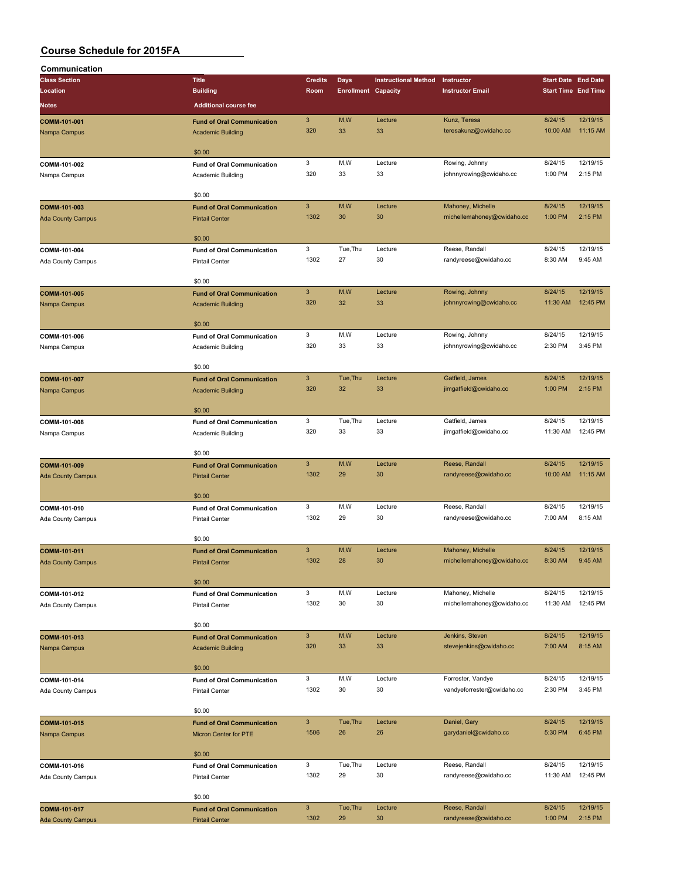# Course Schedule for 2015FA

## Communication

| Class Section<br>Location<br>Notes | Title<br>Building<br>Additional course fee | Credits<br>Room | Days<br>Enrollment | Instructional Method<br>Capacity | Instructor<br>Instructor Email | Start Date<br>Start Time | End Date<br>End Time |
|---|---|---|---|---|---|---|---|
| **COMM-101-001**<br>Nampa Campus | **Fund of Oral Communication**<br>Academic Building<br>$0.00 | 3<br>320 | M,W<br>33 | Lecture<br>33 | Kunz, Teresa<br>teresakunz@cwidaho.cc | 8/24/15<br>10:00 AM | 12/19/15<br>11:15 AM |
| **COMM-101-002**<br>Nampa Campus | **Fund of Oral Communication**<br>Academic Building<br>$0.00 | 3<br>320 | M,W<br>33 | Lecture<br>33 | Rowing, Johnny<br>johnnyrowing@cwidaho.cc | 8/24/15<br>1:00 PM | 12/19/15<br>2:15 PM |
| **COMM-101-003**<br>Ada County Campus | **Fund of Oral Communication**<br>Pintail Center<br>$0.00 | 3<br>1302 | M,W<br>30 | Lecture<br>30 | Mahoney, Michelle<br>michellemahoney@cwidaho.cc | 8/24/15<br>1:00 PM | 12/19/15<br>2:15 PM |
| **COMM-101-004**<br>Ada County Campus | **Fund of Oral Communication**<br>Pintail Center<br>$0.00 | 3<br>1302 | Tue,Thu<br>27 | Lecture<br>30 | Reese, Randall<br>randyreese@cwidaho.cc | 8/24/15<br>8:30 AM | 12/19/15<br>9:45 AM |
| **COMM-101-005**<br>Nampa Campus | **Fund of Oral Communication**<br>Academic Building<br>$0.00 | 3<br>320 | M,W<br>32 | Lecture<br>33 | Rowing, Johnny<br>johnnyrowing@cwidaho.cc | 8/24/15<br>11:30 AM | 12/19/15<br>12:45 PM |
| **COMM-101-006**<br>Nampa Campus | **Fund of Oral Communication**<br>Academic Building<br>$0.00 | 3<br>320 | M,W<br>33 | Lecture<br>33 | Rowing, Johnny<br>johnnyrowing@cwidaho.cc | 8/24/15<br>2:30 PM | 12/19/15<br>3:45 PM |
| **COMM-101-007**<br>Nampa Campus | **Fund of Oral Communication**<br>Academic Building<br>$0.00 | 3<br>320 | Tue,Thu<br>32 | Lecture<br>33 | Gatfield, James<br>jimgatfield@cwidaho.cc | 8/24/15<br>1:00 PM | 12/19/15<br>2:15 PM |
| **COMM-101-008**<br>Nampa Campus | **Fund of Oral Communication**<br>Academic Building<br>$0.00 | 3<br>320 | Tue,Thu<br>33 | Lecture<br>33 | Gatfield, James<br>jimgatfield@cwidaho.cc | 8/24/15<br>11:30 AM | 12/19/15<br>12:45 PM |
| **COMM-101-009**<br>Ada County Campus | **Fund of Oral Communication**<br>Pintail Center<br>$0.00 | 3<br>1302 | M,W<br>29 | Lecture<br>30 | Reese, Randall<br>randyreese@cwidaho.cc | 8/24/15<br>10:00 AM | 12/19/15<br>11:15 AM |
| **COMM-101-010**<br>Ada County Campus | **Fund of Oral Communication**<br>Pintail Center<br>$0.00 | 3<br>1302 | M,W<br>29 | Lecture<br>30 | Reese, Randall<br>randyreese@cwidaho.cc | 8/24/15<br>7:00 AM | 12/19/15<br>8:15 AM |
| **COMM-101-011**<br>Ada County Campus | **Fund of Oral Communication**<br>Pintail Center<br>$0.00 | 3<br>1302 | M,W<br>28 | Lecture<br>30 | Mahoney, Michelle<br>michellemahoney@cwidaho.cc | 8/24/15<br>8:30 AM | 12/19/15<br>9:45 AM |
| **COMM-101-012**<br>Ada County Campus | **Fund of Oral Communication**<br>Pintail Center<br>$0.00 | 3<br>1302 | M,W<br>30 | Lecture<br>30 | Mahoney, Michelle<br>michellemahoney@cwidaho.cc | 8/24/15<br>11:30 AM | 12/19/15<br>12:45 PM |
| **COMM-101-013**<br>Nampa Campus | **Fund of Oral Communication**<br>Academic Building<br>$0.00 | 3<br>320 | M,W<br>33 | Lecture<br>33 | Jenkins, Steven<br>stevejenkins@cwidaho.cc | 8/24/15<br>7:00 AM | 12/19/15<br>8:15 AM |
| **COMM-101-014**<br>Ada County Campus | **Fund of Oral Communication**<br>Pintail Center<br>$0.00 | 3<br>1302 | M,W<br>30 | Lecture<br>30 | Forrester, Vandye<br>vandyeforrester@cwidaho.cc | 8/24/15<br>2:30 PM | 12/19/15<br>3:45 PM |
| **COMM-101-015**<br>Nampa Campus | **Fund of Oral Communication**<br>Micron Center for PTE<br>$0.00 | 3<br>1506 | Tue,Thu<br>26 | Lecture<br>26 | Daniel, Gary<br>garydaniel@cwidaho.cc | 8/24/15<br>5:30 PM | 12/19/15<br>6:45 PM |
| **COMM-101-016**<br>Ada County Campus | **Fund of Oral Communication**<br>Pintail Center<br>$0.00 | 3<br>1302 | Tue,Thu<br>29 | Lecture<br>30 | Reese, Randall<br>randyreese@cwidaho.cc | 8/24/15<br>11:30 AM | 12/19/15<br>12:45 PM |
| **COMM-101-017**<br>Ada County Campus | **Fund of Oral Communication**<br>Pintail Center | 3<br>1302 | Tue,Thu<br>29 | Lecture<br>30 | Reese, Randall<br>randyreese@cwidaho.cc | 8/24/15<br>1:00 PM | 12/19/15<br>2:15 PM |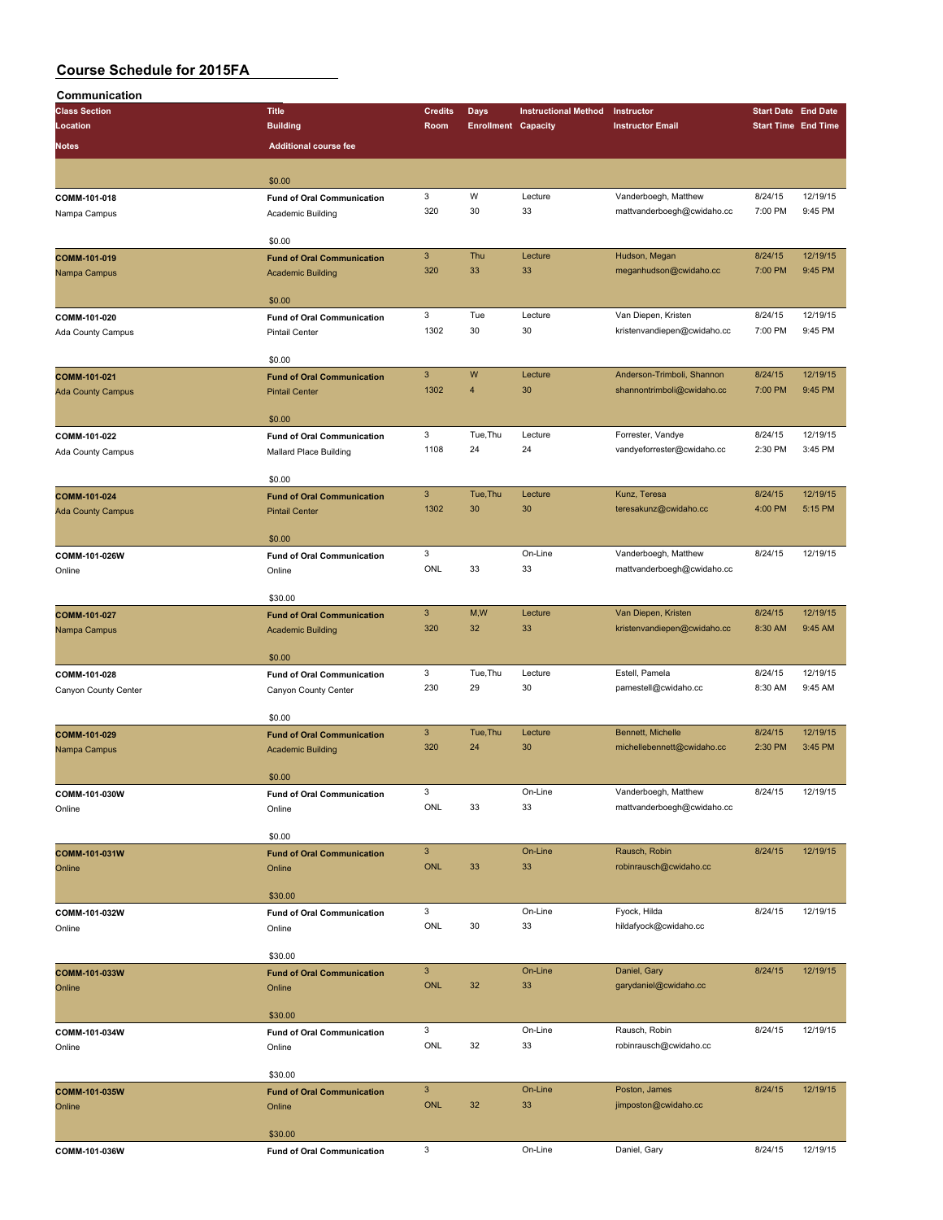# Course Schedule for 2015FA

## Communication

| Class Section / Location | Title / Building | Credits / Room | Days / Enrollment | Instructional Method / Capacity | Instructor / Instructor Email | Start Date / Start Time | End Date / End Time | Notes / Additional course fee |
|---|---|---|---|---|---|---|---|---|
| | | | | | | | | $0.00 |
| COMM-101-018 / Nampa Campus | Fund of Oral Communication / Academic Building | 3 / 320 | W / 30 | Lecture / 33 | Vanderboegh, Matthew / mattvanderboegh@cwidaho.cc | 8/24/15 / 7:00 PM | 12/19/15 / 9:45 PM | $0.00 |
| COMM-101-019 / Nampa Campus | Fund of Oral Communication / Academic Building | 3 / 320 | Thu / 33 | Lecture / 33 | Hudson, Megan / meganhudson@cwidaho.cc | 8/24/15 / 7:00 PM | 12/19/15 / 9:45 PM | $0.00 |
| COMM-101-020 / Ada County Campus | Fund of Oral Communication / Pintail Center | 3 / 1302 | Tue / 30 | Lecture / 30 | Van Diepen, Kristen / kristenvandiepen@cwidaho.cc | 8/24/15 / 7:00 PM | 12/19/15 / 9:45 PM | $0.00 |
| COMM-101-021 / Ada County Campus | Fund of Oral Communication / Pintail Center | 3 / 1302 | W / 4 | Lecture / 30 | Anderson-Trimboli, Shannon / shannontrimboli@cwidaho.cc | 8/24/15 / 7:00 PM | 12/19/15 / 9:45 PM | $0.00 |
| COMM-101-022 / Ada County Campus | Fund of Oral Communication / Mallard Place Building | 3 / 1108 | Tue,Thu / 24 | Lecture / 24 | Forrester, Vandye / vandyeforrester@cwidaho.cc | 8/24/15 / 2:30 PM | 12/19/15 / 3:45 PM | $0.00 |
| COMM-101-024 / Ada County Campus | Fund of Oral Communication / Pintail Center | 3 / 1302 | Tue,Thu / 30 | Lecture / 30 | Kunz, Teresa / teresakunz@cwidaho.cc | 8/24/15 / 4:00 PM | 12/19/15 / 5:15 PM | $0.00 |
| COMM-101-026W / Online | Fund of Oral Communication / Online | 3 / ONL | / 33 | On-Line / 33 | Vanderboegh, Matthew / mattvanderboegh@cwidaho.cc | 8/24/15 | 12/19/15 | $30.00 |
| COMM-101-027 / Nampa Campus | Fund of Oral Communication / Academic Building | 3 / 320 | M,W / 32 | Lecture / 33 | Van Diepen, Kristen / kristenvandiepen@cwidaho.cc | 8/24/15 / 8:30 AM | 12/19/15 / 9:45 AM | $0.00 |
| COMM-101-028 / Canyon County Center | Fund of Oral Communication / Canyon County Center | 3 / 230 | Tue,Thu / 29 | Lecture / 30 | Estell, Pamela / pamestell@cwidaho.cc | 8/24/15 / 8:30 AM | 12/19/15 / 9:45 AM | $0.00 |
| COMM-101-029 / Nampa Campus | Fund of Oral Communication / Academic Building | 3 / 320 | Tue,Thu / 24 | Lecture / 30 | Bennett, Michelle / michellebennett@cwidaho.cc | 8/24/15 / 2:30 PM | 12/19/15 / 3:45 PM | $0.00 |
| COMM-101-030W / Online | Fund of Oral Communication / Online | 3 / ONL | / 33 | On-Line / 33 | Vanderboegh, Matthew / mattvanderboegh@cwidaho.cc | 8/24/15 | 12/19/15 | $0.00 |
| COMM-101-031W / Online | Fund of Oral Communication / Online | 3 / ONL | / 33 | On-Line / 33 | Rausch, Robin / robinrausch@cwidaho.cc | 8/24/15 | 12/19/15 | $30.00 |
| COMM-101-032W / Online | Fund of Oral Communication / Online | 3 / ONL | / 30 | On-Line / 33 | Fyock, Hilda / hildafyock@cwidaho.cc | 8/24/15 | 12/19/15 | $30.00 |
| COMM-101-033W / Online | Fund of Oral Communication / Online | 3 / ONL | / 32 | On-Line / 33 | Daniel, Gary / garydaniel@cwidaho.cc | 8/24/15 | 12/19/15 | $30.00 |
| COMM-101-034W / Online | Fund of Oral Communication / Online | 3 / ONL | / 32 | On-Line / 33 | Rausch, Robin / robinrausch@cwidaho.cc | 8/24/15 | 12/19/15 | $30.00 |
| COMM-101-035W / Online | Fund of Oral Communication / Online | 3 / ONL | / 32 | On-Line / 33 | Poston, James / jimposton@cwidaho.cc | 8/24/15 | 12/19/15 | $30.00 |
| COMM-101-036W | Fund of Oral Communication | 3 | | On-Line | Daniel, Gary | 8/24/15 | 12/19/15 | |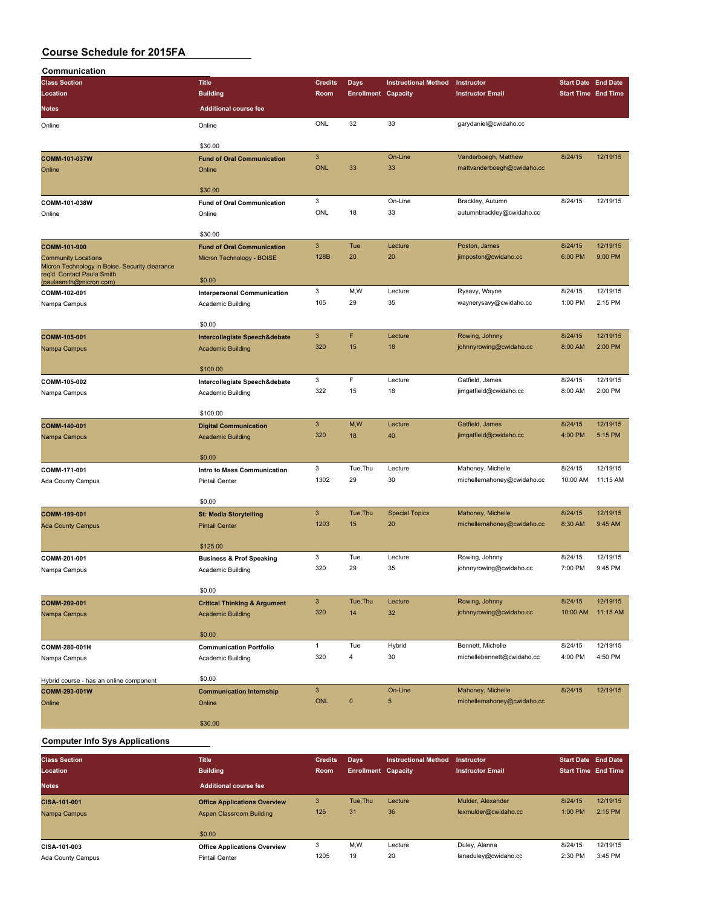# Course Schedule for 2015FA

## Communication

| Class Section / Location / Notes | Title / Building / Additional course fee | Credits / Room | Days / Enrollment | Instructional Method / Capacity | Instructor / Instructor Email | Start Date / Start Time | End Date / End Time |
|---|---|---|---|---|---|---|---|
| Online | Online<br>$30.00 | ONL | 32 | 33 | garydaniel@cwidaho.cc | | |
| COMM-101-037W<br>Online | Fund of Oral Communication<br>Online<br>$30.00 | 3<br>ONL | 33 | On-Line<br>33 | Vanderboegh, Matthew<br>mattvanderboegh@cwidaho.cc | 8/24/15 | 12/19/15 |
| COMM-101-038W<br>Online | Fund of Oral Communication<br>Online<br>$30.00 | 3<br>ONL | 18 | On-Line<br>33 | Brackley, Autumn<br>autumnbrackley@cwidaho.cc | 8/24/15 | 12/19/15 |
| COMM-101-900<br>Community Locations<br>Micron Technology in Boise. Security clearance req'd. Contact Paula Smith (paulasmith@micron.com) | Fund of Oral Communication<br>Micron Technology - BOISE<br>$0.00 | 3<br>128B | Tue<br>20 | Lecture<br>20 | Poston, James<br>jimposton@cwidaho.cc | 8/24/15<br>6:00 PM | 12/19/15<br>9:00 PM |
| COMM-102-001<br>Nampa Campus | Interpersonal Communication<br>Academic Building<br>$0.00 | 3<br>105 | M,W<br>29 | Lecture<br>35 | Rysavy, Wayne<br>waynerysavy@cwidaho.cc | 8/24/15<br>1:00 PM | 12/19/15<br>2:15 PM |
| COMM-105-001<br>Nampa Campus | Intercollegiate Speech&debate<br>Academic Building<br>$100.00 | 3<br>320 | F<br>15 | Lecture<br>18 | Rowing, Johnny<br>johnnyrowing@cwidaho.cc | 8/24/15<br>8:00 AM | 12/19/15<br>2:00 PM |
| COMM-105-002<br>Nampa Campus | Intercollegiate Speech&debate<br>Academic Building<br>$100.00 | 3<br>322 | F<br>15 | Lecture<br>18 | Gatfield, James<br>jimgatfield@cwidaho.cc | 8/24/15<br>8:00 AM | 12/19/15<br>2:00 PM |
| COMM-140-001<br>Nampa Campus | Digital Communication<br>Academic Building<br>$0.00 | 3<br>320 | M,W<br>18 | Lecture<br>40 | Gatfield, James<br>jimgatfield@cwidaho.cc | 8/24/15<br>4:00 PM | 12/19/15<br>5:15 PM |
| COMM-171-001<br>Ada County Campus | Intro to Mass Communication<br>Pintail Center<br>$0.00 | 3<br>1302 | Tue,Thu<br>29 | Lecture<br>30 | Mahoney, Michelle<br>michellemahoney@cwidaho.cc | 8/24/15<br>10:00 AM | 12/19/15<br>11:15 AM |
| COMM-199-001<br>Ada County Campus | St: Media Storytelling<br>Pintail Center<br>$125.00 | 3<br>1203 | Tue,Thu<br>15 | Special Topics<br>20 | Mahoney, Michelle<br>michellemahoney@cwidaho.cc | 8/24/15<br>8:30 AM | 12/19/15<br>9:45 AM |
| COMM-201-001<br>Nampa Campus | Business & Prof Speaking<br>Academic Building<br>$0.00 | 3<br>320 | Tue<br>29 | Lecture<br>35 | Rowing, Johnny<br>johnnyrowing@cwidaho.cc | 8/24/15<br>7:00 PM | 12/19/15<br>9:45 PM |
| COMM-209-001<br>Nampa Campus | Critical Thinking & Argument<br>Academic Building<br>$0.00 | 3<br>320 | Tue,Thu<br>14 | Lecture<br>32 | Rowing, Johnny<br>johnnyrowing@cwidaho.cc | 8/24/15<br>10:00 AM | 12/19/15<br>11:15 AM |
| COMM-280-001H<br>Nampa Campus<br>Hybrid course - has an online component | Communication Portfolio<br>Academic Building<br>$0.00 | 1<br>320 | Tue<br>4 | Hybrid<br>30 | Bennett, Michelle<br>michellebennett@cwidaho.cc | 8/24/15<br>4:00 PM | 12/19/15<br>4:50 PM |
| COMM-293-001W<br>Online | Communication Internship<br>Online<br>$30.00 | 3<br>ONL | 0 | On-Line<br>5 | Mahoney, Michelle<br>michellemahoney@cwidaho.cc | 8/24/15 | 12/19/15 |

## Computer Info Sys Applications

| Class Section / Location / Notes | Title / Building / Additional course fee | Credits / Room | Days / Enrollment | Instructional Method / Capacity | Instructor / Instructor Email | Start Date / Start Time | End Date / End Time |
|---|---|---|---|---|---|---|---|
| CISA-101-001<br>Nampa Campus | Office Applications Overview<br>Aspen Classroom Building<br>$0.00 | 3<br>126 | Tue,Thu<br>31 | Lecture<br>36 | Mulder, Alexander<br>lexmulder@cwidaho.cc | 8/24/15<br>1:00 PM | 12/19/15<br>2:15 PM |
| CISA-101-003<br>Ada County Campus | Office Applications Overview<br>Pintail Center | 3<br>1205 | M,W<br>19 | Lecture<br>20 | Duley, Alanna<br>lanaduley@cwidaho.cc | 8/24/15<br>2:30 PM | 12/19/15<br>3:45 PM |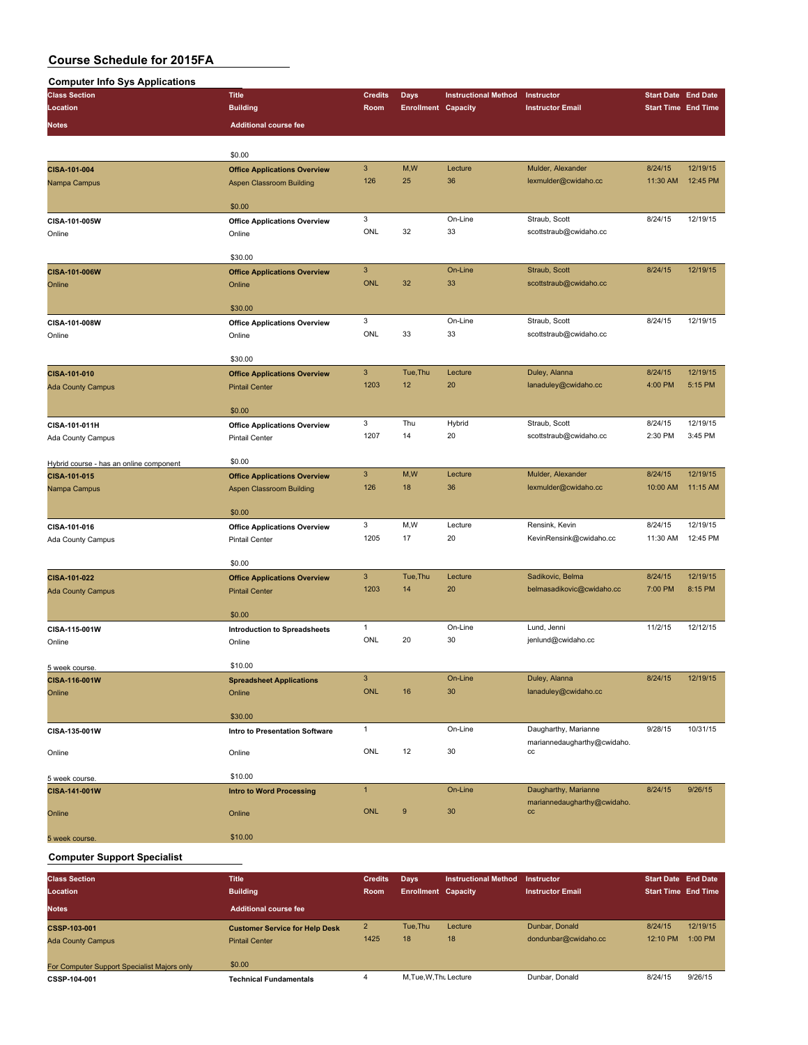# Course Schedule for 2015FA

## Computer Info Sys Applications

| Class Section / Location / Notes | Title / Building / Additional course fee | Credits / Room | Days / Enrollment | Instructional Method / Capacity | Instructor / Instructor Email | Start Date / Start Time | End Date / End Time |
|---|---|---|---|---|---|---|---|
| | $0.00 | | | | | | |
| **CISA-101-004**<br>Nampa Campus | **Office Applications Overview**<br>Aspen Classroom Building<br>$0.00 | 3<br>126 | M,W<br>25 | Lecture<br>36 | Mulder, Alexander<br>lexmulder@cwidaho.cc | 8/24/15<br>11:30 AM | 12/19/15<br>12:45 PM |
| **CISA-101-005W**<br>Online | **Office Applications Overview**<br>Online<br>$30.00 | 3<br>ONL | <br>32 | On-Line<br>33 | Straub, Scott<br>scottstraub@cwidaho.cc | 8/24/15 | 12/19/15 |
| **CISA-101-006W**<br>Online | **Office Applications Overview**<br>Online<br>$30.00 | 3<br>ONL | <br>32 | On-Line<br>33 | Straub, Scott<br>scottstraub@cwidaho.cc | 8/24/15 | 12/19/15 |
| **CISA-101-008W**<br>Online | **Office Applications Overview**<br>Online<br>$30.00 | 3<br>ONL | <br>33 | On-Line<br>33 | Straub, Scott<br>scottstraub@cwidaho.cc | 8/24/15 | 12/19/15 |
| **CISA-101-010**<br>Ada County Campus | **Office Applications Overview**<br>Pintail Center<br>$0.00 | 3<br>1203 | Tue,Thu<br>12 | Lecture<br>20 | Duley, Alanna<br>lanaduley@cwidaho.cc | 8/24/15<br>4:00 PM | 12/19/15<br>5:15 PM |
| **CISA-101-011H**<br>Ada County Campus<br>Hybrid course - has an online component | **Office Applications Overview**<br>Pintail Center<br>$0.00 | 3<br>1207 | Thu<br>14 | Hybrid<br>20 | Straub, Scott<br>scottstraub@cwidaho.cc | 8/24/15<br>2:30 PM | 12/19/15<br>3:45 PM |
| **CISA-101-015**<br>Nampa Campus | **Office Applications Overview**<br>Aspen Classroom Building<br>$0.00 | 3<br>126 | M,W<br>18 | Lecture<br>36 | Mulder, Alexander<br>lexmulder@cwidaho.cc | 8/24/15<br>10:00 AM | 12/19/15<br>11:15 AM |
| **CISA-101-016**<br>Ada County Campus | **Office Applications Overview**<br>Pintail Center<br>$0.00 | 3<br>1205 | M,W<br>17 | Lecture<br>20 | Rensink, Kevin<br>KevinRensink@cwidaho.cc | 8/24/15<br>11:30 AM | 12/19/15<br>12:45 PM |
| **CISA-101-022**<br>Ada County Campus | **Office Applications Overview**<br>Pintail Center<br>$0.00 | 3<br>1203 | Tue,Thu<br>14 | Lecture<br>20 | Sadikovic, Belma<br>belmasadikovic@cwidaho.cc | 8/24/15<br>7:00 PM | 12/19/15<br>8:15 PM |
| **CISA-115-001W**<br>Online<br>5 week course. | **Introduction to Spreadsheets**<br>Online<br>$10.00 | 1<br>ONL | <br>20 | On-Line<br>30 | Lund, Jenni<br>jenlund@cwidaho.cc | 11/2/15 | 12/12/15 |
| **CISA-116-001W**<br>Online | **Spreadsheet Applications**<br>Online<br>$30.00 | 3<br>ONL | <br>16 | On-Line<br>30 | Duley, Alanna<br>lanaduley@cwidaho.cc | 8/24/15 | 12/19/15 |
| **CISA-135-001W**<br>Online<br>5 week course. | **Intro to Presentation Software**<br>Online<br>$10.00 | 1<br>ONL | <br>12 | On-Line<br>30 | Daugharthy, Marianne<br>mariannedaugharthy@cwidaho.cc | 9/28/15 | 10/31/15 |
| **CISA-141-001W**<br>Online<br>5 week course. | **Intro to Word Processing**<br>Online<br>$10.00 | 1<br>ONL | <br>9 | On-Line<br>30 | Daugharthy, Marianne<br>mariannedaugharthy@cwidaho.cc | 8/24/15 | 9/26/15 |

## Computer Support Specialist

| Class Section / Location / Notes | Title / Building / Additional course fee | Credits / Room | Days / Enrollment | Instructional Method / Capacity | Instructor / Instructor Email | Start Date / Start Time | End Date / End Time |
|---|---|---|---|---|---|---|---|
| **CSSP-103-001**<br>Ada County Campus<br>For Computer Support Specialist Majors only | **Customer Service for Help Desk**<br>Pintail Center<br>$0.00 | 2<br>1425 | Tue,Thu<br>18 | Lecture<br>18 | Dunbar, Donald<br>dondunbar@cwidaho.cc | 8/24/15<br>12:10 PM | 12/19/15<br>1:00 PM |
| **CSSP-104-001** | **Technical Fundamentals** | 4 | M,Tue,W,Thu | Lecture | Dunbar, Donald | 8/24/15 | 9/26/15 |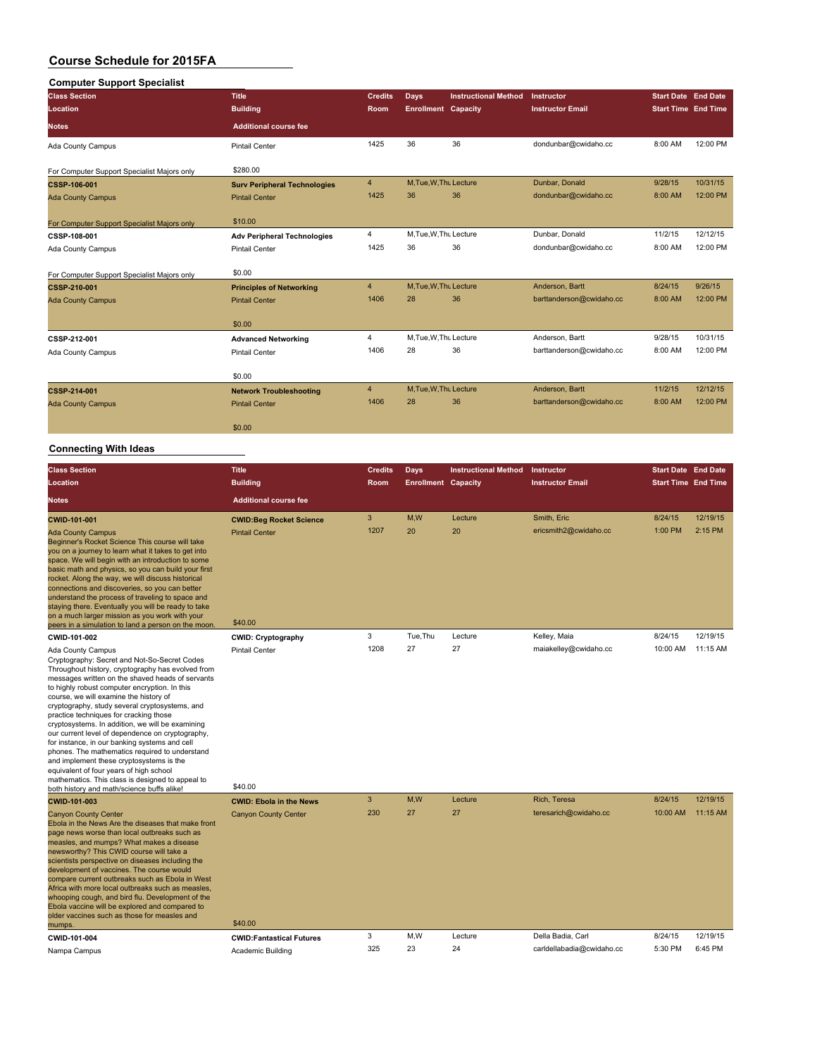# Course Schedule for 2015FA

## Computer Support Specialist

| Class Section / Location / Notes | Title / Building / Additional course fee | Credits / Room | Days / Enrollment | Instructional Method / Capacity | Instructor / Instructor Email | Start Date / Start Time | End Date / End Time |
|---|---|---|---|---|---|---|---|
| Ada County Campus | Pintail Center | 1425 | 36 | 36 | dondunbar@cwidaho.cc | 8:00 AM | 12:00 PM |
| For Computer Support Specialist Majors only | $280.00 | | | | | | |
| **CSSP-106-001** | **Surv Peripheral Technologies** | 4 | M,Tue,W,Thu | Lecture | Dunbar, Donald | 9/28/15 | 10/31/15 |
| Ada County Campus | Pintail Center | 1425 | 36 | 36 | dondunbar@cwidaho.cc | 8:00 AM | 12:00 PM |
| For Computer Support Specialist Majors only | $10.00 | | | | | | |
| **CSSP-108-001** | **Adv Peripheral Technologies** | 4 | M,Tue,W,Thu | Lecture | Dunbar, Donald | 11/2/15 | 12/12/15 |
| Ada County Campus | Pintail Center | 1425 | 36 | 36 | dondunbar@cwidaho.cc | 8:00 AM | 12:00 PM |
| For Computer Support Specialist Majors only | $0.00 | | | | | | |
| **CSSP-210-001** | **Principles of Networking** | 4 | M,Tue,W,Thu | Lecture | Anderson, Bartt | 8/24/15 | 9/26/15 |
| Ada County Campus | Pintail Center | 1406 | 28 | 36 | barttanderson@cwidaho.cc | 8:00 AM | 12:00 PM |
| | $0.00 | | | | | | |
| **CSSP-212-001** | **Advanced Networking** | 4 | M,Tue,W,Thu | Lecture | Anderson, Bartt | 9/28/15 | 10/31/15 |
| Ada County Campus | Pintail Center | 1406 | 28 | 36 | barttanderson@cwidaho.cc | 8:00 AM | 12:00 PM |
| | $0.00 | | | | | | |
| **CSSP-214-001** | **Network Troubleshooting** | 4 | M,Tue,W,Thu | Lecture | Anderson, Bartt | 11/2/15 | 12/12/15 |
| Ada County Campus | Pintail Center | 1406 | 28 | 36 | barttanderson@cwidaho.cc | 8:00 AM | 12:00 PM |
| | $0.00 | | | | | | |

## Connecting With Ideas

| Class Section / Location / Notes | Title / Building / Additional course fee | Credits / Room | Days / Enrollment | Instructional Method / Capacity | Instructor / Instructor Email | Start Date / Start Time | End Date / End Time |
|---|---|---|---|---|---|---|---|
| **CWID-101-001** | **CWID:Beg Rocket Science** | 3 | M,W | Lecture | Smith, Eric | 8/24/15 | 12/19/15 |
| Ada County Campus | Pintail Center | 1207 | 20 | 20 | ericsmith2@cwidaho.cc | 1:00 PM | 2:15 PM |
| Beginner's Rocket Science This course will take you on a journey to learn what it takes to get into space. We will begin with an introduction to some basic math and physics, so you can build your first rocket. Along the way, we will discuss historical connections and discoveries, so you can better understand the process of traveling to space and staying there. Eventually you will be ready to take on a much larger mission as you work with your peers in a simulation to land a person on the moon. | $40.00 | | | | | | |
| **CWID-101-002** | **CWID: Cryptography** | 3 | Tue,Thu | Lecture | Kelley, Maia | 8/24/15 | 12/19/15 |
| Ada County Campus | Pintail Center | 1208 | 27 | 27 | maiakelley@cwidaho.cc | 10:00 AM | 11:15 AM |
| Cryptography: Secret and Not-So-Secret Codes Throughout history, cryptography has evolved from messages written on the shaved heads of servants to highly robust computer encryption. In this course, we will examine the history of cryptography, study several cryptosystems, and practice techniques for cracking those cryptosystems. In addition, we will be examining our current level of dependence on cryptography, for instance, in our banking systems and cell phones. The mathematics required to understand and implement these cryptosystems is the equivalent of four years of high school mathematics. This class is designed to appeal to both history and math/science buffs alike! | $40.00 | | | | | | |
| **CWID-101-003** | **CWID: Ebola in the News** | 3 | M,W | Lecture | Rich, Teresa | 8/24/15 | 12/19/15 |
| Canyon County Center | Canyon County Center | 230 | 27 | 27 | teresarich@cwidaho.cc | 10:00 AM | 11:15 AM |
| Ebola in the News Are the diseases that make front page news worse than local outbreaks such as measles, and mumps? What makes a disease newsworthy? This CWID course will take a scientists perspective on diseases including the development of vaccines. The course would compare current outbreaks such as Ebola in West Africa with more local outbreaks such as measles, whooping cough, and bird flu. Development of the Ebola vaccine will be explored and compared to older vaccines such as those for measles and mumps. | $40.00 | | | | | | |
| **CWID-101-004** | **CWID:Fantastical Futures** | 3 | M,W | Lecture | Della Badia, Carl | 8/24/15 | 12/19/15 |
| Nampa Campus | Academic Building | 325 | 23 | 24 | carldellabadia@cwidaho.cc | 5:30 PM | 6:45 PM |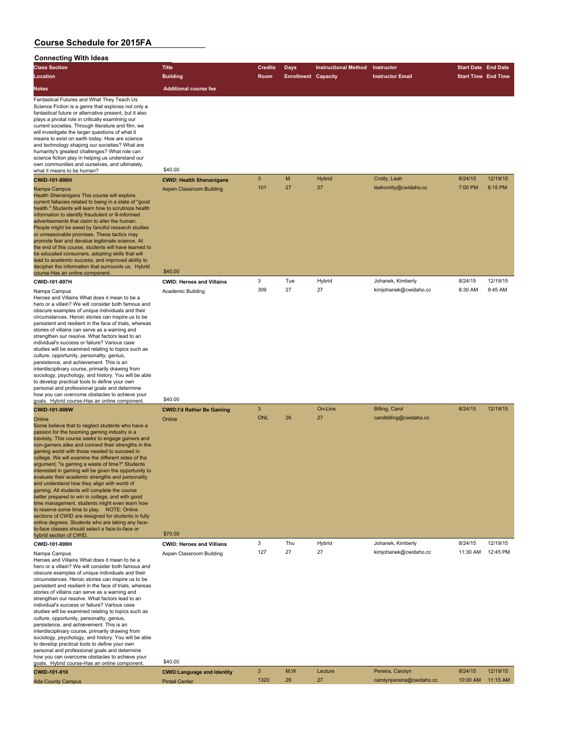# Course Schedule for 2015FA

## Connecting With Ideas

| Class Section | Title | Credits | Days | Instructional Method | Instructor | Start Date | End Date |
|---|---|---|---|---|---|---|---|
| Location | Building | Room | Enrollment | Capacity | Instructor Email | Start Time | End Time |
| Notes | Additional course fee | | | | | | |
| Fantastical Futures and What They Teach Us Science Fiction is a genre that explores not only a fantastical future or alternative present, but it also plays a pivotal role in critically examining our current societies. Through literature and film, we will investigate the larger questions of what it means to exist on earth today. How are science and technology shaping our societies? What are humanity's greatest challenges? What role can science fiction play in helping us understand our own communities and ourselves, and ultimately, what it means to be human? | $40.00 | | | | | | |
| **CWID-101-006H** | **CWID: Health Shenanigans** | 3 | M | Hybrid | Crotty, Leah | 8/24/15 | 12/19/15 |
| Nampa Campus | Aspen Classroom Building | 101 | 27 | 27 | leahcrotty@cwidaho.cc | 7:00 PM | 8:15 PM |
| Health Shenanigans This course will explore current fallacies related to being in a state of "good health." Students will learn how to scrutinize health information to identify fraudulent or ill-informed advertisements that claim to alter the human. People might be awed by fanciful research studies or unreasonable promises. These tactics may promote fear and devalue legitimate science. At the end of this course, students will have learned to be educated consumers, adopting skills that will lead to academic success, and improved ability to decipher the information that surrounds us. Hybrid course-Has an online component. | $40.00 | | | | | | |
| **CWID-101-007H** | **CWID: Heroes and Villains** | 3 | Tue | Hybrid | Johanek, Kimberly | 8/24/15 | 12/19/15 |
| Nampa Campus | Academic Building | 309 | 27 | 27 | kimjohanek@cwidaho.cc | 8:30 AM | 9:45 AM |
| Heroes and Villains What does it mean to be a hero or a villain? We will consider both famous and obscure examples of unique individuals and their circumstances. Heroic stories can inspire us to be persistent and resilient in the face of trials, whereas stories of villains can serve as a warning and strengthen our resolve. What factors lead to an individual's success or failure? Various case studies will be examined relating to topics such as culture, opportunity, personality, genius, persistence, and achievement. This is an interdisciplinary course, primarily drawing from sociology, psychology, and history. You will be able to develop practical tools to define your own personal and professional goals and determine how you can overcome obstacles to achieve your goals. Hybrid course-Has an online component. | $40.00 | | | | | | |
| **CWID-101-008W** | **CWID:I'd Rather Be Gaming** | 3 | | On-Line | Billing, Carol | 8/24/15 | 12/19/15 |
| Online | Online | ONL | 26 | 27 | carolbilling@cwidaho.cc | | |
| Some believe that to neglect students who have a passion for the booming gaming industry is a travesty. This course seeks to engage gamers and non-gamers alike and connect their strengths in the gaming world with those needed to succeed in college. We will examine the different sides of the argument, "is gaming a waste of time?" Students interested in gaming will be given the opportunity to evaluate their academic strengths and personality and understand how they align with world of gaming. All students will complete the course better prepared to win in college, and with good time management, students might even learn how to reserve some time to play. NOTE: Online sections of CWID are designed for students in fully online degrees. Students who are taking any face-to-face classes should select a face-to-face or hybrid section of CWID. | $70.00 | | | | | | |
| **CWID-101-009H** | **CWID: Heroes and Villians** | 3 | Thu | Hybrid | Johanek, Kimberly | 8/24/15 | 12/19/15 |
| Nampa Campus | Aspen Classroom Building | 127 | 27 | 27 | kimjohanek@cwidaho.cc | 11:30 AM | 12:45 PM |
| Heroes and Villains What does it mean to be a hero or a villain? We will consider both famous and obscure examples of unique individuals and their circumstances. Heroic stories can inspire us to be persistent and resilient in the face of trials, whereas stories of villains can serve as a warning and strengthen our resolve. What factors lead to an individual's success or failure? Various case studies will be examined relating to topics such as culture, opportunity, personality, genius, persistence, and achievement. This is an interdisciplinary course, primarily drawing from sociology, psychology, and history. You will be able to develop practical tools to define your own personal and professional goals and determine how you can overcome obstacles to achieve your goals. Hybrid course-Has an online component. | $40.00 | | | | | | |
| **CWID-101-010** | **CWID:Language and Identity** | 3 | M,W | Lecture | Pereira, Carolyn | 8/24/15 | 12/19/15 |
| Ada County Campus | Pintail Center | 1320 | 26 | 27 | carolynpereira@cwidaho.cc | 10:00 AM | 11:15 AM |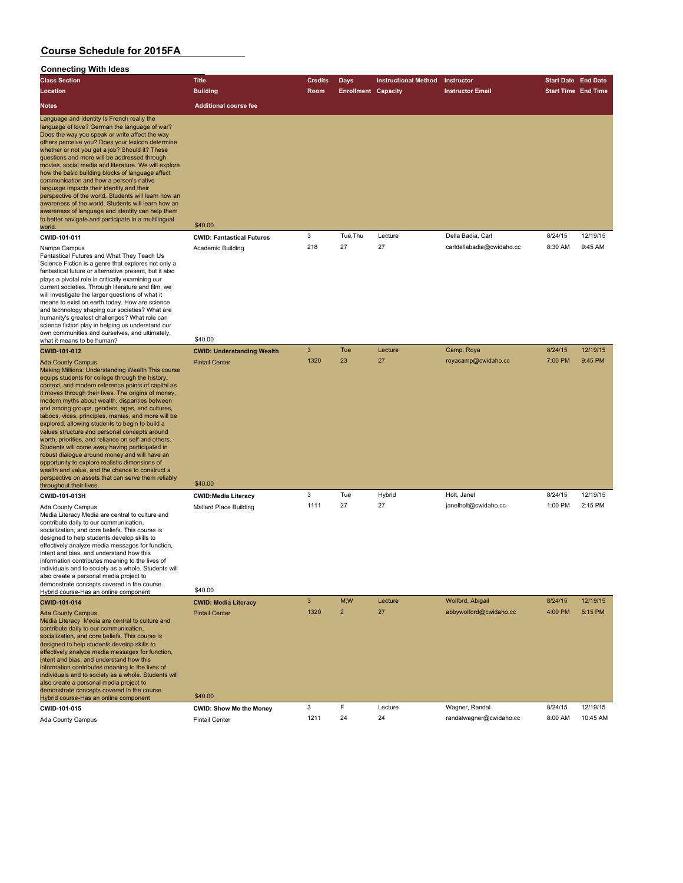# Course Schedule for 2015FA

## Connecting With Ideas

| Class Section / Location / Notes | Title / Building / Additional course fee | Credits / Room | Days / Enrollment | Instructional Method / Capacity | Instructor / Instructor Email | Start Date / Start Time | End Date / End Time |
|---|---|---|---|---|---|---|---|
| Language and Identity Is French really the language of love? German the language of war? Does the way you speak or write affect the way others perceive you? Does your lexicon determine whether or not you get a job? Should it? These questions and more will be addressed through movies, social media and literature. We will explore how the basic building blocks of language affect communication and how a person's native language impacts their identity and their perspective of the world. Students will learn how an awareness of the world. Students will learn how an awareness of language and identity can help them to better navigate and participate in a multilingual world. | $40.00 | | | | | | |
| **CWID-101-011** | **CWID: Fantastical Futures** | 3 | Tue,Thu | Lecture | Della Badia, Carl | 8/24/15 | 12/19/15 |
| Nampa Campus | Academic Building | 218 | 27 | 27 | carldellabadia@cwidaho.cc | 8:30 AM | 9:45 AM |
| Fantastical Futures and What They Teach Us Science Fiction is a genre that explores not only a fantastical future or alternative present, but it also plays a pivotal role in critically examining our current societies. Through literature and film, we will investigate the larger questions of what it means to exist on earth today. How are science and technology shaping our societies? What are humanity's greatest challenges? What role can science fiction play in helping us understand our own communities and ourselves, and ultimately, what it means to be human? | $40.00 | | | | | | |
| **CWID-101-012** | **CWID: Understanding Wealth** | 3 | Tue | Lecture | Camp, Roya | 8/24/15 | 12/19/15 |
| Ada County Campus | Pintail Center | 1320 | 23 | 27 | royacamp@cwidaho.cc | 7:00 PM | 9:45 PM |
| Making Millions: Understanding Wealth This course equips students for college through the history, context, and modern reference points of capital as it moves through their lives. The origins of money, modern myths about wealth, disparities between and among groups, genders, ages, and cultures, taboos, vices, principles, manias, and more will be explored, allowing students to begin to build a values structure and personal concepts around worth, priorities, and reliance on self and others. Students will come away having participated in robust dialogue around money and will have an opportunity to explore realistic dimensions of wealth and value, and the chance to construct a perspective on assets that can serve them reliably throughout their lives. | $40.00 | | | | | | |
| **CWID-101-013H** | **CWID:Media Literacy** | 3 | Tue | Hybrid | Holt, Janel | 8/24/15 | 12/19/15 |
| Ada County Campus | Mallard Place Building | 1111 | 27 | 27 | janelholt@cwidaho.cc | 1:00 PM | 2:15 PM |
| Media Literacy Media are central to culture and contribute daily to our communication, socialization, and core beliefs. This course is designed to help students develop skills to effectively analyze media messages for function, intent and bias, and understand how this information contributes meaning to the lives of individuals and to society as a whole. Students will also create a personal media project to demonstrate concepts covered in the course. Hybrid course-Has an online component | $40.00 | | | | | | |
| **CWID-101-014** | **CWID: Media Literacy** | 3 | M,W | Lecture | Wolford, Abigail | 8/24/15 | 12/19/15 |
| Ada County Campus | Pintail Center | 1320 | 2 | 27 | abbywolford@cwidaho.cc | 4:00 PM | 5:15 PM |
| Media Literacy Media are central to culture and contribute daily to our communication, socialization, and core beliefs. This course is designed to help students develop skills to effectively analyze media messages for function, intent and bias, and understand how this information contributes meaning to the lives of individuals and to society as a whole. Students will also create a personal media project to demonstrate concepts covered in the course. Hybrid course-Has an online component | $40.00 | | | | | | |
| **CWID-101-015** | **CWID: Show Me the Money** | 3 | F | Lecture | Wagner, Randal | 8/24/15 | 12/19/15 |
| Ada County Campus | Pintail Center | 1211 | 24 | 24 | randalwagner@cwidaho.cc | 8:00 AM | 10:45 AM |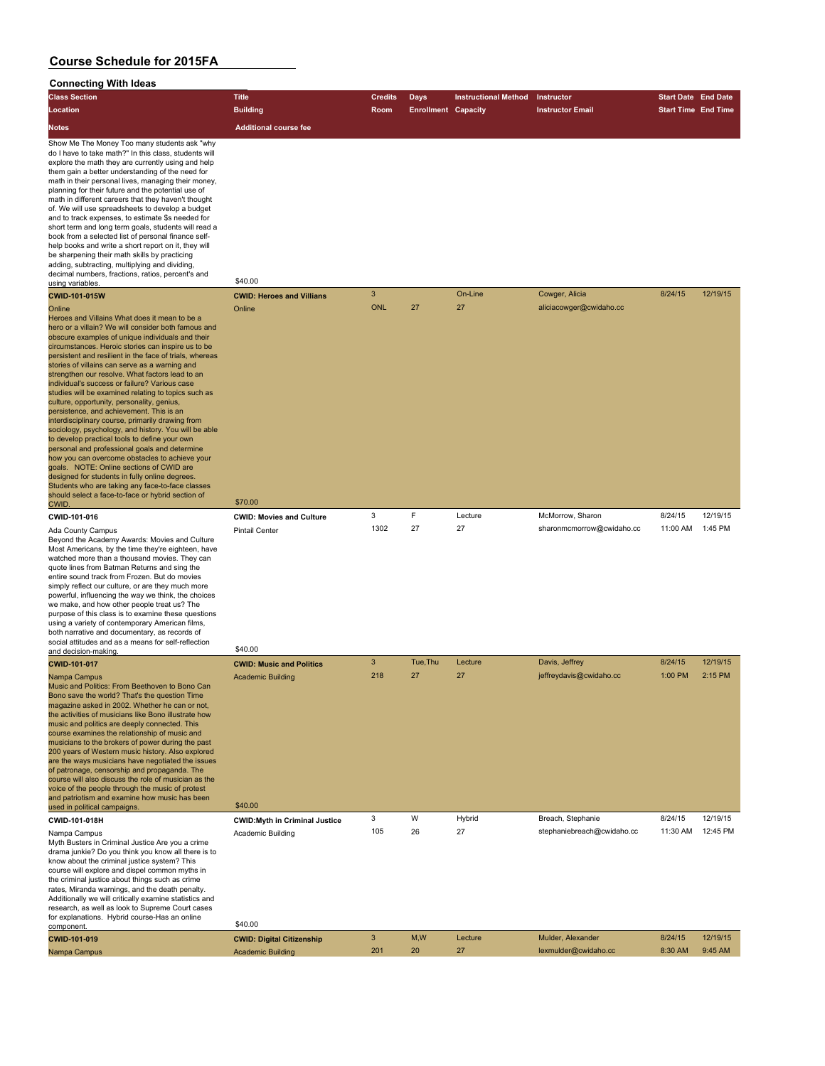# Course Schedule for 2015FA

## Connecting With Ideas

| Class Section | Title | Credits | Days | Instructional Method | Instructor | Start Date | End Date |
|---|---|---|---|---|---|---|---|
| Location | Building | Room | Enrollment | Capacity | Instructor Email | Start Time | End Time |
| Notes | Additional course fee | | | | | | |
| Show Me The Money Too many students ask "why do I have to take math?" In this class, students will explore the math they are currently using and help them gain a better understanding of the need for math in their personal lives, managing their money, planning for their future and the potential use of math in different careers that they haven't thought of. We will use spreadsheets to develop a budget and to track expenses, to estimate $s needed for short term and long term goals, students will read a book from a selected list of personal finance self-help books and write a short report on it, they will be sharpening their math skills by practicing adding, subtracting, multiplying and dividing, decimal numbers, fractions, ratios, percent's and using variables. | $40.00 | | | | | | |
| **CWID-101-015W** | **CWID: Heroes and Villians** | 3 | | On-Line | Cowger, Alicia | 8/24/15 | 12/19/15 |
| Online | Online | ONL | 27 | 27 | aliciacowger@cwidaho.cc | | |
| Heroes and Villains What does it mean to be a hero or a villain? We will consider both famous and obscure examples of unique individuals and their circumstances. Heroic stories can inspire us to be persistent and resilient in the face of trials, whereas stories of villains can serve as a warning and strengthen our resolve. What factors lead to an individual's success or failure? Various case studies will be examined relating to topics such as culture, opportunity, personality, genius, persistence, and achievement. This is an interdisciplinary course, primarily drawing from sociology, psychology, and history. You will be able to develop practical tools to define your own personal and professional goals and determine how you can overcome obstacles to achieve your goals. NOTE: Online sections of CWID are designed for students in fully online degrees. Students who are taking any face-to-face classes should select a face-to-face or hybrid section of CWID. | $70.00 | | | | | | |
| **CWID-101-016** | **CWID: Movies and Culture** | 3 | F | Lecture | McMorrow, Sharon | 8/24/15 | 12/19/15 |
| Ada County Campus | Pintail Center | 1302 | 27 | 27 | sharonmcmorrow@cwidaho.cc | 11:00 AM | 1:45 PM |
| Beyond the Academy Awards: Movies and Culture Most Americans, by the time they're eighteen, have watched more than a thousand movies. They can quote lines from Batman Returns and sing the entire sound track from Frozen. But do movies simply reflect our culture, or are they much more powerful, influencing the way we think, the choices we make, and how other people treat us? The purpose of this class is to examine these questions using a variety of contemporary American films, both narrative and documentary, as records of social attitudes and as a means for self-reflection and decision-making. | $40.00 | | | | | | |
| **CWID-101-017** | **CWID: Music and Politics** | 3 | Tue,Thu | Lecture | Davis, Jeffrey | 8/24/15 | 12/19/15 |
| Nampa Campus | Academic Building | 218 | 27 | 27 | jeffreydavis@cwidaho.cc | 1:00 PM | 2:15 PM |
| Music and Politics: From Beethoven to Bono Can Bono save the world? That's the question Time magazine asked in 2002. Whether he can or not, the activities of musicians like Bono illustrate how music and politics are deeply connected. This course examines the relationship of music and musicians to the brokers of power during the past 200 years of Western music history. Also explored are the ways musicians have negotiated the issues of patronage, censorship and propaganda. The course will also discuss the role of musician as the voice of the people through the music of protest and patriotism and examine how music has been used in political campaigns. | $40.00 | | | | | | |
| **CWID-101-018H** | **CWID:Myth in Criminal Justice** | 3 | W | Hybrid | Breach, Stephanie | 8/24/15 | 12/19/15 |
| Nampa Campus | Academic Building | 105 | 26 | 27 | stephaniebreach@cwidaho.cc | 11:30 AM | 12:45 PM |
| Myth Busters in Criminal Justice Are you a crime drama junkie? Do you think you know all there is to know about the criminal justice system? This course will explore and dispel common myths in the criminal justice about things such as crime rates, Miranda warnings, and the death penalty. Additionally we will critically examine statistics and research, as well as look to Supreme Court cases for explanations. Hybrid course-Has an online component. | $40.00 | | | | | | |
| **CWID-101-019** | **CWID: Digital Citizenship** | 3 | M,W | Lecture | Mulder, Alexander | 8/24/15 | 12/19/15 |
| Nampa Campus | Academic Building | 201 | 20 | 27 | lexmulder@cwidaho.cc | 8:30 AM | 9:45 AM |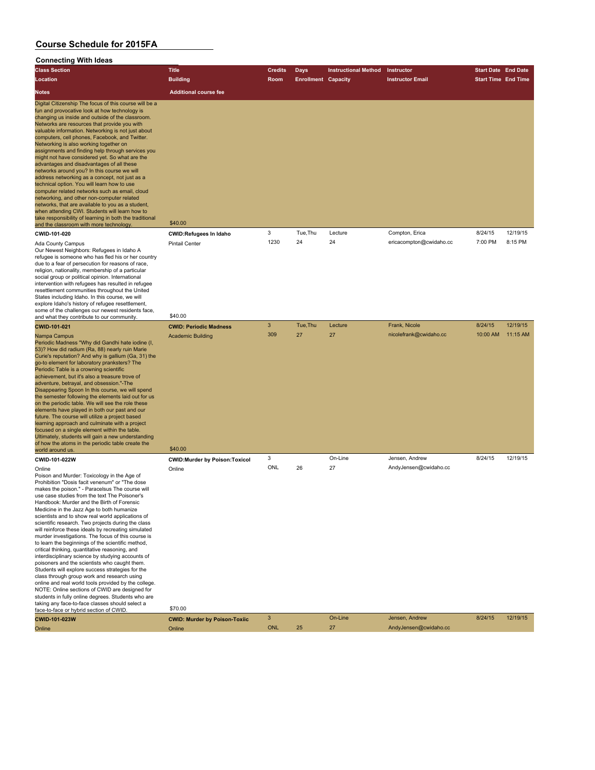# Course Schedule for 2015FA

## Connecting With Ideas

| Class Section / Location / Notes | Title / Building / Additional course fee | Credits / Room | Days / Enrollment | Instructional Method / Capacity | Instructor / Instructor Email | Start Date / Start Time | End Date / End Time |
|---|---|---|---|---|---|---|---|
| Digital Citizenship The focus of this course will be a fun and provocative look at how technology is changing us inside and outside of the classroom. Networks are resources that provide you with valuable information. Networking is not just about computers, cell phones, Facebook, and Twitter. Networking is also working together on assignments and finding help through services you might not have considered yet. So what are the advantages and disadvantages of all these networks around you? In this course we will address networking as a concept, not just as a technical option. You will learn how to use computer related networks such as email, cloud networking, and other non-computer related networks, that are available to you as a student, when attending CWI. Students will learn how to take responsibility of learning in both the traditional and the classroom with more technology. | $40.00 | | | | | | |
| **CWID-101-020** | **CWID:Refugees In Idaho** | 3 | Tue,Thu | Lecture | Compton, Erica | 8/24/15 | 12/19/15 |
| Ada County Campus | Pintail Center | 1230 | 24 | 24 | ericacompton@cwidaho.cc | 7:00 PM | 8:15 PM |
| Our Newest Neighbors: Refugees in Idaho A refugee is someone who has fled his or her country due to a fear of persecution for reasons of race, religion, nationality, membership of a particular social group or political opinion. International intervention with refugees has resulted in refugee resettlement communities throughout the United States including Idaho. In this course, we will explore Idaho's history of refugee resettlement, some of the challenges our newest residents face, and what they contribute to our community. | $40.00 | | | | | | |
| **CWID-101-021** | **CWID: Periodic Madness** | 3 | Tue,Thu | Lecture | Frank, Nicole | 8/24/15 | 12/19/15 |
| Nampa Campus | Academic Building | 309 | 27 | 27 | nicolefrank@cwidaho.cc | 10:00 AM | 11:15 AM |
| Periodic Madness "Why did Gandhi hate iodine (I, 53)? How did radium (Ra, 88) nearly ruin Marie Curie's reputation? And why is gallium (Ga, 31) the go-to element for laboratory pranksters? The Periodic Table is a crowning scientific achievement, but it's also a treasure trove of adventure, betrayal, and obsession."-The Disappearing Spoon In this course, we will spend the semester following the elements laid out for us on the periodic table. We will see the role these elements have played in both our past and our future. The course will utilize a project based learning approach and culminate with a project focused on a single element within the table. Ultimately, students will gain a new understanding of how the atoms in the periodic table create the world around us. | $40.00 | | | | | | |
| **CWID-101-022W** | **CWID:Murder by Poison:Toxicol** | 3 | | On-Line | Jensen, Andrew | 8/24/15 | 12/19/15 |
| Online | Online | ONL | 26 | 27 | AndyJensen@cwidaho.cc | | |
| Poison and Murder: Toxicology in the Age of Prohibition "Dosis facit venenum" or "The dose makes the poison." - Paracelsus The course will use case studies from the text The Poisoner's Handbook: Murder and the Birth of Forensic Medicine in the Jazz Age to both humanize scientists and to show real world applications of scientific research. Two projects during the class will reinforce these ideals by recreating simulated murder investigations. The focus of this course is to learn the beginnings of the scientific method, critical thinking, quantitative reasoning, and interdisciplinary science by studying accounts of poisoners and the scientists who caught them. Students will explore success strategies for the class through group work and research using online and real world tools provided by the college. NOTE: Online sections of CWID are designed for students in fully online degrees. Students who are taking any face-to-face classes should select a face-to-face or hybrid section of CWID. | $70.00 | | | | | | |
| **CWID-101-023W** | **CWID: Murder by Poison-Toxic** | 3 | | On-Line | Jensen, Andrew | 8/24/15 | 12/19/15 |
| Online | Online | ONL | 25 | 27 | AndyJensen@cwidaho.cc | | |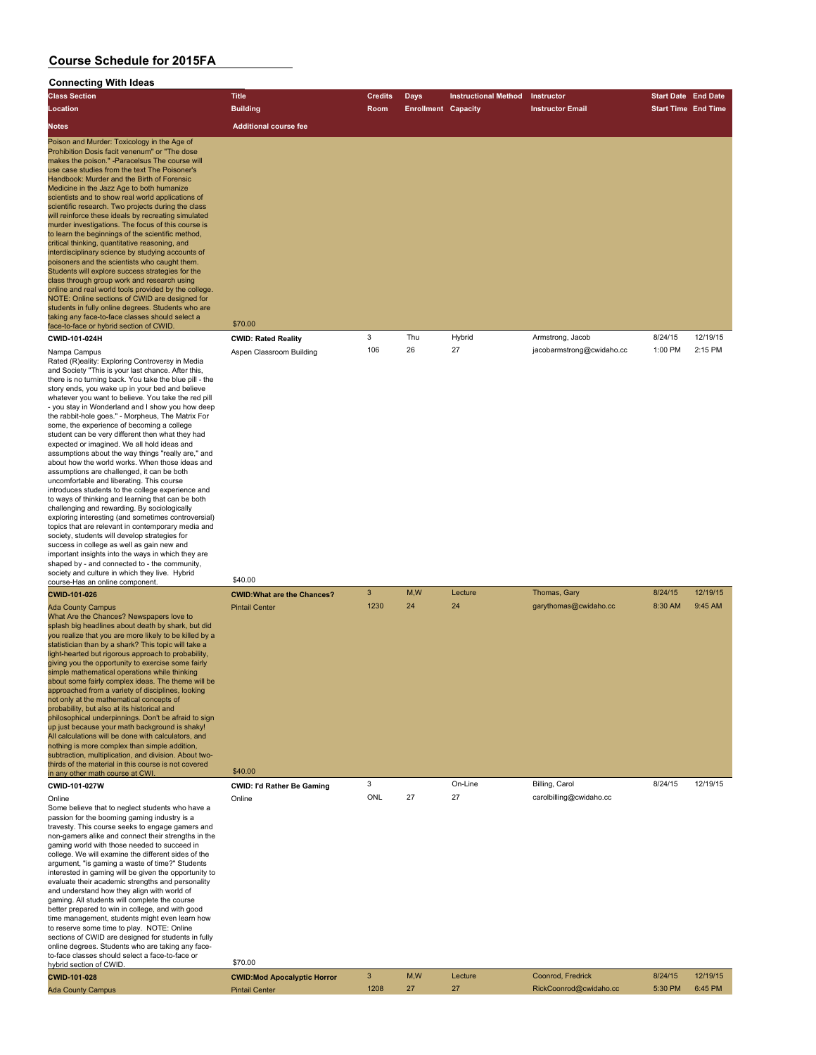# Course Schedule for 2015FA

## Connecting With Ideas

| Class Section | Title | Credits | Days | Instructional Method | Instructor | Start Date | End Date |
|---|---|---|---|---|---|---|---|
| Location | Building | Room | Enrollment | Capacity | Instructor Email | Start Time | End Time |
| Notes | Additional course fee | | | | | | |
| Poison and Murder: Toxicology in the Age of Prohibition Dosis facit venenum" or "The dose makes the poison." -Paracelsus The course will use case studies from the text The Poisoner's Handbook: Murder and the Birth of Forensic Medicine in the Jazz Age to both humanize scientists and to show real world applications of scientific research. Two projects during the class will reinforce these ideals by recreating simulated murder investigations. The focus of this course is to learn the beginnings of the scientific method, critical thinking, quantitative reasoning, and interdisciplinary science by studying accounts of poisoners and the scientists who caught them. Students will explore success strategies for the class through group work and research using online and real world tools provided by the college. NOTE: Online sections of CWID are designed for students in fully online degrees. Students who are taking any face-to-face classes should select a face-to-face or hybrid section of CWID. | $70.00 | | | | | | |
| **CWID-101-024H** | **CWID: Rated Reality** | 3 | Thu | Hybrid | Armstrong, Jacob | 8/24/15 | 12/19/15 |
| Nampa Campus | Aspen Classroom Building | 106 | 26 | 27 | jacobarmstrong@cwidaho.cc | 1:00 PM | 2:15 PM |
| Rated (R)eality: Exploring Controversy in Media and Society "This is your last chance. After this, there is no turning back. You take the blue pill - the story ends, you wake up in your bed and believe whatever you want to believe. You take the red pill - you stay in Wonderland and I show you how deep the rabbit-hole goes." - Morpheus, The Matrix For some, the experience of becoming a college student can be very different then what they had expected or imagined. We all hold ideas and assumptions about the way things "really are," and about how the world works. When those ideas and assumptions are challenged, it can be both uncomfortable and liberating. This course introduces students to the college experience and to ways of thinking and learning that can be both challenging and rewarding. By sociologically exploring interesting (and sometimes controversial) topics that are relevant in contemporary media and society, students will develop strategies for success in college as well as gain new and important insights into the ways in which they are shaped by - and connected to - the community, society and culture in which they live. Hybrid course-Has an online component. | $40.00 | | | | | | |
| **CWID-101-026** | **CWID:What are the Chances?** | 3 | M,W | Lecture | Thomas, Gary | 8/24/15 | 12/19/15 |
| Ada County Campus | Pintail Center | 1230 | 24 | 24 | garythomas@cwidaho.cc | 8:30 AM | 9:45 AM |
| What Are the Chances? Newspapers love to splash big headlines about death by shark, but did you realize that you are more likely to be killed by a statistician than by a shark? This topic will take a light-hearted but rigorous approach to probability, giving you the opportunity to exercise some fairly simple mathematical operations while thinking about some fairly complex ideas. The theme will be approached from a variety of disciplines, looking not only at the mathematical concepts of probability, but also at its historical and philosophical underpinnings. Don't be afraid to sign up just because your math background is shaky! All calculations will be done with calculators, and nothing is more complex than simple addition, subtraction, multiplication, and division. About two-thirds of the material in this course is not covered in any other math course at CWI. | $40.00 | | | | | | |
| **CWID-101-027W** | **CWID: I'd Rather Be Gaming** | 3 | | On-Line | Billing, Carol | 8/24/15 | 12/19/15 |
| Online | Online | ONL | 27 | 27 | carolbilling@cwidaho.cc | | |
| Some believe that to neglect students who have a passion for the booming gaming industry is a travesty. This course seeks to engage gamers and non-gamers alike and connect their strengths in the gaming world with those needed to succeed in college. We will examine the different sides of the argument, "is gaming a waste of time?" Students interested in gaming will be given the opportunity to evaluate their academic strengths and personality and understand how they align with world of gaming. All students will complete the course better prepared to win in college, and with good time management, students might even learn how to reserve some time to play. NOTE: Online sections of CWID are designed for students in fully online degrees. Students who are taking any face-to-face classes should select a face-to-face or hybrid section of CWID. | $70.00 | | | | | | |
| **CWID-101-028** | **CWID:Mod Apocalyptic Horror** | 3 | M,W | Lecture | Coonrod, Fredrick | 8/24/15 | 12/19/15 |
| Ada County Campus | Pintail Center | 1208 | 27 | 27 | RickCoonrod@cwidaho.cc | 5:30 PM | 6:45 PM |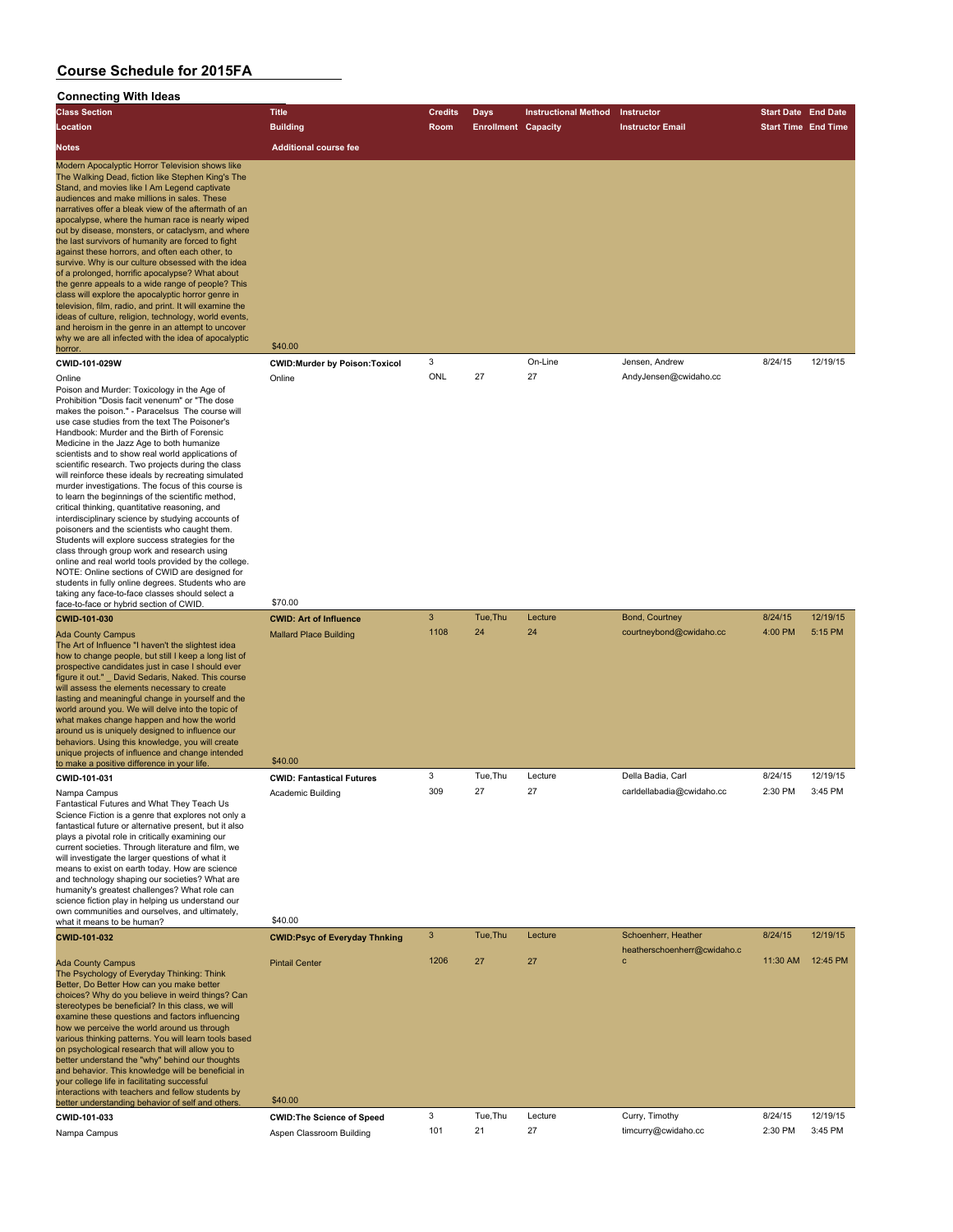# Course Schedule for 2015FA

## Connecting With Ideas

| Class Section / Location / Notes | Title / Building / Additional course fee | Credits / Room | Days / Enrollment | Instructional Method / Capacity | Instructor / Instructor Email | Start Date / Start Time | End Date / End Time |
|---|---|---|---|---|---|---|---|
| Modern Apocalyptic Horror Television shows like The Walking Dead, fiction like Stephen King's The Stand, and movies like I Am Legend captivate audiences and make millions in sales. These narratives offer a bleak view of the aftermath of an apocalypse, where the human race is nearly wiped out by disease, monsters, or cataclysm, and where the last survivors of humanity are forced to fight against these horrors, and often each other, to survive. Why is our culture obsessed with the idea of a prolonged, horrific apocalypse? What about the genre appeals to a wide range of people? This class will explore the apocalyptic horror genre in television, film, radio, and print. It will examine the ideas of culture, religion, technology, world events, and heroism in the genre in an attempt to uncover why we are all infected with the idea of apocalyptic horror. | $40.00 | | | | | | |
| **CWID-101-029W** | **CWID:Murder by Poison:Toxicol** | 3 | | On-Line | Jensen, Andrew | 8/24/15 | 12/19/15 |
| Online | Online | ONL | 27 | 27 | AndyJensen@cwidaho.cc | | |
| Poison and Murder: Toxicology in the Age of Prohibition "Dosis facit venenum" or "The dose makes the poison." - Paracelsus The course will use case studies from the text The Poisoner's Handbook: Murder and the Birth of Forensic Medicine in the Jazz Age to both humanize scientists and to show real world applications of scientific research. Two projects during the class will reinforce these ideals by recreating simulated murder investigations. The focus of this course is to learn the beginnings of the scientific method, critical thinking, quantitative reasoning, and interdisciplinary science by studying accounts of poisoners and the scientists who caught them. Students will explore success strategies for the class through group work and research using online and real world tools provided by the college. NOTE: Online sections of CWID are designed for students in fully online degrees. Students who are taking any face-to-face classes should select a face-to-face or hybrid section of CWID. | $70.00 | | | | | | |
| **CWID-101-030** | **CWID: Art of Influence** | 3 | Tue,Thu | Lecture | Bond, Courtney | 8/24/15 | 12/19/15 |
| Ada County Campus | Mallard Place Building | 1108 | 24 | 24 | courtneybond@cwidaho.cc | 4:00 PM | 5:15 PM |
| The Art of Influence "I haven't the slightest idea how to change people, but still I keep a long list of prospective candidates just in case I should ever figure it out." _ David Sedaris, Naked. This course will assess the elements necessary to create lasting and meaningful change in yourself and the world around you. We will delve into the topic of what makes change happen and how the world around us is uniquely designed to influence our behaviors. Using this knowledge, you will create unique projects of influence and change intended to make a positive difference in your life. | $40.00 | | | | | | |
| **CWID-101-031** | **CWID: Fantastical Futures** | 3 | Tue,Thu | Lecture | Della Badia, Carl | 8/24/15 | 12/19/15 |
| Nampa Campus | Academic Building | 309 | 27 | 27 | carldellabadia@cwidaho.cc | 2:30 PM | 3:45 PM |
| Fantastical Futures and What They Teach Us Science Fiction is a genre that explores not only a fantastical future or alternative present, but it also plays a pivotal role in critically examining our current societies. Through literature and film, we will investigate the larger questions of what it means to exist on earth today. How are science and technology shaping our societies? What are humanity's greatest challenges? What role can science fiction play in helping us understand our own communities and ourselves, and ultimately, what it means to be human? | $40.00 | | | | | | |
| **CWID-101-032** | **CWID:Psyc of Everyday Thnking** | 3 | Tue,Thu | Lecture | Schoenherr, Heather | 8/24/15 | 12/19/15 |
| Ada County Campus | Pintail Center | 1206 | 27 | 27 | heatherschoenherr@cwidaho.cc | 11:30 AM | 12:45 PM |
| The Psychology of Everyday Thinking: Think Better, Do Better How can you make better choices? Why do you believe in weird things? Can stereotypes be beneficial? In this class, we will examine these questions and factors influencing how we perceive the world around us through various thinking patterns. You will learn tools based on psychological research that will allow you to better understand the "why" behind our thoughts and behavior. This knowledge will be beneficial in your college life in facilitating successful interactions with teachers and fellow students by better understanding behavior of self and others. | $40.00 | | | | | | |
| **CWID-101-033** | **CWID:The Science of Speed** | 3 | Tue,Thu | Lecture | Curry, Timothy | 8/24/15 | 12/19/15 |
| Nampa Campus | Aspen Classroom Building | 101 | 21 | 27 | timcurry@cwidaho.cc | 2:30 PM | 3:45 PM |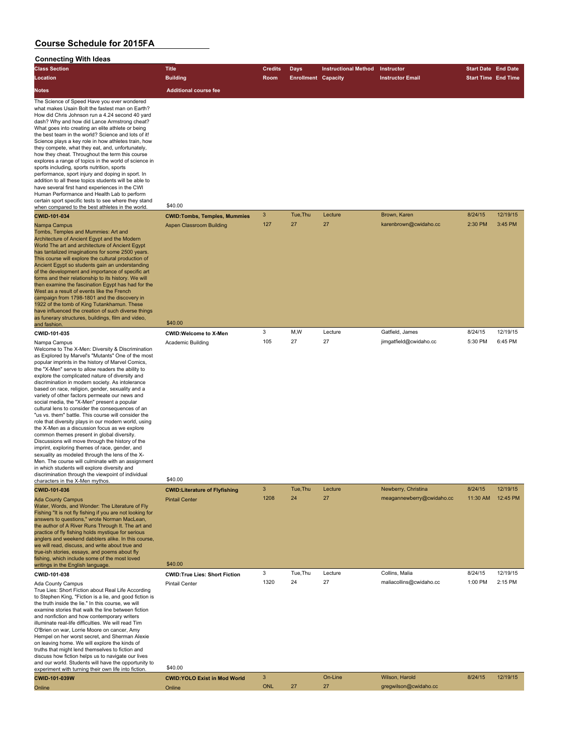# Course Schedule for 2015FA

## Connecting With Ideas

| Class Section / Location / Notes | Title / Building / Additional course fee | Credits / Room | Days / Enrollment | Instructional Method / Capacity | Instructor / Instructor Email | Start Date / Start Time | End Date / End Time |
|---|---|---|---|---|---|---|---|
| The Science of Speed Have you ever wondered what makes Usain Bolt the fastest man on Earth? How did Chris Johnson run a 4.24 second 40 yard dash? Why and how did Lance Armstrong cheat? What goes into creating an elite athlete or being the best team in the world? Science and lots of it! Science plays a key role in how athletes train, how they compete, what they eat, and, unfortunately, how they cheat. Throughout the term this course explores a range of topics in the world of science in sports including, sports nutrition, sports performance, sport injury and doping in sport. In addition to all these topics students will be able to have several first hand experiences in the CWI Human Performance and Health Lab to perform certain sport specific tests to see where they stand when compared to the best athletes in the world. | $40.00 | | | | | | |
| **CWID-101-034** | **CWID:Tombs, Temples, Mummies** | 3 | Tue,Thu | Lecture | Brown, Karen | 8/24/15 | 12/19/15 |
| Nampa Campus | Aspen Classroom Building | 127 | 27 | 27 | karenbrown@cwidaho.cc | 2:30 PM | 3:45 PM |
| Tombs, Temples and Mummies: Art and Architecture of Ancient Egypt and the Modern World The art and architecture of Ancient Egypt has tantalized imaginations for some 2500 years. This course will explore the cultural production of Ancient Egypt so students gain an understanding of the development and importance of specific art forms and their relationship to its history. We will then examine the fascination Egypt has had for the West as a result of events like the French campaign from 1798-1801 and the discovery in 1922 of the tomb of King Tutankhamun. These have influenced the creation of such diverse things as funerary structures, buildings, film and video, and fashion. | $40.00 | | | | | | |
| **CWID-101-035** | **CWID:Welcome to X-Men** | 3 | M,W | Lecture | Gatfield, James | 8/24/15 | 12/19/15 |
| Nampa Campus | Academic Building | 105 | 27 | 27 | jimgatfield@cwidaho.cc | 5:30 PM | 6:45 PM |
| Welcome to The X-Men: Diversity & Discrimination as Explored by Marvel's "Mutants" One of the most popular imprints in the history of Marvel Comics, the "X-Men" serve to allow readers the ability to explore the complicated nature of diversity and discrimination in modern society. As intolerance based on race, religion, gender, sexuality and a variety of other factors permeate our news and social media, the "X-Men" present a popular cultural lens to consider the consequences of an "us vs. them" battle. This course will consider the role that diversity plays in our modern world, using the X-Men as a discussion focus as we explore common themes present in global diversity. Discussions will move through the history of the imprint, exploring themes of race, gender, and sexuality as modeled through the lens of the X-Men. The course will culminate with an assignment in which students will explore diversity and discrimination through the viewpoint of individual characters in the X-Men mythos. | $40.00 | | | | | | |
| **CWID-101-036** | **CWID:Literature of Flyfishing** | 3 | Tue,Thu | Lecture | Newberry, Christina | 8/24/15 | 12/19/15 |
| Ada County Campus | Pintail Center | 1208 | 24 | 27 | meagannewberry@cwidaho.cc | 11:30 AM | 12:45 PM |
| Water, Words, and Wonder: The Literature of Fly Fishing "It is not fly fishing if you are not looking for answers to questions," wrote Norman MacLean, the author of A River Runs Through It. The art and practice of fly fishing holds mystique for serious anglers and weekend dabblers alike. In this course, we will read, discuss, and write about true and true-ish stories, essays, and poems about fly fishing, which include some of the most loved writings in the English language. | $40.00 | | | | | | |
| **CWID-101-038** | **CWID:True Lies: Short Fiction** | 3 | Tue,Thu | Lecture | Collins, Malia | 8/24/15 | 12/19/15 |
| Ada County Campus | Pintail Center | 1320 | 24 | 27 | maliacollins@cwidaho.cc | 1:00 PM | 2:15 PM |
| True Lies: Short Fiction about Real Life According to Stephen King, "Fiction is a lie, and good fiction is the truth inside the lie." In this course, we will examine stories that walk the line between fiction and nonfiction and how contemporary writers illuminate real-life difficulties. We will read Tim O'Brien on war, Lorrie Moore on cancer, Amy Hempel on her worst secret, and Sherman Alexie on leaving home. We will explore the kinds of truths that might lend themselves to fiction and discuss how fiction helps us to navigate our lives and our world. Students will have the opportunity to experiment with turning their own life into fiction. | $40.00 | | | | | | |
| **CWID-101-039W** | **CWID:YOLO Exist in Mod World** | 3 | | On-Line | Wilson, Harold | 8/24/15 | 12/19/15 |
| Online | Online | ONL | 27 | 27 | gregwilson@cwidaho.cc | | |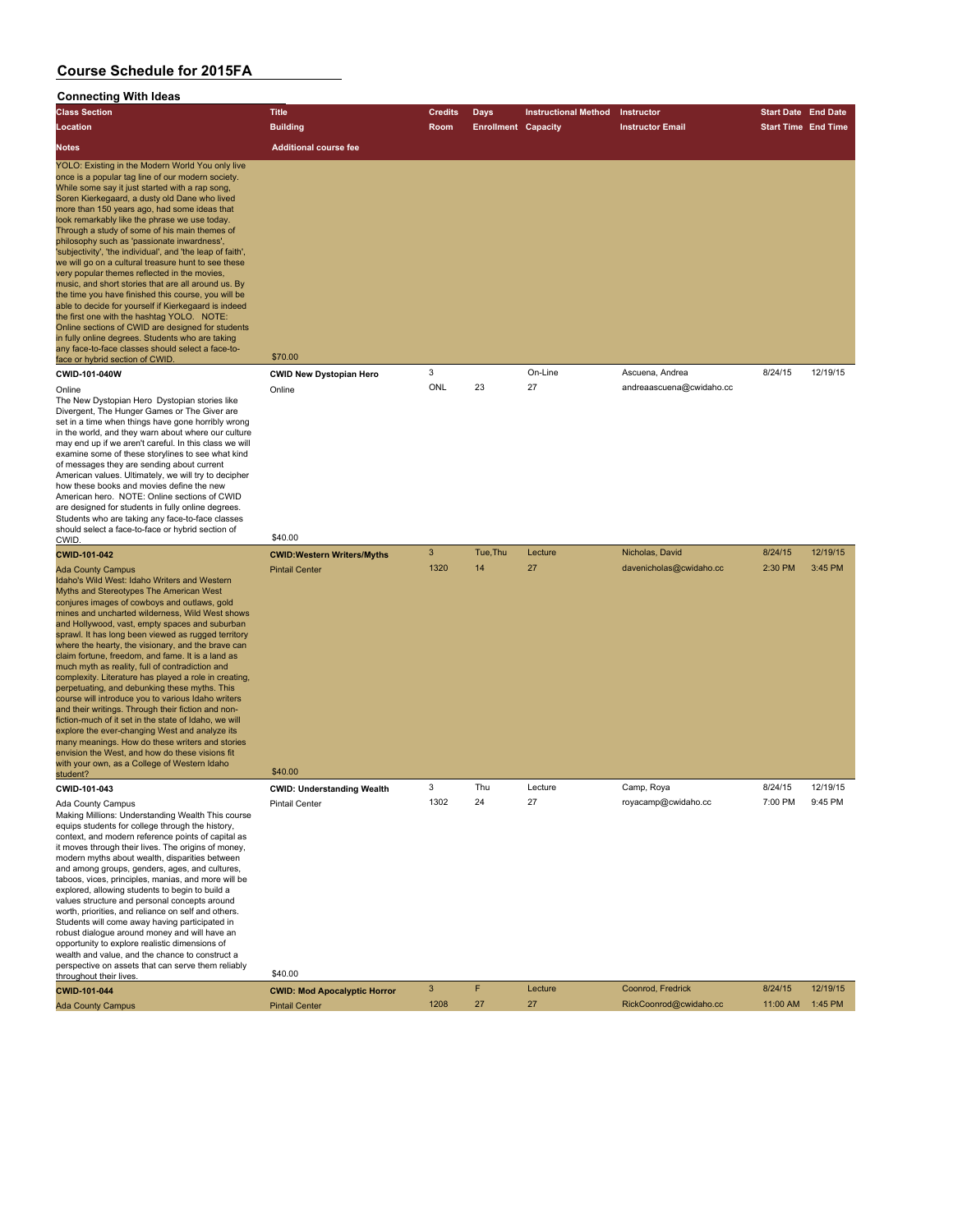# Course Schedule for 2015FA

## Connecting With Ideas

| Class Section / Location / Notes | Title / Building / Additional course fee | Credits / Room | Days / Enrollment | Instructional Method / Capacity | Instructor / Instructor Email | Start Date / Start Time | End Date / End Time |
|---|---|---|---|---|---|---|---|
| YOLO: Existing in the Modern World You only live once is a popular tag line of our modern society. While some say it just started with a rap song, Soren Kierkegaard, a dusty old Dane who lived more than 150 years ago, had some ideas that look remarkably like the phrase we use today. Through a study of some of his main themes of philosophy such as 'passionate inwardness', 'subjectivity', 'the individual', and 'the leap of faith', we will go on a cultural treasure hunt to see these very popular themes reflected in the movies, music, and short stories that are all around us. By the time you have finished this course, you will be able to decide for yourself if Kierkegaard is indeed the first one with the hashtag YOLO. NOTE: Online sections of CWID are designed for students in fully online degrees. Students who are taking any face-to-face classes should select a face-to-face or hybrid section of CWID. | $70.00 | | | | | | |
| **CWID-101-040W** | **CWID New Dystopian Hero** | 3 | | On-Line | Ascuena, Andrea | 8/24/15 | 12/19/15 |
| Online | Online | ONL | 23 | 27 | andreaascuena@cwidaho.cc | | |
| The New Dystopian Hero Dystopian stories like Divergent, The Hunger Games or The Giver are set in a time when things have gone horribly wrong in the world, and they warn about where our culture may end up if we aren't careful. In this class we will examine some of these storylines to see what kind of messages they are sending about current American values. Ultimately, we will try to decipher how these books and movies define the new American hero. NOTE: Online sections of CWID are designed for students in fully online degrees. Students who are taking any face-to-face classes should select a face-to-face or hybrid section of CWID. | $40.00 | | | | | | |
| **CWID-101-042** | **CWID:Western Writers/Myths** | 3 | Tue,Thu | Lecture | Nicholas, David | 8/24/15 | 12/19/15 |
| Ada County Campus | Pintail Center | 1320 | 14 | 27 | davenicholas@cwidaho.cc | 2:30 PM | 3:45 PM |
| Idaho's Wild West: Idaho Writers and Western Myths and Stereotypes The American West conjures images of cowboys and outlaws, gold mines and uncharted wilderness, Wild West shows and Hollywood, vast, empty spaces and suburban sprawl. It has long been viewed as rugged territory where the hearty, the visionary, and the brave can claim fortune, freedom, and fame. It is a land as much myth as reality, full of contradiction and complexity. Literature has played a role in creating, perpetuating, and debunking these myths. This course will introduce you to various Idaho writers and their writings. Through their fiction and non-fiction-much of it set in the state of Idaho, we will explore the ever-changing West and analyze its many meanings. How do these writers and stories envision the West, and how do these visions fit with your own, as a College of Western Idaho student? | $40.00 | | | | | | |
| **CWID-101-043** | **CWID: Understanding Wealth** | 3 | Thu | Lecture | Camp, Roya | 8/24/15 | 12/19/15 |
| Ada County Campus | Pintail Center | 1302 | 24 | 27 | royacamp@cwidaho.cc | 7:00 PM | 9:45 PM |
| Making Millions: Understanding Wealth This course equips students for college through the history, context, and modern reference points of capital as it moves through their lives. The origins of money, modern myths about wealth, disparities between and among groups, genders, ages, and cultures, taboos, vices, principles, manias, and more will be explored, allowing students to begin to build a values structure and personal concepts around worth, priorities, and reliance on self and others. Students will come away having participated in robust dialogue around money and will have an opportunity to explore realistic dimensions of wealth and value, and the chance to construct a perspective on assets that can serve them reliably throughout their lives. | $40.00 | | | | | | |
| **CWID-101-044** | **CWID: Mod Apocalyptic Horror** | 3 | F | Lecture | Coonrod, Fredrick | 8/24/15 | 12/19/15 |
| Ada County Campus | Pintail Center | 1208 | 27 | 27 | RickCoonrod@cwidaho.cc | 11:00 AM | 1:45 PM |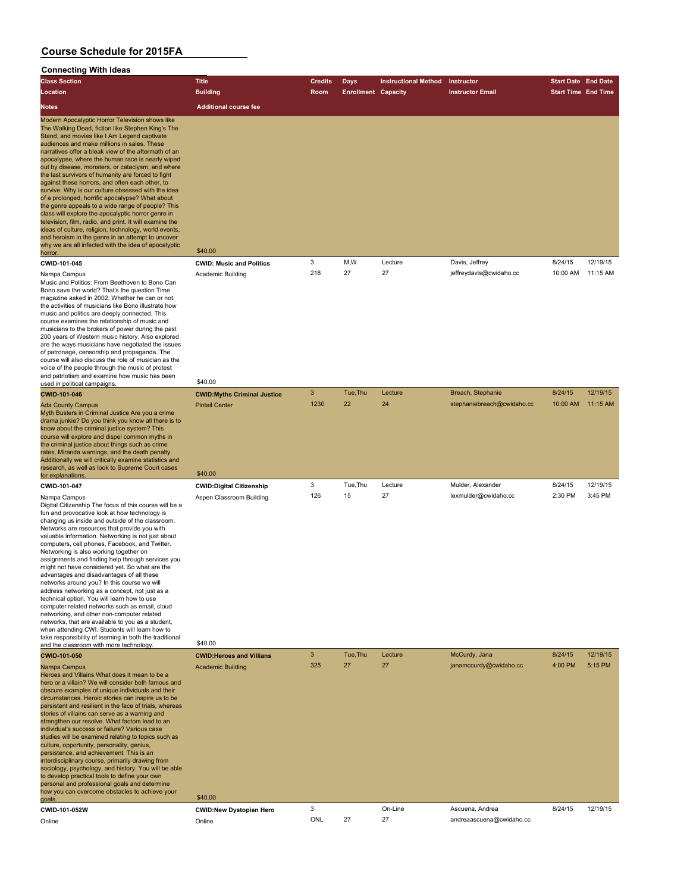# Course Schedule for 2015FA

## Connecting With Ideas

| Class Section | Title | Credits | Days | Instructional Method | Instructor | Start Date | End Date |
|---|---|---|---|---|---|---|---|
| Location | Building | Room | Enrollment | Capacity | Instructor Email | Start Time | End Time |
| Notes | Additional course fee | | | | | | |
| Modern Apocalyptic Horror Television shows like The Walking Dead, fiction like Stephen King's The Stand, and movies like I Am Legend captivate audiences and make millions in sales. These narratives offer a bleak view of the aftermath of an apocalypse, where the human race is nearly wiped out by disease, monsters, or cataclysm, and where the last survivors of humanity are forced to fight against these horrors, and often each other, to survive. Why is our culture obsessed with the idea of a prolonged, horrific apocalypse? What about the genre appeals to a wide range of people? This class will explore the apocalyptic horror genre in television, film, radio, and print. It will examine the ideas of culture, religion, technology, world events, and heroism in the genre in an attempt to uncover why we are all infected with the idea of apocalyptic horror. | $40.00 | | | | | | |
| CWID-101-045 | CWID: Music and Politics | 3 | M,W | Lecture | Davis, Jeffrey | 8/24/15 | 12/19/15 |
| Nampa Campus | Academic Building | 218 | 27 | 27 | jeffreydavis@cwidaho.cc | 10:00 AM | 11:15 AM |
| Music and Politics: From Beethoven to Bono Can Bono save the world? That's the question Time magazine asked in 2002. Whether he can or not, the activities of musicians like Bono illustrate how music and politics are deeply connected. This course examines the relationship of music and musicians to the brokers of power during the past 200 years of Western music history. Also explored are the ways musicians have negotiated the issues of patronage, censorship and propaganda. The course will also discuss the role of musician as the voice of the people through the music of protest and patriotism and examine how music has been used in political campaigns. | $40.00 | | | | | | |
| CWID-101-046 | CWID:Myths Criminal Justice | 3 | Tue,Thu | Lecture | Breach, Stephanie | 8/24/15 | 12/19/15 |
| Ada County Campus | Pintail Center | 1230 | 22 | 24 | stephaniebreach@cwidaho.cc | 10:00 AM | 11:15 AM |
| Myth Busters in Criminal Justice Are you a crime drama junkie? Do you think you know all there is to know about the criminal justice system? This course will explore and dispel common myths in the criminal justice about things such as crime rates, Miranda warnings, and the death penalty. Additionally we will critically examine statistics and research, as well as look to Supreme Court cases for explanations. | $40.00 | | | | | | |
| CWID-101-047 | CWID:Digital Citizenship | 3 | Tue,Thu | Lecture | Mulder, Alexander | 8/24/15 | 12/19/15 |
| Nampa Campus | Aspen Classroom Building | 126 | 15 | 27 | lexmulder@cwidaho.cc | 2:30 PM | 3:45 PM |
| Digital Citizenship The focus of this course will be a fun and provocative look at how technology is changing us inside and outside of the classroom. Networks are resources that provide you with valuable information. Networking is not just about computers, cell phones, Facebook, and Twitter. Networking is also working together on assignments and finding help through services you might not have considered yet. So what are the advantages and disadvantages of all these networks around you? In this course we will address networking as a concept, not just as a technical option. You will learn how to use computer related networks such as email, cloud networking, and other non-computer related networks, that are available to you as a student, when attending CWI. Students will learn how to take responsibility of learning in both the traditional and the classroom with more technology. | $40.00 | | | | | | |
| CWID-101-050 | CWID:Heroes and Villians | 3 | Tue,Thu | Lecture | McCurdy, Jana | 8/24/15 | 12/19/15 |
| Nampa Campus | Academic Building | 325 | 27 | 27 | janamccurdy@cwidaho.cc | 4:00 PM | 5:15 PM |
| Heroes and Villains What does it mean to be a hero or a villain? We will consider both famous and obscure examples of unique individuals and their circumstances. Heroic stories can inspire us to be persistent and resilient in the face of trials, whereas stories of villains can serve as a warning and strengthen our resolve. What factors lead to an individual's success or failure? Various case studies will be examined relating to topics such as culture, opportunity, personality, genius, persistence, and achievement. This is an interdisciplinary course, primarily drawing from sociology, psychology, and history. You will be able to develop practical tools to define your own personal and professional goals and determine how you can overcome obstacles to achieve your goals. | $40.00 | | | | | | |
| CWID-101-052W | CWID:New Dystopian Hero | 3 | | On-Line | Ascuena, Andrea | 8/24/15 | 12/19/15 |
| Online | Online | ONL | 27 | 27 | andreaascuena@cwidaho.cc | | |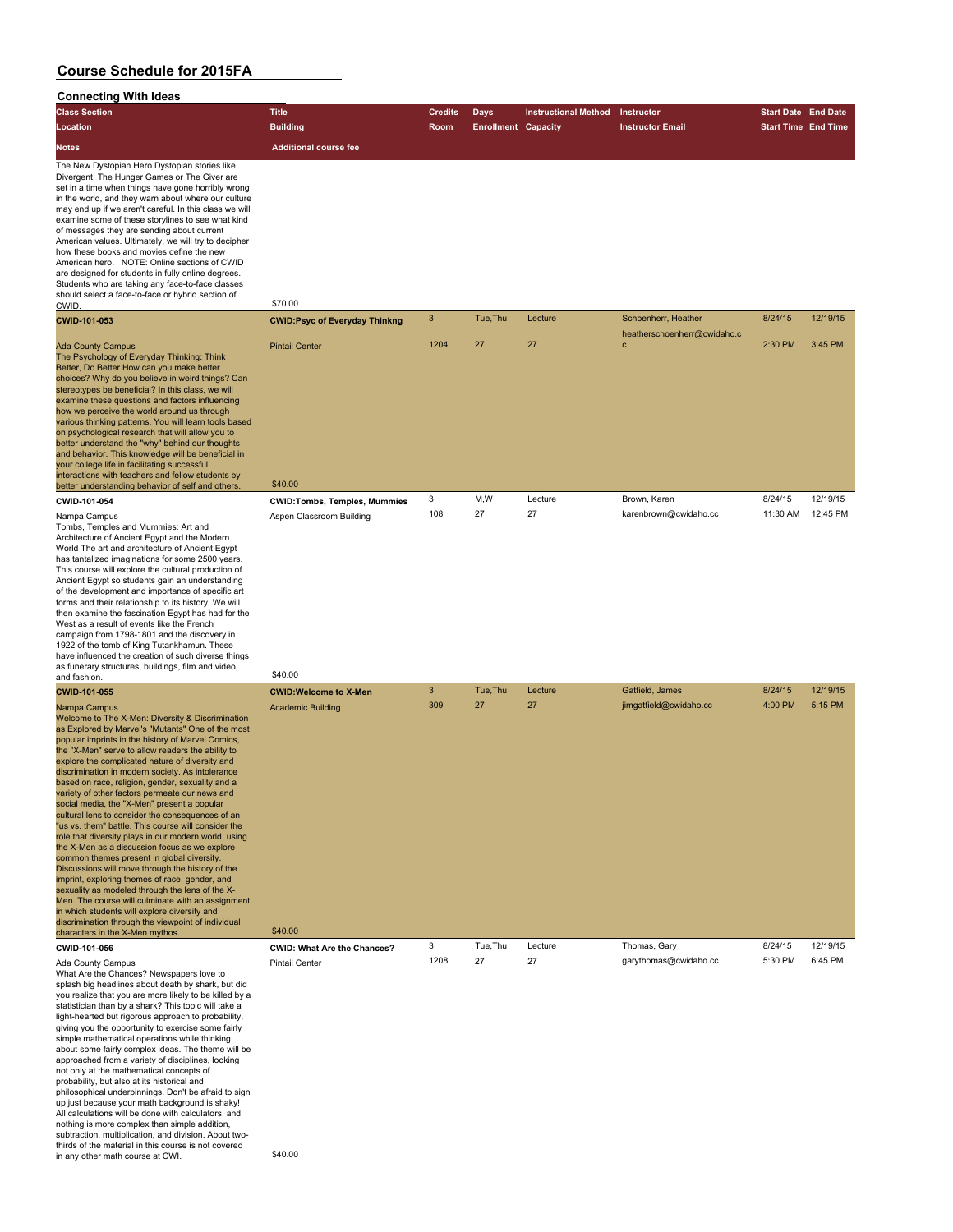## Course Schedule for 2015FA

### Connecting With Ideas

| Class Section / Location / Notes | Title / Building / Additional course fee | Credits / Room | Days / Enrollment | Instructional Method / Capacity | Instructor / Instructor Email | Start Date / Start Time | End Date / End Time |
|---|---|---|---|---|---|---|---|
| The New Dystopian Hero Dystopian stories like Divergent, The Hunger Games or The Giver are set in a time when things have gone horribly wrong in the world, and they warn about where our culture may end up if we aren't careful. In this class we will examine some of these storylines to see what kind of messages they are sending about current American values. Ultimately, we will try to decipher how these books and movies define the new American hero. NOTE: Online sections of CWID are designed for students in fully online degrees. Students who are taking any face-to-face classes should select a face-to-face or hybrid section of CWID. | $70.00 | | | | | | |
| **CWID-101-053** | **CWID:Psyc of Everyday Thinkng** | 3 | Tue,Thu | Lecture | Schoenherr, Heather | 8/24/15 | 12/19/15 |
| Ada County Campus | Pintail Center | 1204 | 27 | 27 | heatherschoenherr@cwidaho.cc | 2:30 PM | 3:45 PM |
| The Psychology of Everyday Thinking: Think Better, Do Better How can you make better choices? Why do you believe in weird things? Can stereotypes be beneficial? In this class, we will examine these questions and factors influencing how we perceive the world around us through various thinking patterns. You will learn tools based on psychological research that will allow you to better understand the "why" behind our thoughts and behavior. This knowledge will be beneficial in your college life in facilitating successful interactions with teachers and fellow students by better understanding behavior of self and others. | $40.00 | | | | | | |
| **CWID-101-054** | **CWID:Tombs, Temples, Mummies** | 3 | M,W | Lecture | Brown, Karen | 8/24/15 | 12/19/15 |
| Nampa Campus | Aspen Classroom Building | 108 | 27 | 27 | karenbrown@cwidaho.cc | 11:30 AM | 12:45 PM |
| Tombs, Temples and Mummies: Art and Architecture of Ancient Egypt and the Modern World The art and architecture of Ancient Egypt has tantalized imaginations for some 2500 years. This course will explore the cultural production of Ancient Egypt so students gain an understanding of the development and importance of specific art forms and their relationship to its history. We will then examine the fascination Egypt has had for the West as a result of events like the French campaign from 1798-1801 and the discovery in 1922 of the tomb of King Tutankhamun. These have influenced the creation of such diverse things as funerary structures, buildings, film and video, and fashion. | $40.00 | | | | | | |
| **CWID-101-055** | **CWID:Welcome to X-Men** | 3 | Tue,Thu | Lecture | Gatfield, James | 8/24/15 | 12/19/15 |
| Nampa Campus | Academic Building | 309 | 27 | 27 | jimgatfield@cwidaho.cc | 4:00 PM | 5:15 PM |
| Welcome to The X-Men: Diversity & Discrimination as Explored by Marvel's "Mutants" One of the most popular imprints in the history of Marvel Comics, the "X-Men" serve to allow readers the ability to explore the complicated nature of diversity and discrimination in modern society. As intolerance based on race, religion, gender, sexuality and a variety of other factors permeate our news and social media, the "X-Men" present a popular cultural lens to consider the consequences of an "us vs. them" battle. This course will consider the role that diversity plays in our modern world, using the X-Men as a discussion focus as we explore common themes present in global diversity. Discussions will move through the history of the imprint, exploring themes of race, gender, and sexuality as modeled through the lens of the X-Men. The course will culminate with an assignment in which students will explore diversity and discrimination through the viewpoint of individual characters in the X-Men mythos. | $40.00 | | | | | | |
| **CWID-101-056** | **CWID: What Are the Chances?** | 3 | Tue,Thu | Lecture | Thomas, Gary | 8/24/15 | 12/19/15 |
| Ada County Campus | Pintail Center | 1208 | 27 | 27 | garythomas@cwidaho.cc | 5:30 PM | 6:45 PM |
| What Are the Chances? Newspapers love to splash big headlines about death by shark, but did you realize that you are more likely to be killed by a statistician than by a shark? This topic will take a light-hearted but rigorous approach to probability, giving you the opportunity to exercise some fairly simple mathematical operations while thinking about some fairly complex ideas. The theme will be approached from a variety of disciplines, looking not only at the mathematical concepts of probability, but also at its historical and philosophical underpinnings. Don't be afraid to sign up just because your math background is shaky! All calculations will be done with calculators, and nothing is more complex than simple addition, subtraction, multiplication, and division. About two-thirds of the material in this course is not covered in any other math course at CWI. | $40.00 | | | | | | |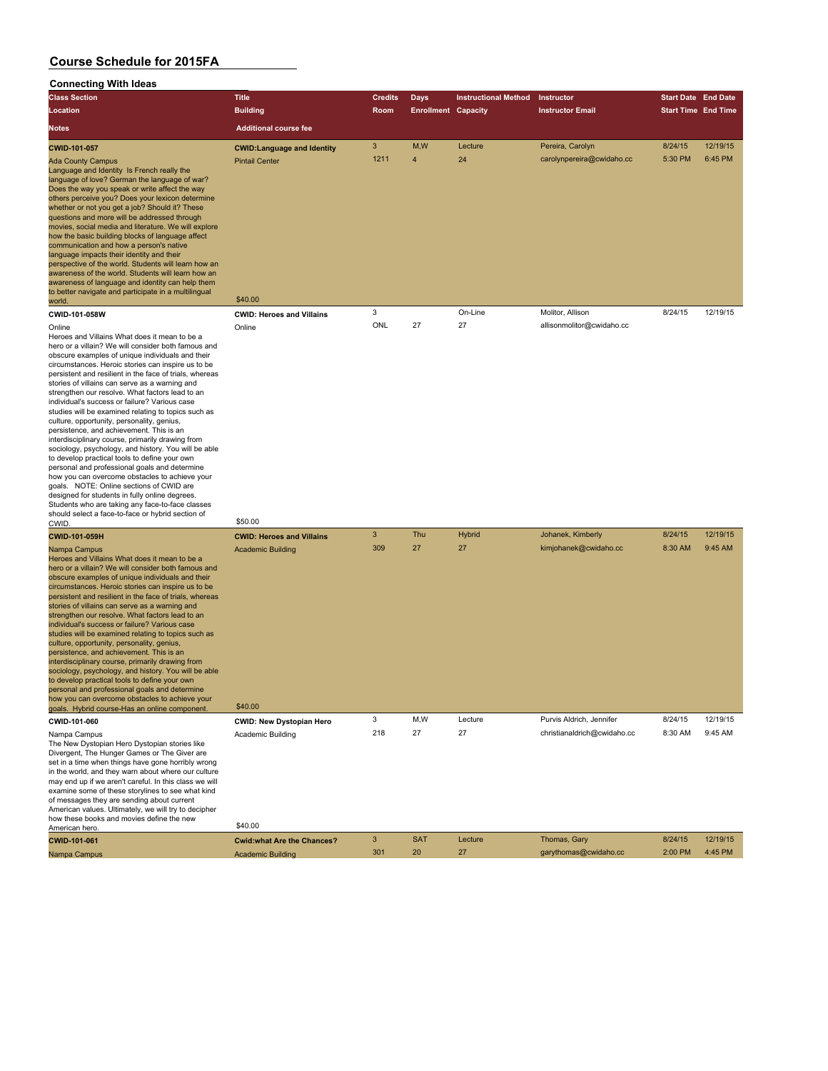# Course Schedule for 2015FA

## Connecting With Ideas

| Class Section | Title | Credits | Days | Instructional Method | Instructor | Start Date | End Date |
|---|---|---|---|---|---|---|---|
| Location | Building | Room | Enrollment | Capacity | Instructor Email | Start Time | End Time |
| Notes | Additional course fee | | | | | | |
| **CWID-101-057** | **CWID:Language and Identity** | 3 | M,W | Lecture | Pereira, Carolyn | 8/24/15 | 12/19/15 |
| Ada County Campus | Pintail Center | 1211 | 4 | 24 | carolynpereira@cwidaho.cc | 5:30 PM | 6:45 PM |
| Language and Identity Is French really the language of love? German the language of war? Does the way you speak or write affect the way others perceive you? Does your lexicon determine whether or not you get a job? Should it? These questions and more will be addressed through movies, social media and literature. We will explore how the basic building blocks of language affect communication and how a person's native language impacts their identity and their perspective of the world. Students will learn how an awareness of the world. Students will learn how an awareness of language and identity can help them to better navigate and participate in a multilingual world. | $40.00 | | | | | | |
| **CWID-101-058W** | **CWID: Heroes and Villains** | 3 | | On-Line | Molitor, Allison | 8/24/15 | 12/19/15 |
| Online | Online | ONL | 27 | 27 | allisonmolitor@cwidaho.cc | | |
| Heroes and Villains What does it mean to be a hero or a villain? We will consider both famous and obscure examples of unique individuals and their circumstances. Heroic stories can inspire us to be persistent and resilient in the face of trials, whereas stories of villains can serve as a warning and strengthen our resolve. What factors lead to an individual's success or failure? Various case studies will be examined relating to topics such as culture, opportunity, personality, genius, persistence, and achievement. This is an interdisciplinary course, primarily drawing from sociology, psychology, and history. You will be able to develop practical tools to define your own personal and professional goals and determine how you can overcome obstacles to achieve your goals. NOTE: Online sections of CWID are designed for students in fully online degrees. Students who are taking any face-to-face classes should select a face-to-face or hybrid section of CWID. | $50.00 | | | | | | |
| **CWID-101-059H** | **CWID: Heroes and Villains** | 3 | Thu | Hybrid | Johanek, Kimberly | 8/24/15 | 12/19/15 |
| Nampa Campus | Academic Building | 309 | 27 | 27 | kimjohanek@cwidaho.cc | 8:30 AM | 9:45 AM |
| Heroes and Villains What does it mean to be a hero or a villain? We will consider both famous and obscure examples of unique individuals and their circumstances. Heroic stories can inspire us to be persistent and resilient in the face of trials, whereas stories of villains can serve as a warning and strengthen our resolve. What factors lead to an individual's success or failure? Various case studies will be examined relating to topics such as culture, opportunity, personality, genius, persistence, and achievement. This is an interdisciplinary course, primarily drawing from sociology, psychology, and history. You will be able to develop practical tools to define your own personal and professional goals and determine how you can overcome obstacles to achieve your goals. Hybrid course-Has an online component. | $40.00 | | | | | | |
| **CWID-101-060** | **CWID: New Dystopian Hero** | 3 | M,W | Lecture | Purvis Aldrich, Jennifer | 8/24/15 | 12/19/15 |
| Nampa Campus | Academic Building | 218 | 27 | 27 | christianaldrich@cwidaho.cc | 8:30 AM | 9:45 AM |
| The New Dystopian Hero Dystopian stories like Divergent, The Hunger Games or The Giver are set in a time when things have gone horribly wrong in the world, and they warn about where our culture may end up if we aren't careful. In this class we will examine some of these storylines to see what kind of messages they are sending about current American values. Ultimately, we will try to decipher how these books and movies define the new American hero. | $40.00 | | | | | | |
| **CWID-101-061** | **Cwid:what Are the Chances?** | 3 | SAT | Lecture | Thomas, Gary | 8/24/15 | 12/19/15 |
| Nampa Campus | Academic Building | 301 | 20 | 27 | garythomas@cwidaho.cc | 2:00 PM | 4:45 PM |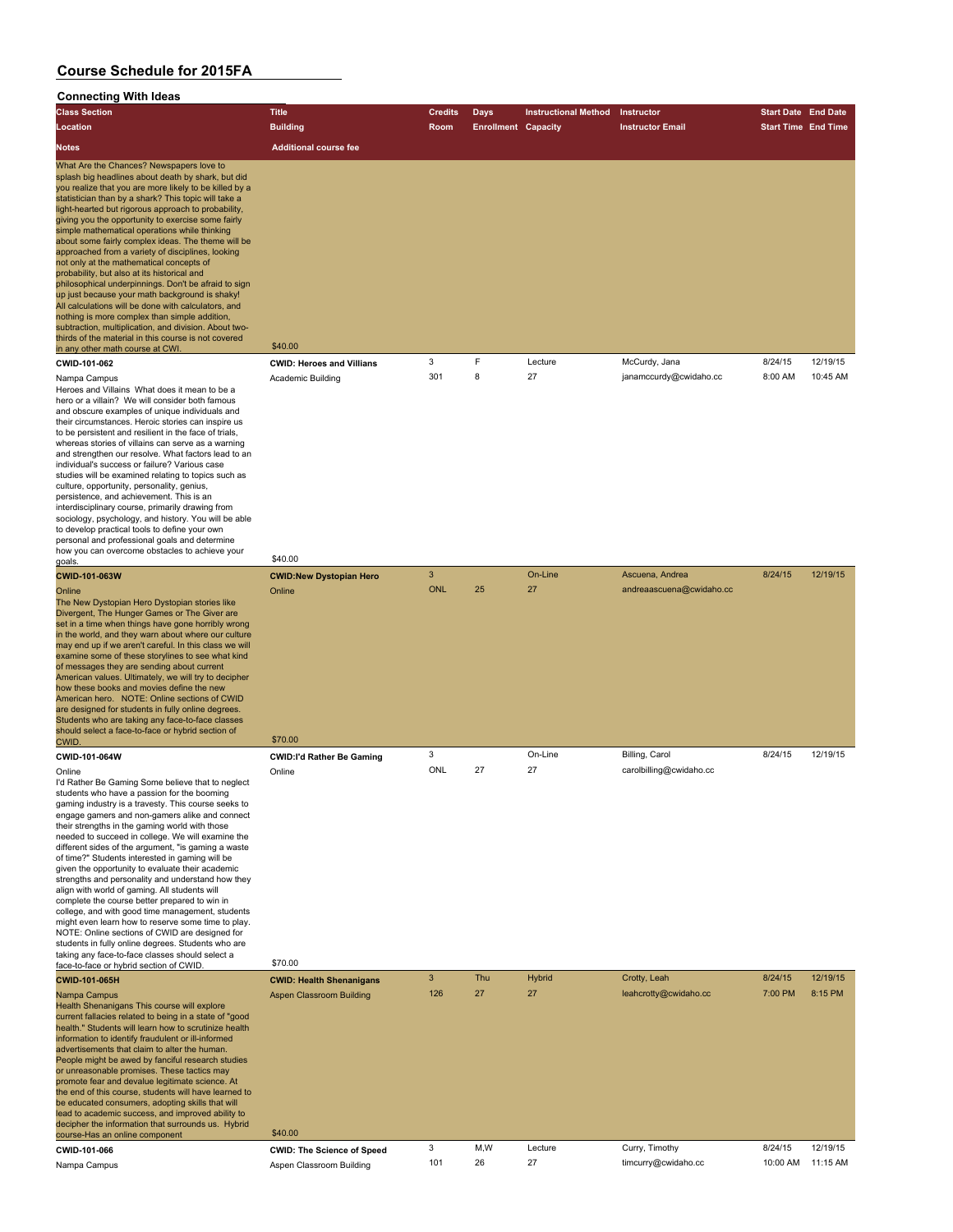# Course Schedule for 2015FA

## Connecting With Ideas

| Class Section / Location / Notes | Title / Building / Additional course fee | Credits / Room | Days / Enrollment | Instructional Method / Capacity | Instructor / Instructor Email | Start Date / Start Time | End Date / End Time |
|---|---|---|---|---|---|---|---|
| What Are the Chances? Newspapers love to splash big headlines about death by shark, but did you realize that you are more likely to be killed by a statistician than by a shark? This topic will take a light-hearted but rigorous approach to probability, giving you the opportunity to exercise some fairly simple mathematical operations while thinking about some fairly complex ideas. The theme will be approached from a variety of disciplines, looking not only at the mathematical concepts of probability, but also at its historical and philosophical underpinnings. Don't be afraid to sign up just because your math background is shaky! All calculations will be done with calculators, and nothing is more complex than simple addition, subtraction, multiplication, and division. About two-thirds of the material in this course is not covered in any other math course at CWI. | $40.00 | | | | | | |
| **CWID-101-062** | **CWID: Heroes and Villians** | 3 | F | Lecture | McCurdy, Jana | 8/24/15 | 12/19/15 |
| Nampa Campus | Academic Building | 301 | 8 | 27 | janamccurdy@cwidaho.cc | 8:00 AM | 10:45 AM |
| Heroes and Villains What does it mean to be a hero or a villain? We will consider both famous and obscure examples of unique individuals and their circumstances. Heroic stories can inspire us to be persistent and resilient in the face of trials, whereas stories of villains can serve as a warning and strengthen our resolve. What factors lead to an individual's success or failure? Various case studies will be examined relating to topics such as culture, opportunity, personality, genius, persistence, and achievement. This is an interdisciplinary course, primarily drawing from sociology, psychology, and history. You will be able to develop practical tools to define your own personal and professional goals and determine how you can overcome obstacles to achieve your goals. | $40.00 | | | | | | |
| **CWID-101-063W** | **CWID:New Dystopian Hero** | 3 | | On-Line | Ascuena, Andrea | 8/24/15 | 12/19/15 |
| Online | Online | ONL | 25 | 27 | andreaascuena@cwidaho.cc | | |
| The New Dystopian Hero Dystopian stories like Divergent, The Hunger Games or The Giver are set in a time when things have gone horribly wrong in the world, and they warn about where our culture may end up if we aren't careful. In this class we will examine some of these storylines to see what kind of messages they are sending about current American values. Ultimately, we will try to decipher how these books and movies define the new American hero. NOTE: Online sections of CWID are designed for students in fully online degrees. Students who are taking any face-to-face classes should select a face-to-face or hybrid section of CWID. | $70.00 | | | | | | |
| **CWID-101-064W** | **CWID:I'd Rather Be Gaming** | 3 | | On-Line | Billing, Carol | 8/24/15 | 12/19/15 |
| Online | Online | ONL | 27 | 27 | carolbilling@cwidaho.cc | | |
| I'd Rather Be Gaming Some believe that to neglect students who have a passion for the booming gaming industry is a travesty. This course seeks to engage gamers and non-gamers alike and connect their strengths in the gaming world with those needed to succeed in college. We will examine the different sides of the argument, "is gaming a waste of time?" Students interested in gaming will be given the opportunity to evaluate their academic strengths and personality and understand how they align with world of gaming. All students will complete the course better prepared to win in college, and with good time management, students might even learn how to reserve some time to play. NOTE: Online sections of CWID are designed for students in fully online degrees. Students who are taking any face-to-face classes should select a face-to-face or hybrid section of CWID. | $70.00 | | | | | | |
| **CWID-101-065H** | **CWID: Health Shenanigans** | 3 | Thu | Hybrid | Crotty, Leah | 8/24/15 | 12/19/15 |
| Nampa Campus | Aspen Classroom Building | 126 | 27 | 27 | leahcrotty@cwidaho.cc | 7:00 PM | 8:15 PM |
| Health Shenanigans This course will explore current fallacies related to being in a state of "good health." Students will learn how to scrutinize health information to identify fraudulent or ill-informed advertisements that claim to alter the human. People might be awed by fanciful research studies or unreasonable promises. These tactics may promote fear and devalue legitimate science. At the end of this course, students will have learned to be educated consumers, adopting skills that will lead to academic success, and improved ability to decipher the information that surrounds us. Hybrid course-Has an online component | $40.00 | | | | | | |
| **CWID-101-066** | **CWID: The Science of Speed** | 3 | M,W | Lecture | Curry, Timothy | 8/24/15 | 12/19/15 |
| Nampa Campus | Aspen Classroom Building | 101 | 26 | 27 | timcurry@cwidaho.cc | 10:00 AM | 11:15 AM |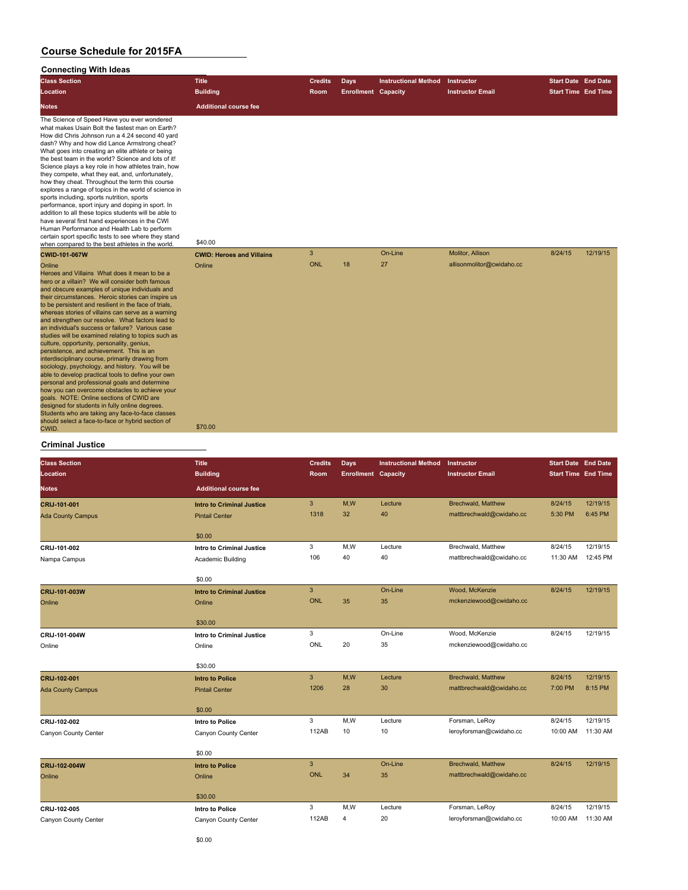# Course Schedule for 2015FA

## Connecting With Ideas

| Class Section / Location / Notes | Title / Building / Additional course fee | Credits / Room | Days / Enrollment | Instructional Method / Capacity | Instructor / Instructor Email | Start Date / Start Time | End Date / End Time |
|---|---|---|---|---|---|---|---|
| The Science of Speed Have you ever wondered what makes Usain Bolt the fastest man on Earth? How did Chris Johnson run a 4.24 second 40 yard dash? Why and how did Lance Armstrong cheat? What goes into creating an elite athlete or being the best team in the world? Science and lots of it! Science plays a key role in how athletes train, how they compete, what they eat, and, unfortunately, how they cheat. Throughout the term this course explores a range of topics in the world of science in sports including, sports nutrition, sports performance, sport injury and doping in sport. In addition to all these topics students will be able to have several first hand experiences in the CWI Human Performance and Health Lab to perform certain sport specific tests to see where they stand when compared to the best athletes in the world. | $40.00 | | | | | | |
| **CWID-101-067W** | **CWID: Heroes and Villains** | 3 | | On-Line | Molitor, Allison | 8/24/15 | 12/19/15 |
| Online | Online | ONL | 18 | 27 | allisonmolitor@cwidaho.cc | | |
| Heroes and Villains What does it mean to be a hero or a villain? We will consider both famous and obscure examples of unique individuals and their circumstances. Heroic stories can inspire us to be persistent and resilient in the face of trials, whereas stories of villains can serve as a warning and strengthen our resolve. What factors lead to an individual's success or failure? Various case studies will be examined relating to topics such as culture, opportunity, personality, genius, persistence, and achievement. This is an interdisciplinary course, primarily drawing from sociology, psychology, and history. You will be able to develop practical tools to define your own personal and professional goals and determine how you can overcome obstacles to achieve your goals. NOTE: Online sections of CWID are designed for students in fully online degrees. Students who are taking any face-to-face classes should select a face-to-face or hybrid section of CWID. | $70.00 | | | | | | |

## Criminal Justice

| Class Section / Location / Notes | Title / Building / Additional course fee | Credits / Room | Days / Enrollment | Instructional Method / Capacity | Instructor / Instructor Email | Start Date / Start Time | End Date / End Time |
|---|---|---|---|---|---|---|---|
| **CRIJ-101-001** | **Intro to Criminal Justice** | 3 | M,W | Lecture | Brechwald, Matthew | 8/24/15 | 12/19/15 |
| Ada County Campus | Pintail Center | 1318 | 32 | 40 | mattbrechwald@cwidaho.cc | 5:30 PM | 6:45 PM |
| | $0.00 | | | | | | |
| **CRIJ-101-002** | **Intro to Criminal Justice** | 3 | M,W | Lecture | Brechwald, Matthew | 8/24/15 | 12/19/15 |
| Nampa Campus | Academic Building | 106 | 40 | 40 | mattbrechwald@cwidaho.cc | 11:30 AM | 12:45 PM |
| | $0.00 | | | | | | |
| **CRIJ-101-003W** | **Intro to Criminal Justice** | 3 | | On-Line | Wood, McKenzie | 8/24/15 | 12/19/15 |
| Online | Online | ONL | 35 | 35 | mckenziewood@cwidaho.cc | | |
| | $30.00 | | | | | | |
| **CRIJ-101-004W** | **Intro to Criminal Justice** | 3 | | On-Line | Wood, McKenzie | 8/24/15 | 12/19/15 |
| Online | Online | ONL | 20 | 35 | mckenziewood@cwidaho.cc | | |
| | $30.00 | | | | | | |
| **CRIJ-102-001** | **Intro to Police** | 3 | M,W | Lecture | Brechwald, Matthew | 8/24/15 | 12/19/15 |
| Ada County Campus | Pintail Center | 1206 | 28 | 30 | mattbrechwald@cwidaho.cc | 7:00 PM | 8:15 PM |
| | $0.00 | | | | | | |
| **CRIJ-102-002** | **Intro to Police** | 3 | M,W | Lecture | Forsman, LeRoy | 8/24/15 | 12/19/15 |
| Canyon County Center | Canyon County Center | 112AB | 10 | 10 | leroyforsman@cwidaho.cc | 10:00 AM | 11:30 AM |
| | $0.00 | | | | | | |
| **CRIJ-102-004W** | **Intro to Police** | 3 | | On-Line | Brechwald, Matthew | 8/24/15 | 12/19/15 |
| Online | Online | ONL | 34 | 35 | mattbrechwald@cwidaho.cc | | |
| | $30.00 | | | | | | |
| **CRIJ-102-005** | **Intro to Police** | 3 | M,W | Lecture | Forsman, LeRoy | 8/24/15 | 12/19/15 |
| Canyon County Center | Canyon County Center | 112AB | 4 | 20 | leroyforsman@cwidaho.cc | 10:00 AM | 11:30 AM |
| | $0.00 | | | | | | |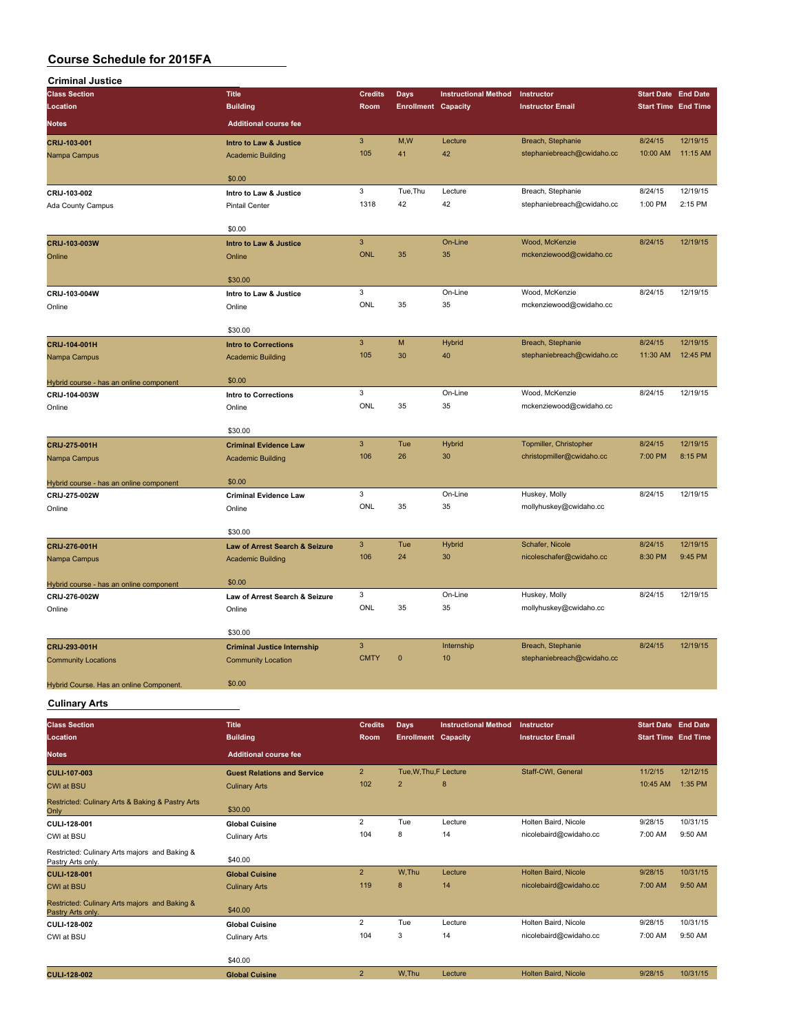# Course Schedule for 2015FA

## Criminal Justice

| Class Section / Location / Notes | Title / Building / Additional course fee | Credits / Room | Days / Enrollment | Instructional Method / Capacity | Instructor / Instructor Email | Start Date / Start Time | End Date / End Time |
|---|---|---|---|---|---|---|---|
| CRIJ-103-001<br>Nampa Campus | Intro to Law & Justice<br>Academic Building<br>$0.00 | 3<br>105 | M,W<br>41 | Lecture<br>42 | Breach, Stephanie<br>stephaniebreach@cwidaho.cc | 8/24/15<br>10:00 AM | 12/19/15<br>11:15 AM |
| CRIJ-103-002<br>Ada County Campus | Intro to Law & Justice<br>Pintail Center<br>$0.00 | 3<br>1318 | Tue,Thu<br>42 | Lecture<br>42 | Breach, Stephanie<br>stephaniebreach@cwidaho.cc | 8/24/15<br>1:00 PM | 12/19/15<br>2:15 PM |
| CRIJ-103-003W<br>Online | Intro to Law & Justice<br>Online<br>$30.00 | 3<br>ONL | <br>35 | On-Line<br>35 | Wood, McKenzie<br>mckenziewood@cwidaho.cc | 8/24/15 | 12/19/15 |
| CRIJ-103-004W<br>Online | Intro to Law & Justice<br>Online<br>$30.00 | 3<br>ONL | <br>35 | On-Line<br>35 | Wood, McKenzie<br>mckenziewood@cwidaho.cc | 8/24/15 | 12/19/15 |
| CRIJ-104-001H<br>Nampa Campus<br>Hybrid course - has an online component | Intro to Corrections<br>Academic Building<br>$0.00 | 3<br>105 | M<br>30 | Hybrid<br>40 | Breach, Stephanie<br>stephaniebreach@cwidaho.cc | 8/24/15<br>11:30 AM | 12/19/15<br>12:45 PM |
| CRIJ-104-003W<br>Online | Intro to Corrections<br>Online<br>$30.00 | 3<br>ONL | <br>35 | On-Line<br>35 | Wood, McKenzie<br>mckenziewood@cwidaho.cc | 8/24/15 | 12/19/15 |
| CRIJ-275-001H<br>Nampa Campus<br>Hybrid course - has an online component | Criminal Evidence Law<br>Academic Building<br>$0.00 | 3<br>106 | Tue<br>26 | Hybrid<br>30 | Topmiller, Christopher<br>christopmiller@cwidaho.cc | 8/24/15<br>7:00 PM | 12/19/15<br>8:15 PM |
| CRIJ-275-002W<br>Online | Criminal Evidence Law<br>Online<br>$30.00 | 3<br>ONL | <br>35 | On-Line<br>35 | Huskey, Molly<br>mollyhuskey@cwidaho.cc | 8/24/15 | 12/19/15 |
| CRIJ-276-001H<br>Nampa Campus<br>Hybrid course - has an online component | Law of Arrest Search & Seizure<br>Academic Building<br>$0.00 | 3<br>106 | Tue<br>24 | Hybrid<br>30 | Schafer, Nicole<br>nicoleschafer@cwidaho.cc | 8/24/15<br>8:30 PM | 12/19/15<br>9:45 PM |
| CRIJ-276-002W<br>Online | Law of Arrest Search & Seizure<br>Online<br>$30.00 | 3<br>ONL | <br>35 | On-Line<br>35 | Huskey, Molly<br>mollyhuskey@cwidaho.cc | 8/24/15 | 12/19/15 |
| CRIJ-293-001H<br>Community Locations<br>Hybrid Course. Has an online Component. | Criminal Justice Internship<br>Community Location<br>$0.00 | 3<br>CMTY | <br>0 | Internship<br>10 | Breach, Stephanie<br>stephaniebreach@cwidaho.cc | 8/24/15 | 12/19/15 |

## Culinary Arts

| Class Section / Location / Notes | Title / Building / Additional course fee | Credits / Room | Days / Enrollment | Instructional Method / Capacity | Instructor / Instructor Email | Start Date / Start Time | End Date / End Time |
|---|---|---|---|---|---|---|---|
| CULI-107-003<br>CWI at BSU<br>Restricted: Culinary Arts & Baking & Pastry Arts Only | Guest Relations and Service<br>Culinary Arts<br>$30.00 | 2<br>102 | Tue,W,Thu,F<br>2 | Lecture<br>8 | Staff-CWI, General | 11/2/15<br>10:45 AM | 12/12/15<br>1:35 PM |
| CULI-128-001<br>CWI at BSU<br>Restricted: Culinary Arts majors and Baking & Pastry Arts only. | Global Cuisine<br>Culinary Arts<br>$40.00 | 2<br>104 | Tue<br>8 | Lecture<br>14 | Holten Baird, Nicole<br>nicolebaird@cwidaho.cc | 9/28/15<br>7:00 AM | 10/31/15<br>9:50 AM |
| CULI-128-001<br>CWI at BSU<br>Restricted: Culinary Arts majors and Baking & Pastry Arts only. | Global Cuisine<br>Culinary Arts<br>$40.00 | 2<br>119 | W,Thu<br>8 | Lecture<br>14 | Holten Baird, Nicole<br>nicolebaird@cwidaho.cc | 9/28/15<br>7:00 AM | 10/31/15<br>9:50 AM |
| CULI-128-002<br>CWI at BSU | Global Cuisine<br>Culinary Arts<br>$40.00 | 2<br>104 | Tue<br>3 | Lecture<br>14 | Holten Baird, Nicole<br>nicolebaird@cwidaho.cc | 9/28/15<br>7:00 AM | 10/31/15<br>9:50 AM |
| CULI-128-002 | Global Cuisine | 2 | W,Thu | Lecture | Holten Baird, Nicole | 9/28/15 | 10/31/15 |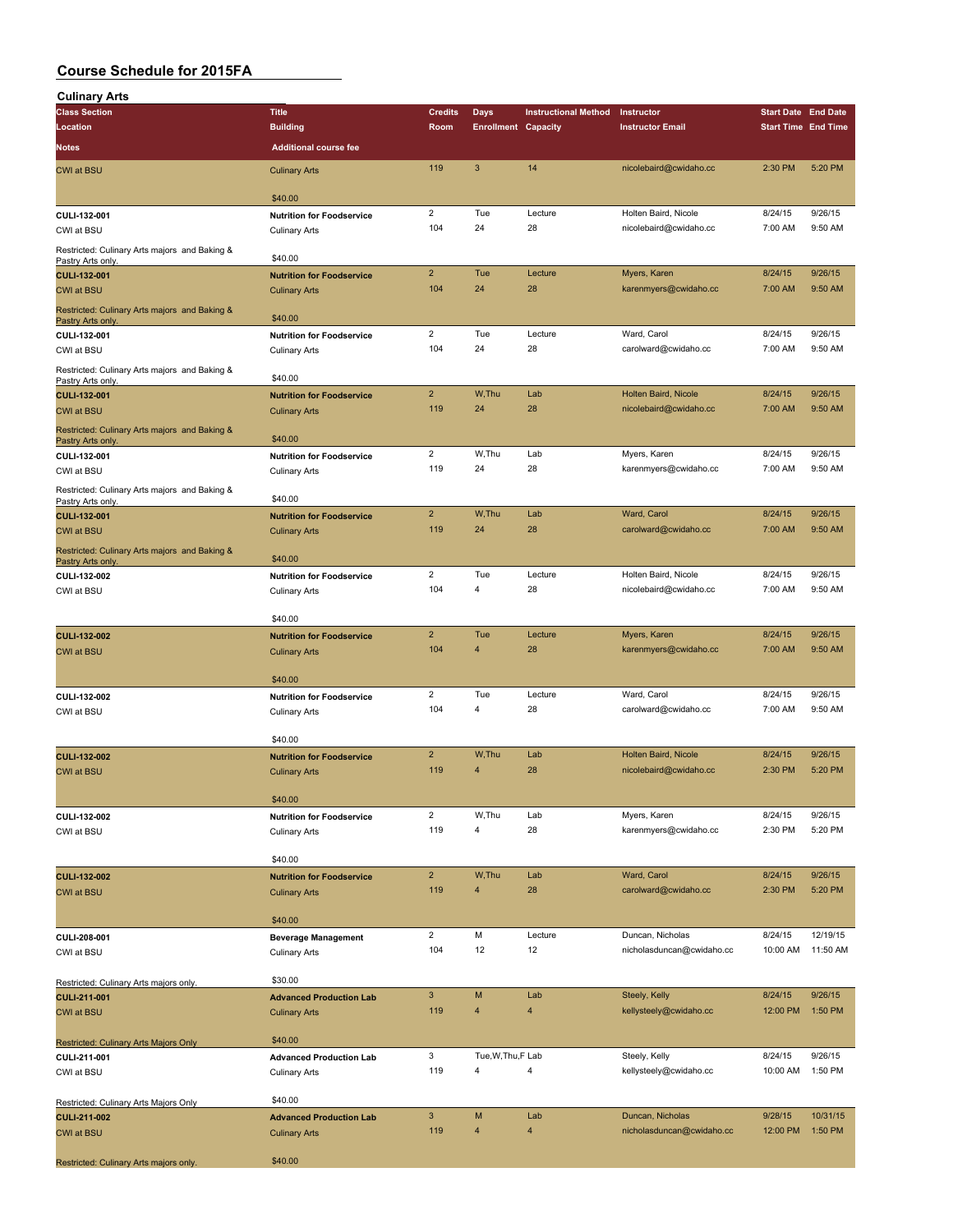# Course Schedule for 2015FA

## Culinary Arts

| Class Section / Location / Notes | Title / Building / Additional course fee | Credits / Room | Days / Enrollment | Instructional Method / Capacity | Instructor / Instructor Email | Start Date / Start Time | End Date / End Time |
|---|---|---|---|---|---|---|---|
| CWI at BSU | Culinary Arts<br>$40.00 | 119 | 3 | 14 | nicolebaird@cwidaho.cc | 2:30 PM | 5:20 PM |
| CULI-132-001<br>CWI at BSU<br>Restricted: Culinary Arts majors and Baking & Pastry Arts only. | Nutrition for Foodservice<br>Culinary Arts<br>$40.00 | 2<br>104 | Tue<br>24 | Lecture<br>28 | Holten Baird, Nicole<br>nicolebaird@cwidaho.cc | 8/24/15<br>7:00 AM | 9/26/15<br>9:50 AM |
| CULI-132-001<br>CWI at BSU<br>Restricted: Culinary Arts majors and Baking & Pastry Arts only. | Nutrition for Foodservice<br>Culinary Arts<br>$40.00 | 2<br>104 | Tue<br>24 | Lecture<br>28 | Myers, Karen<br>karenmyers@cwidaho.cc | 8/24/15<br>7:00 AM | 9/26/15<br>9:50 AM |
| CULI-132-001<br>CWI at BSU<br>Restricted: Culinary Arts majors and Baking & Pastry Arts only. | Nutrition for Foodservice<br>Culinary Arts<br>$40.00 | 2<br>104 | Tue<br>24 | Lecture<br>28 | Ward, Carol<br>carolward@cwidaho.cc | 8/24/15<br>7:00 AM | 9/26/15<br>9:50 AM |
| CULI-132-001<br>CWI at BSU<br>Restricted: Culinary Arts majors and Baking & Pastry Arts only. | Nutrition for Foodservice<br>Culinary Arts<br>$40.00 | 2<br>119 | W,Thu<br>24 | Lab<br>28 | Holten Baird, Nicole<br>nicolebaird@cwidaho.cc | 8/24/15<br>7:00 AM | 9/26/15<br>9:50 AM |
| CULI-132-001<br>CWI at BSU<br>Restricted: Culinary Arts majors and Baking & Pastry Arts only. | Nutrition for Foodservice<br>Culinary Arts<br>$40.00 | 2<br>119 | W,Thu<br>24 | Lab<br>28 | Myers, Karen<br>karenmyers@cwidaho.cc | 8/24/15<br>7:00 AM | 9/26/15<br>9:50 AM |
| CULI-132-001<br>CWI at BSU<br>Restricted: Culinary Arts majors and Baking & Pastry Arts only. | Nutrition for Foodservice<br>Culinary Arts<br>$40.00 | 2<br>119 | W,Thu<br>24 | Lab<br>28 | Ward, Carol<br>carolward@cwidaho.cc | 8/24/15<br>7:00 AM | 9/26/15<br>9:50 AM |
| CULI-132-002<br>CWI at BSU | Nutrition for Foodservice<br>Culinary Arts<br>$40.00 | 2<br>104 | Tue<br>4 | Lecture<br>28 | Holten Baird, Nicole<br>nicolebaird@cwidaho.cc | 8/24/15<br>7:00 AM | 9/26/15<br>9:50 AM |
| CULI-132-002<br>CWI at BSU | Nutrition for Foodservice<br>Culinary Arts<br>$40.00 | 2<br>104 | Tue<br>4 | Lecture<br>28 | Myers, Karen<br>karenmyers@cwidaho.cc | 8/24/15<br>7:00 AM | 9/26/15<br>9:50 AM |
| CULI-132-002<br>CWI at BSU | Nutrition for Foodservice<br>Culinary Arts<br>$40.00 | 2<br>104 | Tue<br>4 | Lecture<br>28 | Ward, Carol<br>carolward@cwidaho.cc | 8/24/15<br>7:00 AM | 9/26/15<br>9:50 AM |
| CULI-132-002<br>CWI at BSU | Nutrition for Foodservice<br>Culinary Arts<br>$40.00 | 2<br>119 | W,Thu<br>4 | Lab<br>28 | Holten Baird, Nicole<br>nicolebaird@cwidaho.cc | 8/24/15<br>2:30 PM | 9/26/15<br>5:20 PM |
| CULI-132-002<br>CWI at BSU | Nutrition for Foodservice<br>Culinary Arts<br>$40.00 | 2<br>119 | W,Thu<br>4 | Lab<br>28 | Myers, Karen<br>karenmyers@cwidaho.cc | 8/24/15<br>2:30 PM | 9/26/15<br>5:20 PM |
| CULI-132-002<br>CWI at BSU | Nutrition for Foodservice<br>Culinary Arts<br>$40.00 | 2<br>119 | W,Thu<br>4 | Lab<br>28 | Ward, Carol<br>carolward@cwidaho.cc | 8/24/15<br>2:30 PM | 9/26/15<br>5:20 PM |
| CULI-208-001<br>CWI at BSU<br>Restricted: Culinary Arts majors only. | Beverage Management<br>Culinary Arts<br>$30.00 | 2<br>104 | M<br>12 | Lecture<br>12 | Duncan, Nicholas<br>nicholasduncan@cwidaho.cc | 8/24/15<br>10:00 AM | 12/19/15<br>11:50 AM |
| CULI-211-001<br>CWI at BSU<br>Restricted: Culinary Arts Majors Only | Advanced Production Lab<br>Culinary Arts<br>$40.00 | 3<br>119 | M<br>4 | Lab<br>4 | Steely, Kelly<br>kellysteely@cwidaho.cc | 8/24/15<br>12:00 PM | 9/26/15<br>1:50 PM |
| CULI-211-001<br>CWI at BSU<br>Restricted: Culinary Arts Majors Only | Advanced Production Lab<br>Culinary Arts<br>$40.00 | 3<br>119 | Tue,W,Thu,F<br>4 | Lab<br>4 | Steely, Kelly<br>kellysteely@cwidaho.cc | 8/24/15<br>10:00 AM | 9/26/15<br>1:50 PM |
| CULI-211-002<br>CWI at BSU<br>Restricted: Culinary Arts majors only. | Advanced Production Lab<br>Culinary Arts<br>$40.00 | 3<br>119 | M<br>4 | Lab<br>4 | Duncan, Nicholas<br>nicholasduncan@cwidaho.cc | 9/28/15<br>12:00 PM | 10/31/15<br>1:50 PM |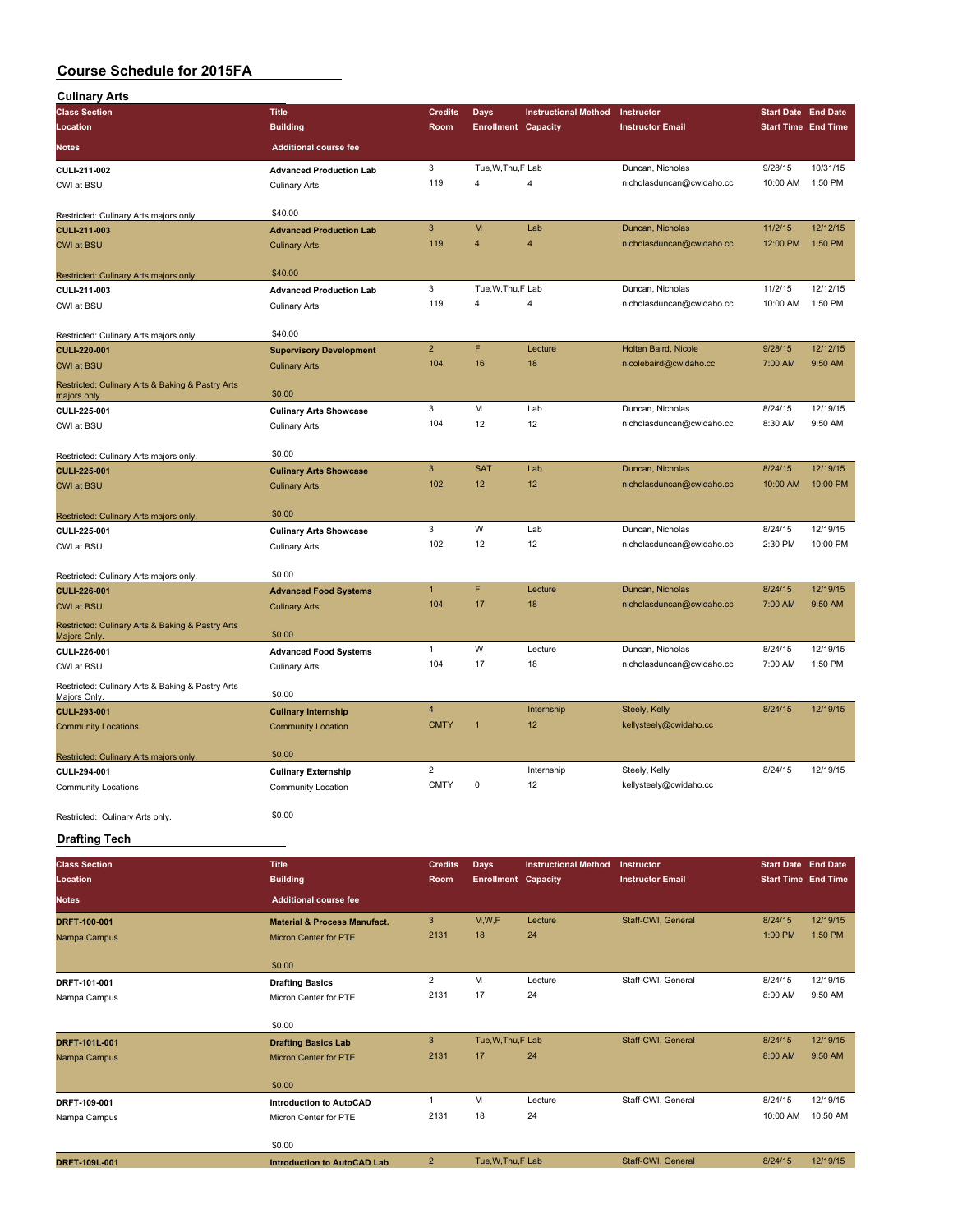# Course Schedule for 2015FA

## Culinary Arts

| Class Section / Location / Notes | Title / Building / Additional course fee | Credits / Room | Days / Enrollment | Instructional Method / Capacity | Instructor / Instructor Email | Start Date / Start Time | End Date / End Time |
|---|---|---|---|---|---|---|---|
| **CULI-211-002** | **Advanced Production Lab** | 3 | Tue,W,Thu,F | Lab | Duncan, Nicholas | 9/28/15 | 10/31/15 |
| CWI at BSU | Culinary Arts | 119 | 4 | 4 | nicholasduncan@cwidaho.cc | 10:00 AM | 1:50 PM |
| Restricted: Culinary Arts majors only. | $40.00 | | | | | | |
| **CULI-211-003** | **Advanced Production Lab** | 3 | M | Lab | Duncan, Nicholas | 11/2/15 | 12/12/15 |
| CWI at BSU | Culinary Arts | 119 | 4 | 4 | nicholasduncan@cwidaho.cc | 12:00 PM | 1:50 PM |
| Restricted: Culinary Arts majors only. | $40.00 | | | | | | |
| **CULI-211-003** | **Advanced Production Lab** | 3 | Tue,W,Thu,F | Lab | Duncan, Nicholas | 11/2/15 | 12/12/15 |
| CWI at BSU | Culinary Arts | 119 | 4 | 4 | nicholasduncan@cwidaho.cc | 10:00 AM | 1:50 PM |
| Restricted: Culinary Arts majors only. | $40.00 | | | | | | |
| **CULI-220-001** | **Supervisory Development** | 2 | F | Lecture | Holten Baird, Nicole | 9/28/15 | 12/12/15 |
| CWI at BSU | Culinary Arts | 104 | 16 | 18 | nicolebaird@cwidaho.cc | 7:00 AM | 9:50 AM |
| Restricted: Culinary Arts & Baking & Pastry Arts majors only. | $0.00 | | | | | | |
| **CULI-225-001** | **Culinary Arts Showcase** | 3 | M | Lab | Duncan, Nicholas | 8/24/15 | 12/19/15 |
| CWI at BSU | Culinary Arts | 104 | 12 | 12 | nicholasduncan@cwidaho.cc | 8:30 AM | 9:50 AM |
| Restricted: Culinary Arts majors only. | $0.00 | | | | | | |
| **CULI-225-001** | **Culinary Arts Showcase** | 3 | SAT | Lab | Duncan, Nicholas | 8/24/15 | 12/19/15 |
| CWI at BSU | Culinary Arts | 102 | 12 | 12 | nicholasduncan@cwidaho.cc | 10:00 AM | 10:00 PM |
| Restricted: Culinary Arts majors only. | $0.00 | | | | | | |
| **CULI-225-001** | **Culinary Arts Showcase** | 3 | W | Lab | Duncan, Nicholas | 8/24/15 | 12/19/15 |
| CWI at BSU | Culinary Arts | 102 | 12 | 12 | nicholasduncan@cwidaho.cc | 2:30 PM | 10:00 PM |
| Restricted: Culinary Arts majors only. | $0.00 | | | | | | |
| **CULI-226-001** | **Advanced Food Systems** | 1 | F | Lecture | Duncan, Nicholas | 8/24/15 | 12/19/15 |
| CWI at BSU | Culinary Arts | 104 | 17 | 18 | nicholasduncan@cwidaho.cc | 7:00 AM | 9:50 AM |
| Restricted: Culinary Arts & Baking & Pastry Arts Majors Only. | $0.00 | | | | | | |
| **CULI-226-001** | **Advanced Food Systems** | 1 | W | Lecture | Duncan, Nicholas | 8/24/15 | 12/19/15 |
| CWI at BSU | Culinary Arts | 104 | 17 | 18 | nicholasduncan@cwidaho.cc | 7:00 AM | 1:50 PM |
| Restricted: Culinary Arts & Baking & Pastry Arts Majors Only. | $0.00 | | | | | | |
| **CULI-293-001** | **Culinary Internship** | 4 | | Internship | Steely, Kelly | 8/24/15 | 12/19/15 |
| Community Locations | Community Location | CMTY | 1 | 12 | kellysteely@cwidaho.cc | | |
| Restricted: Culinary Arts majors only. | $0.00 | | | | | | |
| **CULI-294-001** | **Culinary Externship** | 2 | | Internship | Steely, Kelly | 8/24/15 | 12/19/15 |
| Community Locations | Community Location | CMTY | 0 | 12 | kellysteely@cwidaho.cc | | |
| Restricted: Culinary Arts only. | $0.00 | | | | | | |

## Drafting Tech

| Class Section / Location / Notes | Title / Building / Additional course fee | Credits / Room | Days / Enrollment | Instructional Method / Capacity | Instructor / Instructor Email | Start Date / Start Time | End Date / End Time |
|---|---|---|---|---|---|---|---|
| **DRFT-100-001** | **Material & Process Manufact.** | 3 | M,W,F | Lecture | Staff-CWI, General | 8/24/15 | 12/19/15 |
| Nampa Campus | Micron Center for PTE | 2131 | 18 | 24 | | 1:00 PM | 1:50 PM |
| | $0.00 | | | | | | |
| **DRFT-101-001** | **Drafting Basics** | 2 | M | Lecture | Staff-CWI, General | 8/24/15 | 12/19/15 |
| Nampa Campus | Micron Center for PTE | 2131 | 17 | 24 | | 8:00 AM | 9:50 AM |
| | $0.00 | | | | | | |
| **DRFT-101L-001** | **Drafting Basics Lab** | 3 | Tue,W,Thu,F | Lab | Staff-CWI, General | 8/24/15 | 12/19/15 |
| Nampa Campus | Micron Center for PTE | 2131 | 17 | 24 | | 8:00 AM | 9:50 AM |
| | $0.00 | | | | | | |
| **DRFT-109-001** | **Introduction to AutoCAD** | 1 | M | Lecture | Staff-CWI, General | 8/24/15 | 12/19/15 |
| Nampa Campus | Micron Center for PTE | 2131 | 18 | 24 | | 10:00 AM | 10:50 AM |
| | $0.00 | | | | | | |
| **DRFT-109L-001** | **Introduction to AutoCAD Lab** | 2 | Tue,W,Thu,F | Lab | Staff-CWI, General | 8/24/15 | 12/19/15 |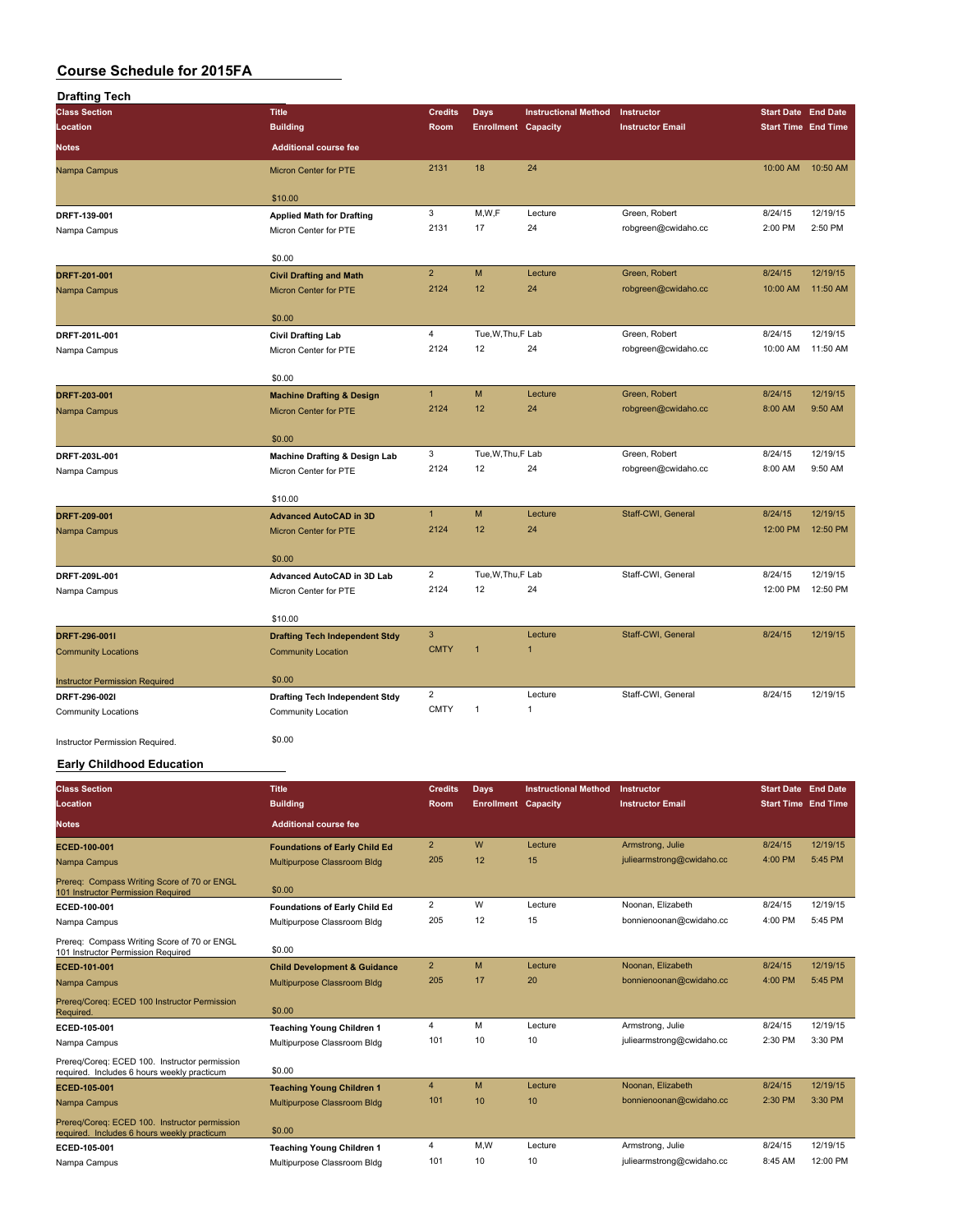# Course Schedule for 2015FA

## Drafting Tech

| Class Section / Location / Notes | Title / Building / Additional course fee | Credits / Room | Days / Enrollment | Instructional Method / Capacity | Instructor / Instructor Email | Start Date / Start Time | End Date / End Time |
|---|---|---|---|---|---|---|---|
| Nampa Campus | Micron Center for PTE<br>$10.00 | 2131 | 18 | 24 | | 10:00 AM | 10:50 AM |
| **DRFT-139-001**<br>Nampa Campus | **Applied Math for Drafting**<br>Micron Center for PTE<br>$0.00 | 3<br>2131 | M,W,F<br>17 | Lecture<br>24 | Green, Robert<br>robgreen@cwidaho.cc | 8/24/15<br>2:00 PM | 12/19/15<br>2:50 PM |
| **DRFT-201-001**<br>Nampa Campus | **Civil Drafting and Math**<br>Micron Center for PTE<br>$0.00 | 2<br>2124 | M<br>12 | Lecture<br>24 | Green, Robert<br>robgreen@cwidaho.cc | 8/24/15<br>10:00 AM | 12/19/15<br>11:50 AM |
| **DRFT-201L-001**<br>Nampa Campus | **Civil Drafting Lab**<br>Micron Center for PTE<br>$0.00 | 4<br>2124 | Tue,W,Thu,F<br>12 | Lab<br>24 | Green, Robert<br>robgreen@cwidaho.cc | 8/24/15<br>10:00 AM | 12/19/15<br>11:50 AM |
| **DRFT-203-001**<br>Nampa Campus | **Machine Drafting & Design**<br>Micron Center for PTE<br>$0.00 | 1<br>2124 | M<br>12 | Lecture<br>24 | Green, Robert<br>robgreen@cwidaho.cc | 8/24/15<br>8:00 AM | 12/19/15<br>9:50 AM |
| **DRFT-203L-001**<br>Nampa Campus | **Machine Drafting & Design Lab**<br>Micron Center for PTE<br>$10.00 | 3<br>2124 | Tue,W,Thu,F<br>12 | Lab<br>24 | Green, Robert<br>robgreen@cwidaho.cc | 8/24/15<br>8:00 AM | 12/19/15<br>9:50 AM |
| **DRFT-209-001**<br>Nampa Campus | **Advanced AutoCAD in 3D**<br>Micron Center for PTE<br>$0.00 | 1<br>2124 | M<br>12 | Lecture<br>24 | Staff-CWI, General | 8/24/15<br>12:00 PM | 12/19/15<br>12:50 PM |
| **DRFT-209L-001**<br>Nampa Campus | **Advanced AutoCAD in 3D Lab**<br>Micron Center for PTE<br>$10.00 | 2<br>2124 | Tue,W,Thu,F<br>12 | Lab<br>24 | Staff-CWI, General | 8/24/15<br>12:00 PM | 12/19/15<br>12:50 PM |
| **DRFT-296-001I**<br>Community Locations<br>Instructor Permission Required | **Drafting Tech Independent Stdy**<br>Community Location<br>$0.00 | 3<br>CMTY | <br>1 | Lecture<br>1 | Staff-CWI, General | 8/24/15 | 12/19/15 |
| **DRFT-296-002I**<br>Community Locations<br>Instructor Permission Required. | **Drafting Tech Independent Stdy**<br>Community Location<br>$0.00 | 2<br>CMTY | <br>1 | Lecture<br>1 | Staff-CWI, General | 8/24/15 | 12/19/15 |

## Early Childhood Education

| Class Section / Location / Notes | Title / Building / Additional course fee | Credits / Room | Days / Enrollment | Instructional Method / Capacity | Instructor / Instructor Email | Start Date / Start Time | End Date / End Time |
|---|---|---|---|---|---|---|---|
| **ECED-100-001**<br>Nampa Campus<br>Prereq: Compass Writing Score of 70 or ENGL 101 Instructor Permission Required | **Foundations of Early Child Ed**<br>Multipurpose Classroom Bldg<br>$0.00 | 2<br>205 | W<br>12 | Lecture<br>15 | Armstrong, Julie<br>juliearmstrong@cwidaho.cc | 8/24/15<br>4:00 PM | 12/19/15<br>5:45 PM |
| **ECED-100-001**<br>Nampa Campus<br>Prereq: Compass Writing Score of 70 or ENGL 101 Instructor Permission Required | **Foundations of Early Child Ed**<br>Multipurpose Classroom Bldg<br>$0.00 | 2<br>205 | W<br>12 | Lecture<br>15 | Noonan, Elizabeth<br>bonnienoonan@cwidaho.cc | 8/24/15<br>4:00 PM | 12/19/15<br>5:45 PM |
| **ECED-101-001**<br>Nampa Campus<br>Prereq/Coreq: ECED 100 Instructor Permission Required. | **Child Development & Guidance**<br>Multipurpose Classroom Bldg<br>$0.00 | 2<br>205 | M<br>17 | Lecture<br>20 | Noonan, Elizabeth<br>bonnienoonan@cwidaho.cc | 8/24/15<br>4:00 PM | 12/19/15<br>5:45 PM |
| **ECED-105-001**<br>Nampa Campus<br>Prereq/Coreq: ECED 100. Instructor permission required. Includes 6 hours weekly practicum | **Teaching Young Children 1**<br>Multipurpose Classroom Bldg<br>$0.00 | 4<br>101 | M<br>10 | Lecture<br>10 | Armstrong, Julie<br>juliearmstrong@cwidaho.cc | 8/24/15<br>2:30 PM | 12/19/15<br>3:30 PM |
| **ECED-105-001**<br>Nampa Campus<br>Prereq/Coreq: ECED 100. Instructor permission required. Includes 6 hours weekly practicum | **Teaching Young Children 1**<br>Multipurpose Classroom Bldg<br>$0.00 | 4<br>101 | M<br>10 | Lecture<br>10 | Noonan, Elizabeth<br>bonnienoonan@cwidaho.cc | 8/24/15<br>2:30 PM | 12/19/15<br>3:30 PM |
| **ECED-105-001**<br>Nampa Campus | **Teaching Young Children 1**<br>Multipurpose Classroom Bldg | 4<br>101 | M,W<br>10 | Lecture<br>10 | Armstrong, Julie<br>juliearmstrong@cwidaho.cc | 8/24/15<br>8:45 AM | 12/19/15<br>12:00 PM |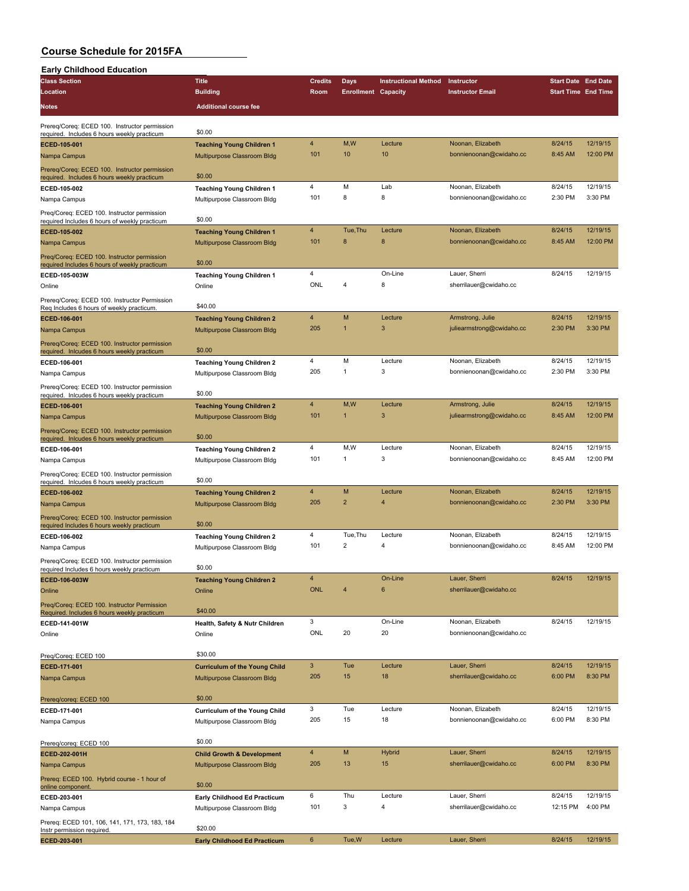# Course Schedule for 2015FA

## Early Childhood Education

| Class Section / Location / Notes | Title / Building / Additional course fee | Credits / Room | Days / Enrollment | Instructional Method / Capacity | Instructor / Instructor Email | Start Date / Start Time | End Date / End Time |
|---|---|---|---|---|---|---|---|
| ECED-105-001 | Teaching Young Children 1 | 4 | M,W | Lecture | Noonan, Elizabeth | 8/24/15 | 12/19/15 |
| Nampa Campus | Multipurpose Classroom Bldg | 101 | 10 | 10 | bonnienoonan@cwidaho.cc | 8:45 AM | 12:00 PM |
| Prereq/Coreq: ECED 100. Instructor permission required. Includes 6 hours weekly practicum | $0.00 | | | | | | |
| ECED-105-002 | Teaching Young Children 1 | 4 | M | Lab | Noonan, Elizabeth | 8/24/15 | 12/19/15 |
| Nampa Campus | Multipurpose Classroom Bldg | 101 | 8 | 8 | bonnienoonan@cwidaho.cc | 2:30 PM | 3:30 PM |
| Preq/Coreq: ECED 100. Instructor permission required Includes 6 hours of weekly practicum | $0.00 | | | | | | |
| ECED-105-002 | Teaching Young Children 1 | 4 | Tue,Thu | Lecture | Noonan, Elizabeth | 8/24/15 | 12/19/15 |
| Nampa Campus | Multipurpose Classroom Bldg | 101 | 8 | 8 | bonnienoonan@cwidaho.cc | 8:45 AM | 12:00 PM |
| Preq/Coreq: ECED 100. Instructor permission required Includes 6 hours of weekly practicum | $0.00 | | | | | | |
| ECED-105-003W | Teaching Young Children 1 | 4 | | On-Line | Lauer, Sherri | 8/24/15 | 12/19/15 |
| Online | Online | ONL | 4 | 8 | sherrilauer@cwidaho.cc | | |
| Prereq/Coreq: ECED 100. Instructor Permission Req Includes 6 hours of weekly practicum. | $40.00 | | | | | | |
| ECED-106-001 | Teaching Young Children 2 | 4 | M | Lecture | Armstrong, Julie | 8/24/15 | 12/19/15 |
| Nampa Campus | Multipurpose Classroom Bldg | 205 | 1 | 3 | juliearmstrong@cwidaho.cc | 2:30 PM | 3:30 PM |
| Prereq/Coreq: ECED 100. Instructor permission required. Includes 6 hours weekly practicum | $0.00 | | | | | | |
| ECED-106-001 | Teaching Young Children 2 | 4 | M | Lecture | Noonan, Elizabeth | 8/24/15 | 12/19/15 |
| Nampa Campus | Multipurpose Classroom Bldg | 205 | 1 | 3 | bonnienoonan@cwidaho.cc | 2:30 PM | 3:30 PM |
| Prereq/Coreq: ECED 100. Instructor permission required. Includes 6 hours weekly practicum | $0.00 | | | | | | |
| ECED-106-001 | Teaching Young Children 2 | 4 | M,W | Lecture | Armstrong, Julie | 8/24/15 | 12/19/15 |
| Nampa Campus | Multipurpose Classroom Bldg | 101 | 1 | 3 | juliearmstrong@cwidaho.cc | 8:45 AM | 12:00 PM |
| Prereq/Coreq: ECED 100. Instructor permission required. Includes 6 hours weekly practicum | $0.00 | | | | | | |
| ECED-106-001 | Teaching Young Children 2 | 4 | M,W | Lecture | Noonan, Elizabeth | 8/24/15 | 12/19/15 |
| Nampa Campus | Multipurpose Classroom Bldg | 101 | 1 | 3 | bonnienoonan@cwidaho.cc | 8:45 AM | 12:00 PM |
| Prereq/Coreq: ECED 100. Instructor permission required. Includes 6 hours weekly practicum | $0.00 | | | | | | |
| ECED-106-002 | Teaching Young Children 2 | 4 | M | Lecture | Noonan, Elizabeth | 8/24/15 | 12/19/15 |
| Nampa Campus | Multipurpose Classroom Bldg | 205 | 2 | 4 | bonnienoonan@cwidaho.cc | 2:30 PM | 3:30 PM |
| Prereq/Coreq: ECED 100. Instructor permission required Includes 6 hours weekly practicum | $0.00 | | | | | | |
| ECED-106-002 | Teaching Young Children 2 | 4 | Tue,Thu | Lecture | Noonan, Elizabeth | 8/24/15 | 12/19/15 |
| Nampa Campus | Multipurpose Classroom Bldg | 101 | 2 | 4 | bonnienoonan@cwidaho.cc | 8:45 AM | 12:00 PM |
| Prereq/Coreq: ECED 100. Instructor permission required Includes 6 hours weekly practicum | $0.00 | | | | | | |
| ECED-106-003W | Teaching Young Children 2 | 4 | | On-Line | Lauer, Sherri | 8/24/15 | 12/19/15 |
| Online | Online | ONL | 4 | 6 | sherrilauer@cwidaho.cc | | |
| Preq/Coreq: ECED 100. Instructor Permission Required. Includes 6 hours weekly practicum | $40.00 | | | | | | |
| ECED-141-001W | Health, Safety & Nutr Children | 3 | | On-Line | Noonan, Elizabeth | 8/24/15 | 12/19/15 |
| Online | Online | ONL | 20 | 20 | bonnienoonan@cwidaho.cc | | |
| Preq/Coreq: ECED 100 | $30.00 | | | | | | |
| ECED-171-001 | Curriculum of the Young Child | 3 | Tue | Lecture | Lauer, Sherri | 8/24/15 | 12/19/15 |
| Nampa Campus | Multipurpose Classroom Bldg | 205 | 15 | 18 | sherrilauer@cwidaho.cc | 6:00 PM | 8:30 PM |
| Prereq/coreq: ECED 100 | $0.00 | | | | | | |
| ECED-171-001 | Curriculum of the Young Child | 3 | Tue | Lecture | Noonan, Elizabeth | 8/24/15 | 12/19/15 |
| Nampa Campus | Multipurpose Classroom Bldg | 205 | 15 | 18 | bonnienoonan@cwidaho.cc | 6:00 PM | 8:30 PM |
| Prereq/coreq: ECED 100 | $0.00 | | | | | | |
| ECED-202-001H | Child Growth & Development | 4 | M | Hybrid | Lauer, Sherri | 8/24/15 | 12/19/15 |
| Nampa Campus | Multipurpose Classroom Bldg | 205 | 13 | 15 | sherrilauer@cwidaho.cc | 6:00 PM | 8:30 PM |
| Prereq: ECED 100. Hybrid course - 1 hour of online component. | $0.00 | | | | | | |
| ECED-203-001 | Early Childhood Ed Practicum | 6 | Thu | Lecture | Lauer, Sherri | 8/24/15 | 12/19/15 |
| Nampa Campus | Multipurpose Classroom Bldg | 101 | 3 | 4 | sherrilauer@cwidaho.cc | 12:15 PM | 4:00 PM |
| Prereq: ECED 101, 106, 141, 171, 173, 183, 184 Instr permission required. | $20.00 | | | | | | |
| ECED-203-001 | Early Childhood Ed Practicum | 6 | Tue,W | Lecture | Lauer, Sherri | 8/24/15 | 12/19/15 |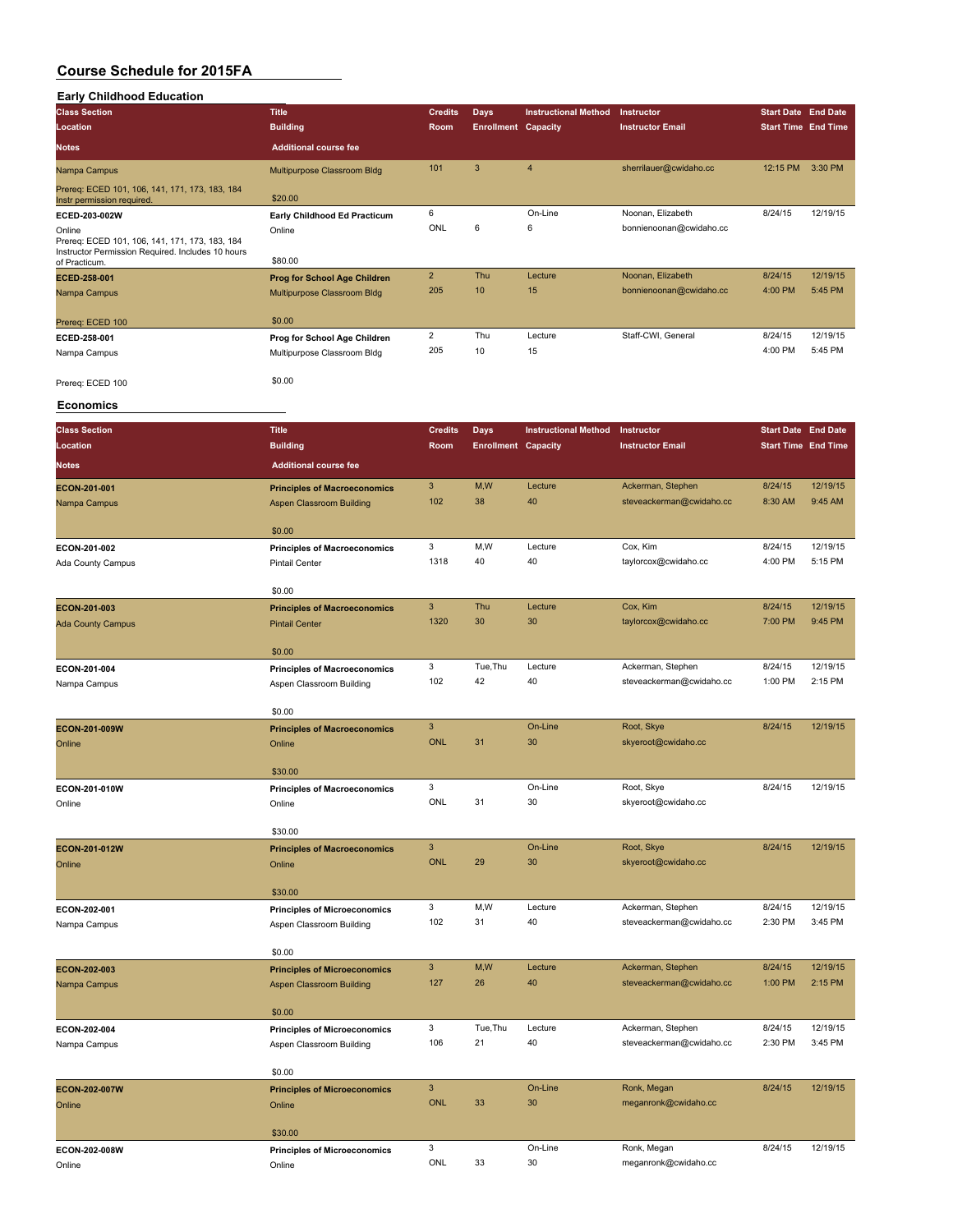# Course Schedule for 2015FA

## Early Childhood Education

| Class Section / Location / Notes | Title / Building / Additional course fee | Credits / Room | Days / Enrollment | Instructional Method / Capacity | Instructor / Instructor Email | Start Date / Start Time | End Date / End Time |
|---|---|---|---|---|---|---|---|
| Nampa Campus | Multipurpose Classroom Bldg | 101 | 3 | 4 | sherrilauer@cwidaho.cc | 12:15 PM | 3:30 PM |
| Prereq: ECED 101, 106, 141, 171, 173, 183, 184 Instr permission required. | $20.00 | | | | | | |
| **ECED-203-002W** | **Early Childhood Ed Practicum** | 6 | | On-Line | Noonan, Elizabeth | 8/24/15 | 12/19/15 |
| Online | Online | ONL | 6 | 6 | bonnienoonan@cwidaho.cc | | |
| Prereq: ECED 101, 106, 141, 171, 173, 183, 184 Instructor Permission Required. Includes 10 hours of Practicum. | $80.00 | | | | | | |
| **ECED-258-001** | **Prog for School Age Children** | 2 | Thu | Lecture | Noonan, Elizabeth | 8/24/15 | 12/19/15 |
| Nampa Campus | Multipurpose Classroom Bldg | 205 | 10 | 15 | bonnienoonan@cwidaho.cc | 4:00 PM | 5:45 PM |
| Prereq: ECED 100 | $0.00 | | | | | | |
| **ECED-258-001** | **Prog for School Age Children** | 2 | Thu | Lecture | Staff-CWI, General | 8/24/15 | 12/19/15 |
| Nampa Campus | Multipurpose Classroom Bldg | 205 | 10 | 15 | | 4:00 PM | 5:45 PM |
| Prereq: ECED 100 | $0.00 | | | | | | |

## Economics

| Class Section / Location / Notes | Title / Building / Additional course fee | Credits / Room | Days / Enrollment | Instructional Method / Capacity | Instructor / Instructor Email | Start Date / Start Time | End Date / End Time |
|---|---|---|---|---|---|---|---|
| **ECON-201-001** | **Principles of Macroeconomics** | 3 | M,W | Lecture | Ackerman, Stephen | 8/24/15 | 12/19/15 |
| Nampa Campus | Aspen Classroom Building | 102 | 38 | 40 | steveackerman@cwidaho.cc | 8:30 AM | 9:45 AM |
| | $0.00 | | | | | | |
| **ECON-201-002** | **Principles of Macroeconomics** | 3 | M,W | Lecture | Cox, Kim | 8/24/15 | 12/19/15 |
| Ada County Campus | Pintail Center | 1318 | 40 | 40 | taylorcox@cwidaho.cc | 4:00 PM | 5:15 PM |
| | $0.00 | | | | | | |
| **ECON-201-003** | **Principles of Macroeconomics** | 3 | Thu | Lecture | Cox, Kim | 8/24/15 | 12/19/15 |
| Ada County Campus | Pintail Center | 1320 | 30 | 30 | taylorcox@cwidaho.cc | 7:00 PM | 9:45 PM |
| | $0.00 | | | | | | |
| **ECON-201-004** | **Principles of Macroeconomics** | 3 | Tue,Thu | Lecture | Ackerman, Stephen | 8/24/15 | 12/19/15 |
| Nampa Campus | Aspen Classroom Building | 102 | 42 | 40 | steveackerman@cwidaho.cc | 1:00 PM | 2:15 PM |
| | $0.00 | | | | | | |
| **ECON-201-009W** | **Principles of Macroeconomics** | 3 | | On-Line | Root, Skye | 8/24/15 | 12/19/15 |
| Online | Online | ONL | 31 | 30 | skyeroot@cwidaho.cc | | |
| | $30.00 | | | | | | |
| **ECON-201-010W** | **Principles of Macroeconomics** | 3 | | On-Line | Root, Skye | 8/24/15 | 12/19/15 |
| Online | Online | ONL | 31 | 30 | skyeroot@cwidaho.cc | | |
| | $30.00 | | | | | | |
| **ECON-201-012W** | **Principles of Macroeconomics** | 3 | | On-Line | Root, Skye | 8/24/15 | 12/19/15 |
| Online | Online | ONL | 29 | 30 | skyeroot@cwidaho.cc | | |
| | $30.00 | | | | | | |
| **ECON-202-001** | **Principles of Microeconomics** | 3 | M,W | Lecture | Ackerman, Stephen | 8/24/15 | 12/19/15 |
| Nampa Campus | Aspen Classroom Building | 102 | 31 | 40 | steveackerman@cwidaho.cc | 2:30 PM | 3:45 PM |
| | $0.00 | | | | | | |
| **ECON-202-003** | **Principles of Microeconomics** | 3 | M,W | Lecture | Ackerman, Stephen | 8/24/15 | 12/19/15 |
| Nampa Campus | Aspen Classroom Building | 127 | 26 | 40 | steveackerman@cwidaho.cc | 1:00 PM | 2:15 PM |
| | $0.00 | | | | | | |
| **ECON-202-004** | **Principles of Microeconomics** | 3 | Tue,Thu | Lecture | Ackerman, Stephen | 8/24/15 | 12/19/15 |
| Nampa Campus | Aspen Classroom Building | 106 | 21 | 40 | steveackerman@cwidaho.cc | 2:30 PM | 3:45 PM |
| | $0.00 | | | | | | |
| **ECON-202-007W** | **Principles of Microeconomics** | 3 | | On-Line | Ronk, Megan | 8/24/15 | 12/19/15 |
| Online | Online | ONL | 33 | 30 | meganronk@cwidaho.cc | | |
| | $30.00 | | | | | | |
| **ECON-202-008W** | **Principles of Microeconomics** | 3 | | On-Line | Ronk, Megan | 8/24/15 | 12/19/15 |
| Online | Online | ONL | 33 | 30 | meganronk@cwidaho.cc | | |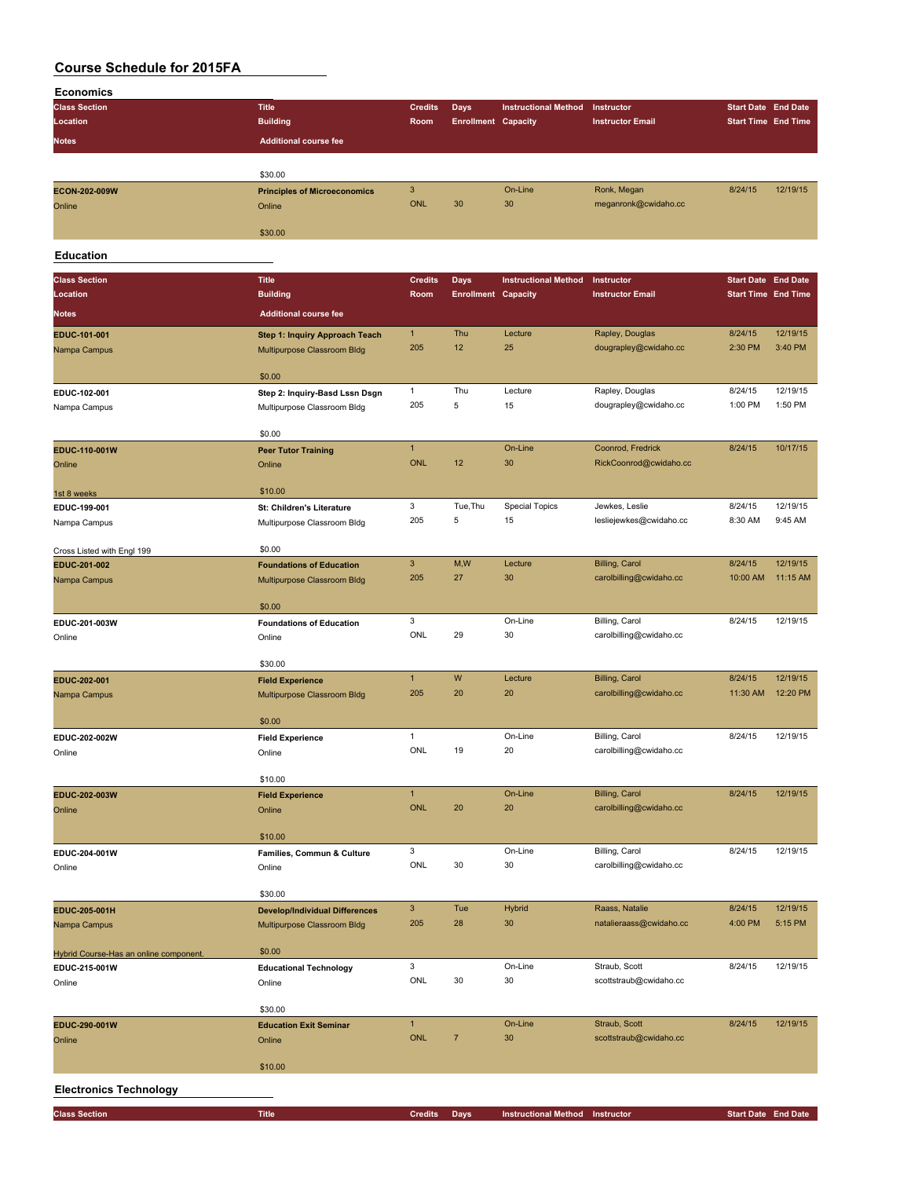## Course Schedule for 2015FA

### Economics

| Class Section | Title | Credits | Days | Instructional Method | Instructor | Start Date | End Date |
|---|---|---|---|---|---|---|---|
| Location | Building | Room | Enrollment | Capacity | Instructor Email | Start Time | End Time |
| Notes | Additional course fee | | | | | | |
| | $30.00 | | | | | | |
| ECON-202-009W | Principles of Microeconomics | 3 | | On-Line | Ronk, Megan | 8/24/15 | 12/19/15 |
| Online | Online | ONL | 30 | 30 | meganronk@cwidaho.cc | | |
| | $30.00 | | | | | | |

### Education

| Class Section | Title | Credits | Days | Instructional Method | Instructor | Start Date | End Date |
|---|---|---|---|---|---|---|---|
| Location | Building | Room | Enrollment | Capacity | Instructor Email | Start Time | End Time |
| Notes | Additional course fee | | | | | | |
| EDUC-101-001 | Step 1: Inquiry Approach Teach | 1 | Thu | Lecture | Rapley, Douglas | 8/24/15 | 12/19/15 |
| Nampa Campus | Multipurpose Classroom Bldg | 205 | 12 | 25 | dougrapley@cwidaho.cc | 2:30 PM | 3:40 PM |
| | $0.00 | | | | | | |
| EDUC-102-001 | Step 2: Inquiry-Basd Lssn Dsgn | 1 | Thu | Lecture | Rapley, Douglas | 8/24/15 | 12/19/15 |
| Nampa Campus | Multipurpose Classroom Bldg | 205 | 5 | 15 | dougrapley@cwidaho.cc | 1:00 PM | 1:50 PM |
| | $0.00 | | | | | | |
| EDUC-110-001W | Peer Tutor Training | 1 | | On-Line | Coonrod, Fredrick | 8/24/15 | 10/17/15 |
| Online | Online | ONL | 12 | 30 | RickCoonrod@cwidaho.cc | | |
| 1st 8 weeks | $10.00 | | | | | | |
| EDUC-199-001 | St: Children's Literature | 3 | Tue,Thu | Special Topics | Jewkes, Leslie | 8/24/15 | 12/19/15 |
| Nampa Campus | Multipurpose Classroom Bldg | 205 | 5 | 15 | lesliejewkes@cwidaho.cc | 8:30 AM | 9:45 AM |
| Cross Listed with Engl 199 | $0.00 | | | | | | |
| EDUC-201-002 | Foundations of Education | 3 | M,W | Lecture | Billing, Carol | 8/24/15 | 12/19/15 |
| Nampa Campus | Multipurpose Classroom Bldg | 205 | 27 | 30 | carolbilling@cwidaho.cc | 10:00 AM | 11:15 AM |
| | $0.00 | | | | | | |
| EDUC-201-003W | Foundations of Education | 3 | | On-Line | Billing, Carol | 8/24/15 | 12/19/15 |
| Online | Online | ONL | 29 | 30 | carolbilling@cwidaho.cc | | |
| | $30.00 | | | | | | |
| EDUC-202-001 | Field Experience | 1 | W | Lecture | Billing, Carol | 8/24/15 | 12/19/15 |
| Nampa Campus | Multipurpose Classroom Bldg | 205 | 20 | 20 | carolbilling@cwidaho.cc | 11:30 AM | 12:20 PM |
| | $0.00 | | | | | | |
| EDUC-202-002W | Field Experience | 1 | | On-Line | Billing, Carol | 8/24/15 | 12/19/15 |
| Online | Online | ONL | 19 | 20 | carolbilling@cwidaho.cc | | |
| | $10.00 | | | | | | |
| EDUC-202-003W | Field Experience | 1 | | On-Line | Billing, Carol | 8/24/15 | 12/19/15 |
| Online | Online | ONL | 20 | 20 | carolbilling@cwidaho.cc | | |
| | $10.00 | | | | | | |
| EDUC-204-001W | Families, Commun & Culture | 3 | | On-Line | Billing, Carol | 8/24/15 | 12/19/15 |
| Online | Online | ONL | 30 | 30 | carolbilling@cwidaho.cc | | |
| | $30.00 | | | | | | |
| EDUC-205-001H | Develop/Individual Differences | 3 | Tue | Hybrid | Raass, Natalie | 8/24/15 | 12/19/15 |
| Nampa Campus | Multipurpose Classroom Bldg | 205 | 28 | 30 | natalieraass@cwidaho.cc | 4:00 PM | 5:15 PM |
| Hybrid Course-Has an online component. | $0.00 | | | | | | |
| EDUC-215-001W | Educational Technology | 3 | | On-Line | Straub, Scott | 8/24/15 | 12/19/15 |
| Online | Online | ONL | 30 | 30 | scottstraub@cwidaho.cc | | |
| | $30.00 | | | | | | |
| EDUC-290-001W | Education Exit Seminar | 1 | | On-Line | Straub, Scott | 8/24/15 | 12/19/15 |
| Online | Online | ONL | 7 | 30 | scottstraub@cwidaho.cc | | |
| | $10.00 | | | | | | |

### Electronics Technology

| Class Section | Title | Credits | Days | Instructional Method | Instructor | Start Date | End Date |
|---|---|---|---|---|---|---|---|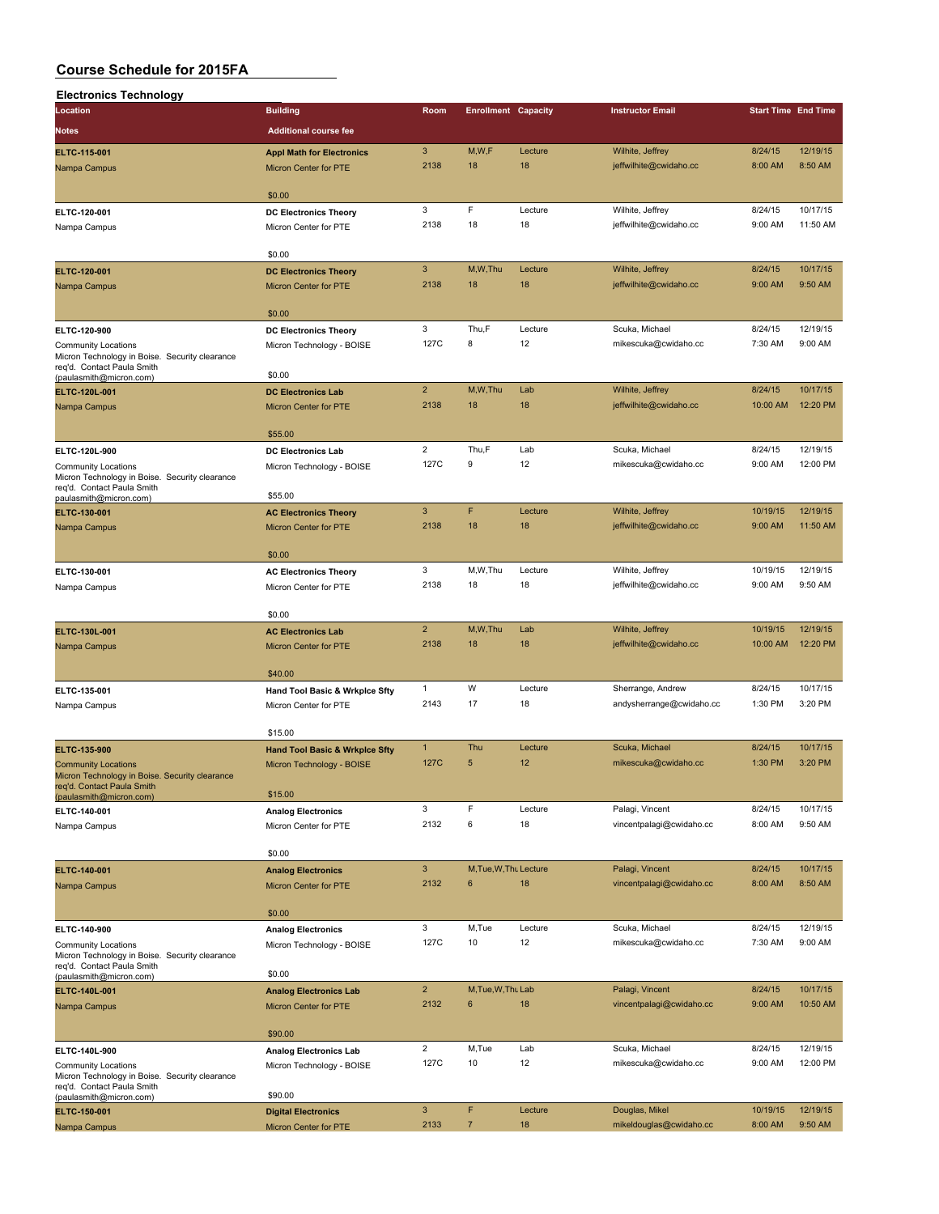# Course Schedule for 2015FA

## Electronics Technology

| Location | Building | Room | Enrollment | Capacity | Instructor Email | Start Time | End Time |
|---|---|---|---|---|---|---|---|
| **Notes** | **Additional course fee** | | | | | | |
| **ELTC-115-001** | **Appl Math for Electronics** | 3 | M,W,F | Lecture | Wilhite, Jeffrey | 8/24/15 | 12/19/15 |
| Nampa Campus | Micron Center for PTE | 2138 | 18 | 18 | jeffwilhite@cwidaho.cc | 8:00 AM | 8:50 AM |
| | $0.00 | | | | | | |
| **ELTC-120-001** | **DC Electronics Theory** | 3 | F | Lecture | Wilhite, Jeffrey | 8/24/15 | 10/17/15 |
| Nampa Campus | Micron Center for PTE | 2138 | 18 | 18 | jeffwilhite@cwidaho.cc | 9:00 AM | 11:50 AM |
| | $0.00 | | | | | | |
| **ELTC-120-001** | **DC Electronics Theory** | 3 | M,W,Thu | Lecture | Wilhite, Jeffrey | 8/24/15 | 10/17/15 |
| Nampa Campus | Micron Center for PTE | 2138 | 18 | 18 | jeffwilhite@cwidaho.cc | 9:00 AM | 9:50 AM |
| | $0.00 | | | | | | |
| **ELTC-120-900** | **DC Electronics Theory** | 3 | Thu,F | Lecture | Scuka, Michael | 8/24/15 | 12/19/15 |
| Community Locations | Micron Technology - BOISE | 127C | 8 | 12 | mikescuka@cwidaho.cc | 7:30 AM | 9:00 AM |
| Micron Technology in Boise. Security clearance req'd. Contact Paula Smith (paulasmith@micron.com) | $0.00 | | | | | | |
| **ELTC-120L-001** | **DC Electronics Lab** | 2 | M,W,Thu | Lab | Wilhite, Jeffrey | 8/24/15 | 10/17/15 |
| Nampa Campus | Micron Center for PTE | 2138 | 18 | 18 | jeffwilhite@cwidaho.cc | 10:00 AM | 12:20 PM |
| | $55.00 | | | | | | |
| **ELTC-120L-900** | **DC Electronics Lab** | 2 | Thu,F | Lab | Scuka, Michael | 8/24/15 | 12/19/15 |
| Community Locations | Micron Technology - BOISE | 127C | 9 | 12 | mikescuka@cwidaho.cc | 9:00 AM | 12:00 PM |
| Micron Technology in Boise. Security clearance req'd. Contact Paula Smith paulasmith@micron.com) | $55.00 | | | | | | |
| **ELTC-130-001** | **AC Electronics Theory** | 3 | F | Lecture | Wilhite, Jeffrey | 10/19/15 | 12/19/15 |
| Nampa Campus | Micron Center for PTE | 2138 | 18 | 18 | jeffwilhite@cwidaho.cc | 9:00 AM | 11:50 AM |
| | $0.00 | | | | | | |
| **ELTC-130-001** | **AC Electronics Theory** | 3 | M,W,Thu | Lecture | Wilhite, Jeffrey | 10/19/15 | 12/19/15 |
| Nampa Campus | Micron Center for PTE | 2138 | 18 | 18 | jeffwilhite@cwidaho.cc | 9:00 AM | 9:50 AM |
| | $0.00 | | | | | | |
| **ELTC-130L-001** | **AC Electronics Lab** | 2 | M,W,Thu | Lab | Wilhite, Jeffrey | 10/19/15 | 12/19/15 |
| Nampa Campus | Micron Center for PTE | 2138 | 18 | 18 | jeffwilhite@cwidaho.cc | 10:00 AM | 12:20 PM |
| | $40.00 | | | | | | |
| **ELTC-135-001** | **Hand Tool Basic & Wrkplce Sfty** | 1 | W | Lecture | Sherrange, Andrew | 8/24/15 | 10/17/15 |
| Nampa Campus | Micron Center for PTE | 2143 | 17 | 18 | andysherrange@cwidaho.cc | 1:30 PM | 3:20 PM |
| | $15.00 | | | | | | |
| **ELTC-135-900** | **Hand Tool Basic & Wrkplce Sfty** | 1 | Thu | Lecture | Scuka, Michael | 8/24/15 | 10/17/15 |
| Community Locations | Micron Technology - BOISE | 127C | 5 | 12 | mikescuka@cwidaho.cc | 1:30 PM | 3:20 PM |
| Micron Technology in Boise. Security clearance req'd. Contact Paula Smith (paulasmith@micron.com) | $15.00 | | | | | | |
| **ELTC-140-001** | **Analog Electronics** | 3 | F | Lecture | Palagi, Vincent | 8/24/15 | 10/17/15 |
| Nampa Campus | Micron Center for PTE | 2132 | 6 | 18 | vincentpalagi@cwidaho.cc | 8:00 AM | 9:50 AM |
| | $0.00 | | | | | | |
| **ELTC-140-001** | **Analog Electronics** | 3 | M,Tue,W,Thu | Lecture | Palagi, Vincent | 8/24/15 | 10/17/15 |
| Nampa Campus | Micron Center for PTE | 2132 | 6 | 18 | vincentpalagi@cwidaho.cc | 8:00 AM | 8:50 AM |
| | $0.00 | | | | | | |
| **ELTC-140-900** | **Analog Electronics** | 3 | M,Tue | Lecture | Scuka, Michael | 8/24/15 | 12/19/15 |
| Community Locations | Micron Technology - BOISE | 127C | 10 | 12 | mikescuka@cwidaho.cc | 7:30 AM | 9:00 AM |
| Micron Technology in Boise. Security clearance req'd. Contact Paula Smith (paulasmith@micron.com) | $0.00 | | | | | | |
| **ELTC-140L-001** | **Analog Electronics Lab** | 2 | M,Tue,W,Thu | Lab | Palagi, Vincent | 8/24/15 | 10/17/15 |
| Nampa Campus | Micron Center for PTE | 2132 | 6 | 18 | vincentpalagi@cwidaho.cc | 9:00 AM | 10:50 AM |
| | $90.00 | | | | | | |
| **ELTC-140L-900** | **Analog Electronics Lab** | 2 | M,Tue | Lab | Scuka, Michael | 8/24/15 | 12/19/15 |
| Community Locations | Micron Technology - BOISE | 127C | 10 | 12 | mikescuka@cwidaho.cc | 9:00 AM | 12:00 PM |
| Micron Technology in Boise. Security clearance req'd. Contact Paula Smith (paulasmith@micron.com) | $90.00 | | | | | | |
| **ELTC-150-001** | **Digital Electronics** | 3 | F | Lecture | Douglas, Mikel | 10/19/15 | 12/19/15 |
| Nampa Campus | Micron Center for PTE | 2133 | 7 | 18 | mikeldouglas@cwidaho.cc | 8:00 AM | 9:50 AM |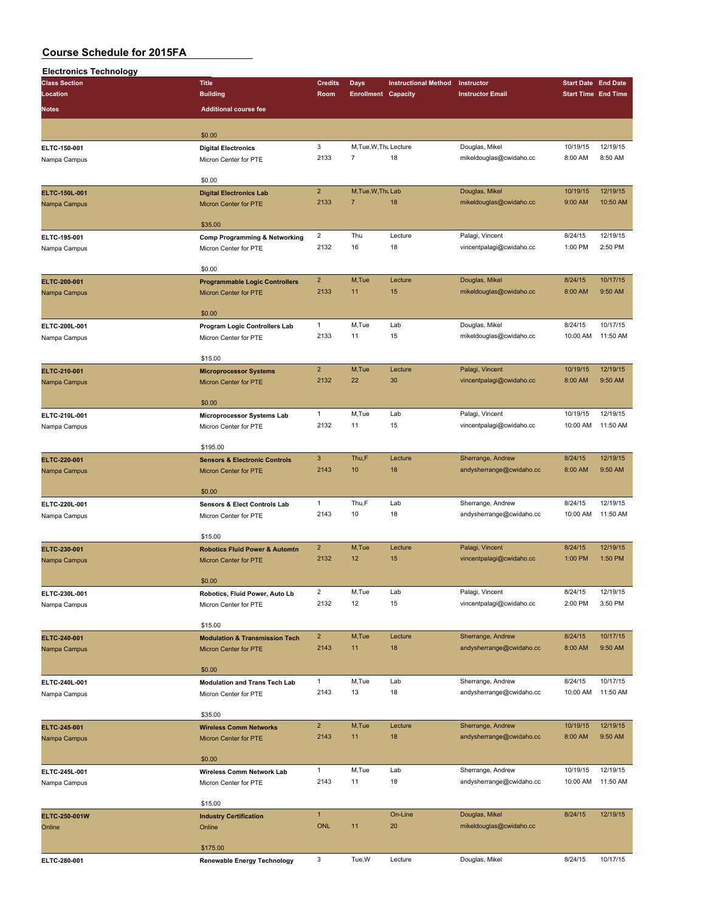# Course Schedule for 2015FA

## Electronics Technology

| Class Section / Location / Notes | Title / Building / Additional course fee | Credits / Room | Days / Enrollment | Instructional Method / Capacity | Instructor / Instructor Email | Start Date / Start Time | End Date / End Time |
|---|---|---|---|---|---|---|---|
| | $0.00 | | | | | | |
| ELTC-150-001 | Digital Electronics | 3 | M,Tue,W,Thu | Lecture | Douglas, Mikel | 10/19/15 | 12/19/15 |
| Nampa Campus | Micron Center for PTE | 2133 | 7 | 18 | mikeldouglas@cwidaho.cc | 8:00 AM | 8:50 AM |
| | $0.00 | | | | | | |
| ELTC-150L-001 | Digital Electronics Lab | 2 | M,Tue,W,Thu | Lab | Douglas, Mikel | 10/19/15 | 12/19/15 |
| Nampa Campus | Micron Center for PTE | 2133 | 7 | 18 | mikeldouglas@cwidaho.cc | 9:00 AM | 10:50 AM |
| | $35.00 | | | | | | |
| ELTC-195-001 | Comp Programming & Networking | 2 | Thu | Lecture | Palagi, Vincent | 8/24/15 | 12/19/15 |
| Nampa Campus | Micron Center for PTE | 2132 | 16 | 18 | vincentpalagi@cwidaho.cc | 1:00 PM | 2:50 PM |
| | $0.00 | | | | | | |
| ELTC-200-001 | Programmable Logic Controllers | 2 | M,Tue | Lecture | Douglas, Mikel | 8/24/15 | 10/17/15 |
| Nampa Campus | Micron Center for PTE | 2133 | 11 | 15 | mikeldouglas@cwidaho.cc | 8:00 AM | 9:50 AM |
| | $0.00 | | | | | | |
| ELTC-200L-001 | Program Logic Controllers Lab | 1 | M,Tue | Lab | Douglas, Mikel | 8/24/15 | 10/17/15 |
| Nampa Campus | Micron Center for PTE | 2133 | 11 | 15 | mikeldouglas@cwidaho.cc | 10:00 AM | 11:50 AM |
| | $15.00 | | | | | | |
| ELTC-210-001 | Microprocessor Systems | 2 | M,Tue | Lecture | Palagi, Vincent | 10/19/15 | 12/19/15 |
| Nampa Campus | Micron Center for PTE | 2132 | 22 | 30 | vincentpalagi@cwidaho.cc | 8:00 AM | 9:50 AM |
| | $0.00 | | | | | | |
| ELTC-210L-001 | Microprocessor Systems Lab | 1 | M,Tue | Lab | Palagi, Vincent | 10/19/15 | 12/19/15 |
| Nampa Campus | Micron Center for PTE | 2132 | 11 | 15 | vincentpalagi@cwidaho.cc | 10:00 AM | 11:50 AM |
| | $195.00 | | | | | | |
| ELTC-220-001 | Sensors & Electronic Controls | 3 | Thu,F | Lecture | Sherrange, Andrew | 8/24/15 | 12/19/15 |
| Nampa Campus | Micron Center for PTE | 2143 | 10 | 18 | andysherrange@cwidaho.cc | 8:00 AM | 9:50 AM |
| | $0.00 | | | | | | |
| ELTC-220L-001 | Sensors & Elect Controls Lab | 1 | Thu,F | Lab | Sherrange, Andrew | 8/24/15 | 12/19/15 |
| Nampa Campus | Micron Center for PTE | 2143 | 10 | 18 | andysherrange@cwidaho.cc | 10:00 AM | 11:50 AM |
| | $15.00 | | | | | | |
| ELTC-230-001 | Robotics Fluid Power & Automtn | 2 | M,Tue | Lecture | Palagi, Vincent | 8/24/15 | 12/19/15 |
| Nampa Campus | Micron Center for PTE | 2132 | 12 | 15 | vincentpalagi@cwidaho.cc | 1:00 PM | 1:50 PM |
| | $0.00 | | | | | | |
| ELTC-230L-001 | Robotics, Fluid Power, Auto Lb | 2 | M,Tue | Lab | Palagi, Vincent | 8/24/15 | 12/19/15 |
| Nampa Campus | Micron Center for PTE | 2132 | 12 | 15 | vincentpalagi@cwidaho.cc | 2:00 PM | 3:50 PM |
| | $15.00 | | | | | | |
| ELTC-240-001 | Modulation & Transmission Tech | 2 | M,Tue | Lecture | Sherrange, Andrew | 8/24/15 | 10/17/15 |
| Nampa Campus | Micron Center for PTE | 2143 | 11 | 18 | andysherrange@cwidaho.cc | 8:00 AM | 9:50 AM |
| | $0.00 | | | | | | |
| ELTC-240L-001 | Modulation and Trans Tech Lab | 1 | M,Tue | Lab | Sherrange, Andrew | 8/24/15 | 10/17/15 |
| Nampa Campus | Micron Center for PTE | 2143 | 13 | 18 | andysherrange@cwidaho.cc | 10:00 AM | 11:50 AM |
| | $35.00 | | | | | | |
| ELTC-245-001 | Wireless Comm Networks | 2 | M,Tue | Lecture | Sherrange, Andrew | 10/19/15 | 12/19/15 |
| Nampa Campus | Micron Center for PTE | 2143 | 11 | 18 | andysherrange@cwidaho.cc | 8:00 AM | 9:50 AM |
| | $0.00 | | | | | | |
| ELTC-245L-001 | Wireless Comm Network Lab | 1 | M,Tue | Lab | Sherrange, Andrew | 10/19/15 | 12/19/15 |
| Nampa Campus | Micron Center for PTE | 2143 | 11 | 18 | andysherrange@cwidaho.cc | 10:00 AM | 11:50 AM |
| | $15.00 | | | | | | |
| ELTC-250-001W | Industry Certification | 1 | | On-Line | Douglas, Mikel | 8/24/15 | 12/19/15 |
| Online | Online | ONL | 11 | 20 | mikeldouglas@cwidaho.cc | | |
| | $175.00 | | | | | | |
| ELTC-280-001 | Renewable Energy Technology | 3 | Tue,W | Lecture | Douglas, Mikel | 8/24/15 | 10/17/15 |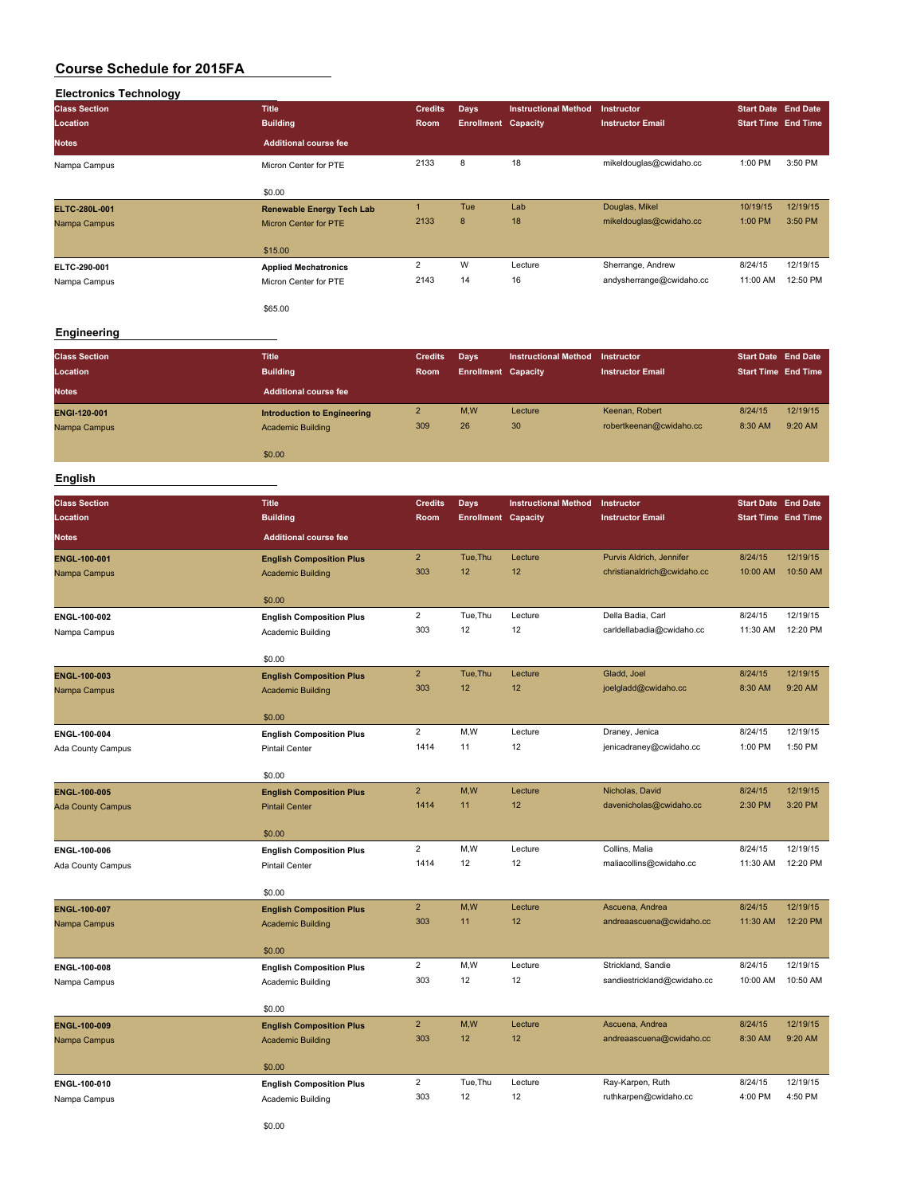# Course Schedule for 2015FA

## Electronics Technology

| Class Section<br>Location<br>Notes | Title<br>Building<br>Additional course fee | Credits<br>Room | Days<br>Enrollment | Instructional Method<br>Capacity | Instructor<br>Instructor Email | Start Date<br>Start Time | End Date<br>End Time |
|---|---|---|---|---|---|---|---|
| Nampa Campus | Micron Center for PTE<br>$0.00 | 2133 | 8 | 18 | mikeldouglas@cwidaho.cc | 1:00 PM | 3:50 PM |
| **ELTC-280L-001**<br>Nampa Campus | **Renewable Energy Tech Lab**<br>Micron Center for PTE<br>$15.00 | 1<br>2133 | Tue<br>8 | Lab<br>18 | Douglas, Mikel<br>mikeldouglas@cwidaho.cc | 10/19/15<br>1:00 PM | 12/19/15<br>3:50 PM |
| ELTC-290-001<br>Nampa Campus | **Applied Mechatronics**<br>Micron Center for PTE<br>$65.00 | 2<br>2143 | W<br>14 | Lecture<br>16 | Sherrange, Andrew<br>andysherrange@cwidaho.cc | 8/24/15<br>11:00 AM | 12/19/15<br>12:50 PM |

## Engineering

| Class Section<br>Location<br>Notes | Title<br>Building<br>Additional course fee | Credits<br>Room | Days<br>Enrollment | Instructional Method<br>Capacity | Instructor<br>Instructor Email | Start Date<br>Start Time | End Date<br>End Time |
|---|---|---|---|---|---|---|---|
| **ENGI-120-001**<br>Nampa Campus | **Introduction to Engineering**<br>Academic Building<br>$0.00 | 2<br>309 | M,W<br>26 | Lecture<br>30 | Keenan, Robert<br>robertkeenan@cwidaho.cc | 8/24/15<br>8:30 AM | 12/19/15<br>9:20 AM |

## English

| Class Section<br>Location<br>Notes | Title<br>Building<br>Additional course fee | Credits<br>Room | Days<br>Enrollment | Instructional Method<br>Capacity | Instructor<br>Instructor Email | Start Date<br>Start Time | End Date<br>End Time |
|---|---|---|---|---|---|---|---|
| **ENGL-100-001**<br>Nampa Campus | **English Composition Plus**<br>Academic Building<br>$0.00 | 2<br>303 | Tue,Thu<br>12 | Lecture<br>12 | Purvis Aldrich, Jennifer<br>christianaldrich@cwidaho.cc | 8/24/15<br>10:00 AM | 12/19/15<br>10:50 AM |
| **ENGL-100-002**<br>Nampa Campus | **English Composition Plus**<br>Academic Building<br>$0.00 | 2<br>303 | Tue,Thu<br>12 | Lecture<br>12 | Della Badia, Carl<br>carldellabadia@cwidaho.cc | 8/24/15<br>11:30 AM | 12/19/15<br>12:20 PM |
| **ENGL-100-003**<br>Nampa Campus | **English Composition Plus**<br>Academic Building<br>$0.00 | 2<br>303 | Tue,Thu<br>12 | Lecture<br>12 | Gladd, Joel<br>joelgladd@cwidaho.cc | 8/24/15<br>8:30 AM | 12/19/15<br>9:20 AM |
| **ENGL-100-004**<br>Ada County Campus | **English Composition Plus**<br>Pintail Center<br>$0.00 | 2<br>1414 | M,W<br>11 | Lecture<br>12 | Draney, Jenica<br>jenicadraney@cwidaho.cc | 8/24/15<br>1:00 PM | 12/19/15<br>1:50 PM |
| **ENGL-100-005**<br>Ada County Campus | **English Composition Plus**<br>Pintail Center<br>$0.00 | 2<br>1414 | M,W<br>11 | Lecture<br>12 | Nicholas, David<br>davenicholas@cwidaho.cc | 8/24/15<br>2:30 PM | 12/19/15<br>3:20 PM |
| **ENGL-100-006**<br>Ada County Campus | **English Composition Plus**<br>Pintail Center<br>$0.00 | 2<br>1414 | M,W<br>12 | Lecture<br>12 | Collins, Malia<br>maliacollins@cwidaho.cc | 8/24/15<br>11:30 AM | 12/19/15<br>12:20 PM |
| **ENGL-100-007**<br>Nampa Campus | **English Composition Plus**<br>Academic Building<br>$0.00 | 2<br>303 | M,W<br>11 | Lecture<br>12 | Ascuena, Andrea<br>andreaascuena@cwidaho.cc | 8/24/15<br>11:30 AM | 12/19/15<br>12:20 PM |
| **ENGL-100-008**<br>Nampa Campus | **English Composition Plus**<br>Academic Building<br>$0.00 | 2<br>303 | M,W<br>12 | Lecture<br>12 | Strickland, Sandie<br>sandiestrickland@cwidaho.cc | 8/24/15<br>10:00 AM | 12/19/15<br>10:50 AM |
| **ENGL-100-009**<br>Nampa Campus | **English Composition Plus**<br>Academic Building<br>$0.00 | 2<br>303 | M,W<br>12 | Lecture<br>12 | Ascuena, Andrea<br>andreaascuena@cwidaho.cc | 8/24/15<br>8:30 AM | 12/19/15<br>9:20 AM |
| **ENGL-100-010**<br>Nampa Campus | **English Composition Plus**<br>Academic Building<br>$0.00 | 2<br>303 | Tue,Thu<br>12 | Lecture<br>12 | Ray-Karpen, Ruth<br>ruthkarpen@cwidaho.cc | 8/24/15<br>4:00 PM | 12/19/15<br>4:50 PM |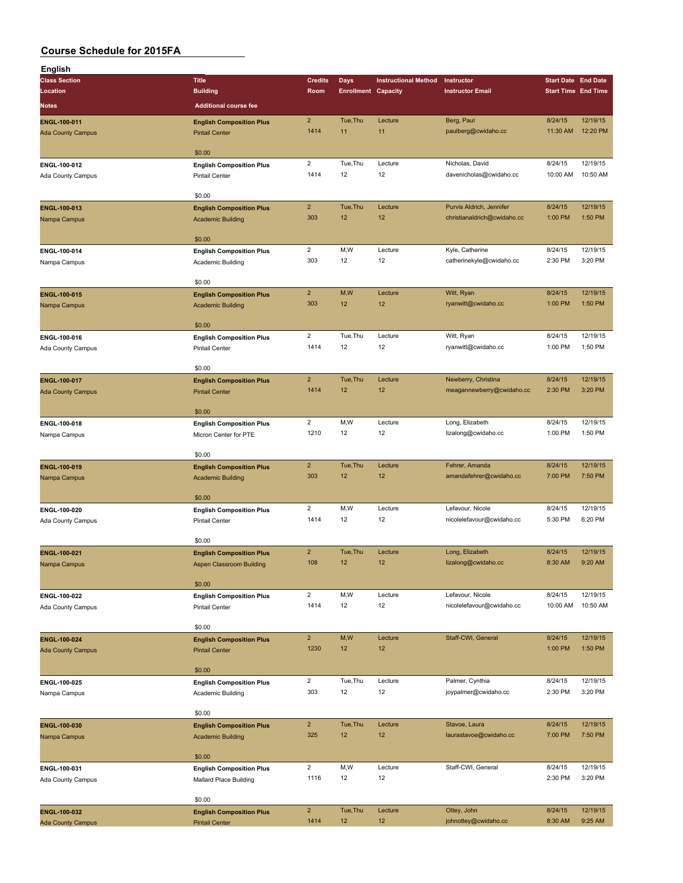# Course Schedule for 2015FA

## English

| Class Section | Title | Credits | Days | Instructional Method | Instructor | Start Date | End Date |
|---|---|---|---|---|---|---|---|
| Location | Building | Room | Enrollment | Capacity | Instructor Email | Start Time | End Time |
| Notes | Additional course fee | | | | | | |
| ENGL-100-011 | English Composition Plus | 2 | Tue,Thu | Lecture | Berg, Paul | 8/24/15 | 12/19/15 |
| Ada County Campus | Pintail Center | 1414 | 11 | 11 | paulberg@cwidaho.cc | 11:30 AM | 12:20 PM |
| | $0.00 | | | | | | |
| ENGL-100-012 | English Composition Plus | 2 | Tue,Thu | Lecture | Nicholas, David | 8/24/15 | 12/19/15 |
| Ada County Campus | Pintail Center | 1414 | 12 | 12 | davenicholas@cwidaho.cc | 10:00 AM | 10:50 AM |
| | $0.00 | | | | | | |
| ENGL-100-013 | English Composition Plus | 2 | Tue,Thu | Lecture | Purvis Aldrich, Jennifer | 8/24/15 | 12/19/15 |
| Nampa Campus | Academic Building | 303 | 12 | 12 | christianaldrich@cwidaho.cc | 1:00 PM | 1:50 PM |
| | $0.00 | | | | | | |
| ENGL-100-014 | English Composition Plus | 2 | M,W | Lecture | Kyle, Catherine | 8/24/15 | 12/19/15 |
| Nampa Campus | Academic Building | 303 | 12 | 12 | catherinekyle@cwidaho.cc | 2:30 PM | 3:20 PM |
| | $0.00 | | | | | | |
| ENGL-100-015 | English Composition Plus | 2 | M,W | Lecture | Witt, Ryan | 8/24/15 | 12/19/15 |
| Nampa Campus | Academic Building | 303 | 12 | 12 | ryanwitt@cwidaho.cc | 1:00 PM | 1:50 PM |
| | $0.00 | | | | | | |
| ENGL-100-016 | English Composition Plus | 2 | Tue,Thu | Lecture | Witt, Ryan | 8/24/15 | 12/19/15 |
| Ada County Campus | Pintail Center | 1414 | 12 | 12 | ryanwitt@cwidaho.cc | 1:00 PM | 1:50 PM |
| | $0.00 | | | | | | |
| ENGL-100-017 | English Composition Plus | 2 | Tue,Thu | Lecture | Newberry, Christina | 8/24/15 | 12/19/15 |
| Ada County Campus | Pintail Center | 1414 | 12 | 12 | meagannewberry@cwidaho.cc | 2:30 PM | 3:20 PM |
| | $0.00 | | | | | | |
| ENGL-100-018 | English Composition Plus | 2 | M,W | Lecture | Long, Elizabeth | 8/24/15 | 12/19/15 |
| Nampa Campus | Micron Center for PTE | 1210 | 12 | 12 | lizalong@cwidaho.cc | 1:00 PM | 1:50 PM |
| | $0.00 | | | | | | |
| ENGL-100-019 | English Composition Plus | 2 | Tue,Thu | Lecture | Fehrer, Amanda | 8/24/15 | 12/19/15 |
| Nampa Campus | Academic Building | 303 | 12 | 12 | amandafehrer@cwidaho.cc | 7:00 PM | 7:50 PM |
| | $0.00 | | | | | | |
| ENGL-100-020 | English Composition Plus | 2 | M,W | Lecture | Lefavour, Nicole | 8/24/15 | 12/19/15 |
| Ada County Campus | Pintail Center | 1414 | 12 | 12 | nicolelefavour@cwidaho.cc | 5:30 PM | 6:20 PM |
| | $0.00 | | | | | | |
| ENGL-100-021 | English Composition Plus | 2 | Tue,Thu | Lecture | Long, Elizabeth | 8/24/15 | 12/19/15 |
| Nampa Campus | Aspen Classroom Building | 108 | 12 | 12 | lizalong@cwidaho.cc | 8:30 AM | 9:20 AM |
| | $0.00 | | | | | | |
| ENGL-100-022 | English Composition Plus | 2 | M,W | Lecture | Lefavour, Nicole | 8/24/15 | 12/19/15 |
| Ada County Campus | Pintail Center | 1414 | 12 | 12 | nicolelefavour@cwidaho.cc | 10:00 AM | 10:50 AM |
| | $0.00 | | | | | | |
| ENGL-100-024 | English Composition Plus | 2 | M,W | Lecture | Staff-CWI, General | 8/24/15 | 12/19/15 |
| Ada County Campus | Pintail Center | 1230 | 12 | 12 | | 1:00 PM | 1:50 PM |
| | $0.00 | | | | | | |
| ENGL-100-025 | English Composition Plus | 2 | Tue,Thu | Lecture | Palmer, Cynthia | 8/24/15 | 12/19/15 |
| Nampa Campus | Academic Building | 303 | 12 | 12 | joypalmer@cwidaho.cc | 2:30 PM | 3:20 PM |
| | $0.00 | | | | | | |
| ENGL-100-030 | English Composition Plus | 2 | Tue,Thu | Lecture | Stavoe, Laura | 8/24/15 | 12/19/15 |
| Nampa Campus | Academic Building | 325 | 12 | 12 | laurastavoe@cwidaho.cc | 7:00 PM | 7:50 PM |
| | $0.00 | | | | | | |
| ENGL-100-031 | English Composition Plus | 2 | M,W | Lecture | Staff-CWI, General | 8/24/15 | 12/19/15 |
| Ada County Campus | Mallard Place Building | 1116 | 12 | 12 | | 2:30 PM | 3:20 PM |
| | $0.00 | | | | | | |
| ENGL-100-032 | English Composition Plus | 2 | Tue,Thu | Lecture | Ottey, John | 8/24/15 | 12/19/15 |
| Ada County Campus | Pintail Center | 1414 | 12 | 12 | johnottey@cwidaho.cc | 8:30 AM | 9:25 AM |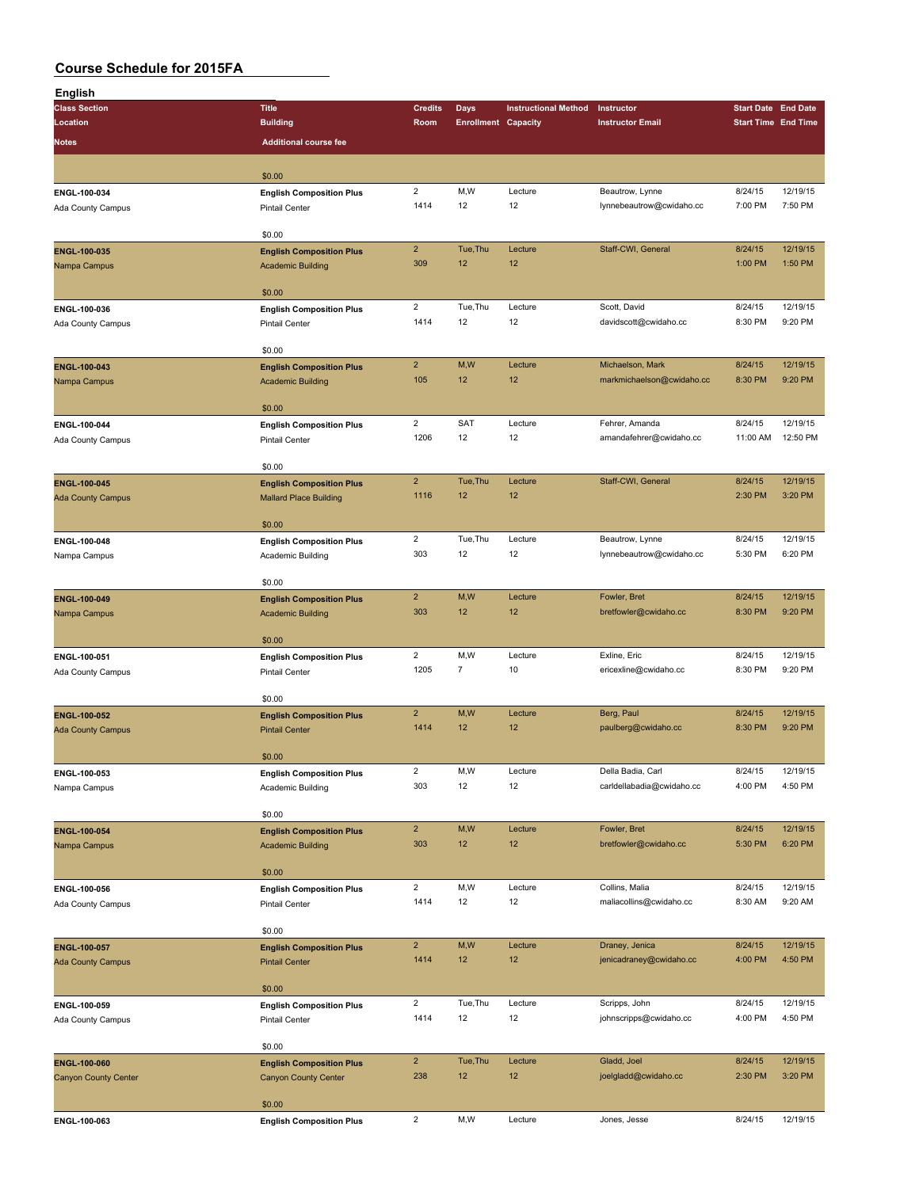# Course Schedule for 2015FA

## English

| Class Section<br>Location<br>Notes | Title<br>Building<br>Additional course fee | Credits<br>Room | Days<br>Enrollment | Instructional Method<br>Capacity | Instructor<br>Instructor Email | Start Date<br>Start Time | End Date<br>End Time |
|---|---|---|---|---|---|---|---|
| | $0.00 | | | | | | |
| ENGL-100-034<br>Ada County Campus | English Composition Plus<br>Pintail Center<br>$0.00 | 2<br>1414 | M,W<br>12 | Lecture<br>12 | Beautrow, Lynne<br>lynnebeautrow@cwidaho.cc | 8/24/15<br>7:00 PM | 12/19/15<br>7:50 PM |
| ENGL-100-035<br>Nampa Campus | English Composition Plus<br>Academic Building<br>$0.00 | 2<br>309 | Tue,Thu<br>12 | Lecture<br>12 | Staff-CWI, General | 8/24/15<br>1:00 PM | 12/19/15<br>1:50 PM |
| ENGL-100-036<br>Ada County Campus | English Composition Plus<br>Pintail Center<br>$0.00 | 2<br>1414 | Tue,Thu<br>12 | Lecture<br>12 | Scott, David<br>davidscott@cwidaho.cc | 8/24/15<br>8:30 PM | 12/19/15<br>9:20 PM |
| ENGL-100-043<br>Nampa Campus | English Composition Plus<br>Academic Building<br>$0.00 | 2<br>105 | M,W<br>12 | Lecture<br>12 | Michaelson, Mark<br>markmichaelson@cwidaho.cc | 8/24/15<br>8:30 PM | 12/19/15<br>9:20 PM |
| ENGL-100-044<br>Ada County Campus | English Composition Plus<br>Pintail Center<br>$0.00 | 2<br>1206 | SAT<br>12 | Lecture<br>12 | Fehrer, Amanda<br>amandafehrer@cwidaho.cc | 8/24/15<br>11:00 AM | 12/19/15<br>12:50 PM |
| ENGL-100-045<br>Ada County Campus | English Composition Plus<br>Mallard Place Building<br>$0.00 | 2<br>1116 | Tue,Thu<br>12 | Lecture<br>12 | Staff-CWI, General | 8/24/15<br>2:30 PM | 12/19/15<br>3:20 PM |
| ENGL-100-048<br>Nampa Campus | English Composition Plus<br>Academic Building<br>$0.00 | 2<br>303 | Tue,Thu<br>12 | Lecture<br>12 | Beautrow, Lynne<br>lynnebeautrow@cwidaho.cc | 8/24/15<br>5:30 PM | 12/19/15<br>6:20 PM |
| ENGL-100-049<br>Nampa Campus | English Composition Plus<br>Academic Building<br>$0.00 | 2<br>303 | M,W<br>12 | Lecture<br>12 | Fowler, Bret<br>bretfowler@cwidaho.cc | 8/24/15<br>8:30 PM | 12/19/15<br>9:20 PM |
| ENGL-100-051<br>Ada County Campus | English Composition Plus<br>Pintail Center<br>$0.00 | 2<br>1205 | M,W<br>7 | Lecture<br>10 | Exline, Eric<br>ericexline@cwidaho.cc | 8/24/15<br>8:30 PM | 12/19/15<br>9:20 PM |
| ENGL-100-052<br>Ada County Campus | English Composition Plus<br>Pintail Center<br>$0.00 | 2<br>1414 | M,W<br>12 | Lecture<br>12 | Berg, Paul<br>paulberg@cwidaho.cc | 8/24/15<br>8:30 PM | 12/19/15<br>9:20 PM |
| ENGL-100-053<br>Nampa Campus | English Composition Plus<br>Academic Building<br>$0.00 | 2<br>303 | M,W<br>12 | Lecture<br>12 | Della Badia, Carl<br>carldellabadia@cwidaho.cc | 8/24/15<br>4:00 PM | 12/19/15<br>4:50 PM |
| ENGL-100-054<br>Nampa Campus | English Composition Plus<br>Academic Building<br>$0.00 | 2<br>303 | M,W<br>12 | Lecture<br>12 | Fowler, Bret<br>bretfowler@cwidaho.cc | 8/24/15<br>5:30 PM | 12/19/15<br>6:20 PM |
| ENGL-100-056<br>Ada County Campus | English Composition Plus<br>Pintail Center<br>$0.00 | 2<br>1414 | M,W<br>12 | Lecture<br>12 | Collins, Malia<br>maliacollins@cwidaho.cc | 8/24/15<br>8:30 AM | 12/19/15<br>9:20 AM |
| ENGL-100-057<br>Ada County Campus | English Composition Plus<br>Pintail Center<br>$0.00 | 2<br>1414 | M,W<br>12 | Lecture<br>12 | Draney, Jenica<br>jenicadraney@cwidaho.cc | 8/24/15<br>4:00 PM | 12/19/15<br>4:50 PM |
| ENGL-100-059<br>Ada County Campus | English Composition Plus<br>Pintail Center<br>$0.00 | 2<br>1414 | Tue,Thu<br>12 | Lecture<br>12 | Scripps, John<br>johnscripps@cwidaho.cc | 8/24/15<br>4:00 PM | 12/19/15<br>4:50 PM |
| ENGL-100-060<br>Canyon County Center | English Composition Plus<br>Canyon County Center<br>$0.00 | 2<br>238 | Tue,Thu<br>12 | Lecture<br>12 | Gladd, Joel<br>joelgladd@cwidaho.cc | 8/24/15<br>2:30 PM | 12/19/15<br>3:20 PM |
| ENGL-100-063 | English Composition Plus | 2 | M,W | Lecture | Jones, Jesse | 8/24/15 | 12/19/15 |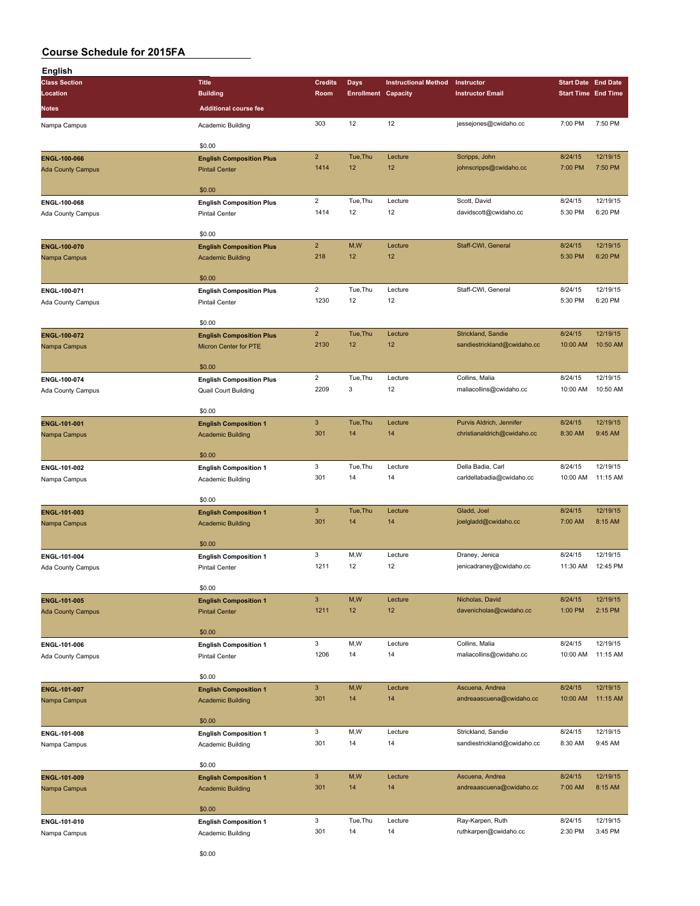# Course Schedule for 2015FA

## English

| Class Section / Location / Notes | Title / Building / Additional course fee | Credits / Room | Days / Enrollment | Instructional Method / Capacity | Instructor / Instructor Email | Start Date / Start Time | End Date / End Time |
|---|---|---|---|---|---|---|---|
| Nampa Campus | Academic Building | 303 | 12 | 12 | jessejones@cwidaho.cc | 7:00 PM | 7:50 PM |
| | $0.00 | | | | | | |
| **ENGL-100-066** | **English Composition Plus** | 2 | Tue,Thu | Lecture | Scripps, John | 8/24/15 | 12/19/15 |
| Ada County Campus | Pintail Center | 1414 | 12 | 12 | johnscripps@cwidaho.cc | 7:00 PM | 7:50 PM |
| | $0.00 | | | | | | |
| **ENGL-100-068** | **English Composition Plus** | 2 | Tue,Thu | Lecture | Scott, David | 8/24/15 | 12/19/15 |
| Ada County Campus | Pintail Center | 1414 | 12 | 12 | davidscott@cwidaho.cc | 5:30 PM | 6:20 PM |
| | $0.00 | | | | | | |
| **ENGL-100-070** | **English Composition Plus** | 2 | M,W | Lecture | Staff-CWI, General | 8/24/15 | 12/19/15 |
| Nampa Campus | Academic Building | 218 | 12 | 12 | | 5:30 PM | 6:20 PM |
| | $0.00 | | | | | | |
| **ENGL-100-071** | **English Composition Plus** | 2 | Tue,Thu | Lecture | Staff-CWI, General | 8/24/15 | 12/19/15 |
| Ada County Campus | Pintail Center | 1230 | 12 | 12 | | 5:30 PM | 6:20 PM |
| | $0.00 | | | | | | |
| **ENGL-100-072** | **English Composition Plus** | 2 | Tue,Thu | Lecture | Strickland, Sandie | 8/24/15 | 12/19/15 |
| Nampa Campus | Micron Center for PTE | 2130 | 12 | 12 | sandiestrickland@cwidaho.cc | 10:00 AM | 10:50 AM |
| | $0.00 | | | | | | |
| **ENGL-100-074** | **English Composition Plus** | 2 | Tue,Thu | Lecture | Collins, Malia | 8/24/15 | 12/19/15 |
| Ada County Campus | Quail Court Building | 2209 | 3 | 12 | maliacollins@cwidaho.cc | 10:00 AM | 10:50 AM |
| | $0.00 | | | | | | |
| **ENGL-101-001** | **English Composition 1** | 3 | Tue,Thu | Lecture | Purvis Aldrich, Jennifer | 8/24/15 | 12/19/15 |
| Nampa Campus | Academic Building | 301 | 14 | 14 | christianaldrich@cwidaho.cc | 8:30 AM | 9:45 AM |
| | $0.00 | | | | | | |
| **ENGL-101-002** | **English Composition 1** | 3 | Tue,Thu | Lecture | Della Badia, Carl | 8/24/15 | 12/19/15 |
| Nampa Campus | Academic Building | 301 | 14 | 14 | carldellabadia@cwidaho.cc | 10:00 AM | 11:15 AM |
| | $0.00 | | | | | | |
| **ENGL-101-003** | **English Composition 1** | 3 | Tue,Thu | Lecture | Gladd, Joel | 8/24/15 | 12/19/15 |
| Nampa Campus | Academic Building | 301 | 14 | 14 | joelgladd@cwidaho.cc | 7:00 AM | 8:15 AM |
| | $0.00 | | | | | | |
| **ENGL-101-004** | **English Composition 1** | 3 | M,W | Lecture | Draney, Jenica | 8/24/15 | 12/19/15 |
| Ada County Campus | Pintail Center | 1211 | 12 | 12 | jenicadraney@cwidaho.cc | 11:30 AM | 12:45 PM |
| | $0.00 | | | | | | |
| **ENGL-101-005** | **English Composition 1** | 3 | M,W | Lecture | Nicholas, David | 8/24/15 | 12/19/15 |
| Ada County Campus | Pintail Center | 1211 | 12 | 12 | davenicholas@cwidaho.cc | 1:00 PM | 2:15 PM |
| | $0.00 | | | | | | |
| **ENGL-101-006** | **English Composition 1** | 3 | M,W | Lecture | Collins, Malia | 8/24/15 | 12/19/15 |
| Ada County Campus | Pintail Center | 1206 | 14 | 14 | maliacollins@cwidaho.cc | 10:00 AM | 11:15 AM |
| | $0.00 | | | | | | |
| **ENGL-101-007** | **English Composition 1** | 3 | M,W | Lecture | Ascuena, Andrea | 8/24/15 | 12/19/15 |
| Nampa Campus | Academic Building | 301 | 14 | 14 | andreaascuena@cwidaho.cc | 10:00 AM | 11:15 AM |
| | $0.00 | | | | | | |
| **ENGL-101-008** | **English Composition 1** | 3 | M,W | Lecture | Strickland, Sandie | 8/24/15 | 12/19/15 |
| Nampa Campus | Academic Building | 301 | 14 | 14 | sandiestrickland@cwidaho.cc | 8:30 AM | 9:45 AM |
| | $0.00 | | | | | | |
| **ENGL-101-009** | **English Composition 1** | 3 | M,W | Lecture | Ascuena, Andrea | 8/24/15 | 12/19/15 |
| Nampa Campus | Academic Building | 301 | 14 | 14 | andreaascuena@cwidaho.cc | 7:00 AM | 8:15 AM |
| | $0.00 | | | | | | |
| **ENGL-101-010** | **English Composition 1** | 3 | Tue,Thu | Lecture | Ray-Karpen, Ruth | 8/24/15 | 12/19/15 |
| Nampa Campus | Academic Building | 301 | 14 | 14 | ruthkarpen@cwidaho.cc | 2:30 PM | 3:45 PM |
| | $0.00 | | | | | | |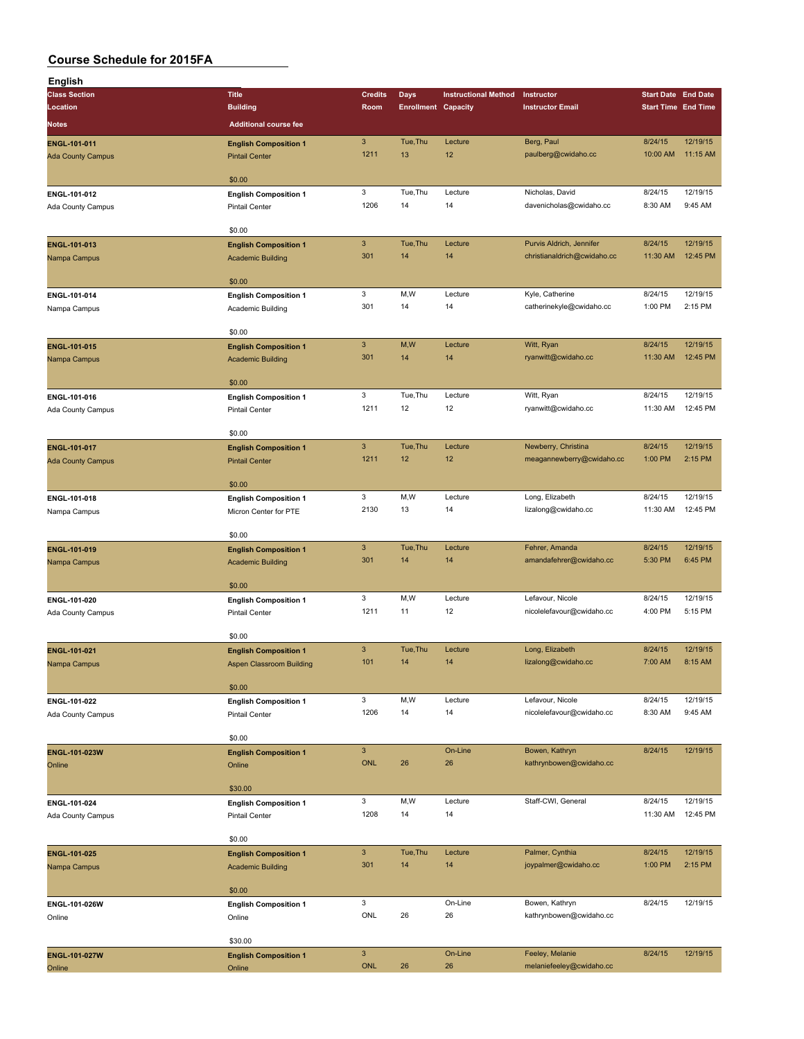# Course Schedule for 2015FA

## English

| Class Section / Location / Notes | Title / Building / Additional course fee | Credits / Room | Days / Enrollment | Instructional Method / Capacity | Instructor / Instructor Email | Start Date / Start Time | End Date / End Time |
|---|---|---|---|---|---|---|---|
| ENGL-101-011<br>Ada County Campus | English Composition 1<br>Pintail Center<br>$0.00 | 3<br>1211 | Tue,Thu<br>13 | Lecture<br>12 | Berg, Paul<br>paulberg@cwidaho.cc | 8/24/15<br>10:00 AM | 12/19/15<br>11:15 AM |
| ENGL-101-012<br>Ada County Campus | English Composition 1<br>Pintail Center<br>$0.00 | 3<br>1206 | Tue,Thu<br>14 | Lecture<br>14 | Nicholas, David<br>davenicholas@cwidaho.cc | 8/24/15<br>8:30 AM | 12/19/15<br>9:45 AM |
| ENGL-101-013<br>Nampa Campus | English Composition 1<br>Academic Building<br>$0.00 | 3<br>301 | Tue,Thu<br>14 | Lecture<br>14 | Purvis Aldrich, Jennifer<br>christianaldrich@cwidaho.cc | 8/24/15<br>11:30 AM | 12/19/15<br>12:45 PM |
| ENGL-101-014<br>Nampa Campus | English Composition 1<br>Academic Building<br>$0.00 | 3<br>301 | M,W<br>14 | Lecture<br>14 | Kyle, Catherine<br>catherinekyle@cwidaho.cc | 8/24/15<br>1:00 PM | 12/19/15<br>2:15 PM |
| ENGL-101-015<br>Nampa Campus | English Composition 1<br>Academic Building<br>$0.00 | 3<br>301 | M,W<br>14 | Lecture<br>14 | Witt, Ryan<br>ryanwitt@cwidaho.cc | 8/24/15<br>11:30 AM | 12/19/15<br>12:45 PM |
| ENGL-101-016<br>Ada County Campus | English Composition 1<br>Pintail Center<br>$0.00 | 3<br>1211 | Tue,Thu<br>12 | Lecture<br>12 | Witt, Ryan<br>ryanwitt@cwidaho.cc | 8/24/15<br>11:30 AM | 12/19/15<br>12:45 PM |
| ENGL-101-017<br>Ada County Campus | English Composition 1<br>Pintail Center<br>$0.00 | 3<br>1211 | Tue,Thu<br>12 | Lecture<br>12 | Newberry, Christina<br>meagannewberry@cwidaho.cc | 8/24/15<br>1:00 PM | 12/19/15<br>2:15 PM |
| ENGL-101-018<br>Nampa Campus | English Composition 1<br>Micron Center for PTE<br>$0.00 | 3<br>2130 | M,W<br>13 | Lecture<br>14 | Long, Elizabeth<br>lizalong@cwidaho.cc | 8/24/15<br>11:30 AM | 12/19/15<br>12:45 PM |
| ENGL-101-019<br>Nampa Campus | English Composition 1<br>Academic Building<br>$0.00 | 3<br>301 | Tue,Thu<br>14 | Lecture<br>14 | Fehrer, Amanda<br>amandafehrer@cwidaho.cc | 8/24/15<br>5:30 PM | 12/19/15<br>6:45 PM |
| ENGL-101-020<br>Ada County Campus | English Composition 1<br>Pintail Center<br>$0.00 | 3<br>1211 | M,W<br>11 | Lecture<br>12 | Lefavour, Nicole<br>nicolelefavour@cwidaho.cc | 8/24/15<br>4:00 PM | 12/19/15<br>5:15 PM |
| ENGL-101-021<br>Nampa Campus | English Composition 1<br>Aspen Classroom Building<br>$0.00 | 3<br>101 | Tue,Thu<br>14 | Lecture<br>14 | Long, Elizabeth<br>lizalong@cwidaho.cc | 8/24/15<br>7:00 AM | 12/19/15<br>8:15 AM |
| ENGL-101-022<br>Ada County Campus | English Composition 1<br>Pintail Center<br>$0.00 | 3<br>1206 | M,W<br>14 | Lecture<br>14 | Lefavour, Nicole<br>nicolelefavour@cwidaho.cc | 8/24/15<br>8:30 AM | 12/19/15<br>9:45 AM |
| ENGL-101-023W<br>Online | English Composition 1<br>Online<br>$30.00 | 3<br>ONL | <br>26 | On-Line<br>26 | Bowen, Kathryn<br>kathrynbowen@cwidaho.cc | 8/24/15 | 12/19/15 |
| ENGL-101-024<br>Ada County Campus | English Composition 1<br>Pintail Center<br>$0.00 | 3<br>1208 | M,W<br>14 | Lecture<br>14 | Staff-CWI, General | 8/24/15<br>11:30 AM | 12/19/15<br>12:45 PM |
| ENGL-101-025<br>Nampa Campus | English Composition 1<br>Academic Building<br>$0.00 | 3<br>301 | Tue,Thu<br>14 | Lecture<br>14 | Palmer, Cynthia<br>joypalmer@cwidaho.cc | 8/24/15<br>1:00 PM | 12/19/15<br>2:15 PM |
| ENGL-101-026W<br>Online | English Composition 1<br>Online<br>$30.00 | 3<br>ONL | <br>26 | On-Line<br>26 | Bowen, Kathryn<br>kathrynbowen@cwidaho.cc | 8/24/15 | 12/19/15 |
| ENGL-101-027W<br>Online | English Composition 1<br>Online | 3<br>ONL | <br>26 | On-Line<br>26 | Feeley, Melanie<br>melaniefeeley@cwidaho.cc | 8/24/15 | 12/19/15 |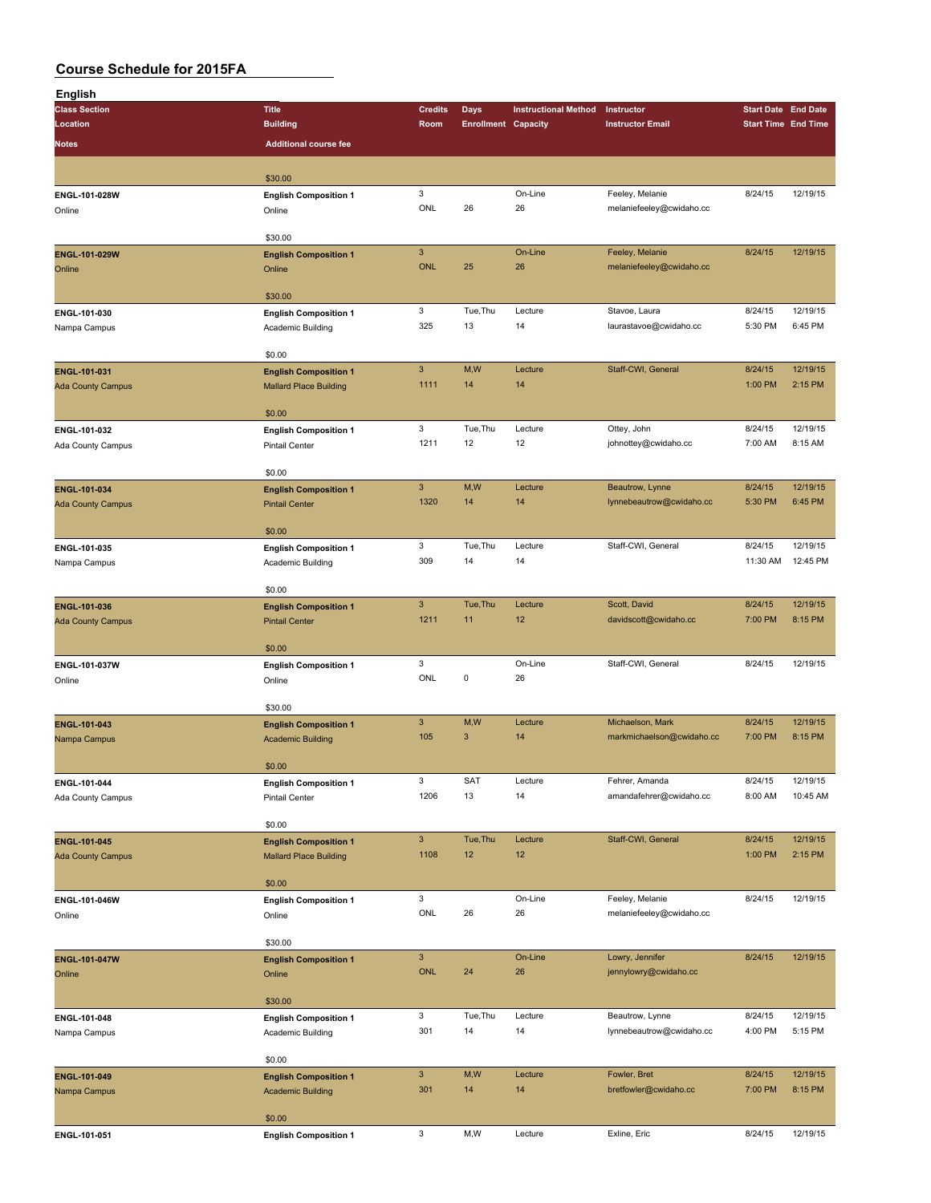# Course Schedule for 2015FA

## English

| Class Section / Location / Notes | Title / Building / Additional course fee | Credits / Room | Days / Enrollment | Instructional Method / Capacity | Instructor / Instructor Email | Start Date / Start Time | End Date / End Time |
|---|---|---|---|---|---|---|---|
| | $30.00 | | | | | | |
| ENGL-101-028W / Online | English Composition 1 / Online / $30.00 | 3 / ONL | 26 | On-Line / 26 | Feeley, Melanie / melaniefeeley@cwidaho.cc | 8/24/15 | 12/19/15 |
| ENGL-101-029W / Online | English Composition 1 / Online / $30.00 | 3 / ONL | 25 | On-Line / 26 | Feeley, Melanie / melaniefeeley@cwidaho.cc | 8/24/15 | 12/19/15 |
| ENGL-101-030 / Nampa Campus | English Composition 1 / Academic Building / $0.00 | 3 / 325 | Tue,Thu / 13 | Lecture / 14 | Stavoe, Laura / laurastavoe@cwidaho.cc | 8/24/15 / 5:30 PM | 12/19/15 / 6:45 PM |
| ENGL-101-031 / Ada County Campus | English Composition 1 / Mallard Place Building / $0.00 | 3 / 1111 | M,W / 14 | Lecture / 14 | Staff-CWI, General | 8/24/15 / 1:00 PM | 12/19/15 / 2:15 PM |
| ENGL-101-032 / Ada County Campus | English Composition 1 / Pintail Center / $0.00 | 3 / 1211 | Tue,Thu / 12 | Lecture / 12 | Ottey, John / johnottey@cwidaho.cc | 8/24/15 / 7:00 AM | 12/19/15 / 8:15 AM |
| ENGL-101-034 / Ada County Campus | English Composition 1 / Pintail Center / $0.00 | 3 / 1320 | M,W / 14 | Lecture / 14 | Beautrow, Lynne / lynnebeautrow@cwidaho.cc | 8/24/15 / 5:30 PM | 12/19/15 / 6:45 PM |
| ENGL-101-035 / Nampa Campus | English Composition 1 / Academic Building / $0.00 | 3 / 309 | Tue,Thu / 14 | Lecture / 14 | Staff-CWI, General | 8/24/15 / 11:30 AM | 12/19/15 / 12:45 PM |
| ENGL-101-036 / Ada County Campus | English Composition 1 / Pintail Center / $0.00 | 3 / 1211 | Tue,Thu / 11 | Lecture / 12 | Scott, David / davidscott@cwidaho.cc | 8/24/15 / 7:00 PM | 12/19/15 / 8:15 PM |
| ENGL-101-037W / Online | English Composition 1 / Online / $30.00 | 3 / ONL | 0 | On-Line / 26 | Staff-CWI, General | 8/24/15 | 12/19/15 |
| ENGL-101-043 / Nampa Campus | English Composition 1 / Academic Building / $0.00 | 3 / 105 | M,W / 3 | Lecture / 14 | Michaelson, Mark / markmichaelson@cwidaho.cc | 8/24/15 / 7:00 PM | 12/19/15 / 8:15 PM |
| ENGL-101-044 / Ada County Campus | English Composition 1 / Pintail Center / $0.00 | 3 / 1206 | SAT / 13 | Lecture / 14 | Fehrer, Amanda / amandafehrer@cwidaho.cc | 8/24/15 / 8:00 AM | 12/19/15 / 10:45 AM |
| ENGL-101-045 / Ada County Campus | English Composition 1 / Mallard Place Building / $0.00 | 3 / 1108 | Tue,Thu / 12 | Lecture / 12 | Staff-CWI, General | 8/24/15 / 1:00 PM | 12/19/15 / 2:15 PM |
| ENGL-101-046W / Online | English Composition 1 / Online / $30.00 | 3 / ONL | 26 | On-Line / 26 | Feeley, Melanie / melaniefeeley@cwidaho.cc | 8/24/15 | 12/19/15 |
| ENGL-101-047W / Online | English Composition 1 / Online / $30.00 | 3 / ONL | 24 | On-Line / 26 | Lowry, Jennifer / jennylowry@cwidaho.cc | 8/24/15 | 12/19/15 |
| ENGL-101-048 / Nampa Campus | English Composition 1 / Academic Building / $0.00 | 3 / 301 | Tue,Thu / 14 | Lecture / 14 | Beautrow, Lynne / lynnebeautrow@cwidaho.cc | 8/24/15 / 4:00 PM | 12/19/15 / 5:15 PM |
| ENGL-101-049 / Nampa Campus | English Composition 1 / Academic Building / $0.00 | 3 / 301 | M,W / 14 | Lecture / 14 | Fowler, Bret / bretfowler@cwidaho.cc | 8/24/15 / 7:00 PM | 12/19/15 / 8:15 PM |
| ENGL-101-051 | English Composition 1 | 3 | M,W | Lecture | Exline, Eric | 8/24/15 | 12/19/15 |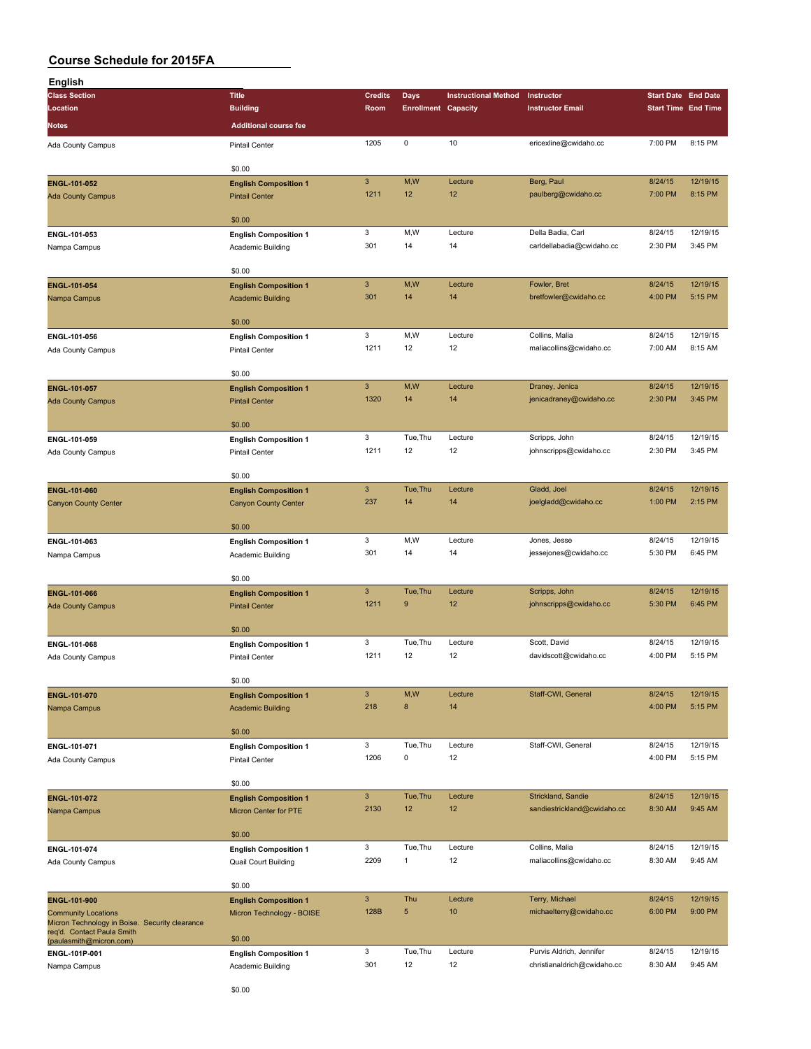# Course Schedule for 2015FA

## English

| Class Section / Location / Notes | Title / Building / Additional course fee | Credits / Room | Days / Enrollment | Instructional Method / Capacity | Instructor / Instructor Email | Start Date / Start Time | End Date / End Time |
|---|---|---|---|---|---|---|---|
| Ada County Campus | Pintail Center<br>$0.00 | 1205 | 0 | 10 | ericexline@cwidaho.cc | 7:00 PM | 8:15 PM |
| **ENGL-101-052**<br>Ada County Campus | **English Composition 1**<br>Pintail Center<br>$0.00 | 3<br>1211 | M,W<br>12 | Lecture<br>12 | Berg, Paul<br>paulberg@cwidaho.cc | 8/24/15<br>7:00 PM | 12/19/15<br>8:15 PM |
| **ENGL-101-053**<br>Nampa Campus | **English Composition 1**<br>Academic Building<br>$0.00 | 3<br>301 | M,W<br>14 | Lecture<br>14 | Della Badia, Carl<br>carldellabadia@cwidaho.cc | 8/24/15<br>2:30 PM | 12/19/15<br>3:45 PM |
| **ENGL-101-054**<br>Nampa Campus | **English Composition 1**<br>Academic Building<br>$0.00 | 3<br>301 | M,W<br>14 | Lecture<br>14 | Fowler, Bret<br>bretfowler@cwidaho.cc | 8/24/15<br>4:00 PM | 12/19/15<br>5:15 PM |
| **ENGL-101-056**<br>Ada County Campus | **English Composition 1**<br>Pintail Center<br>$0.00 | 3<br>1211 | M,W<br>12 | Lecture<br>12 | Collins, Malia<br>maliacollins@cwidaho.cc | 8/24/15<br>7:00 AM | 12/19/15<br>8:15 AM |
| **ENGL-101-057**<br>Ada County Campus | **English Composition 1**<br>Pintail Center<br>$0.00 | 3<br>1320 | M,W<br>14 | Lecture<br>14 | Draney, Jenica<br>jenicadraney@cwidaho.cc | 8/24/15<br>2:30 PM | 12/19/15<br>3:45 PM |
| **ENGL-101-059**<br>Ada County Campus | **English Composition 1**<br>Pintail Center<br>$0.00 | 3<br>1211 | Tue,Thu<br>12 | Lecture<br>12 | Scripps, John<br>johnscripps@cwidaho.cc | 8/24/15<br>2:30 PM | 12/19/15<br>3:45 PM |
| **ENGL-101-060**<br>Canyon County Center | **English Composition 1**<br>Canyon County Center<br>$0.00 | 3<br>237 | Tue,Thu<br>14 | Lecture<br>14 | Gladd, Joel<br>joelgladd@cwidaho.cc | 8/24/15<br>1:00 PM | 12/19/15<br>2:15 PM |
| **ENGL-101-063**<br>Nampa Campus | **English Composition 1**<br>Academic Building<br>$0.00 | 3<br>301 | M,W<br>14 | Lecture<br>14 | Jones, Jesse<br>jessejones@cwidaho.cc | 8/24/15<br>5:30 PM | 12/19/15<br>6:45 PM |
| **ENGL-101-066**<br>Ada County Campus | **English Composition 1**<br>Pintail Center<br>$0.00 | 3<br>1211 | Tue,Thu<br>9 | Lecture<br>12 | Scripps, John<br>johnscripps@cwidaho.cc | 8/24/15<br>5:30 PM | 12/19/15<br>6:45 PM |
| **ENGL-101-068**<br>Ada County Campus | **English Composition 1**<br>Pintail Center<br>$0.00 | 3<br>1211 | Tue,Thu<br>12 | Lecture<br>12 | Scott, David<br>davidscott@cwidaho.cc | 8/24/15<br>4:00 PM | 12/19/15<br>5:15 PM |
| **ENGL-101-070**<br>Nampa Campus | **English Composition 1**<br>Academic Building<br>$0.00 | 3<br>218 | M,W<br>8 | Lecture<br>14 | Staff-CWI, General | 8/24/15<br>4:00 PM | 12/19/15<br>5:15 PM |
| **ENGL-101-071**<br>Ada County Campus | **English Composition 1**<br>Pintail Center<br>$0.00 | 3<br>1206 | Tue,Thu<br>0 | Lecture<br>12 | Staff-CWI, General | 8/24/15<br>4:00 PM | 12/19/15<br>5:15 PM |
| **ENGL-101-072**<br>Nampa Campus | **English Composition 1**<br>Micron Center for PTE<br>$0.00 | 3<br>2130 | Tue,Thu<br>12 | Lecture<br>12 | Strickland, Sandie<br>sandiestrickland@cwidaho.cc | 8/24/15<br>8:30 AM | 12/19/15<br>9:45 AM |
| **ENGL-101-074**<br>Ada County Campus | **English Composition 1**<br>Quail Court Building<br>$0.00 | 3<br>2209 | Tue,Thu<br>1 | Lecture<br>12 | Collins, Malia<br>maliacollins@cwidaho.cc | 8/24/15<br>8:30 AM | 12/19/15<br>9:45 AM |
| **ENGL-101-900**<br>Community Locations<br>Micron Technology in Boise. Security clearance req'd. Contact Paula Smith (paulasmith@micron.com) | **English Composition 1**<br>Micron Technology - BOISE<br>$0.00 | 3<br>128B | Thu<br>5 | Lecture<br>10 | Terry, Michael<br>michaelterry@cwidaho.cc | 8/24/15<br>6:00 PM | 12/19/15<br>9:00 PM |
| **ENGL-101P-001**<br>Nampa Campus | **English Composition 1**<br>Academic Building<br>$0.00 | 3<br>301 | Tue,Thu<br>12 | Lecture<br>12 | Purvis Aldrich, Jennifer<br>christianaldrich@cwidaho.cc | 8/24/15<br>8:30 AM | 12/19/15<br>9:45 AM |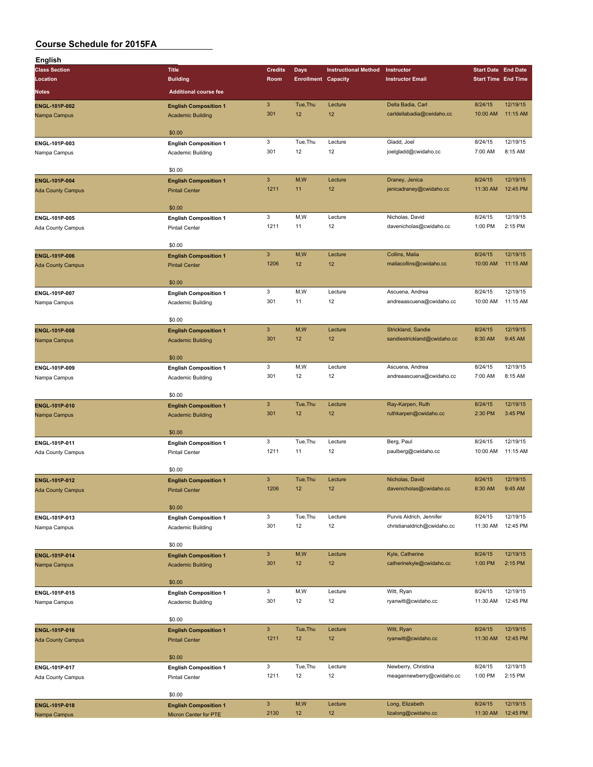# Course Schedule for 2015FA

## English

| Class Section / Location / Notes | Title / Building / Additional course fee | Credits / Room | Days / Enrollment | Instructional Method / Capacity | Instructor / Instructor Email | Start Date / Start Time | End Date / End Time |
|---|---|---|---|---|---|---|---|
| **ENGL-101P-002** Nampa Campus | **English Composition 1** Academic Building $0.00 | 3 / 301 | Tue,Thu / 12 | Lecture / 12 | Della Badia, Carl / carldellabadia@cwidaho.cc | 8/24/15 / 10:00 AM | 12/19/15 / 11:15 AM |
| **ENGL-101P-003** Nampa Campus | **English Composition 1** Academic Building $0.00 | 3 / 301 | Tue,Thu / 12 | Lecture / 12 | Gladd, Joel / joelgladd@cwidaho.cc | 8/24/15 / 7:00 AM | 12/19/15 / 8:15 AM |
| **ENGL-101P-004** Ada County Campus | **English Composition 1** Pintail Center $0.00 | 3 / 1211 | M,W / 11 | Lecture / 12 | Draney, Jenica / jenicadraney@cwidaho.cc | 8/24/15 / 11:30 AM | 12/19/15 / 12:45 PM |
| **ENGL-101P-005** Ada County Campus | **English Composition 1** Pintail Center $0.00 | 3 / 1211 | M,W / 11 | Lecture / 12 | Nicholas, David / davenicholas@cwidaho.cc | 8/24/15 / 1:00 PM | 12/19/15 / 2:15 PM |
| **ENGL-101P-006** Ada County Campus | **English Composition 1** Pintail Center $0.00 | 3 / 1206 | M,W / 12 | Lecture / 12 | Collins, Malia / maliacollins@cwidaho.cc | 8/24/15 / 10:00 AM | 12/19/15 / 11:15 AM |
| **ENGL-101P-007** Nampa Campus | **English Composition 1** Academic Building $0.00 | 3 / 301 | M,W / 11 | Lecture / 12 | Ascuena, Andrea / andreaascuena@cwidaho.cc | 8/24/15 / 10:00 AM | 12/19/15 / 11:15 AM |
| **ENGL-101P-008** Nampa Campus | **English Composition 1** Academic Building $0.00 | 3 / 301 | M,W / 12 | Lecture / 12 | Strickland, Sandie / sandiestrickland@cwidaho.cc | 8/24/15 / 8:30 AM | 12/19/15 / 9:45 AM |
| **ENGL-101P-009** Nampa Campus | **English Composition 1** Academic Building $0.00 | 3 / 301 | M,W / 12 | Lecture / 12 | Ascuena, Andrea / andreaascuena@cwidaho.cc | 8/24/15 / 7:00 AM | 12/19/15 / 8:15 AM |
| **ENGL-101P-010** Nampa Campus | **English Composition 1** Academic Building $0.00 | 3 / 301 | Tue,Thu / 12 | Lecture / 12 | Ray-Karpen, Ruth / ruthkarpen@cwidaho.cc | 8/24/15 / 2:30 PM | 12/19/15 / 3:45 PM |
| **ENGL-101P-011** Ada County Campus | **English Composition 1** Pintail Center $0.00 | 3 / 1211 | Tue,Thu / 11 | Lecture / 12 | Berg, Paul / paulberg@cwidaho.cc | 8/24/15 / 10:00 AM | 12/19/15 / 11:15 AM |
| **ENGL-101P-012** Ada County Campus | **English Composition 1** Pintail Center $0.00 | 3 / 1206 | Tue,Thu / 12 | Lecture / 12 | Nicholas, David / davenicholas@cwidaho.cc | 8/24/15 / 8:30 AM | 12/19/15 / 9:45 AM |
| **ENGL-101P-013** Nampa Campus | **English Composition 1** Academic Building $0.00 | 3 / 301 | Tue,Thu / 12 | Lecture / 12 | Purvis Aldrich, Jennifer / christianaldrich@cwidaho.cc | 8/24/15 / 11:30 AM | 12/19/15 / 12:45 PM |
| **ENGL-101P-014** Nampa Campus | **English Composition 1** Academic Building $0.00 | 3 / 301 | M,W / 12 | Lecture / 12 | Kyle, Catherine / catherinekyle@cwidaho.cc | 8/24/15 / 1:00 PM | 12/19/15 / 2:15 PM |
| **ENGL-101P-015** Nampa Campus | **English Composition 1** Academic Building $0.00 | 3 / 301 | M,W / 12 | Lecture / 12 | Witt, Ryan / ryanwitt@cwidaho.cc | 8/24/15 / 11:30 AM | 12/19/15 / 12:45 PM |
| **ENGL-101P-016** Ada County Campus | **English Composition 1** Pintail Center $0.00 | 3 / 1211 | Tue,Thu / 12 | Lecture / 12 | Witt, Ryan / ryanwitt@cwidaho.cc | 8/24/15 / 11:30 AM | 12/19/15 / 12:45 PM |
| **ENGL-101P-017** Ada County Campus | **English Composition 1** Pintail Center $0.00 | 3 / 1211 | Tue,Thu / 12 | Lecture / 12 | Newberry, Christina / meagannewberry@cwidaho.cc | 8/24/15 / 1:00 PM | 12/19/15 / 2:15 PM |
| **ENGL-101P-018** Nampa Campus | **English Composition 1** Micron Center for PTE | 3 / 2130 | M,W / 12 | Lecture / 12 | Long, Elizabeth / lizalong@cwidaho.cc | 8/24/15 / 11:30 AM | 12/19/15 / 12:45 PM |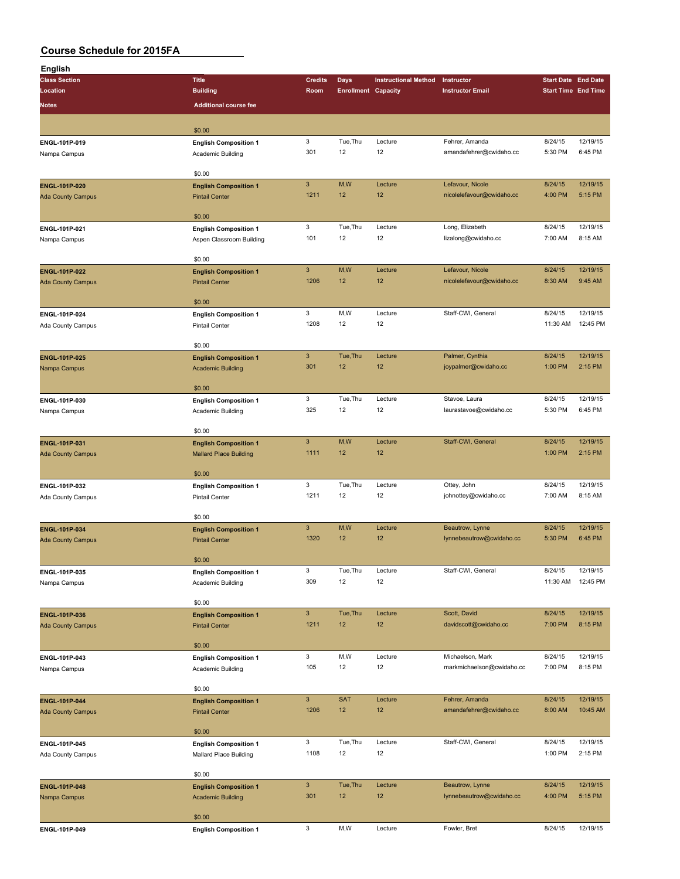## Course Schedule for 2015FA

### English

| Class Section / Location / Notes | Title / Building / Additional course fee | Credits / Room | Days / Enrollment | Instructional Method / Capacity | Instructor / Instructor Email | Start Date / Start Time | End Date / End Time |
|---|---|---|---|---|---|---|---|
| | $0.00 | | | | | | |
| ENGL-101P-019 | English Composition 1 | 3 | Tue,Thu | Lecture | Fehrer, Amanda | 8/24/15 | 12/19/15 |
| Nampa Campus | Academic Building | 301 | 12 | 12 | amandafehrer@cwidaho.cc | 5:30 PM | 6:45 PM |
| | $0.00 | | | | | | |
| ENGL-101P-020 | English Composition 1 | 3 | M,W | Lecture | Lefavour, Nicole | 8/24/15 | 12/19/15 |
| Ada County Campus | Pintail Center | 1211 | 12 | 12 | nicolelefavour@cwidaho.cc | 4:00 PM | 5:15 PM |
| | $0.00 | | | | | | |
| ENGL-101P-021 | English Composition 1 | 3 | Tue,Thu | Lecture | Long, Elizabeth | 8/24/15 | 12/19/15 |
| Nampa Campus | Aspen Classroom Building | 101 | 12 | 12 | lizalong@cwidaho.cc | 7:00 AM | 8:15 AM |
| | $0.00 | | | | | | |
| ENGL-101P-022 | English Composition 1 | 3 | M,W | Lecture | Lefavour, Nicole | 8/24/15 | 12/19/15 |
| Ada County Campus | Pintail Center | 1206 | 12 | 12 | nicolelefavour@cwidaho.cc | 8:30 AM | 9:45 AM |
| | $0.00 | | | | | | |
| ENGL-101P-024 | English Composition 1 | 3 | M,W | Lecture | Staff-CWI, General | 8/24/15 | 12/19/15 |
| Ada County Campus | Pintail Center | 1208 | 12 | 12 | | 11:30 AM | 12:45 PM |
| | $0.00 | | | | | | |
| ENGL-101P-025 | English Composition 1 | 3 | Tue,Thu | Lecture | Palmer, Cynthia | 8/24/15 | 12/19/15 |
| Nampa Campus | Academic Building | 301 | 12 | 12 | joypalmer@cwidaho.cc | 1:00 PM | 2:15 PM |
| | $0.00 | | | | | | |
| ENGL-101P-030 | English Composition 1 | 3 | Tue,Thu | Lecture | Stavoe, Laura | 8/24/15 | 12/19/15 |
| Nampa Campus | Academic Building | 325 | 12 | 12 | laurastavoe@cwidaho.cc | 5:30 PM | 6:45 PM |
| | $0.00 | | | | | | |
| ENGL-101P-031 | English Composition 1 | 3 | M,W | Lecture | Staff-CWI, General | 8/24/15 | 12/19/15 |
| Ada County Campus | Mallard Place Building | 1111 | 12 | 12 | | 1:00 PM | 2:15 PM |
| | $0.00 | | | | | | |
| ENGL-101P-032 | English Composition 1 | 3 | Tue,Thu | Lecture | Ottey, John | 8/24/15 | 12/19/15 |
| Ada County Campus | Pintail Center | 1211 | 12 | 12 | johnottey@cwidaho.cc | 7:00 AM | 8:15 AM |
| | $0.00 | | | | | | |
| ENGL-101P-034 | English Composition 1 | 3 | M,W | Lecture | Beautrow, Lynne | 8/24/15 | 12/19/15 |
| Ada County Campus | Pintail Center | 1320 | 12 | 12 | lynnebeautrow@cwidaho.cc | 5:30 PM | 6:45 PM |
| | $0.00 | | | | | | |
| ENGL-101P-035 | English Composition 1 | 3 | Tue,Thu | Lecture | Staff-CWI, General | 8/24/15 | 12/19/15 |
| Nampa Campus | Academic Building | 309 | 12 | 12 | | 11:30 AM | 12:45 PM |
| | $0.00 | | | | | | |
| ENGL-101P-036 | English Composition 1 | 3 | Tue,Thu | Lecture | Scott, David | 8/24/15 | 12/19/15 |
| Ada County Campus | Pintail Center | 1211 | 12 | 12 | davidscott@cwidaho.cc | 7:00 PM | 8:15 PM |
| | $0.00 | | | | | | |
| ENGL-101P-043 | English Composition 1 | 3 | M,W | Lecture | Michaelson, Mark | 8/24/15 | 12/19/15 |
| Nampa Campus | Academic Building | 105 | 12 | 12 | markmichaelson@cwidaho.cc | 7:00 PM | 8:15 PM |
| | $0.00 | | | | | | |
| ENGL-101P-044 | English Composition 1 | 3 | SAT | Lecture | Fehrer, Amanda | 8/24/15 | 12/19/15 |
| Ada County Campus | Pintail Center | 1206 | 12 | 12 | amandafehrer@cwidaho.cc | 8:00 AM | 10:45 AM |
| | $0.00 | | | | | | |
| ENGL-101P-045 | English Composition 1 | 3 | Tue,Thu | Lecture | Staff-CWI, General | 8/24/15 | 12/19/15 |
| Ada County Campus | Mallard Place Building | 1108 | 12 | 12 | | 1:00 PM | 2:15 PM |
| | $0.00 | | | | | | |
| ENGL-101P-048 | English Composition 1 | 3 | Tue,Thu | Lecture | Beautrow, Lynne | 8/24/15 | 12/19/15 |
| Nampa Campus | Academic Building | 301 | 12 | 12 | lynnebeautrow@cwidaho.cc | 4:00 PM | 5:15 PM |
| | $0.00 | | | | | | |
| ENGL-101P-049 | English Composition 1 | 3 | M,W | Lecture | Fowler, Bret | 8/24/15 | 12/19/15 |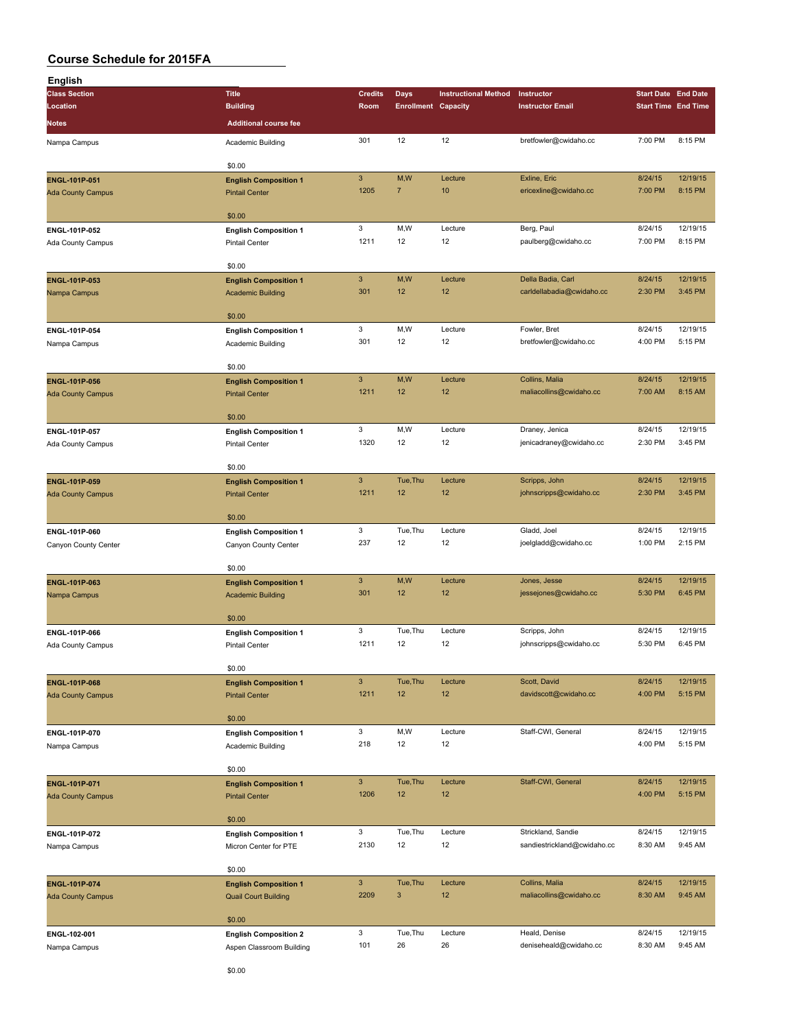# Course Schedule for 2015FA

## English

| Class Section / Location / Notes | Title / Building / Additional course fee | Credits / Room | Days / Enrollment | Instructional Method / Capacity | Instructor / Instructor Email | Start Date / Start Time | End Date / End Time |
|---|---|---|---|---|---|---|---|
| Nampa Campus | Academic Building | 301 | 12 | 12 | bretfowler@cwidaho.cc | 7:00 PM | 8:15 PM |
| | $0.00 | | | | | | |
| **ENGL-101P-051** | **English Composition 1** | 3 | M,W | Lecture | Exline, Eric | 8/24/15 | 12/19/15 |
| Ada County Campus | Pintail Center | 1205 | 7 | 10 | ericexline@cwidaho.cc | 7:00 PM | 8:15 PM |
| | $0.00 | | | | | | |
| **ENGL-101P-052** | **English Composition 1** | 3 | M,W | Lecture | Berg, Paul | 8/24/15 | 12/19/15 |
| Ada County Campus | Pintail Center | 1211 | 12 | 12 | paulberg@cwidaho.cc | 7:00 PM | 8:15 PM |
| | $0.00 | | | | | | |
| **ENGL-101P-053** | **English Composition 1** | 3 | M,W | Lecture | Della Badia, Carl | 8/24/15 | 12/19/15 |
| Nampa Campus | Academic Building | 301 | 12 | 12 | carldellabadia@cwidaho.cc | 2:30 PM | 3:45 PM |
| | $0.00 | | | | | | |
| **ENGL-101P-054** | **English Composition 1** | 3 | M,W | Lecture | Fowler, Bret | 8/24/15 | 12/19/15 |
| Nampa Campus | Academic Building | 301 | 12 | 12 | bretfowler@cwidaho.cc | 4:00 PM | 5:15 PM |
| | $0.00 | | | | | | |
| **ENGL-101P-056** | **English Composition 1** | 3 | M,W | Lecture | Collins, Malia | 8/24/15 | 12/19/15 |
| Ada County Campus | Pintail Center | 1211 | 12 | 12 | maliacollins@cwidaho.cc | 7:00 AM | 8:15 AM |
| | $0.00 | | | | | | |
| **ENGL-101P-057** | **English Composition 1** | 3 | M,W | Lecture | Draney, Jenica | 8/24/15 | 12/19/15 |
| Ada County Campus | Pintail Center | 1320 | 12 | 12 | jenicadraney@cwidaho.cc | 2:30 PM | 3:45 PM |
| | $0.00 | | | | | | |
| **ENGL-101P-059** | **English Composition 1** | 3 | Tue,Thu | Lecture | Scripps, John | 8/24/15 | 12/19/15 |
| Ada County Campus | Pintail Center | 1211 | 12 | 12 | johnscripps@cwidaho.cc | 2:30 PM | 3:45 PM |
| | $0.00 | | | | | | |
| **ENGL-101P-060** | **English Composition 1** | 3 | Tue,Thu | Lecture | Gladd, Joel | 8/24/15 | 12/19/15 |
| Canyon County Center | Canyon County Center | 237 | 12 | 12 | joelgladd@cwidaho.cc | 1:00 PM | 2:15 PM |
| | $0.00 | | | | | | |
| **ENGL-101P-063** | **English Composition 1** | 3 | M,W | Lecture | Jones, Jesse | 8/24/15 | 12/19/15 |
| Nampa Campus | Academic Building | 301 | 12 | 12 | jessejones@cwidaho.cc | 5:30 PM | 6:45 PM |
| | $0.00 | | | | | | |
| **ENGL-101P-066** | **English Composition 1** | 3 | Tue,Thu | Lecture | Scripps, John | 8/24/15 | 12/19/15 |
| Ada County Campus | Pintail Center | 1211 | 12 | 12 | johnscripps@cwidaho.cc | 5:30 PM | 6:45 PM |
| | $0.00 | | | | | | |
| **ENGL-101P-068** | **English Composition 1** | 3 | Tue,Thu | Lecture | Scott, David | 8/24/15 | 12/19/15 |
| Ada County Campus | Pintail Center | 1211 | 12 | 12 | davidscott@cwidaho.cc | 4:00 PM | 5:15 PM |
| | $0.00 | | | | | | |
| **ENGL-101P-070** | **English Composition 1** | 3 | M,W | Lecture | Staff-CWI, General | 8/24/15 | 12/19/15 |
| Nampa Campus | Academic Building | 218 | 12 | 12 | | 4:00 PM | 5:15 PM |
| | $0.00 | | | | | | |
| **ENGL-101P-071** | **English Composition 1** | 3 | Tue,Thu | Lecture | Staff-CWI, General | 8/24/15 | 12/19/15 |
| Ada County Campus | Pintail Center | 1206 | 12 | 12 | | 4:00 PM | 5:15 PM |
| | $0.00 | | | | | | |
| **ENGL-101P-072** | **English Composition 1** | 3 | Tue,Thu | Lecture | Strickland, Sandie | 8/24/15 | 12/19/15 |
| Nampa Campus | Micron Center for PTE | 2130 | 12 | 12 | sandiestrickland@cwidaho.cc | 8:30 AM | 9:45 AM |
| | $0.00 | | | | | | |
| **ENGL-101P-074** | **English Composition 1** | 3 | Tue,Thu | Lecture | Collins, Malia | 8/24/15 | 12/19/15 |
| Ada County Campus | Quail Court Building | 2209 | 3 | 12 | maliacollins@cwidaho.cc | 8:30 AM | 9:45 AM |
| | $0.00 | | | | | | |
| **ENGL-102-001** | **English Composition 2** | 3 | Tue,Thu | Lecture | Heald, Denise | 8/24/15 | 12/19/15 |
| Nampa Campus | Aspen Classroom Building | 101 | 26 | 26 | deniseheald@cwidaho.cc | 8:30 AM | 9:45 AM |
| | $0.00 | | | | | | |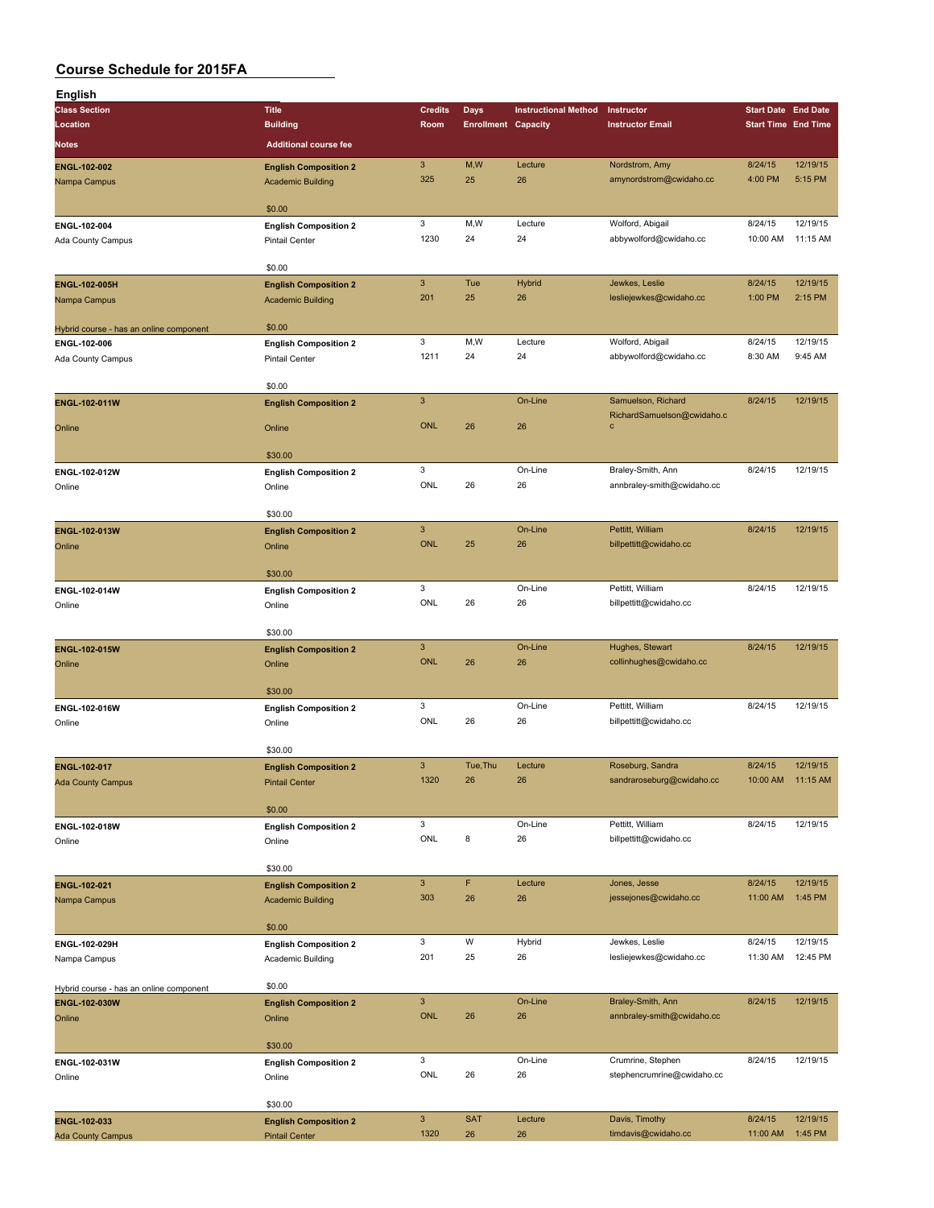# Course Schedule for 2015FA

## English

| Class Section / Location / Notes | Title / Building / Additional course fee | Credits / Room | Days / Enrollment | Instructional Method / Capacity | Instructor / Instructor Email | Start Date / Start Time | End Date / End Time |
|---|---|---|---|---|---|---|---|
| **ENGL-102-002** Nampa Campus | **English Composition 2** Academic Building $0.00 | 3 325 | M,W 25 | Lecture 26 | Nordstrom, Amy amynordstrom@cwidaho.cc | 8/24/15 4:00 PM | 12/19/15 5:15 PM |
| **ENGL-102-004** Ada County Campus | **English Composition 2** Pintail Center $0.00 | 3 1230 | M,W 24 | Lecture 24 | Wolford, Abigail abbywolford@cwidaho.cc | 8/24/15 10:00 AM | 12/19/15 11:15 AM |
| **ENGL-102-005H** Nampa Campus Hybrid course - has an online component | **English Composition 2** Academic Building $0.00 | 3 201 | Tue 25 | Hybrid 26 | Jewkes, Leslie lesliejewkes@cwidaho.cc | 8/24/15 1:00 PM | 12/19/15 2:15 PM |
| **ENGL-102-006** Ada County Campus | **English Composition 2** Pintail Center $0.00 | 3 1211 | M,W 24 | Lecture 24 | Wolford, Abigail abbywolford@cwidaho.cc | 8/24/15 8:30 AM | 12/19/15 9:45 AM |
| **ENGL-102-011W** Online | **English Composition 2** Online $30.00 | 3 ONL | 26 | On-Line 26 | Samuelson, Richard RichardSamuelson@cwidaho.cc | 8/24/15 | 12/19/15 |
| **ENGL-102-012W** Online | **English Composition 2** Online $30.00 | 3 ONL | 26 | On-Line 26 | Braley-Smith, Ann annbraley-smith@cwidaho.cc | 8/24/15 | 12/19/15 |
| **ENGL-102-013W** Online | **English Composition 2** Online $30.00 | 3 ONL | 25 | On-Line 26 | Pettitt, William billpettitt@cwidaho.cc | 8/24/15 | 12/19/15 |
| **ENGL-102-014W** Online | **English Composition 2** Online $30.00 | 3 ONL | 26 | On-Line 26 | Pettitt, William billpettitt@cwidaho.cc | 8/24/15 | 12/19/15 |
| **ENGL-102-015W** Online | **English Composition 2** Online $30.00 | 3 ONL | 26 | On-Line 26 | Hughes, Stewart collinhughes@cwidaho.cc | 8/24/15 | 12/19/15 |
| **ENGL-102-016W** Online | **English Composition 2** Online $30.00 | 3 ONL | 26 | On-Line 26 | Pettitt, William billpettitt@cwidaho.cc | 8/24/15 | 12/19/15 |
| **ENGL-102-017** Ada County Campus | **English Composition 2** Pintail Center $0.00 | 3 1320 | Tue,Thu 26 | Lecture 26 | Roseburg, Sandra sandraroseburg@cwidaho.cc | 8/24/15 10:00 AM | 12/19/15 11:15 AM |
| **ENGL-102-018W** Online | **English Composition 2** Online $30.00 | 3 ONL | 8 | On-Line 26 | Pettitt, William billpettitt@cwidaho.cc | 8/24/15 | 12/19/15 |
| **ENGL-102-021** Nampa Campus | **English Composition 2** Academic Building $0.00 | 3 303 | F 26 | Lecture 26 | Jones, Jesse jessejones@cwidaho.cc | 8/24/15 11:00 AM | 12/19/15 1:45 PM |
| **ENGL-102-029H** Nampa Campus Hybrid course - has an online component | **English Composition 2** Academic Building $0.00 | 3 201 | W 25 | Hybrid 26 | Jewkes, Leslie lesliejewkes@cwidaho.cc | 8/24/15 11:30 AM | 12/19/15 12:45 PM |
| **ENGL-102-030W** Online | **English Composition 2** Online $30.00 | 3 ONL | 26 | On-Line 26 | Braley-Smith, Ann annbraley-smith@cwidaho.cc | 8/24/15 | 12/19/15 |
| **ENGL-102-031W** Online | **English Composition 2** Online $30.00 | 3 ONL | 26 | On-Line 26 | Crumrine, Stephen stephencrumrine@cwidaho.cc | 8/24/15 | 12/19/15 |
| **ENGL-102-033** Ada County Campus | **English Composition 2** Pintail Center | 3 1320 | SAT 26 | Lecture 26 | Davis, Timothy timdavis@cwidaho.cc | 8/24/15 11:00 AM | 12/19/15 1:45 PM |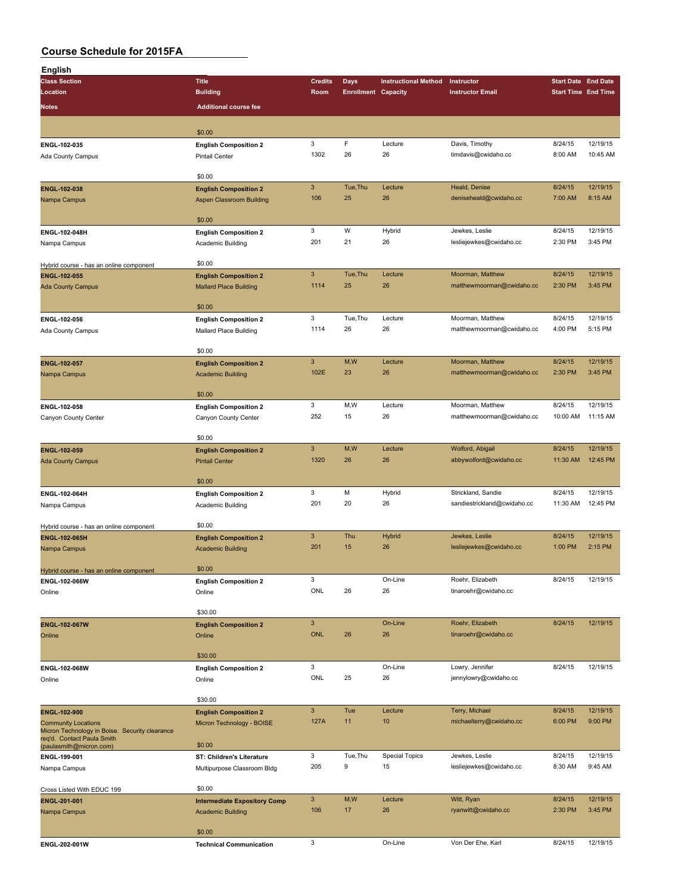# Course Schedule for 2015FA

## English

| Class Section / Location / Notes | Title / Building / Additional course fee | Credits / Room | Days / Enrollment | Instructional Method / Capacity | Instructor / Instructor Email | Start Date / Start Time | End Date / End Time |
|---|---|---|---|---|---|---|---|
| | $0.00 | | | | | | |
| ENGL-102-035 | **English Composition 2** | 3 | F | Lecture | Davis, Timothy | 8/24/15 | 12/19/15 |
| Ada County Campus | Pintail Center | 1302 | 26 | 26 | timdavis@cwidaho.cc | 8:00 AM | 10:45 AM |
| | $0.00 | | | | | | |
| ENGL-102-038 | **English Composition 2** | 3 | Tue,Thu | Lecture | Heald, Denise | 8/24/15 | 12/19/15 |
| Nampa Campus | Aspen Classroom Building | 106 | 25 | 26 | deniseheald@cwidaho.cc | 7:00 AM | 8:15 AM |
| | $0.00 | | | | | | |
| ENGL-102-048H | **English Composition 2** | 3 | W | Hybrid | Jewkes, Leslie | 8/24/15 | 12/19/15 |
| Nampa Campus | Academic Building | 201 | 21 | 26 | lesliejewkes@cwidaho.cc | 2:30 PM | 3:45 PM |
| Hybrid course - has an online component | $0.00 | | | | | | |
| ENGL-102-055 | **English Composition 2** | 3 | Tue,Thu | Lecture | Moorman, Matthew | 8/24/15 | 12/19/15 |
| Ada County Campus | Mallard Place Building | 1114 | 25 | 26 | matthewmoorman@cwidaho.cc | 2:30 PM | 3:45 PM |
| | $0.00 | | | | | | |
| ENGL-102-056 | **English Composition 2** | 3 | Tue,Thu | Lecture | Moorman, Matthew | 8/24/15 | 12/19/15 |
| Ada County Campus | Mallard Place Building | 1114 | 26 | 26 | matthewmoorman@cwidaho.cc | 4:00 PM | 5:15 PM |
| | $0.00 | | | | | | |
| ENGL-102-057 | **English Composition 2** | 3 | M,W | Lecture | Moorman, Matthew | 8/24/15 | 12/19/15 |
| Nampa Campus | Academic Building | 102E | 23 | 26 | matthewmoorman@cwidaho.cc | 2:30 PM | 3:45 PM |
| | $0.00 | | | | | | |
| ENGL-102-058 | **English Composition 2** | 3 | M,W | Lecture | Moorman, Matthew | 8/24/15 | 12/19/15 |
| Canyon County Center | Canyon County Center | 252 | 15 | 26 | matthewmoorman@cwidaho.cc | 10:00 AM | 11:15 AM |
| | $0.00 | | | | | | |
| ENGL-102-059 | **English Composition 2** | 3 | M,W | Lecture | Wolford, Abigail | 8/24/15 | 12/19/15 |
| Ada County Campus | Pintail Center | 1320 | 26 | 26 | abbywolford@cwidaho.cc | 11:30 AM | 12:45 PM |
| | $0.00 | | | | | | |
| ENGL-102-064H | **English Composition 2** | 3 | M | Hybrid | Strickland, Sandie | 8/24/15 | 12/19/15 |
| Nampa Campus | Academic Building | 201 | 20 | 26 | sandiestrickland@cwidaho.cc | 11:30 AM | 12:45 PM |
| Hybrid course - has an online component | $0.00 | | | | | | |
| ENGL-102-065H | **English Composition 2** | 3 | Thu | Hybrid | Jewkes, Leslie | 8/24/15 | 12/19/15 |
| Nampa Campus | Academic Building | 201 | 15 | 26 | lesliejewkes@cwidaho.cc | 1:00 PM | 2:15 PM |
| Hybrid course - has an online component | $0.00 | | | | | | |
| ENGL-102-066W | **English Composition 2** | 3 | | On-Line | Roehr, Elizabeth | 8/24/15 | 12/19/15 |
| Online | Online | ONL | 26 | 26 | tinaroehr@cwidaho.cc | | |
| | $30.00 | | | | | | |
| ENGL-102-067W | **English Composition 2** | 3 | | On-Line | Roehr, Elizabeth | 8/24/15 | 12/19/15 |
| Online | Online | ONL | 26 | 26 | tinaroehr@cwidaho.cc | | |
| | $30.00 | | | | | | |
| ENGL-102-068W | **English Composition 2** | 3 | | On-Line | Lowry, Jennifer | 8/24/15 | 12/19/15 |
| Online | Online | ONL | 25 | 26 | jennylowry@cwidaho.cc | | |
| | $30.00 | | | | | | |
| ENGL-102-900 | **English Composition 2** | 3 | Tue | Lecture | Terry, Michael | 8/24/15 | 12/19/15 |
| Community Locations | Micron Technology - BOISE | 127A | 11 | 10 | michaelterry@cwidaho.cc | 6:00 PM | 9:00 PM |
| Micron Technology in Boise. Security clearance req'd. Contact Paula Smith (paulasmith@micron.com) | $0.00 | | | | | | |
| ENGL-199-001 | **ST: Children's Literature** | 3 | Tue,Thu | Special Topics | Jewkes, Leslie | 8/24/15 | 12/19/15 |
| Nampa Campus | Multipurpose Classroom Bldg | 205 | 9 | 15 | lesliejewkes@cwidaho.cc | 8:30 AM | 9:45 AM |
| Cross Listed With EDUC 199 | $0.00 | | | | | | |
| ENGL-201-001 | **Intermediate Expository Comp** | 3 | M,W | Lecture | Witt, Ryan | 8/24/15 | 12/19/15 |
| Nampa Campus | Academic Building | 106 | 17 | 26 | ryanwitt@cwidaho.cc | 2:30 PM | 3:45 PM |
| | $0.00 | | | | | | |
| ENGL-202-001W | **Technical Communication** | 3 | | On-Line | Von Der Ehe, Karl | 8/24/15 | 12/19/15 |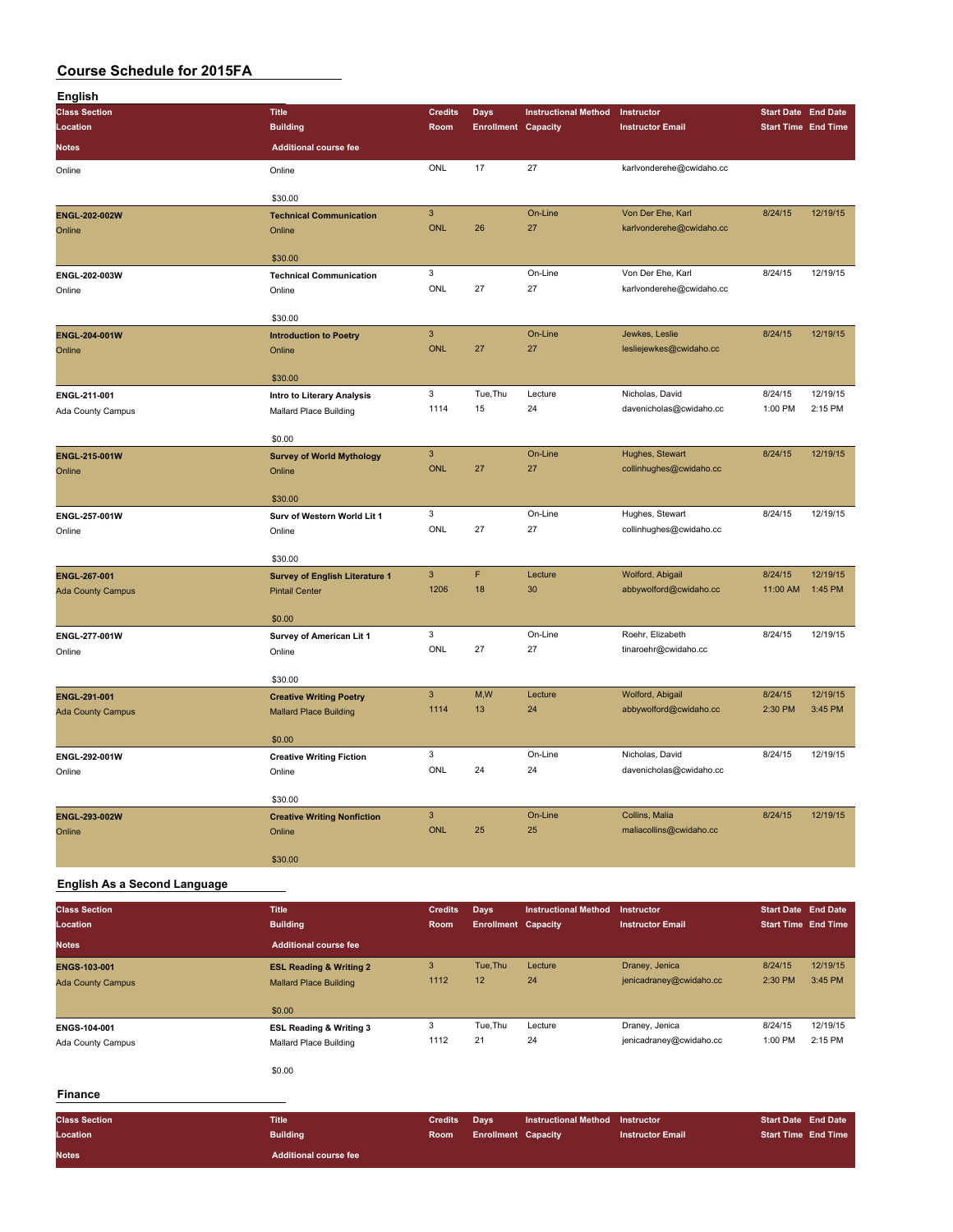# Course Schedule for 2015FA

## English

| Class Section / Location / Notes | Title / Building / Additional course fee | Credits / Room | Days / Enrollment | Instructional Method / Capacity | Instructor / Instructor Email | Start Date / Start Time | End Date / End Time |
|---|---|---|---|---|---|---|---|
| Online | Online | ONL | 17 | 27 | karlvonderehe@cwidaho.cc | | |
| | $30.00 | | | | | | |
| **ENGL-202-002W** | **Technical Communication** | 3 | | On-Line | Von Der Ehe, Karl | 8/24/15 | 12/19/15 |
| Online | Online | ONL | 26 | 27 | karlvonderehe@cwidaho.cc | | |
| | $30.00 | | | | | | |
| **ENGL-202-003W** | **Technical Communication** | 3 | | On-Line | Von Der Ehe, Karl | 8/24/15 | 12/19/15 |
| Online | Online | ONL | 27 | 27 | karlvonderehe@cwidaho.cc | | |
| | $30.00 | | | | | | |
| **ENGL-204-001W** | **Introduction to Poetry** | 3 | | On-Line | Jewkes, Leslie | 8/24/15 | 12/19/15 |
| Online | Online | ONL | 27 | 27 | lesliejewkes@cwidaho.cc | | |
| | $30.00 | | | | | | |
| **ENGL-211-001** | **Intro to Literary Analysis** | 3 | Tue,Thu | Lecture | Nicholas, David | 8/24/15 | 12/19/15 |
| Ada County Campus | Mallard Place Building | 1114 | 15 | 24 | davenicholas@cwidaho.cc | 1:00 PM | 2:15 PM |
| | $0.00 | | | | | | |
| **ENGL-215-001W** | **Survey of World Mythology** | 3 | | On-Line | Hughes, Stewart | 8/24/15 | 12/19/15 |
| Online | Online | ONL | 27 | 27 | collinhughes@cwidaho.cc | | |
| | $30.00 | | | | | | |
| **ENGL-257-001W** | **Surv of Western World Lit 1** | 3 | | On-Line | Hughes, Stewart | 8/24/15 | 12/19/15 |
| Online | Online | ONL | 27 | 27 | collinhughes@cwidaho.cc | | |
| | $30.00 | | | | | | |
| **ENGL-267-001** | **Survey of English Literature 1** | 3 | F | Lecture | Wolford, Abigail | 8/24/15 | 12/19/15 |
| Ada County Campus | Pintail Center | 1206 | 18 | 30 | abbywolford@cwidaho.cc | 11:00 AM | 1:45 PM |
| | $0.00 | | | | | | |
| **ENGL-277-001W** | **Survey of American Lit 1** | 3 | | On-Line | Roehr, Elizabeth | 8/24/15 | 12/19/15 |
| Online | Online | ONL | 27 | 27 | tinaroehr@cwidaho.cc | | |
| | $30.00 | | | | | | |
| **ENGL-291-001** | **Creative Writing Poetry** | 3 | M,W | Lecture | Wolford, Abigail | 8/24/15 | 12/19/15 |
| Ada County Campus | Mallard Place Building | 1114 | 13 | 24 | abbywolford@cwidaho.cc | 2:30 PM | 3:45 PM |
| | $0.00 | | | | | | |
| **ENGL-292-001W** | **Creative Writing Fiction** | 3 | | On-Line | Nicholas, David | 8/24/15 | 12/19/15 |
| Online | Online | ONL | 24 | 24 | davenicholas@cwidaho.cc | | |
| | $30.00 | | | | | | |
| **ENGL-293-002W** | **Creative Writing Nonfiction** | 3 | | On-Line | Collins, Malia | 8/24/15 | 12/19/15 |
| Online | Online | ONL | 25 | 25 | maliacollins@cwidaho.cc | | |
| | $30.00 | | | | | | |

## English As a Second Language

| Class Section / Location / Notes | Title / Building / Additional course fee | Credits / Room | Days / Enrollment | Instructional Method / Capacity | Instructor / Instructor Email | Start Date / Start Time | End Date / End Time |
|---|---|---|---|---|---|---|---|
| **ENGS-103-001** | **ESL Reading & Writing 2** | 3 | Tue,Thu | Lecture | Draney, Jenica | 8/24/15 | 12/19/15 |
| Ada County Campus | Mallard Place Building | 1112 | 12 | 24 | jenicadraney@cwidaho.cc | 2:30 PM | 3:45 PM |
| | $0.00 | | | | | | |
| **ENGS-104-001** | **ESL Reading & Writing 3** | 3 | Tue,Thu | Lecture | Draney, Jenica | 8/24/15 | 12/19/15 |
| Ada County Campus | Mallard Place Building | 1112 | 21 | 24 | jenicadraney@cwidaho.cc | 1:00 PM | 2:15 PM |
| | $0.00 | | | | | | |

## Finance

| Class Section / Location / Notes | Title / Building / Additional course fee | Credits / Room | Days / Enrollment | Instructional Method / Capacity | Instructor / Instructor Email | Start Date / Start Time | End Date / End Time |
|---|---|---|---|---|---|---|---|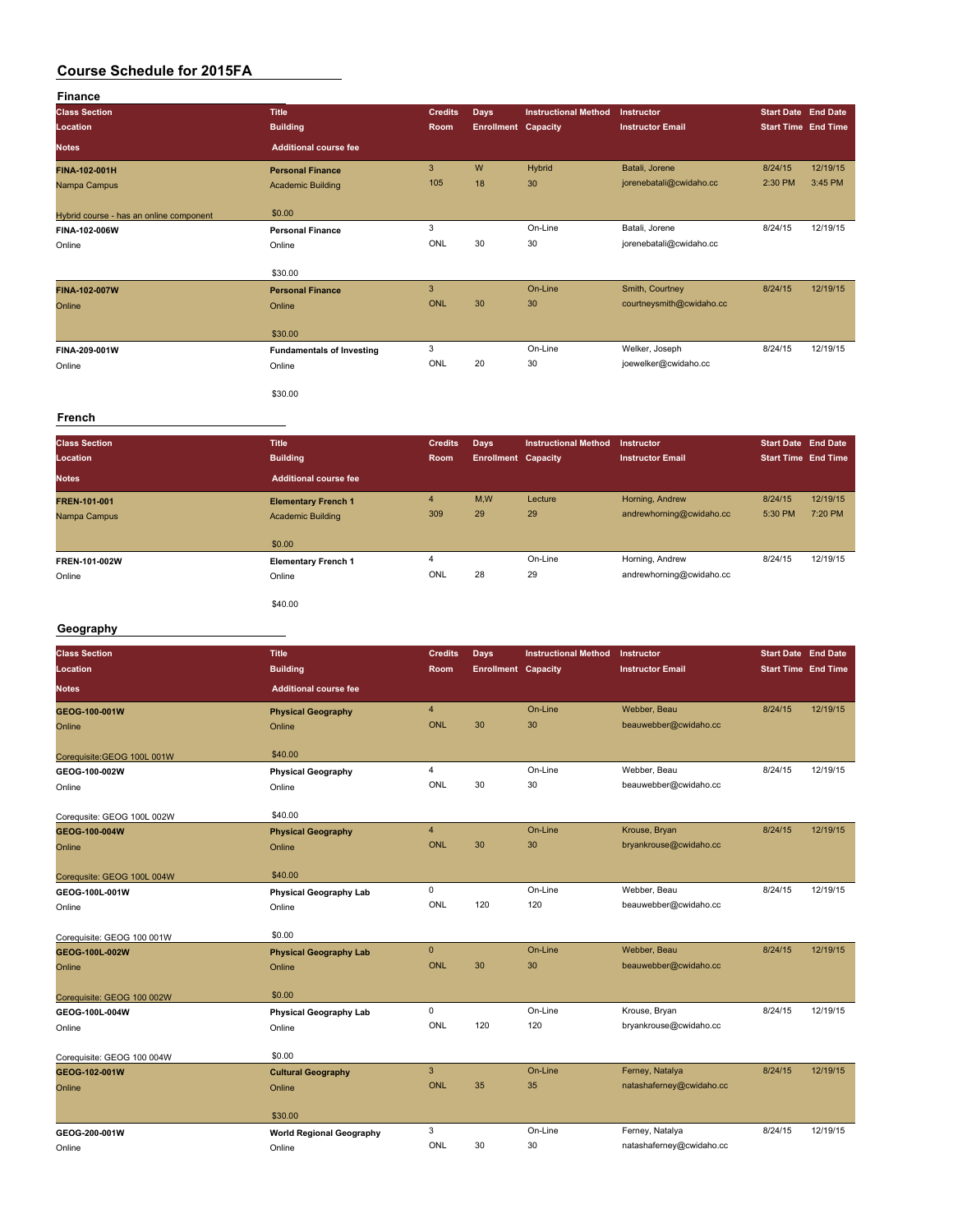# Course Schedule for 2015FA

## Finance

| Class Section / Location / Notes | Title / Building / Additional course fee | Credits / Room | Days / Enrollment | Instructional Method / Capacity | Instructor / Instructor Email | Start Date / Start Time | End Date / End Time |
|---|---|---|---|---|---|---|---|
| **FINA-102-001H**<br>Nampa Campus<br>Hybrid course - has an online component | **Personal Finance**<br>Academic Building<br>$0.00 | 3<br>105 | W<br>18 | Hybrid<br>30 | Batali, Jorene<br>jorenebatali@cwidaho.cc | 8/24/15<br>2:30 PM | 12/19/15<br>3:45 PM |
| **FINA-102-006W**<br>Online | **Personal Finance**<br>Online<br>$30.00 | 3<br>ONL | <br>30 | On-Line<br>30 | Batali, Jorene<br>jorenebatali@cwidaho.cc | 8/24/15 | 12/19/15 |
| **FINA-102-007W**<br>Online | **Personal Finance**<br>Online<br>$30.00 | 3<br>ONL | <br>30 | On-Line<br>30 | Smith, Courtney<br>courtneysmith@cwidaho.cc | 8/24/15 | 12/19/15 |
| **FINA-209-001W**<br>Online | **Fundamentals of Investing**<br>Online<br>$30.00 | 3<br>ONL | <br>20 | On-Line<br>30 | Welker, Joseph<br>joewelker@cwidaho.cc | 8/24/15 | 12/19/15 |

## French

| Class Section / Location / Notes | Title / Building / Additional course fee | Credits / Room | Days / Enrollment | Instructional Method / Capacity | Instructor / Instructor Email | Start Date / Start Time | End Date / End Time |
|---|---|---|---|---|---|---|---|
| **FREN-101-001**<br>Nampa Campus | **Elementary French 1**<br>Academic Building<br>$0.00 | 4<br>309 | M,W<br>29 | Lecture<br>29 | Horning, Andrew<br>andrewhorning@cwidaho.cc | 8/24/15<br>5:30 PM | 12/19/15<br>7:20 PM |
| **FREN-101-002W**<br>Online | **Elementary French 1**<br>Online<br>$40.00 | 4<br>ONL | <br>28 | On-Line<br>29 | Horning, Andrew<br>andrewhorning@cwidaho.cc | 8/24/15 | 12/19/15 |

## Geography

| Class Section / Location / Notes | Title / Building / Additional course fee | Credits / Room | Days / Enrollment | Instructional Method / Capacity | Instructor / Instructor Email | Start Date / Start Time | End Date / End Time |
|---|---|---|---|---|---|---|---|
| **GEOG-100-001W**<br>Online<br>Corequisite:GEOG 100L 001W | **Physical Geography**<br>Online<br>$40.00 | 4<br>ONL | <br>30 | On-Line<br>30 | Webber, Beau<br>beauwebber@cwidaho.cc | 8/24/15 | 12/19/15 |
| **GEOG-100-002W**<br>Online<br>Corequisite: GEOG 100L 002W | **Physical Geography**<br>Online<br>$40.00 | 4<br>ONL | <br>30 | On-Line<br>30 | Webber, Beau<br>beauwebber@cwidaho.cc | 8/24/15 | 12/19/15 |
| **GEOG-100-004W**<br>Online<br>Corequisite: GEOG 100L 004W | **Physical Geography**<br>Online<br>$40.00 | 4<br>ONL | <br>30 | On-Line<br>30 | Krouse, Bryan<br>bryankrouse@cwidaho.cc | 8/24/15 | 12/19/15 |
| **GEOG-100L-001W**<br>Online<br>Corequisite: GEOG 100 001W | **Physical Geography Lab**<br>Online<br>$0.00 | 0<br>ONL | <br>120 | On-Line<br>120 | Webber, Beau<br>beauwebber@cwidaho.cc | 8/24/15 | 12/19/15 |
| **GEOG-100L-002W**<br>Online<br>Corequisite: GEOG 100 002W | **Physical Geography Lab**<br>Online<br>$0.00 | 0<br>ONL | <br>30 | On-Line<br>30 | Webber, Beau<br>beauwebber@cwidaho.cc | 8/24/15 | 12/19/15 |
| **GEOG-100L-004W**<br>Online<br>Corequisite: GEOG 100 004W | **Physical Geography Lab**<br>Online<br>$0.00 | 0<br>ONL | <br>120 | On-Line<br>120 | Krouse, Bryan<br>bryankrouse@cwidaho.cc | 8/24/15 | 12/19/15 |
| **GEOG-102-001W**<br>Online | **Cultural Geography**<br>Online<br>$30.00 | 3<br>ONL | <br>35 | On-Line<br>35 | Ferney, Natalya<br>natashaferney@cwidaho.cc | 8/24/15 | 12/19/15 |
| **GEOG-200-001W**<br>Online | **World Regional Geography**<br>Online | 3<br>ONL | <br>30 | On-Line<br>30 | Ferney, Natalya<br>natashaferney@cwidaho.cc | 8/24/15 | 12/19/15 |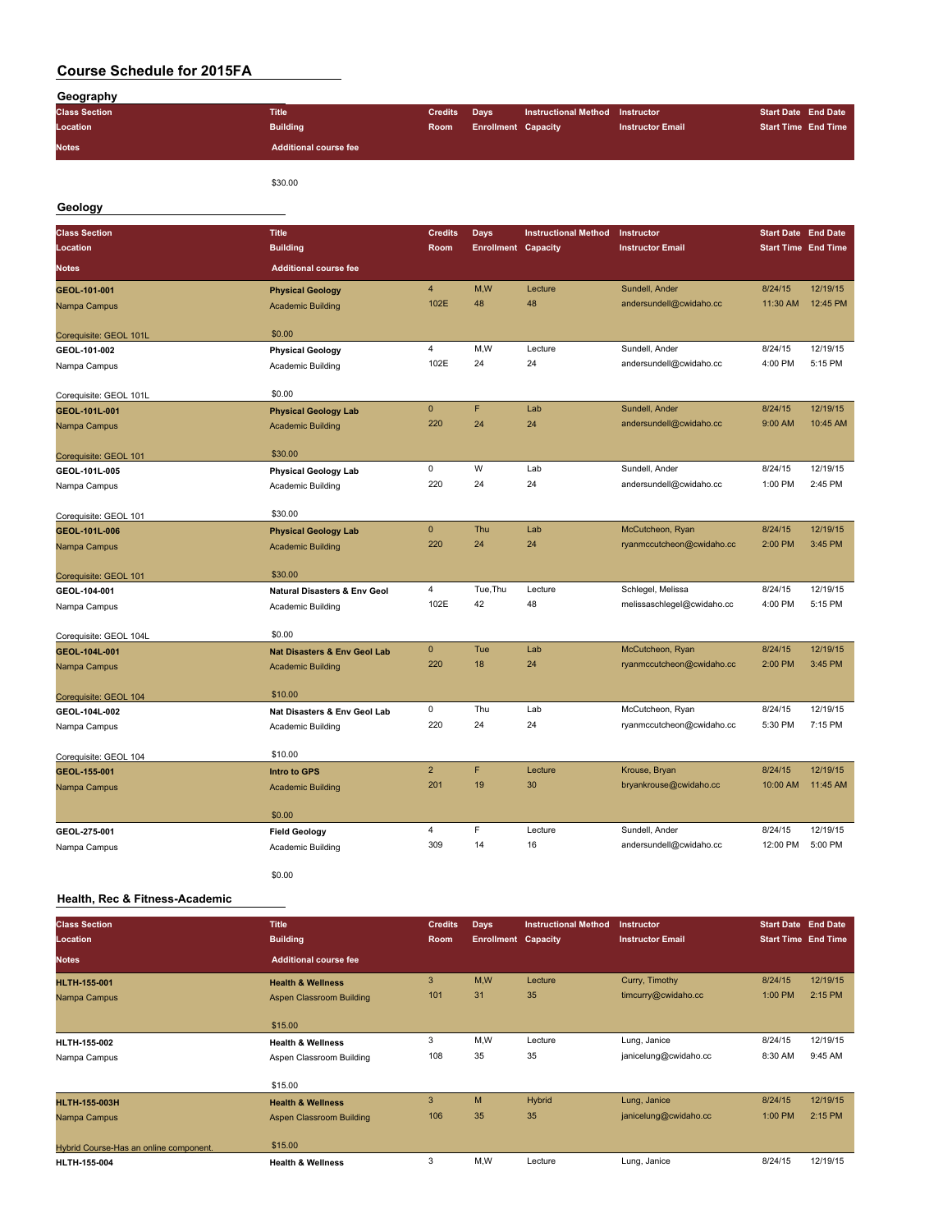# Course Schedule for 2015FA

## Geography

| Class Section / Location / Notes | Title / Building / Additional course fee | Credits / Room | Days / Enrollment | Instructional Method / Capacity | Instructor / Instructor Email | Start Date / Start Time | End Date / End Time |
|---|---|---|---|---|---|---|---|
| | $30.00 | | | | | | |

## Geology

| Class Section / Location / Notes | Title / Building / Additional course fee | Credits / Room | Days / Enrollment | Instructional Method / Capacity | Instructor / Instructor Email | Start Date / Start Time | End Date / End Time |
|---|---|---|---|---|---|---|---|
| **GEOL-101-001** | **Physical Geology** | 4 | M,W | Lecture | Sundell, Ander | 8/24/15 | 12/19/15 |
| Nampa Campus | Academic Building | 102E | 48 | 48 | andersundell@cwidaho.cc | 11:30 AM | 12:45 PM |
| Corequisite: GEOL 101L | $0.00 | | | | | | |
| **GEOL-101-002** | **Physical Geology** | 4 | M,W | Lecture | Sundell, Ander | 8/24/15 | 12/19/15 |
| Nampa Campus | Academic Building | 102E | 24 | 24 | andersundell@cwidaho.cc | 4:00 PM | 5:15 PM |
| Corequisite: GEOL 101L | $0.00 | | | | | | |
| **GEOL-101L-001** | **Physical Geology Lab** | 0 | F | Lab | Sundell, Ander | 8/24/15 | 12/19/15 |
| Nampa Campus | Academic Building | 220 | 24 | 24 | andersundell@cwidaho.cc | 9:00 AM | 10:45 AM |
| Corequisite: GEOL 101 | $30.00 | | | | | | |
| **GEOL-101L-005** | **Physical Geology Lab** | 0 | W | Lab | Sundell, Ander | 8/24/15 | 12/19/15 |
| Nampa Campus | Academic Building | 220 | 24 | 24 | andersundell@cwidaho.cc | 1:00 PM | 2:45 PM |
| Corequisite: GEOL 101 | $30.00 | | | | | | |
| **GEOL-101L-006** | **Physical Geology Lab** | 0 | Thu | Lab | McCutcheon, Ryan | 8/24/15 | 12/19/15 |
| Nampa Campus | Academic Building | 220 | 24 | 24 | ryanmccutcheon@cwidaho.cc | 2:00 PM | 3:45 PM |
| Corequisite: GEOL 101 | $30.00 | | | | | | |
| **GEOL-104-001** | **Natural Disasters & Env Geol** | 4 | Tue,Thu | Lecture | Schlegel, Melissa | 8/24/15 | 12/19/15 |
| Nampa Campus | Academic Building | 102E | 42 | 48 | melissaschlegel@cwidaho.cc | 4:00 PM | 5:15 PM |
| Corequisite: GEOL 104L | $0.00 | | | | | | |
| **GEOL-104L-001** | **Nat Disasters & Env Geol Lab** | 0 | Tue | Lab | McCutcheon, Ryan | 8/24/15 | 12/19/15 |
| Nampa Campus | Academic Building | 220 | 18 | 24 | ryanmccutcheon@cwidaho.cc | 2:00 PM | 3:45 PM |
| Corequisite: GEOL 104 | $10.00 | | | | | | |
| **GEOL-104L-002** | **Nat Disasters & Env Geol Lab** | 0 | Thu | Lab | McCutcheon, Ryan | 8/24/15 | 12/19/15 |
| Nampa Campus | Academic Building | 220 | 24 | 24 | ryanmccutcheon@cwidaho.cc | 5:30 PM | 7:15 PM |
| Corequisite: GEOL 104 | $10.00 | | | | | | |
| **GEOL-155-001** | **Intro to GPS** | 2 | F | Lecture | Krouse, Bryan | 8/24/15 | 12/19/15 |
| Nampa Campus | Academic Building | 201 | 19 | 30 | bryankrouse@cwidaho.cc | 10:00 AM | 11:45 AM |
| | $0.00 | | | | | | |
| **GEOL-275-001** | **Field Geology** | 4 | F | Lecture | Sundell, Ander | 8/24/15 | 12/19/15 |
| Nampa Campus | Academic Building | 309 | 14 | 16 | andersundell@cwidaho.cc | 12:00 PM | 5:00 PM |
| | $0.00 | | | | | | |

## Health, Rec & Fitness-Academic

| Class Section / Location / Notes | Title / Building / Additional course fee | Credits / Room | Days / Enrollment | Instructional Method / Capacity | Instructor / Instructor Email | Start Date / Start Time | End Date / End Time |
|---|---|---|---|---|---|---|---|
| **HLTH-155-001** | **Health & Wellness** | 3 | M,W | Lecture | Curry, Timothy | 8/24/15 | 12/19/15 |
| Nampa Campus | Aspen Classroom Building | 101 | 31 | 35 | timcurry@cwidaho.cc | 1:00 PM | 2:15 PM |
| | $15.00 | | | | | | |
| **HLTH-155-002** | **Health & Wellness** | 3 | M,W | Lecture | Lung, Janice | 8/24/15 | 12/19/15 |
| Nampa Campus | Aspen Classroom Building | 108 | 35 | 35 | janicelung@cwidaho.cc | 8:30 AM | 9:45 AM |
| | $15.00 | | | | | | |
| **HLTH-155-003H** | **Health & Wellness** | 3 | M | Hybrid | Lung, Janice | 8/24/15 | 12/19/15 |
| Nampa Campus | Aspen Classroom Building | 106 | 35 | 35 | janicelung@cwidaho.cc | 1:00 PM | 2:15 PM |
| Hybrid Course-Has an online component. | $15.00 | | | | | | |
| **HLTH-155-004** | **Health & Wellness** | 3 | M,W | Lecture | Lung, Janice | 8/24/15 | 12/19/15 |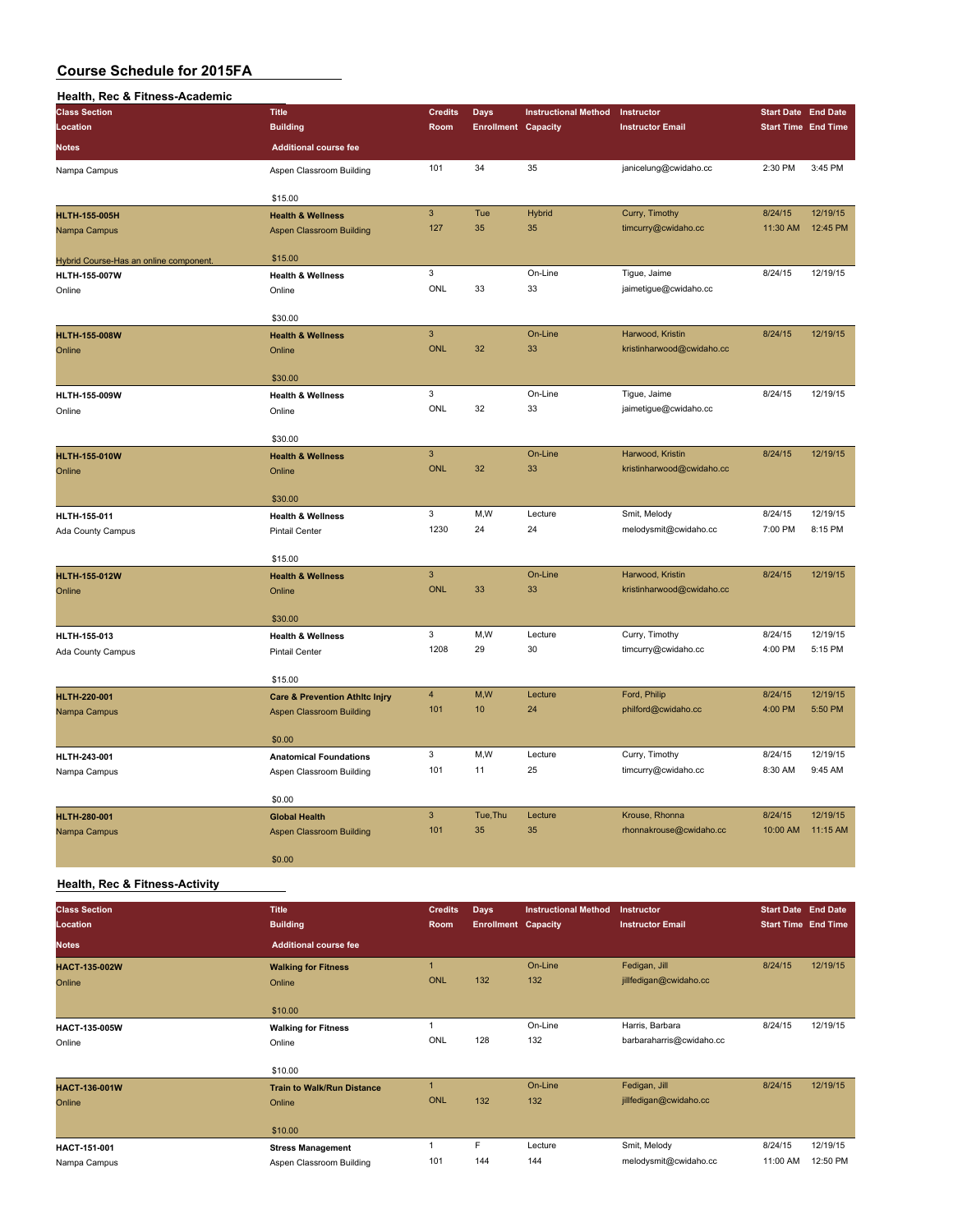# Course Schedule for 2015FA

## Health, Rec & Fitness-Academic

| Class Section / Location / Notes | Title / Building / Additional course fee | Credits / Room | Days / Enrollment | Instructional Method / Capacity | Instructor / Instructor Email | Start Date / Start Time | End Date / End Time |
|---|---|---|---|---|---|---|---|
| Nampa Campus | Aspen Classroom Building | 101 | 34 | 35 | janicelung@cwidaho.cc | 2:30 PM | 3:45 PM |
| | $15.00 | | | | | | |
| **HLTH-155-005H** | **Health & Wellness** | 3 | Tue | Hybrid | Curry, Timothy | 8/24/15 | 12/19/15 |
| Nampa Campus | Aspen Classroom Building | 127 | 35 | 35 | timcurry@cwidaho.cc | 11:30 AM | 12:45 PM |
| Hybrid Course-Has an online component. | $15.00 | | | | | | |
| **HLTH-155-007W** | **Health & Wellness** | 3 | | On-Line | Tigue, Jaime | 8/24/15 | 12/19/15 |
| Online | Online | ONL | 33 | 33 | jaimetigue@cwidaho.cc | | |
| | $30.00 | | | | | | |
| **HLTH-155-008W** | **Health & Wellness** | 3 | | On-Line | Harwood, Kristin | 8/24/15 | 12/19/15 |
| Online | Online | ONL | 32 | 33 | kristinharwood@cwidaho.cc | | |
| | $30.00 | | | | | | |
| **HLTH-155-009W** | **Health & Wellness** | 3 | | On-Line | Tigue, Jaime | 8/24/15 | 12/19/15 |
| Online | Online | ONL | 32 | 33 | jaimetigue@cwidaho.cc | | |
| | $30.00 | | | | | | |
| **HLTH-155-010W** | **Health & Wellness** | 3 | | On-Line | Harwood, Kristin | 8/24/15 | 12/19/15 |
| Online | Online | ONL | 32 | 33 | kristinharwood@cwidaho.cc | | |
| | $30.00 | | | | | | |
| **HLTH-155-011** | **Health & Wellness** | 3 | M,W | Lecture | Smit, Melody | 8/24/15 | 12/19/15 |
| Ada County Campus | Pintail Center | 1230 | 24 | 24 | melodysmit@cwidaho.cc | 7:00 PM | 8:15 PM |
| | $15.00 | | | | | | |
| **HLTH-155-012W** | **Health & Wellness** | 3 | | On-Line | Harwood, Kristin | 8/24/15 | 12/19/15 |
| Online | Online | ONL | 33 | 33 | kristinharwood@cwidaho.cc | | |
| | $30.00 | | | | | | |
| **HLTH-155-013** | **Health & Wellness** | 3 | M,W | Lecture | Curry, Timothy | 8/24/15 | 12/19/15 |
| Ada County Campus | Pintail Center | 1208 | 29 | 30 | timcurry@cwidaho.cc | 4:00 PM | 5:15 PM |
| | $15.00 | | | | | | |
| **HLTH-220-001** | **Care & Prevention Athltc Injry** | 4 | M,W | Lecture | Ford, Philip | 8/24/15 | 12/19/15 |
| Nampa Campus | Aspen Classroom Building | 101 | 10 | 24 | philford@cwidaho.cc | 4:00 PM | 5:50 PM |
| | $0.00 | | | | | | |
| **HLTH-243-001** | **Anatomical Foundations** | 3 | M,W | Lecture | Curry, Timothy | 8/24/15 | 12/19/15 |
| Nampa Campus | Aspen Classroom Building | 101 | 11 | 25 | timcurry@cwidaho.cc | 8:30 AM | 9:45 AM |
| | $0.00 | | | | | | |
| **HLTH-280-001** | **Global Health** | 3 | Tue,Thu | Lecture | Krouse, Rhonna | 8/24/15 | 12/19/15 |
| Nampa Campus | Aspen Classroom Building | 101 | 35 | 35 | rhonnakrouse@cwidaho.cc | 10:00 AM | 11:15 AM |
| | $0.00 | | | | | | |

## Health, Rec & Fitness-Activity

| Class Section / Location / Notes | Title / Building / Additional course fee | Credits / Room | Days / Enrollment | Instructional Method / Capacity | Instructor / Instructor Email | Start Date / Start Time | End Date / End Time |
|---|---|---|---|---|---|---|---|
| **HACT-135-002W** | **Walking for Fitness** | 1 | | On-Line | Fedigan, Jill | 8/24/15 | 12/19/15 |
| Online | Online | ONL | 132 | 132 | jillfedigan@cwidaho.cc | | |
| | $10.00 | | | | | | |
| **HACT-135-005W** | **Walking for Fitness** | 1 | | On-Line | Harris, Barbara | 8/24/15 | 12/19/15 |
| Online | Online | ONL | 128 | 132 | barbaraharris@cwidaho.cc | | |
| | $10.00 | | | | | | |
| **HACT-136-001W** | **Train to Walk/Run Distance** | 1 | | On-Line | Fedigan, Jill | 8/24/15 | 12/19/15 |
| Online | Online | ONL | 132 | 132 | jillfedigan@cwidaho.cc | | |
| | $10.00 | | | | | | |
| **HACT-151-001** | **Stress Management** | 1 | F | Lecture | Smit, Melody | 8/24/15 | 12/19/15 |
| Nampa Campus | Aspen Classroom Building | 101 | 144 | 144 | melodysmit@cwidaho.cc | 11:00 AM | 12:50 PM |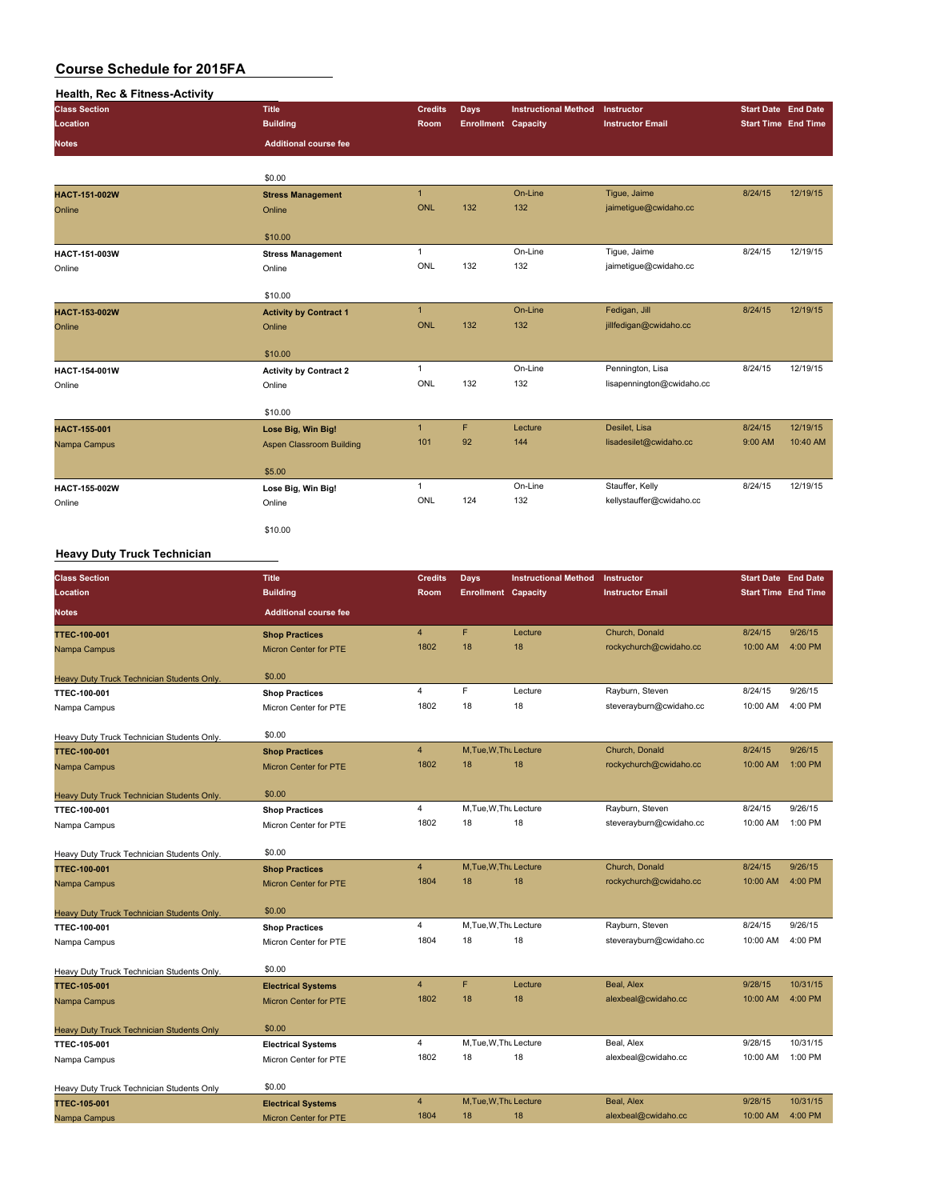# Course Schedule for 2015FA

## Health, Rec & Fitness-Activity

| Class Section | Title | Credits | Days | Instructional Method | Instructor | Start Date | End Date |
|---|---|---|---|---|---|---|---|
| Location | Building | Room | Enrollment | Capacity | Instructor Email | Start Time | End Time |
| Notes | Additional course fee | | | | | | |
| | $0.00 | | | | | | |
| HACT-151-002W | Stress Management | 1 | | On-Line | Tigue, Jaime | 8/24/15 | 12/19/15 |
| Online | Online | ONL | 132 | 132 | jaimetigue@cwidaho.cc | | |
| | $10.00 | | | | | | |
| HACT-151-003W | Stress Management | 1 | | On-Line | Tigue, Jaime | 8/24/15 | 12/19/15 |
| Online | Online | ONL | 132 | 132 | jaimetigue@cwidaho.cc | | |
| | $10.00 | | | | | | |
| HACT-153-002W | Activity by Contract 1 | 1 | | On-Line | Fedigan, Jill | 8/24/15 | 12/19/15 |
| Online | Online | ONL | 132 | 132 | jillfedigan@cwidaho.cc | | |
| | $10.00 | | | | | | |
| HACT-154-001W | Activity by Contract 2 | 1 | | On-Line | Pennington, Lisa | 8/24/15 | 12/19/15 |
| Online | Online | ONL | 132 | 132 | lisapennington@cwidaho.cc | | |
| | $10.00 | | | | | | |
| HACT-155-001 | Lose Big, Win Big! | 1 | F | Lecture | Desilet, Lisa | 8/24/15 | 12/19/15 |
| Nampa Campus | Aspen Classroom Building | 101 | 92 | 144 | lisadesilet@cwidaho.cc | 9:00 AM | 10:40 AM |
| | $5.00 | | | | | | |
| HACT-155-002W | Lose Big, Win Big! | 1 | | On-Line | Stauffer, Kelly | 8/24/15 | 12/19/15 |
| Online | Online | ONL | 124 | 132 | kellystauffer@cwidaho.cc | | |
| | $10.00 | | | | | | |

## Heavy Duty Truck Technician

| Class Section | Title | Credits | Days | Instructional Method | Instructor | Start Date | End Date |
|---|---|---|---|---|---|---|---|
| Location | Building | Room | Enrollment | Capacity | Instructor Email | Start Time | End Time |
| Notes | Additional course fee | | | | | | |
| TTEC-100-001 | Shop Practices | 4 | F | Lecture | Church, Donald | 8/24/15 | 9/26/15 |
| Nampa Campus | Micron Center for PTE | 1802 | 18 | 18 | rockychurch@cwidaho.cc | 10:00 AM | 4:00 PM |
| Heavy Duty Truck Technician Students Only. | $0.00 | | | | | | |
| TTEC-100-001 | Shop Practices | 4 | F | Lecture | Rayburn, Steven | 8/24/15 | 9/26/15 |
| Nampa Campus | Micron Center for PTE | 1802 | 18 | 18 | steverayburn@cwidaho.cc | 10:00 AM | 4:00 PM |
| Heavy Duty Truck Technician Students Only. | $0.00 | | | | | | |
| TTEC-100-001 | Shop Practices | 4 | M,Tue,W,Thu | Lecture | Church, Donald | 8/24/15 | 9/26/15 |
| Nampa Campus | Micron Center for PTE | 1802 | 18 | 18 | rockychurch@cwidaho.cc | 10:00 AM | 1:00 PM |
| Heavy Duty Truck Technician Students Only. | $0.00 | | | | | | |
| TTEC-100-001 | Shop Practices | 4 | M,Tue,W,Thu | Lecture | Rayburn, Steven | 8/24/15 | 9/26/15 |
| Nampa Campus | Micron Center for PTE | 1802 | 18 | 18 | steverayburn@cwidaho.cc | 10:00 AM | 1:00 PM |
| Heavy Duty Truck Technician Students Only. | $0.00 | | | | | | |
| TTEC-100-001 | Shop Practices | 4 | M,Tue,W,Thu | Lecture | Church, Donald | 8/24/15 | 9/26/15 |
| Nampa Campus | Micron Center for PTE | 1804 | 18 | 18 | rockychurch@cwidaho.cc | 10:00 AM | 4:00 PM |
| Heavy Duty Truck Technician Students Only. | $0.00 | | | | | | |
| TTEC-100-001 | Shop Practices | 4 | M,Tue,W,Thu | Lecture | Rayburn, Steven | 8/24/15 | 9/26/15 |
| Nampa Campus | Micron Center for PTE | 1804 | 18 | 18 | steverayburn@cwidaho.cc | 10:00 AM | 4:00 PM |
| Heavy Duty Truck Technician Students Only. | $0.00 | | | | | | |
| TTEC-105-001 | Electrical Systems | 4 | F | Lecture | Beal, Alex | 9/28/15 | 10/31/15 |
| Nampa Campus | Micron Center for PTE | 1802 | 18 | 18 | alexbeal@cwidaho.cc | 10:00 AM | 4:00 PM |
| Heavy Duty Truck Technician Students Only | $0.00 | | | | | | |
| TTEC-105-001 | Electrical Systems | 4 | M,Tue,W,Thu | Lecture | Beal, Alex | 9/28/15 | 10/31/15 |
| Nampa Campus | Micron Center for PTE | 1802 | 18 | 18 | alexbeal@cwidaho.cc | 10:00 AM | 1:00 PM |
| Heavy Duty Truck Technician Students Only | $0.00 | | | | | | |
| TTEC-105-001 | Electrical Systems | 4 | M,Tue,W,Thu | Lecture | Beal, Alex | 9/28/15 | 10/31/15 |
| Nampa Campus | Micron Center for PTE | 1804 | 18 | 18 | alexbeal@cwidaho.cc | 10:00 AM | 4:00 PM |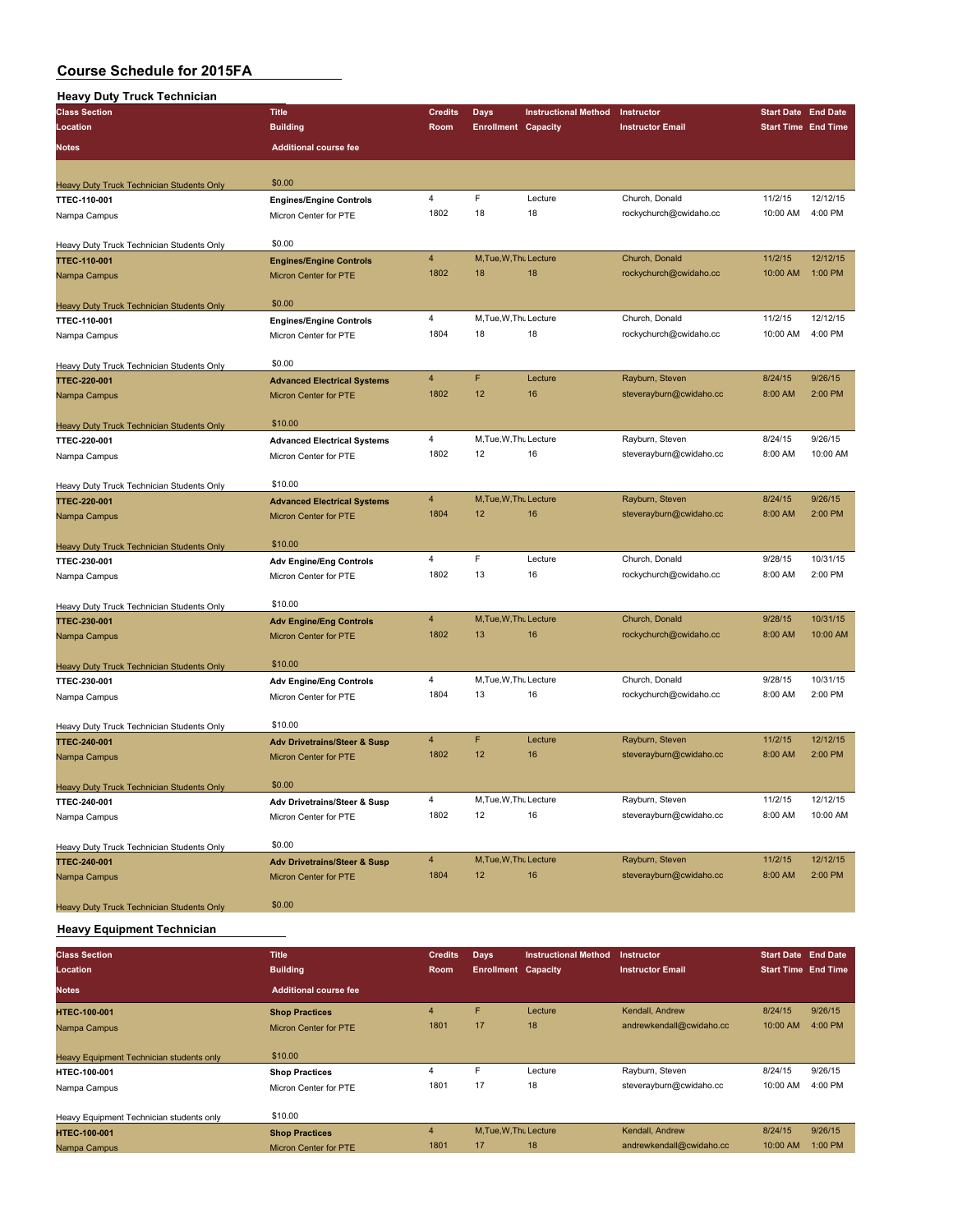# Course Schedule for 2015FA

## Heavy Duty Truck Technician

| Class Section / Location / Notes | Title / Building / Additional course fee | Credits / Room | Days / Enrollment | Instructional Method / Capacity | Instructor / Instructor Email | Start Date / Start Time | End Date / End Time |
|---|---|---|---|---|---|---|---|
| Heavy Duty Truck Technician Students Only | $0.00 | | | | | | |
| TTEC-110-001 | Engines/Engine Controls | 4 | F | Lecture | Church, Donald | 11/2/15 | 12/12/15 |
| Nampa Campus | Micron Center for PTE | 1802 | 18 | 18 | rockychurch@cwidaho.cc | 10:00 AM | 4:00 PM |
| Heavy Duty Truck Technician Students Only | $0.00 | | | | | | |
| TTEC-110-001 | Engines/Engine Controls | 4 | M,Tue,W,Thu | Lecture | Church, Donald | 11/2/15 | 12/12/15 |
| Nampa Campus | Micron Center for PTE | 1802 | 18 | 18 | rockychurch@cwidaho.cc | 10:00 AM | 1:00 PM |
| Heavy Duty Truck Technician Students Only | $0.00 | | | | | | |
| TTEC-110-001 | Engines/Engine Controls | 4 | M,Tue,W,Thu | Lecture | Church, Donald | 11/2/15 | 12/12/15 |
| Nampa Campus | Micron Center for PTE | 1804 | 18 | 18 | rockychurch@cwidaho.cc | 10:00 AM | 4:00 PM |
| Heavy Duty Truck Technician Students Only | $0.00 | | | | | | |
| TTEC-220-001 | Advanced Electrical Systems | 4 | F | Lecture | Rayburn, Steven | 8/24/15 | 9/26/15 |
| Nampa Campus | Micron Center for PTE | 1802 | 12 | 16 | steverayburn@cwidaho.cc | 8:00 AM | 2:00 PM |
| Heavy Duty Truck Technician Students Only | $10.00 | | | | | | |
| TTEC-220-001 | Advanced Electrical Systems | 4 | M,Tue,W,Thu | Lecture | Rayburn, Steven | 8/24/15 | 9/26/15 |
| Nampa Campus | Micron Center for PTE | 1802 | 12 | 16 | steverayburn@cwidaho.cc | 8:00 AM | 10:00 AM |
| Heavy Duty Truck Technician Students Only | $10.00 | | | | | | |
| TTEC-220-001 | Advanced Electrical Systems | 4 | M,Tue,W,Thu | Lecture | Rayburn, Steven | 8/24/15 | 9/26/15 |
| Nampa Campus | Micron Center for PTE | 1804 | 12 | 16 | steverayburn@cwidaho.cc | 8:00 AM | 2:00 PM |
| Heavy Duty Truck Technician Students Only | $10.00 | | | | | | |
| TTEC-230-001 | Adv Engine/Eng Controls | 4 | F | Lecture | Church, Donald | 9/28/15 | 10/31/15 |
| Nampa Campus | Micron Center for PTE | 1802 | 13 | 16 | rockychurch@cwidaho.cc | 8:00 AM | 2:00 PM |
| Heavy Duty Truck Technician Students Only | $10.00 | | | | | | |
| TTEC-230-001 | Adv Engine/Eng Controls | 4 | M,Tue,W,Thu | Lecture | Church, Donald | 9/28/15 | 10/31/15 |
| Nampa Campus | Micron Center for PTE | 1802 | 13 | 16 | rockychurch@cwidaho.cc | 8:00 AM | 10:00 AM |
| Heavy Duty Truck Technician Students Only | $10.00 | | | | | | |
| TTEC-230-001 | Adv Engine/Eng Controls | 4 | M,Tue,W,Thu | Lecture | Church, Donald | 9/28/15 | 10/31/15 |
| Nampa Campus | Micron Center for PTE | 1804 | 13 | 16 | rockychurch@cwidaho.cc | 8:00 AM | 2:00 PM |
| Heavy Duty Truck Technician Students Only | $10.00 | | | | | | |
| TTEC-240-001 | Adv Drivetrains/Steer & Susp | 4 | F | Lecture | Rayburn, Steven | 11/2/15 | 12/12/15 |
| Nampa Campus | Micron Center for PTE | 1802 | 12 | 16 | steverayburn@cwidaho.cc | 8:00 AM | 2:00 PM |
| Heavy Duty Truck Technician Students Only | $0.00 | | | | | | |
| TTEC-240-001 | Adv Drivetrains/Steer & Susp | 4 | M,Tue,W,Thu | Lecture | Rayburn, Steven | 11/2/15 | 12/12/15 |
| Nampa Campus | Micron Center for PTE | 1802 | 12 | 16 | steverayburn@cwidaho.cc | 8:00 AM | 10:00 AM |
| Heavy Duty Truck Technician Students Only | $0.00 | | | | | | |
| TTEC-240-001 | Adv Drivetrains/Steer & Susp | 4 | M,Tue,W,Thu | Lecture | Rayburn, Steven | 11/2/15 | 12/12/15 |
| Nampa Campus | Micron Center for PTE | 1804 | 12 | 16 | steverayburn@cwidaho.cc | 8:00 AM | 2:00 PM |
| Heavy Duty Truck Technician Students Only | $0.00 | | | | | | |

## Heavy Equipment Technician

| Class Section / Location / Notes | Title / Building / Additional course fee | Credits / Room | Days / Enrollment | Instructional Method / Capacity | Instructor / Instructor Email | Start Date / Start Time | End Date / End Time |
|---|---|---|---|---|---|---|---|
| HTEC-100-001 | Shop Practices | 4 | F | Lecture | Kendall, Andrew | 8/24/15 | 9/26/15 |
| Nampa Campus | Micron Center for PTE | 1801 | 17 | 18 | andrewkendall@cwidaho.cc | 10:00 AM | 4:00 PM |
| Heavy Equipment Technician students only | $10.00 | | | | | | |
| HTEC-100-001 | Shop Practices | 4 | F | Lecture | Rayburn, Steven | 8/24/15 | 9/26/15 |
| Nampa Campus | Micron Center for PTE | 1801 | 17 | 18 | steverayburn@cwidaho.cc | 10:00 AM | 4:00 PM |
| Heavy Equipment Technician students only | $10.00 | | | | | | |
| HTEC-100-001 | Shop Practices | 4 | M,Tue,W,Thu | Lecture | Kendall, Andrew | 8/24/15 | 9/26/15 |
| Nampa Campus | Micron Center for PTE | 1801 | 17 | 18 | andrewkendall@cwidaho.cc | 10:00 AM | 1:00 PM |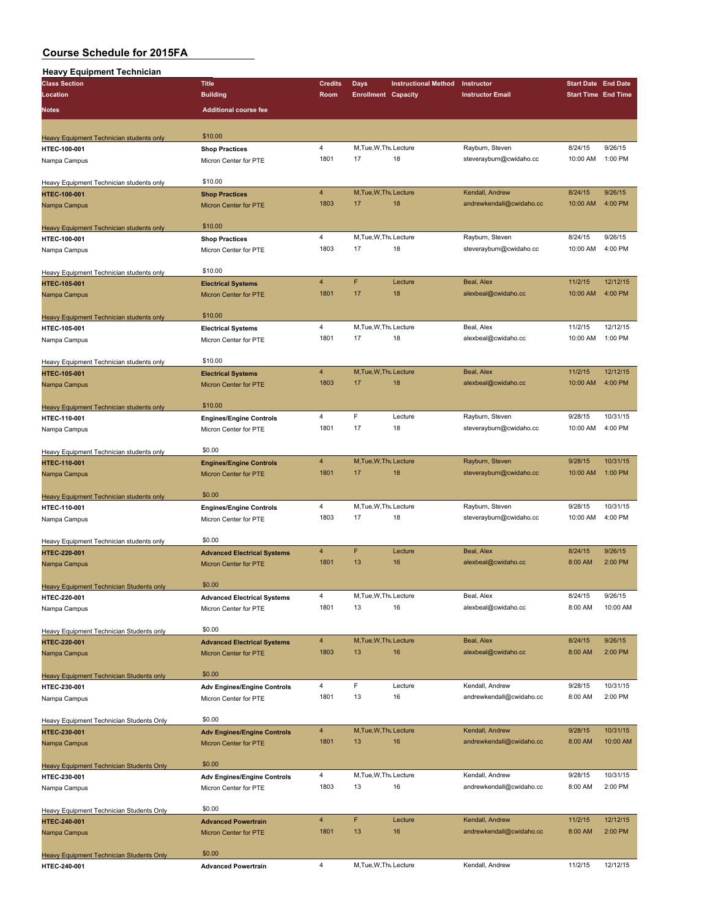# Course Schedule for 2015FA

## Heavy Equipment Technician

| Class Section / Location / Notes | Title / Building / Additional course fee | Credits / Room | Days / Enrollment | Instructional Method / Capacity | Instructor / Instructor Email | Start Date / Start Time | End Date / End Time |
|---|---|---|---|---|---|---|---|
| Heavy Equipment Technician students only | $10.00 | | | | | | |
| HTEC-100-001 | **Shop Practices** | 4 | M,Tue,W,Thu | Lecture | Rayburn, Steven | 8/24/15 | 9/26/15 |
| Nampa Campus | Micron Center for PTE | 1801 | 17 | 18 | steverayburn@cwidaho.cc | 10:00 AM | 1:00 PM |
| Heavy Equipment Technician students only | $10.00 | | | | | | |
| HTEC-100-001 | **Shop Practices** | 4 | M,Tue,W,Thu | Lecture | Kendall, Andrew | 8/24/15 | 9/26/15 |
| Nampa Campus | Micron Center for PTE | 1803 | 17 | 18 | andrewkendall@cwidaho.cc | 10:00 AM | 4:00 PM |
| Heavy Equipment Technician students only | $10.00 | | | | | | |
| HTEC-100-001 | **Shop Practices** | 4 | M,Tue,W,Thu | Lecture | Rayburn, Steven | 8/24/15 | 9/26/15 |
| Nampa Campus | Micron Center for PTE | 1803 | 17 | 18 | steverayburn@cwidaho.cc | 10:00 AM | 4:00 PM |
| Heavy Equipment Technician students only | $10.00 | | | | | | |
| HTEC-105-001 | **Electrical Systems** | 4 | F | Lecture | Beal, Alex | 11/2/15 | 12/12/15 |
| Nampa Campus | Micron Center for PTE | 1801 | 17 | 18 | alexbeal@cwidaho.cc | 10:00 AM | 4:00 PM |
| Heavy Equipment Technician students only | $10.00 | | | | | | |
| HTEC-105-001 | **Electrical Systems** | 4 | M,Tue,W,Thu | Lecture | Beal, Alex | 11/2/15 | 12/12/15 |
| Nampa Campus | Micron Center for PTE | 1801 | 17 | 18 | alexbeal@cwidaho.cc | 10:00 AM | 1:00 PM |
| Heavy Equipment Technician students only | $10.00 | | | | | | |
| HTEC-105-001 | **Electrical Systems** | 4 | M,Tue,W,Thu | Lecture | Beal, Alex | 11/2/15 | 12/12/15 |
| Nampa Campus | Micron Center for PTE | 1803 | 17 | 18 | alexbeal@cwidaho.cc | 10:00 AM | 4:00 PM |
| Heavy Equipment Technician students only | $10.00 | | | | | | |
| HTEC-110-001 | **Engines/Engine Controls** | 4 | F | Lecture | Rayburn, Steven | 9/28/15 | 10/31/15 |
| Nampa Campus | Micron Center for PTE | 1801 | 17 | 18 | steverayburn@cwidaho.cc | 10:00 AM | 4:00 PM |
| Heavy Equipment Technician students only | $0.00 | | | | | | |
| HTEC-110-001 | **Engines/Engine Controls** | 4 | M,Tue,W,Thu | Lecture | Rayburn, Steven | 9/28/15 | 10/31/15 |
| Nampa Campus | Micron Center for PTE | 1801 | 17 | 18 | steverayburn@cwidaho.cc | 10:00 AM | 1:00 PM |
| Heavy Equipment Technician students only | $0.00 | | | | | | |
| HTEC-110-001 | **Engines/Engine Controls** | 4 | M,Tue,W,Thu | Lecture | Rayburn, Steven | 9/28/15 | 10/31/15 |
| Nampa Campus | Micron Center for PTE | 1803 | 17 | 18 | steverayburn@cwidaho.cc | 10:00 AM | 4:00 PM |
| Heavy Equipment Technician students only | $0.00 | | | | | | |
| HTEC-220-001 | **Advanced Electrical Systems** | 4 | F | Lecture | Beal, Alex | 8/24/15 | 9/26/15 |
| Nampa Campus | Micron Center for PTE | 1801 | 13 | 16 | alexbeal@cwidaho.cc | 8:00 AM | 2:00 PM |
| Heavy Equipment Technician Students only | $0.00 | | | | | | |
| HTEC-220-001 | **Advanced Electrical Systems** | 4 | M,Tue,W,Thu | Lecture | Beal, Alex | 8/24/15 | 9/26/15 |
| Nampa Campus | Micron Center for PTE | 1801 | 13 | 16 | alexbeal@cwidaho.cc | 8:00 AM | 10:00 AM |
| Heavy Equipment Technician Students only | $0.00 | | | | | | |
| HTEC-220-001 | **Advanced Electrical Systems** | 4 | M,Tue,W,Thu | Lecture | Beal, Alex | 8/24/15 | 9/26/15 |
| Nampa Campus | Micron Center for PTE | 1803 | 13 | 16 | alexbeal@cwidaho.cc | 8:00 AM | 2:00 PM |
| Heavy Equipment Technician Students only | $0.00 | | | | | | |
| HTEC-230-001 | **Adv Engines/Engine Controls** | 4 | F | Lecture | Kendall, Andrew | 9/28/15 | 10/31/15 |
| Nampa Campus | Micron Center for PTE | 1801 | 13 | 16 | andrewkendall@cwidaho.cc | 8:00 AM | 2:00 PM |
| Heavy Equipment Technician Students Only | $0.00 | | | | | | |
| HTEC-230-001 | **Adv Engines/Engine Controls** | 4 | M,Tue,W,Thu | Lecture | Kendall, Andrew | 9/28/15 | 10/31/15 |
| Nampa Campus | Micron Center for PTE | 1801 | 13 | 16 | andrewkendall@cwidaho.cc | 8:00 AM | 10:00 AM |
| Heavy Equipment Technician Students Only | $0.00 | | | | | | |
| HTEC-230-001 | **Adv Engines/Engine Controls** | 4 | M,Tue,W,Thu | Lecture | Kendall, Andrew | 9/28/15 | 10/31/15 |
| Nampa Campus | Micron Center for PTE | 1803 | 13 | 16 | andrewkendall@cwidaho.cc | 8:00 AM | 2:00 PM |
| Heavy Equipment Technician Students Only | $0.00 | | | | | | |
| HTEC-240-001 | **Advanced Powertrain** | 4 | F | Lecture | Kendall, Andrew | 11/2/15 | 12/12/15 |
| Nampa Campus | Micron Center for PTE | 1801 | 13 | 16 | andrewkendall@cwidaho.cc | 8:00 AM | 2:00 PM |
| Heavy Equipment Technician Students Only | $0.00 | | | | | | |
| HTEC-240-001 | **Advanced Powertrain** | 4 | M,Tue,W,Thu | Lecture | Kendall, Andrew | 11/2/15 | 12/12/15 |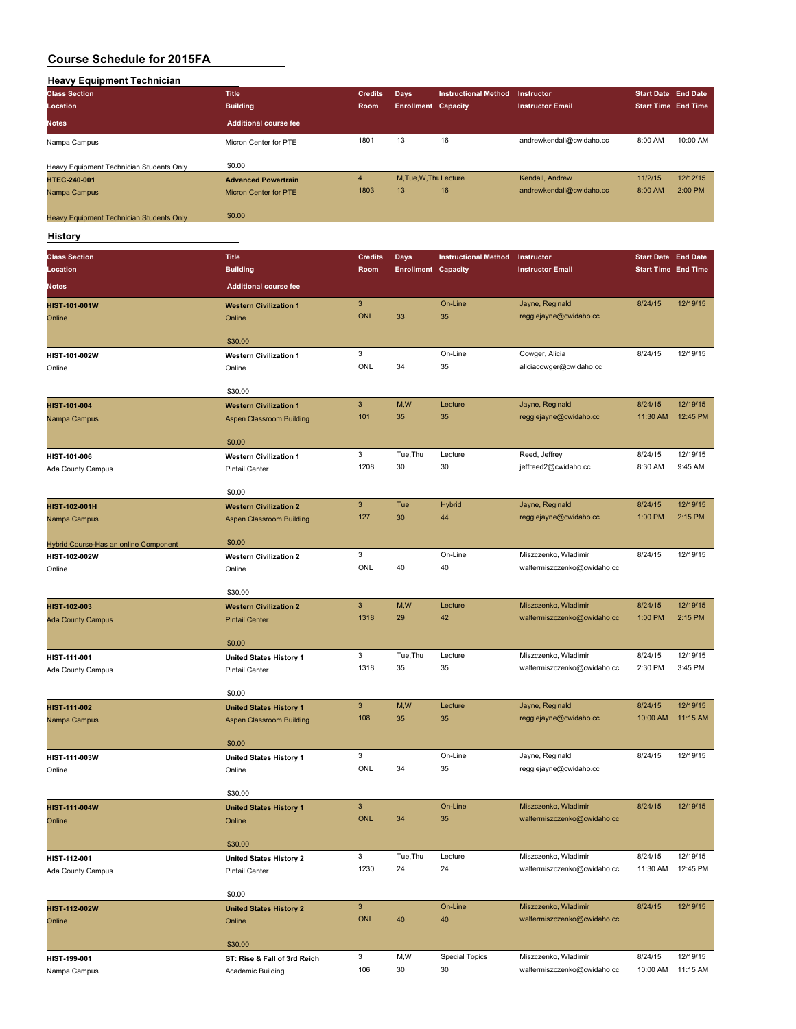# Course Schedule for 2015FA

## Heavy Equipment Technician

| Class Section<br>Location<br>Notes | Title<br>Building<br>Additional course fee | Credits<br>Room | Days<br>Enrollment | Instructional Method<br>Capacity | Instructor<br>Instructor Email | Start Date<br>Start Time | End Date<br>End Time |
|---|---|---|---|---|---|---|---|
| Nampa Campus<br>Heavy Equipment Technician Students Only | Micron Center for PTE<br>$0.00 | 1801 | 13 | 16 | andrewkendall@cwidaho.cc | 8:00 AM | 10:00 AM |
| HTEC-240-001<br>Nampa Campus<br>Heavy Equipment Technician Students Only | Advanced Powertrain<br>Micron Center for PTE<br>$0.00 | 4<br>1803 | M,Tue,W,Thu<br>13 | Lecture<br>16 | Kendall, Andrew<br>andrewkendall@cwidaho.cc | 11/2/15<br>8:00 AM | 12/12/15<br>2:00 PM |

## History

| Class Section<br>Location<br>Notes | Title<br>Building<br>Additional course fee | Credits<br>Room | Days<br>Enrollment | Instructional Method<br>Capacity | Instructor<br>Instructor Email | Start Date<br>Start Time | End Date<br>End Time |
|---|---|---|---|---|---|---|---|
| HIST-101-001W<br>Online | Western Civilization 1<br>Online<br>$30.00 | 3<br>ONL | 33 | On-Line<br>35 | Jayne, Reginald<br>reggiejayne@cwidaho.cc | 8/24/15 | 12/19/15 |
| HIST-101-002W<br>Online | Western Civilization 1<br>Online<br>$30.00 | 3<br>ONL | 34 | On-Line<br>35 | Cowger, Alicia<br>aliciacowger@cwidaho.cc | 8/24/15 | 12/19/15 |
| HIST-101-004<br>Nampa Campus | Western Civilization 1<br>Aspen Classroom Building<br>$0.00 | 3<br>101 | M,W<br>35 | Lecture<br>35 | Jayne, Reginald<br>reggiejayne@cwidaho.cc | 8/24/15<br>11:30 AM | 12/19/15<br>12:45 PM |
| HIST-101-006<br>Ada County Campus | Western Civilization 1<br>Pintail Center<br>$0.00 | 3<br>1208 | Tue,Thu<br>30 | Lecture<br>30 | Reed, Jeffrey<br>jeffreed2@cwidaho.cc | 8/24/15<br>8:30 AM | 12/19/15<br>9:45 AM |
| HIST-102-001H<br>Nampa Campus<br>Hybrid Course-Has an online Component | Western Civilization 2<br>Aspen Classroom Building<br>$0.00 | 3<br>127 | Tue<br>30 | Hybrid<br>44 | Jayne, Reginald<br>reggiejayne@cwidaho.cc | 8/24/15<br>1:00 PM | 12/19/15<br>2:15 PM |
| HIST-102-002W<br>Online | Western Civilization 2<br>Online<br>$30.00 | 3<br>ONL | 40 | On-Line<br>40 | Miszczenko, Wladimir<br>waltermiszczenko@cwidaho.cc | 8/24/15 | 12/19/15 |
| HIST-102-003<br>Ada County Campus | Western Civilization 2<br>Pintail Center<br>$0.00 | 3<br>1318 | M,W<br>29 | Lecture<br>42 | Miszczenko, Wladimir<br>waltermiszczenko@cwidaho.cc | 8/24/15<br>1:00 PM | 12/19/15<br>2:15 PM |
| HIST-111-001<br>Ada County Campus | United States History 1<br>Pintail Center<br>$0.00 | 3<br>1318 | Tue,Thu<br>35 | Lecture<br>35 | Miszczenko, Wladimir<br>waltermiszczenko@cwidaho.cc | 8/24/15<br>2:30 PM | 12/19/15<br>3:45 PM |
| HIST-111-002<br>Nampa Campus | United States History 1<br>Aspen Classroom Building<br>$0.00 | 3<br>108 | M,W<br>35 | Lecture<br>35 | Jayne, Reginald<br>reggiejayne@cwidaho.cc | 8/24/15<br>10:00 AM | 12/19/15<br>11:15 AM |
| HIST-111-003W<br>Online | United States History 1<br>Online<br>$30.00 | 3<br>ONL | 34 | On-Line<br>35 | Jayne, Reginald<br>reggiejayne@cwidaho.cc | 8/24/15 | 12/19/15 |
| HIST-111-004W<br>Online | United States History 1<br>Online<br>$30.00 | 3<br>ONL | 34 | On-Line<br>35 | Miszczenko, Wladimir<br>waltermiszczenko@cwidaho.cc | 8/24/15 | 12/19/15 |
| HIST-112-001<br>Ada County Campus | United States History 2<br>Pintail Center<br>$0.00 | 3<br>1230 | Tue,Thu<br>24 | Lecture<br>24 | Miszczenko, Wladimir<br>waltermiszczenko@cwidaho.cc | 8/24/15<br>11:30 AM | 12/19/15<br>12:45 PM |
| HIST-112-002W<br>Online | United States History 2<br>Online<br>$30.00 | 3<br>ONL | 40 | On-Line<br>40 | Miszczenko, Wladimir<br>waltermiszczenko@cwidaho.cc | 8/24/15 | 12/19/15 |
| HIST-199-001<br>Nampa Campus | ST: Rise & Fall of 3rd Reich<br>Academic Building | 3<br>106 | M,W<br>30 | Special Topics<br>30 | Miszczenko, Wladimir<br>waltermiszczenko@cwidaho.cc | 8/24/15<br>10:00 AM | 12/19/15<br>11:15 AM |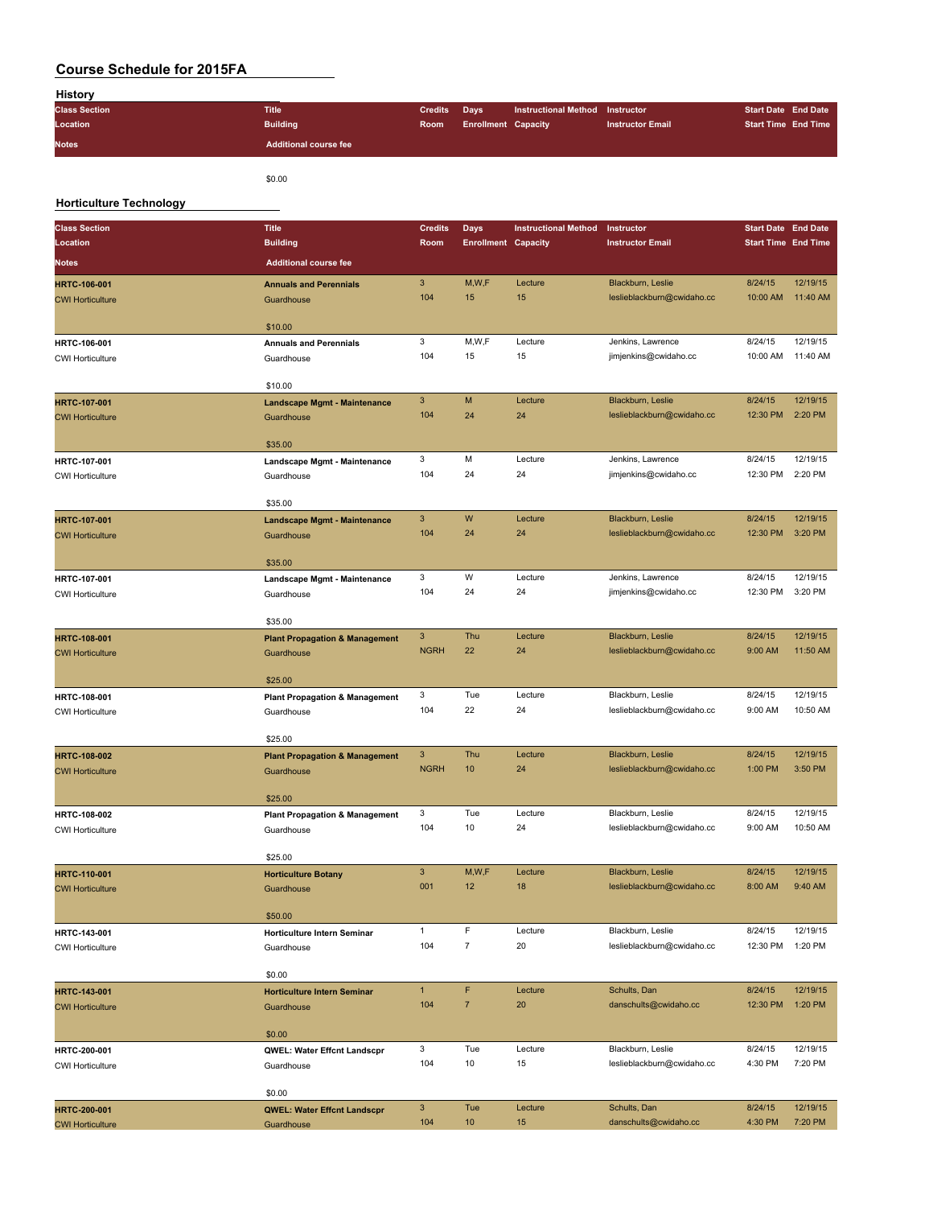# Course Schedule for 2015FA

## History

| Class Section / Location / Notes | Title / Building / Additional course fee | Credits / Room | Days / Enrollment | Instructional Method / Capacity | Instructor / Instructor Email | Start Date / Start Time | End Date / End Time |
|---|---|---|---|---|---|---|---|
| | $0.00 | | | | | | |

## Horticulture Technology

| Class Section | Title | Credits | Days | Instructional Method | Instructor | Start Date | End Date |
|---|---|---|---|---|---|---|---|
| **Location** | **Building** | **Room** | **Enrollment** | **Capacity** | **Instructor Email** | **Start Time** | **End Time** |
| **Notes** | **Additional course fee** | | | | | | |
| **HRTC-106-001** | **Annuals and Perennials** | 3 | M,W,F | Lecture | Blackburn, Leslie | 8/24/15 | 12/19/15 |
| CWI Horticulture | Guardhouse | 104 | 15 | 15 | leslieblackburn@cwidaho.cc | 10:00 AM | 11:40 AM |
| | $10.00 | | | | | | |
| **HRTC-106-001** | **Annuals and Perennials** | 3 | M,W,F | Lecture | Jenkins, Lawrence | 8/24/15 | 12/19/15 |
| CWI Horticulture | Guardhouse | 104 | 15 | 15 | jimjenkins@cwidaho.cc | 10:00 AM | 11:40 AM |
| | $10.00 | | | | | | |
| **HRTC-107-001** | **Landscape Mgmt - Maintenance** | 3 | M | Lecture | Blackburn, Leslie | 8/24/15 | 12/19/15 |
| CWI Horticulture | Guardhouse | 104 | 24 | 24 | leslieblackburn@cwidaho.cc | 12:30 PM | 2:20 PM |
| | $35.00 | | | | | | |
| **HRTC-107-001** | **Landscape Mgmt - Maintenance** | 3 | M | Lecture | Jenkins, Lawrence | 8/24/15 | 12/19/15 |
| CWI Horticulture | Guardhouse | 104 | 24 | 24 | jimjenkins@cwidaho.cc | 12:30 PM | 2:20 PM |
| | $35.00 | | | | | | |
| **HRTC-107-001** | **Landscape Mgmt - Maintenance** | 3 | W | Lecture | Blackburn, Leslie | 8/24/15 | 12/19/15 |
| CWI Horticulture | Guardhouse | 104 | 24 | 24 | leslieblackburn@cwidaho.cc | 12:30 PM | 3:20 PM |
| | $35.00 | | | | | | |
| **HRTC-107-001** | **Landscape Mgmt - Maintenance** | 3 | W | Lecture | Jenkins, Lawrence | 8/24/15 | 12/19/15 |
| CWI Horticulture | Guardhouse | 104 | 24 | 24 | jimjenkins@cwidaho.cc | 12:30 PM | 3:20 PM |
| | $35.00 | | | | | | |
| **HRTC-108-001** | **Plant Propagation & Management** | 3 | Thu | Lecture | Blackburn, Leslie | 8/24/15 | 12/19/15 |
| CWI Horticulture | Guardhouse | NGRH | 22 | 24 | leslieblackburn@cwidaho.cc | 9:00 AM | 11:50 AM |
| | $25.00 | | | | | | |
| **HRTC-108-001** | **Plant Propagation & Management** | 3 | Tue | Lecture | Blackburn, Leslie | 8/24/15 | 12/19/15 |
| CWI Horticulture | Guardhouse | 104 | 22 | 24 | leslieblackburn@cwidaho.cc | 9:00 AM | 10:50 AM |
| | $25.00 | | | | | | |
| **HRTC-108-002** | **Plant Propagation & Management** | 3 | Thu | Lecture | Blackburn, Leslie | 8/24/15 | 12/19/15 |
| CWI Horticulture | Guardhouse | NGRH | 10 | 24 | leslieblackburn@cwidaho.cc | 1:00 PM | 3:50 PM |
| | $25.00 | | | | | | |
| **HRTC-108-002** | **Plant Propagation & Management** | 3 | Tue | Lecture | Blackburn, Leslie | 8/24/15 | 12/19/15 |
| CWI Horticulture | Guardhouse | 104 | 10 | 24 | leslieblackburn@cwidaho.cc | 9:00 AM | 10:50 AM |
| | $25.00 | | | | | | |
| **HRTC-110-001** | **Horticulture Botany** | 3 | M,W,F | Lecture | Blackburn, Leslie | 8/24/15 | 12/19/15 |
| CWI Horticulture | Guardhouse | 001 | 12 | 18 | leslieblackburn@cwidaho.cc | 8:00 AM | 9:40 AM |
| | $50.00 | | | | | | |
| **HRTC-143-001** | **Horticulture Intern Seminar** | 1 | F | Lecture | Blackburn, Leslie | 8/24/15 | 12/19/15 |
| CWI Horticulture | Guardhouse | 104 | 7 | 20 | leslieblackburn@cwidaho.cc | 12:30 PM | 1:20 PM |
| | $0.00 | | | | | | |
| **HRTC-143-001** | **Horticulture Intern Seminar** | 1 | F | Lecture | Schults, Dan | 8/24/15 | 12/19/15 |
| CWI Horticulture | Guardhouse | 104 | 7 | 20 | danschults@cwidaho.cc | 12:30 PM | 1:20 PM |
| | $0.00 | | | | | | |
| **HRTC-200-001** | **QWEL: Water Effcnt Landscpr** | 3 | Tue | Lecture | Blackburn, Leslie | 8/24/15 | 12/19/15 |
| CWI Horticulture | Guardhouse | 104 | 10 | 15 | leslieblackburn@cwidaho.cc | 4:30 PM | 7:20 PM |
| | $0.00 | | | | | | |
| **HRTC-200-001** | **QWEL: Water Effcnt Landscpr** | 3 | Tue | Lecture | Schults, Dan | 8/24/15 | 12/19/15 |
| CWI Horticulture | Guardhouse | 104 | 10 | 15 | danschults@cwidaho.cc | 4:30 PM | 7:20 PM |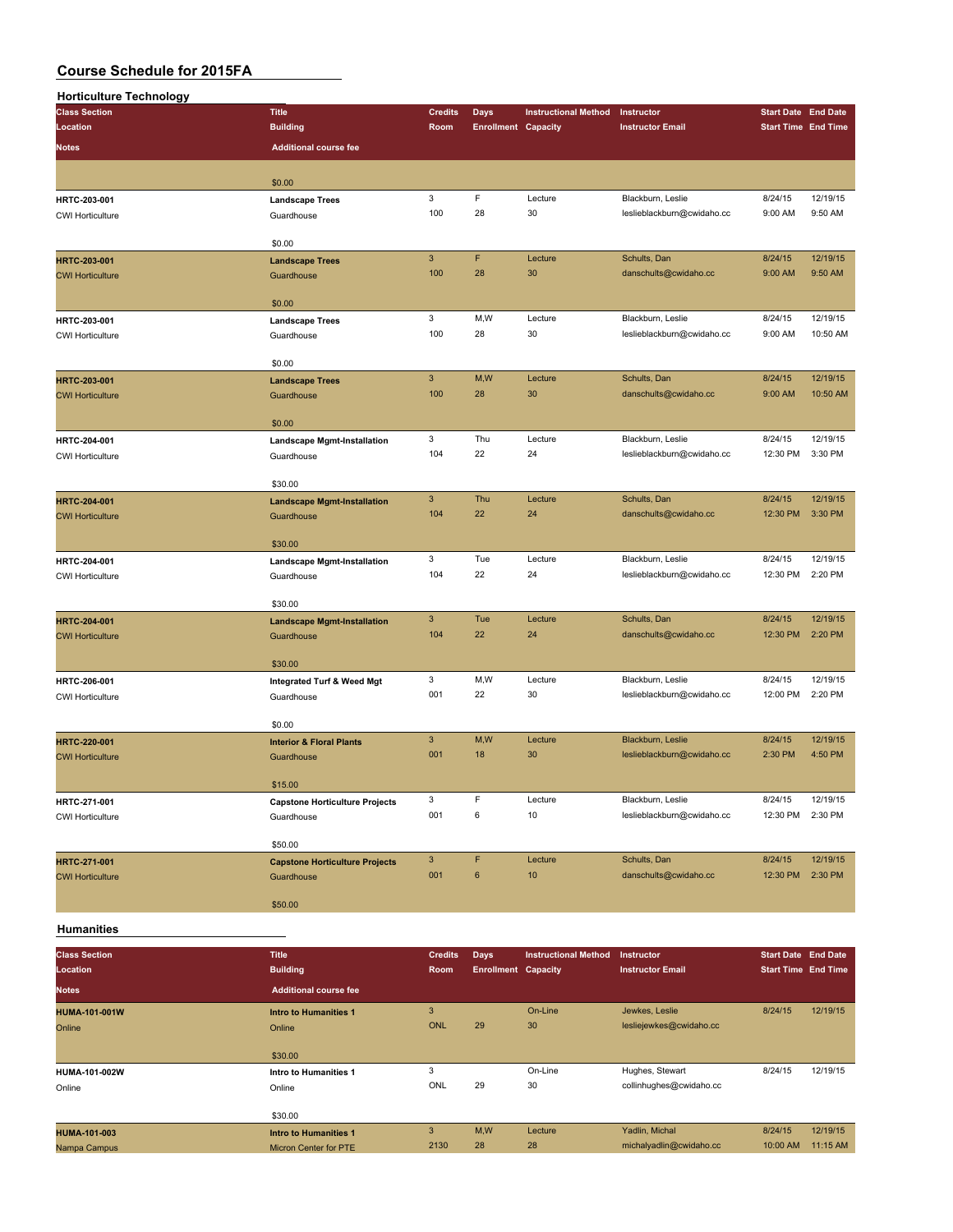## Course Schedule for 2015FA

### Horticulture Technology

| Class Section<br>Location<br>Notes | Title<br>Building<br>Additional course fee | Credits<br>Room | Days<br>Enrollment | Instructional Method<br>Capacity | Instructor<br>Instructor Email | Start Date<br>Start Time | End Date<br>End Time |
|---|---|---|---|---|---|---|---|
| | $0.00 | | | | | | |
| HRTC-203-001<br>CWI Horticulture | Landscape Trees<br>Guardhouse<br>$0.00 | 3<br>100 | F<br>28 | Lecture<br>30 | Blackburn, Leslie<br>leslieblackburn@cwidaho.cc | 8/24/15<br>9:00 AM | 12/19/15<br>9:50 AM |
| HRTC-203-001<br>CWI Horticulture | Landscape Trees<br>Guardhouse<br>$0.00 | 3<br>100 | F<br>28 | Lecture<br>30 | Schults, Dan<br>danschults@cwidaho.cc | 8/24/15<br>9:00 AM | 12/19/15<br>9:50 AM |
| HRTC-203-001<br>CWI Horticulture | Landscape Trees<br>Guardhouse<br>$0.00 | 3<br>100 | M,W<br>28 | Lecture<br>30 | Blackburn, Leslie<br>leslieblackburn@cwidaho.cc | 8/24/15<br>9:00 AM | 12/19/15<br>10:50 AM |
| HRTC-203-001<br>CWI Horticulture | Landscape Trees<br>Guardhouse<br>$0.00 | 3<br>100 | M,W<br>28 | Lecture<br>30 | Schults, Dan<br>danschults@cwidaho.cc | 8/24/15<br>9:00 AM | 12/19/15<br>10:50 AM |
| HRTC-204-001<br>CWI Horticulture | Landscape Mgmt-Installation<br>Guardhouse<br>$30.00 | 3<br>104 | Thu<br>22 | Lecture<br>24 | Blackburn, Leslie<br>leslieblackburn@cwidaho.cc | 8/24/15<br>12:30 PM | 12/19/15<br>3:30 PM |
| HRTC-204-001<br>CWI Horticulture | Landscape Mgmt-Installation<br>Guardhouse<br>$30.00 | 3<br>104 | Thu<br>22 | Lecture<br>24 | Schults, Dan<br>danschults@cwidaho.cc | 8/24/15<br>12:30 PM | 12/19/15<br>3:30 PM |
| HRTC-204-001<br>CWI Horticulture | Landscape Mgmt-Installation<br>Guardhouse<br>$30.00 | 3<br>104 | Tue<br>22 | Lecture<br>24 | Blackburn, Leslie<br>leslieblackburn@cwidaho.cc | 8/24/15<br>12:30 PM | 12/19/15<br>2:20 PM |
| HRTC-204-001<br>CWI Horticulture | Landscape Mgmt-Installation<br>Guardhouse<br>$30.00 | 3<br>104 | Tue<br>22 | Lecture<br>24 | Schults, Dan<br>danschults@cwidaho.cc | 8/24/15<br>12:30 PM | 12/19/15<br>2:20 PM |
| HRTC-206-001<br>CWI Horticulture | Integrated Turf & Weed Mgt<br>Guardhouse<br>$0.00 | 3<br>001 | M,W<br>22 | Lecture<br>30 | Blackburn, Leslie<br>leslieblackburn@cwidaho.cc | 8/24/15<br>12:00 PM | 12/19/15<br>2:20 PM |
| HRTC-220-001<br>CWI Horticulture | Interior & Floral Plants<br>Guardhouse<br>$15.00 | 3<br>001 | M,W<br>18 | Lecture<br>30 | Blackburn, Leslie<br>leslieblackburn@cwidaho.cc | 8/24/15<br>2:30 PM | 12/19/15<br>4:50 PM |
| HRTC-271-001<br>CWI Horticulture | Capstone Horticulture Projects<br>Guardhouse<br>$50.00 | 3<br>001 | F<br>6 | Lecture<br>10 | Blackburn, Leslie<br>leslieblackburn@cwidaho.cc | 8/24/15<br>12:30 PM | 12/19/15<br>2:30 PM |
| HRTC-271-001<br>CWI Horticulture | Capstone Horticulture Projects<br>Guardhouse<br>$50.00 | 3<br>001 | F<br>6 | Lecture<br>10 | Schults, Dan<br>danschults@cwidaho.cc | 8/24/15<br>12:30 PM | 12/19/15<br>2:30 PM |

### Humanities

| Class Section<br>Location<br>Notes | Title<br>Building<br>Additional course fee | Credits<br>Room | Days<br>Enrollment | Instructional Method<br>Capacity | Instructor<br>Instructor Email | Start Date<br>Start Time | End Date<br>End Time |
|---|---|---|---|---|---|---|---|
| HUMA-101-001W<br>Online | Intro to Humanities 1<br>Online<br>$30.00 | 3<br>ONL | <br>29 | On-Line<br>30 | Jewkes, Leslie<br>lesliejewkes@cwidaho.cc | 8/24/15 | 12/19/15 |
| HUMA-101-002W<br>Online | Intro to Humanities 1<br>Online<br>$30.00 | 3<br>ONL | <br>29 | On-Line<br>30 | Hughes, Stewart<br>collinhughes@cwidaho.cc | 8/24/15 | 12/19/15 |
| HUMA-101-003<br>Nampa Campus | Intro to Humanities 1<br>Micron Center for PTE | 3<br>2130 | M,W<br>28 | Lecture<br>28 | Yadlin, Michal<br>michalyadlin@cwidaho.cc | 8/24/15<br>10:00 AM | 12/19/15<br>11:15 AM |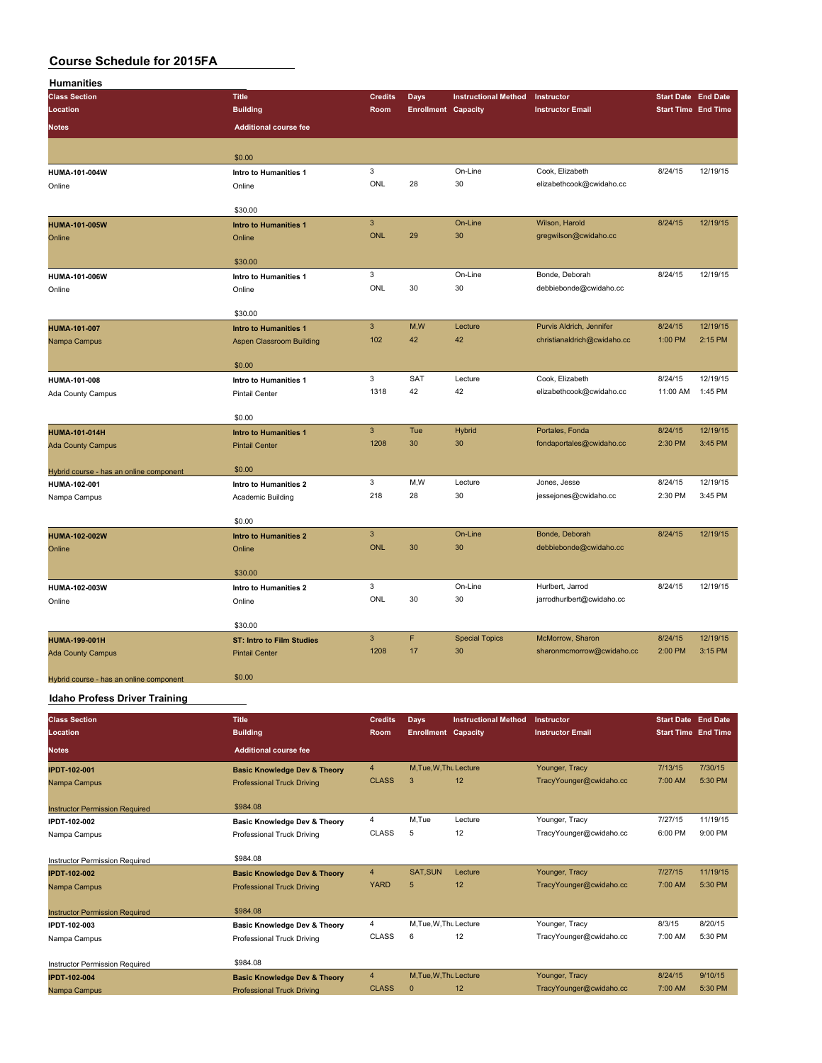# Course Schedule for 2015FA

## Humanities

| Class Section | Title | Credits | Days | Instructional Method | Instructor | Start Date | End Date |
|---|---|---|---|---|---|---|---|
| Location | Building | Room | Enrollment | Capacity | Instructor Email | Start Time | End Time |
| Notes | Additional course fee | | | | | | |
| | $0.00 | | | | | | |
| HUMA-101-004W | Intro to Humanities 1 | 3 | | On-Line | Cook, Elizabeth | 8/24/15 | 12/19/15 |
| Online | Online | ONL | 28 | 30 | elizabethcook@cwidaho.cc | | |
| | $30.00 | | | | | | |
| HUMA-101-005W | Intro to Humanities 1 | 3 | | On-Line | Wilson, Harold | 8/24/15 | 12/19/15 |
| Online | Online | ONL | 29 | 30 | gregwilson@cwidaho.cc | | |
| | $30.00 | | | | | | |
| HUMA-101-006W | Intro to Humanities 1 | 3 | | On-Line | Bonde, Deborah | 8/24/15 | 12/19/15 |
| Online | Online | ONL | 30 | 30 | debbiebonde@cwidaho.cc | | |
| | $30.00 | | | | | | |
| HUMA-101-007 | Intro to Humanities 1 | 3 | M,W | Lecture | Purvis Aldrich, Jennifer | 8/24/15 | 12/19/15 |
| Nampa Campus | Aspen Classroom Building | 102 | 42 | 42 | christianaldrich@cwidaho.cc | 1:00 PM | 2:15 PM |
| | $0.00 | | | | | | |
| HUMA-101-008 | Intro to Humanities 1 | 3 | SAT | Lecture | Cook, Elizabeth | 8/24/15 | 12/19/15 |
| Ada County Campus | Pintail Center | 1318 | 42 | 42 | elizabethcook@cwidaho.cc | 11:00 AM | 1:45 PM |
| | $0.00 | | | | | | |
| HUMA-101-014H | Intro to Humanities 1 | 3 | Tue | Hybrid | Portales, Fonda | 8/24/15 | 12/19/15 |
| Ada County Campus | Pintail Center | 1208 | 30 | 30 | fondaportales@cwidaho.cc | 2:30 PM | 3:45 PM |
| Hybrid course - has an online component | $0.00 | | | | | | |
| HUMA-102-001 | Intro to Humanities 2 | 3 | M,W | Lecture | Jones, Jesse | 8/24/15 | 12/19/15 |
| Nampa Campus | Academic Building | 218 | 28 | 30 | jessejones@cwidaho.cc | 2:30 PM | 3:45 PM |
| | $0.00 | | | | | | |
| HUMA-102-002W | Intro to Humanities 2 | 3 | | On-Line | Bonde, Deborah | 8/24/15 | 12/19/15 |
| Online | Online | ONL | 30 | 30 | debbiebonde@cwidaho.cc | | |
| | $30.00 | | | | | | |
| HUMA-102-003W | Intro to Humanities 2 | 3 | | On-Line | Hurlbert, Jarrod | 8/24/15 | 12/19/15 |
| Online | Online | ONL | 30 | 30 | jarrodhurlbert@cwidaho.cc | | |
| | $30.00 | | | | | | |
| HUMA-199-001H | ST: Intro to Film Studies | 3 | F | Special Topics | McMorrow, Sharon | 8/24/15 | 12/19/15 |
| Ada County Campus | Pintail Center | 1208 | 17 | 30 | sharonmcmorrow@cwidaho.cc | 2:00 PM | 3:15 PM |
| Hybrid course - has an online component | $0.00 | | | | | | |

## Idaho Profess Driver Training

| Class Section | Title | Credits | Days | Instructional Method | Instructor | Start Date | End Date |
|---|---|---|---|---|---|---|---|
| Location | Building | Room | Enrollment | Capacity | Instructor Email | Start Time | End Time |
| Notes | Additional course fee | | | | | | |
| IPDT-102-001 | Basic Knowledge Dev & Theory | 4 | M,Tue,W,Thu | Lecture | Younger, Tracy | 7/13/15 | 7/30/15 |
| Nampa Campus | Professional Truck Driving | CLASS | 3 | 12 | TracyYounger@cwidaho.cc | 7:00 AM | 5:30 PM |
| Instructor Permission Required | $984.08 | | | | | | |
| IPDT-102-002 | Basic Knowledge Dev & Theory | 4 | M,Tue | Lecture | Younger, Tracy | 7/27/15 | 11/19/15 |
| Nampa Campus | Professional Truck Driving | CLASS | 5 | 12 | TracyYounger@cwidaho.cc | 6:00 PM | 9:00 PM |
| Instructor Permission Required | $984.08 | | | | | | |
| IPDT-102-002 | Basic Knowledge Dev & Theory | 4 | SAT,SUN | Lecture | Younger, Tracy | 7/27/15 | 11/19/15 |
| Nampa Campus | Professional Truck Driving | YARD | 5 | 12 | TracyYounger@cwidaho.cc | 7:00 AM | 5:30 PM |
| Instructor Permission Required | $984.08 | | | | | | |
| IPDT-102-003 | Basic Knowledge Dev & Theory | 4 | M,Tue,W,Thu | Lecture | Younger, Tracy | 8/3/15 | 8/20/15 |
| Nampa Campus | Professional Truck Driving | CLASS | 6 | 12 | TracyYounger@cwidaho.cc | 7:00 AM | 5:30 PM |
| Instructor Permission Required | $984.08 | | | | | | |
| IPDT-102-004 | Basic Knowledge Dev & Theory | 4 | M,Tue,W,Thu | Lecture | Younger, Tracy | 8/24/15 | 9/10/15 |
| Nampa Campus | Professional Truck Driving | CLASS | 0 | 12 | TracyYounger@cwidaho.cc | 7:00 AM | 5:30 PM |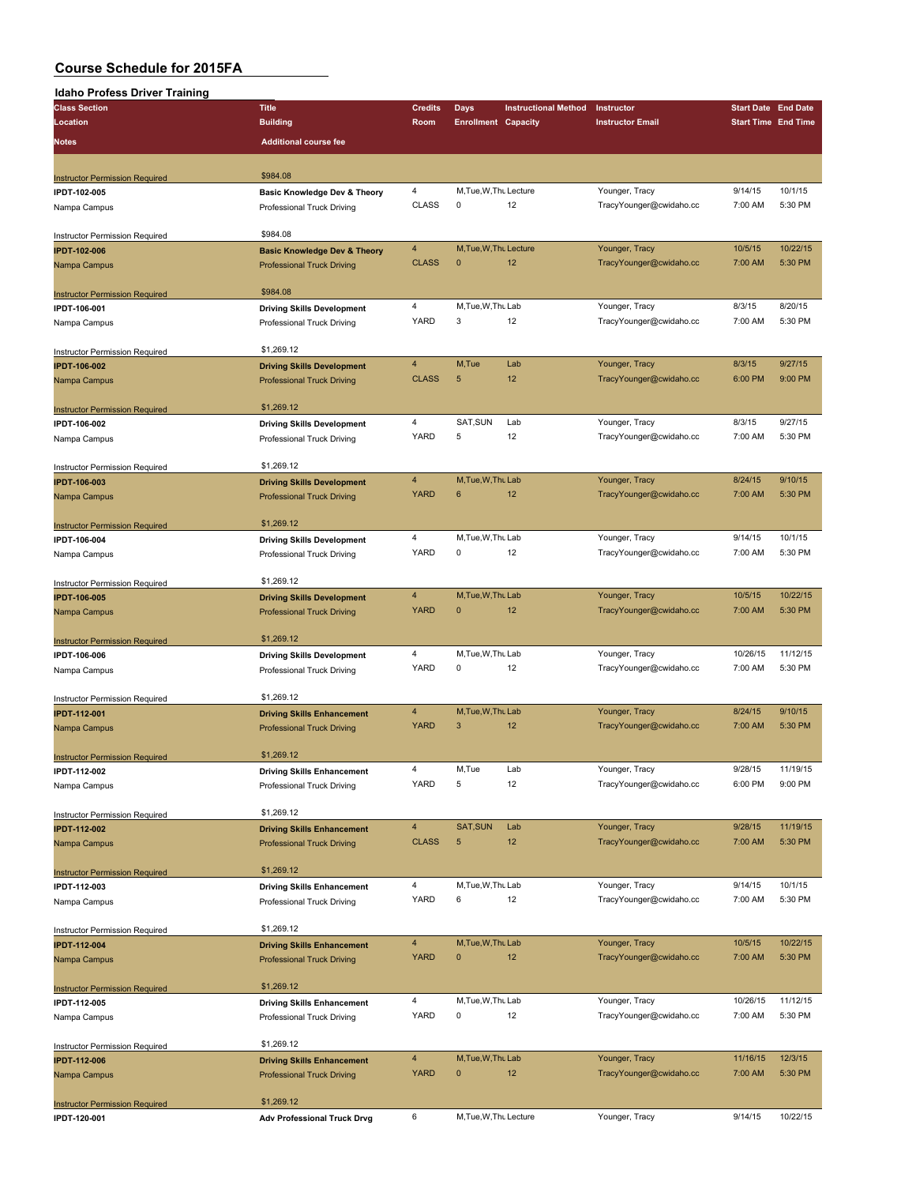# Course Schedule for 2015FA

## Idaho Profess Driver Training

| Class Section | Title | Credits | Days | Instructional Method | Instructor | Start Date | End Date |
|---|---|---|---|---|---|---|---|
| Location | Building | Room | Enrollment | Capacity | Instructor Email | Start Time | End Time |
| Notes | Additional course fee | | | | | | |
| Instructor Permission Required | $984.08 | | | | | | |
| IPDT-102-005 | Basic Knowledge Dev & Theory | 4 | M,Tue,W,Thu | Lecture | Younger, Tracy | 9/14/15 | 10/1/15 |
| Nampa Campus | Professional Truck Driving | CLASS | 0 | 12 | TracyYounger@cwidaho.cc | 7:00 AM | 5:30 PM |
| Instructor Permission Required | $984.08 | | | | | | |
| IPDT-102-006 | Basic Knowledge Dev & Theory | 4 | M,Tue,W,Thu | Lecture | Younger, Tracy | 10/5/15 | 10/22/15 |
| Nampa Campus | Professional Truck Driving | CLASS | 0 | 12 | TracyYounger@cwidaho.cc | 7:00 AM | 5:30 PM |
| Instructor Permission Required | $984.08 | | | | | | |
| IPDT-106-001 | Driving Skills Development | 4 | M,Tue,W,Thu | Lab | Younger, Tracy | 8/3/15 | 8/20/15 |
| Nampa Campus | Professional Truck Driving | YARD | 3 | 12 | TracyYounger@cwidaho.cc | 7:00 AM | 5:30 PM |
| Instructor Permission Required | $1,269.12 | | | | | | |
| IPDT-106-002 | Driving Skills Development | 4 | M,Tue | Lab | Younger, Tracy | 8/3/15 | 9/27/15 |
| Nampa Campus | Professional Truck Driving | CLASS | 5 | 12 | TracyYounger@cwidaho.cc | 6:00 PM | 9:00 PM |
| Instructor Permission Required | $1,269.12 | | | | | | |
| IPDT-106-002 | Driving Skills Development | 4 | SAT,SUN | Lab | Younger, Tracy | 8/3/15 | 9/27/15 |
| Nampa Campus | Professional Truck Driving | YARD | 5 | 12 | TracyYounger@cwidaho.cc | 7:00 AM | 5:30 PM |
| Instructor Permission Required | $1,269.12 | | | | | | |
| IPDT-106-003 | Driving Skills Development | 4 | M,Tue,W,Thu | Lab | Younger, Tracy | 8/24/15 | 9/10/15 |
| Nampa Campus | Professional Truck Driving | YARD | 6 | 12 | TracyYounger@cwidaho.cc | 7:00 AM | 5:30 PM |
| Instructor Permission Required | $1,269.12 | | | | | | |
| IPDT-106-004 | Driving Skills Development | 4 | M,Tue,W,Thu | Lab | Younger, Tracy | 9/14/15 | 10/1/15 |
| Nampa Campus | Professional Truck Driving | YARD | 0 | 12 | TracyYounger@cwidaho.cc | 7:00 AM | 5:30 PM |
| Instructor Permission Required | $1,269.12 | | | | | | |
| IPDT-106-005 | Driving Skills Development | 4 | M,Tue,W,Thu | Lab | Younger, Tracy | 10/5/15 | 10/22/15 |
| Nampa Campus | Professional Truck Driving | YARD | 0 | 12 | TracyYounger@cwidaho.cc | 7:00 AM | 5:30 PM |
| Instructor Permission Required | $1,269.12 | | | | | | |
| IPDT-106-006 | Driving Skills Development | 4 | M,Tue,W,Thu | Lab | Younger, Tracy | 10/26/15 | 11/12/15 |
| Nampa Campus | Professional Truck Driving | YARD | 0 | 12 | TracyYounger@cwidaho.cc | 7:00 AM | 5:30 PM |
| Instructor Permission Required | $1,269.12 | | | | | | |
| IPDT-112-001 | Driving Skills Enhancement | 4 | M,Tue,W,Thu | Lab | Younger, Tracy | 8/24/15 | 9/10/15 |
| Nampa Campus | Professional Truck Driving | YARD | 3 | 12 | TracyYounger@cwidaho.cc | 7:00 AM | 5:30 PM |
| Instructor Permission Required | $1,269.12 | | | | | | |
| IPDT-112-002 | Driving Skills Enhancement | 4 | M,Tue | Lab | Younger, Tracy | 9/28/15 | 11/19/15 |
| Nampa Campus | Professional Truck Driving | YARD | 5 | 12 | TracyYounger@cwidaho.cc | 6:00 PM | 9:00 PM |
| Instructor Permission Required | $1,269.12 | | | | | | |
| IPDT-112-002 | Driving Skills Enhancement | 4 | SAT,SUN | Lab | Younger, Tracy | 9/28/15 | 11/19/15 |
| Nampa Campus | Professional Truck Driving | CLASS | 5 | 12 | TracyYounger@cwidaho.cc | 7:00 AM | 5:30 PM |
| Instructor Permission Required | $1,269.12 | | | | | | |
| IPDT-112-003 | Driving Skills Enhancement | 4 | M,Tue,W,Thu | Lab | Younger, Tracy | 9/14/15 | 10/1/15 |
| Nampa Campus | Professional Truck Driving | YARD | 6 | 12 | TracyYounger@cwidaho.cc | 7:00 AM | 5:30 PM |
| Instructor Permission Required | $1,269.12 | | | | | | |
| IPDT-112-004 | Driving Skills Enhancement | 4 | M,Tue,W,Thu | Lab | Younger, Tracy | 10/5/15 | 10/22/15 |
| Nampa Campus | Professional Truck Driving | YARD | 0 | 12 | TracyYounger@cwidaho.cc | 7:00 AM | 5:30 PM |
| Instructor Permission Required | $1,269.12 | | | | | | |
| IPDT-112-005 | Driving Skills Enhancement | 4 | M,Tue,W,Thu | Lab | Younger, Tracy | 10/26/15 | 11/12/15 |
| Nampa Campus | Professional Truck Driving | YARD | 0 | 12 | TracyYounger@cwidaho.cc | 7:00 AM | 5:30 PM |
| Instructor Permission Required | $1,269.12 | | | | | | |
| IPDT-112-006 | Driving Skills Enhancement | 4 | M,Tue,W,Thu | Lab | Younger, Tracy | 11/16/15 | 12/3/15 |
| Nampa Campus | Professional Truck Driving | YARD | 0 | 12 | TracyYounger@cwidaho.cc | 7:00 AM | 5:30 PM |
| Instructor Permission Required | $1,269.12 | | | | | | |
| IPDT-120-001 | Adv Professional Truck Drvg | 6 | M,Tue,W,Thu | Lecture | Younger, Tracy | 9/14/15 | 10/22/15 |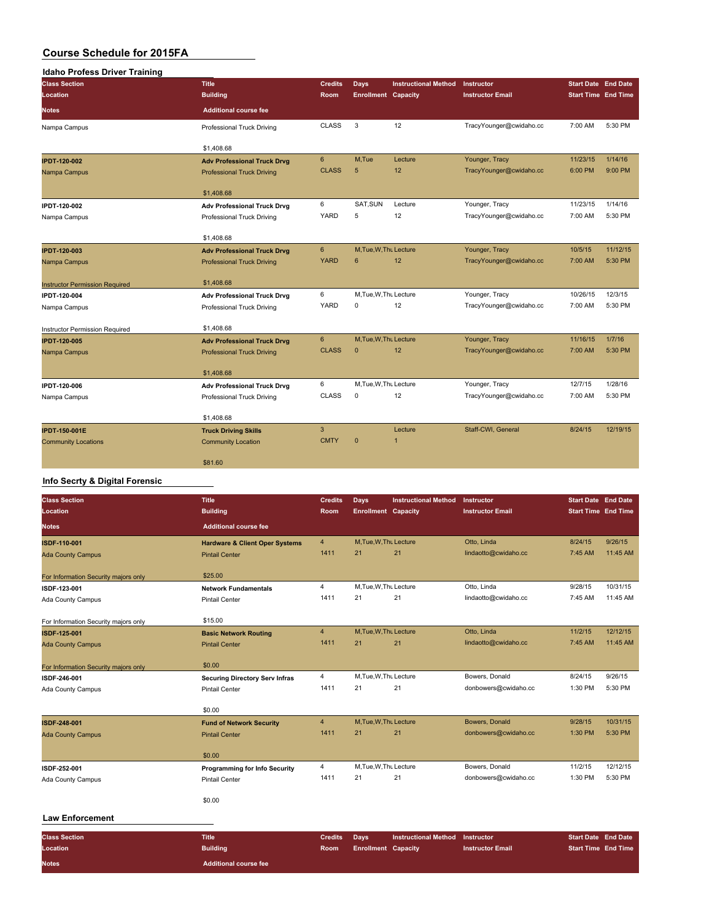# Course Schedule for 2015FA

## Idaho Profess Driver Training

| Class Section / Location / Notes | Title / Building / Additional course fee | Credits / Room | Days / Enrollment | Instructional Method / Capacity | Instructor / Instructor Email | Start Date / Start Time | End Date / End Time |
|---|---|---|---|---|---|---|---|
| Nampa Campus | Professional Truck Driving<br>$1,408.68 | CLASS | 3 | 12 | TracyYounger@cwidaho.cc | 7:00 AM | 5:30 PM |
| IPDT-120-002<br>Nampa Campus | Adv Professional Truck Drvg<br>Professional Truck Driving<br>$1,408.68 | 6<br>CLASS | M,Tue<br>5 | Lecture<br>12 | Younger, Tracy<br>TracyYounger@cwidaho.cc | 11/23/15<br>6:00 PM | 1/14/16<br>9:00 PM |
| IPDT-120-002<br>Nampa Campus | Adv Professional Truck Drvg<br>Professional Truck Driving<br>$1,408.68 | 6<br>YARD | SAT,SUN<br>5 | Lecture<br>12 | Younger, Tracy<br>TracyYounger@cwidaho.cc | 11/23/15<br>7:00 AM | 1/14/16<br>5:30 PM |
| IPDT-120-003<br>Nampa Campus<br>Instructor Permission Required | Adv Professional Truck Drvg<br>Professional Truck Driving<br>$1,408.68 | 6<br>YARD | M,Tue,W,Thu<br>6 | Lecture<br>12 | Younger, Tracy<br>TracyYounger@cwidaho.cc | 10/5/15<br>7:00 AM | 11/12/15<br>5:30 PM |
| IPDT-120-004<br>Nampa Campus<br>Instructor Permission Required | Adv Professional Truck Drvg<br>Professional Truck Driving<br>$1,408.68 | 6<br>YARD | M,Tue,W,Thu<br>0 | Lecture<br>12 | Younger, Tracy<br>TracyYounger@cwidaho.cc | 10/26/15<br>7:00 AM | 12/3/15<br>5:30 PM |
| IPDT-120-005<br>Nampa Campus | Adv Professional Truck Drvg<br>Professional Truck Driving<br>$1,408.68 | 6<br>CLASS | M,Tue,W,Thu<br>0 | Lecture<br>12 | Younger, Tracy<br>TracyYounger@cwidaho.cc | 11/16/15<br>7:00 AM | 1/7/16<br>5:30 PM |
| IPDT-120-006<br>Nampa Campus | Adv Professional Truck Drvg<br>Professional Truck Driving<br>$1,408.68 | 6<br>CLASS | M,Tue,W,Thu<br>0 | Lecture<br>12 | Younger, Tracy<br>TracyYounger@cwidaho.cc | 12/7/15<br>7:00 AM | 1/28/16<br>5:30 PM |
| IPDT-150-001E<br>Community Locations | Truck Driving Skills<br>Community Location<br>$81.60 | 3<br>CMTY | <br>0 | Lecture<br>1 | Staff-CWI, General | 8/24/15 | 12/19/15 |

## Info Secrty & Digital Forensic

| Class Section / Location / Notes | Title / Building / Additional course fee | Credits / Room | Days / Enrollment | Instructional Method / Capacity | Instructor / Instructor Email | Start Date / Start Time | End Date / End Time |
|---|---|---|---|---|---|---|---|
| ISDF-110-001<br>Ada County Campus<br>For Information Security majors only | Hardware & Client Oper Systems<br>Pintail Center<br>$25.00 | 4<br>1411 | M,Tue,W,Thu<br>21 | Lecture<br>21 | Otto, Linda<br>lindaotto@cwidaho.cc | 8/24/15<br>7:45 AM | 9/26/15<br>11:45 AM |
| ISDF-123-001<br>Ada County Campus<br>For Information Security majors only | Network Fundamentals<br>Pintail Center<br>$15.00 | 4<br>1411 | M,Tue,W,Thu<br>21 | Lecture<br>21 | Otto, Linda<br>lindaotto@cwidaho.cc | 9/28/15<br>7:45 AM | 10/31/15<br>11:45 AM |
| ISDF-125-001<br>Ada County Campus<br>For Information Security majors only | Basic Network Routing<br>Pintail Center<br>$0.00 | 4<br>1411 | M,Tue,W,Thu<br>21 | Lecture<br>21 | Otto, Linda<br>lindaotto@cwidaho.cc | 11/2/15<br>7:45 AM | 12/12/15<br>11:45 AM |
| ISDF-246-001<br>Ada County Campus | Securing Directory Serv Infras<br>Pintail Center<br>$0.00 | 4<br>1411 | M,Tue,W,Thu<br>21 | Lecture<br>21 | Bowers, Donald<br>donbowers@cwidaho.cc | 8/24/15<br>1:30 PM | 9/26/15<br>5:30 PM |
| ISDF-248-001<br>Ada County Campus | Fund of Network Security<br>Pintail Center<br>$0.00 | 4<br>1411 | M,Tue,W,Thu<br>21 | Lecture<br>21 | Bowers, Donald<br>donbowers@cwidaho.cc | 9/28/15<br>1:30 PM | 10/31/15<br>5:30 PM |
| ISDF-252-001<br>Ada County Campus | Programming for Info Security<br>Pintail Center<br>$0.00 | 4<br>1411 | M,Tue,W,Thu<br>21 | Lecture<br>21 | Bowers, Donald<br>donbowers@cwidaho.cc | 11/2/15<br>1:30 PM | 12/12/15<br>5:30 PM |

## Law Enforcement

| Class Section / Location / Notes | Title / Building / Additional course fee | Credits / Room | Days / Enrollment | Instructional Method / Capacity | Instructor / Instructor Email | Start Date / Start Time | End Date / End Time |
|---|---|---|---|---|---|---|---|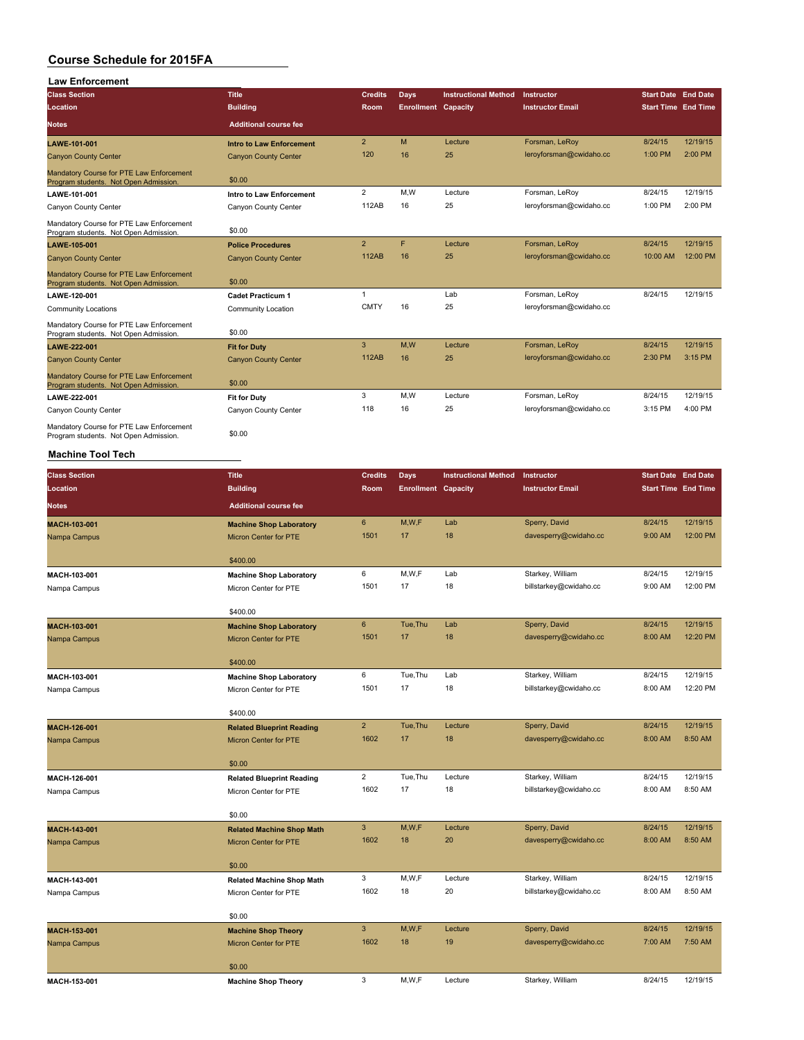# Course Schedule for 2015FA

## Law Enforcement

| Class Section / Location / Notes | Title / Building / Additional course fee | Credits / Room | Days / Enrollment | Instructional Method / Capacity | Instructor / Instructor Email | Start Date / Start Time | End Date / End Time |
|---|---|---|---|---|---|---|---|
| **LAWE-101-001** | **Intro to Law Enforcement** | 2 | M | Lecture | Forsman, LeRoy | 8/24/15 | 12/19/15 |
| Canyon County Center | Canyon County Center | 120 | 16 | 25 | leroyforsman@cwidaho.cc | 1:00 PM | 2:00 PM |
| Mandatory Course for PTE Law Enforcement Program students. Not Open Admission. | $0.00 | | | | | | |
| **LAWE-101-001** | **Intro to Law Enforcement** | 2 | M,W | Lecture | Forsman, LeRoy | 8/24/15 | 12/19/15 |
| Canyon County Center | Canyon County Center | 112AB | 16 | 25 | leroyforsman@cwidaho.cc | 1:00 PM | 2:00 PM |
| Mandatory Course for PTE Law Enforcement Program students. Not Open Admission. | $0.00 | | | | | | |
| **LAWE-105-001** | **Police Procedures** | 2 | F | Lecture | Forsman, LeRoy | 8/24/15 | 12/19/15 |
| Canyon County Center | Canyon County Center | 112AB | 16 | 25 | leroyforsman@cwidaho.cc | 10:00 AM | 12:00 PM |
| Mandatory Course for PTE Law Enforcement Program students. Not Open Admission. | $0.00 | | | | | | |
| **LAWE-120-001** | **Cadet Practicum 1** | 1 | | Lab | Forsman, LeRoy | 8/24/15 | 12/19/15 |
| Community Locations | Community Location | CMTY | 16 | 25 | leroyforsman@cwidaho.cc | | |
| Mandatory Course for PTE Law Enforcement Program students. Not Open Admission. | $0.00 | | | | | | |
| **LAWE-222-001** | **Fit for Duty** | 3 | M,W | Lecture | Forsman, LeRoy | 8/24/15 | 12/19/15 |
| Canyon County Center | Canyon County Center | 112AB | 16 | 25 | leroyforsman@cwidaho.cc | 2:30 PM | 3:15 PM |
| Mandatory Course for PTE Law Enforcement Program students. Not Open Admission. | $0.00 | | | | | | |
| **LAWE-222-001** | **Fit for Duty** | 3 | M,W | Lecture | Forsman, LeRoy | 8/24/15 | 12/19/15 |
| Canyon County Center | Canyon County Center | 118 | 16 | 25 | leroyforsman@cwidaho.cc | 3:15 PM | 4:00 PM |
| Mandatory Course for PTE Law Enforcement Program students. Not Open Admission. | $0.00 | | | | | | |

## Machine Tool Tech

| Class Section / Location / Notes | Title / Building / Additional course fee | Credits / Room | Days / Enrollment | Instructional Method / Capacity | Instructor / Instructor Email | Start Date / Start Time | End Date / End Time |
|---|---|---|---|---|---|---|---|
| **MACH-103-001** | **Machine Shop Laboratory** | 6 | M,W,F | Lab | Sperry, David | 8/24/15 | 12/19/15 |
| Nampa Campus | Micron Center for PTE | 1501 | 17 | 18 | davesperry@cwidaho.cc | 9:00 AM | 12:00 PM |
| | $400.00 | | | | | | |
| **MACH-103-001** | **Machine Shop Laboratory** | 6 | M,W,F | Lab | Starkey, William | 8/24/15 | 12/19/15 |
| Nampa Campus | Micron Center for PTE | 1501 | 17 | 18 | billstarkey@cwidaho.cc | 9:00 AM | 12:00 PM |
| | $400.00 | | | | | | |
| **MACH-103-001** | **Machine Shop Laboratory** | 6 | Tue,Thu | Lab | Sperry, David | 8/24/15 | 12/19/15 |
| Nampa Campus | Micron Center for PTE | 1501 | 17 | 18 | davesperry@cwidaho.cc | 8:00 AM | 12:20 PM |
| | $400.00 | | | | | | |
| **MACH-103-001** | **Machine Shop Laboratory** | 6 | Tue,Thu | Lab | Starkey, William | 8/24/15 | 12/19/15 |
| Nampa Campus | Micron Center for PTE | 1501 | 17 | 18 | billstarkey@cwidaho.cc | 8:00 AM | 12:20 PM |
| | $400.00 | | | | | | |
| **MACH-126-001** | **Related Blueprint Reading** | 2 | Tue,Thu | Lecture | Sperry, David | 8/24/15 | 12/19/15 |
| Nampa Campus | Micron Center for PTE | 1602 | 17 | 18 | davesperry@cwidaho.cc | 8:00 AM | 8:50 AM |
| | $0.00 | | | | | | |
| **MACH-126-001** | **Related Blueprint Reading** | 2 | Tue,Thu | Lecture | Starkey, William | 8/24/15 | 12/19/15 |
| Nampa Campus | Micron Center for PTE | 1602 | 17 | 18 | billstarkey@cwidaho.cc | 8:00 AM | 8:50 AM |
| | $0.00 | | | | | | |
| **MACH-143-001** | **Related Machine Shop Math** | 3 | M,W,F | Lecture | Sperry, David | 8/24/15 | 12/19/15 |
| Nampa Campus | Micron Center for PTE | 1602 | 18 | 20 | davesperry@cwidaho.cc | 8:00 AM | 8:50 AM |
| | $0.00 | | | | | | |
| **MACH-143-001** | **Related Machine Shop Math** | 3 | M,W,F | Lecture | Starkey, William | 8/24/15 | 12/19/15 |
| Nampa Campus | Micron Center for PTE | 1602 | 18 | 20 | billstarkey@cwidaho.cc | 8:00 AM | 8:50 AM |
| | $0.00 | | | | | | |
| **MACH-153-001** | **Machine Shop Theory** | 3 | M,W,F | Lecture | Sperry, David | 8/24/15 | 12/19/15 |
| Nampa Campus | Micron Center for PTE | 1602 | 18 | 19 | davesperry@cwidaho.cc | 7:00 AM | 7:50 AM |
| | $0.00 | | | | | | |
| **MACH-153-001** | **Machine Shop Theory** | 3 | M,W,F | Lecture | Starkey, William | 8/24/15 | 12/19/15 |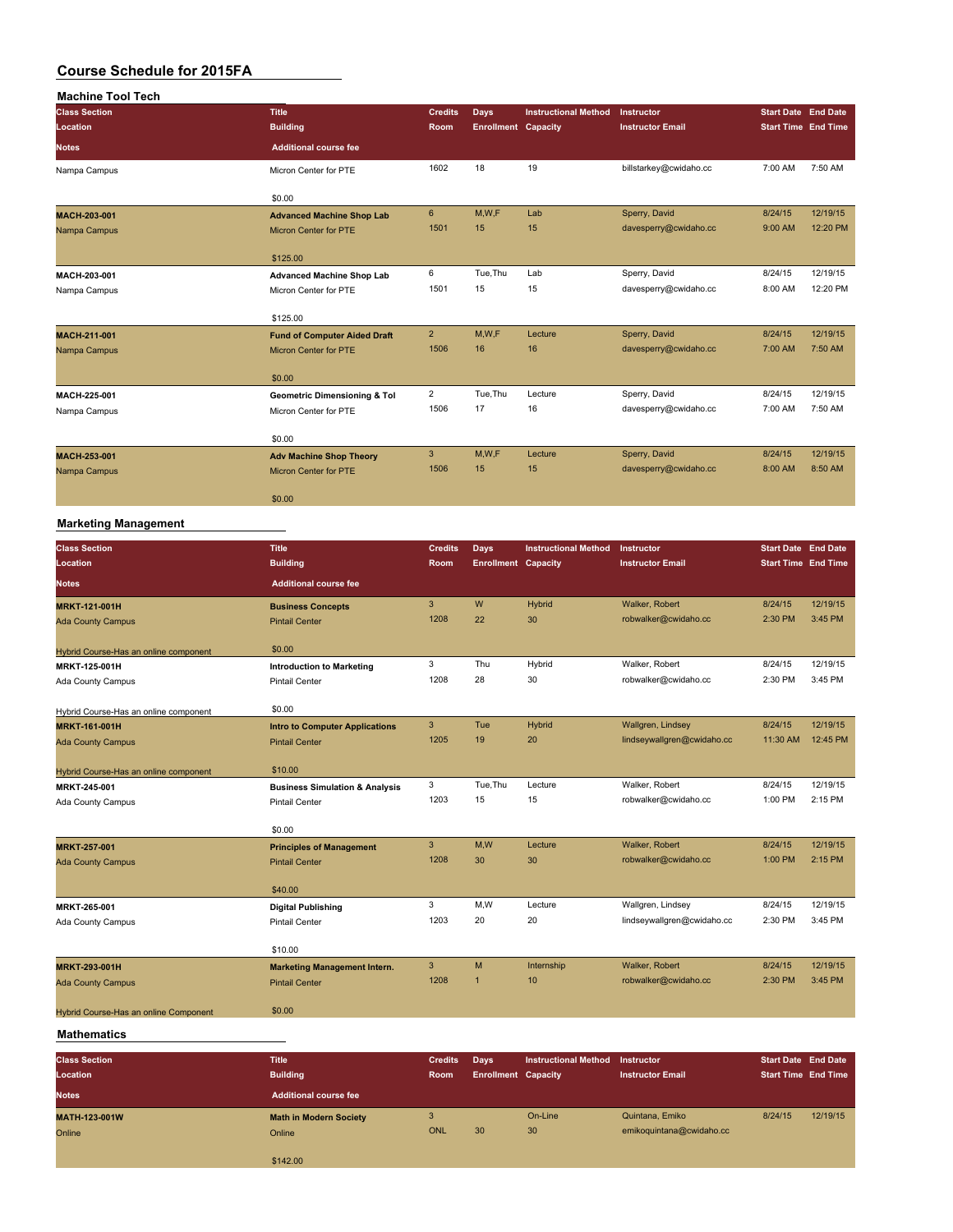## Course Schedule for 2015FA

### Machine Tool Tech

| Class Section<br>Location<br>Notes | Title<br>Building<br>Additional course fee | Credits<br>Room | Days<br>Enrollment | Instructional Method<br>Capacity | Instructor<br>Instructor Email | Start Date<br>Start Time | End Date<br>End Time |
|---|---|---|---|---|---|---|---|
| Nampa Campus | Micron Center for PTE<br>$0.00 | 1602 | 18 | 19 | billstarkey@cwidaho.cc | 7:00 AM | 7:50 AM |
| **MACH-203-001**<br>Nampa Campus | **Advanced Machine Shop Lab**<br>Micron Center for PTE<br>$125.00 | 6<br>1501 | M,W,F<br>15 | Lab<br>15 | Sperry, David<br>davesperry@cwidaho.cc | 8/24/15<br>9:00 AM | 12/19/15<br>12:20 PM |
| **MACH-203-001**<br>Nampa Campus | **Advanced Machine Shop Lab**<br>Micron Center for PTE<br>$125.00 | 6<br>1501 | Tue,Thu<br>15 | Lab<br>15 | Sperry, David<br>davesperry@cwidaho.cc | 8/24/15<br>8:00 AM | 12/19/15<br>12:20 PM |
| **MACH-211-001**<br>Nampa Campus | **Fund of Computer Aided Draft**<br>Micron Center for PTE<br>$0.00 | 2<br>1506 | M,W,F<br>16 | Lecture<br>16 | Sperry, David<br>davesperry@cwidaho.cc | 8/24/15<br>7:00 AM | 12/19/15<br>7:50 AM |
| **MACH-225-001**<br>Nampa Campus | **Geometric Dimensioning & Tol**<br>Micron Center for PTE<br>$0.00 | 2<br>1506 | Tue,Thu<br>17 | Lecture<br>16 | Sperry, David<br>davesperry@cwidaho.cc | 8/24/15<br>7:00 AM | 12/19/15<br>7:50 AM |
| **MACH-253-001**<br>Nampa Campus | **Adv Machine Shop Theory**<br>Micron Center for PTE<br>$0.00 | 3<br>1506 | M,W,F<br>15 | Lecture<br>15 | Sperry, David<br>davesperry@cwidaho.cc | 8/24/15<br>8:00 AM | 12/19/15<br>8:50 AM |

### Marketing Management

| Class Section<br>Location<br>Notes | Title<br>Building<br>Additional course fee | Credits<br>Room | Days<br>Enrollment | Instructional Method<br>Capacity | Instructor<br>Instructor Email | Start Date<br>Start Time | End Date<br>End Time |
|---|---|---|---|---|---|---|---|
| **MRKT-121-001H**<br>Ada County Campus<br>Hybrid Course-Has an online component | **Business Concepts**<br>Pintail Center<br>$0.00 | 3<br>1208 | W<br>22 | Hybrid<br>30 | Walker, Robert<br>robwalker@cwidaho.cc | 8/24/15<br>2:30 PM | 12/19/15<br>3:45 PM |
| **MRKT-125-001H**<br>Ada County Campus<br>Hybrid Course-Has an online component | **Introduction to Marketing**<br>Pintail Center<br>$0.00 | 3<br>1208 | Thu<br>28 | Hybrid<br>30 | Walker, Robert<br>robwalker@cwidaho.cc | 8/24/15<br>2:30 PM | 12/19/15<br>3:45 PM |
| **MRKT-161-001H**<br>Ada County Campus<br>Hybrid Course-Has an online component | **Intro to Computer Applications**<br>Pintail Center<br>$10.00 | 3<br>1205 | Tue<br>19 | Hybrid<br>20 | Wallgren, Lindsey<br>lindseywallgren@cwidaho.cc | 8/24/15<br>11:30 AM | 12/19/15<br>12:45 PM |
| **MRKT-245-001**<br>Ada County Campus | **Business Simulation & Analysis**<br>Pintail Center<br>$0.00 | 3<br>1203 | Tue,Thu<br>15 | Lecture<br>15 | Walker, Robert<br>robwalker@cwidaho.cc | 8/24/15<br>1:00 PM | 12/19/15<br>2:15 PM |
| **MRKT-257-001**<br>Ada County Campus | **Principles of Management**<br>Pintail Center<br>$40.00 | 3<br>1208 | M,W<br>30 | Lecture<br>30 | Walker, Robert<br>robwalker@cwidaho.cc | 8/24/15<br>1:00 PM | 12/19/15<br>2:15 PM |
| **MRKT-265-001**<br>Ada County Campus | **Digital Publishing**<br>Pintail Center<br>$10.00 | 3<br>1203 | M,W<br>20 | Lecture<br>20 | Wallgren, Lindsey<br>lindseywallgren@cwidaho.cc | 8/24/15<br>2:30 PM | 12/19/15<br>3:45 PM |
| **MRKT-293-001H**<br>Ada County Campus<br>Hybrid Course-Has an online Component | **Marketing Management Intern.**<br>Pintail Center<br>$0.00 | 3<br>1208 | M<br>1 | Internship<br>10 | Walker, Robert<br>robwalker@cwidaho.cc | 8/24/15<br>2:30 PM | 12/19/15<br>3:45 PM |

### Mathematics

| Class Section<br>Location<br>Notes | Title<br>Building<br>Additional course fee | Credits<br>Room | Days<br>Enrollment | Instructional Method<br>Capacity | Instructor<br>Instructor Email | Start Date<br>Start Time | End Date<br>End Time |
|---|---|---|---|---|---|---|---|
| **MATH-123-001W**<br>Online | **Math in Modern Society**<br>Online<br>$142.00 | 3<br>ONL | <br>30 | On-Line<br>30 | Quintana, Emiko<br>emikoquintana@cwidaho.cc | 8/24/15 | 12/19/15 |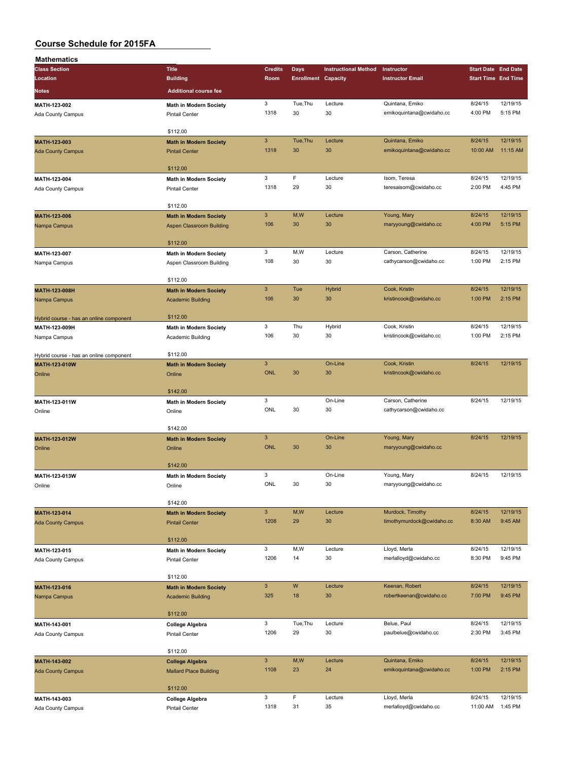# Course Schedule for 2015FA

## Mathematics

| Class Section / Location / Notes | Title / Building / Additional course fee | Credits / Room | Days / Enrollment | Instructional Method / Capacity | Instructor / Instructor Email | Start Date / Start Time | End Date / End Time |
|---|---|---|---|---|---|---|---|
| MATH-123-002<br>Ada County Campus | **Math in Modern Society**<br>Pintail Center<br>$112.00 | 3<br>1318 | Tue,Thu<br>30 | Lecture<br>30 | Quintana, Emiko<br>emikoquintana@cwidaho.cc | 8/24/15<br>4:00 PM | 12/19/15<br>5:15 PM |
| MATH-123-003<br>Ada County Campus | **Math in Modern Society**<br>Pintail Center<br>$112.00 | 3<br>1318 | Tue,Thu<br>30 | Lecture<br>30 | Quintana, Emiko<br>emikoquintana@cwidaho.cc | 8/24/15<br>10:00 AM | 12/19/15<br>11:15 AM |
| MATH-123-004<br>Ada County Campus | **Math in Modern Society**<br>Pintail Center<br>$112.00 | 3<br>1318 | F<br>29 | Lecture<br>30 | Isom, Teresa<br>teresaisom@cwidaho.cc | 8/24/15<br>2:00 PM | 12/19/15<br>4:45 PM |
| MATH-123-006<br>Nampa Campus | **Math in Modern Society**<br>Aspen Classroom Building<br>$112.00 | 3<br>106 | M,W<br>30 | Lecture<br>30 | Young, Mary<br>maryyoung@cwidaho.cc | 8/24/15<br>4:00 PM | 12/19/15<br>5:15 PM |
| MATH-123-007<br>Nampa Campus | **Math in Modern Society**<br>Aspen Classroom Building<br>$112.00 | 3<br>108 | M,W<br>30 | Lecture<br>30 | Carson, Catherine<br>cathycarson@cwidaho.cc | 8/24/15<br>1:00 PM | 12/19/15<br>2:15 PM |
| MATH-123-008H<br>Nampa Campus<br>Hybrid course - has an online component | **Math in Modern Society**<br>Academic Building<br>$112.00 | 3<br>106 | Tue<br>30 | Hybrid<br>30 | Cook, Kristin<br>kristincook@cwidaho.cc | 8/24/15<br>1:00 PM | 12/19/15<br>2:15 PM |
| MATH-123-009H<br>Nampa Campus<br>Hybrid course - has an online component | **Math in Modern Society**<br>Academic Building<br>$112.00 | 3<br>106 | Thu<br>30 | Hybrid<br>30 | Cook, Kristin<br>kristincook@cwidaho.cc | 8/24/15<br>1:00 PM | 12/19/15<br>2:15 PM |
| MATH-123-010W<br>Online | **Math in Modern Society**<br>Online<br>$142.00 | 3<br>ONL | <br>30 | On-Line<br>30 | Cook, Kristin<br>kristincook@cwidaho.cc | 8/24/15 | 12/19/15 |
| MATH-123-011W<br>Online | **Math in Modern Society**<br>Online<br>$142.00 | 3<br>ONL | <br>30 | On-Line<br>30 | Carson, Catherine<br>cathycarson@cwidaho.cc | 8/24/15 | 12/19/15 |
| MATH-123-012W<br>Online | **Math in Modern Society**<br>Online<br>$142.00 | 3<br>ONL | <br>30 | On-Line<br>30 | Young, Mary<br>maryyoung@cwidaho.cc | 8/24/15 | 12/19/15 |
| MATH-123-013W<br>Online | **Math in Modern Society**<br>Online<br>$142.00 | 3<br>ONL | <br>30 | On-Line<br>30 | Young, Mary<br>maryyoung@cwidaho.cc | 8/24/15 | 12/19/15 |
| MATH-123-014<br>Ada County Campus | **Math in Modern Society**<br>Pintail Center<br>$112.00 | 3<br>1208 | M,W<br>29 | Lecture<br>30 | Murdock, Timothy<br>timothymurdock@cwidaho.cc | 8/24/15<br>8:30 AM | 12/19/15<br>9:45 AM |
| MATH-123-015<br>Ada County Campus | **Math in Modern Society**<br>Pintail Center<br>$112.00 | 3<br>1206 | M,W<br>14 | Lecture<br>30 | Lloyd, Merla<br>merlalloyd@cwidaho.cc | 8/24/15<br>8:30 PM | 12/19/15<br>9:45 PM |
| MATH-123-016<br>Nampa Campus | **Math in Modern Society**<br>Academic Building<br>$112.00 | 3<br>325 | W<br>18 | Lecture<br>30 | Keenan, Robert<br>robertkeenan@cwidaho.cc | 8/24/15<br>7:00 PM | 12/19/15<br>9:45 PM |
| MATH-143-001<br>Ada County Campus | **College Algebra**<br>Pintail Center<br>$112.00 | 3<br>1206 | Tue,Thu<br>29 | Lecture<br>30 | Belue, Paul<br>paulbelue@cwidaho.cc | 8/24/15<br>2:30 PM | 12/19/15<br>3:45 PM |
| MATH-143-002<br>Ada County Campus | **College Algebra**<br>Mallard Place Building<br>$112.00 | 3<br>1108 | M,W<br>23 | Lecture<br>24 | Quintana, Emiko<br>emikoquintana@cwidaho.cc | 8/24/15<br>1:00 PM | 12/19/15<br>2:15 PM |
| MATH-143-003<br>Ada County Campus | **College Algebra**<br>Pintail Center | 3<br>1318 | F<br>31 | Lecture<br>35 | Lloyd, Merla<br>merlalloyd@cwidaho.cc | 8/24/15<br>11:00 AM | 12/19/15<br>1:45 PM |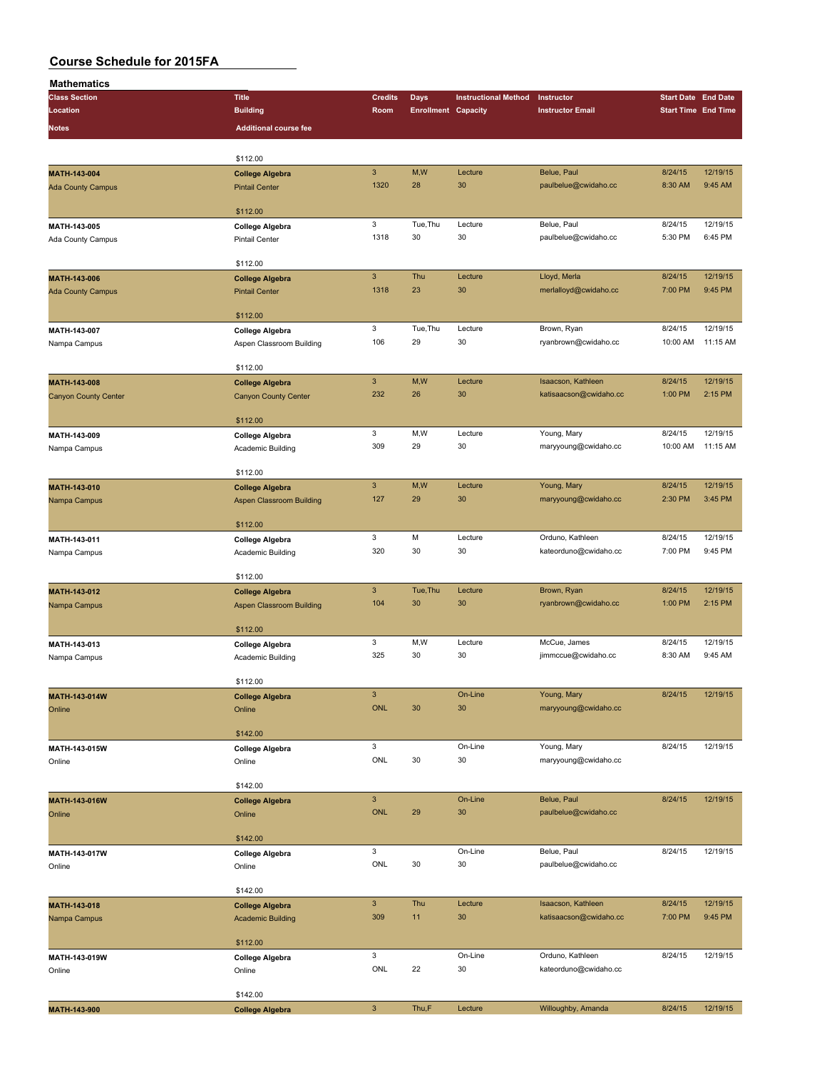# Course Schedule for 2015FA

## Mathematics

| Class Section | Title | Credits | Days | Instructional Method | Instructor | Start Date | End Date |
|---|---|---|---|---|---|---|---|
| Location | Building | Room | Enrollment | Capacity | Instructor Email | Start Time | End Time |
| Notes | Additional course fee | | | | | | |
| | $112.00 | | | | | | |
| MATH-143-004 | College Algebra | 3 | M,W | Lecture | Belue, Paul | 8/24/15 | 12/19/15 |
| Ada County Campus | Pintail Center | 1320 | 28 | 30 | paulbelue@cwidaho.cc | 8:30 AM | 9:45 AM |
| | $112.00 | | | | | | |
| MATH-143-005 | College Algebra | 3 | Tue,Thu | Lecture | Belue, Paul | 8/24/15 | 12/19/15 |
| Ada County Campus | Pintail Center | 1318 | 30 | 30 | paulbelue@cwidaho.cc | 5:30 PM | 6:45 PM |
| | $112.00 | | | | | | |
| MATH-143-006 | College Algebra | 3 | Thu | Lecture | Lloyd, Merla | 8/24/15 | 12/19/15 |
| Ada County Campus | Pintail Center | 1318 | 23 | 30 | merlalloyd@cwidaho.cc | 7:00 PM | 9:45 PM |
| | $112.00 | | | | | | |
| MATH-143-007 | College Algebra | 3 | Tue,Thu | Lecture | Brown, Ryan | 8/24/15 | 12/19/15 |
| Nampa Campus | Aspen Classroom Building | 106 | 29 | 30 | ryanbrown@cwidaho.cc | 10:00 AM | 11:15 AM |
| | $112.00 | | | | | | |
| MATH-143-008 | College Algebra | 3 | M,W | Lecture | Isaacson, Kathleen | 8/24/15 | 12/19/15 |
| Canyon County Center | Canyon County Center | 232 | 26 | 30 | katisaacson@cwidaho.cc | 1:00 PM | 2:15 PM |
| | $112.00 | | | | | | |
| MATH-143-009 | College Algebra | 3 | M,W | Lecture | Young, Mary | 8/24/15 | 12/19/15 |
| Nampa Campus | Academic Building | 309 | 29 | 30 | maryyoung@cwidaho.cc | 10:00 AM | 11:15 AM |
| | $112.00 | | | | | | |
| MATH-143-010 | College Algebra | 3 | M,W | Lecture | Young, Mary | 8/24/15 | 12/19/15 |
| Nampa Campus | Aspen Classroom Building | 127 | 29 | 30 | maryyoung@cwidaho.cc | 2:30 PM | 3:45 PM |
| | $112.00 | | | | | | |
| MATH-143-011 | College Algebra | 3 | M | Lecture | Orduno, Kathleen | 8/24/15 | 12/19/15 |
| Nampa Campus | Academic Building | 320 | 30 | 30 | kateorduno@cwidaho.cc | 7:00 PM | 9:45 PM |
| | $112.00 | | | | | | |
| MATH-143-012 | College Algebra | 3 | Tue,Thu | Lecture | Brown, Ryan | 8/24/15 | 12/19/15 |
| Nampa Campus | Aspen Classroom Building | 104 | 30 | 30 | ryanbrown@cwidaho.cc | 1:00 PM | 2:15 PM |
| | $112.00 | | | | | | |
| MATH-143-013 | College Algebra | 3 | M,W | Lecture | McCue, James | 8/24/15 | 12/19/15 |
| Nampa Campus | Academic Building | 325 | 30 | 30 | jimmccue@cwidaho.cc | 8:30 AM | 9:45 AM |
| | $112.00 | | | | | | |
| MATH-143-014W | College Algebra | 3 | | On-Line | Young, Mary | 8/24/15 | 12/19/15 |
| Online | Online | ONL | 30 | 30 | maryyoung@cwidaho.cc | | |
| | $142.00 | | | | | | |
| MATH-143-015W | College Algebra | 3 | | On-Line | Young, Mary | 8/24/15 | 12/19/15 |
| Online | Online | ONL | 30 | 30 | maryyoung@cwidaho.cc | | |
| | $142.00 | | | | | | |
| MATH-143-016W | College Algebra | 3 | | On-Line | Belue, Paul | 8/24/15 | 12/19/15 |
| Online | Online | ONL | 29 | 30 | paulbelue@cwidaho.cc | | |
| | $142.00 | | | | | | |
| MATH-143-017W | College Algebra | 3 | | On-Line | Belue, Paul | 8/24/15 | 12/19/15 |
| Online | Online | ONL | 30 | 30 | paulbelue@cwidaho.cc | | |
| | $142.00 | | | | | | |
| MATH-143-018 | College Algebra | 3 | Thu | Lecture | Isaacson, Kathleen | 8/24/15 | 12/19/15 |
| Nampa Campus | Academic Building | 309 | 11 | 30 | katisaacson@cwidaho.cc | 7:00 PM | 9:45 PM |
| | $112.00 | | | | | | |
| MATH-143-019W | College Algebra | 3 | | On-Line | Orduno, Kathleen | 8/24/15 | 12/19/15 |
| Online | Online | ONL | 22 | 30 | kateorduno@cwidaho.cc | | |
| | $142.00 | | | | | | |
| MATH-143-900 | College Algebra | 3 | Thu,F | Lecture | Willoughby, Amanda | 8/24/15 | 12/19/15 |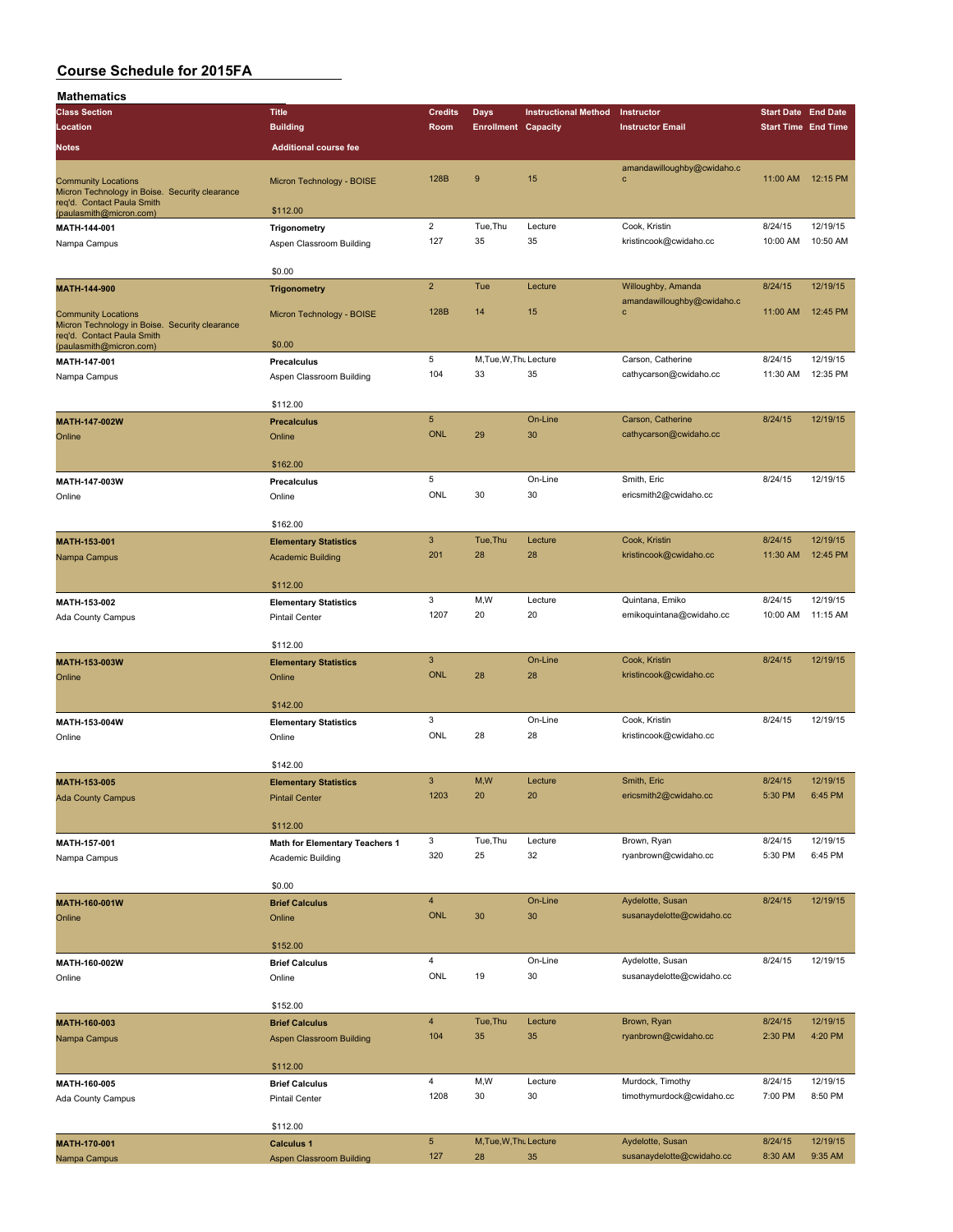# Course Schedule for 2015FA

## Mathematics

| Class Section / Location / Notes | Title / Building / Additional course fee | Credits / Room | Days / Enrollment | Instructional Method / Capacity | Instructor / Instructor Email | Start Date / Start Time | End Date / End Time |
|---|---|---|---|---|---|---|---|
| Community Locations<br>Micron Technology in Boise. Security clearance req'd. Contact Paula Smith (paulasmith@micron.com) | Micron Technology - BOISE<br>$112.00 | 128B | 9 | 15 | amandawilloughby@cwidaho.cc | 11:00 AM | 12:15 PM |
| MATH-144-001<br>Nampa Campus | Trigonometry<br>Aspen Classroom Building<br>$0.00 | 2<br>127 | Tue,Thu<br>35 | Lecture<br>35 | Cook, Kristin<br>kristincook@cwidaho.cc | 8/24/15<br>10:00 AM | 12/19/15<br>10:50 AM |
| MATH-144-900<br>Community Locations<br>Micron Technology in Boise. Security clearance req'd. Contact Paula Smith (paulasmith@micron.com) | Trigonometry<br>Micron Technology - BOISE<br>$0.00 | 2<br>128B | Tue<br>14 | Lecture<br>15 | Willoughby, Amanda<br>amandawilloughby@cwidaho.cc | 8/24/15<br>11:00 AM | 12/19/15<br>12:45 PM |
| MATH-147-001<br>Nampa Campus | Precalculus<br>Aspen Classroom Building<br>$112.00 | 5<br>104 | M,Tue,W,Thu<br>33 | Lecture<br>35 | Carson, Catherine<br>cathycarson@cwidaho.cc | 8/24/15<br>11:30 AM | 12/19/15<br>12:35 PM |
| MATH-147-002W<br>Online | Precalculus<br>Online<br>$162.00 | 5<br>ONL | <br>29 | On-Line<br>30 | Carson, Catherine<br>cathycarson@cwidaho.cc | 8/24/15 | 12/19/15 |
| MATH-147-003W<br>Online | Precalculus<br>Online<br>$162.00 | 5<br>ONL | <br>30 | On-Line<br>30 | Smith, Eric<br>ericsmith2@cwidaho.cc | 8/24/15 | 12/19/15 |
| MATH-153-001<br>Nampa Campus | Elementary Statistics<br>Academic Building<br>$112.00 | 3<br>201 | Tue,Thu<br>28 | Lecture<br>28 | Cook, Kristin<br>kristincook@cwidaho.cc | 8/24/15<br>11:30 AM | 12/19/15<br>12:45 PM |
| MATH-153-002<br>Ada County Campus | Elementary Statistics<br>Pintail Center<br>$112.00 | 3<br>1207 | M,W<br>20 | Lecture<br>20 | Quintana, Emiko<br>emikoquintana@cwidaho.cc | 8/24/15<br>10:00 AM | 12/19/15<br>11:15 AM |
| MATH-153-003W<br>Online | Elementary Statistics<br>Online<br>$142.00 | 3<br>ONL | <br>28 | On-Line<br>28 | Cook, Kristin<br>kristincook@cwidaho.cc | 8/24/15 | 12/19/15 |
| MATH-153-004W<br>Online | Elementary Statistics<br>Online<br>$142.00 | 3<br>ONL | <br>28 | On-Line<br>28 | Cook, Kristin<br>kristincook@cwidaho.cc | 8/24/15 | 12/19/15 |
| MATH-153-005<br>Ada County Campus | Elementary Statistics<br>Pintail Center<br>$112.00 | 3<br>1203 | M,W<br>20 | Lecture<br>20 | Smith, Eric<br>ericsmith2@cwidaho.cc | 8/24/15<br>5:30 PM | 12/19/15<br>6:45 PM |
| MATH-157-001<br>Nampa Campus | Math for Elementary Teachers 1<br>Academic Building<br>$0.00 | 3<br>320 | Tue,Thu<br>25 | Lecture<br>32 | Brown, Ryan<br>ryanbrown@cwidaho.cc | 8/24/15<br>5:30 PM | 12/19/15<br>6:45 PM |
| MATH-160-001W<br>Online | Brief Calculus<br>Online<br>$152.00 | 4<br>ONL | <br>30 | On-Line<br>30 | Aydelotte, Susan<br>susanaydelotte@cwidaho.cc | 8/24/15 | 12/19/15 |
| MATH-160-002W<br>Online | Brief Calculus<br>Online<br>$152.00 | 4<br>ONL | <br>19 | On-Line<br>30 | Aydelotte, Susan<br>susanaydelotte@cwidaho.cc | 8/24/15 | 12/19/15 |
| MATH-160-003<br>Nampa Campus | Brief Calculus<br>Aspen Classroom Building<br>$112.00 | 4<br>104 | Tue,Thu<br>35 | Lecture<br>35 | Brown, Ryan<br>ryanbrown@cwidaho.cc | 8/24/15<br>2:30 PM | 12/19/15<br>4:20 PM |
| MATH-160-005<br>Ada County Campus | Brief Calculus<br>Pintail Center<br>$112.00 | 4<br>1208 | M,W<br>30 | Lecture<br>30 | Murdock, Timothy<br>timothymurdock@cwidaho.cc | 8/24/15<br>7:00 PM | 12/19/15<br>8:50 PM |
| MATH-170-001<br>Nampa Campus | Calculus 1<br>Aspen Classroom Building | 5<br>127 | M,Tue,W,Thu<br>28 | Lecture<br>35 | Aydelotte, Susan<br>susanaydelotte@cwidaho.cc | 8/24/15<br>8:30 AM | 12/19/15<br>9:35 AM |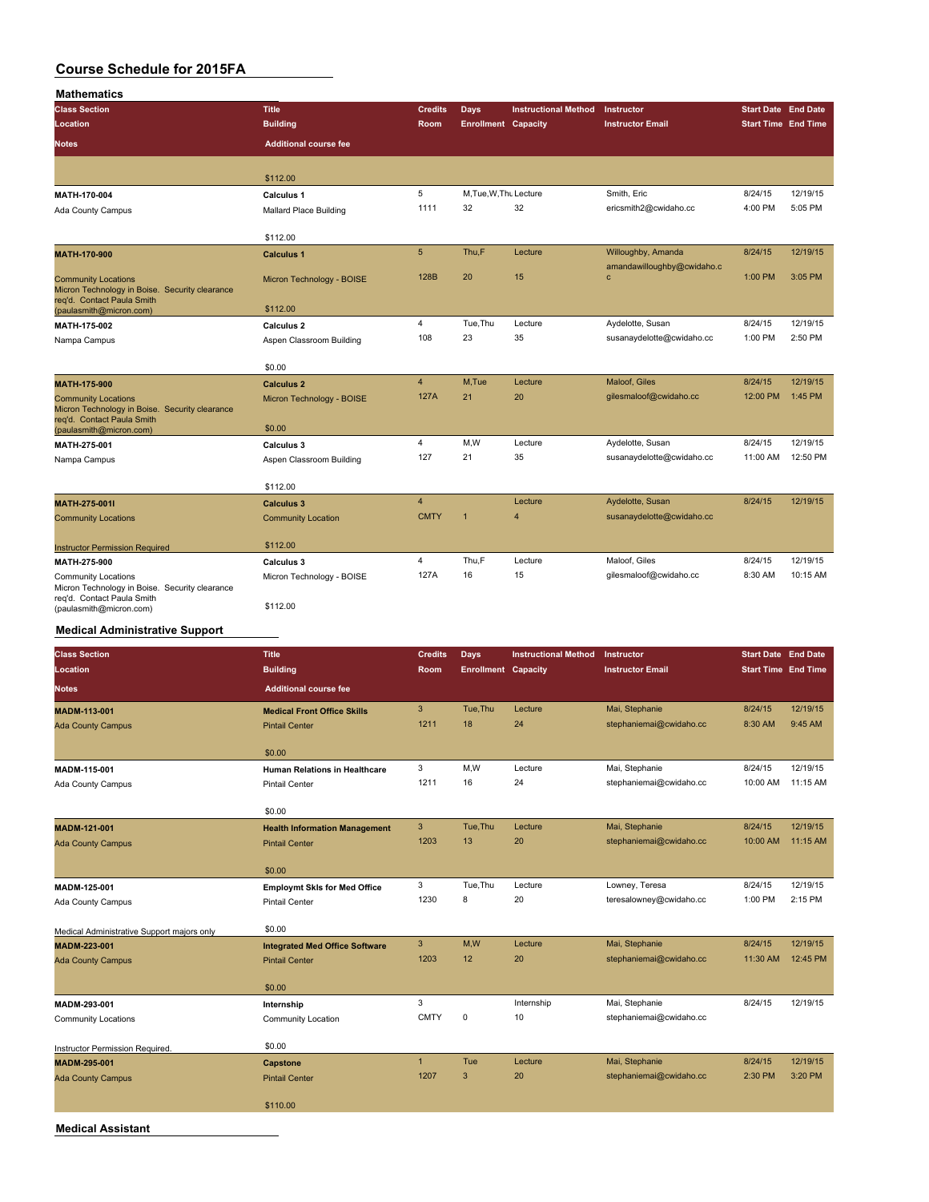# Course Schedule for 2015FA

## Mathematics

| Class Section / Location / Notes | Title / Building / Additional course fee | Credits / Room | Days / Enrollment | Instructional Method / Capacity | Instructor / Instructor Email | Start Date / Start Time | End Date / End Time |
|---|---|---|---|---|---|---|---|
| | $112.00 | | | | | | |
| MATH-170-004<br>Ada County Campus | Calculus 1<br>Mallard Place Building<br>$112.00 | 5<br>1111 | M,Tue,W,Thu<br>32 | Lecture<br>32 | Smith, Eric<br>ericsmith2@cwidaho.cc | 8/24/15<br>4:00 PM | 12/19/15<br>5:05 PM |
| MATH-170-900<br>Community Locations<br>Micron Technology in Boise. Security clearance req'd. Contact Paula Smith (paulasmith@micron.com) | Calculus 1<br>Micron Technology - BOISE<br>$112.00 | 5<br>128B | Thu,F<br>20 | Lecture<br>15 | Willoughby, Amanda<br>amandawilloughby@cwidaho.cc | 8/24/15<br>1:00 PM | 12/19/15<br>3:05 PM |
| MATH-175-002<br>Nampa Campus | Calculus 2<br>Aspen Classroom Building<br>$0.00 | 4<br>108 | Tue,Thu<br>23 | Lecture<br>35 | Aydelotte, Susan<br>susanaydelotte@cwidaho.cc | 8/24/15<br>1:00 PM | 12/19/15<br>2:50 PM |
| MATH-175-900<br>Community Locations<br>Micron Technology in Boise. Security clearance req'd. Contact Paula Smith (paulasmith@micron.com) | Calculus 2<br>Micron Technology - BOISE<br>$0.00 | 4<br>127A | M,Tue<br>21 | Lecture<br>20 | Maloof, Giles<br>gilesmaloof@cwidaho.cc | 8/24/15<br>12:00 PM | 12/19/15<br>1:45 PM |
| MATH-275-001<br>Nampa Campus | Calculus 3<br>Aspen Classroom Building<br>$112.00 | 4<br>127 | M,W<br>21 | Lecture<br>35 | Aydelotte, Susan<br>susanaydelotte@cwidaho.cc | 8/24/15<br>11:00 AM | 12/19/15<br>12:50 PM |
| MATH-275-001I<br>Community Locations<br>Instructor Permission Required | Calculus 3<br>Community Location<br>$112.00 | 4<br>CMTY | <br>1 | Lecture<br>4 | Aydelotte, Susan<br>susanaydelotte@cwidaho.cc | 8/24/15 | 12/19/15 |
| MATH-275-900<br>Community Locations<br>Micron Technology in Boise. Security clearance req'd. Contact Paula Smith (paulasmith@micron.com) | Calculus 3<br>Micron Technology - BOISE<br>$112.00 | 4<br>127A | Thu,F<br>16 | Lecture<br>15 | Maloof, Giles<br>gilesmaloof@cwidaho.cc | 8/24/15<br>8:30 AM | 12/19/15<br>10:15 AM |

## Medical Administrative Support

| Class Section / Location / Notes | Title / Building / Additional course fee | Credits / Room | Days / Enrollment | Instructional Method / Capacity | Instructor / Instructor Email | Start Date / Start Time | End Date / End Time |
|---|---|---|---|---|---|---|---|
| MADM-113-001<br>Ada County Campus | Medical Front Office Skills<br>Pintail Center<br>$0.00 | 3<br>1211 | Tue,Thu<br>18 | Lecture<br>24 | Mai, Stephanie<br>stephaniemai@cwidaho.cc | 8/24/15<br>8:30 AM | 12/19/15<br>9:45 AM |
| MADM-115-001<br>Ada County Campus | Human Relations in Healthcare<br>Pintail Center<br>$0.00 | 3<br>1211 | M,W<br>16 | Lecture<br>24 | Mai, Stephanie<br>stephaniemai@cwidaho.cc | 8/24/15<br>10:00 AM | 12/19/15<br>11:15 AM |
| MADM-121-001<br>Ada County Campus | Health Information Management<br>Pintail Center<br>$0.00 | 3<br>1203 | Tue,Thu<br>13 | Lecture<br>20 | Mai, Stephanie<br>stephaniemai@cwidaho.cc | 8/24/15<br>10:00 AM | 12/19/15<br>11:15 AM |
| MADM-125-001<br>Ada County Campus<br>Medical Administrative Support majors only | Employmt Skls for Med Office<br>Pintail Center<br>$0.00 | 3<br>1230 | Tue,Thu<br>8 | Lecture<br>20 | Lowney, Teresa<br>teresalowney@cwidaho.cc | 8/24/15<br>1:00 PM | 12/19/15<br>2:15 PM |
| MADM-223-001<br>Ada County Campus | Integrated Med Office Software<br>Pintail Center<br>$0.00 | 3<br>1203 | M,W<br>12 | Lecture<br>20 | Mai, Stephanie<br>stephaniemai@cwidaho.cc | 8/24/15<br>11:30 AM | 12/19/15<br>12:45 PM |
| MADM-293-001<br>Community Locations<br>Instructor Permission Required. | Internship<br>Community Location<br>$0.00 | 3<br>CMTY | <br>0 | Internship<br>10 | Mai, Stephanie<br>stephaniemai@cwidaho.cc | 8/24/15 | 12/19/15 |
| MADM-295-001<br>Ada County Campus | Capstone<br>Pintail Center<br>$110.00 | 1<br>1207 | Tue<br>3 | Lecture<br>20 | Mai, Stephanie<br>stephaniemai@cwidaho.cc | 8/24/15<br>2:30 PM | 12/19/15<br>3:20 PM |

## Medical Assistant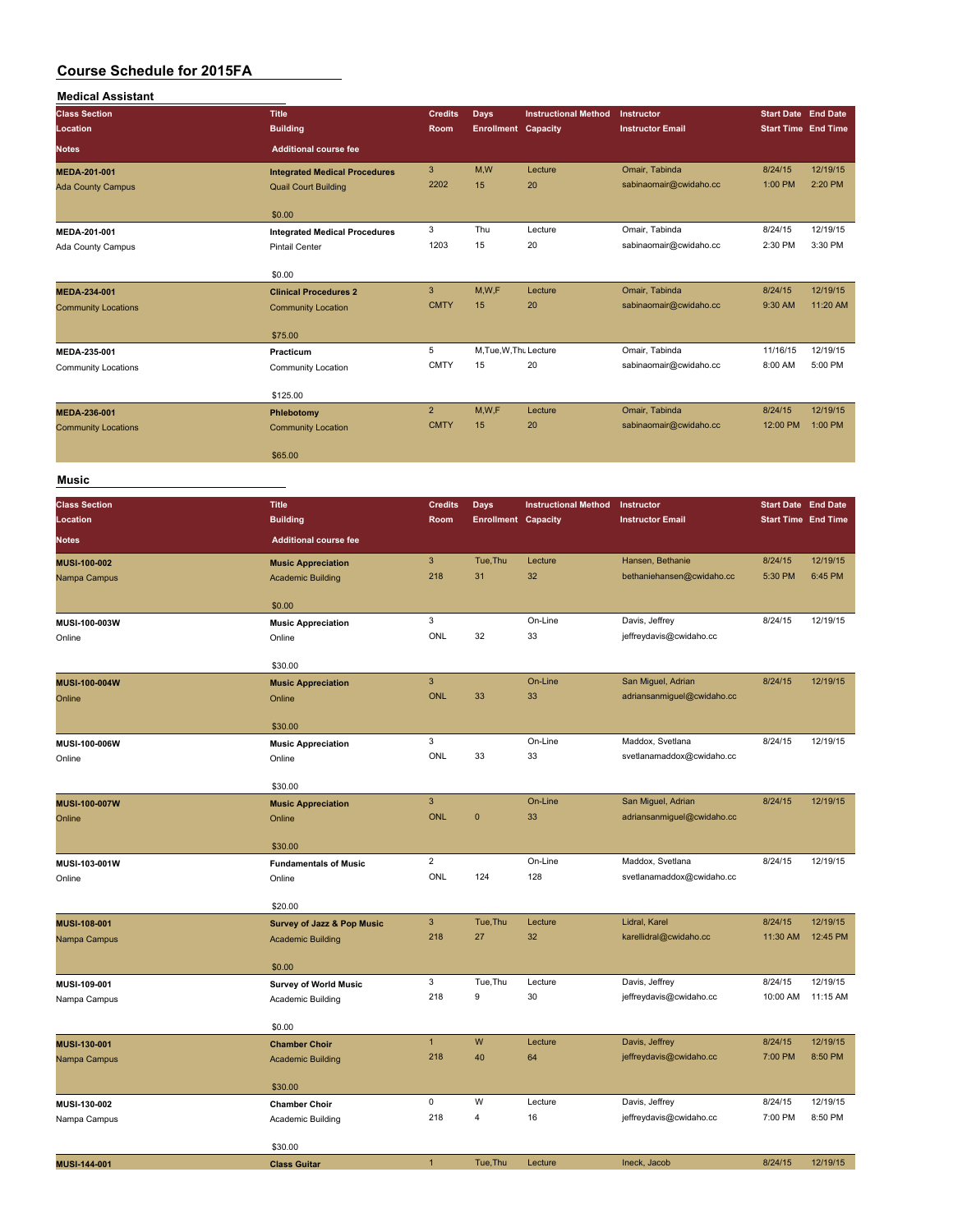# Course Schedule for 2015FA

## Medical Assistant

| Class Section / Location / Notes | Title / Building / Additional course fee | Credits / Room | Days / Enrollment | Instructional Method / Capacity | Instructor / Instructor Email | Start Date / Start Time | End Date / End Time |
|---|---|---|---|---|---|---|---|
| **MEDA-201-001**<br>Ada County Campus | **Integrated Medical Procedures**<br>Quail Court Building<br>$0.00 | 3<br>2202 | M,W<br>15 | Lecture<br>20 | Omair, Tabinda<br>sabinaomair@cwidaho.cc | 8/24/15<br>1:00 PM | 12/19/15<br>2:20 PM |
| **MEDA-201-001**<br>Ada County Campus | **Integrated Medical Procedures**<br>Pintail Center<br>$0.00 | 3<br>1203 | Thu<br>15 | Lecture<br>20 | Omair, Tabinda<br>sabinaomair@cwidaho.cc | 8/24/15<br>2:30 PM | 12/19/15<br>3:30 PM |
| **MEDA-234-001**<br>Community Locations | **Clinical Procedures 2**<br>Community Location<br>$75.00 | 3<br>CMTY | M,W,F<br>15 | Lecture<br>20 | Omair, Tabinda<br>sabinaomair@cwidaho.cc | 8/24/15<br>9:30 AM | 12/19/15<br>11:20 AM |
| **MEDA-235-001**<br>Community Locations | **Practicum**<br>Community Location<br>$125.00 | 5<br>CMTY | M,Tue,W,Thu<br>15 | Lecture<br>20 | Omair, Tabinda<br>sabinaomair@cwidaho.cc | 11/16/15<br>8:00 AM | 12/19/15<br>5:00 PM |
| **MEDA-236-001**<br>Community Locations | **Phlebotomy**<br>Community Location<br>$65.00 | 2<br>CMTY | M,W,F<br>15 | Lecture<br>20 | Omair, Tabinda<br>sabinaomair@cwidaho.cc | 8/24/15<br>12:00 PM | 12/19/15<br>1:00 PM |

## Music

| Class Section / Location / Notes | Title / Building / Additional course fee | Credits / Room | Days / Enrollment | Instructional Method / Capacity | Instructor / Instructor Email | Start Date / Start Time | End Date / End Time |
|---|---|---|---|---|---|---|---|
| **MUSI-100-002**<br>Nampa Campus | **Music Appreciation**<br>Academic Building<br>$0.00 | 3<br>218 | Tue,Thu<br>31 | Lecture<br>32 | Hansen, Bethanie<br>bethaniehansen@cwidaho.cc | 8/24/15<br>5:30 PM | 12/19/15<br>6:45 PM |
| **MUSI-100-003W**<br>Online | **Music Appreciation**<br>Online<br>$30.00 | 3<br>ONL | <br>32 | On-Line<br>33 | Davis, Jeffrey<br>jeffreydavis@cwidaho.cc | 8/24/15 | 12/19/15 |
| **MUSI-100-004W**<br>Online | **Music Appreciation**<br>Online<br>$30.00 | 3<br>ONL | <br>33 | On-Line<br>33 | San Miguel, Adrian<br>adriansanmiguel@cwidaho.cc | 8/24/15 | 12/19/15 |
| **MUSI-100-006W**<br>Online | **Music Appreciation**<br>Online<br>$30.00 | 3<br>ONL | <br>33 | On-Line<br>33 | Maddox, Svetlana<br>svetlanamaddox@cwidaho.cc | 8/24/15 | 12/19/15 |
| **MUSI-100-007W**<br>Online | **Music Appreciation**<br>Online<br>$30.00 | 3<br>ONL | <br>0 | On-Line<br>33 | San Miguel, Adrian<br>adriansanmiguel@cwidaho.cc | 8/24/15 | 12/19/15 |
| **MUSI-103-001W**<br>Online | **Fundamentals of Music**<br>Online<br>$20.00 | 2<br>ONL | <br>124 | On-Line<br>128 | Maddox, Svetlana<br>svetlanamaddox@cwidaho.cc | 8/24/15 | 12/19/15 |
| **MUSI-108-001**<br>Nampa Campus | **Survey of Jazz & Pop Music**<br>Academic Building<br>$0.00 | 3<br>218 | Tue,Thu<br>27 | Lecture<br>32 | Lidral, Karel<br>karellidral@cwidaho.cc | 8/24/15<br>11:30 AM | 12/19/15<br>12:45 PM |
| **MUSI-109-001**<br>Nampa Campus | **Survey of World Music**<br>Academic Building<br>$0.00 | 3<br>218 | Tue,Thu<br>9 | Lecture<br>30 | Davis, Jeffrey<br>jeffreydavis@cwidaho.cc | 8/24/15<br>10:00 AM | 12/19/15<br>11:15 AM |
| **MUSI-130-001**<br>Nampa Campus | **Chamber Choir**<br>Academic Building<br>$30.00 | 1<br>218 | W<br>40 | Lecture<br>64 | Davis, Jeffrey<br>jeffreydavis@cwidaho.cc | 8/24/15<br>7:00 PM | 12/19/15<br>8:50 PM |
| **MUSI-130-002**<br>Nampa Campus | **Chamber Choir**<br>Academic Building<br>$30.00 | 0<br>218 | W<br>4 | Lecture<br>16 | Davis, Jeffrey<br>jeffreydavis@cwidaho.cc | 8/24/15<br>7:00 PM | 12/19/15<br>8:50 PM |
| **MUSI-144-001** | **Class Guitar** | 1 | Tue,Thu | Lecture | Ineck, Jacob | 8/24/15 | 12/19/15 |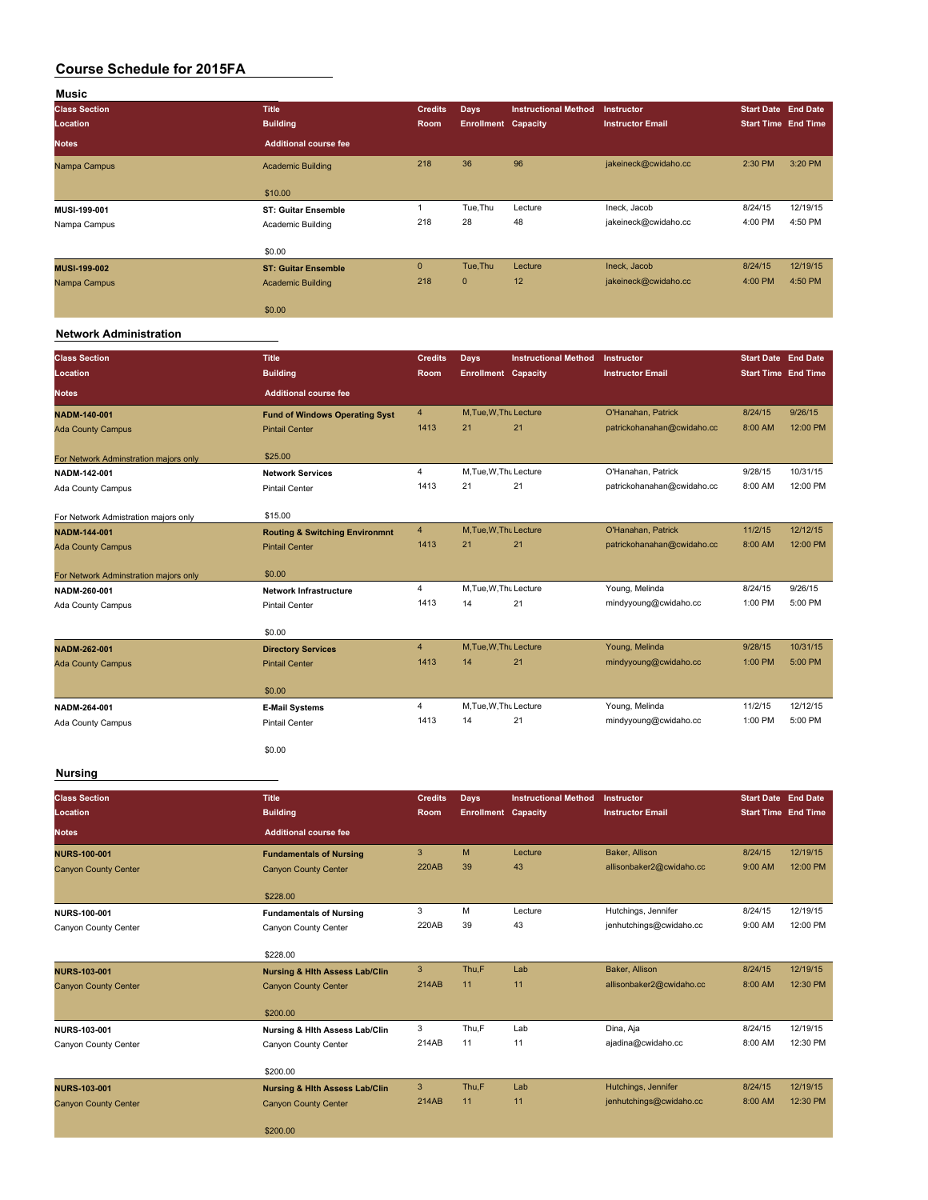# Course Schedule for 2015FA

## Music

| Class Section | Title | Credits | Days | Instructional Method | Instructor | Start Date | End Date |
|---|---|---|---|---|---|---|---|
| Location | Building | Room | Enrollment | Capacity | Instructor Email | Start Time | End Time |
| Notes | Additional course fee | | | | | | |
| Nampa Campus | Academic Building | 218 | 36 | 96 | jakeineck@cwidaho.cc | 2:30 PM | 3:20 PM |
| | $10.00 | | | | | | |
| MUSI-199-001 | ST: Guitar Ensemble | 1 | Tue,Thu | Lecture | Ineck, Jacob | 8/24/15 | 12/19/15 |
| Nampa Campus | Academic Building | 218 | 28 | 48 | jakeineck@cwidaho.cc | 4:00 PM | 4:50 PM |
| | $0.00 | | | | | | |
| MUSI-199-002 | ST: Guitar Ensemble | 0 | Tue,Thu | Lecture | Ineck, Jacob | 8/24/15 | 12/19/15 |
| Nampa Campus | Academic Building | 218 | 0 | 12 | jakeineck@cwidaho.cc | 4:00 PM | 4:50 PM |
| | $0.00 | | | | | | |

## Network Administration

| Class Section | Title | Credits | Days | Instructional Method | Instructor | Start Date | End Date |
|---|---|---|---|---|---|---|---|
| Location | Building | Room | Enrollment | Capacity | Instructor Email | Start Time | End Time |
| Notes | Additional course fee | | | | | | |
| NADM-140-001 | Fund of Windows Operating Syst | 4 | M,Tue,W,Thu | Lecture | O'Hanahan, Patrick | 8/24/15 | 9/26/15 |
| Ada County Campus | Pintail Center | 1413 | 21 | 21 | patrickohanahan@cwidaho.cc | 8:00 AM | 12:00 PM |
| For Network Adminstration majors only | $25.00 | | | | | | |
| NADM-142-001 | Network Services | 4 | M,Tue,W,Thu | Lecture | O'Hanahan, Patrick | 9/28/15 | 10/31/15 |
| Ada County Campus | Pintail Center | 1413 | 21 | 21 | patrickohanahan@cwidaho.cc | 8:00 AM | 12:00 PM |
| For Network Admistration majors only | $15.00 | | | | | | |
| NADM-144-001 | Routing & Switching Environmnt | 4 | M,Tue,W,Thu | Lecture | O'Hanahan, Patrick | 11/2/15 | 12/12/15 |
| Ada County Campus | Pintail Center | 1413 | 21 | 21 | patrickohanahan@cwidaho.cc | 8:00 AM | 12:00 PM |
| For Network Adminstration majors only | $0.00 | | | | | | |
| NADM-260-001 | Network Infrastructure | 4 | M,Tue,W,Thu | Lecture | Young, Melinda | 8/24/15 | 9/26/15 |
| Ada County Campus | Pintail Center | 1413 | 14 | 21 | mindyyoung@cwidaho.cc | 1:00 PM | 5:00 PM |
| | $0.00 | | | | | | |
| NADM-262-001 | Directory Services | 4 | M,Tue,W,Thu | Lecture | Young, Melinda | 9/28/15 | 10/31/15 |
| Ada County Campus | Pintail Center | 1413 | 14 | 21 | mindyyoung@cwidaho.cc | 1:00 PM | 5:00 PM |
| | $0.00 | | | | | | |
| NADM-264-001 | E-Mail Systems | 4 | M,Tue,W,Thu | Lecture | Young, Melinda | 11/2/15 | 12/12/15 |
| Ada County Campus | Pintail Center | 1413 | 14 | 21 | mindyyoung@cwidaho.cc | 1:00 PM | 5:00 PM |
| | $0.00 | | | | | | |

## Nursing

| Class Section | Title | Credits | Days | Instructional Method | Instructor | Start Date | End Date |
|---|---|---|---|---|---|---|---|
| Location | Building | Room | Enrollment | Capacity | Instructor Email | Start Time | End Time |
| Notes | Additional course fee | | | | | | |
| NURS-100-001 | Fundamentals of Nursing | 3 | M | Lecture | Baker, Allison | 8/24/15 | 12/19/15 |
| Canyon County Center | Canyon County Center | 220AB | 39 | 43 | allisonbaker2@cwidaho.cc | 9:00 AM | 12:00 PM |
| | $228.00 | | | | | | |
| NURS-100-001 | Fundamentals of Nursing | 3 | M | Lecture | Hutchings, Jennifer | 8/24/15 | 12/19/15 |
| Canyon County Center | Canyon County Center | 220AB | 39 | 43 | jenhutchings@cwidaho.cc | 9:00 AM | 12:00 PM |
| | $228.00 | | | | | | |
| NURS-103-001 | Nursing & Hlth Assess Lab/Clin | 3 | Thu,F | Lab | Baker, Allison | 8/24/15 | 12/19/15 |
| Canyon County Center | Canyon County Center | 214AB | 11 | 11 | allisonbaker2@cwidaho.cc | 8:00 AM | 12:30 PM |
| | $200.00 | | | | | | |
| NURS-103-001 | Nursing & Hlth Assess Lab/Clin | 3 | Thu,F | Lab | Dina, Aja | 8/24/15 | 12/19/15 |
| Canyon County Center | Canyon County Center | 214AB | 11 | 11 | ajadina@cwidaho.cc | 8:00 AM | 12:30 PM |
| | $200.00 | | | | | | |
| NURS-103-001 | Nursing & Hlth Assess Lab/Clin | 3 | Thu,F | Lab | Hutchings, Jennifer | 8/24/15 | 12/19/15 |
| Canyon County Center | Canyon County Center | 214AB | 11 | 11 | jenhutchings@cwidaho.cc | 8:00 AM | 12:30 PM |
| | $200.00 | | | | | | |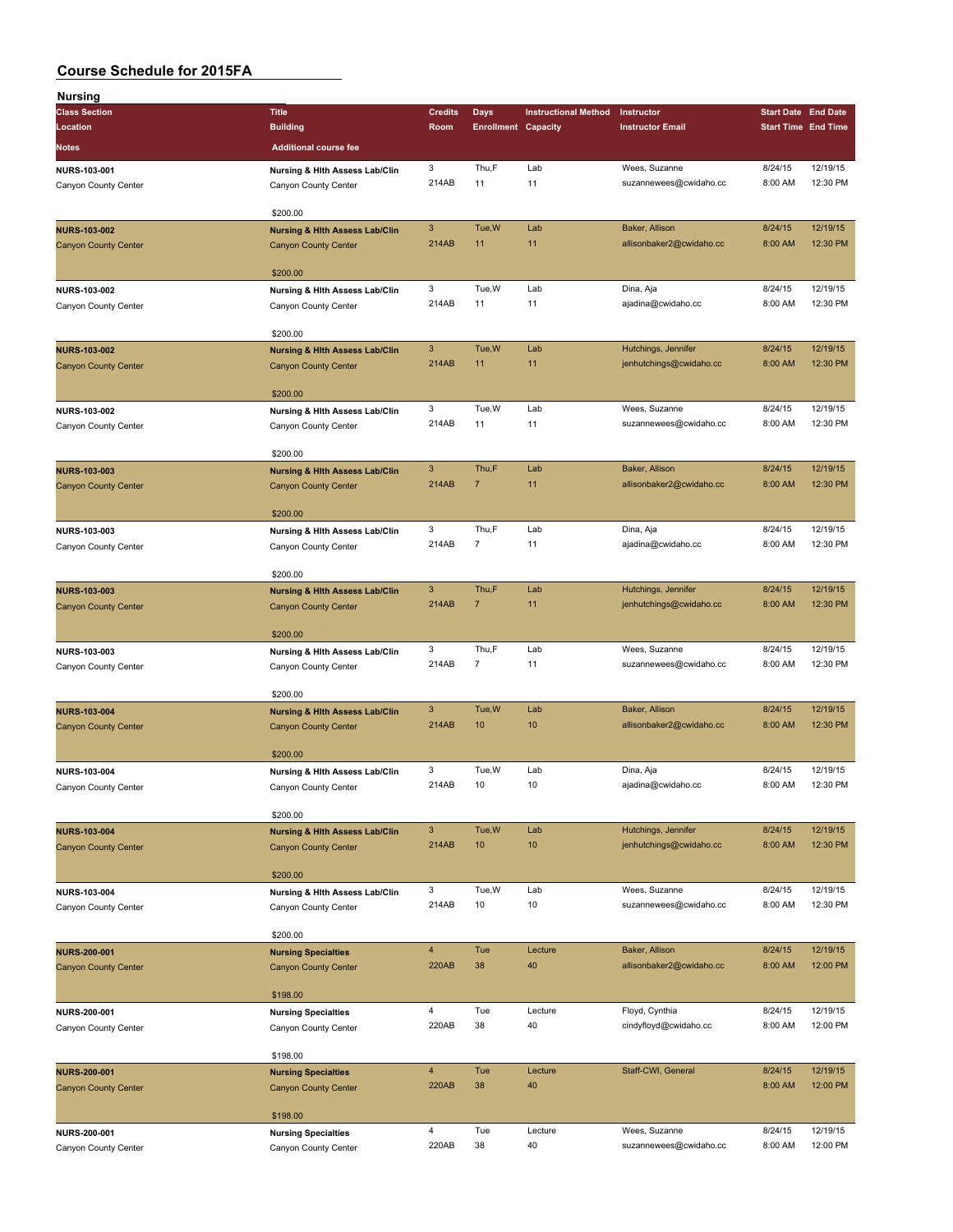# Course Schedule for 2015FA

## Nursing

| Class Section / Location / Notes | Title / Building / Additional course fee | Credits / Room | Days / Enrollment | Instructional Method / Capacity | Instructor / Instructor Email | Start Date / Start Time | End Date / End Time |
|---|---|---|---|---|---|---|---|
| NURS-103-001<br>Canyon County Center | Nursing & Hlth Assess Lab/Clin<br>Canyon County Center<br>$200.00 | 3<br>214AB | Thu,F<br>11 | Lab<br>11 | Wees, Suzanne<br>suzannewees@cwidaho.cc | 8/24/15<br>8:00 AM | 12/19/15<br>12:30 PM |
| NURS-103-002<br>Canyon County Center | Nursing & Hlth Assess Lab/Clin<br>Canyon County Center<br>$200.00 | 3<br>214AB | Tue,W<br>11 | Lab<br>11 | Baker, Allison<br>allisonbaker2@cwidaho.cc | 8/24/15<br>8:00 AM | 12/19/15<br>12:30 PM |
| NURS-103-002<br>Canyon County Center | Nursing & Hlth Assess Lab/Clin<br>Canyon County Center<br>$200.00 | 3<br>214AB | Tue,W<br>11 | Lab<br>11 | Dina, Aja<br>ajadina@cwidaho.cc | 8/24/15<br>8:00 AM | 12/19/15<br>12:30 PM |
| NURS-103-002<br>Canyon County Center | Nursing & Hlth Assess Lab/Clin<br>Canyon County Center<br>$200.00 | 3<br>214AB | Tue,W<br>11 | Lab<br>11 | Hutchings, Jennifer<br>jenhutchings@cwidaho.cc | 8/24/15<br>8:00 AM | 12/19/15<br>12:30 PM |
| NURS-103-002<br>Canyon County Center | Nursing & Hlth Assess Lab/Clin<br>Canyon County Center<br>$200.00 | 3<br>214AB | Tue,W<br>11 | Lab<br>11 | Wees, Suzanne<br>suzannewees@cwidaho.cc | 8/24/15<br>8:00 AM | 12/19/15<br>12:30 PM |
| NURS-103-003<br>Canyon County Center | Nursing & Hlth Assess Lab/Clin<br>Canyon County Center<br>$200.00 | 3<br>214AB | Thu,F<br>7 | Lab<br>11 | Baker, Allison<br>allisonbaker2@cwidaho.cc | 8/24/15<br>8:00 AM | 12/19/15<br>12:30 PM |
| NURS-103-003<br>Canyon County Center | Nursing & Hlth Assess Lab/Clin<br>Canyon County Center<br>$200.00 | 3<br>214AB | Thu,F<br>7 | Lab<br>11 | Dina, Aja<br>ajadina@cwidaho.cc | 8/24/15<br>8:00 AM | 12/19/15<br>12:30 PM |
| NURS-103-003<br>Canyon County Center | Nursing & Hlth Assess Lab/Clin<br>Canyon County Center<br>$200.00 | 3<br>214AB | Thu,F<br>7 | Lab<br>11 | Hutchings, Jennifer<br>jenhutchings@cwidaho.cc | 8/24/15<br>8:00 AM | 12/19/15<br>12:30 PM |
| NURS-103-003<br>Canyon County Center | Nursing & Hlth Assess Lab/Clin<br>Canyon County Center<br>$200.00 | 3<br>214AB | Thu,F<br>7 | Lab<br>11 | Wees, Suzanne<br>suzannewees@cwidaho.cc | 8/24/15<br>8:00 AM | 12/19/15<br>12:30 PM |
| NURS-103-004<br>Canyon County Center | Nursing & Hlth Assess Lab/Clin<br>Canyon County Center<br>$200.00 | 3<br>214AB | Tue,W<br>10 | Lab<br>10 | Baker, Allison<br>allisonbaker2@cwidaho.cc | 8/24/15<br>8:00 AM | 12/19/15<br>12:30 PM |
| NURS-103-004<br>Canyon County Center | Nursing & Hlth Assess Lab/Clin<br>Canyon County Center<br>$200.00 | 3<br>214AB | Tue,W<br>10 | Lab<br>10 | Dina, Aja<br>ajadina@cwidaho.cc | 8/24/15<br>8:00 AM | 12/19/15<br>12:30 PM |
| NURS-103-004<br>Canyon County Center | Nursing & Hlth Assess Lab/Clin<br>Canyon County Center<br>$200.00 | 3<br>214AB | Tue,W<br>10 | Lab<br>10 | Hutchings, Jennifer<br>jenhutchings@cwidaho.cc | 8/24/15<br>8:00 AM | 12/19/15<br>12:30 PM |
| NURS-103-004<br>Canyon County Center | Nursing & Hlth Assess Lab/Clin<br>Canyon County Center<br>$200.00 | 3<br>214AB | Tue,W<br>10 | Lab<br>10 | Wees, Suzanne<br>suzannewees@cwidaho.cc | 8/24/15<br>8:00 AM | 12/19/15<br>12:30 PM |
| NURS-200-001<br>Canyon County Center | Nursing Specialties<br>Canyon County Center<br>$198.00 | 4<br>220AB | Tue<br>38 | Lecture<br>40 | Baker, Allison<br>allisonbaker2@cwidaho.cc | 8/24/15<br>8:00 AM | 12/19/15<br>12:00 PM |
| NURS-200-001<br>Canyon County Center | Nursing Specialties<br>Canyon County Center<br>$198.00 | 4<br>220AB | Tue<br>38 | Lecture<br>40 | Floyd, Cynthia<br>cindyfloyd@cwidaho.cc | 8/24/15<br>8:00 AM | 12/19/15<br>12:00 PM |
| NURS-200-001<br>Canyon County Center | Nursing Specialties<br>Canyon County Center<br>$198.00 | 4<br>220AB | Tue<br>38 | Lecture<br>40 | Staff-CWI, General | 8/24/15<br>8:00 AM | 12/19/15<br>12:00 PM |
| NURS-200-001<br>Canyon County Center | Nursing Specialties<br>Canyon County Center | 4<br>220AB | Tue<br>38 | Lecture<br>40 | Wees, Suzanne<br>suzannewees@cwidaho.cc | 8/24/15<br>8:00 AM | 12/19/15<br>12:00 PM |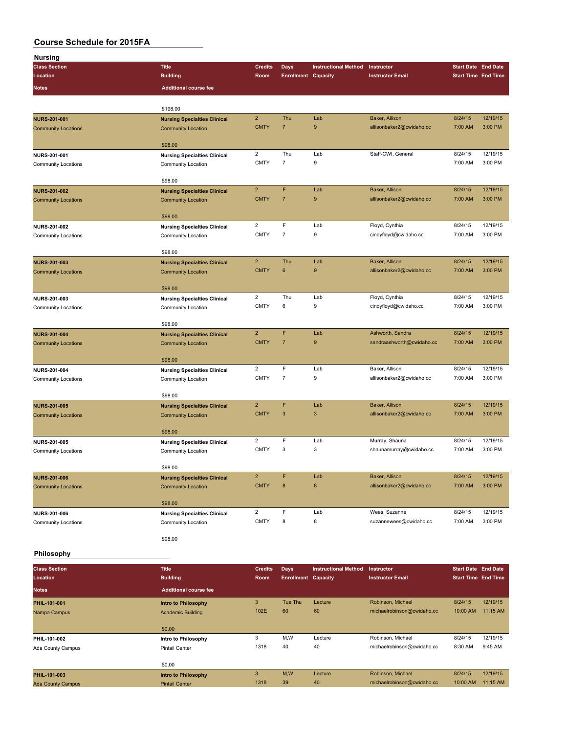# Course Schedule for 2015FA

## Nursing

| Class Section | Title | Credits | Days | Instructional Method | Instructor | Start Date | End Date |
|---|---|---|---|---|---|---|---|
| Location | Building | Room | Enrollment | Capacity | Instructor Email | Start Time | End Time |
| Notes | Additional course fee | | | | | | |
| | $198.00 | | | | | | |
| NURS-201-001 | Nursing Specialties Clinical | 2 | Thu | Lab | Baker, Allison | 8/24/15 | 12/19/15 |
| Community Locations | Community Location | CMTY | 7 | 9 | allisonbaker2@cwidaho.cc | 7:00 AM | 3:00 PM |
| | $98.00 | | | | | | |
| NURS-201-001 | Nursing Specialties Clinical | 2 | Thu | Lab | Staff-CWI, General | 8/24/15 | 12/19/15 |
| Community Locations | Community Location | CMTY | 7 | 9 | | 7:00 AM | 3:00 PM |
| | $98.00 | | | | | | |
| NURS-201-002 | Nursing Specialties Clinical | 2 | F | Lab | Baker, Allison | 8/24/15 | 12/19/15 |
| Community Locations | Community Location | CMTY | 7 | 9 | allisonbaker2@cwidaho.cc | 7:00 AM | 3:00 PM |
| | $98.00 | | | | | | |
| NURS-201-002 | Nursing Specialties Clinical | 2 | F | Lab | Floyd, Cynthia | 8/24/15 | 12/19/15 |
| Community Locations | Community Location | CMTY | 7 | 9 | cindyfloyd@cwidaho.cc | 7:00 AM | 3:00 PM |
| | $98.00 | | | | | | |
| NURS-201-003 | Nursing Specialties Clinical | 2 | Thu | Lab | Baker, Allison | 8/24/15 | 12/19/15 |
| Community Locations | Community Location | CMTY | 6 | 9 | allisonbaker2@cwidaho.cc | 7:00 AM | 3:00 PM |
| | $98.00 | | | | | | |
| NURS-201-003 | Nursing Specialties Clinical | 2 | Thu | Lab | Floyd, Cynthia | 8/24/15 | 12/19/15 |
| Community Locations | Community Location | CMTY | 6 | 9 | cindyfloyd@cwidaho.cc | 7:00 AM | 3:00 PM |
| | $98.00 | | | | | | |
| NURS-201-004 | Nursing Specialties Clinical | 2 | F | Lab | Ashworth, Sandra | 8/24/15 | 12/19/15 |
| Community Locations | Community Location | CMTY | 7 | 9 | sandraashworth@cwidaho.cc | 7:00 AM | 3:00 PM |
| | $98.00 | | | | | | |
| NURS-201-004 | Nursing Specialties Clinical | 2 | F | Lab | Baker, Allison | 8/24/15 | 12/19/15 |
| Community Locations | Community Location | CMTY | 7 | 9 | allisonbaker2@cwidaho.cc | 7:00 AM | 3:00 PM |
| | $98.00 | | | | | | |
| NURS-201-005 | Nursing Specialties Clinical | 2 | F | Lab | Baker, Allison | 8/24/15 | 12/19/15 |
| Community Locations | Community Location | CMTY | 3 | 3 | allisonbaker2@cwidaho.cc | 7:00 AM | 3:00 PM |
| | $98.00 | | | | | | |
| NURS-201-005 | Nursing Specialties Clinical | 2 | F | Lab | Murray, Shauna | 8/24/15 | 12/19/15 |
| Community Locations | Community Location | CMTY | 3 | 3 | shaunamurray@cwidaho.cc | 7:00 AM | 3:00 PM |
| | $98.00 | | | | | | |
| NURS-201-006 | Nursing Specialties Clinical | 2 | F | Lab | Baker, Allison | 8/24/15 | 12/19/15 |
| Community Locations | Community Location | CMTY | 8 | 8 | allisonbaker2@cwidaho.cc | 7:00 AM | 3:00 PM |
| | $98.00 | | | | | | |
| NURS-201-006 | Nursing Specialties Clinical | 2 | F | Lab | Wees, Suzanne | 8/24/15 | 12/19/15 |
| Community Locations | Community Location | CMTY | 8 | 8 | suzannewees@cwidaho.cc | 7:00 AM | 3:00 PM |
| | $98.00 | | | | | | |

## Philosophy

| Class Section | Title | Credits | Days | Instructional Method | Instructor | Start Date | End Date |
|---|---|---|---|---|---|---|---|
| Location | Building | Room | Enrollment | Capacity | Instructor Email | Start Time | End Time |
| Notes | Additional course fee | | | | | | |
| PHIL-101-001 | Intro to Philosophy | 3 | Tue,Thu | Lecture | Robinson, Michael | 8/24/15 | 12/19/15 |
| Nampa Campus | Academic Building | 102E | 60 | 60 | michaelrobinson@cwidaho.cc | 10:00 AM | 11:15 AM |
| | $0.00 | | | | | | |
| PHIL-101-002 | Intro to Philosophy | 3 | M,W | Lecture | Robinson, Michael | 8/24/15 | 12/19/15 |
| Ada County Campus | Pintail Center | 1318 | 40 | 40 | michaelrobinson@cwidaho.cc | 8:30 AM | 9:45 AM |
| | $0.00 | | | | | | |
| PHIL-101-003 | Intro to Philosophy | 3 | M,W | Lecture | Robinson, Michael | 8/24/15 | 12/19/15 |
| Ada County Campus | Pintail Center | 1318 | 39 | 40 | michaelrobinson@cwidaho.cc | 10:00 AM | 11:15 AM |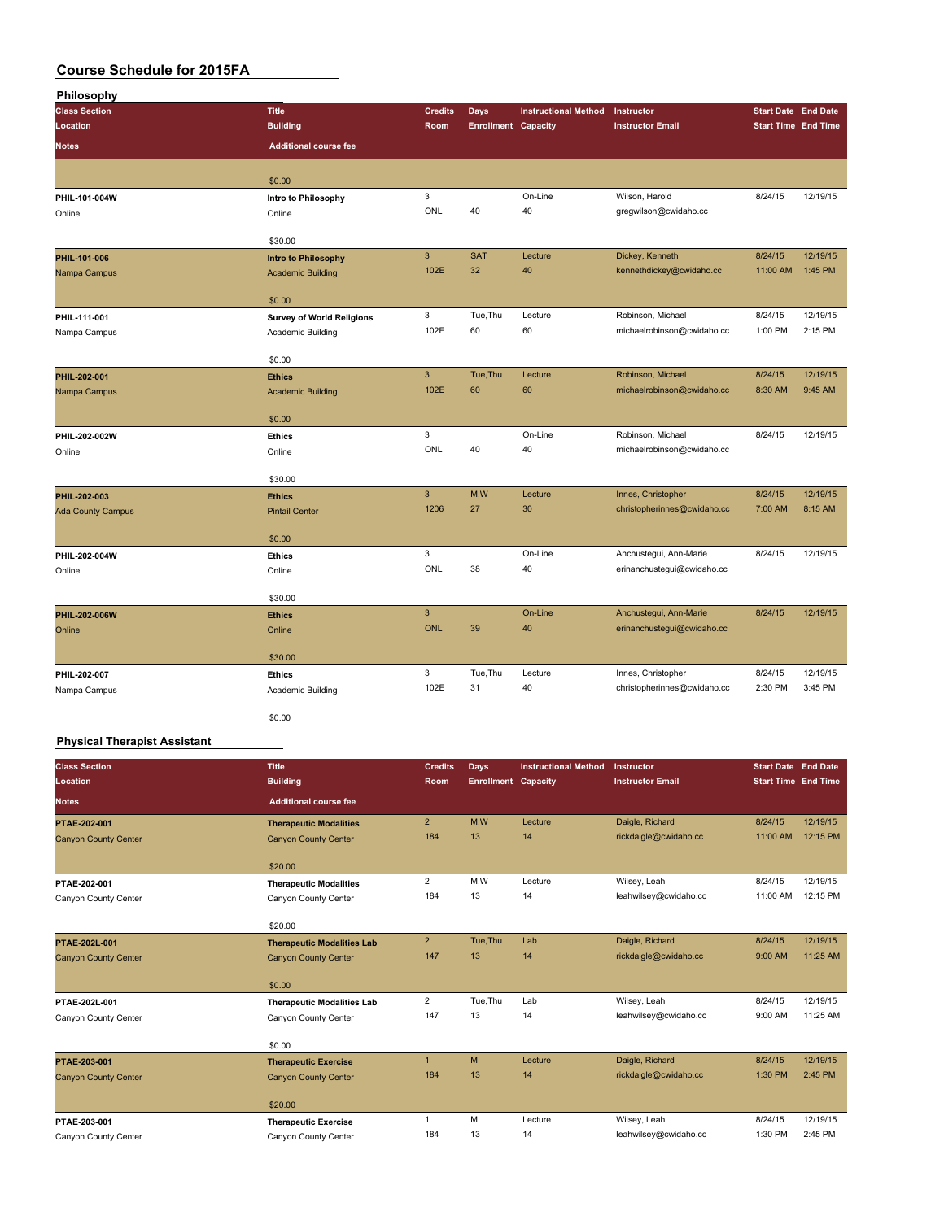# Course Schedule for 2015FA

## Philosophy

| Class Section / Location / Notes | Title / Building / Additional course fee | Credits / Room | Days / Enrollment | Instructional Method / Capacity | Instructor / Instructor Email | Start Date / Start Time | End Date / End Time |
|---|---|---|---|---|---|---|---|
| | $0.00 | | | | | | |
| PHIL-101-004W<br>Online | Intro to Philosophy<br>Online<br>$30.00 | 3<br>ONL | <br>40 | On-Line<br>40 | Wilson, Harold<br>gregwilson@cwidaho.cc | 8/24/15 | 12/19/15 |
| PHIL-101-006<br>Nampa Campus | Intro to Philosophy<br>Academic Building<br>$0.00 | 3<br>102E | SAT<br>32 | Lecture<br>40 | Dickey, Kenneth<br>kennethdickey@cwidaho.cc | 8/24/15<br>11:00 AM | 12/19/15<br>1:45 PM |
| PHIL-111-001<br>Nampa Campus | Survey of World Religions<br>Academic Building<br>$0.00 | 3<br>102E | Tue,Thu<br>60 | Lecture<br>60 | Robinson, Michael<br>michaelrobinson@cwidaho.cc | 8/24/15<br>1:00 PM | 12/19/15<br>2:15 PM |
| PHIL-202-001<br>Nampa Campus | Ethics<br>Academic Building<br>$0.00 | 3<br>102E | Tue,Thu<br>60 | Lecture<br>60 | Robinson, Michael<br>michaelrobinson@cwidaho.cc | 8/24/15<br>8:30 AM | 12/19/15<br>9:45 AM |
| PHIL-202-002W<br>Online | Ethics<br>Online<br>$30.00 | 3<br>ONL | <br>40 | On-Line<br>40 | Robinson, Michael<br>michaelrobinson@cwidaho.cc | 8/24/15 | 12/19/15 |
| PHIL-202-003<br>Ada County Campus | Ethics<br>Pintail Center<br>$0.00 | 3<br>1206 | M,W<br>27 | Lecture<br>30 | Innes, Christopher<br>christopherinnes@cwidaho.cc | 8/24/15<br>7:00 AM | 12/19/15<br>8:15 AM |
| PHIL-202-004W<br>Online | Ethics<br>Online<br>$30.00 | 3<br>ONL | <br>38 | On-Line<br>40 | Anchustegui, Ann-Marie<br>erinanchustegui@cwidaho.cc | 8/24/15 | 12/19/15 |
| PHIL-202-006W<br>Online | Ethics<br>Online<br>$30.00 | 3<br>ONL | <br>39 | On-Line<br>40 | Anchustegui, Ann-Marie<br>erinanchustegui@cwidaho.cc | 8/24/15 | 12/19/15 |
| PHIL-202-007<br>Nampa Campus | Ethics<br>Academic Building<br>$0.00 | 3<br>102E | Tue,Thu<br>31 | Lecture<br>40 | Innes, Christopher<br>christopherinnes@cwidaho.cc | 8/24/15<br>2:30 PM | 12/19/15<br>3:45 PM |

## Physical Therapist Assistant

| Class Section / Location / Notes | Title / Building / Additional course fee | Credits / Room | Days / Enrollment | Instructional Method / Capacity | Instructor / Instructor Email | Start Date / Start Time | End Date / End Time |
|---|---|---|---|---|---|---|---|
| PTAE-202-001<br>Canyon County Center | Therapeutic Modalities<br>Canyon County Center<br>$20.00 | 2<br>184 | M,W<br>13 | Lecture<br>14 | Daigle, Richard<br>rickdaigle@cwidaho.cc | 8/24/15<br>11:00 AM | 12/19/15<br>12:15 PM |
| PTAE-202-001<br>Canyon County Center | Therapeutic Modalities<br>Canyon County Center<br>$20.00 | 2<br>184 | M,W<br>13 | Lecture<br>14 | Wilsey, Leah<br>leahwilsey@cwidaho.cc | 8/24/15<br>11:00 AM | 12/19/15<br>12:15 PM |
| PTAE-202L-001<br>Canyon County Center | Therapeutic Modalities Lab<br>Canyon County Center<br>$0.00 | 2<br>147 | Tue,Thu<br>13 | Lab<br>14 | Daigle, Richard<br>rickdaigle@cwidaho.cc | 8/24/15<br>9:00 AM | 12/19/15<br>11:25 AM |
| PTAE-202L-001<br>Canyon County Center | Therapeutic Modalities Lab<br>Canyon County Center<br>$0.00 | 2<br>147 | Tue,Thu<br>13 | Lab<br>14 | Wilsey, Leah<br>leahwilsey@cwidaho.cc | 8/24/15<br>9:00 AM | 12/19/15<br>11:25 AM |
| PTAE-203-001<br>Canyon County Center | Therapeutic Exercise<br>Canyon County Center<br>$20.00 | 1<br>184 | M<br>13 | Lecture<br>14 | Daigle, Richard<br>rickdaigle@cwidaho.cc | 8/24/15<br>1:30 PM | 12/19/15<br>2:45 PM |
| PTAE-203-001<br>Canyon County Center | Therapeutic Exercise<br>Canyon County Center | 1<br>184 | M<br>13 | Lecture<br>14 | Wilsey, Leah<br>leahwilsey@cwidaho.cc | 8/24/15<br>1:30 PM | 12/19/15<br>2:45 PM |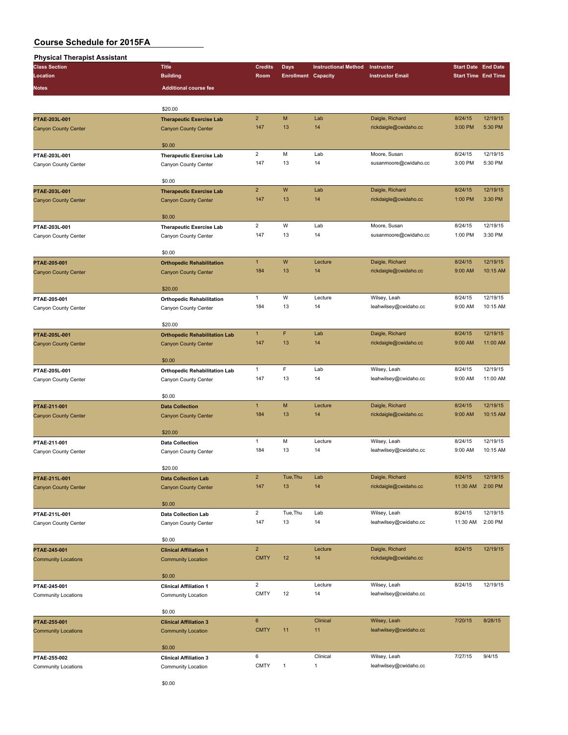# Course Schedule for 2015FA

## Physical Therapist Assistant

| Class Section / Location / Notes | Title / Building / Additional course fee | Credits / Room | Days / Enrollment | Instructional Method / Capacity | Instructor / Instructor Email | Start Date / Start Time | End Date / End Time |
|---|---|---|---|---|---|---|---|
| | $20.00 | | | | | | |
| PTAE-203L-001 | Therapeutic Exercise Lab | 2 | M | Lab | Daigle, Richard | 8/24/15 | 12/19/15 |
| Canyon County Center | Canyon County Center | 147 | 13 | 14 | rickdaigle@cwidaho.cc | 3:00 PM | 5:30 PM |
| | $0.00 | | | | | | |
| PTAE-203L-001 | Therapeutic Exercise Lab | 2 | M | Lab | Moore, Susan | 8/24/15 | 12/19/15 |
| Canyon County Center | Canyon County Center | 147 | 13 | 14 | susanmoore@cwidaho.cc | 3:00 PM | 5:30 PM |
| | $0.00 | | | | | | |
| PTAE-203L-001 | Therapeutic Exercise Lab | 2 | W | Lab | Daigle, Richard | 8/24/15 | 12/19/15 |
| Canyon County Center | Canyon County Center | 147 | 13 | 14 | rickdaigle@cwidaho.cc | 1:00 PM | 3:30 PM |
| | $0.00 | | | | | | |
| PTAE-203L-001 | Therapeutic Exercise Lab | 2 | W | Lab | Moore, Susan | 8/24/15 | 12/19/15 |
| Canyon County Center | Canyon County Center | 147 | 13 | 14 | susanmoore@cwidaho.cc | 1:00 PM | 3:30 PM |
| | $0.00 | | | | | | |
| PTAE-205-001 | Orthopedic Rehabilitation | 1 | W | Lecture | Daigle, Richard | 8/24/15 | 12/19/15 |
| Canyon County Center | Canyon County Center | 184 | 13 | 14 | rickdaigle@cwidaho.cc | 9:00 AM | 10:15 AM |
| | $20.00 | | | | | | |
| PTAE-205-001 | Orthopedic Rehabilitation | 1 | W | Lecture | Wilsey, Leah | 8/24/15 | 12/19/15 |
| Canyon County Center | Canyon County Center | 184 | 13 | 14 | leahwilsey@cwidaho.cc | 9:00 AM | 10:15 AM |
| | $20.00 | | | | | | |
| PTAE-205L-001 | Orthopedic Rehabilitation Lab | 1 | F | Lab | Daigle, Richard | 8/24/15 | 12/19/15 |
| Canyon County Center | Canyon County Center | 147 | 13 | 14 | rickdaigle@cwidaho.cc | 9:00 AM | 11:00 AM |
| | $0.00 | | | | | | |
| PTAE-205L-001 | Orthopedic Rehabilitation Lab | 1 | F | Lab | Wilsey, Leah | 8/24/15 | 12/19/15 |
| Canyon County Center | Canyon County Center | 147 | 13 | 14 | leahwilsey@cwidaho.cc | 9:00 AM | 11:00 AM |
| | $0.00 | | | | | | |
| PTAE-211-001 | Data Collection | 1 | M | Lecture | Daigle, Richard | 8/24/15 | 12/19/15 |
| Canyon County Center | Canyon County Center | 184 | 13 | 14 | rickdaigle@cwidaho.cc | 9:00 AM | 10:15 AM |
| | $20.00 | | | | | | |
| PTAE-211-001 | Data Collection | 1 | M | Lecture | Wilsey, Leah | 8/24/15 | 12/19/15 |
| Canyon County Center | Canyon County Center | 184 | 13 | 14 | leahwilsey@cwidaho.cc | 9:00 AM | 10:15 AM |
| | $20.00 | | | | | | |
| PTAE-211L-001 | Data Collection Lab | 2 | Tue,Thu | Lab | Daigle, Richard | 8/24/15 | 12/19/15 |
| Canyon County Center | Canyon County Center | 147 | 13 | 14 | rickdaigle@cwidaho.cc | 11:30 AM | 2:00 PM |
| | $0.00 | | | | | | |
| PTAE-211L-001 | Data Collection Lab | 2 | Tue,Thu | Lab | Wilsey, Leah | 8/24/15 | 12/19/15 |
| Canyon County Center | Canyon County Center | 147 | 13 | 14 | leahwilsey@cwidaho.cc | 11:30 AM | 2:00 PM |
| | $0.00 | | | | | | |
| PTAE-245-001 | Clinical Affiliation 1 | 2 | | Lecture | Daigle, Richard | 8/24/15 | 12/19/15 |
| Community Locations | Community Location | CMTY | 12 | 14 | rickdaigle@cwidaho.cc | | |
| | $0.00 | | | | | | |
| PTAE-245-001 | Clinical Affiliation 1 | 2 | | Lecture | Wilsey, Leah | 8/24/15 | 12/19/15 |
| Community Locations | Community Location | CMTY | 12 | 14 | leahwilsey@cwidaho.cc | | |
| | $0.00 | | | | | | |
| PTAE-255-001 | Clinical Affiliation 3 | 6 | | Clinical | Wilsey, Leah | 7/20/15 | 8/28/15 |
| Community Locations | Community Location | CMTY | 11 | 11 | leahwilsey@cwidaho.cc | | |
| | $0.00 | | | | | | |
| PTAE-255-002 | Clinical Affiliation 3 | 6 | | Clinical | Wilsey, Leah | 7/27/15 | 9/4/15 |
| Community Locations | Community Location | CMTY | 1 | 1 | leahwilsey@cwidaho.cc | | |
| | $0.00 | | | | | | |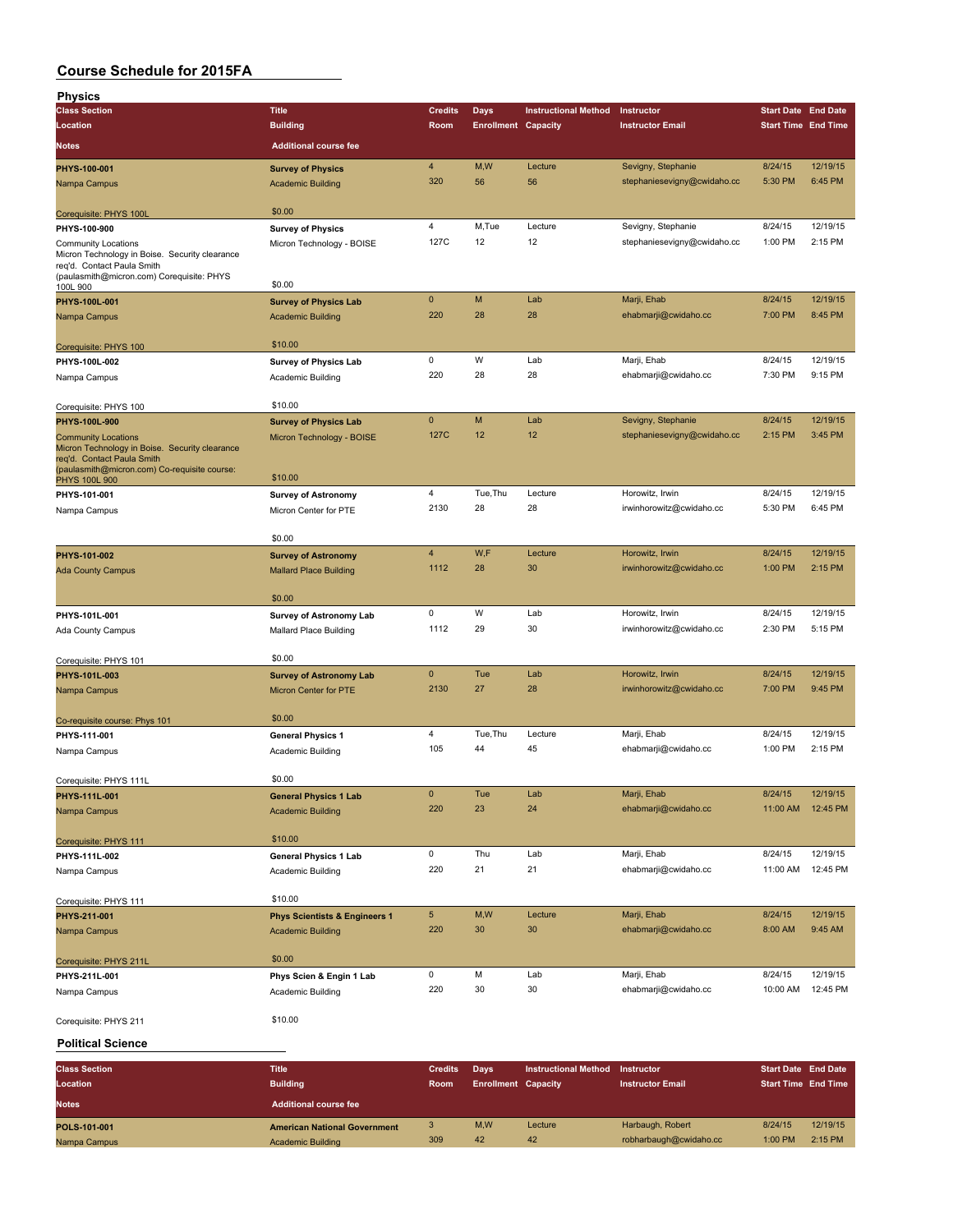# Course Schedule for 2015FA

## Physics

| Class Section / Location / Notes | Title / Building / Additional course fee | Credits / Room | Days / Enrollment | Instructional Method / Capacity | Instructor / Instructor Email | Start Date / Start Time | End Date / End Time |
|---|---|---|---|---|---|---|---|
| **PHYS-100-001**<br>Nampa Campus<br>Corequisite: PHYS 100L | **Survey of Physics**<br>Academic Building<br>$0.00 | 4<br>320 | M,W<br>56 | Lecture<br>56 | Sevigny, Stephanie<br>stephaniesevigny@cwidaho.cc | 8/24/15<br>5:30 PM | 12/19/15<br>6:45 PM |
| **PHYS-100-900**<br>Community Locations<br>Micron Technology in Boise. Security clearance req'd. Contact Paula Smith (paulasmith@micron.com) Corequisite: PHYS 100L 900 | **Survey of Physics**<br>Micron Technology - BOISE<br>$0.00 | 4<br>127C | M,Tue<br>12 | Lecture<br>12 | Sevigny, Stephanie<br>stephaniesevigny@cwidaho.cc | 8/24/15<br>1:00 PM | 12/19/15<br>2:15 PM |
| **PHYS-100L-001**<br>Nampa Campus<br>Corequisite: PHYS 100 | **Survey of Physics Lab**<br>Academic Building<br>$10.00 | 0<br>220 | M<br>28 | Lab<br>28 | Marji, Ehab<br>ehabmarji@cwidaho.cc | 8/24/15<br>7:00 PM | 12/19/15<br>8:45 PM |
| **PHYS-100L-002**<br>Nampa Campus<br>Corequisite: PHYS 100 | **Survey of Physics Lab**<br>Academic Building<br>$10.00 | 0<br>220 | W<br>28 | Lab<br>28 | Marji, Ehab<br>ehabmarji@cwidaho.cc | 8/24/15<br>7:30 PM | 12/19/15<br>9:15 PM |
| **PHYS-100L-900**<br>Community Locations<br>Micron Technology in Boise. Security clearance req'd. Contact Paula Smith (paulasmith@micron.com) Co-requisite course: PHYS 100L 900 | **Survey of Physics Lab**<br>Micron Technology - BOISE<br>$10.00 | 0<br>127C | M<br>12 | Lab<br>12 | Sevigny, Stephanie<br>stephaniesevigny@cwidaho.cc | 8/24/15<br>2:15 PM | 12/19/15<br>3:45 PM |
| **PHYS-101-001**<br>Nampa Campus | **Survey of Astronomy**<br>Micron Center for PTE<br>$0.00 | 4<br>2130 | Tue,Thu<br>28 | Lecture<br>28 | Horowitz, Irwin<br>irwinhorowitz@cwidaho.cc | 8/24/15<br>5:30 PM | 12/19/15<br>6:45 PM |
| **PHYS-101-002**<br>Ada County Campus | **Survey of Astronomy**<br>Mallard Place Building<br>$0.00 | 4<br>1112 | W,F<br>28 | Lecture<br>30 | Horowitz, Irwin<br>irwinhorowitz@cwidaho.cc | 8/24/15<br>1:00 PM | 12/19/15<br>2:15 PM |
| **PHYS-101L-001**<br>Ada County Campus<br>Corequisite: PHYS 101 | **Survey of Astronomy Lab**<br>Mallard Place Building<br>$0.00 | 0<br>1112 | W<br>29 | Lab<br>30 | Horowitz, Irwin<br>irwinhorowitz@cwidaho.cc | 8/24/15<br>2:30 PM | 12/19/15<br>5:15 PM |
| **PHYS-101L-003**<br>Nampa Campus<br>Co-requisite course: Phys 101 | **Survey of Astronomy Lab**<br>Micron Center for PTE<br>$0.00 | 0<br>2130 | Tue<br>27 | Lab<br>28 | Horowitz, Irwin<br>irwinhorowitz@cwidaho.cc | 8/24/15<br>7:00 PM | 12/19/15<br>9:45 PM |
| **PHYS-111-001**<br>Nampa Campus<br>Corequisite: PHYS 111L | **General Physics 1**<br>Academic Building<br>$0.00 | 4<br>105 | Tue,Thu<br>44 | Lecture<br>45 | Marji, Ehab<br>ehabmarji@cwidaho.cc | 8/24/15<br>1:00 PM | 12/19/15<br>2:15 PM |
| **PHYS-111L-001**<br>Nampa Campus<br>Corequisite: PHYS 111 | **General Physics 1 Lab**<br>Academic Building<br>$10.00 | 0<br>220 | Tue<br>23 | Lab<br>24 | Marji, Ehab<br>ehabmarji@cwidaho.cc | 8/24/15<br>11:00 AM | 12/19/15<br>12:45 PM |
| **PHYS-111L-002**<br>Nampa Campus<br>Corequisite: PHYS 111 | **General Physics 1 Lab**<br>Academic Building<br>$10.00 | 0<br>220 | Thu<br>21 | Lab<br>21 | Marji, Ehab<br>ehabmarji@cwidaho.cc | 8/24/15<br>11:00 AM | 12/19/15<br>12:45 PM |
| **PHYS-211-001**<br>Nampa Campus<br>Corequisite: PHYS 211L | **Phys Scientists & Engineers 1**<br>Academic Building<br>$0.00 | 5<br>220 | M,W<br>30 | Lecture<br>30 | Marji, Ehab<br>ehabmarji@cwidaho.cc | 8/24/15<br>8:00 AM | 12/19/15<br>9:45 AM |
| **PHYS-211L-001**<br>Nampa Campus<br>Corequisite: PHYS 211 | **Phys Scien & Engin 1 Lab**<br>Academic Building<br>$10.00 | 0<br>220 | M<br>30 | Lab<br>30 | Marji, Ehab<br>ehabmarji@cwidaho.cc | 8/24/15<br>10:00 AM | 12/19/15<br>12:45 PM |

## Political Science

| Class Section / Location / Notes | Title / Building / Additional course fee | Credits / Room | Days / Enrollment | Instructional Method / Capacity | Instructor / Instructor Email | Start Date / Start Time | End Date / End Time |
|---|---|---|---|---|---|---|---|
| **POLS-101-001**<br>Nampa Campus | **American National Government**<br>Academic Building | 3<br>309 | M,W<br>42 | Lecture<br>42 | Harbaugh, Robert<br>robharbaugh@cwidaho.cc | 8/24/15<br>1:00 PM | 12/19/15<br>2:15 PM |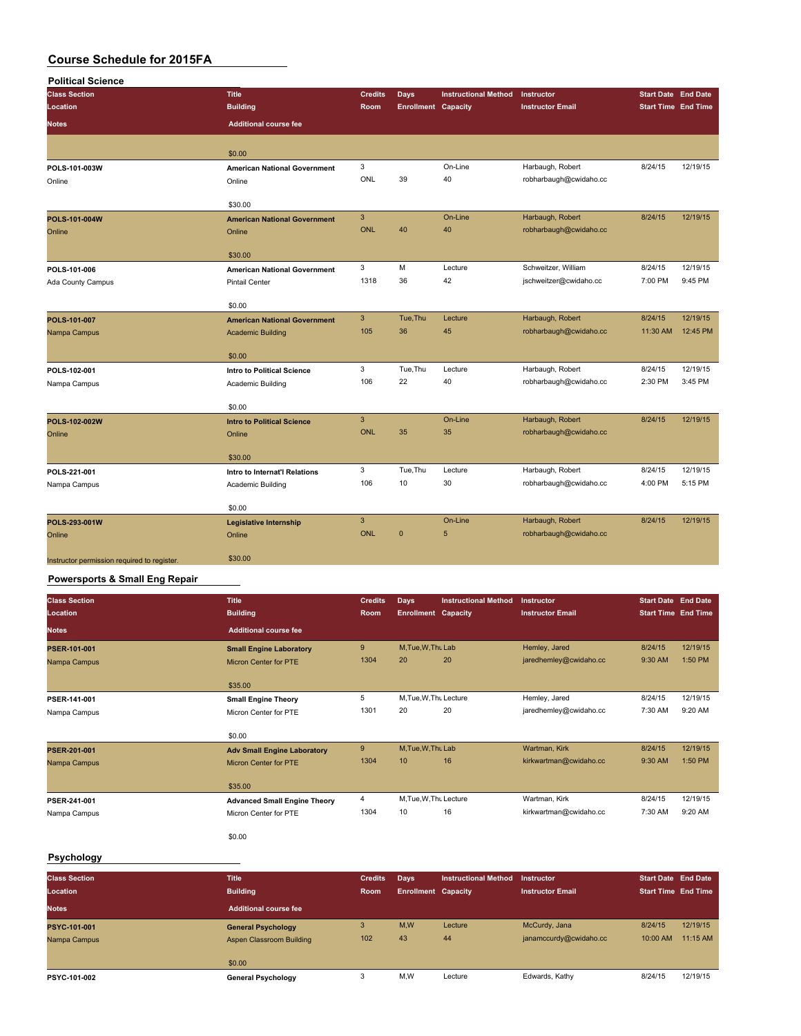# Course Schedule for 2015FA

## Political Science

| Class Section / Location / Notes | Title / Building / Additional course fee | Credits / Room | Days / Enrollment | Instructional Method / Capacity | Instructor / Instructor Email | Start Date / Start Time | End Date / End Time |
|---|---|---|---|---|---|---|---|
| | $0.00 | | | | | | |
| POLS-101-003W<br>Online | American National Government<br>Online<br>$30.00 | 3<br>ONL | <br>39 | On-Line<br>40 | Harbaugh, Robert<br>robharbaugh@cwidaho.cc | 8/24/15 | 12/19/15 |
| POLS-101-004W<br>Online | American National Government<br>Online<br>$30.00 | 3<br>ONL | <br>40 | On-Line<br>40 | Harbaugh, Robert<br>robharbaugh@cwidaho.cc | 8/24/15 | 12/19/15 |
| POLS-101-006<br>Ada County Campus | American National Government<br>Pintail Center<br>$0.00 | 3<br>1318 | M<br>36 | Lecture<br>42 | Schweitzer, William<br>jschweitzer@cwidaho.cc | 8/24/15<br>7:00 PM | 12/19/15<br>9:45 PM |
| POLS-101-007<br>Nampa Campus | American National Government<br>Academic Building<br>$0.00 | 3<br>105 | Tue,Thu<br>36 | Lecture<br>45 | Harbaugh, Robert<br>robharbaugh@cwidaho.cc | 8/24/15<br>11:30 AM | 12/19/15<br>12:45 PM |
| POLS-102-001<br>Nampa Campus | Intro to Political Science<br>Academic Building<br>$0.00 | 3<br>106 | Tue,Thu<br>22 | Lecture<br>40 | Harbaugh, Robert<br>robharbaugh@cwidaho.cc | 8/24/15<br>2:30 PM | 12/19/15<br>3:45 PM |
| POLS-102-002W<br>Online | Intro to Political Science<br>Online<br>$30.00 | 3<br>ONL | <br>35 | On-Line<br>35 | Harbaugh, Robert<br>robharbaugh@cwidaho.cc | 8/24/15 | 12/19/15 |
| POLS-221-001<br>Nampa Campus | Intro to Internat'l Relations<br>Academic Building<br>$0.00 | 3<br>106 | Tue,Thu<br>10 | Lecture<br>30 | Harbaugh, Robert<br>robharbaugh@cwidaho.cc | 8/24/15<br>4:00 PM | 12/19/15<br>5:15 PM |
| POLS-293-001W<br>Online<br>Instructor permission required to register. | Legislative Internship<br>Online<br>$30.00 | 3<br>ONL | <br>0 | On-Line<br>5 | Harbaugh, Robert<br>robharbaugh@cwidaho.cc | 8/24/15 | 12/19/15 |

## Powersports & Small Eng Repair

| Class Section / Location / Notes | Title / Building / Additional course fee | Credits / Room | Days / Enrollment | Instructional Method / Capacity | Instructor / Instructor Email | Start Date / Start Time | End Date / End Time |
|---|---|---|---|---|---|---|---|
| PSER-101-001<br>Nampa Campus | Small Engine Laboratory<br>Micron Center for PTE<br>$35.00 | 9<br>1304 | M,Tue,W,Thu<br>20 | Lab<br>20 | Hemley, Jared<br>jaredhemley@cwidaho.cc | 8/24/15<br>9:30 AM | 12/19/15<br>1:50 PM |
| PSER-141-001<br>Nampa Campus | Small Engine Theory<br>Micron Center for PTE<br>$0.00 | 5<br>1301 | M,Tue,W,Thu<br>20 | Lecture<br>20 | Hemley, Jared<br>jaredhemley@cwidaho.cc | 8/24/15<br>7:30 AM | 12/19/15<br>9:20 AM |
| PSER-201-001<br>Nampa Campus | Adv Small Engine Laboratory<br>Micron Center for PTE<br>$35.00 | 9<br>1304 | M,Tue,W,Thu<br>10 | Lab<br>16 | Wartman, Kirk<br>kirkwartman@cwidaho.cc | 8/24/15<br>9:30 AM | 12/19/15<br>1:50 PM |
| PSER-241-001<br>Nampa Campus | Advanced Small Engine Theory<br>Micron Center for PTE<br>$0.00 | 4<br>1304 | M,Tue,W,Thu<br>10 | Lecture<br>16 | Wartman, Kirk<br>kirkwartman@cwidaho.cc | 8/24/15<br>7:30 AM | 12/19/15<br>9:20 AM |

## Psychology

| Class Section / Location / Notes | Title / Building / Additional course fee | Credits / Room | Days / Enrollment | Instructional Method / Capacity | Instructor / Instructor Email | Start Date / Start Time | End Date / End Time |
|---|---|---|---|---|---|---|---|
| PSYC-101-001<br>Nampa Campus | General Psychology<br>Aspen Classroom Building<br>$0.00 | 3<br>102 | M,W<br>43 | Lecture<br>44 | McCurdy, Jana<br>janamccurdy@cwidaho.cc | 8/24/15<br>10:00 AM | 12/19/15<br>11:15 AM |
| PSYC-101-002 | General Psychology | 3 | M,W | Lecture | Edwards, Kathy | 8/24/15 | 12/19/15 |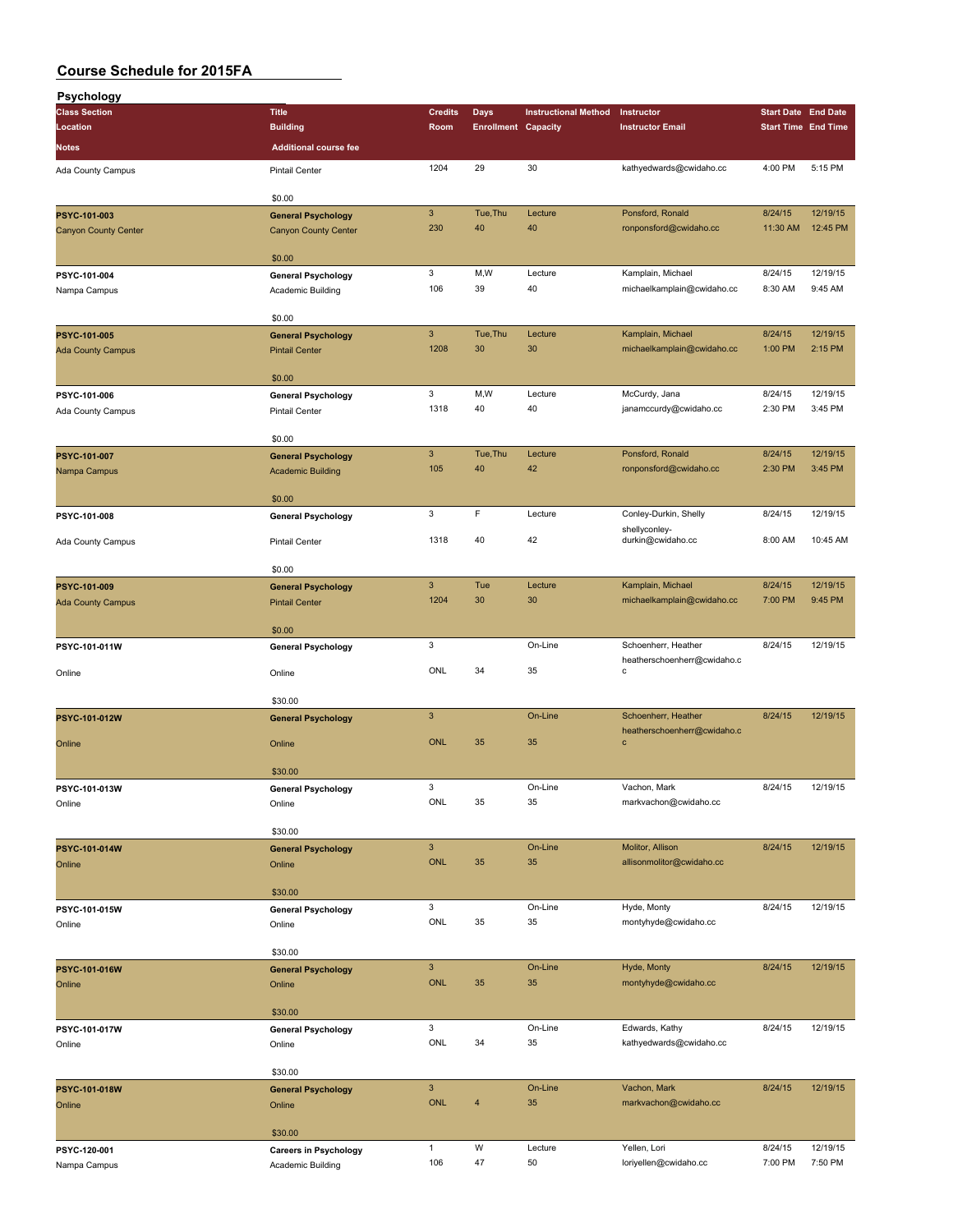# Course Schedule for 2015FA

## Psychology

| Class Section / Location / Notes | Title / Building / Additional course fee | Credits / Room | Days / Enrollment | Instructional Method / Capacity | Instructor / Instructor Email | Start Date / Start Time | End Date / End Time |
|---|---|---|---|---|---|---|---|
| Ada County Campus | Pintail Center | 1204 | 29 | 30 | kathyedwards@cwidaho.cc | 4:00 PM | 5:15 PM |
| | $0.00 | | | | | | |
| **PSYC-101-003** | **General Psychology** | 3 | Tue,Thu | Lecture | Ponsford, Ronald | 8/24/15 | 12/19/15 |
| Canyon County Center | Canyon County Center | 230 | 40 | 40 | ronponsford@cwidaho.cc | 11:30 AM | 12:45 PM |
| | $0.00 | | | | | | |
| **PSYC-101-004** | **General Psychology** | 3 | M,W | Lecture | Kamplain, Michael | 8/24/15 | 12/19/15 |
| Nampa Campus | Academic Building | 106 | 39 | 40 | michaelkamplain@cwidaho.cc | 8:30 AM | 9:45 AM |
| | $0.00 | | | | | | |
| **PSYC-101-005** | **General Psychology** | 3 | Tue,Thu | Lecture | Kamplain, Michael | 8/24/15 | 12/19/15 |
| Ada County Campus | Pintail Center | 1208 | 30 | 30 | michaelkamplain@cwidaho.cc | 1:00 PM | 2:15 PM |
| | $0.00 | | | | | | |
| **PSYC-101-006** | **General Psychology** | 3 | M,W | Lecture | McCurdy, Jana | 8/24/15 | 12/19/15 |
| Ada County Campus | Pintail Center | 1318 | 40 | 40 | janamccurdy@cwidaho.cc | 2:30 PM | 3:45 PM |
| | $0.00 | | | | | | |
| **PSYC-101-007** | **General Psychology** | 3 | Tue,Thu | Lecture | Ponsford, Ronald | 8/24/15 | 12/19/15 |
| Nampa Campus | Academic Building | 105 | 40 | 42 | ronponsford@cwidaho.cc | 2:30 PM | 3:45 PM |
| | $0.00 | | | | | | |
| **PSYC-101-008** | **General Psychology** | 3 | F | Lecture | Conley-Durkin, Shelly | 8/24/15 | 12/19/15 |
| Ada County Campus | Pintail Center | 1318 | 40 | 42 | shellyconley-durkin@cwidaho.cc | 8:00 AM | 10:45 AM |
| | $0.00 | | | | | | |
| **PSYC-101-009** | **General Psychology** | 3 | Tue | Lecture | Kamplain, Michael | 8/24/15 | 12/19/15 |
| Ada County Campus | Pintail Center | 1204 | 30 | 30 | michaelkamplain@cwidaho.cc | 7:00 PM | 9:45 PM |
| | $0.00 | | | | | | |
| **PSYC-101-011W** | **General Psychology** | 3 | | On-Line | Schoenherr, Heather | 8/24/15 | 12/19/15 |
| Online | Online | ONL | 34 | 35 | heatherschoenherr@cwidaho.cc | | |
| | $30.00 | | | | | | |
| **PSYC-101-012W** | **General Psychology** | 3 | | On-Line | Schoenherr, Heather | 8/24/15 | 12/19/15 |
| Online | Online | ONL | 35 | 35 | heatherschoenherr@cwidaho.cc | | |
| | $30.00 | | | | | | |
| **PSYC-101-013W** | **General Psychology** | 3 | | On-Line | Vachon, Mark | 8/24/15 | 12/19/15 |
| Online | Online | ONL | 35 | 35 | markvachon@cwidaho.cc | | |
| | $30.00 | | | | | | |
| **PSYC-101-014W** | **General Psychology** | 3 | | On-Line | Molitor, Allison | 8/24/15 | 12/19/15 |
| Online | Online | ONL | 35 | 35 | allisonmolitor@cwidaho.cc | | |
| | $30.00 | | | | | | |
| **PSYC-101-015W** | **General Psychology** | 3 | | On-Line | Hyde, Monty | 8/24/15 | 12/19/15 |
| Online | Online | ONL | 35 | 35 | montyhyde@cwidaho.cc | | |
| | $30.00 | | | | | | |
| **PSYC-101-016W** | **General Psychology** | 3 | | On-Line | Hyde, Monty | 8/24/15 | 12/19/15 |
| Online | Online | ONL | 35 | 35 | montyhyde@cwidaho.cc | | |
| | $30.00 | | | | | | |
| **PSYC-101-017W** | **General Psychology** | 3 | | On-Line | Edwards, Kathy | 8/24/15 | 12/19/15 |
| Online | Online | ONL | 34 | 35 | kathyedwards@cwidaho.cc | | |
| | $30.00 | | | | | | |
| **PSYC-101-018W** | **General Psychology** | 3 | | On-Line | Vachon, Mark | 8/24/15 | 12/19/15 |
| Online | Online | ONL | 4 | 35 | markvachon@cwidaho.cc | | |
| | $30.00 | | | | | | |
| **PSYC-120-001** | **Careers in Psychology** | 1 | W | Lecture | Yellen, Lori | 8/24/15 | 12/19/15 |
| Nampa Campus | Academic Building | 106 | 47 | 50 | loriyellen@cwidaho.cc | 7:00 PM | 7:50 PM |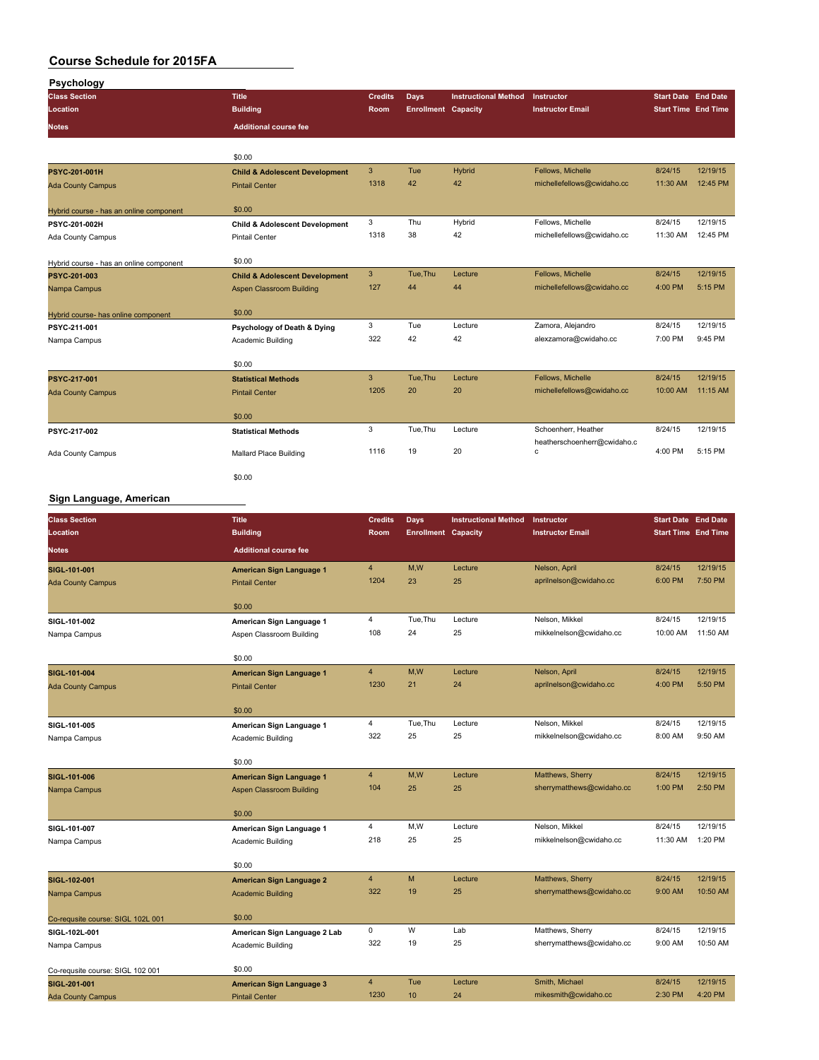# Course Schedule for 2015FA

## Psychology

| Class Section / Location / Notes | Title / Building / Additional course fee | Credits / Room | Days / Enrollment | Instructional Method / Capacity | Instructor / Instructor Email | Start Date / Start Time | End Date / End Time |
|---|---|---|---|---|---|---|---|
| | $0.00 | | | | | | |
| PSYC-201-001H | Child & Adolescent Development | 3 | Tue | Hybrid | Fellows, Michelle | 8/24/15 | 12/19/15 |
| Ada County Campus | Pintail Center | 1318 | 42 | 42 | michellefellows@cwidaho.cc | 11:30 AM | 12:45 PM |
| Hybrid course - has an online component | $0.00 | | | | | | |
| PSYC-201-002H | Child & Adolescent Development | 3 | Thu | Hybrid | Fellows, Michelle | 8/24/15 | 12/19/15 |
| Ada County Campus | Pintail Center | 1318 | 38 | 42 | michellefellows@cwidaho.cc | 11:30 AM | 12:45 PM |
| Hybrid course - has an online component | $0.00 | | | | | | |
| PSYC-201-003 | Child & Adolescent Development | 3 | Tue,Thu | Lecture | Fellows, Michelle | 8/24/15 | 12/19/15 |
| Nampa Campus | Aspen Classroom Building | 127 | 44 | 44 | michellefellows@cwidaho.cc | 4:00 PM | 5:15 PM |
| Hybrid course- has online component | $0.00 | | | | | | |
| PSYC-211-001 | Psychology of Death & Dying | 3 | Tue | Lecture | Zamora, Alejandro | 8/24/15 | 12/19/15 |
| Nampa Campus | Academic Building | 322 | 42 | 42 | alexzamora@cwidaho.cc | 7:00 PM | 9:45 PM |
| | $0.00 | | | | | | |
| PSYC-217-001 | Statistical Methods | 3 | Tue,Thu | Lecture | Fellows, Michelle | 8/24/15 | 12/19/15 |
| Ada County Campus | Pintail Center | 1205 | 20 | 20 | michellefellows@cwidaho.cc | 10:00 AM | 11:15 AM |
| | $0.00 | | | | | | |
| PSYC-217-002 | Statistical Methods | 3 | Tue,Thu | Lecture | Schoenherr, Heather | 8/24/15 | 12/19/15 |
| Ada County Campus | Mallard Place Building | 1116 | 19 | 20 | heatherschoenherr@cwidaho.cc | 4:00 PM | 5:15 PM |
| | $0.00 | | | | | | |

## Sign Language, American

| Class Section / Location / Notes | Title / Building / Additional course fee | Credits / Room | Days / Enrollment | Instructional Method / Capacity | Instructor / Instructor Email | Start Date / Start Time | End Date / End Time |
|---|---|---|---|---|---|---|---|
| SIGL-101-001 | American Sign Language 1 | 4 | M,W | Lecture | Nelson, April | 8/24/15 | 12/19/15 |
| Ada County Campus | Pintail Center | 1204 | 23 | 25 | aprilnelson@cwidaho.cc | 6:00 PM | 7:50 PM |
| | $0.00 | | | | | | |
| SIGL-101-002 | American Sign Language 1 | 4 | Tue,Thu | Lecture | Nelson, Mikkel | 8/24/15 | 12/19/15 |
| Nampa Campus | Aspen Classroom Building | 108 | 24 | 25 | mikkelnelson@cwidaho.cc | 10:00 AM | 11:50 AM |
| | $0.00 | | | | | | |
| SIGL-101-004 | American Sign Language 1 | 4 | M,W | Lecture | Nelson, April | 8/24/15 | 12/19/15 |
| Ada County Campus | Pintail Center | 1230 | 21 | 24 | aprilnelson@cwidaho.cc | 4:00 PM | 5:50 PM |
| | $0.00 | | | | | | |
| SIGL-101-005 | American Sign Language 1 | 4 | Tue,Thu | Lecture | Nelson, Mikkel | 8/24/15 | 12/19/15 |
| Nampa Campus | Academic Building | 322 | 25 | 25 | mikkelnelson@cwidaho.cc | 8:00 AM | 9:50 AM |
| | $0.00 | | | | | | |
| SIGL-101-006 | American Sign Language 1 | 4 | M,W | Lecture | Matthews, Sherry | 8/24/15 | 12/19/15 |
| Nampa Campus | Aspen Classroom Building | 104 | 25 | 25 | sherrymatthews@cwidaho.cc | 1:00 PM | 2:50 PM |
| | $0.00 | | | | | | |
| SIGL-101-007 | American Sign Language 1 | 4 | M,W | Lecture | Nelson, Mikkel | 8/24/15 | 12/19/15 |
| Nampa Campus | Academic Building | 218 | 25 | 25 | mikkelnelson@cwidaho.cc | 11:30 AM | 1:20 PM |
| | $0.00 | | | | | | |
| SIGL-102-001 | American Sign Language 2 | 4 | M | Lecture | Matthews, Sherry | 8/24/15 | 12/19/15 |
| Nampa Campus | Academic Building | 322 | 19 | 25 | sherrymatthews@cwidaho.cc | 9:00 AM | 10:50 AM |
| Co-requsite course: SIGL 102L 001 | $0.00 | | | | | | |
| SIGL-102L-001 | American Sign Language 2 Lab | 0 | W | Lab | Matthews, Sherry | 8/24/15 | 12/19/15 |
| Nampa Campus | Academic Building | 322 | 19 | 25 | sherrymatthews@cwidaho.cc | 9:00 AM | 10:50 AM |
| Co-requsite course: SIGL 102 001 | $0.00 | | | | | | |
| SIGL-201-001 | American Sign Language 3 | 4 | Tue | Lecture | Smith, Michael | 8/24/15 | 12/19/15 |
| Ada County Campus | Pintail Center | 1230 | 10 | 24 | mikesmith@cwidaho.cc | 2:30 PM | 4:20 PM |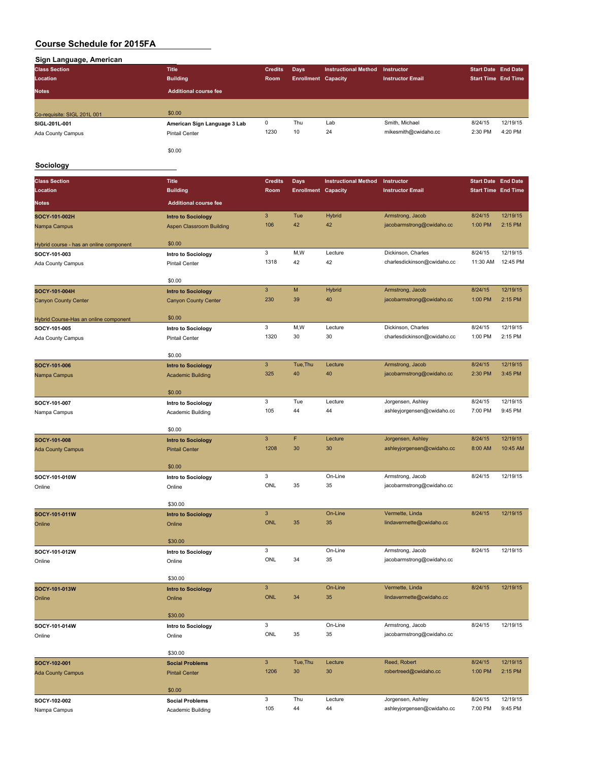# Course Schedule for 2015FA

## Sign Language, American

| Class Section / Location / Notes | Title / Building / Additional course fee | Credits / Room | Days / Enrollment | Instructional Method / Capacity | Instructor / Instructor Email | Start Date / Start Time | End Date / End Time |
|---|---|---|---|---|---|---|---|
| Co-requisite: SIGL 201L 001 | $0.00 | | | | | | |
| **SIGL-201L-001** | **American Sign Language 3 Lab** | 0 | Thu | Lab | Smith, Michael | 8/24/15 | 12/19/15 |
| Ada County Campus | Pintail Center | 1230 | 10 | 24 | mikesmith@cwidaho.cc | 2:30 PM | 4:20 PM |
| | $0.00 | | | | | | |

## Sociology

| Class Section / Location / Notes | Title / Building / Additional course fee | Credits / Room | Days / Enrollment | Instructional Method / Capacity | Instructor / Instructor Email | Start Date / Start Time | End Date / End Time |
|---|---|---|---|---|---|---|---|
| **SOCY-101-002H** | **Intro to Sociology** | 3 | Tue | Hybrid | Armstrong, Jacob | 8/24/15 | 12/19/15 |
| Nampa Campus | Aspen Classroom Building | 106 | 42 | 42 | jacobarmstrong@cwidaho.cc | 1:00 PM | 2:15 PM |
| Hybrid course - has an online component | $0.00 | | | | | | |
| **SOCY-101-003** | **Intro to Sociology** | 3 | M,W | Lecture | Dickinson, Charles | 8/24/15 | 12/19/15 |
| Ada County Campus | Pintail Center | 1318 | 42 | 42 | charlesdickinson@cwidaho.cc | 11:30 AM | 12:45 PM |
| | $0.00 | | | | | | |
| **SOCY-101-004H** | **Intro to Sociology** | 3 | M | Hybrid | Armstrong, Jacob | 8/24/15 | 12/19/15 |
| Canyon County Center | Canyon County Center | 230 | 39 | 40 | jacobarmstrong@cwidaho.cc | 1:00 PM | 2:15 PM |
| Hybrid Course-Has an online component | $0.00 | | | | | | |
| **SOCY-101-005** | **Intro to Sociology** | 3 | M,W | Lecture | Dickinson, Charles | 8/24/15 | 12/19/15 |
| Ada County Campus | Pintail Center | 1320 | 30 | 30 | charlesdickinson@cwidaho.cc | 1:00 PM | 2:15 PM |
| | $0.00 | | | | | | |
| **SOCY-101-006** | **Intro to Sociology** | 3 | Tue,Thu | Lecture | Armstrong, Jacob | 8/24/15 | 12/19/15 |
| Nampa Campus | Academic Building | 325 | 40 | 40 | jacobarmstrong@cwidaho.cc | 2:30 PM | 3:45 PM |
| | $0.00 | | | | | | |
| **SOCY-101-007** | **Intro to Sociology** | 3 | Tue | Lecture | Jorgensen, Ashley | 8/24/15 | 12/19/15 |
| Nampa Campus | Academic Building | 105 | 44 | 44 | ashleyjorgensen@cwidaho.cc | 7:00 PM | 9:45 PM |
| | $0.00 | | | | | | |
| **SOCY-101-008** | **Intro to Sociology** | 3 | F | Lecture | Jorgensen, Ashley | 8/24/15 | 12/19/15 |
| Ada County Campus | Pintail Center | 1208 | 30 | 30 | ashleyjorgensen@cwidaho.cc | 8:00 AM | 10:45 AM |
| | $0.00 | | | | | | |
| **SOCY-101-010W** | **Intro to Sociology** | 3 | | On-Line | Armstrong, Jacob | 8/24/15 | 12/19/15 |
| Online | Online | ONL | 35 | 35 | jacobarmstrong@cwidaho.cc | | |
| | $30.00 | | | | | | |
| **SOCY-101-011W** | **Intro to Sociology** | 3 | | On-Line | Vermette, Linda | 8/24/15 | 12/19/15 |
| Online | Online | ONL | 35 | 35 | lindavermette@cwidaho.cc | | |
| | $30.00 | | | | | | |
| **SOCY-101-012W** | **Intro to Sociology** | 3 | | On-Line | Armstrong, Jacob | 8/24/15 | 12/19/15 |
| Online | Online | ONL | 34 | 35 | jacobarmstrong@cwidaho.cc | | |
| | $30.00 | | | | | | |
| **SOCY-101-013W** | **Intro to Sociology** | 3 | | On-Line | Vermette, Linda | 8/24/15 | 12/19/15 |
| Online | Online | ONL | 34 | 35 | lindavermette@cwidaho.cc | | |
| | $30.00 | | | | | | |
| **SOCY-101-014W** | **Intro to Sociology** | 3 | | On-Line | Armstrong, Jacob | 8/24/15 | 12/19/15 |
| Online | Online | ONL | 35 | 35 | jacobarmstrong@cwidaho.cc | | |
| | $30.00 | | | | | | |
| **SOCY-102-001** | **Social Problems** | 3 | Tue,Thu | Lecture | Reed, Robert | 8/24/15 | 12/19/15 |
| Ada County Campus | Pintail Center | 1206 | 30 | 30 | robertreed@cwidaho.cc | 1:00 PM | 2:15 PM |
| | $0.00 | | | | | | |
| **SOCY-102-002** | **Social Problems** | 3 | Thu | Lecture | Jorgensen, Ashley | 8/24/15 | 12/19/15 |
| Nampa Campus | Academic Building | 105 | 44 | 44 | ashleyjorgensen@cwidaho.cc | 7:00 PM | 9:45 PM |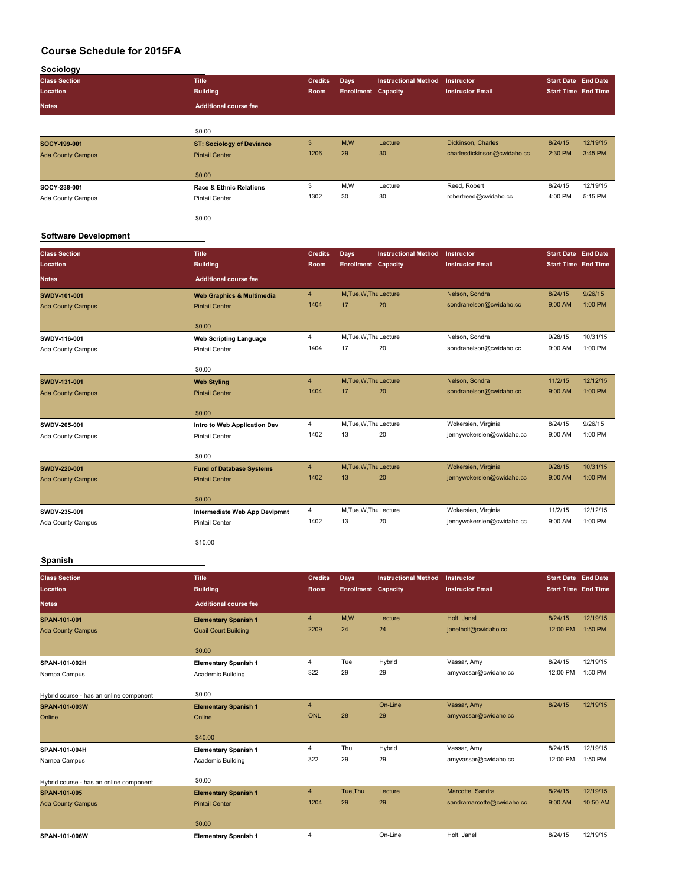# Course Schedule for 2015FA

## Sociology

| Class Section / Location / Notes | Title / Building / Additional course fee | Credits / Room | Days / Enrollment | Instructional Method / Capacity | Instructor / Instructor Email | Start Date / Start Time | End Date / End Time |
|---|---|---|---|---|---|---|---|
| | $0.00 | | | | | | |
| SOCY-199-001 | ST: Sociology of Deviance | 3 | M,W | Lecture | Dickinson, Charles | 8/24/15 | 12/19/15 |
| Ada County Campus | Pintail Center | 1206 | 29 | 30 | charlesdickinson@cwidaho.cc | 2:30 PM | 3:45 PM |
| | $0.00 | | | | | | |
| SOCY-238-001 | Race & Ethnic Relations | 3 | M,W | Lecture | Reed, Robert | 8/24/15 | 12/19/15 |
| Ada County Campus | Pintail Center | 1302 | 30 | 30 | robertreed@cwidaho.cc | 4:00 PM | 5:15 PM |
| | $0.00 | | | | | | |

## Software Development

| Class Section / Location / Notes | Title / Building / Additional course fee | Credits / Room | Days / Enrollment | Instructional Method / Capacity | Instructor / Instructor Email | Start Date / Start Time | End Date / End Time |
|---|---|---|---|---|---|---|---|
| SWDV-101-001 | Web Graphics & Multimedia | 4 | M,Tue,W,Thu | Lecture | Nelson, Sondra | 8/24/15 | 9/26/15 |
| Ada County Campus | Pintail Center | 1404 | 17 | 20 | sondranelson@cwidaho.cc | 9:00 AM | 1:00 PM |
| | $0.00 | | | | | | |
| SWDV-116-001 | Web Scripting Language | 4 | M,Tue,W,Thu | Lecture | Nelson, Sondra | 9/28/15 | 10/31/15 |
| Ada County Campus | Pintail Center | 1404 | 17 | 20 | sondranelson@cwidaho.cc | 9:00 AM | 1:00 PM |
| | $0.00 | | | | | | |
| SWDV-131-001 | Web Styling | 4 | M,Tue,W,Thu | Lecture | Nelson, Sondra | 11/2/15 | 12/12/15 |
| Ada County Campus | Pintail Center | 1404 | 17 | 20 | sondranelson@cwidaho.cc | 9:00 AM | 1:00 PM |
| | $0.00 | | | | | | |
| SWDV-205-001 | Intro to Web Application Dev | 4 | M,Tue,W,Thu | Lecture | Wokersien, Virginia | 8/24/15 | 9/26/15 |
| Ada County Campus | Pintail Center | 1402 | 13 | 20 | jennywokersien@cwidaho.cc | 9:00 AM | 1:00 PM |
| | $0.00 | | | | | | |
| SWDV-220-001 | Fund of Database Systems | 4 | M,Tue,W,Thu | Lecture | Wokersien, Virginia | 9/28/15 | 10/31/15 |
| Ada County Campus | Pintail Center | 1402 | 13 | 20 | jennywokersien@cwidaho.cc | 9:00 AM | 1:00 PM |
| | $0.00 | | | | | | |
| SWDV-235-001 | Intermediate Web App Devlpmnt | 4 | M,Tue,W,Thu | Lecture | Wokersien, Virginia | 11/2/15 | 12/12/15 |
| Ada County Campus | Pintail Center | 1402 | 13 | 20 | jennywokersien@cwidaho.cc | 9:00 AM | 1:00 PM |
| | $10.00 | | | | | | |

## Spanish

| Class Section / Location / Notes | Title / Building / Additional course fee | Credits / Room | Days / Enrollment | Instructional Method / Capacity | Instructor / Instructor Email | Start Date / Start Time | End Date / End Time |
|---|---|---|---|---|---|---|---|
| SPAN-101-001 | Elementary Spanish 1 | 4 | M,W | Lecture | Holt, Janel | 8/24/15 | 12/19/15 |
| Ada County Campus | Quail Court Building | 2209 | 24 | 24 | janelholt@cwidaho.cc | 12:00 PM | 1:50 PM |
| | $0.00 | | | | | | |
| SPAN-101-002H | Elementary Spanish 1 | 4 | Tue | Hybrid | Vassar, Amy | 8/24/15 | 12/19/15 |
| Nampa Campus | Academic Building | 322 | 29 | 29 | amyvassar@cwidaho.cc | 12:00 PM | 1:50 PM |
| Hybrid course - has an online component | $0.00 | | | | | | |
| SPAN-101-003W | Elementary Spanish 1 | 4 | | On-Line | Vassar, Amy | 8/24/15 | 12/19/15 |
| Online | Online | ONL | 28 | 29 | amyvassar@cwidaho.cc | | |
| | $40.00 | | | | | | |
| SPAN-101-004H | Elementary Spanish 1 | 4 | Thu | Hybrid | Vassar, Amy | 8/24/15 | 12/19/15 |
| Nampa Campus | Academic Building | 322 | 29 | 29 | amyvassar@cwidaho.cc | 12:00 PM | 1:50 PM |
| Hybrid course - has an online component | $0.00 | | | | | | |
| SPAN-101-005 | Elementary Spanish 1 | 4 | Tue,Thu | Lecture | Marcotte, Sandra | 8/24/15 | 12/19/15 |
| Ada County Campus | Pintail Center | 1204 | 29 | 29 | sandramarcotte@cwidaho.cc | 9:00 AM | 10:50 AM |
| | $0.00 | | | | | | |
| SPAN-101-006W | Elementary Spanish 1 | 4 | | On-Line | Holt, Janel | 8/24/15 | 12/19/15 |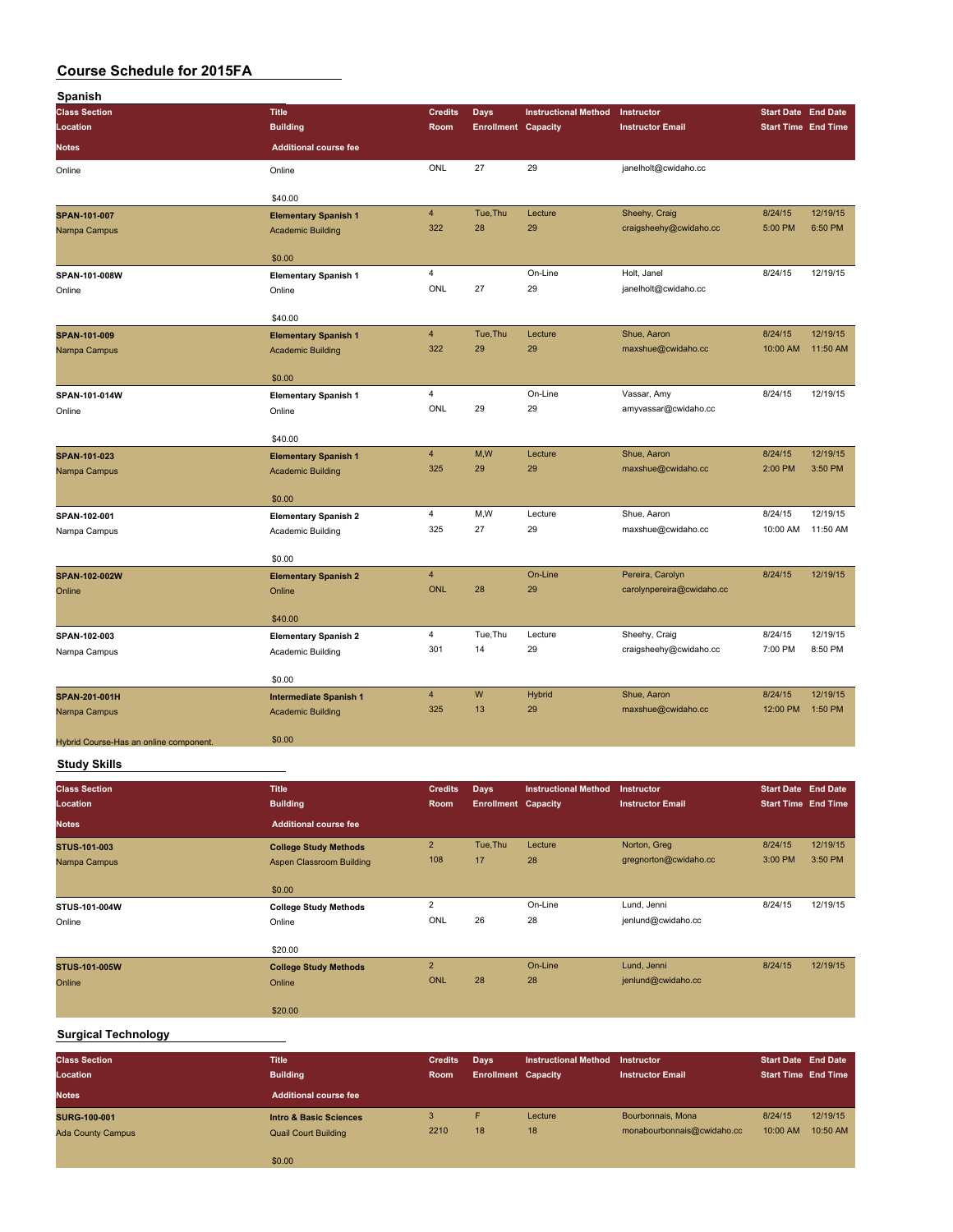# Course Schedule for 2015FA

## Spanish

| Class Section / Location / Notes | Title / Building / Additional course fee | Credits / Room | Days / Enrollment | Instructional Method / Capacity | Instructor / Instructor Email | Start Date / Start Time | End Date / End Time |
|---|---|---|---|---|---|---|---|
| Online | Online | ONL | 27 | 29 | janelholt@cwidaho.cc | | |
| | $40.00 | | | | | | |
| SPAN-101-007 | Elementary Spanish 1 | 4 | Tue,Thu | Lecture | Sheehy, Craig | 8/24/15 | 12/19/15 |
| Nampa Campus | Academic Building | 322 | 28 | 29 | craigsheehy@cwidaho.cc | 5:00 PM | 6:50 PM |
| | $0.00 | | | | | | |
| SPAN-101-008W | Elementary Spanish 1 | 4 | | On-Line | Holt, Janel | 8/24/15 | 12/19/15 |
| Online | Online | ONL | 27 | 29 | janelholt@cwidaho.cc | | |
| | $40.00 | | | | | | |
| SPAN-101-009 | Elementary Spanish 1 | 4 | Tue,Thu | Lecture | Shue, Aaron | 8/24/15 | 12/19/15 |
| Nampa Campus | Academic Building | 322 | 29 | 29 | maxshue@cwidaho.cc | 10:00 AM | 11:50 AM |
| | $0.00 | | | | | | |
| SPAN-101-014W | Elementary Spanish 1 | 4 | | On-Line | Vassar, Amy | 8/24/15 | 12/19/15 |
| Online | Online | ONL | 29 | 29 | amyvassar@cwidaho.cc | | |
| | $40.00 | | | | | | |
| SPAN-101-023 | Elementary Spanish 1 | 4 | M,W | Lecture | Shue, Aaron | 8/24/15 | 12/19/15 |
| Nampa Campus | Academic Building | 325 | 29 | 29 | maxshue@cwidaho.cc | 2:00 PM | 3:50 PM |
| | $0.00 | | | | | | |
| SPAN-102-001 | Elementary Spanish 2 | 4 | M,W | Lecture | Shue, Aaron | 8/24/15 | 12/19/15 |
| Nampa Campus | Academic Building | 325 | 27 | 29 | maxshue@cwidaho.cc | 10:00 AM | 11:50 AM |
| | $0.00 | | | | | | |
| SPAN-102-002W | Elementary Spanish 2 | 4 | | On-Line | Pereira, Carolyn | 8/24/15 | 12/19/15 |
| Online | Online | ONL | 28 | 29 | carolynpereira@cwidaho.cc | | |
| | $40.00 | | | | | | |
| SPAN-102-003 | Elementary Spanish 2 | 4 | Tue,Thu | Lecture | Sheehy, Craig | 8/24/15 | 12/19/15 |
| Nampa Campus | Academic Building | 301 | 14 | 29 | craigsheehy@cwidaho.cc | 7:00 PM | 8:50 PM |
| | $0.00 | | | | | | |
| SPAN-201-001H | Intermediate Spanish 1 | 4 | W | Hybrid | Shue, Aaron | 8/24/15 | 12/19/15 |
| Nampa Campus | Academic Building | 325 | 13 | 29 | maxshue@cwidaho.cc | 12:00 PM | 1:50 PM |
| Hybrid Course-Has an online component. | $0.00 | | | | | | |

## Study Skills

| Class Section / Location / Notes | Title / Building / Additional course fee | Credits / Room | Days / Enrollment | Instructional Method / Capacity | Instructor / Instructor Email | Start Date / Start Time | End Date / End Time |
|---|---|---|---|---|---|---|---|
| STUS-101-003 | College Study Methods | 2 | Tue,Thu | Lecture | Norton, Greg | 8/24/15 | 12/19/15 |
| Nampa Campus | Aspen Classroom Building | 108 | 17 | 28 | gregnorton@cwidaho.cc | 3:00 PM | 3:50 PM |
| | $0.00 | | | | | | |
| STUS-101-004W | College Study Methods | 2 | | On-Line | Lund, Jenni | 8/24/15 | 12/19/15 |
| Online | Online | ONL | 26 | 28 | jenlund@cwidaho.cc | | |
| | $20.00 | | | | | | |
| STUS-101-005W | College Study Methods | 2 | | On-Line | Lund, Jenni | 8/24/15 | 12/19/15 |
| Online | Online | ONL | 28 | 28 | jenlund@cwidaho.cc | | |
| | $20.00 | | | | | | |

## Surgical Technology

| Class Section / Location / Notes | Title / Building / Additional course fee | Credits / Room | Days / Enrollment | Instructional Method / Capacity | Instructor / Instructor Email | Start Date / Start Time | End Date / End Time |
|---|---|---|---|---|---|---|---|
| SURG-100-001 | Intro & Basic Sciences | 3 | F | Lecture | Bourbonnais, Mona | 8/24/15 | 12/19/15 |
| Ada County Campus | Quail Court Building | 2210 | 18 | 18 | monabourbonnais@cwidaho.cc | 10:00 AM | 10:50 AM |
| | $0.00 | | | | | | |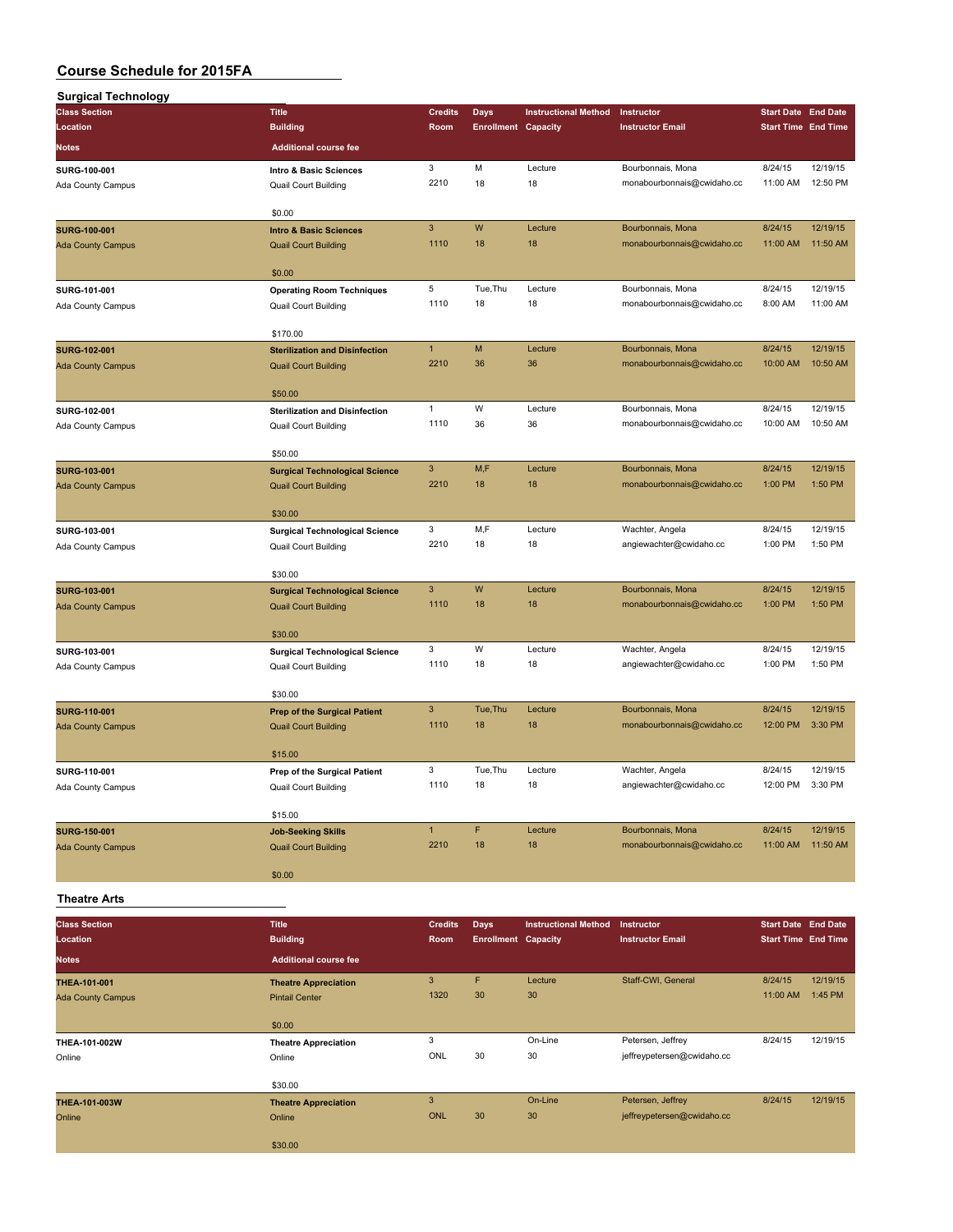# Course Schedule for 2015FA

## Surgical Technology

| Class Section / Location / Notes | Title / Building / Additional course fee | Credits / Room | Days / Enrollment | Instructional Method / Capacity | Instructor / Instructor Email | Start Date / Start Time | End Date / End Time |
|---|---|---|---|---|---|---|---|
| SURG-100-001 | Intro & Basic Sciences | 3 | M | Lecture | Bourbonnais, Mona | 8/24/15 | 12/19/15 |
| Ada County Campus | Quail Court Building | 2210 | 18 | 18 | monabourbonnais@cwidaho.cc | 11:00 AM | 12:50 PM |
| | $0.00 | | | | | | |
| SURG-100-001 | Intro & Basic Sciences | 3 | W | Lecture | Bourbonnais, Mona | 8/24/15 | 12/19/15 |
| Ada County Campus | Quail Court Building | 1110 | 18 | 18 | monabourbonnais@cwidaho.cc | 11:00 AM | 11:50 AM |
| | $0.00 | | | | | | |
| SURG-101-001 | Operating Room Techniques | 5 | Tue,Thu | Lecture | Bourbonnais, Mona | 8/24/15 | 12/19/15 |
| Ada County Campus | Quail Court Building | 1110 | 18 | 18 | monabourbonnais@cwidaho.cc | 8:00 AM | 11:00 AM |
| | $170.00 | | | | | | |
| SURG-102-001 | Sterilization and Disinfection | 1 | M | Lecture | Bourbonnais, Mona | 8/24/15 | 12/19/15 |
| Ada County Campus | Quail Court Building | 2210 | 36 | 36 | monabourbonnais@cwidaho.cc | 10:00 AM | 10:50 AM |
| | $50.00 | | | | | | |
| SURG-102-001 | Sterilization and Disinfection | 1 | W | Lecture | Bourbonnais, Mona | 8/24/15 | 12/19/15 |
| Ada County Campus | Quail Court Building | 1110 | 36 | 36 | monabourbonnais@cwidaho.cc | 10:00 AM | 10:50 AM |
| | $50.00 | | | | | | |
| SURG-103-001 | Surgical Technological Science | 3 | M,F | Lecture | Bourbonnais, Mona | 8/24/15 | 12/19/15 |
| Ada County Campus | Quail Court Building | 2210 | 18 | 18 | monabourbonnais@cwidaho.cc | 1:00 PM | 1:50 PM |
| | $30.00 | | | | | | |
| SURG-103-001 | Surgical Technological Science | 3 | M,F | Lecture | Wachter, Angela | 8/24/15 | 12/19/15 |
| Ada County Campus | Quail Court Building | 2210 | 18 | 18 | angiewachter@cwidaho.cc | 1:00 PM | 1:50 PM |
| | $30.00 | | | | | | |
| SURG-103-001 | Surgical Technological Science | 3 | W | Lecture | Bourbonnais, Mona | 8/24/15 | 12/19/15 |
| Ada County Campus | Quail Court Building | 1110 | 18 | 18 | monabourbonnais@cwidaho.cc | 1:00 PM | 1:50 PM |
| | $30.00 | | | | | | |
| SURG-103-001 | Surgical Technological Science | 3 | W | Lecture | Wachter, Angela | 8/24/15 | 12/19/15 |
| Ada County Campus | Quail Court Building | 1110 | 18 | 18 | angiewachter@cwidaho.cc | 1:00 PM | 1:50 PM |
| | $30.00 | | | | | | |
| SURG-110-001 | Prep of the Surgical Patient | 3 | Tue,Thu | Lecture | Bourbonnais, Mona | 8/24/15 | 12/19/15 |
| Ada County Campus | Quail Court Building | 1110 | 18 | 18 | monabourbonnais@cwidaho.cc | 12:00 PM | 3:30 PM |
| | $15.00 | | | | | | |
| SURG-110-001 | Prep of the Surgical Patient | 3 | Tue,Thu | Lecture | Wachter, Angela | 8/24/15 | 12/19/15 |
| Ada County Campus | Quail Court Building | 1110 | 18 | 18 | angiewachter@cwidaho.cc | 12:00 PM | 3:30 PM |
| | $15.00 | | | | | | |
| SURG-150-001 | Job-Seeking Skills | 1 | F | Lecture | Bourbonnais, Mona | 8/24/15 | 12/19/15 |
| Ada County Campus | Quail Court Building | 2210 | 18 | 18 | monabourbonnais@cwidaho.cc | 11:00 AM | 11:50 AM |
| | $0.00 | | | | | | |

## Theatre Arts

| Class Section / Location / Notes | Title / Building / Additional course fee | Credits / Room | Days / Enrollment | Instructional Method / Capacity | Instructor / Instructor Email | Start Date / Start Time | End Date / End Time |
|---|---|---|---|---|---|---|---|
| THEA-101-001 | Theatre Appreciation | 3 | F | Lecture | Staff-CWI, General | 8/24/15 | 12/19/15 |
| Ada County Campus | Pintail Center | 1320 | 30 | 30 | | 11:00 AM | 1:45 PM |
| | $0.00 | | | | | | |
| THEA-101-002W | Theatre Appreciation | 3 | | On-Line | Petersen, Jeffrey | 8/24/15 | 12/19/15 |
| Online | Online | ONL | 30 | 30 | jeffreypetersen@cwidaho.cc | | |
| | $30.00 | | | | | | |
| THEA-101-003W | Theatre Appreciation | 3 | | On-Line | Petersen, Jeffrey | 8/24/15 | 12/19/15 |
| Online | Online | ONL | 30 | 30 | jeffreypetersen@cwidaho.cc | | |
| | $30.00 | | | | | | |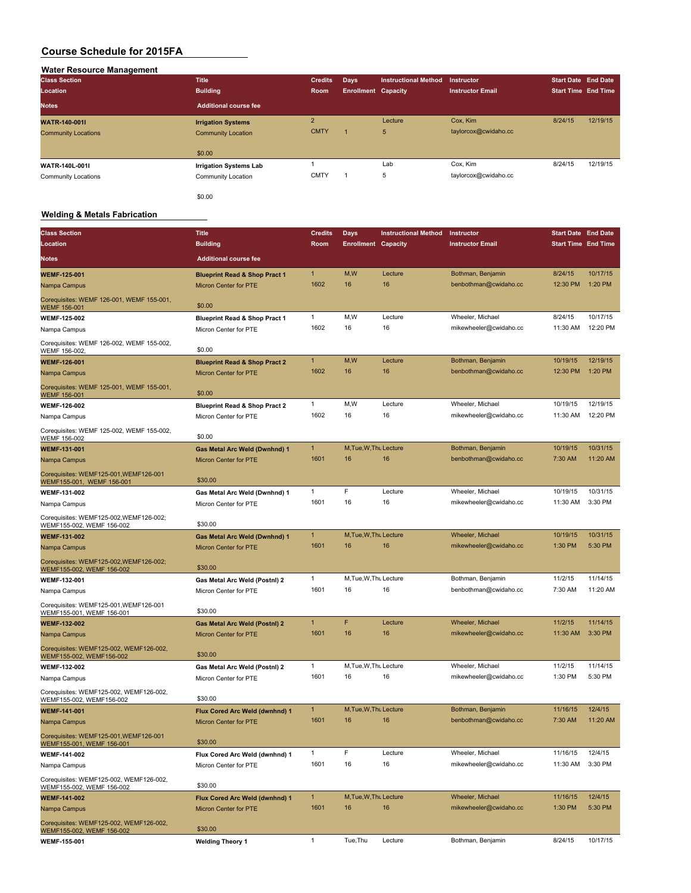# Course Schedule for 2015FA

## Water Resource Management

| Class Section / Location / Notes | Title / Building / Additional course fee | Credits / Room | Days / Enrollment | Instructional Method / Capacity | Instructor / Instructor Email | Start Date / Start Time | End Date / End Time |
|---|---|---|---|---|---|---|---|
| **WATR-140-001I** | **Irrigation Systems** | 2 | | Lecture | Cox, Kim | 8/24/15 | 12/19/15 |
| Community Locations | Community Location | CMTY | 1 | 5 | taylorcox@cwidaho.cc | | |
| | $0.00 | | | | | | |
| **WATR-140L-001I** | **Irrigation Systems Lab** | 1 | | Lab | Cox, Kim | 8/24/15 | 12/19/15 |
| Community Locations | Community Location | CMTY | 1 | 5 | taylorcox@cwidaho.cc | | |
| | $0.00 | | | | | | |

## Welding & Metals Fabrication

| Class Section / Location / Notes | Title / Building / Additional course fee | Credits / Room | Days / Enrollment | Instructional Method / Capacity | Instructor / Instructor Email | Start Date / Start Time | End Date / End Time |
|---|---|---|---|---|---|---|---|
| **WEMF-125-001** | **Blueprint Read & Shop Pract 1** | 1 | M,W | Lecture | Bothman, Benjamin | 8/24/15 | 10/17/15 |
| Nampa Campus | Micron Center for PTE | 1602 | 16 | 16 | benbothman@cwidaho.cc | 12:30 PM | 1:20 PM |
| Corequisites: WEMF 126-001, WEMF 155-001, WEMF 156-001 | $0.00 | | | | | | |
| **WEMF-125-002** | **Blueprint Read & Shop Pract 1** | 1 | M,W | Lecture | Wheeler, Michael | 8/24/15 | 10/17/15 |
| Nampa Campus | Micron Center for PTE | 1602 | 16 | 16 | mikewheeler@cwidaho.cc | 11:30 AM | 12:20 PM |
| Corequisites: WEMF 126-002, WEMF 155-002, WEMF 156-002, | $0.00 | | | | | | |
| **WEMF-126-001** | **Blueprint Read & Shop Pract 2** | 1 | M,W | Lecture | Bothman, Benjamin | 10/19/15 | 12/19/15 |
| Nampa Campus | Micron Center for PTE | 1602 | 16 | 16 | benbothman@cwidaho.cc | 12:30 PM | 1:20 PM |
| Corequisites: WEMF 125-001, WEMF 155-001, WEMF 156-001 | $0.00 | | | | | | |
| **WEMF-126-002** | **Blueprint Read & Shop Pract 2** | 1 | M,W | Lecture | Wheeler, Michael | 10/19/15 | 12/19/15 |
| Nampa Campus | Micron Center for PTE | 1602 | 16 | 16 | mikewheeler@cwidaho.cc | 11:30 AM | 12:20 PM |
| Corequisites: WEMF 125-002, WEMF 155-002, WEMF 156-002 | $0.00 | | | | | | |
| **WEMF-131-001** | **Gas Metal Arc Weld (Dwnhnd) 1** | 1 | M,Tue,W,Thu | Lecture | Bothman, Benjamin | 10/19/15 | 10/31/15 |
| Nampa Campus | Micron Center for PTE | 1601 | 16 | 16 | benbothman@cwidaho.cc | 7:30 AM | 11:20 AM |
| Corequisites: WEMF125-001,WEMF126-001 WEMF155-001, WEMF 156-001 | $30.00 | | | | | | |
| **WEMF-131-002** | **Gas Metal Arc Weld (Dwnhnd) 1** | 1 | F | Lecture | Wheeler, Michael | 10/19/15 | 10/31/15 |
| Nampa Campus | Micron Center for PTE | 1601 | 16 | 16 | mikewheeler@cwidaho.cc | 11:30 AM | 3:30 PM |
| Corequisites: WEMF125-002,WEMF126-002; WEMF155-002, WEMF 156-002 | $30.00 | | | | | | |
| **WEMF-131-002** | **Gas Metal Arc Weld (Dwnhnd) 1** | 1 | M,Tue,W,Thu | Lecture | Wheeler, Michael | 10/19/15 | 10/31/15 |
| Nampa Campus | Micron Center for PTE | 1601 | 16 | 16 | mikewheeler@cwidaho.cc | 1:30 PM | 5:30 PM |
| Corequisites: WEMF125-002,WEMF126-002; WEMF155-002, WEMF 156-002 | $30.00 | | | | | | |
| **WEMF-132-001** | **Gas Metal Arc Weld (Postnl) 2** | 1 | M,Tue,W,Thu | Lecture | Bothman, Benjamin | 11/2/15 | 11/14/15 |
| Nampa Campus | Micron Center for PTE | 1601 | 16 | 16 | benbothman@cwidaho.cc | 7:30 AM | 11:20 AM |
| Corequisites: WEMF125-001,WEMF126-001 WEMF155-001, WEMF 156-001 | $30.00 | | | | | | |
| **WEMF-132-002** | **Gas Metal Arc Weld (Postnl) 2** | 1 | F | Lecture | Wheeler, Michael | 11/2/15 | 11/14/15 |
| Nampa Campus | Micron Center for PTE | 1601 | 16 | 16 | mikewheeler@cwidaho.cc | 11:30 AM | 3:30 PM |
| Corequisites: WEMF125-002, WEMF126-002, WEMF155-002, WEMF156-002 | $30.00 | | | | | | |
| **WEMF-132-002** | **Gas Metal Arc Weld (Postnl) 2** | 1 | M,Tue,W,Thu | Lecture | Wheeler, Michael | 11/2/15 | 11/14/15 |
| Nampa Campus | Micron Center for PTE | 1601 | 16 | 16 | mikewheeler@cwidaho.cc | 1:30 PM | 5:30 PM |
| Corequisites: WEMF125-002, WEMF126-002, WEMF155-002, WEMF156-002 | $30.00 | | | | | | |
| **WEMF-141-001** | **Flux Cored Arc Weld (dwnhnd) 1** | 1 | M,Tue,W,Thu | Lecture | Bothman, Benjamin | 11/16/15 | 12/4/15 |
| Nampa Campus | Micron Center for PTE | 1601 | 16 | 16 | benbothman@cwidaho.cc | 7:30 AM | 11:20 AM |
| Corequisites: WEMF125-001,WEMF126-001 WEMF155-001, WEMF 156-001 | $30.00 | | | | | | |
| **WEMF-141-002** | **Flux Cored Arc Weld (dwnhnd) 1** | 1 | F | Lecture | Wheeler, Michael | 11/16/15 | 12/4/15 |
| Nampa Campus | Micron Center for PTE | 1601 | 16 | 16 | mikewheeler@cwidaho.cc | 11:30 AM | 3:30 PM |
| Corequisites: WEMF125-002, WEMF126-002, WEMF155-002, WEMF 156-002 | $30.00 | | | | | | |
| **WEMF-141-002** | **Flux Cored Arc Weld (dwnhnd) 1** | 1 | M,Tue,W,Thu | Lecture | Wheeler, Michael | 11/16/15 | 12/4/15 |
| Nampa Campus | Micron Center for PTE | 1601 | 16 | 16 | mikewheeler@cwidaho.cc | 1:30 PM | 5:30 PM |
| Corequisites: WEMF125-002, WEMF126-002, WEMF155-002, WEMF 156-002 | $30.00 | | | | | | |
| **WEMF-155-001** | **Welding Theory 1** | 1 | Tue,Thu | Lecture | Bothman, Benjamin | 8/24/15 | 10/17/15 |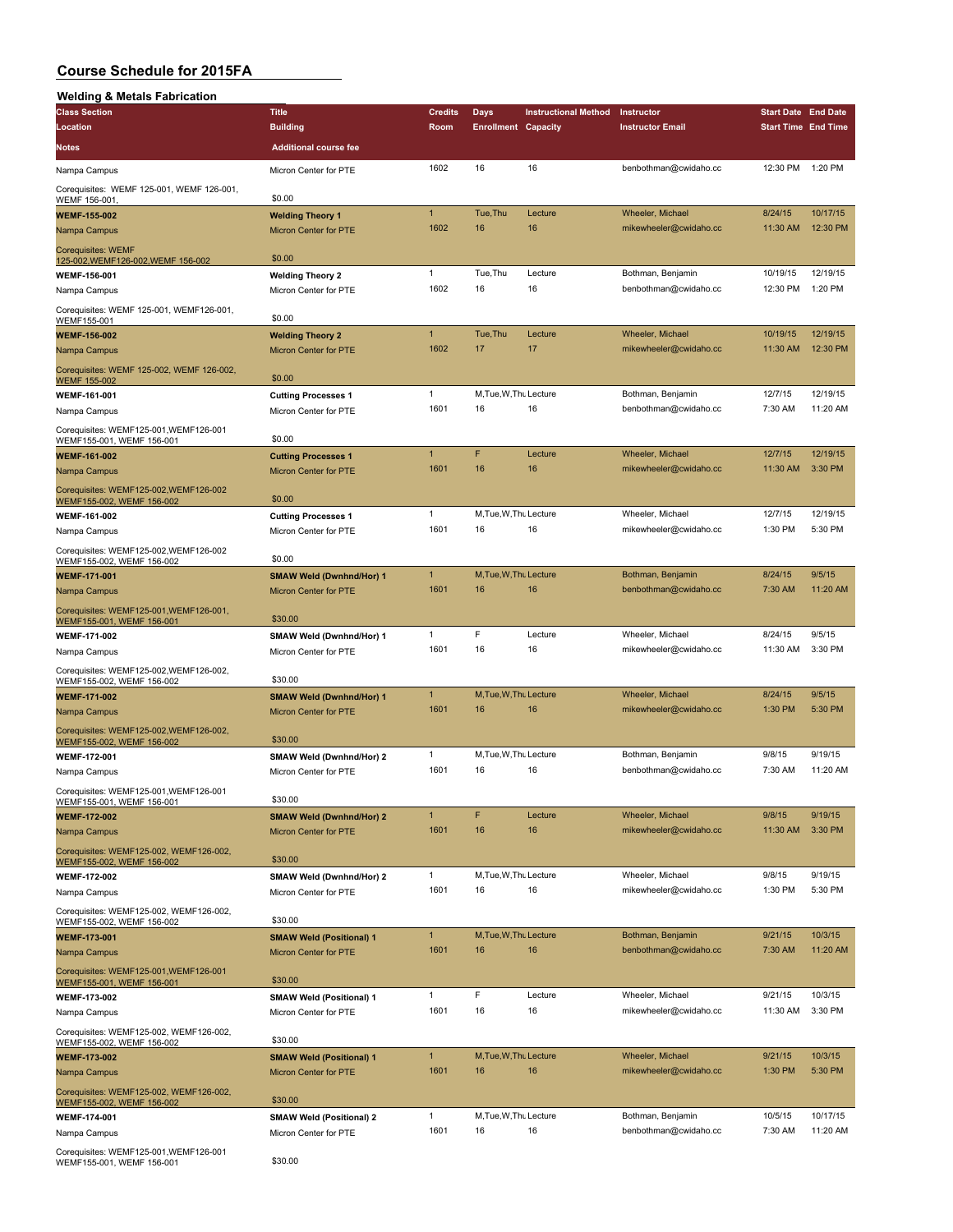# Course Schedule for 2015FA

## Welding & Metals Fabrication

| Class Section | Title | Credits | Days | Instructional Method | Instructor | Start Date | End Date |
|---|---|---|---|---|---|---|---|
| Location | Building | Room | Enrollment | Capacity | Instructor Email | Start Time | End Time |
| Notes | Additional course fee | | | | | | |
| Nampa Campus | Micron Center for PTE | 1602 | 16 | 16 | benbothman@cwidaho.cc | 12:30 PM | 1:20 PM |
| Corequisites: WEMF 125-001, WEMF 126-001, WEMF 156-001, | $0.00 | | | | | | |
| **WEMF-155-002** | **Welding Theory 1** | 1 | Tue,Thu | Lecture | Wheeler, Michael | 8/24/15 | 10/17/15 |
| Nampa Campus | Micron Center for PTE | 1602 | 16 | 16 | mikewheeler@cwidaho.cc | 11:30 AM | 12:30 PM |
| Corequisites: WEMF 125-002,WEMF126-002,WEMF 156-002 | $0.00 | | | | | | |
| **WEMF-156-001** | **Welding Theory 2** | 1 | Tue,Thu | Lecture | Bothman, Benjamin | 10/19/15 | 12/19/15 |
| Nampa Campus | Micron Center for PTE | 1602 | 16 | 16 | benbothman@cwidaho.cc | 12:30 PM | 1:20 PM |
| Corequisites: WEMF 125-001, WEMF126-001, WEMF155-001 | $0.00 | | | | | | |
| **WEMF-156-002** | **Welding Theory 2** | 1 | Tue,Thu | Lecture | Wheeler, Michael | 10/19/15 | 12/19/15 |
| Nampa Campus | Micron Center for PTE | 1602 | 17 | 17 | mikewheeler@cwidaho.cc | 11:30 AM | 12:30 PM |
| Corequisites: WEMF 125-002, WEMF 126-002, WEMF 155-002 | $0.00 | | | | | | |
| **WEMF-161-001** | **Cutting Processes 1** | 1 | M,Tue,W,Thu | Lecture | Bothman, Benjamin | 12/7/15 | 12/19/15 |
| Nampa Campus | Micron Center for PTE | 1601 | 16 | 16 | benbothman@cwidaho.cc | 7:30 AM | 11:20 AM |
| Corequisites: WEMF125-001,WEMF126-001 WEMF155-001, WEMF 156-001 | $0.00 | | | | | | |
| **WEMF-161-002** | **Cutting Processes 1** | 1 | F | Lecture | Wheeler, Michael | 12/7/15 | 12/19/15 |
| Nampa Campus | Micron Center for PTE | 1601 | 16 | 16 | mikewheeler@cwidaho.cc | 11:30 AM | 3:30 PM |
| Corequisites: WEMF125-002,WEMF126-002 WEMF155-002, WEMF 156-002 | $0.00 | | | | | | |
| **WEMF-161-002** | **Cutting Processes 1** | 1 | M,Tue,W,Thu | Lecture | Wheeler, Michael | 12/7/15 | 12/19/15 |
| Nampa Campus | Micron Center for PTE | 1601 | 16 | 16 | mikewheeler@cwidaho.cc | 1:30 PM | 5:30 PM |
| Corequisites: WEMF125-002,WEMF126-002 WEMF155-002, WEMF 156-002 | $0.00 | | | | | | |
| **WEMF-171-001** | **SMAW Weld (Dwnhnd/Hor) 1** | 1 | M,Tue,W,Thu | Lecture | Bothman, Benjamin | 8/24/15 | 9/5/15 |
| Nampa Campus | Micron Center for PTE | 1601 | 16 | 16 | benbothman@cwidaho.cc | 7:30 AM | 11:20 AM |
| Corequisites: WEMF125-001,WEMF126-001, WEMF155-001, WEMF 156-001 | $30.00 | | | | | | |
| **WEMF-171-002** | **SMAW Weld (Dwnhnd/Hor) 1** | 1 | F | Lecture | Wheeler, Michael | 8/24/15 | 9/5/15 |
| Nampa Campus | Micron Center for PTE | 1601 | 16 | 16 | mikewheeler@cwidaho.cc | 11:30 AM | 3:30 PM |
| Corequisites: WEMF125-002,WEMF126-002, WEMF155-002, WEMF 156-002 | $30.00 | | | | | | |
| **WEMF-171-002** | **SMAW Weld (Dwnhnd/Hor) 1** | 1 | M,Tue,W,Thu | Lecture | Wheeler, Michael | 8/24/15 | 9/5/15 |
| Nampa Campus | Micron Center for PTE | 1601 | 16 | 16 | mikewheeler@cwidaho.cc | 1:30 PM | 5:30 PM |
| Corequisites: WEMF125-002,WEMF126-002, WEMF155-002, WEMF 156-002 | $30.00 | | | | | | |
| **WEMF-172-001** | **SMAW Weld (Dwnhnd/Hor) 2** | 1 | M,Tue,W,Thu | Lecture | Bothman, Benjamin | 9/8/15 | 9/19/15 |
| Nampa Campus | Micron Center for PTE | 1601 | 16 | 16 | benbothman@cwidaho.cc | 7:30 AM | 11:20 AM |
| Corequisites: WEMF125-001,WEMF126-001 WEMF155-001, WEMF 156-001 | $30.00 | | | | | | |
| **WEMF-172-002** | **SMAW Weld (Dwnhnd/Hor) 2** | 1 | F | Lecture | Wheeler, Michael | 9/8/15 | 9/19/15 |
| Nampa Campus | Micron Center for PTE | 1601 | 16 | 16 | mikewheeler@cwidaho.cc | 11:30 AM | 3:30 PM |
| Corequisites: WEMF125-002, WEMF126-002, WEMF155-002, WEMF 156-002 | $30.00 | | | | | | |
| **WEMF-172-002** | **SMAW Weld (Dwnhnd/Hor) 2** | 1 | M,Tue,W,Thu | Lecture | Wheeler, Michael | 9/8/15 | 9/19/15 |
| Nampa Campus | Micron Center for PTE | 1601 | 16 | 16 | mikewheeler@cwidaho.cc | 1:30 PM | 5:30 PM |
| Corequisites: WEMF125-002, WEMF126-002, WEMF155-002, WEMF 156-002 | $30.00 | | | | | | |
| **WEMF-173-001** | **SMAW Weld (Positional) 1** | 1 | M,Tue,W,Thu | Lecture | Bothman, Benjamin | 9/21/15 | 10/3/15 |
| Nampa Campus | Micron Center for PTE | 1601 | 16 | 16 | benbothman@cwidaho.cc | 7:30 AM | 11:20 AM |
| Corequisites: WEMF125-001,WEMF126-001 WEMF155-001, WEMF 156-001 | $30.00 | | | | | | |
| **WEMF-173-002** | **SMAW Weld (Positional) 1** | 1 | F | Lecture | Wheeler, Michael | 9/21/15 | 10/3/15 |
| Nampa Campus | Micron Center for PTE | 1601 | 16 | 16 | mikewheeler@cwidaho.cc | 11:30 AM | 3:30 PM |
| Corequisites: WEMF125-002, WEMF126-002, WEMF155-002, WEMF 156-002 | $30.00 | | | | | | |
| **WEMF-173-002** | **SMAW Weld (Positional) 1** | 1 | M,Tue,W,Thu | Lecture | Wheeler, Michael | 9/21/15 | 10/3/15 |
| Nampa Campus | Micron Center for PTE | 1601 | 16 | 16 | mikewheeler@cwidaho.cc | 1:30 PM | 5:30 PM |
| Corequisites: WEMF125-002, WEMF126-002, WEMF155-002, WEMF 156-002 | $30.00 | | | | | | |
| **WEMF-174-001** | **SMAW Weld (Positional) 2** | 1 | M,Tue,W,Thu | Lecture | Bothman, Benjamin | 10/5/15 | 10/17/15 |
| Nampa Campus | Micron Center for PTE | 1601 | 16 | 16 | benbothman@cwidaho.cc | 7:30 AM | 11:20 AM |
| Corequisites: WEMF125-001,WEMF126-001 WEMF155-001, WEMF 156-001 | $30.00 | | | | | | |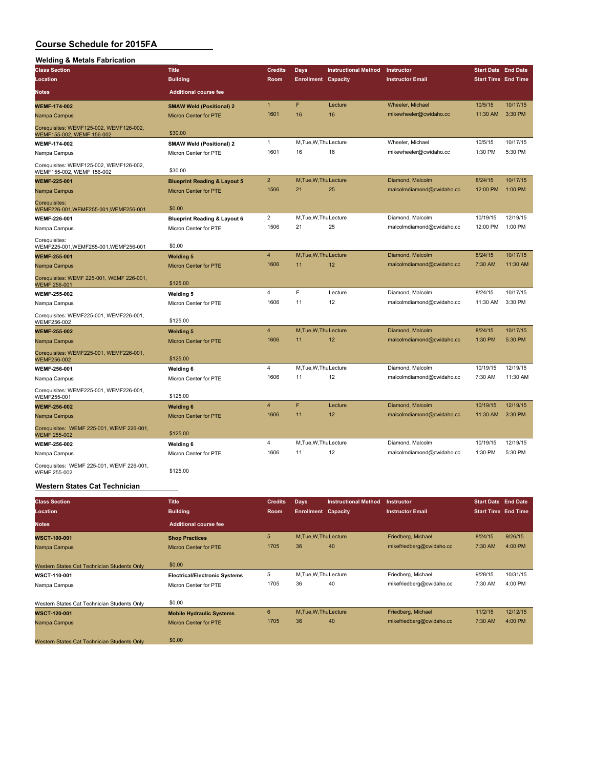# Course Schedule for 2015FA

## Welding & Metals Fabrication

| Class Section / Location / Notes | Title / Building / Additional course fee | Credits / Room | Days / Enrollment | Instructional Method / Capacity | Instructor / Instructor Email | Start Date / Start Time | End Date / End Time |
|---|---|---|---|---|---|---|---|
| **WEMF-174-002** | **SMAW Weld (Positional) 2** | 1 | F | Lecture | Wheeler, Michael | 10/5/15 | 10/17/15 |
| Nampa Campus | Micron Center for PTE | 1601 | 16 | 16 | mikewheeler@cwidaho.cc | 11:30 AM | 3:30 PM |
| Corequisites: WEMF125-002, WEMF126-002, WEMF155-002, WEMF 156-002 | $30.00 | | | | | | |
| **WEMF-174-002** | **SMAW Weld (Positional) 2** | 1 | M,Tue,W,Thu | Lecture | Wheeler, Michael | 10/5/15 | 10/17/15 |
| Nampa Campus | Micron Center for PTE | 1601 | 16 | 16 | mikewheeler@cwidaho.cc | 1:30 PM | 5:30 PM |
| Corequisites: WEMF125-002, WEMF126-002, WEMF155-002, WEMF 156-002 | $30.00 | | | | | | |
| **WEMF-225-001** | **Blueprint Reading & Layout 5** | 2 | M,Tue,W,Thu | Lecture | Diamond, Malcolm | 8/24/15 | 10/17/15 |
| Nampa Campus | Micron Center for PTE | 1506 | 21 | 25 | malcolmdiamond@cwidaho.cc | 12:00 PM | 1:00 PM |
| Corequisites: WEMF226-001,WEMF255-001,WEMF256-001 | $0.00 | | | | | | |
| **WEMF-226-001** | **Blueprint Reading & Layout 6** | 2 | M,Tue,W,Thu | Lecture | Diamond, Malcolm | 10/19/15 | 12/19/15 |
| Nampa Campus | Micron Center for PTE | 1506 | 21 | 25 | malcolmdiamond@cwidaho.cc | 12:00 PM | 1:00 PM |
| Corequisites: WEMF225-001,WEMF255-001,WEMF256-001 | $0.00 | | | | | | |
| **WEMF-255-001** | **Welding 5** | 4 | M,Tue,W,Thu | Lecture | Diamond, Malcolm | 8/24/15 | 10/17/15 |
| Nampa Campus | Micron Center for PTE | 1606 | 11 | 12 | malcolmdiamond@cwidaho.cc | 7:30 AM | 11:30 AM |
| Corequisites: WEMF 225-001, WEMF 226-001, WEMF 256-001 | $125.00 | | | | | | |
| **WEMF-255-002** | **Welding 5** | 4 | F | Lecture | Diamond, Malcolm | 8/24/15 | 10/17/15 |
| Nampa Campus | Micron Center for PTE | 1606 | 11 | 12 | malcolmdiamond@cwidaho.cc | 11:30 AM | 3:30 PM |
| Corequisites: WEMF225-001, WEMF226-001, WEMF256-002 | $125.00 | | | | | | |
| **WEMF-255-002** | **Welding 5** | 4 | M,Tue,W,Thu | Lecture | Diamond, Malcolm | 8/24/15 | 10/17/15 |
| Nampa Campus | Micron Center for PTE | 1606 | 11 | 12 | malcolmdiamond@cwidaho.cc | 1:30 PM | 5:30 PM |
| Corequisites: WEMF225-001, WEMF226-001, WEMF256-002 | $125.00 | | | | | | |
| **WEMF-256-001** | **Welding 6** | 4 | M,Tue,W,Thu | Lecture | Diamond, Malcolm | 10/19/15 | 12/19/15 |
| Nampa Campus | Micron Center for PTE | 1606 | 11 | 12 | malcolmdiamond@cwidaho.cc | 7:30 AM | 11:30 AM |
| Corequisites: WEMF225-001, WEMF226-001, WEMF255-001 | $125.00 | | | | | | |
| **WEMF-256-002** | **Welding 6** | 4 | F | Lecture | Diamond, Malcolm | 10/19/15 | 12/19/15 |
| Nampa Campus | Micron Center for PTE | 1606 | 11 | 12 | malcolmdiamond@cwidaho.cc | 11:30 AM | 3:30 PM |
| Corequisites: WEMF 225-001, WEMF 226-001, WEMF 255-002 | $125.00 | | | | | | |
| **WEMF-256-002** | **Welding 6** | 4 | M,Tue,W,Thu | Lecture | Diamond, Malcolm | 10/19/15 | 12/19/15 |
| Nampa Campus | Micron Center for PTE | 1606 | 11 | 12 | malcolmdiamond@cwidaho.cc | 1:30 PM | 5:30 PM |
| Corequisites: WEMF 225-001, WEMF 226-001, WEMF 255-002 | $125.00 | | | | | | |

## Western States Cat Technician

| Class Section / Location / Notes | Title / Building / Additional course fee | Credits / Room | Days / Enrollment | Instructional Method / Capacity | Instructor / Instructor Email | Start Date / Start Time | End Date / End Time |
|---|---|---|---|---|---|---|---|
| **WSCT-100-001** | **Shop Practices** | 5 | M,Tue,W,Thu | Lecture | Friedberg, Michael | 8/24/15 | 9/26/15 |
| Nampa Campus | Micron Center for PTE | 1705 | 36 | 40 | mikefriedberg@cwidaho.cc | 7:30 AM | 4:00 PM |
| Western States Cat Technician Students Only | $0.00 | | | | | | |
| **WSCT-110-001** | **Electrical/Electronic Systems** | 5 | M,Tue,W,Thu | Lecture | Friedberg, Michael | 9/28/15 | 10/31/15 |
| Nampa Campus | Micron Center for PTE | 1705 | 36 | 40 | mikefriedberg@cwidaho.cc | 7:30 AM | 4:00 PM |
| Western States Cat Technician Students Only | $0.00 | | | | | | |
| **WSCT-120-001** | **Mobile Hydraulic Systems** | 6 | M,Tue,W,Thu | Lecture | Friedberg, Michael | 11/2/15 | 12/12/15 |
| Nampa Campus | Micron Center for PTE | 1705 | 36 | 40 | mikefriedberg@cwidaho.cc | 7:30 AM | 4:00 PM |
| Western States Cat Technician Students Only | $0.00 | | | | | | |